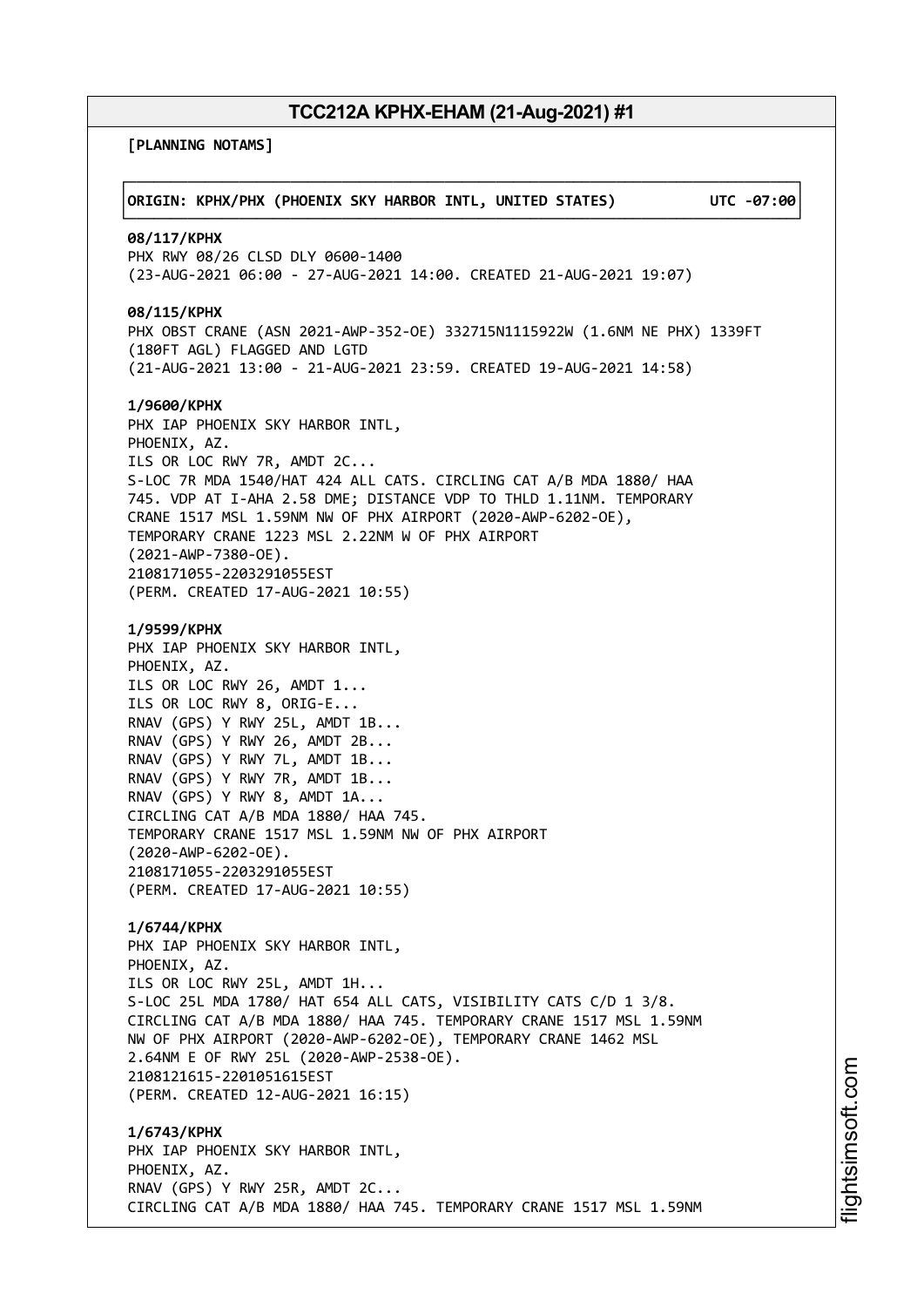# TCC212A KPHX-EHAM (21-Aug-2021) #1

**[PLANNING NOTAMS]**

**ORIGIN: KPHX/PHX (PHOENIX SKY HARBOR INTL, UNITED STATES) UTC -07:00**

**08/117/KPHX**
PHX RWY 08/26 CLSD DLY 0600-1400
(23-AUG-2021 06:00 - 27-AUG-2021 14:00. CREATED 21-AUG-2021 19:07)

**08/115/KPHX**
PHX OBST CRANE (ASN 2021-AWP-352-OE) 332715N1115922W (1.6NM NE PHX) 1339FT (180FT AGL) FLAGGED AND LGTD
(21-AUG-2021 13:00 - 21-AUG-2021 23:59. CREATED 19-AUG-2021 14:58)

**1/9600/KPHX**
PHX IAP PHOENIX SKY HARBOR INTL,
PHOENIX, AZ.
ILS OR LOC RWY 7R, AMDT 2C...
S-LOC 7R MDA 1540/HAT 424 ALL CATS. CIRCLING CAT A/B MDA 1880/ HAA 745. VDP AT I-AHA 2.58 DME; DISTANCE VDP TO THLD 1.11NM. TEMPORARY CRANE 1517 MSL 1.59NM NW OF PHX AIRPORT (2020-AWP-6202-OE), TEMPORARY CRANE 1223 MSL 2.22NM W OF PHX AIRPORT (2021-AWP-7380-OE).
2108171055-2203291055EST
(PERM. CREATED 17-AUG-2021 10:55)

**1/9599/KPHX**
PHX IAP PHOENIX SKY HARBOR INTL,
PHOENIX, AZ.
ILS OR LOC RWY 26, AMDT 1...
ILS OR LOC RWY 8, ORIG-E...
RNAV (GPS) Y RWY 25L, AMDT 1B...
RNAV (GPS) Y RWY 26, AMDT 2B...
RNAV (GPS) Y RWY 7L, AMDT 1B...
RNAV (GPS) Y RWY 7R, AMDT 1B...
RNAV (GPS) Y RWY 8, AMDT 1A...
CIRCLING CAT A/B MDA 1880/ HAA 745.
TEMPORARY CRANE 1517 MSL 1.59NM NW OF PHX AIRPORT (2020-AWP-6202-OE).
2108171055-2203291055EST
(PERM. CREATED 17-AUG-2021 10:55)

**1/6744/KPHX**
PHX IAP PHOENIX SKY HARBOR INTL,
PHOENIX, AZ.
ILS OR LOC RWY 25L, AMDT 1H...
S-LOC 25L MDA 1780/ HAT 654 ALL CATS, VISIBILITY CATS C/D 1 3/8.
CIRCLING CAT A/B MDA 1880/ HAA 745. TEMPORARY CRANE 1517 MSL 1.59NM NW OF PHX AIRPORT (2020-AWP-6202-OE), TEMPORARY CRANE 1462 MSL 2.64NM E OF RWY 25L (2020-AWP-2538-OE).
2108121615-2201051615EST
(PERM. CREATED 12-AUG-2021 16:15)

**1/6743/KPHX**
PHX IAP PHOENIX SKY HARBOR INTL,
PHOENIX, AZ.
RNAV (GPS) Y RWY 25R, AMDT 2C...
CIRCLING CAT A/B MDA 1880/ HAA 745. TEMPORARY CRANE 1517 MSL 1.59NM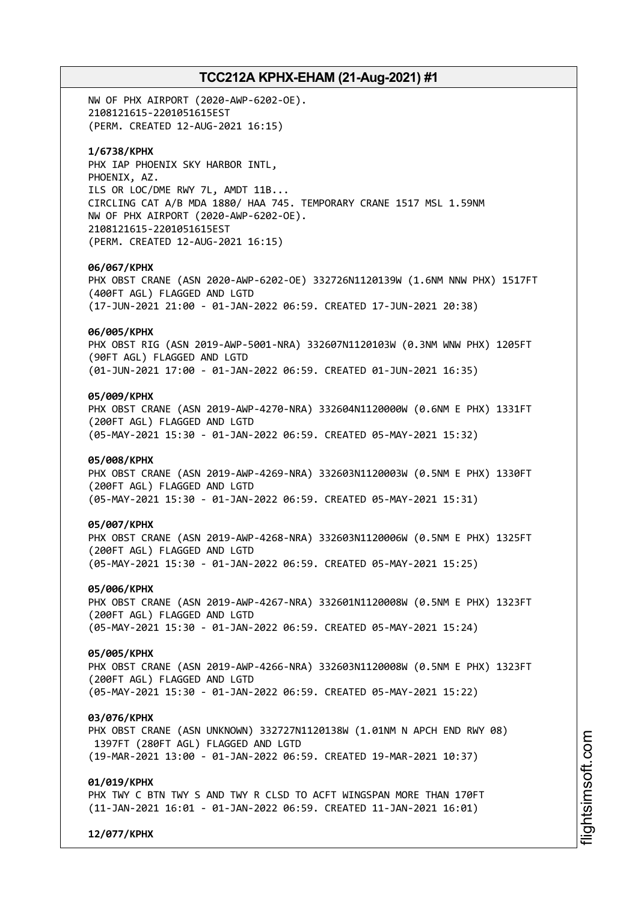NW OF PHX AIRPORT (2020-AWP-6202-OE).
2108121615-2201051615EST
(PERM. CREATED 12-AUG-2021 16:15)

**1/6738/KPHX**
PHX IAP PHOENIX SKY HARBOR INTL,
PHOENIX, AZ.
ILS OR LOC/DME RWY 7L, AMDT 11B...
CIRCLING CAT A/B MDA 1880/ HAA 745. TEMPORARY CRANE 1517 MSL 1.59NM
NW OF PHX AIRPORT (2020-AWP-6202-OE).
2108121615-2201051615EST
(PERM. CREATED 12-AUG-2021 16:15)

**06/067/KPHX**
PHX OBST CRANE (ASN 2020-AWP-6202-OE) 332726N1120139W (1.6NM NNW PHX) 1517FT
(400FT AGL) FLAGGED AND LGTD
(17-JUN-2021 21:00 - 01-JAN-2022 06:59. CREATED 17-JUN-2021 20:38)

**06/005/KPHX**
PHX OBST RIG (ASN 2019-AWP-5001-NRA) 332607N1120103W (0.3NM WNW PHX) 1205FT
(90FT AGL) FLAGGED AND LGTD
(01-JUN-2021 17:00 - 01-JAN-2022 06:59. CREATED 01-JUN-2021 16:35)

**05/009/KPHX**
PHX OBST CRANE (ASN 2019-AWP-4270-NRA) 332604N1120000W (0.6NM E PHX) 1331FT
(200FT AGL) FLAGGED AND LGTD
(05-MAY-2021 15:30 - 01-JAN-2022 06:59. CREATED 05-MAY-2021 15:32)

**05/008/KPHX**
PHX OBST CRANE (ASN 2019-AWP-4269-NRA) 332603N1120003W (0.5NM E PHX) 1330FT
(200FT AGL) FLAGGED AND LGTD
(05-MAY-2021 15:30 - 01-JAN-2022 06:59. CREATED 05-MAY-2021 15:31)

**05/007/KPHX**
PHX OBST CRANE (ASN 2019-AWP-4268-NRA) 332603N1120006W (0.5NM E PHX) 1325FT
(200FT AGL) FLAGGED AND LGTD
(05-MAY-2021 15:30 - 01-JAN-2022 06:59. CREATED 05-MAY-2021 15:25)

**05/006/KPHX**
PHX OBST CRANE (ASN 2019-AWP-4267-NRA) 332601N1120008W (0.5NM E PHX) 1323FT
(200FT AGL) FLAGGED AND LGTD
(05-MAY-2021 15:30 - 01-JAN-2022 06:59. CREATED 05-MAY-2021 15:24)

**05/005/KPHX**
PHX OBST CRANE (ASN 2019-AWP-4266-NRA) 332603N1120008W (0.5NM E PHX) 1323FT
(200FT AGL) FLAGGED AND LGTD
(05-MAY-2021 15:30 - 01-JAN-2022 06:59. CREATED 05-MAY-2021 15:22)

**03/076/KPHX**
PHX OBST CRANE (ASN UNKNOWN) 332727N1120138W (1.01NM N APCH END RWY 08)
1397FT (280FT AGL) FLAGGED AND LGTD
(19-MAR-2021 13:00 - 01-JAN-2022 06:59. CREATED 19-MAR-2021 10:37)

**01/019/KPHX**
PHX TWY C BTN TWY S AND TWY R CLSD TO ACFT WINGSPAN MORE THAN 170FT
(11-JAN-2021 16:01 - 01-JAN-2022 06:59. CREATED 11-JAN-2021 16:01)

**12/077/KPHX**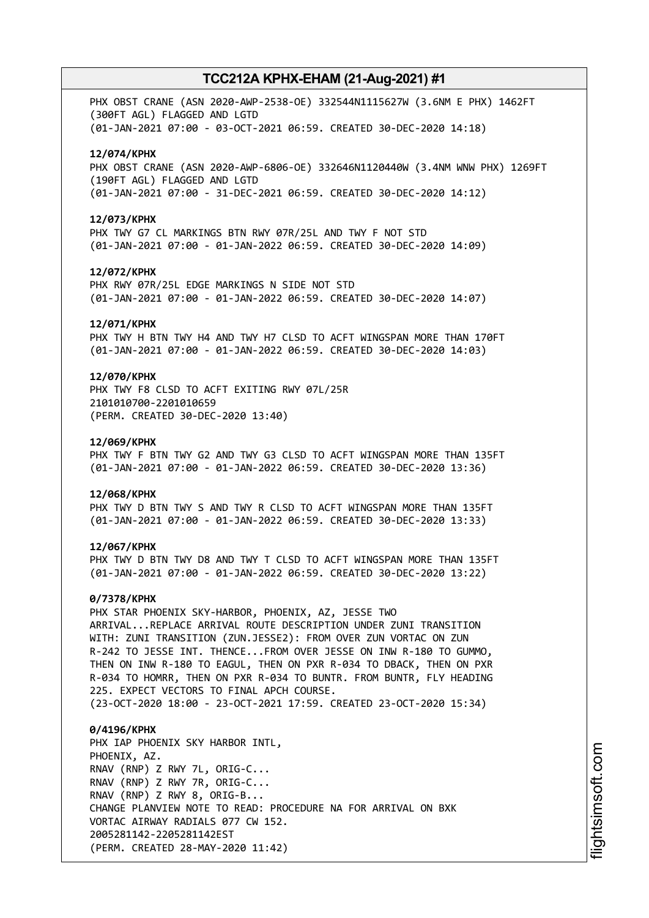PHX OBST CRANE (ASN 2020-AWP-2538-OE) 332544N1115627W (3.6NM E PHX) 1462FT (300FT AGL) FLAGGED AND LGTD
(01-JAN-2021 07:00 - 03-OCT-2021 06:59. CREATED 30-DEC-2020 14:18)

**12/074/KPHX**
PHX OBST CRANE (ASN 2020-AWP-6806-OE) 332646N1120440W (3.4NM WNW PHX) 1269FT (190FT AGL) FLAGGED AND LGTD
(01-JAN-2021 07:00 - 31-DEC-2021 06:59. CREATED 30-DEC-2020 14:12)

**12/073/KPHX**
PHX TWY G7 CL MARKINGS BTN RWY 07R/25L AND TWY F NOT STD
(01-JAN-2021 07:00 - 01-JAN-2022 06:59. CREATED 30-DEC-2020 14:09)

**12/072/KPHX**
PHX RWY 07R/25L EDGE MARKINGS N SIDE NOT STD
(01-JAN-2021 07:00 - 01-JAN-2022 06:59. CREATED 30-DEC-2020 14:07)

**12/071/KPHX**
PHX TWY H BTN TWY H4 AND TWY H7 CLSD TO ACFT WINGSPAN MORE THAN 170FT
(01-JAN-2021 07:00 - 01-JAN-2022 06:59. CREATED 30-DEC-2020 14:03)

**12/070/KPHX**
PHX TWY F8 CLSD TO ACFT EXITING RWY 07L/25R
2101010700-2201010659
(PERM. CREATED 30-DEC-2020 13:40)

**12/069/KPHX**
PHX TWY F BTN TWY G2 AND TWY G3 CLSD TO ACFT WINGSPAN MORE THAN 135FT
(01-JAN-2021 07:00 - 01-JAN-2022 06:59. CREATED 30-DEC-2020 13:36)

**12/068/KPHX**
PHX TWY D BTN TWY S AND TWY R CLSD TO ACFT WINGSPAN MORE THAN 135FT
(01-JAN-2021 07:00 - 01-JAN-2022 06:59. CREATED 30-DEC-2020 13:33)

**12/067/KPHX**
PHX TWY D BTN TWY D8 AND TWY T CLSD TO ACFT WINGSPAN MORE THAN 135FT
(01-JAN-2021 07:00 - 01-JAN-2022 06:59. CREATED 30-DEC-2020 13:22)

**0/7378/KPHX**
PHX STAR PHOENIX SKY-HARBOR, PHOENIX, AZ, JESSE TWO ARRIVAL...REPLACE ARRIVAL ROUTE DESCRIPTION UNDER ZUNI TRANSITION WITH: ZUNI TRANSITION (ZUN.JESSE2): FROM OVER ZUN VORTAC ON ZUN R-242 TO JESSE INT. THENCE...FROM OVER JESSE ON INW R-180 TO GUMMO, THEN ON INW R-180 TO EAGUL, THEN ON PXR R-034 TO DBACK, THEN ON PXR R-034 TO HOMRR, THEN ON PXR R-034 TO BUNTR. FROM BUNTR, FLY HEADING 225. EXPECT VECTORS TO FINAL APCH COURSE.
(23-OCT-2020 18:00 - 23-OCT-2021 17:59. CREATED 23-OCT-2020 15:34)

**0/4196/KPHX**
PHX IAP PHOENIX SKY HARBOR INTL,
PHOENIX, AZ.
RNAV (RNP) Z RWY 7L, ORIG-C...
RNAV (RNP) Z RWY 7R, ORIG-C...
RNAV (RNP) Z RWY 8, ORIG-B...
CHANGE PLANVIEW NOTE TO READ: PROCEDURE NA FOR ARRIVAL ON BXK VORTAC AIRWAY RADIALS 077 CW 152.
2005281142-2205281142EST
(PERM. CREATED 28-MAY-2020 11:42)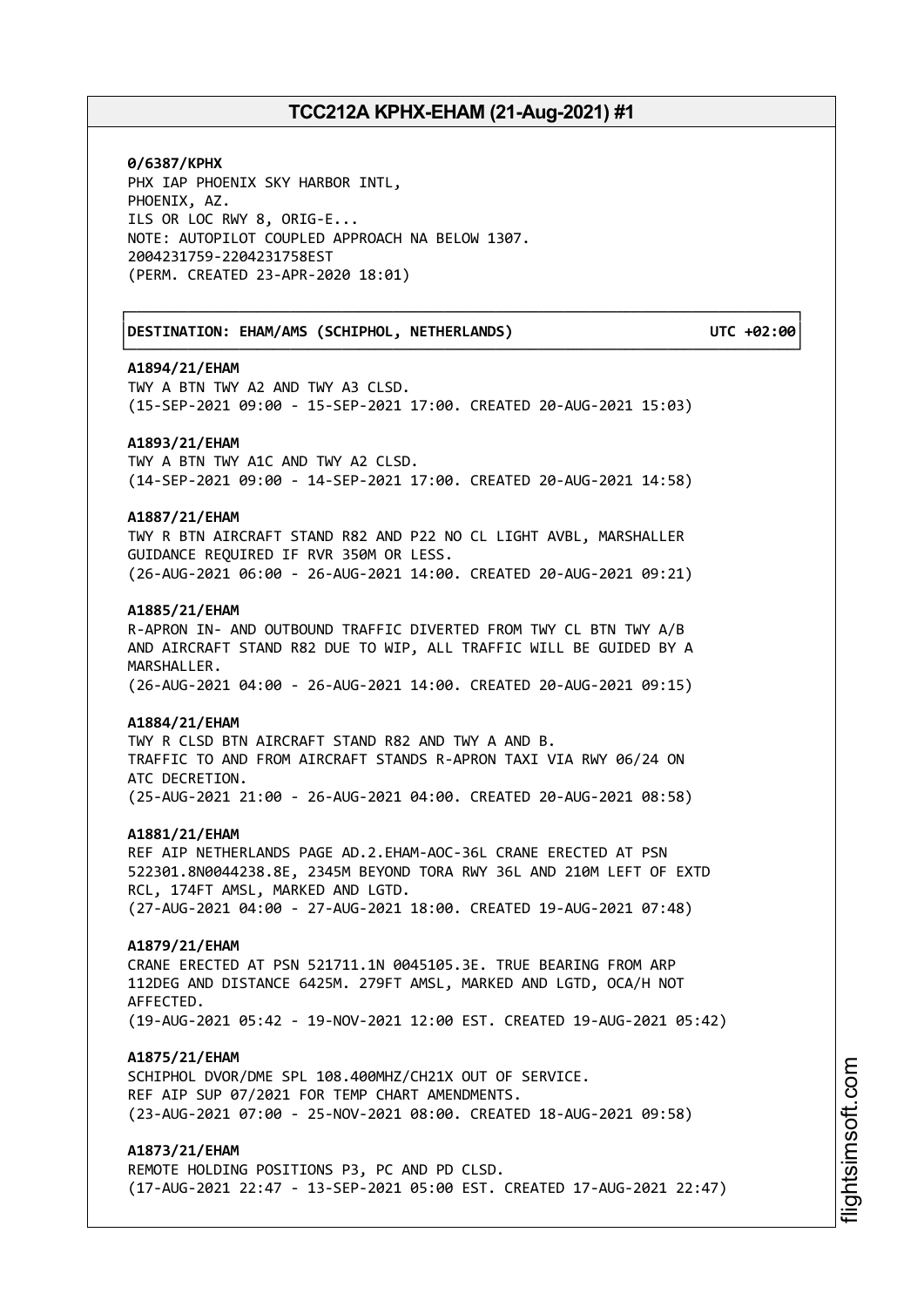**0/6387/KPHX**
PHX IAP PHOENIX SKY HARBOR INTL,
PHOENIX, AZ.
ILS OR LOC RWY 8, ORIG-E...
NOTE: AUTOPILOT COUPLED APPROACH NA BELOW 1307.
2004231759-2204231758EST
(PERM. CREATED 23-APR-2020 18:01)

**DESTINATION: EHAM/AMS (SCHIPHOL, NETHERLANDS) UTC +02:00**

**A1894/21/EHAM**
TWY A BTN TWY A2 AND TWY A3 CLSD.
(15-SEP-2021 09:00 - 15-SEP-2021 17:00. CREATED 20-AUG-2021 15:03)

**A1893/21/EHAM**
TWY A BTN TWY A1C AND TWY A2 CLSD.
(14-SEP-2021 09:00 - 14-SEP-2021 17:00. CREATED 20-AUG-2021 14:58)

**A1887/21/EHAM**
TWY R BTN AIRCRAFT STAND R82 AND P22 NO CL LIGHT AVBL, MARSHALLER
GUIDANCE REQUIRED IF RVR 350M OR LESS.
(26-AUG-2021 06:00 - 26-AUG-2021 14:00. CREATED 20-AUG-2021 09:21)

**A1885/21/EHAM**
R-APRON IN- AND OUTBOUND TRAFFIC DIVERTED FROM TWY CL BTN TWY A/B
AND AIRCRAFT STAND R82 DUE TO WIP, ALL TRAFFIC WILL BE GUIDED BY A
MARSHALLER.
(26-AUG-2021 04:00 - 26-AUG-2021 14:00. CREATED 20-AUG-2021 09:15)

**A1884/21/EHAM**
TWY R CLSD BTN AIRCRAFT STAND R82 AND TWY A AND B.
TRAFFIC TO AND FROM AIRCRAFT STANDS R-APRON TAXI VIA RWY 06/24 ON
ATC DECRETION.
(25-AUG-2021 21:00 - 26-AUG-2021 04:00. CREATED 20-AUG-2021 08:58)

**A1881/21/EHAM**
REF AIP NETHERLANDS PAGE AD.2.EHAM-AOC-36L CRANE ERECTED AT PSN
522301.8N0044238.8E, 2345M BEYOND TORA RWY 36L AND 210M LEFT OF EXTD
RCL, 174FT AMSL, MARKED AND LGTD.
(27-AUG-2021 04:00 - 27-AUG-2021 18:00. CREATED 19-AUG-2021 07:48)

**A1879/21/EHAM**
CRANE ERECTED AT PSN 521711.1N 0045105.3E. TRUE BEARING FROM ARP
112DEG AND DISTANCE 6425M. 279FT AMSL, MARKED AND LGTD, OCA/H NOT
AFFECTED.
(19-AUG-2021 05:42 - 19-NOV-2021 12:00 EST. CREATED 19-AUG-2021 05:42)

**A1875/21/EHAM**
SCHIPHOL DVOR/DME SPL 108.400MHZ/CH21X OUT OF SERVICE.
REF AIP SUP 07/2021 FOR TEMP CHART AMENDMENTS.
(23-AUG-2021 07:00 - 25-NOV-2021 08:00. CREATED 18-AUG-2021 09:58)

**A1873/21/EHAM**
REMOTE HOLDING POSITIONS P3, PC AND PD CLSD.
(17-AUG-2021 22:47 - 13-SEP-2021 05:00 EST. CREATED 17-AUG-2021 22:47)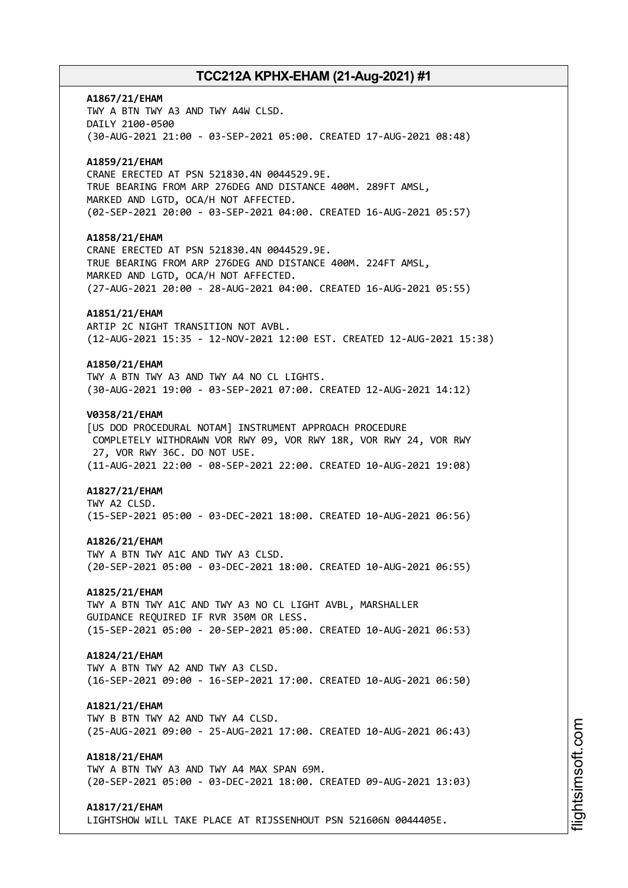**A1867/21/EHAM**
TWY A BTN TWY A3 AND TWY A4W CLSD.
DAILY 2100-0500
(30-AUG-2021 21:00 - 03-SEP-2021 05:00. CREATED 17-AUG-2021 08:48)

**A1859/21/EHAM**
CRANE ERECTED AT PSN 521830.4N 0044529.9E.
TRUE BEARING FROM ARP 276DEG AND DISTANCE 400M. 289FT AMSL,
MARKED AND LGTD, OCA/H NOT AFFECTED.
(02-SEP-2021 20:00 - 03-SEP-2021 04:00. CREATED 16-AUG-2021 05:57)

**A1858/21/EHAM**
CRANE ERECTED AT PSN 521830.4N 0044529.9E.
TRUE BEARING FROM ARP 276DEG AND DISTANCE 400M. 224FT AMSL,
MARKED AND LGTD, OCA/H NOT AFFECTED.
(27-AUG-2021 20:00 - 28-AUG-2021 04:00. CREATED 16-AUG-2021 05:55)

**A1851/21/EHAM**
ARTIP 2C NIGHT TRANSITION NOT AVBL.
(12-AUG-2021 15:35 - 12-NOV-2021 12:00 EST. CREATED 12-AUG-2021 15:38)

**A1850/21/EHAM**
TWY A BTN TWY A3 AND TWY A4 NO CL LIGHTS.
(30-AUG-2021 19:00 - 03-SEP-2021 07:00. CREATED 12-AUG-2021 14:12)

**V0358/21/EHAM**
[US DOD PROCEDURAL NOTAM] INSTRUMENT APPROACH PROCEDURE
COMPLETELY WITHDRAWN VOR RWY 09, VOR RWY 18R, VOR RWY 24, VOR RWY
27, VOR RWY 36C. DO NOT USE.
(11-AUG-2021 22:00 - 08-SEP-2021 22:00. CREATED 10-AUG-2021 19:08)

**A1827/21/EHAM**
TWY A2 CLSD.
(15-SEP-2021 05:00 - 03-DEC-2021 18:00. CREATED 10-AUG-2021 06:56)

**A1826/21/EHAM**
TWY A BTN TWY A1C AND TWY A3 CLSD.
(20-SEP-2021 05:00 - 03-DEC-2021 18:00. CREATED 10-AUG-2021 06:55)

**A1825/21/EHAM**
TWY A BTN TWY A1C AND TWY A3 NO CL LIGHT AVBL, MARSHALLER
GUIDANCE REQUIRED IF RVR 350M OR LESS.
(15-SEP-2021 05:00 - 20-SEP-2021 05:00. CREATED 10-AUG-2021 06:53)

**A1824/21/EHAM**
TWY A BTN TWY A2 AND TWY A3 CLSD.
(16-SEP-2021 09:00 - 16-SEP-2021 17:00. CREATED 10-AUG-2021 06:50)

**A1821/21/EHAM**
TWY B BTN TWY A2 AND TWY A4 CLSD.
(25-AUG-2021 09:00 - 25-AUG-2021 17:00. CREATED 10-AUG-2021 06:43)

**A1818/21/EHAM**
TWY A BTN TWY A3 AND TWY A4 MAX SPAN 69M.
(20-SEP-2021 05:00 - 03-DEC-2021 18:00. CREATED 09-AUG-2021 13:03)

**A1817/21/EHAM**
LIGHTSHOW WILL TAKE PLACE AT RIJSSENHOUT PSN 521606N 0044405E.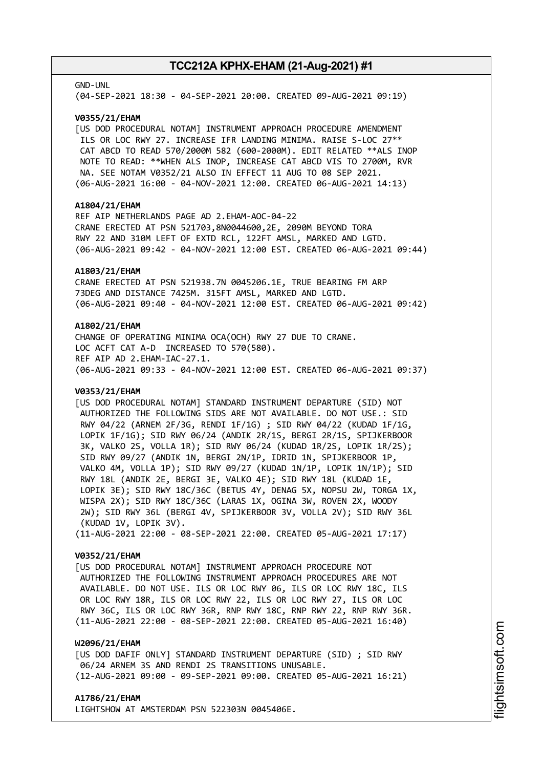GND-UNL
(04-SEP-2021 18:30 - 04-SEP-2021 20:00. CREATED 09-AUG-2021 09:19)

**V0355/21/EHAM**
[US DOD PROCEDURAL NOTAM] INSTRUMENT APPROACH PROCEDURE AMENDMENT
ILS OR LOC RWY 27. INCREASE IFR LANDING MINIMA. RAISE S-LOC 27**
CAT ABCD TO READ 570/2000M 582 (600-2000M). EDIT RELATED **ALS INOP
NOTE TO READ: **WHEN ALS INOP, INCREASE CAT ABCD VIS TO 2700M, RVR
NA. SEE NOTAM V0352/21 ALSO IN EFFECT 11 AUG TO 08 SEP 2021.
(06-AUG-2021 16:00 - 04-NOV-2021 12:00. CREATED 06-AUG-2021 14:13)

**A1804/21/EHAM**
REF AIP NETHERLANDS PAGE AD 2.EHAM-AOC-04-22
CRANE ERECTED AT PSN 521703,8N0044600,2E, 2090M BEYOND TORA
RWY 22 AND 310M LEFT OF EXTD RCL, 122FT AMSL, MARKED AND LGTD.
(06-AUG-2021 09:42 - 04-NOV-2021 12:00 EST. CREATED 06-AUG-2021 09:44)

**A1803/21/EHAM**
CRANE ERECTED AT PSN 521938.7N 0045206.1E, TRUE BEARING FM ARP
73DEG AND DISTANCE 7425M. 315FT AMSL, MARKED AND LGTD.
(06-AUG-2021 09:40 - 04-NOV-2021 12:00 EST. CREATED 06-AUG-2021 09:42)

**A1802/21/EHAM**
CHANGE OF OPERATING MINIMA OCA(OCH) RWY 27 DUE TO CRANE.
LOC ACFT CAT A-D INCREASED TO 570(580).
REF AIP AD 2.EHAM-IAC-27.1.
(06-AUG-2021 09:33 - 04-NOV-2021 12:00 EST. CREATED 06-AUG-2021 09:37)

**V0353/21/EHAM**
[US DOD PROCEDURAL NOTAM] STANDARD INSTRUMENT DEPARTURE (SID) NOT
AUTHORIZED THE FOLLOWING SIDS ARE NOT AVAILABLE. DO NOT USE.: SID
RWY 04/22 (ARNEM 2F/3G, RENDI 1F/1G) ; SID RWY 04/22 (KUDAD 1F/1G,
LOPIK 1F/1G); SID RWY 06/24 (ANDIK 2R/1S, BERGI 2R/1S, SPIJKERBOOR
3K, VALKO 2S, VOLLA 1R); SID RWY 06/24 (KUDAD 1R/2S, LOPIK 1R/2S);
SID RWY 09/27 (ANDIK 1N, BERGI 2N/1P, IDRID 1N, SPIJKERBOOR 1P,
VALKO 4M, VOLLA 1P); SID RWY 09/27 (KUDAD 1N/1P, LOPIK 1N/1P); SID
RWY 18L (ANDIK 2E, BERGI 3E, VALKO 4E); SID RWY 18L (KUDAD 1E,
LOPIK 3E); SID RWY 18C/36C (BETUS 4Y, DENAG 5X, NOPSU 2W, TORGA 1X,
WISPA 2X); SID RWY 18C/36C (LARAS 1X, OGINA 3W, ROVEN 2X, WOODY
2W); SID RWY 36L (BERGI 4V, SPIJKERBOOR 3V, VOLLA 2V); SID RWY 36L
(KUDAD 1V, LOPIK 3V).
(11-AUG-2021 22:00 - 08-SEP-2021 22:00. CREATED 05-AUG-2021 17:17)

**V0352/21/EHAM**
[US DOD PROCEDURAL NOTAM] INSTRUMENT APPROACH PROCEDURE NOT
AUTHORIZED THE FOLLOWING INSTRUMENT APPROACH PROCEDURES ARE NOT
AVAILABLE. DO NOT USE. ILS OR LOC RWY 06, ILS OR LOC RWY 18C, ILS
OR LOC RWY 18R, ILS OR LOC RWY 22, ILS OR LOC RWY 27, ILS OR LOC
RWY 36C, ILS OR LOC RWY 36R, RNP RWY 18C, RNP RWY 22, RNP RWY 36R.
(11-AUG-2021 22:00 - 08-SEP-2021 22:00. CREATED 05-AUG-2021 16:40)

**W2096/21/EHAM**
[US DOD DAFIF ONLY] STANDARD INSTRUMENT DEPARTURE (SID) ; SID RWY
06/24 ARNEM 3S AND RENDI 2S TRANSITIONS UNUSABLE.
(12-AUG-2021 09:00 - 09-SEP-2021 09:00. CREATED 05-AUG-2021 16:21)

**A1786/21/EHAM**
LIGHTSHOW AT AMSTERDAM PSN 522303N 0045406E.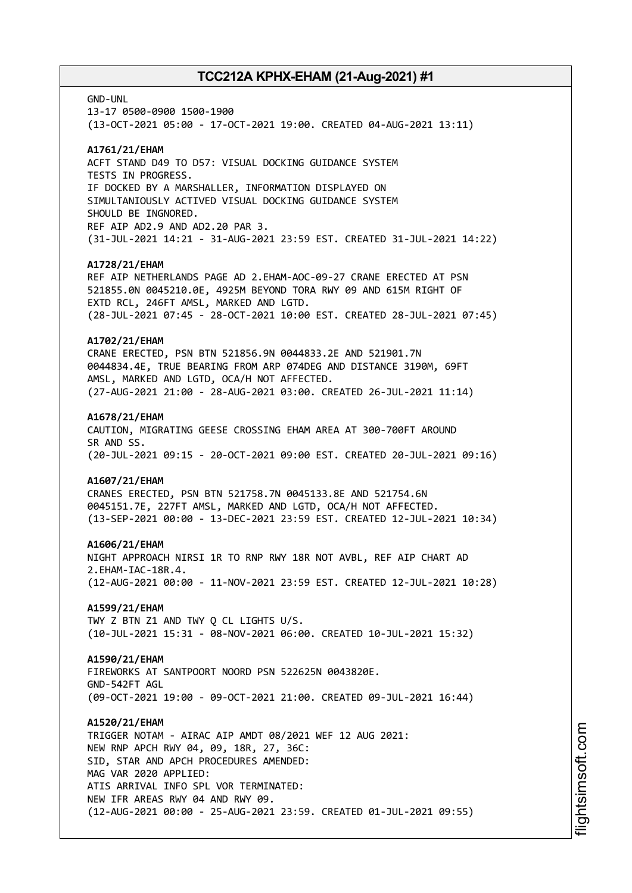GND-UNL
13-17 0500-0900 1500-1900
(13-OCT-2021 05:00 - 17-OCT-2021 19:00. CREATED 04-AUG-2021 13:11)

**A1761/21/EHAM**
ACFT STAND D49 TO D57: VISUAL DOCKING GUIDANCE SYSTEM
TESTS IN PROGRESS.
IF DOCKED BY A MARSHALLER, INFORMATION DISPLAYED ON
SIMULTANIOUSLY ACTIVED VISUAL DOCKING GUIDANCE SYSTEM
SHOULD BE INGNORED.
REF AIP AD2.9 AND AD2.20 PAR 3.
(31-JUL-2021 14:21 - 31-AUG-2021 23:59 EST. CREATED 31-JUL-2021 14:22)

**A1728/21/EHAM**
REF AIP NETHERLANDS PAGE AD 2.EHAM-AOC-09-27 CRANE ERECTED AT PSN
521855.0N 0045210.0E, 4925M BEYOND TORA RWY 09 AND 615M RIGHT OF
EXTD RCL, 246FT AMSL, MARKED AND LGTD.
(28-JUL-2021 07:45 - 28-OCT-2021 10:00 EST. CREATED 28-JUL-2021 07:45)

**A1702/21/EHAM**
CRANE ERECTED, PSN BTN 521856.9N 0044833.2E AND 521901.7N
0044834.4E, TRUE BEARING FROM ARP 074DEG AND DISTANCE 3190M, 69FT
AMSL, MARKED AND LGTD, OCA/H NOT AFFECTED.
(27-AUG-2021 21:00 - 28-AUG-2021 03:00. CREATED 26-JUL-2021 11:14)

**A1678/21/EHAM**
CAUTION, MIGRATING GEESE CROSSING EHAM AREA AT 300-700FT AROUND
SR AND SS.
(20-JUL-2021 09:15 - 20-OCT-2021 09:00 EST. CREATED 20-JUL-2021 09:16)

**A1607/21/EHAM**
CRANES ERECTED, PSN BTN 521758.7N 0045133.8E AND 521754.6N
0045151.7E, 227FT AMSL, MARKED AND LGTD, OCA/H NOT AFFECTED.
(13-SEP-2021 00:00 - 13-DEC-2021 23:59 EST. CREATED 12-JUL-2021 10:34)

**A1606/21/EHAM**
NIGHT APPROACH NIRSI 1R TO RNP RWY 18R NOT AVBL, REF AIP CHART AD
2.EHAM-IAC-18R.4.
(12-AUG-2021 00:00 - 11-NOV-2021 23:59 EST. CREATED 12-JUL-2021 10:28)

**A1599/21/EHAM**
TWY Z BTN Z1 AND TWY Q CL LIGHTS U/S.
(10-JUL-2021 15:31 - 08-NOV-2021 06:00. CREATED 10-JUL-2021 15:32)

**A1590/21/EHAM**
FIREWORKS AT SANTPOORT NOORD PSN 522625N 0043820E.
GND-542FT AGL
(09-OCT-2021 19:00 - 09-OCT-2021 21:00. CREATED 09-JUL-2021 16:44)

**A1520/21/EHAM**
TRIGGER NOTAM - AIRAC AIP AMDT 08/2021 WEF 12 AUG 2021:
NEW RNP APCH RWY 04, 09, 18R, 27, 36C:
SID, STAR AND APCH PROCEDURES AMENDED:
MAG VAR 2020 APPLIED:
ATIS ARRIVAL INFO SPL VOR TERMINATED:
NEW IFR AREAS RWY 04 AND RWY 09.
(12-AUG-2021 00:00 - 25-AUG-2021 23:59. CREATED 01-JUL-2021 09:55)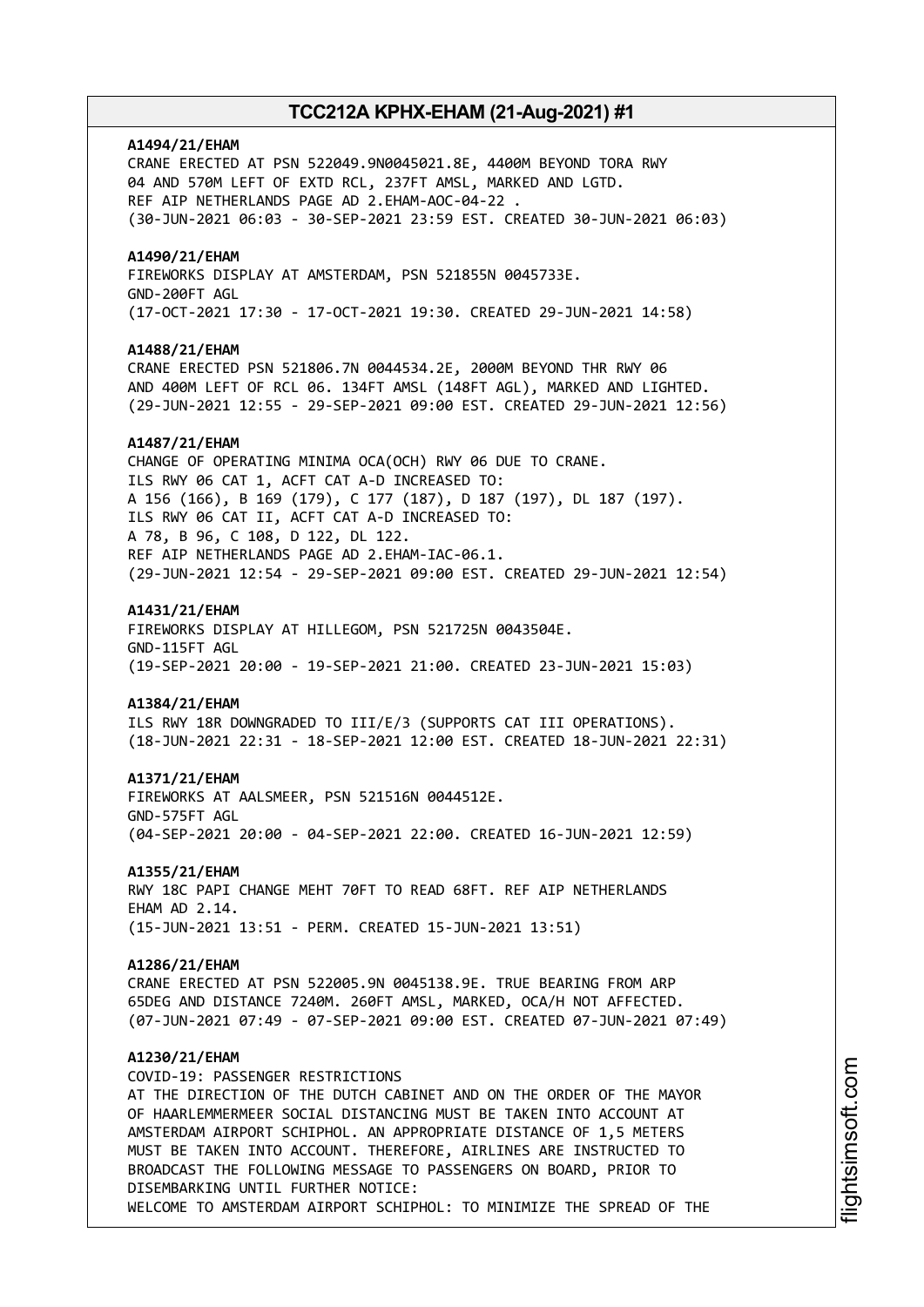**A1494/21/EHAM**
CRANE ERECTED AT PSN 522049.9N0045021.8E, 4400M BEYOND TORA RWY
04 AND 570M LEFT OF EXTD RCL, 237FT AMSL, MARKED AND LGTD.
REF AIP NETHERLANDS PAGE AD 2.EHAM-AOC-04-22 .
(30-JUN-2021 06:03 - 30-SEP-2021 23:59 EST. CREATED 30-JUN-2021 06:03)

**A1490/21/EHAM**
FIREWORKS DISPLAY AT AMSTERDAM, PSN 521855N 0045733E.
GND-200FT AGL
(17-OCT-2021 17:30 - 17-OCT-2021 19:30. CREATED 29-JUN-2021 14:58)

**A1488/21/EHAM**
CRANE ERECTED PSN 521806.7N 0044534.2E, 2000M BEYOND THR RWY 06
AND 400M LEFT OF RCL 06. 134FT AMSL (148FT AGL), MARKED AND LIGHTED.
(29-JUN-2021 12:55 - 29-SEP-2021 09:00 EST. CREATED 29-JUN-2021 12:56)

**A1487/21/EHAM**
CHANGE OF OPERATING MINIMA OCA(OCH) RWY 06 DUE TO CRANE.
ILS RWY 06 CAT 1, ACFT CAT A-D INCREASED TO:
A 156 (166), B 169 (179), C 177 (187), D 187 (197), DL 187 (197).
ILS RWY 06 CAT II, ACFT CAT A-D INCREASED TO:
A 78, B 96, C 108, D 122, DL 122.
REF AIP NETHERLANDS PAGE AD 2.EHAM-IAC-06.1.
(29-JUN-2021 12:54 - 29-SEP-2021 09:00 EST. CREATED 29-JUN-2021 12:54)

**A1431/21/EHAM**
FIREWORKS DISPLAY AT HILLEGOM, PSN 521725N 0043504E.
GND-115FT AGL
(19-SEP-2021 20:00 - 19-SEP-2021 21:00. CREATED 23-JUN-2021 15:03)

**A1384/21/EHAM**
ILS RWY 18R DOWNGRADED TO III/E/3 (SUPPORTS CAT III OPERATIONS).
(18-JUN-2021 22:31 - 18-SEP-2021 12:00 EST. CREATED 18-JUN-2021 22:31)

**A1371/21/EHAM**
FIREWORKS AT AALSMEER, PSN 521516N 0044512E.
GND-575FT AGL
(04-SEP-2021 20:00 - 04-SEP-2021 22:00. CREATED 16-JUN-2021 12:59)

**A1355/21/EHAM**
RWY 18C PAPI CHANGE MEHT 70FT TO READ 68FT. REF AIP NETHERLANDS
EHAM AD 2.14.
(15-JUN-2021 13:51 - PERM. CREATED 15-JUN-2021 13:51)

**A1286/21/EHAM**
CRANE ERECTED AT PSN 522005.9N 0045138.9E. TRUE BEARING FROM ARP
65DEG AND DISTANCE 7240M. 260FT AMSL, MARKED, OCA/H NOT AFFECTED.
(07-JUN-2021 07:49 - 07-SEP-2021 09:00 EST. CREATED 07-JUN-2021 07:49)

**A1230/21/EHAM**
COVID-19: PASSENGER RESTRICTIONS
AT THE DIRECTION OF THE DUTCH CABINET AND ON THE ORDER OF THE MAYOR
OF HAARLEMMERMEER SOCIAL DISTANCING MUST BE TAKEN INTO ACCOUNT AT
AMSTERDAM AIRPORT SCHIPHOL. AN APPROPRIATE DISTANCE OF 1,5 METERS
MUST BE TAKEN INTO ACCOUNT. THEREFORE, AIRLINES ARE INSTRUCTED TO
BROADCAST THE FOLLOWING MESSAGE TO PASSENGERS ON BOARD, PRIOR TO
DISEMBARKING UNTIL FURTHER NOTICE:
WELCOME TO AMSTERDAM AIRPORT SCHIPHOL: TO MINIMIZE THE SPREAD OF THE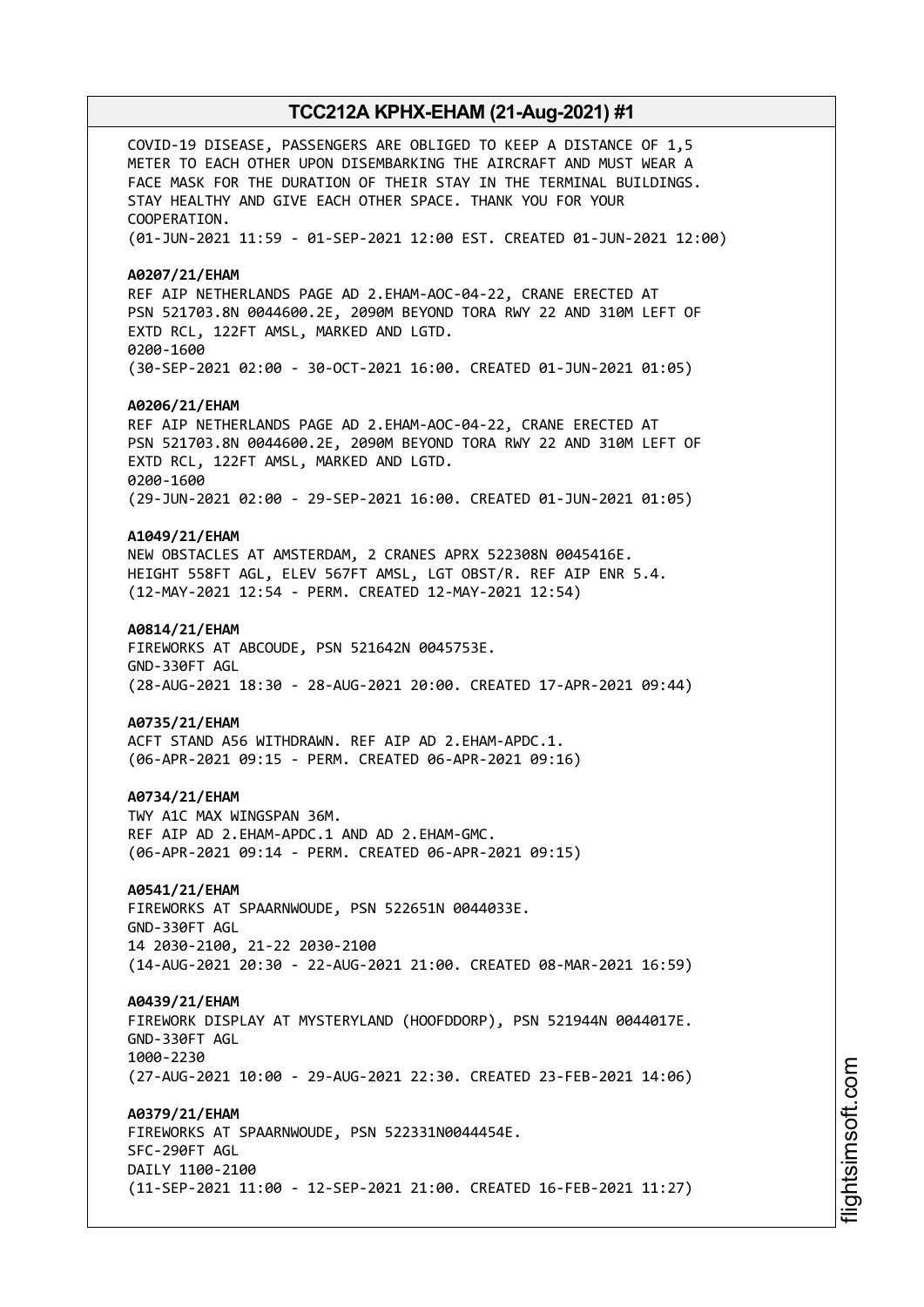COVID-19 DISEASE, PASSENGERS ARE OBLIGED TO KEEP A DISTANCE OF 1,5 METER TO EACH OTHER UPON DISEMBARKING THE AIRCRAFT AND MUST WEAR A FACE MASK FOR THE DURATION OF THEIR STAY IN THE TERMINAL BUILDINGS. STAY HEALTHY AND GIVE EACH OTHER SPACE. THANK YOU FOR YOUR COOPERATION.
(01-JUN-2021 11:59 - 01-SEP-2021 12:00 EST. CREATED 01-JUN-2021 12:00)

**A0207/21/EHAM**
REF AIP NETHERLANDS PAGE AD 2.EHAM-AOC-04-22, CRANE ERECTED AT PSN 521703.8N 0044600.2E, 2090M BEYOND TORA RWY 22 AND 310M LEFT OF EXTD RCL, 122FT AMSL, MARKED AND LGTD.
0200-1600
(30-SEP-2021 02:00 - 30-OCT-2021 16:00. CREATED 01-JUN-2021 01:05)

**A0206/21/EHAM**
REF AIP NETHERLANDS PAGE AD 2.EHAM-AOC-04-22, CRANE ERECTED AT PSN 521703.8N 0044600.2E, 2090M BEYOND TORA RWY 22 AND 310M LEFT OF EXTD RCL, 122FT AMSL, MARKED AND LGTD.
0200-1600
(29-JUN-2021 02:00 - 29-SEP-2021 16:00. CREATED 01-JUN-2021 01:05)

**A1049/21/EHAM**
NEW OBSTACLES AT AMSTERDAM, 2 CRANES APRX 522308N 0045416E. HEIGHT 558FT AGL, ELEV 567FT AMSL, LGT OBST/R. REF AIP ENR 5.4.
(12-MAY-2021 12:54 - PERM. CREATED 12-MAY-2021 12:54)

**A0814/21/EHAM**
FIREWORKS AT ABCOUDE, PSN 521642N 0045753E.
GND-330FT AGL
(28-AUG-2021 18:30 - 28-AUG-2021 20:00. CREATED 17-APR-2021 09:44)

**A0735/21/EHAM**
ACFT STAND A56 WITHDRAWN. REF AIP AD 2.EHAM-APDC.1.
(06-APR-2021 09:15 - PERM. CREATED 06-APR-2021 09:16)

**A0734/21/EHAM**
TWY A1C MAX WINGSPAN 36M.
REF AIP AD 2.EHAM-APDC.1 AND AD 2.EHAM-GMC.
(06-APR-2021 09:14 - PERM. CREATED 06-APR-2021 09:15)

**A0541/21/EHAM**
FIREWORKS AT SPAARNWOUDE, PSN 522651N 0044033E.
GND-330FT AGL
14 2030-2100, 21-22 2030-2100
(14-AUG-2021 20:30 - 22-AUG-2021 21:00. CREATED 08-MAR-2021 16:59)

**A0439/21/EHAM**
FIREWORK DISPLAY AT MYSTERYLAND (HOOFDDORP), PSN 521944N 0044017E.
GND-330FT AGL
1000-2230
(27-AUG-2021 10:00 - 29-AUG-2021 22:30. CREATED 23-FEB-2021 14:06)

**A0379/21/EHAM**
FIREWORKS AT SPAARNWOUDE, PSN 522331N0044454E.
SFC-290FT AGL
DAILY 1100-2100
(11-SEP-2021 11:00 - 12-SEP-2021 21:00. CREATED 16-FEB-2021 11:27)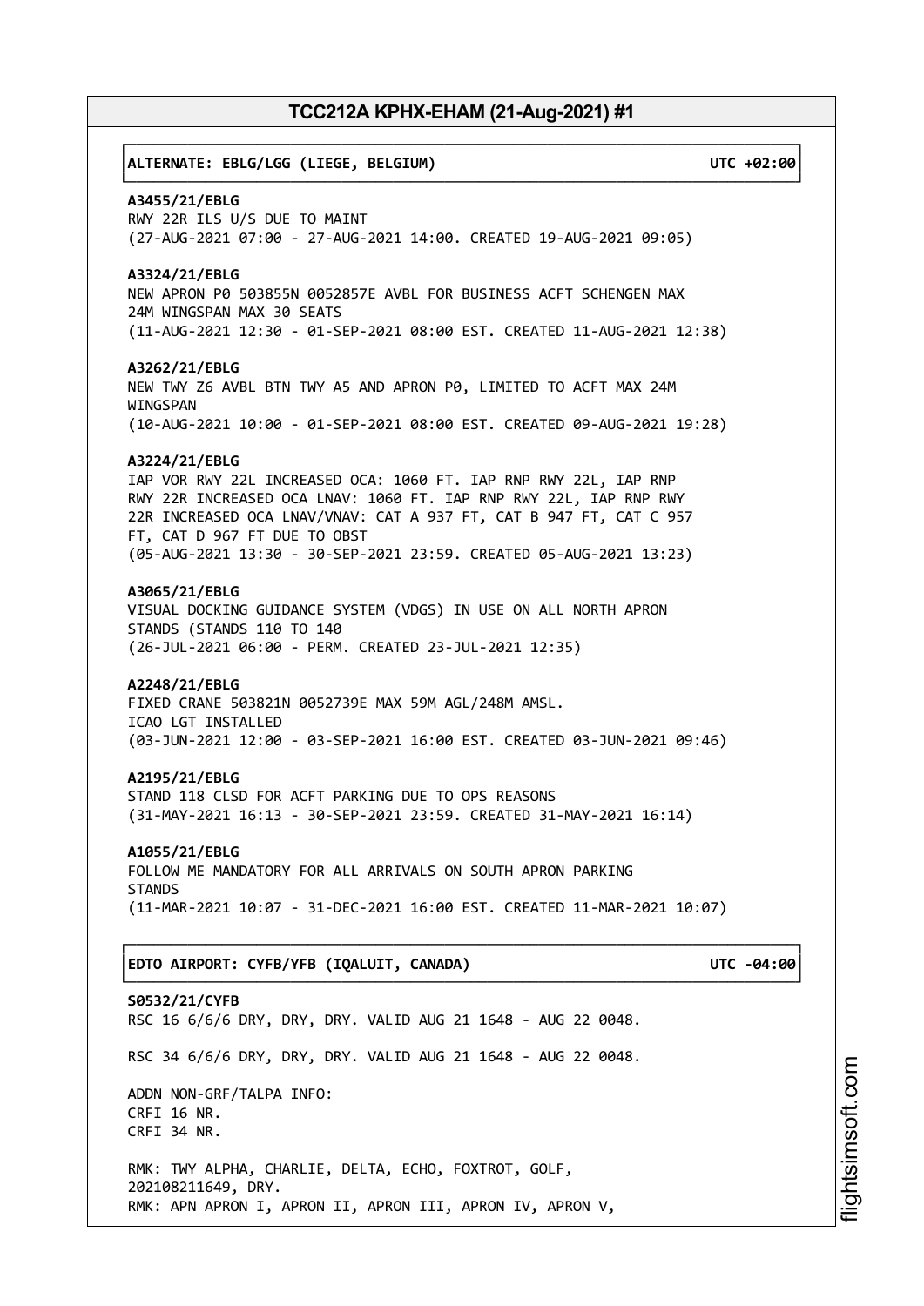**ALTERNATE: EBLG/LGG (LIEGE, BELGIUM) UTC +02:00**

**A3455/21/EBLG**
RWY 22R ILS U/S DUE TO MAINT
(27-AUG-2021 07:00 - 27-AUG-2021 14:00. CREATED 19-AUG-2021 09:05)

**A3324/21/EBLG**
NEW APRON P0 503855N 0052857E AVBL FOR BUSINESS ACFT SCHENGEN MAX 24M WINGSPAN MAX 30 SEATS
(11-AUG-2021 12:30 - 01-SEP-2021 08:00 EST. CREATED 11-AUG-2021 12:38)

**A3262/21/EBLG**
NEW TWY Z6 AVBL BTN TWY A5 AND APRON P0, LIMITED TO ACFT MAX 24M WINGSPAN
(10-AUG-2021 10:00 - 01-SEP-2021 08:00 EST. CREATED 09-AUG-2021 19:28)

**A3224/21/EBLG**
IAP VOR RWY 22L INCREASED OCA: 1060 FT. IAP RNP RWY 22L, IAP RNP RWY 22R INCREASED OCA LNAV: 1060 FT. IAP RNP RWY 22L, IAP RNP RWY 22R INCREASED OCA LNAV/VNAV: CAT A 937 FT, CAT B 947 FT, CAT C 957 FT, CAT D 967 FT DUE TO OBST
(05-AUG-2021 13:30 - 30-SEP-2021 23:59. CREATED 05-AUG-2021 13:23)

**A3065/21/EBLG**
VISUAL DOCKING GUIDANCE SYSTEM (VDGS) IN USE ON ALL NORTH APRON STANDS (STANDS 110 TO 140
(26-JUL-2021 06:00 - PERM. CREATED 23-JUL-2021 12:35)

**A2248/21/EBLG**
FIXED CRANE 503821N 0052739E MAX 59M AGL/248M AMSL.
ICAO LGT INSTALLED
(03-JUN-2021 12:00 - 03-SEP-2021 16:00 EST. CREATED 03-JUN-2021 09:46)

**A2195/21/EBLG**
STAND 118 CLSD FOR ACFT PARKING DUE TO OPS REASONS
(31-MAY-2021 16:13 - 30-SEP-2021 23:59. CREATED 31-MAY-2021 16:14)

**A1055/21/EBLG**
FOLLOW ME MANDATORY FOR ALL ARRIVALS ON SOUTH APRON PARKING STANDS
(11-MAR-2021 10:07 - 31-DEC-2021 16:00 EST. CREATED 11-MAR-2021 10:07)

**EDTO AIRPORT: CYFB/YFB (IQALUIT, CANADA) UTC -04:00**

**S0532/21/CYFB**
RSC 16 6/6/6 DRY, DRY, DRY. VALID AUG 21 1648 - AUG 22 0048.

RSC 34 6/6/6 DRY, DRY, DRY. VALID AUG 21 1648 - AUG 22 0048.

ADDN NON-GRF/TALPA INFO:
CRFI 16 NR.
CRFI 34 NR.

RMK: TWY ALPHA, CHARLIE, DELTA, ECHO, FOXTROT, GOLF,
202108211649, DRY.
RMK: APN APRON I, APRON II, APRON III, APRON IV, APRON V,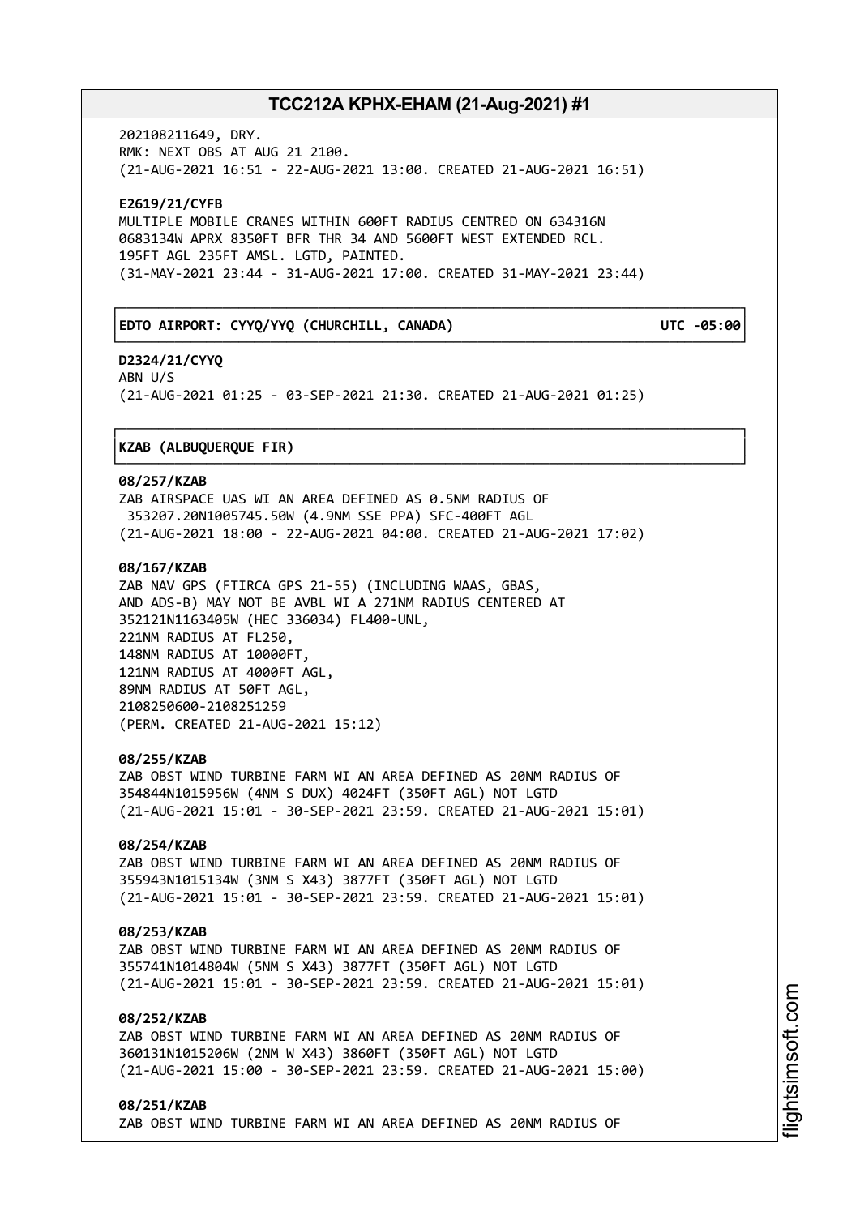202108211649, DRY.
RMK: NEXT OBS AT AUG 21 2100.
(21-AUG-2021 16:51 - 22-AUG-2021 13:00. CREATED 21-AUG-2021 16:51)

**E2619/21/CYFB**
MULTIPLE MOBILE CRANES WITHIN 600FT RADIUS CENTRED ON 634316N 0683134W APRX 8350FT BFR THR 34 AND 5600FT WEST EXTENDED RCL. 195FT AGL 235FT AMSL. LGTD, PAINTED.
(31-MAY-2021 23:44 - 31-AUG-2021 17:00. CREATED 31-MAY-2021 23:44)

**EDTO AIRPORT: CYYQ/YYQ (CHURCHILL, CANADA) UTC -05:00**

**D2324/21/CYYQ**
ABN U/S
(21-AUG-2021 01:25 - 03-SEP-2021 21:30. CREATED 21-AUG-2021 01:25)

**KZAB (ALBUQUERQUE FIR)**

**08/257/KZAB**
ZAB AIRSPACE UAS WI AN AREA DEFINED AS 0.5NM RADIUS OF 353207.20N1005745.50W (4.9NM SSE PPA) SFC-400FT AGL
(21-AUG-2021 18:00 - 22-AUG-2021 04:00. CREATED 21-AUG-2021 17:02)

**08/167/KZAB**
ZAB NAV GPS (FTIRCA GPS 21-55) (INCLUDING WAAS, GBAS, AND ADS-B) MAY NOT BE AVBL WI A 271NM RADIUS CENTERED AT 352121N1163405W (HEC 336034) FL400-UNL,
221NM RADIUS AT FL250,
148NM RADIUS AT 10000FT,
121NM RADIUS AT 4000FT AGL,
89NM RADIUS AT 50FT AGL,
2108250600-2108251259
(PERM. CREATED 21-AUG-2021 15:12)

**08/255/KZAB**
ZAB OBST WIND TURBINE FARM WI AN AREA DEFINED AS 20NM RADIUS OF 354844N1015956W (4NM S DUX) 4024FT (350FT AGL) NOT LGTD
(21-AUG-2021 15:01 - 30-SEP-2021 23:59. CREATED 21-AUG-2021 15:01)

**08/254/KZAB**
ZAB OBST WIND TURBINE FARM WI AN AREA DEFINED AS 20NM RADIUS OF 355943N1015134W (3NM S X43) 3877FT (350FT AGL) NOT LGTD
(21-AUG-2021 15:01 - 30-SEP-2021 23:59. CREATED 21-AUG-2021 15:01)

**08/253/KZAB**
ZAB OBST WIND TURBINE FARM WI AN AREA DEFINED AS 20NM RADIUS OF 355741N1014804W (5NM S X43) 3877FT (350FT AGL) NOT LGTD
(21-AUG-2021 15:01 - 30-SEP-2021 23:59. CREATED 21-AUG-2021 15:01)

**08/252/KZAB**
ZAB OBST WIND TURBINE FARM WI AN AREA DEFINED AS 20NM RADIUS OF 360131N1015206W (2NM W X43) 3860FT (350FT AGL) NOT LGTD
(21-AUG-2021 15:00 - 30-SEP-2021 23:59. CREATED 21-AUG-2021 15:00)

**08/251/KZAB**
ZAB OBST WIND TURBINE FARM WI AN AREA DEFINED AS 20NM RADIUS OF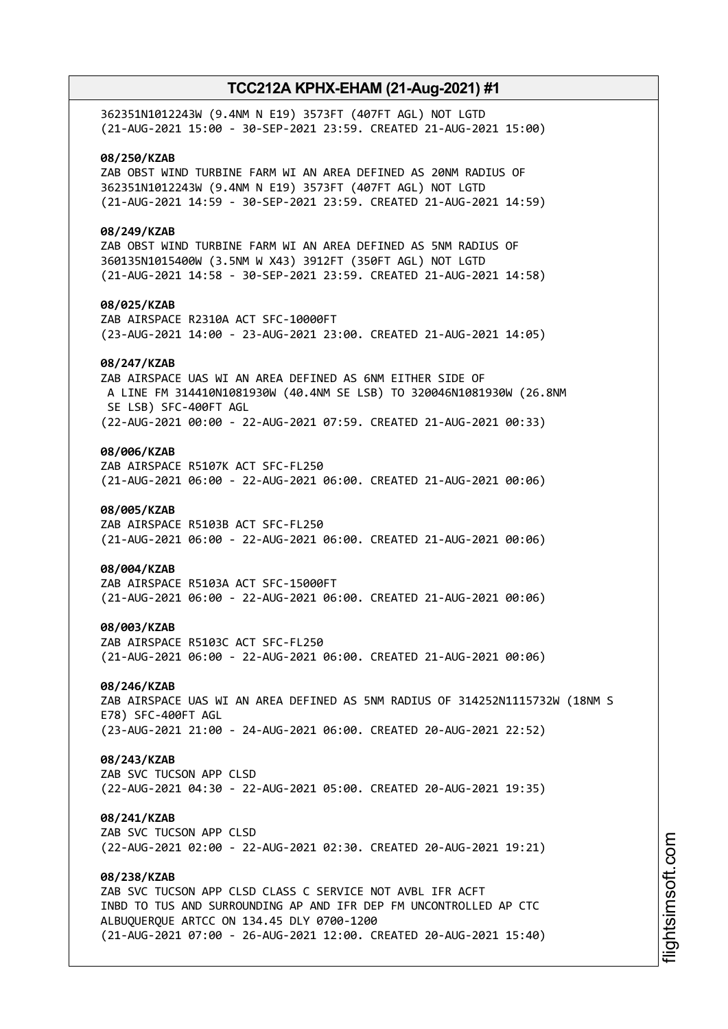362351N1012243W (9.4NM N E19) 3573FT (407FT AGL) NOT LGTD
(21-AUG-2021 15:00 - 30-SEP-2021 23:59. CREATED 21-AUG-2021 15:00)

**08/250/KZAB**
ZAB OBST WIND TURBINE FARM WI AN AREA DEFINED AS 20NM RADIUS OF
362351N1012243W (9.4NM N E19) 3573FT (407FT AGL) NOT LGTD
(21-AUG-2021 14:59 - 30-SEP-2021 23:59. CREATED 21-AUG-2021 14:59)

**08/249/KZAB**
ZAB OBST WIND TURBINE FARM WI AN AREA DEFINED AS 5NM RADIUS OF
360135N1015400W (3.5NM W X43) 3912FT (350FT AGL) NOT LGTD
(21-AUG-2021 14:58 - 30-SEP-2021 23:59. CREATED 21-AUG-2021 14:58)

**08/025/KZAB**
ZAB AIRSPACE R2310A ACT SFC-10000FT
(23-AUG-2021 14:00 - 23-AUG-2021 23:00. CREATED 21-AUG-2021 14:05)

**08/247/KZAB**
ZAB AIRSPACE UAS WI AN AREA DEFINED AS 6NM EITHER SIDE OF
A LINE FM 314410N1081930W (40.4NM SE LSB) TO 320046N1081930W (26.8NM
SE LSB) SFC-400FT AGL
(22-AUG-2021 00:00 - 22-AUG-2021 07:59. CREATED 21-AUG-2021 00:33)

**08/006/KZAB**
ZAB AIRSPACE R5107K ACT SFC-FL250
(21-AUG-2021 06:00 - 22-AUG-2021 06:00. CREATED 21-AUG-2021 00:06)

**08/005/KZAB**
ZAB AIRSPACE R5103B ACT SFC-FL250
(21-AUG-2021 06:00 - 22-AUG-2021 06:00. CREATED 21-AUG-2021 00:06)

**08/004/KZAB**
ZAB AIRSPACE R5103A ACT SFC-15000FT
(21-AUG-2021 06:00 - 22-AUG-2021 06:00. CREATED 21-AUG-2021 00:06)

**08/003/KZAB**
ZAB AIRSPACE R5103C ACT SFC-FL250
(21-AUG-2021 06:00 - 22-AUG-2021 06:00. CREATED 21-AUG-2021 00:06)

**08/246/KZAB**
ZAB AIRSPACE UAS WI AN AREA DEFINED AS 5NM RADIUS OF 314252N1115732W (18NM S
E78) SFC-400FT AGL
(23-AUG-2021 21:00 - 24-AUG-2021 06:00. CREATED 20-AUG-2021 22:52)

**08/243/KZAB**
ZAB SVC TUCSON APP CLSD
(22-AUG-2021 04:30 - 22-AUG-2021 05:00. CREATED 20-AUG-2021 19:35)

**08/241/KZAB**
ZAB SVC TUCSON APP CLSD
(22-AUG-2021 02:00 - 22-AUG-2021 02:30. CREATED 20-AUG-2021 19:21)

**08/238/KZAB**
ZAB SVC TUCSON APP CLSD CLASS C SERVICE NOT AVBL IFR ACFT
INBD TO TUS AND SURROUNDING AP AND IFR DEP FM UNCONTROLLED AP CTC
ALBUQUERQUE ARTCC ON 134.45 DLY 0700-1200
(21-AUG-2021 07:00 - 26-AUG-2021 12:00. CREATED 20-AUG-2021 15:40)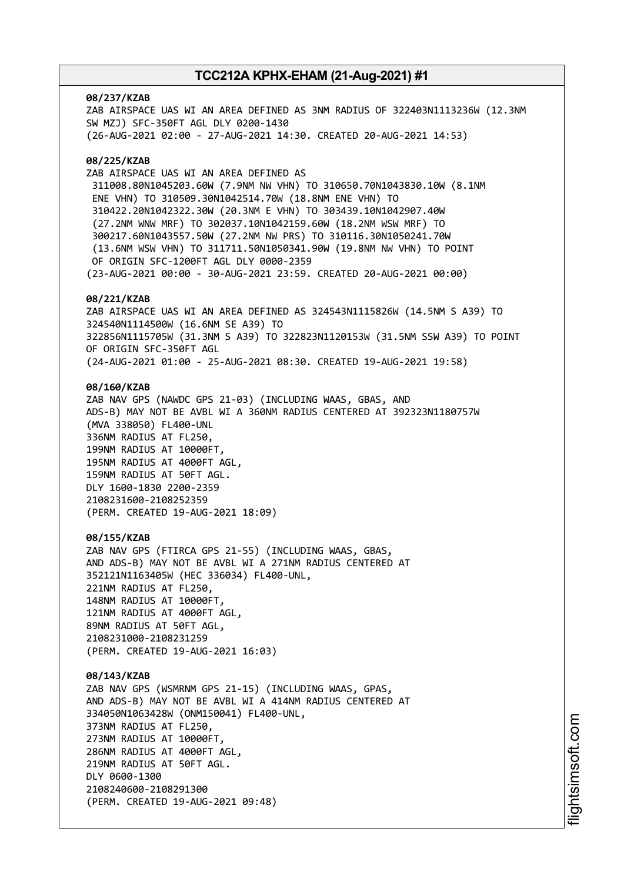**08/237/KZAB**
ZAB AIRSPACE UAS WI AN AREA DEFINED AS 3NM RADIUS OF 322403N1113236W (12.3NM SW MZJ) SFC-350FT AGL DLY 0200-1430
(26-AUG-2021 02:00 - 27-AUG-2021 14:30. CREATED 20-AUG-2021 14:53)

**08/225/KZAB**
ZAB AIRSPACE UAS WI AN AREA DEFINED AS
311008.80N1045203.60W (7.9NM NW VHN) TO 310650.70N1043830.10W (8.1NM ENE VHN) TO 310509.30N1042514.70W (18.8NM ENE VHN) TO 310422.20N1042322.30W (20.3NM E VHN) TO 303439.10N1042907.40W (27.2NM WNW MRF) TO 302037.10N1042159.60W (18.2NM WSW MRF) TO 300217.60N1043557.50W (27.2NM NW PRS) TO 310116.30N1050241.70W (13.6NM WSW VHN) TO 311711.50N1050341.90W (19.8NM NW VHN) TO POINT OF ORIGIN SFC-1200FT AGL DLY 0000-2359
(23-AUG-2021 00:00 - 30-AUG-2021 23:59. CREATED 20-AUG-2021 00:00)

**08/221/KZAB**
ZAB AIRSPACE UAS WI AN AREA DEFINED AS 324543N1115826W (14.5NM S A39) TO 324540N1114500W (16.6NM SE A39) TO 322856N1115705W (31.3NM S A39) TO 322823N1120153W (31.5NM SSW A39) TO POINT OF ORIGIN SFC-350FT AGL
(24-AUG-2021 01:00 - 25-AUG-2021 08:30. CREATED 19-AUG-2021 19:58)

**08/160/KZAB**
ZAB NAV GPS (NAWDC GPS 21-03) (INCLUDING WAAS, GBAS, AND ADS-B) MAY NOT BE AVBL WI A 360NM RADIUS CENTERED AT 392323N1180757W (MVA 338050) FL400-UNL
336NM RADIUS AT FL250,
199NM RADIUS AT 10000FT,
195NM RADIUS AT 4000FT AGL,
159NM RADIUS AT 50FT AGL.
DLY 1600-1830 2200-2359
2108231600-2108252359
(PERM. CREATED 19-AUG-2021 18:09)

**08/155/KZAB**
ZAB NAV GPS (FTIRCA GPS 21-55) (INCLUDING WAAS, GBAS, AND ADS-B) MAY NOT BE AVBL WI A 271NM RADIUS CENTERED AT 352121N1163405W (HEC 336034) FL400-UNL,
221NM RADIUS AT FL250,
148NM RADIUS AT 10000FT,
121NM RADIUS AT 4000FT AGL,
89NM RADIUS AT 50FT AGL,
2108231000-2108231259
(PERM. CREATED 19-AUG-2021 16:03)

**08/143/KZAB**
ZAB NAV GPS (WSMRNM GPS 21-15) (INCLUDING WAAS, GPAS, AND ADS-B) MAY NOT BE AVBL WI A 414NM RADIUS CENTERED AT 334050N1063428W (ONM150041) FL400-UNL,
373NM RADIUS AT FL250,
273NM RADIUS AT 10000FT,
286NM RADIUS AT 4000FT AGL,
219NM RADIUS AT 50FT AGL.
DLY 0600-1300
2108240600-2108291300
(PERM. CREATED 19-AUG-2021 09:48)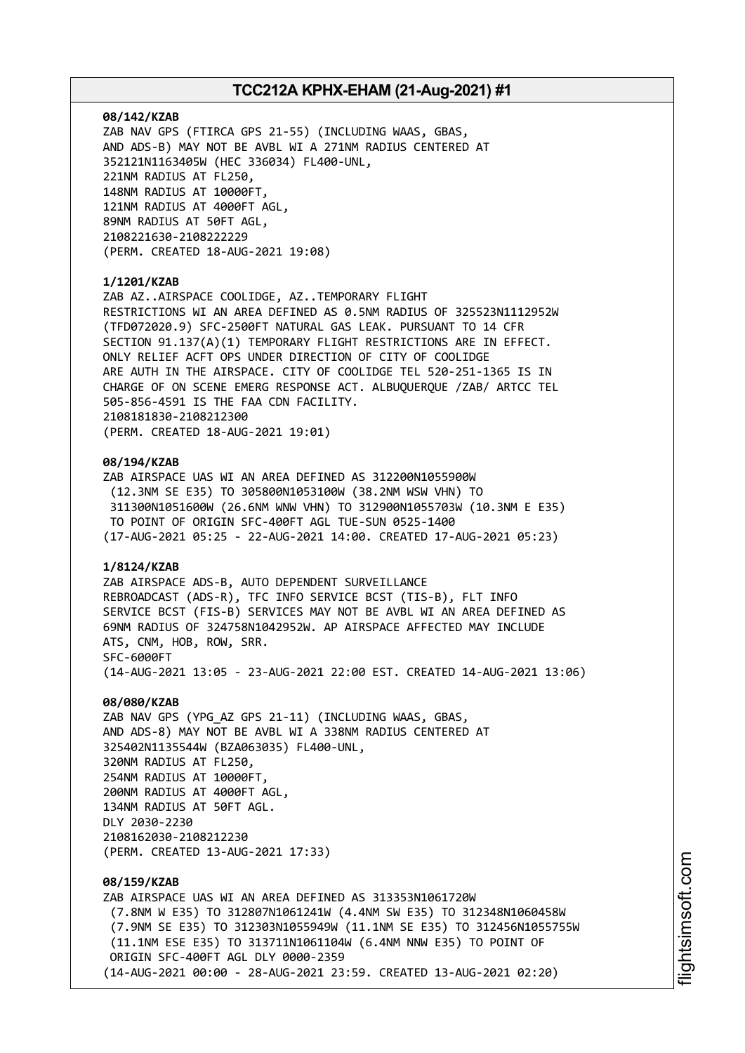**08/142/KZAB**
ZAB NAV GPS (FTIRCA GPS 21-55) (INCLUDING WAAS, GBAS, AND ADS-B) MAY NOT BE AVBL WI A 271NM RADIUS CENTERED AT 352121N1163405W (HEC 336034) FL400-UNL,
221NM RADIUS AT FL250,
148NM RADIUS AT 10000FT,
121NM RADIUS AT 4000FT AGL,
89NM RADIUS AT 50FT AGL,
2108221630-2108222229
(PERM. CREATED 18-AUG-2021 19:08)

**1/1201/KZAB**
ZAB AZ..AIRSPACE COOLIDGE, AZ..TEMPORARY FLIGHT RESTRICTIONS WI AN AREA DEFINED AS 0.5NM RADIUS OF 325523N1112952W (TFD072020.9) SFC-2500FT NATURAL GAS LEAK. PURSUANT TO 14 CFR SECTION 91.137(A)(1) TEMPORARY FLIGHT RESTRICTIONS ARE IN EFFECT. ONLY RELIEF ACFT OPS UNDER DIRECTION OF CITY OF COOLIDGE ARE AUTH IN THE AIRSPACE. CITY OF COOLIDGE TEL 520-251-1365 IS IN CHARGE OF ON SCENE EMERG RESPONSE ACT. ALBUQUERQUE /ZAB/ ARTCC TEL 505-856-4591 IS THE FAA CDN FACILITY.
2108181830-2108212300
(PERM. CREATED 18-AUG-2021 19:01)

**08/194/KZAB**
ZAB AIRSPACE UAS WI AN AREA DEFINED AS 312200N1055900W (12.3NM SE E35) TO 305800N1053100W (38.2NM WSW VHN) TO 311300N1051600W (26.6NM WNW VHN) TO 312900N1055703W (10.3NM E E35) TO POINT OF ORIGIN SFC-400FT AGL TUE-SUN 0525-1400
(17-AUG-2021 05:25 - 22-AUG-2021 14:00. CREATED 17-AUG-2021 05:23)

**1/8124/KZAB**
ZAB AIRSPACE ADS-B, AUTO DEPENDENT SURVEILLANCE REBROADCAST (ADS-R), TFC INFO SERVICE BCST (TIS-B), FLT INFO SERVICE BCST (FIS-B) SERVICES MAY NOT BE AVBL WI AN AREA DEFINED AS 69NM RADIUS OF 324758N1042952W. AP AIRSPACE AFFECTED MAY INCLUDE ATS, CNM, HOB, ROW, SRR.
SFC-6000FT
(14-AUG-2021 13:05 - 23-AUG-2021 22:00 EST. CREATED 14-AUG-2021 13:06)

**08/080/KZAB**
ZAB NAV GPS (YPG_AZ GPS 21-11) (INCLUDING WAAS, GBAS, AND ADS-8) MAY NOT BE AVBL WI A 338NM RADIUS CENTERED AT 325402N1135544W (BZA063035) FL400-UNL,
320NM RADIUS AT FL250,
254NM RADIUS AT 10000FT,
200NM RADIUS AT 4000FT AGL,
134NM RADIUS AT 50FT AGL.
DLY 2030-2230
2108162030-2108212230
(PERM. CREATED 13-AUG-2021 17:33)

**08/159/KZAB**
ZAB AIRSPACE UAS WI AN AREA DEFINED AS 313353N1061720W (7.8NM W E35) TO 312807N1061241W (4.4NM SW E35) TO 312348N1060458W (7.9NM SE E35) TO 312303N1055949W (11.1NM SE E35) TO 312456N1055755W (11.1NM ESE E35) TO 313711N1061104W (6.4NM NNW E35) TO POINT OF ORIGIN SFC-400FT AGL DLY 0000-2359
(14-AUG-2021 00:00 - 28-AUG-2021 23:59. CREATED 13-AUG-2021 02:20)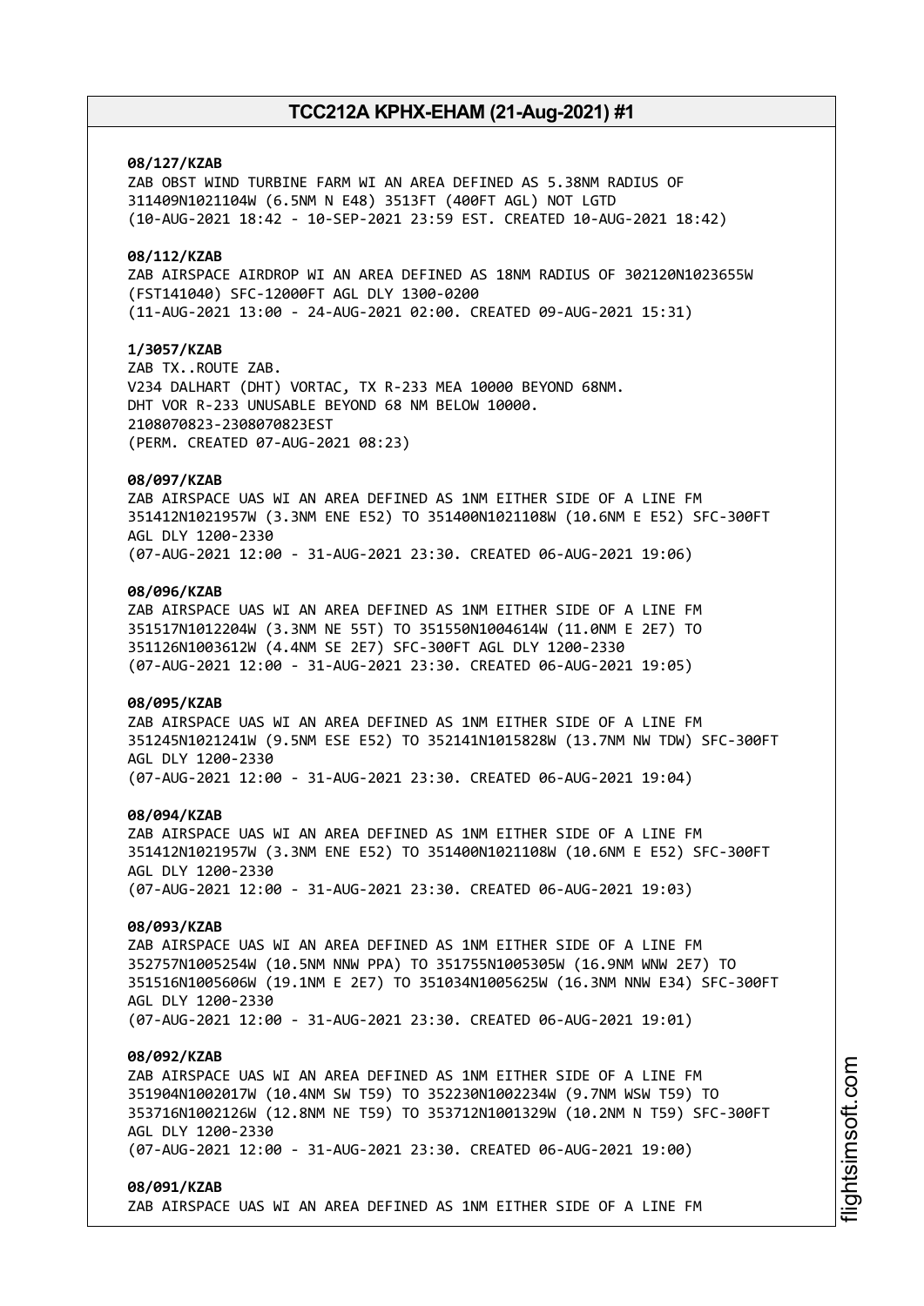**08/127/KZAB**
ZAB OBST WIND TURBINE FARM WI AN AREA DEFINED AS 5.38NM RADIUS OF 311409N1021104W (6.5NM N E48) 3513FT (400FT AGL) NOT LGTD
(10-AUG-2021 18:42 - 10-SEP-2021 23:59 EST. CREATED 10-AUG-2021 18:42)

**08/112/KZAB**
ZAB AIRSPACE AIRDROP WI AN AREA DEFINED AS 18NM RADIUS OF 302120N1023655W (FST141040) SFC-12000FT AGL DLY 1300-0200
(11-AUG-2021 13:00 - 24-AUG-2021 02:00. CREATED 09-AUG-2021 15:31)

**1/3057/KZAB**
ZAB TX..ROUTE ZAB.
V234 DALHART (DHT) VORTAC, TX R-233 MEA 10000 BEYOND 68NM.
DHT VOR R-233 UNUSABLE BEYOND 68 NM BELOW 10000.
2108070823-2308070823EST
(PERM. CREATED 07-AUG-2021 08:23)

**08/097/KZAB**
ZAB AIRSPACE UAS WI AN AREA DEFINED AS 1NM EITHER SIDE OF A LINE FM 351412N1021957W (3.3NM ENE E52) TO 351400N1021108W (10.6NM E E52) SFC-300FT AGL DLY 1200-2330
(07-AUG-2021 12:00 - 31-AUG-2021 23:30. CREATED 06-AUG-2021 19:06)

**08/096/KZAB**
ZAB AIRSPACE UAS WI AN AREA DEFINED AS 1NM EITHER SIDE OF A LINE FM 351517N1012204W (3.3NM NE 55T) TO 351550N1004614W (11.0NM E 2E7) TO 351126N1003612W (4.4NM SE 2E7) SFC-300FT AGL DLY 1200-2330
(07-AUG-2021 12:00 - 31-AUG-2021 23:30. CREATED 06-AUG-2021 19:05)

**08/095/KZAB**
ZAB AIRSPACE UAS WI AN AREA DEFINED AS 1NM EITHER SIDE OF A LINE FM 351245N1021241W (9.5NM ESE E52) TO 352141N1015828W (13.7NM NW TDW) SFC-300FT AGL DLY 1200-2330
(07-AUG-2021 12:00 - 31-AUG-2021 23:30. CREATED 06-AUG-2021 19:04)

**08/094/KZAB**
ZAB AIRSPACE UAS WI AN AREA DEFINED AS 1NM EITHER SIDE OF A LINE FM 351412N1021957W (3.3NM ENE E52) TO 351400N1021108W (10.6NM E E52) SFC-300FT AGL DLY 1200-2330
(07-AUG-2021 12:00 - 31-AUG-2021 23:30. CREATED 06-AUG-2021 19:03)

**08/093/KZAB**
ZAB AIRSPACE UAS WI AN AREA DEFINED AS 1NM EITHER SIDE OF A LINE FM 352757N1005254W (10.5NM NNW PPA) TO 351755N1005305W (16.9NM WNW 2E7) TO 351516N1005606W (19.1NM E 2E7) TO 351034N1005625W (16.3NM NNW E34) SFC-300FT AGL DLY 1200-2330
(07-AUG-2021 12:00 - 31-AUG-2021 23:30. CREATED 06-AUG-2021 19:01)

**08/092/KZAB**
ZAB AIRSPACE UAS WI AN AREA DEFINED AS 1NM EITHER SIDE OF A LINE FM 351904N1002017W (10.4NM SW T59) TO 352230N1002234W (9.7NM WSW T59) TO 353716N1002126W (12.8NM NE T59) TO 353712N1001329W (10.2NM N T59) SFC-300FT AGL DLY 1200-2330
(07-AUG-2021 12:00 - 31-AUG-2021 23:30. CREATED 06-AUG-2021 19:00)

**08/091/KZAB**
ZAB AIRSPACE UAS WI AN AREA DEFINED AS 1NM EITHER SIDE OF A LINE FM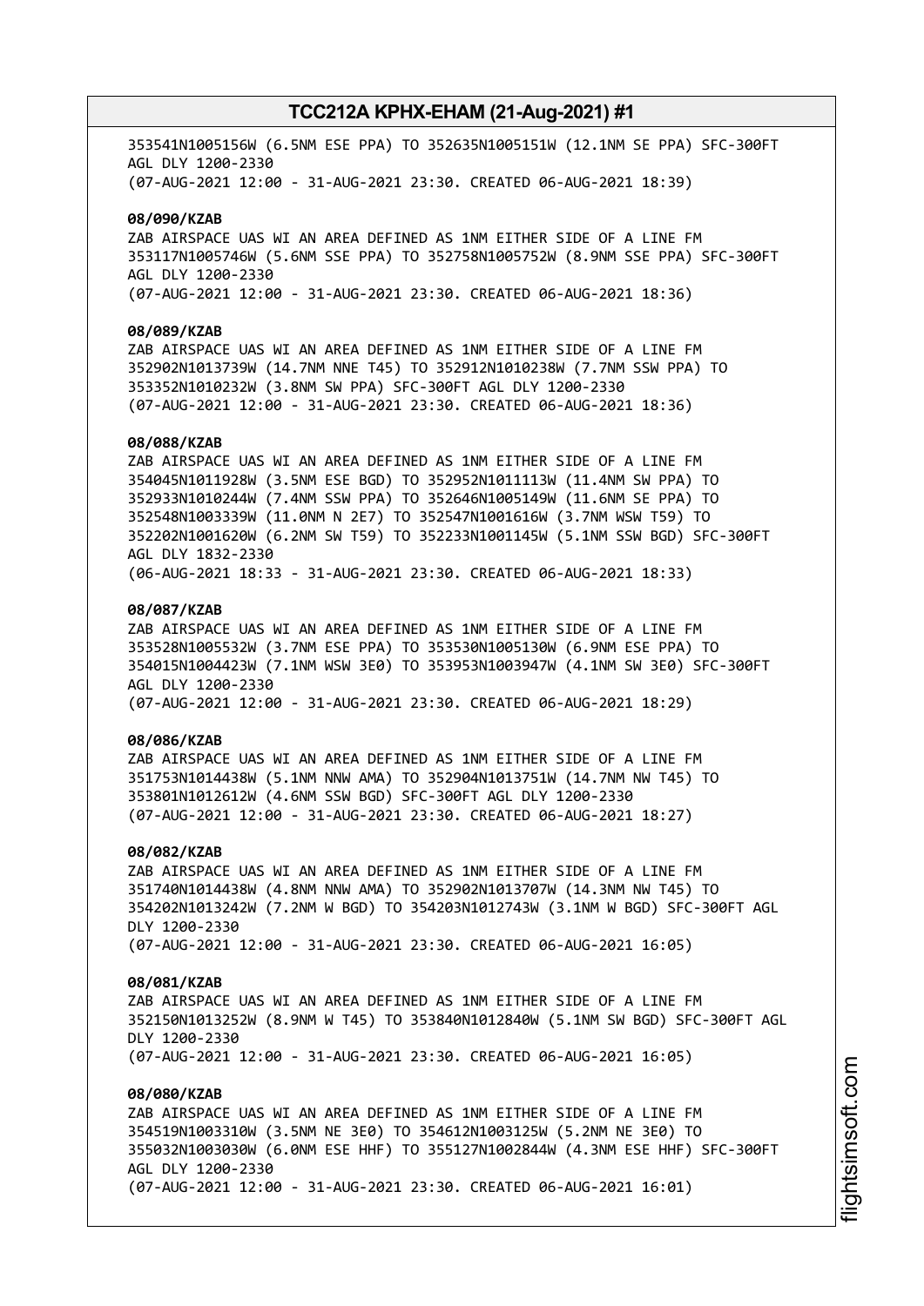353541N1005156W (6.5NM ESE PPA) TO 352635N1005151W (12.1NM SE PPA) SFC-300FT AGL DLY 1200-2330
(07-AUG-2021 12:00 - 31-AUG-2021 23:30. CREATED 06-AUG-2021 18:39)

**08/090/KZAB**
ZAB AIRSPACE UAS WI AN AREA DEFINED AS 1NM EITHER SIDE OF A LINE FM 353117N1005746W (5.6NM SSE PPA) TO 352758N1005752W (8.9NM SSE PPA) SFC-300FT AGL DLY 1200-2330
(07-AUG-2021 12:00 - 31-AUG-2021 23:30. CREATED 06-AUG-2021 18:36)

**08/089/KZAB**
ZAB AIRSPACE UAS WI AN AREA DEFINED AS 1NM EITHER SIDE OF A LINE FM 352902N1013739W (14.7NM NNE T45) TO 352912N1010238W (7.7NM SSW PPA) TO 353352N1010232W (3.8NM SW PPA) SFC-300FT AGL DLY 1200-2330
(07-AUG-2021 12:00 - 31-AUG-2021 23:30. CREATED 06-AUG-2021 18:36)

**08/088/KZAB**
ZAB AIRSPACE UAS WI AN AREA DEFINED AS 1NM EITHER SIDE OF A LINE FM 354045N1011928W (3.5NM ESE BGD) TO 352952N1011113W (11.4NM SW PPA) TO 352933N1010244W (7.4NM SSW PPA) TO 352646N1005149W (11.6NM SE PPA) TO 352548N1003339W (11.0NM N 2E7) TO 352547N1001616W (3.7NM WSW T59) TO 352202N1001620W (6.2NM SW T59) TO 352233N1001145W (5.1NM SSW BGD) SFC-300FT AGL DLY 1832-2330
(06-AUG-2021 18:33 - 31-AUG-2021 23:30. CREATED 06-AUG-2021 18:33)

**08/087/KZAB**
ZAB AIRSPACE UAS WI AN AREA DEFINED AS 1NM EITHER SIDE OF A LINE FM 353528N1005532W (3.7NM ESE PPA) TO 353530N1005130W (6.9NM ESE PPA) TO 354015N1004423W (7.1NM WSW 3E0) TO 353953N1003947W (4.1NM SW 3E0) SFC-300FT AGL DLY 1200-2330
(07-AUG-2021 12:00 - 31-AUG-2021 23:30. CREATED 06-AUG-2021 18:29)

**08/086/KZAB**
ZAB AIRSPACE UAS WI AN AREA DEFINED AS 1NM EITHER SIDE OF A LINE FM 351753N1014438W (5.1NM NNW AMA) TO 352904N1013751W (14.7NM NW T45) TO 353801N1012612W (4.6NM SSW BGD) SFC-300FT AGL DLY 1200-2330
(07-AUG-2021 12:00 - 31-AUG-2021 23:30. CREATED 06-AUG-2021 18:27)

**08/082/KZAB**
ZAB AIRSPACE UAS WI AN AREA DEFINED AS 1NM EITHER SIDE OF A LINE FM 351740N1014438W (4.8NM NNW AMA) TO 352902N1013707W (14.3NM NW T45) TO 354202N1013242W (7.2NM W BGD) TO 354203N1012743W (3.1NM W BGD) SFC-300FT AGL DLY 1200-2330
(07-AUG-2021 12:00 - 31-AUG-2021 23:30. CREATED 06-AUG-2021 16:05)

**08/081/KZAB**
ZAB AIRSPACE UAS WI AN AREA DEFINED AS 1NM EITHER SIDE OF A LINE FM 352150N1013252W (8.9NM W T45) TO 353840N1012840W (5.1NM SW BGD) SFC-300FT AGL DLY 1200-2330
(07-AUG-2021 12:00 - 31-AUG-2021 23:30. CREATED 06-AUG-2021 16:05)

**08/080/KZAB**
ZAB AIRSPACE UAS WI AN AREA DEFINED AS 1NM EITHER SIDE OF A LINE FM 354519N1003310W (3.5NM NE 3E0) TO 354612N1003125W (5.2NM NE 3E0) TO 355032N1003030W (6.0NM ESE HHF) TO 355127N1002844W (4.3NM ESE HHF) SFC-300FT AGL DLY 1200-2330
(07-AUG-2021 12:00 - 31-AUG-2021 23:30. CREATED 06-AUG-2021 16:01)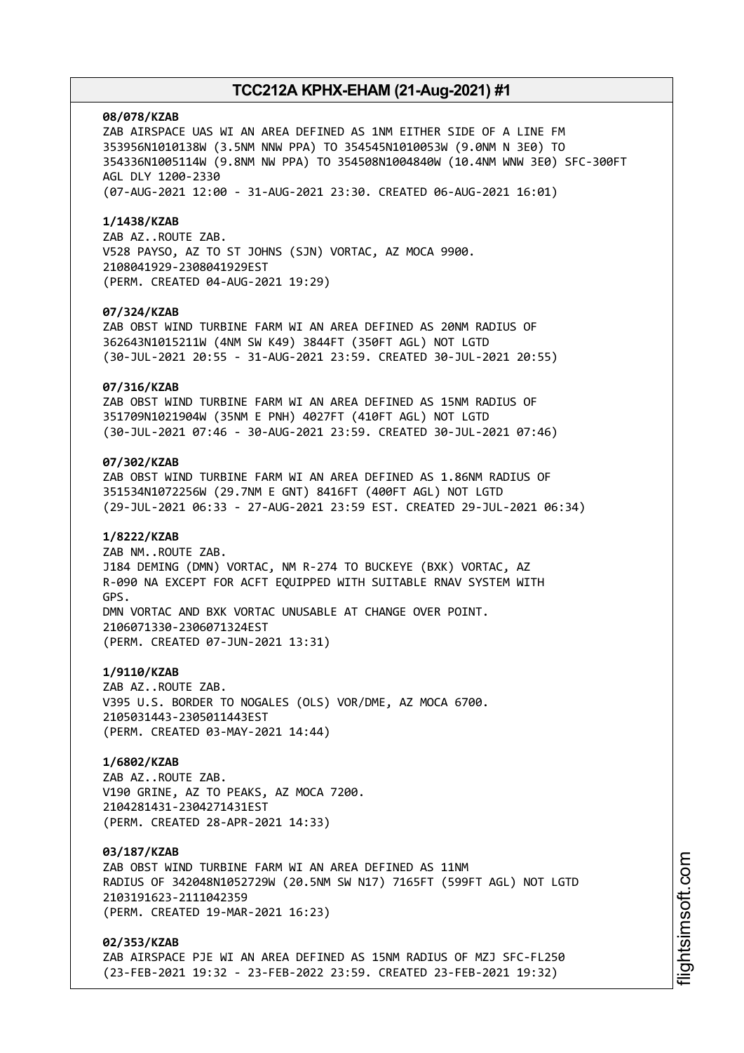**08/078/KZAB**
ZAB AIRSPACE UAS WI AN AREA DEFINED AS 1NM EITHER SIDE OF A LINE FM 353956N1010138W (3.5NM NNW PPA) TO 354545N1010053W (9.0NM N 3E0) TO 354336N1005114W (9.8NM NW PPA) TO 354508N1004840W (10.4NM WNW 3E0) SFC-300FT AGL DLY 1200-2330
(07-AUG-2021 12:00 - 31-AUG-2021 23:30. CREATED 06-AUG-2021 16:01)

**1/1438/KZAB**
ZAB AZ..ROUTE ZAB.
V528 PAYSO, AZ TO ST JOHNS (SJN) VORTAC, AZ MOCA 9900.
2108041929-2308041929EST
(PERM. CREATED 04-AUG-2021 19:29)

**07/324/KZAB**
ZAB OBST WIND TURBINE FARM WI AN AREA DEFINED AS 20NM RADIUS OF 362643N1015211W (4NM SW K49) 3844FT (350FT AGL) NOT LGTD
(30-JUL-2021 20:55 - 31-AUG-2021 23:59. CREATED 30-JUL-2021 20:55)

**07/316/KZAB**
ZAB OBST WIND TURBINE FARM WI AN AREA DEFINED AS 15NM RADIUS OF 351709N1021904W (35NM E PNH) 4027FT (410FT AGL) NOT LGTD
(30-JUL-2021 07:46 - 30-AUG-2021 23:59. CREATED 30-JUL-2021 07:46)

**07/302/KZAB**
ZAB OBST WIND TURBINE FARM WI AN AREA DEFINED AS 1.86NM RADIUS OF 351534N1072256W (29.7NM E GNT) 8416FT (400FT AGL) NOT LGTD
(29-JUL-2021 06:33 - 27-AUG-2021 23:59 EST. CREATED 29-JUL-2021 06:34)

**1/8222/KZAB**
ZAB NM..ROUTE ZAB.
J184 DEMING (DMN) VORTAC, NM R-274 TO BUCKEYE (BXK) VORTAC, AZ R-090 NA EXCEPT FOR ACFT EQUIPPED WITH SUITABLE RNAV SYSTEM WITH GPS.
DMN VORTAC AND BXK VORTAC UNUSABLE AT CHANGE OVER POINT.
2106071330-2306071324EST
(PERM. CREATED 07-JUN-2021 13:31)

**1/9110/KZAB**
ZAB AZ..ROUTE ZAB.
V395 U.S. BORDER TO NOGALES (OLS) VOR/DME, AZ MOCA 6700.
2105031443-2305011443EST
(PERM. CREATED 03-MAY-2021 14:44)

**1/6802/KZAB**
ZAB AZ..ROUTE ZAB.
V190 GRINE, AZ TO PEAKS, AZ MOCA 7200.
2104281431-2304271431EST
(PERM. CREATED 28-APR-2021 14:33)

**03/187/KZAB**
ZAB OBST WIND TURBINE FARM WI AN AREA DEFINED AS 11NM RADIUS OF 342048N1052729W (20.5NM SW N17) 7165FT (599FT AGL) NOT LGTD
2103191623-2111042359
(PERM. CREATED 19-MAR-2021 16:23)

**02/353/KZAB**
ZAB AIRSPACE PJE WI AN AREA DEFINED AS 15NM RADIUS OF MZJ SFC-FL250
(23-FEB-2021 19:32 - 23-FEB-2022 23:59. CREATED 23-FEB-2021 19:32)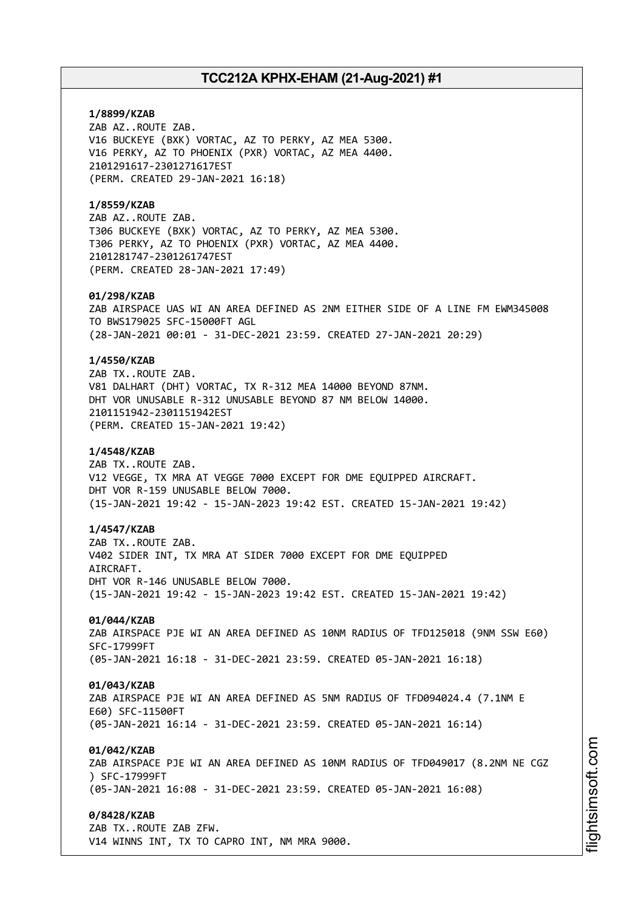**1/8899/KZAB**
ZAB AZ..ROUTE ZAB.
V16 BUCKEYE (BXK) VORTAC, AZ TO PERKY, AZ MEA 5300.
V16 PERKY, AZ TO PHOENIX (PXR) VORTAC, AZ MEA 4400.
2101291617-2301271617EST
(PERM. CREATED 29-JAN-2021 16:18)

**1/8559/KZAB**
ZAB AZ..ROUTE ZAB.
T306 BUCKEYE (BXK) VORTAC, AZ TO PERKY, AZ MEA 5300.
T306 PERKY, AZ TO PHOENIX (PXR) VORTAC, AZ MEA 4400.
2101281747-2301261747EST
(PERM. CREATED 28-JAN-2021 17:49)

**01/298/KZAB**
ZAB AIRSPACE UAS WI AN AREA DEFINED AS 2NM EITHER SIDE OF A LINE FM EWM345008 TO BWS179025 SFC-15000FT AGL
(28-JAN-2021 00:01 - 31-DEC-2021 23:59. CREATED 27-JAN-2021 20:29)

**1/4550/KZAB**
ZAB TX..ROUTE ZAB.
V81 DALHART (DHT) VORTAC, TX R-312 MEA 14000 BEYOND 87NM.
DHT VOR UNUSABLE R-312 UNUSABLE BEYOND 87 NM BELOW 14000.
2101151942-2301151942EST
(PERM. CREATED 15-JAN-2021 19:42)

**1/4548/KZAB**
ZAB TX..ROUTE ZAB.
V12 VEGGE, TX MRA AT VEGGE 7000 EXCEPT FOR DME EQUIPPED AIRCRAFT.
DHT VOR R-159 UNUSABLE BELOW 7000.
(15-JAN-2021 19:42 - 15-JAN-2023 19:42 EST. CREATED 15-JAN-2021 19:42)

**1/4547/KZAB**
ZAB TX..ROUTE ZAB.
V402 SIDER INT, TX MRA AT SIDER 7000 EXCEPT FOR DME EQUIPPED AIRCRAFT.
DHT VOR R-146 UNUSABLE BELOW 7000.
(15-JAN-2021 19:42 - 15-JAN-2023 19:42 EST. CREATED 15-JAN-2021 19:42)

**01/044/KZAB**
ZAB AIRSPACE PJE WI AN AREA DEFINED AS 10NM RADIUS OF TFD125018 (9NM SSW E60) SFC-17999FT
(05-JAN-2021 16:18 - 31-DEC-2021 23:59. CREATED 05-JAN-2021 16:18)

**01/043/KZAB**
ZAB AIRSPACE PJE WI AN AREA DEFINED AS 5NM RADIUS OF TFD094024.4 (7.1NM E E60) SFC-11500FT
(05-JAN-2021 16:14 - 31-DEC-2021 23:59. CREATED 05-JAN-2021 16:14)

**01/042/KZAB**
ZAB AIRSPACE PJE WI AN AREA DEFINED AS 10NM RADIUS OF TFD049017 (8.2NM NE CGZ ) SFC-17999FT
(05-JAN-2021 16:08 - 31-DEC-2021 23:59. CREATED 05-JAN-2021 16:08)

**0/8428/KZAB**
ZAB TX..ROUTE ZAB ZFW.
V14 WINNS INT, TX TO CAPRO INT, NM MRA 9000.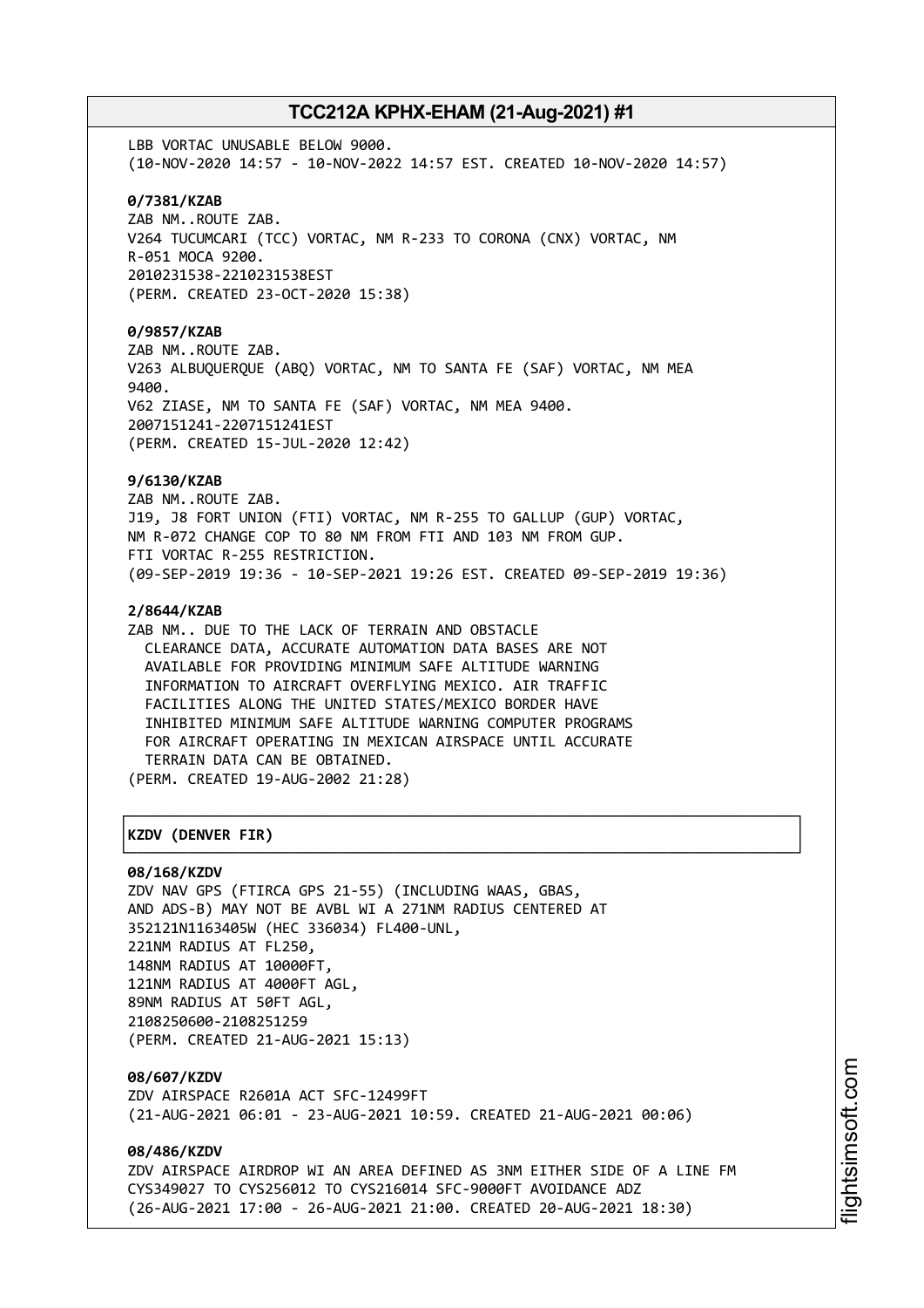LBB VORTAC UNUSABLE BELOW 9000.
(10-NOV-2020 14:57 - 10-NOV-2022 14:57 EST. CREATED 10-NOV-2020 14:57)

**0/7381/KZAB**
ZAB NM..ROUTE ZAB.
V264 TUCUMCARI (TCC) VORTAC, NM R-233 TO CORONA (CNX) VORTAC, NM
R-051 MOCA 9200.
2010231538-2210231538EST
(PERM. CREATED 23-OCT-2020 15:38)

**0/9857/KZAB**
ZAB NM..ROUTE ZAB.
V263 ALBUQUERQUE (ABQ) VORTAC, NM TO SANTA FE (SAF) VORTAC, NM MEA
9400.
V62 ZIASE, NM TO SANTA FE (SAF) VORTAC, NM MEA 9400.
2007151241-2207151241EST
(PERM. CREATED 15-JUL-2020 12:42)

**9/6130/KZAB**
ZAB NM..ROUTE ZAB.
J19, J8 FORT UNION (FTI) VORTAC, NM R-255 TO GALLUP (GUP) VORTAC,
NM R-072 CHANGE COP TO 80 NM FROM FTI AND 103 NM FROM GUP.
FTI VORTAC R-255 RESTRICTION.
(09-SEP-2019 19:36 - 10-SEP-2021 19:26 EST. CREATED 09-SEP-2019 19:36)

**2/8644/KZAB**
ZAB NM.. DUE TO THE LACK OF TERRAIN AND OBSTACLE
CLEARANCE DATA, ACCURATE AUTOMATION DATA BASES ARE NOT
AVAILABLE FOR PROVIDING MINIMUM SAFE ALTITUDE WARNING
INFORMATION TO AIRCRAFT OVERFLYING MEXICO. AIR TRAFFIC
FACILITIES ALONG THE UNITED STATES/MEXICO BORDER HAVE
INHIBITED MINIMUM SAFE ALTITUDE WARNING COMPUTER PROGRAMS
FOR AIRCRAFT OPERATING IN MEXICAN AIRSPACE UNTIL ACCURATE
TERRAIN DATA CAN BE OBTAINED.
(PERM. CREATED 19-AUG-2002 21:28)

## KZDV (DENVER FIR)

**08/168/KZDV**
ZDV NAV GPS (FTIRCA GPS 21-55) (INCLUDING WAAS, GBAS,
AND ADS-B) MAY NOT BE AVBL WI A 271NM RADIUS CENTERED AT
352121N1163405W (HEC 336034) FL400-UNL,
221NM RADIUS AT FL250,
148NM RADIUS AT 10000FT,
121NM RADIUS AT 4000FT AGL,
89NM RADIUS AT 50FT AGL,
2108250600-2108251259
(PERM. CREATED 21-AUG-2021 15:13)

**08/607/KZDV**
ZDV AIRSPACE R2601A ACT SFC-12499FT
(21-AUG-2021 06:01 - 23-AUG-2021 10:59. CREATED 21-AUG-2021 00:06)

**08/486/KZDV**
ZDV AIRSPACE AIRDROP WI AN AREA DEFINED AS 3NM EITHER SIDE OF A LINE FM
CYS349027 TO CYS256012 TO CYS216014 SFC-9000FT AVOIDANCE ADZ
(26-AUG-2021 17:00 - 26-AUG-2021 21:00. CREATED 20-AUG-2021 18:30)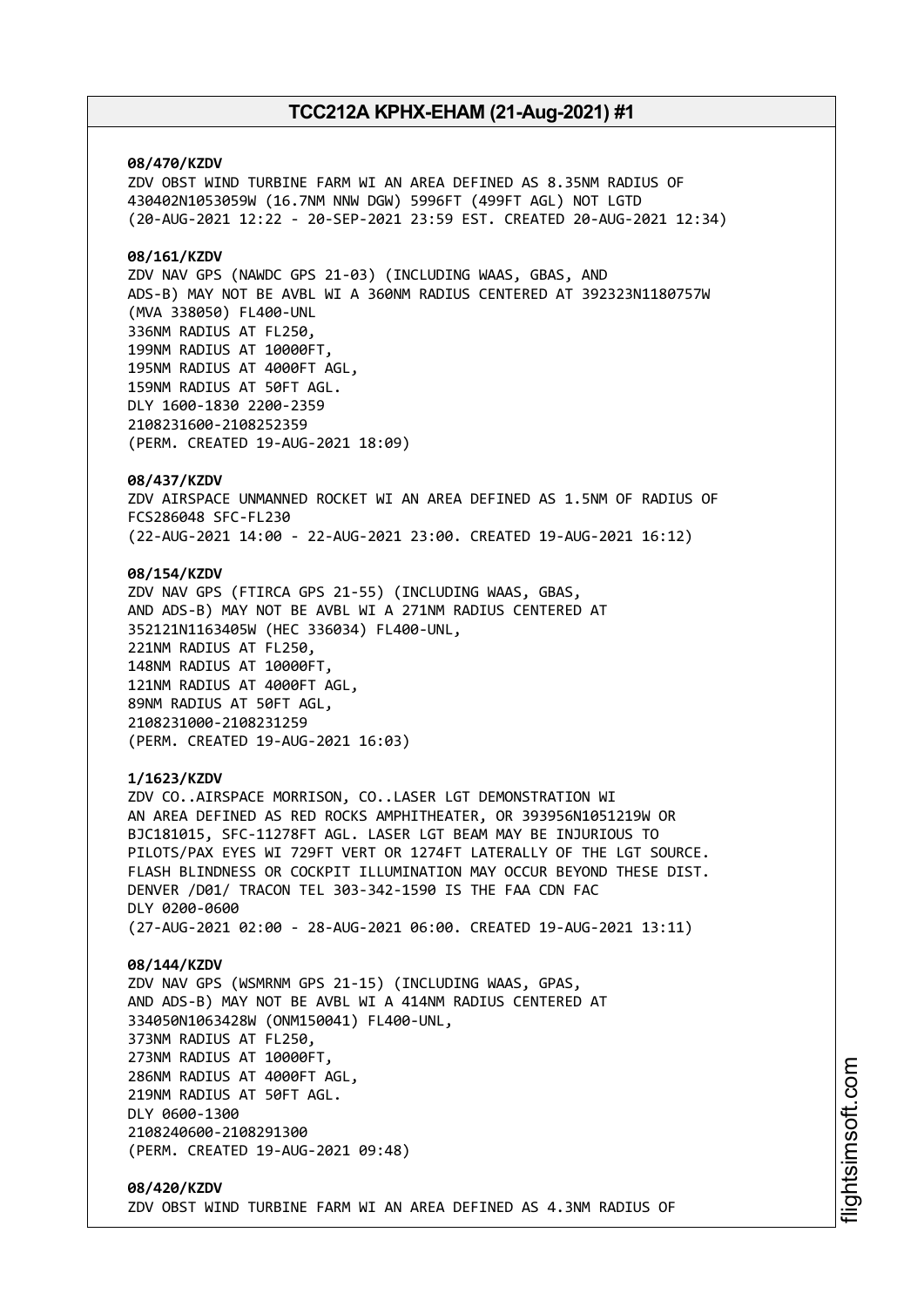**08/470/KZDV**
ZDV OBST WIND TURBINE FARM WI AN AREA DEFINED AS 8.35NM RADIUS OF 430402N1053059W (16.7NM NNW DGW) 5996FT (499FT AGL) NOT LGTD
(20-AUG-2021 12:22 - 20-SEP-2021 23:59 EST. CREATED 20-AUG-2021 12:34)

**08/161/KZDV**
ZDV NAV GPS (NAWDC GPS 21-03) (INCLUDING WAAS, GBAS, AND ADS-B) MAY NOT BE AVBL WI A 360NM RADIUS CENTERED AT 392323N1180757W (MVA 338050) FL400-UNL
336NM RADIUS AT FL250,
199NM RADIUS AT 10000FT,
195NM RADIUS AT 4000FT AGL,
159NM RADIUS AT 50FT AGL.
DLY 1600-1830 2200-2359
2108231600-2108252359
(PERM. CREATED 19-AUG-2021 18:09)

**08/437/KZDV**
ZDV AIRSPACE UNMANNED ROCKET WI AN AREA DEFINED AS 1.5NM OF RADIUS OF FCS286048 SFC-FL230
(22-AUG-2021 14:00 - 22-AUG-2021 23:00. CREATED 19-AUG-2021 16:12)

**08/154/KZDV**
ZDV NAV GPS (FTIRCA GPS 21-55) (INCLUDING WAAS, GBAS, AND ADS-B) MAY NOT BE AVBL WI A 271NM RADIUS CENTERED AT 352121N1163405W (HEC 336034) FL400-UNL,
221NM RADIUS AT FL250,
148NM RADIUS AT 10000FT,
121NM RADIUS AT 4000FT AGL,
89NM RADIUS AT 50FT AGL,
2108231000-2108231259
(PERM. CREATED 19-AUG-2021 16:03)

**1/1623/KZDV**
ZDV CO..AIRSPACE MORRISON, CO..LASER LGT DEMONSTRATION WI AN AREA DEFINED AS RED ROCKS AMPHITHEATER, OR 393956N1051219W OR BJC181015, SFC-11278FT AGL. LASER LGT BEAM MAY BE INJURIOUS TO PILOTS/PAX EYES WI 729FT VERT OR 1274FT LATERALLY OF THE LGT SOURCE. FLASH BLINDNESS OR COCKPIT ILLUMINATION MAY OCCUR BEYOND THESE DIST. DENVER /D01/ TRACON TEL 303-342-1590 IS THE FAA CDN FAC
DLY 0200-0600
(27-AUG-2021 02:00 - 28-AUG-2021 06:00. CREATED 19-AUG-2021 13:11)

**08/144/KZDV**
ZDV NAV GPS (WSMRNM GPS 21-15) (INCLUDING WAAS, GPAS, AND ADS-B) MAY NOT BE AVBL WI A 414NM RADIUS CENTERED AT 334050N1063428W (ONM150041) FL400-UNL,
373NM RADIUS AT FL250,
273NM RADIUS AT 10000FT,
286NM RADIUS AT 4000FT AGL,
219NM RADIUS AT 50FT AGL.
DLY 0600-1300
2108240600-2108291300
(PERM. CREATED 19-AUG-2021 09:48)

**08/420/KZDV**
ZDV OBST WIND TURBINE FARM WI AN AREA DEFINED AS 4.3NM RADIUS OF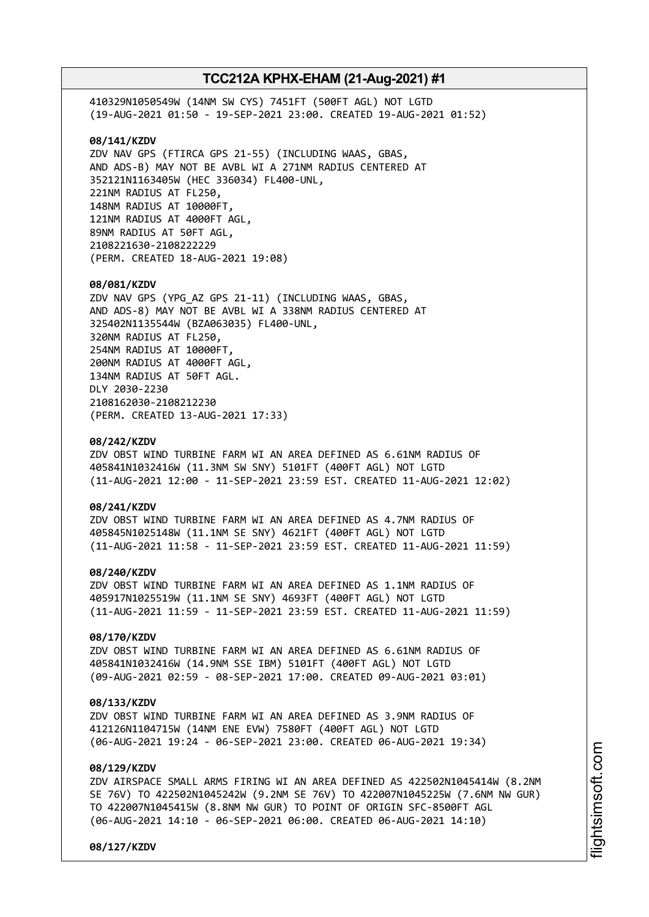410329N1050549W (14NM SW CYS) 7451FT (500FT AGL) NOT LGTD
(19-AUG-2021 01:50 - 19-SEP-2021 23:00. CREATED 19-AUG-2021 01:52)

**08/141/KZDV**
ZDV NAV GPS (FTIRCA GPS 21-55) (INCLUDING WAAS, GBAS,
AND ADS-B) MAY NOT BE AVBL WI A 271NM RADIUS CENTERED AT
352121N1163405W (HEC 336034) FL400-UNL,
221NM RADIUS AT FL250,
148NM RADIUS AT 10000FT,
121NM RADIUS AT 4000FT AGL,
89NM RADIUS AT 50FT AGL,
2108221630-2108222229
(PERM. CREATED 18-AUG-2021 19:08)

**08/081/KZDV**
ZDV NAV GPS (YPG_AZ GPS 21-11) (INCLUDING WAAS, GBAS,
AND ADS-8) MAY NOT BE AVBL WI A 338NM RADIUS CENTERED AT
325402N1135544W (BZA063035) FL400-UNL,
320NM RADIUS AT FL250,
254NM RADIUS AT 10000FT,
200NM RADIUS AT 4000FT AGL,
134NM RADIUS AT 50FT AGL.
DLY 2030-2230
2108162030-2108212230
(PERM. CREATED 13-AUG-2021 17:33)

**08/242/KZDV**
ZDV OBST WIND TURBINE FARM WI AN AREA DEFINED AS 6.61NM RADIUS OF
405841N1032416W (11.3NM SW SNY) 5101FT (400FT AGL) NOT LGTD
(11-AUG-2021 12:00 - 11-SEP-2021 23:59 EST. CREATED 11-AUG-2021 12:02)

**08/241/KZDV**
ZDV OBST WIND TURBINE FARM WI AN AREA DEFINED AS 4.7NM RADIUS OF
405845N1025148W (11.1NM SE SNY) 4621FT (400FT AGL) NOT LGTD
(11-AUG-2021 11:58 - 11-SEP-2021 23:59 EST. CREATED 11-AUG-2021 11:59)

**08/240/KZDV**
ZDV OBST WIND TURBINE FARM WI AN AREA DEFINED AS 1.1NM RADIUS OF
405917N1025519W (11.1NM SE SNY) 4693FT (400FT AGL) NOT LGTD
(11-AUG-2021 11:59 - 11-SEP-2021 23:59 EST. CREATED 11-AUG-2021 11:59)

**08/170/KZDV**
ZDV OBST WIND TURBINE FARM WI AN AREA DEFINED AS 6.61NM RADIUS OF
405841N1032416W (14.9NM SSE IBM) 5101FT (400FT AGL) NOT LGTD
(09-AUG-2021 02:59 - 08-SEP-2021 17:00. CREATED 09-AUG-2021 03:01)

**08/133/KZDV**
ZDV OBST WIND TURBINE FARM WI AN AREA DEFINED AS 3.9NM RADIUS OF
412126N1104715W (14NM ENE EVW) 7580FT (400FT AGL) NOT LGTD
(06-AUG-2021 19:24 - 06-SEP-2021 23:00. CREATED 06-AUG-2021 19:34)

**08/129/KZDV**
ZDV AIRSPACE SMALL ARMS FIRING WI AN AREA DEFINED AS 422502N1045414W (8.2NM
SE 76V) TO 422502N1045242W (9.2NM SE 76V) TO 422007N1045225W (7.6NM NW GUR)
TO 422007N1045415W (8.8NM NW GUR) TO POINT OF ORIGIN SFC-8500FT AGL
(06-AUG-2021 14:10 - 06-SEP-2021 06:00. CREATED 06-AUG-2021 14:10)

**08/127/KZDV**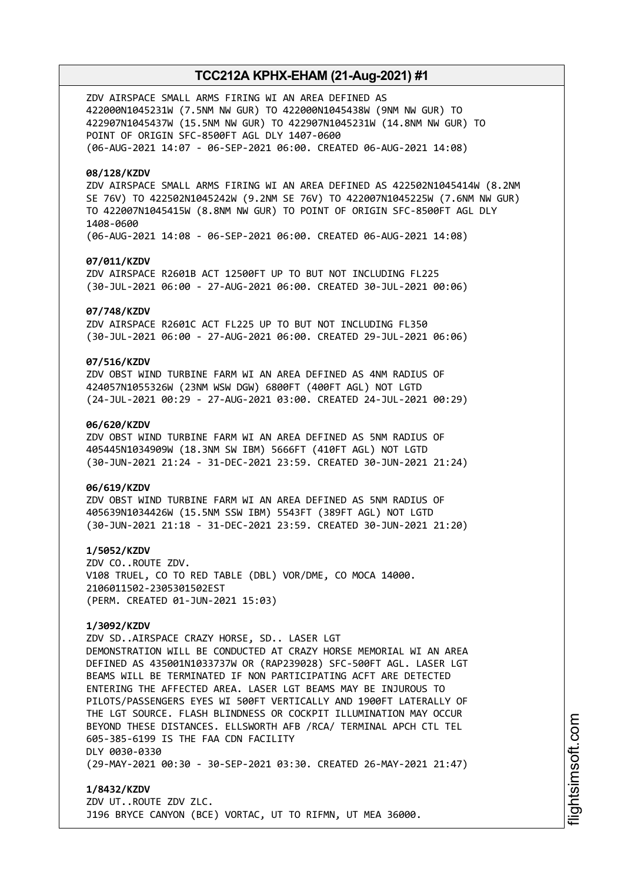ZDV AIRSPACE SMALL ARMS FIRING WI AN AREA DEFINED AS
422000N1045231W (7.5NM NW GUR) TO 422000N1045438W (9NM NW GUR) TO
422907N1045437W (15.5NM NW GUR) TO 422907N1045231W (14.8NM NW GUR) TO
POINT OF ORIGIN SFC-8500FT AGL DLY 1407-0600
(06-AUG-2021 14:07 - 06-SEP-2021 06:00. CREATED 06-AUG-2021 14:08)

**08/128/KZDV**
ZDV AIRSPACE SMALL ARMS FIRING WI AN AREA DEFINED AS 422502N1045414W (8.2NM
SE 76V) TO 422502N1045242W (9.2NM SE 76V) TO 422007N1045225W (7.6NM NW GUR)
TO 422007N1045415W (8.8NM NW GUR) TO POINT OF ORIGIN SFC-8500FT AGL DLY
1408-0600
(06-AUG-2021 14:08 - 06-SEP-2021 06:00. CREATED 06-AUG-2021 14:08)

**07/011/KZDV**
ZDV AIRSPACE R2601B ACT 12500FT UP TO BUT NOT INCLUDING FL225
(30-JUL-2021 06:00 - 27-AUG-2021 06:00. CREATED 30-JUL-2021 00:06)

**07/748/KZDV**
ZDV AIRSPACE R2601C ACT FL225 UP TO BUT NOT INCLUDING FL350
(30-JUL-2021 06:00 - 27-AUG-2021 06:00. CREATED 29-JUL-2021 06:06)

**07/516/KZDV**
ZDV OBST WIND TURBINE FARM WI AN AREA DEFINED AS 4NM RADIUS OF
424057N1055326W (23NM WSW DGW) 6800FT (400FT AGL) NOT LGTD
(24-JUL-2021 00:29 - 27-AUG-2021 03:00. CREATED 24-JUL-2021 00:29)

**06/620/KZDV**
ZDV OBST WIND TURBINE FARM WI AN AREA DEFINED AS 5NM RADIUS OF
405445N1034909W (18.3NM SW IBM) 5666FT (410FT AGL) NOT LGTD
(30-JUN-2021 21:24 - 31-DEC-2021 23:59. CREATED 30-JUN-2021 21:24)

**06/619/KZDV**
ZDV OBST WIND TURBINE FARM WI AN AREA DEFINED AS 5NM RADIUS OF
405639N1034426W (15.5NM SSW IBM) 5543FT (389FT AGL) NOT LGTD
(30-JUN-2021 21:18 - 31-DEC-2021 23:59. CREATED 30-JUN-2021 21:20)

**1/5052/KZDV**
ZDV CO..ROUTE ZDV.
V108 TRUEL, CO TO RED TABLE (DBL) VOR/DME, CO MOCA 14000.
2106011502-2305301502EST
(PERM. CREATED 01-JUN-2021 15:03)

**1/3092/KZDV**
ZDV SD..AIRSPACE CRAZY HORSE, SD.. LASER LGT
DEMONSTRATION WILL BE CONDUCTED AT CRAZY HORSE MEMORIAL WI AN AREA
DEFINED AS 435001N1033737W OR (RAP239028) SFC-500FT AGL. LASER LGT
BEAMS WILL BE TERMINATED IF NON PARTICIPATING ACFT ARE DETECTED
ENTERING THE AFFECTED AREA. LASER LGT BEAMS MAY BE INJUROUS TO
PILOTS/PASSENGERS EYES WI 500FT VERTICALLY AND 1900FT LATERALLY OF
THE LGT SOURCE. FLASH BLINDNESS OR COCKPIT ILLUMINATION MAY OCCUR
BEYOND THESE DISTANCES. ELLSWORTH AFB /RCA/ TERMINAL APCH CTL TEL
605-385-6199 IS THE FAA CDN FACILITY
DLY 0030-0330
(29-MAY-2021 00:30 - 30-SEP-2021 03:30. CREATED 26-MAY-2021 21:47)

**1/8432/KZDV**
ZDV UT..ROUTE ZDV ZLC.
J196 BRYCE CANYON (BCE) VORTAC, UT TO RIFMN, UT MEA 36000.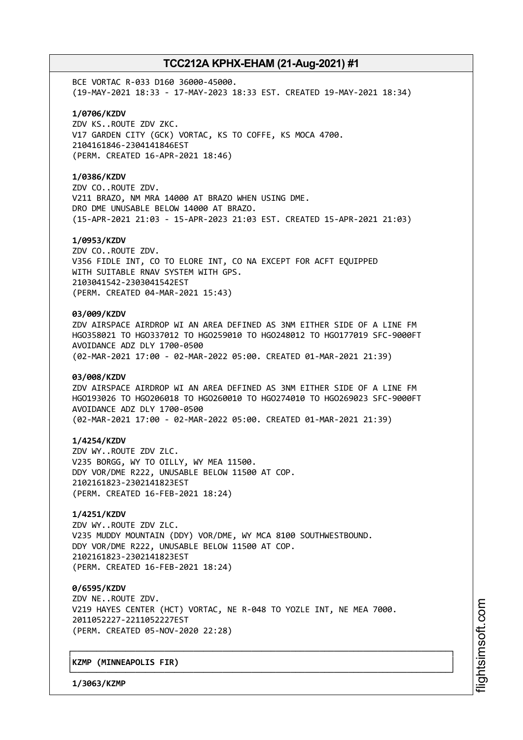BCE VORTAC R-033 D160 36000-45000.
(19-MAY-2021 18:33 - 17-MAY-2023 18:33 EST. CREATED 19-MAY-2021 18:34)

**1/0706/KZDV**
ZDV KS..ROUTE ZDV ZKC.
V17 GARDEN CITY (GCK) VORTAC, KS TO COFFE, KS MOCA 4700.
2104161846-2304141846EST
(PERM. CREATED 16-APR-2021 18:46)

**1/0386/KZDV**
ZDV CO..ROUTE ZDV.
V211 BRAZO, NM MRA 14000 AT BRAZO WHEN USING DME.
DRO DME UNUSABLE BELOW 14000 AT BRAZO.
(15-APR-2021 21:03 - 15-APR-2023 21:03 EST. CREATED 15-APR-2021 21:03)

**1/0953/KZDV**
ZDV CO..ROUTE ZDV.
V356 FIDLE INT, CO TO ELORE INT, CO NA EXCEPT FOR ACFT EQUIPPED
WITH SUITABLE RNAV SYSTEM WITH GPS.
2103041542-2303041542EST
(PERM. CREATED 04-MAR-2021 15:43)

**03/009/KZDV**
ZDV AIRSPACE AIRDROP WI AN AREA DEFINED AS 3NM EITHER SIDE OF A LINE FM
HGO358021 TO HGO337012 TO HGO259010 TO HGO248012 TO HGO177019 SFC-9000FT
AVOIDANCE ADZ DLY 1700-0500
(02-MAR-2021 17:00 - 02-MAR-2022 05:00. CREATED 01-MAR-2021 21:39)

**03/008/KZDV**
ZDV AIRSPACE AIRDROP WI AN AREA DEFINED AS 3NM EITHER SIDE OF A LINE FM
HGO193026 TO HGO206018 TO HGO260010 TO HGO274010 TO HGO269023 SFC-9000FT
AVOIDANCE ADZ DLY 1700-0500
(02-MAR-2021 17:00 - 02-MAR-2022 05:00. CREATED 01-MAR-2021 21:39)

**1/4254/KZDV**
ZDV WY..ROUTE ZDV ZLC.
V235 BORGG, WY TO OILLY, WY MEA 11500.
DDY VOR/DME R222, UNUSABLE BELOW 11500 AT COP.
2102161823-2302141823EST
(PERM. CREATED 16-FEB-2021 18:24)

**1/4251/KZDV**
ZDV WY..ROUTE ZDV ZLC.
V235 MUDDY MOUNTAIN (DDY) VOR/DME, WY MCA 8100 SOUTHWESTBOUND.
DDY VOR/DME R222, UNUSABLE BELOW 11500 AT COP.
2102161823-2302141823EST
(PERM. CREATED 16-FEB-2021 18:24)

**0/6595/KZDV**
ZDV NE..ROUTE ZDV.
V219 HAYES CENTER (HCT) VORTAC, NE R-048 TO YOZLE INT, NE MEA 7000.
2011052227-2211052227EST
(PERM. CREATED 05-NOV-2020 22:28)

**KZMP (MINNEAPOLIS FIR)**

**1/3063/KZMP**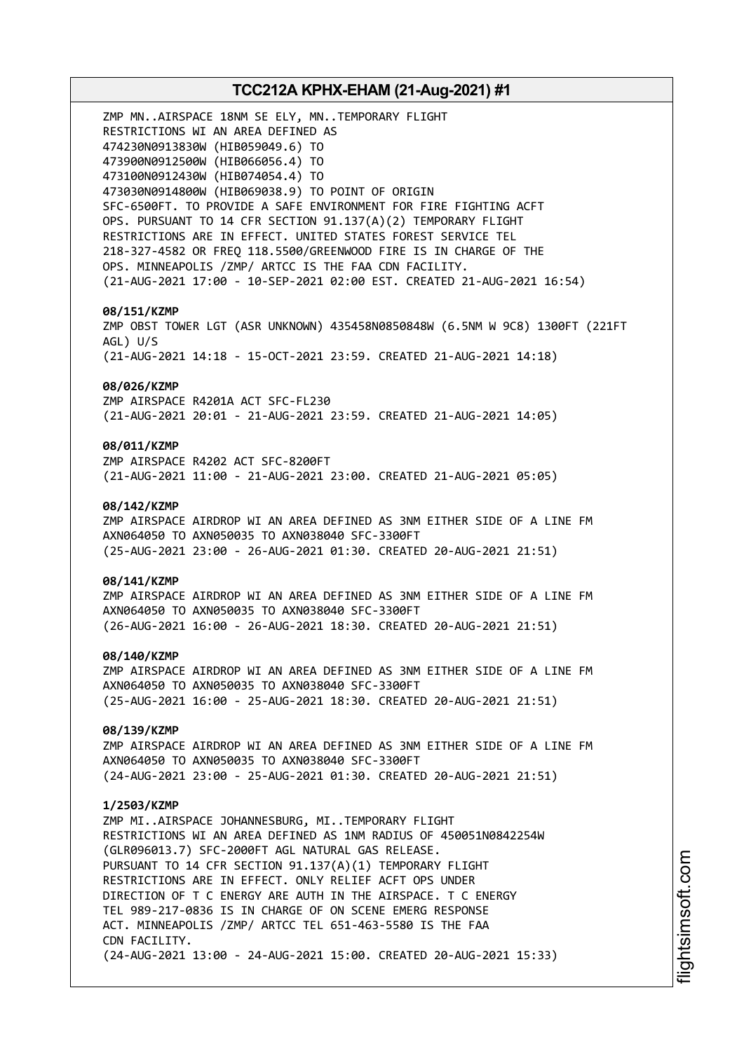ZMP MN..AIRSPACE 18NM SE ELY, MN..TEMPORARY FLIGHT RESTRICTIONS WI AN AREA DEFINED AS 474230N0913830W (HIB059049.6) TO 473900N0912500W (HIB066056.4) TO 473100N0912430W (HIB074054.4) TO 473030N0914800W (HIB069038.9) TO POINT OF ORIGIN SFC-6500FT. TO PROVIDE A SAFE ENVIRONMENT FOR FIRE FIGHTING ACFT OPS. PURSUANT TO 14 CFR SECTION 91.137(A)(2) TEMPORARY FLIGHT RESTRICTIONS ARE IN EFFECT. UNITED STATES FOREST SERVICE TEL 218-327-4582 OR FREQ 118.5500/GREENWOOD FIRE IS IN CHARGE OF THE OPS. MINNEAPOLIS /ZMP/ ARTCC IS THE FAA CDN FACILITY.
(21-AUG-2021 17:00 - 10-SEP-2021 02:00 EST. CREATED 21-AUG-2021 16:54)

**08/151/KZMP**
ZMP OBST TOWER LGT (ASR UNKNOWN) 435458N0850848W (6.5NM W 9C8) 1300FT (221FT AGL) U/S
(21-AUG-2021 14:18 - 15-OCT-2021 23:59. CREATED 21-AUG-2021 14:18)

**08/026/KZMP**
ZMP AIRSPACE R4201A ACT SFC-FL230
(21-AUG-2021 20:01 - 21-AUG-2021 23:59. CREATED 21-AUG-2021 14:05)

**08/011/KZMP**
ZMP AIRSPACE R4202 ACT SFC-8200FT
(21-AUG-2021 11:00 - 21-AUG-2021 23:00. CREATED 21-AUG-2021 05:05)

**08/142/KZMP**
ZMP AIRSPACE AIRDROP WI AN AREA DEFINED AS 3NM EITHER SIDE OF A LINE FM AXN064050 TO AXN050035 TO AXN038040 SFC-3300FT
(25-AUG-2021 23:00 - 26-AUG-2021 01:30. CREATED 20-AUG-2021 21:51)

**08/141/KZMP**
ZMP AIRSPACE AIRDROP WI AN AREA DEFINED AS 3NM EITHER SIDE OF A LINE FM AXN064050 TO AXN050035 TO AXN038040 SFC-3300FT
(26-AUG-2021 16:00 - 26-AUG-2021 18:30. CREATED 20-AUG-2021 21:51)

**08/140/KZMP**
ZMP AIRSPACE AIRDROP WI AN AREA DEFINED AS 3NM EITHER SIDE OF A LINE FM AXN064050 TO AXN050035 TO AXN038040 SFC-3300FT
(25-AUG-2021 16:00 - 25-AUG-2021 18:30. CREATED 20-AUG-2021 21:51)

**08/139/KZMP**
ZMP AIRSPACE AIRDROP WI AN AREA DEFINED AS 3NM EITHER SIDE OF A LINE FM AXN064050 TO AXN050035 TO AXN038040 SFC-3300FT
(24-AUG-2021 23:00 - 25-AUG-2021 01:30. CREATED 20-AUG-2021 21:51)

**1/2503/KZMP**
ZMP MI..AIRSPACE JOHANNESBURG, MI..TEMPORARY FLIGHT RESTRICTIONS WI AN AREA DEFINED AS 1NM RADIUS OF 450051N0842254W (GLR096013.7) SFC-2000FT AGL NATURAL GAS RELEASE. PURSUANT TO 14 CFR SECTION 91.137(A)(1) TEMPORARY FLIGHT RESTRICTIONS ARE IN EFFECT. ONLY RELIEF ACFT OPS UNDER DIRECTION OF T C ENERGY ARE AUTH IN THE AIRSPACE. T C ENERGY TEL 989-217-0836 IS IN CHARGE OF ON SCENE EMERG RESPONSE ACT. MINNEAPOLIS /ZMP/ ARTCC TEL 651-463-5580 IS THE FAA CDN FACILITY.
(24-AUG-2021 13:00 - 24-AUG-2021 15:00. CREATED 20-AUG-2021 15:33)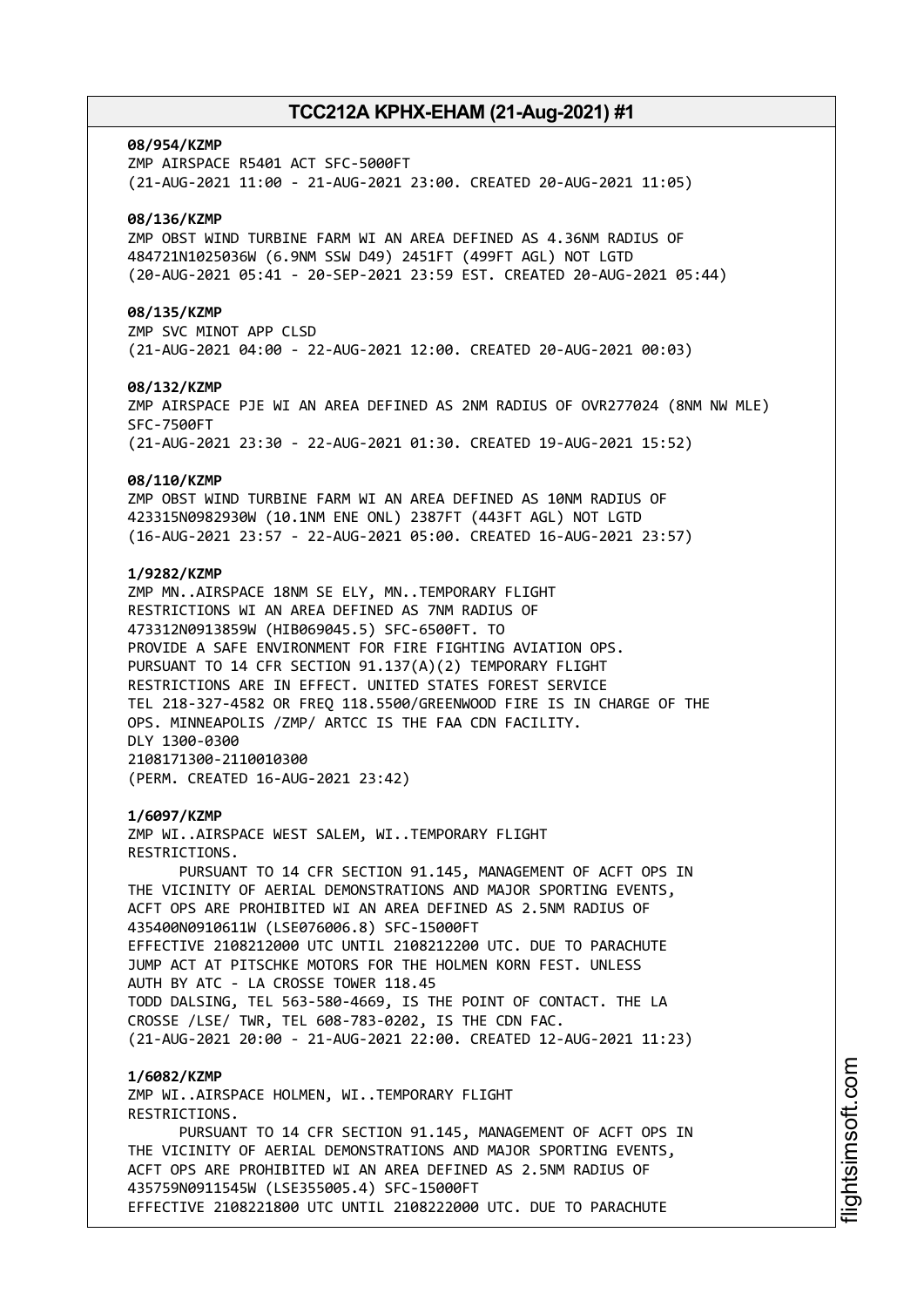**08/954/KZMP**
ZMP AIRSPACE R5401 ACT SFC-5000FT
(21-AUG-2021 11:00 - 21-AUG-2021 23:00. CREATED 20-AUG-2021 11:05)

**08/136/KZMP**
ZMP OBST WIND TURBINE FARM WI AN AREA DEFINED AS 4.36NM RADIUS OF 484721N1025036W (6.9NM SSW D49) 2451FT (499FT AGL) NOT LGTD
(20-AUG-2021 05:41 - 20-SEP-2021 23:59 EST. CREATED 20-AUG-2021 05:44)

**08/135/KZMP**
ZMP SVC MINOT APP CLSD
(21-AUG-2021 04:00 - 22-AUG-2021 12:00. CREATED 20-AUG-2021 00:03)

**08/132/KZMP**
ZMP AIRSPACE PJE WI AN AREA DEFINED AS 2NM RADIUS OF OVR277024 (8NM NW MLE) SFC-7500FT
(21-AUG-2021 23:30 - 22-AUG-2021 01:30. CREATED 19-AUG-2021 15:52)

**08/110/KZMP**
ZMP OBST WIND TURBINE FARM WI AN AREA DEFINED AS 10NM RADIUS OF 423315N0982930W (10.1NM ENE ONL) 2387FT (443FT AGL) NOT LGTD
(16-AUG-2021 23:57 - 22-AUG-2021 05:00. CREATED 16-AUG-2021 23:57)

**1/9282/KZMP**
ZMP MN..AIRSPACE 18NM SE ELY, MN..TEMPORARY FLIGHT RESTRICTIONS WI AN AREA DEFINED AS 7NM RADIUS OF 473312N0913859W (HIB069045.5) SFC-6500FT. TO PROVIDE A SAFE ENVIRONMENT FOR FIRE FIGHTING AVIATION OPS. PURSUANT TO 14 CFR SECTION 91.137(A)(2) TEMPORARY FLIGHT RESTRICTIONS ARE IN EFFECT. UNITED STATES FOREST SERVICE TEL 218-327-4582 OR FREQ 118.5500/GREENWOOD FIRE IS IN CHARGE OF THE OPS. MINNEAPOLIS /ZMP/ ARTCC IS THE FAA CDN FACILITY.
DLY 1300-0300
2108171300-2110010300
(PERM. CREATED 16-AUG-2021 23:42)

**1/6097/KZMP**
ZMP WI..AIRSPACE WEST SALEM, WI..TEMPORARY FLIGHT RESTRICTIONS.
PURSUANT TO 14 CFR SECTION 91.145, MANAGEMENT OF ACFT OPS IN THE VICINITY OF AERIAL DEMONSTRATIONS AND MAJOR SPORTING EVENTS, ACFT OPS ARE PROHIBITED WI AN AREA DEFINED AS 2.5NM RADIUS OF 435400N0910611W (LSE076006.8) SFC-15000FT
EFFECTIVE 2108212000 UTC UNTIL 2108212200 UTC. DUE TO PARACHUTE JUMP ACT AT PITSCHKE MOTORS FOR THE HOLMEN KORN FEST. UNLESS AUTH BY ATC - LA CROSSE TOWER 118.45
TODD DALSING, TEL 563-580-4669, IS THE POINT OF CONTACT. THE LA CROSSE /LSE/ TWR, TEL 608-783-0202, IS THE CDN FAC.
(21-AUG-2021 20:00 - 21-AUG-2021 22:00. CREATED 12-AUG-2021 11:23)

**1/6082/KZMP**
ZMP WI..AIRSPACE HOLMEN, WI..TEMPORARY FLIGHT RESTRICTIONS.
PURSUANT TO 14 CFR SECTION 91.145, MANAGEMENT OF ACFT OPS IN THE VICINITY OF AERIAL DEMONSTRATIONS AND MAJOR SPORTING EVENTS, ACFT OPS ARE PROHIBITED WI AN AREA DEFINED AS 2.5NM RADIUS OF 435759N0911545W (LSE355005.4) SFC-15000FT
EFFECTIVE 2108221800 UTC UNTIL 2108222000 UTC. DUE TO PARACHUTE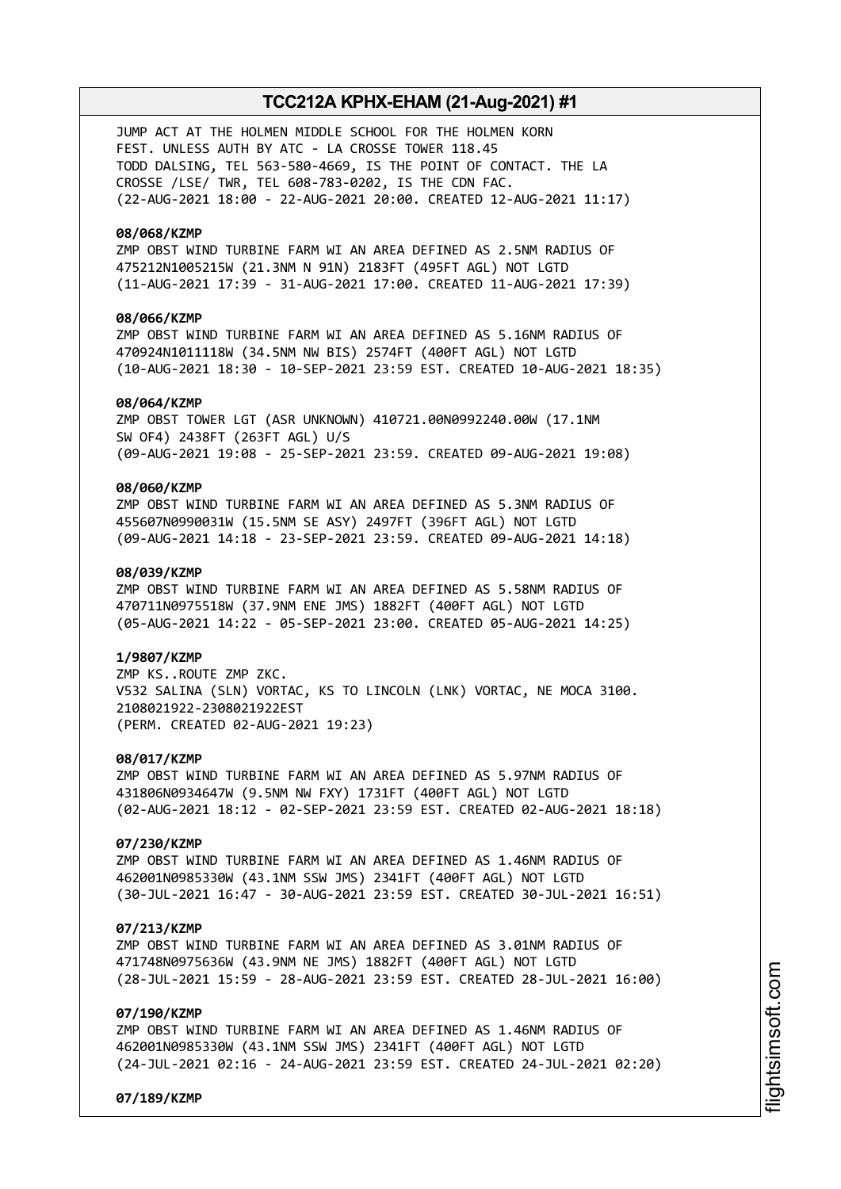JUMP ACT AT THE HOLMEN MIDDLE SCHOOL FOR THE HOLMEN KORN FEST. UNLESS AUTH BY ATC - LA CROSSE TOWER 118.45
TODD DALSING, TEL 563-580-4669, IS THE POINT OF CONTACT. THE LA CROSSE /LSE/ TWR, TEL 608-783-0202, IS THE CDN FAC.
(22-AUG-2021 18:00 - 22-AUG-2021 20:00. CREATED 12-AUG-2021 11:17)

**08/068/KZMP**
ZMP OBST WIND TURBINE FARM WI AN AREA DEFINED AS 2.5NM RADIUS OF 475212N1005215W (21.3NM N 91N) 2183FT (495FT AGL) NOT LGTD
(11-AUG-2021 17:39 - 31-AUG-2021 17:00. CREATED 11-AUG-2021 17:39)

**08/066/KZMP**
ZMP OBST WIND TURBINE FARM WI AN AREA DEFINED AS 5.16NM RADIUS OF 470924N1011118W (34.5NM NW BIS) 2574FT (400FT AGL) NOT LGTD
(10-AUG-2021 18:30 - 10-SEP-2021 23:59 EST. CREATED 10-AUG-2021 18:35)

**08/064/KZMP**
ZMP OBST TOWER LGT (ASR UNKNOWN) 410721.00N0992240.00W (17.1NM SW OF4) 2438FT (263FT AGL) U/S
(09-AUG-2021 19:08 - 25-SEP-2021 23:59. CREATED 09-AUG-2021 19:08)

**08/060/KZMP**
ZMP OBST WIND TURBINE FARM WI AN AREA DEFINED AS 5.3NM RADIUS OF 455607N0990031W (15.5NM SE ASY) 2497FT (396FT AGL) NOT LGTD
(09-AUG-2021 14:18 - 23-SEP-2021 23:59. CREATED 09-AUG-2021 14:18)

**08/039/KZMP**
ZMP OBST WIND TURBINE FARM WI AN AREA DEFINED AS 5.58NM RADIUS OF 470711N0975518W (37.9NM ENE JMS) 1882FT (400FT AGL) NOT LGTD
(05-AUG-2021 14:22 - 05-SEP-2021 23:00. CREATED 05-AUG-2021 14:25)

**1/9807/KZMP**
ZMP KS..ROUTE ZMP ZKC.
V532 SALINA (SLN) VORTAC, KS TO LINCOLN (LNK) VORTAC, NE MOCA 3100.
2108021922-2308021922EST
(PERM. CREATED 02-AUG-2021 19:23)

**08/017/KZMP**
ZMP OBST WIND TURBINE FARM WI AN AREA DEFINED AS 5.97NM RADIUS OF 431806N0934647W (9.5NM NW FXY) 1731FT (400FT AGL) NOT LGTD
(02-AUG-2021 18:12 - 02-SEP-2021 23:59 EST. CREATED 02-AUG-2021 18:18)

**07/230/KZMP**
ZMP OBST WIND TURBINE FARM WI AN AREA DEFINED AS 1.46NM RADIUS OF 462001N0985330W (43.1NM SSW JMS) 2341FT (400FT AGL) NOT LGTD
(30-JUL-2021 16:47 - 30-AUG-2021 23:59 EST. CREATED 30-JUL-2021 16:51)

**07/213/KZMP**
ZMP OBST WIND TURBINE FARM WI AN AREA DEFINED AS 3.01NM RADIUS OF 471748N0975636W (43.9NM NE JMS) 1882FT (400FT AGL) NOT LGTD
(28-JUL-2021 15:59 - 28-AUG-2021 23:59 EST. CREATED 28-JUL-2021 16:00)

**07/190/KZMP**
ZMP OBST WIND TURBINE FARM WI AN AREA DEFINED AS 1.46NM RADIUS OF 462001N0985330W (43.1NM SSW JMS) 2341FT (400FT AGL) NOT LGTD
(24-JUL-2021 02:16 - 24-AUG-2021 23:59 EST. CREATED 24-JUL-2021 02:20)

**07/189/KZMP**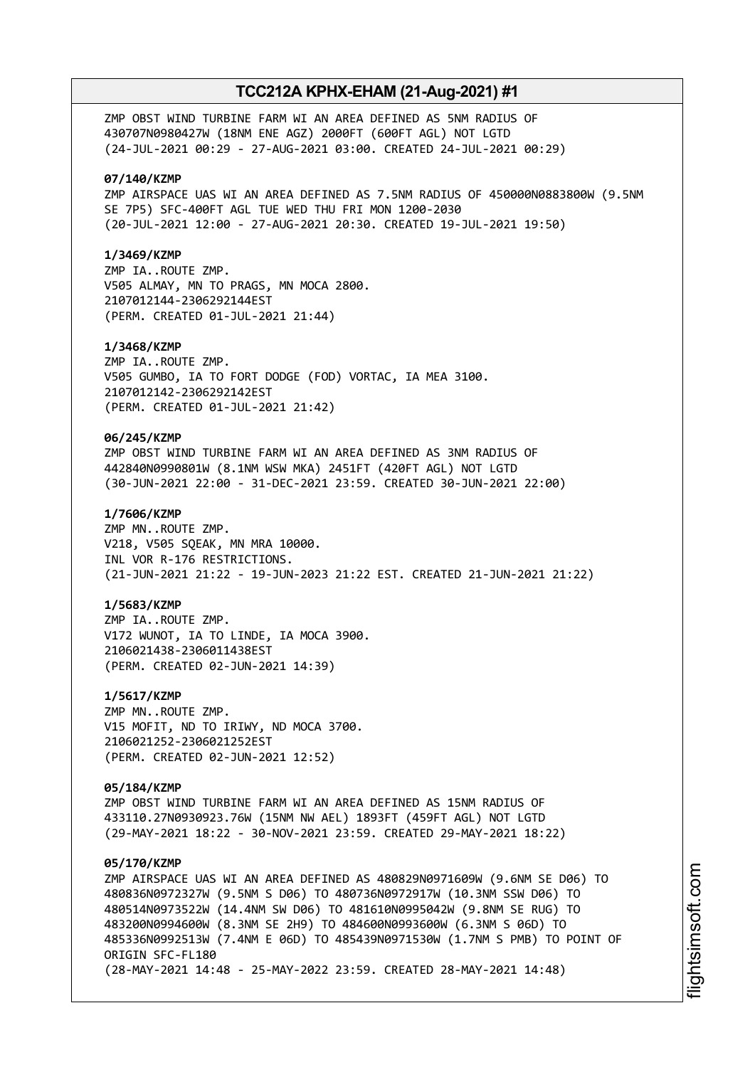ZMP OBST WIND TURBINE FARM WI AN AREA DEFINED AS 5NM RADIUS OF 430707N0980427W (18NM ENE AGZ) 2000FT (600FT AGL) NOT LGTD
(24-JUL-2021 00:29 - 27-AUG-2021 03:00. CREATED 24-JUL-2021 00:29)

**07/140/KZMP**
ZMP AIRSPACE UAS WI AN AREA DEFINED AS 7.5NM RADIUS OF 450000N0883800W (9.5NM SE 7P5) SFC-400FT AGL TUE WED THU FRI MON 1200-2030
(20-JUL-2021 12:00 - 27-AUG-2021 20:30. CREATED 19-JUL-2021 19:50)

**1/3469/KZMP**
ZMP IA..ROUTE ZMP.
V505 ALMAY, MN TO PRAGS, MN MOCA 2800.
2107012144-2306292144EST
(PERM. CREATED 01-JUL-2021 21:44)

**1/3468/KZMP**
ZMP IA..ROUTE ZMP.
V505 GUMBO, IA TO FORT DODGE (FOD) VORTAC, IA MEA 3100.
2107012142-2306292142EST
(PERM. CREATED 01-JUL-2021 21:42)

**06/245/KZMP**
ZMP OBST WIND TURBINE FARM WI AN AREA DEFINED AS 3NM RADIUS OF 442840N0990801W (8.1NM WSW MKA) 2451FT (420FT AGL) NOT LGTD
(30-JUN-2021 22:00 - 31-DEC-2021 23:59. CREATED 30-JUN-2021 22:00)

**1/7606/KZMP**
ZMP MN..ROUTE ZMP.
V218, V505 SQEAK, MN MRA 10000.
INL VOR R-176 RESTRICTIONS.
(21-JUN-2021 21:22 - 19-JUN-2023 21:22 EST. CREATED 21-JUN-2021 21:22)

**1/5683/KZMP**
ZMP IA..ROUTE ZMP.
V172 WUNOT, IA TO LINDE, IA MOCA 3900.
2106021438-2306011438EST
(PERM. CREATED 02-JUN-2021 14:39)

**1/5617/KZMP**
ZMP MN..ROUTE ZMP.
V15 MOFIT, ND TO IRIWY, ND MOCA 3700.
2106021252-2306021252EST
(PERM. CREATED 02-JUN-2021 12:52)

**05/184/KZMP**
ZMP OBST WIND TURBINE FARM WI AN AREA DEFINED AS 15NM RADIUS OF 433110.27N0930923.76W (15NM NW AEL) 1893FT (459FT AGL) NOT LGTD
(29-MAY-2021 18:22 - 30-NOV-2021 23:59. CREATED 29-MAY-2021 18:22)

**05/170/KZMP**
ZMP AIRSPACE UAS WI AN AREA DEFINED AS 480829N0971609W (9.6NM SE D06) TO 480836N0972327W (9.5NM S D06) TO 480736N0972917W (10.3NM SSW D06) TO 480514N0973522W (14.4NM SW D06) TO 481610N0995042W (9.8NM SE RUG) TO 483200N0994600W (8.3NM SE 2H9) TO 484600N0993600W (6.3NM S 06D) TO 485336N0992513W (7.4NM E 06D) TO 485439N0971530W (1.7NM S PMB) TO POINT OF ORIGIN SFC-FL180
(28-MAY-2021 14:48 - 25-MAY-2022 23:59. CREATED 28-MAY-2021 14:48)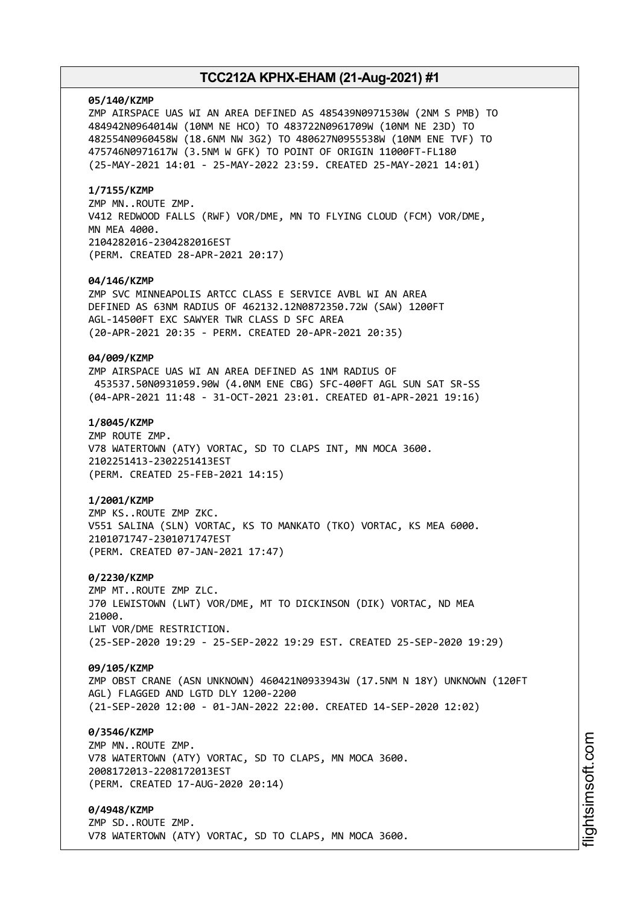**05/140/KZMP**
ZMP AIRSPACE UAS WI AN AREA DEFINED AS 485439N0971530W (2NM S PMB) TO 484942N0964014W (10NM NE HCO) TO 483722N0961709W (10NM NE 23D) TO 482554N0960458W (18.6NM NW 3G2) TO 480627N0955538W (10NM ENE TVF) TO 475746N0971617W (3.5NM W GFK) TO POINT OF ORIGIN 11000FT-FL180
(25-MAY-2021 14:01 - 25-MAY-2022 23:59. CREATED 25-MAY-2021 14:01)

**1/7155/KZMP**
ZMP MN..ROUTE ZMP.
V412 REDWOOD FALLS (RWF) VOR/DME, MN TO FLYING CLOUD (FCM) VOR/DME, MN MEA 4000.
2104282016-2304282016EST
(PERM. CREATED 28-APR-2021 20:17)

**04/146/KZMP**
ZMP SVC MINNEAPOLIS ARTCC CLASS E SERVICE AVBL WI AN AREA DEFINED AS 63NM RADIUS OF 462132.12N0872350.72W (SAW) 1200FT AGL-14500FT EXC SAWYER TWR CLASS D SFC AREA
(20-APR-2021 20:35 - PERM. CREATED 20-APR-2021 20:35)

**04/009/KZMP**
ZMP AIRSPACE UAS WI AN AREA DEFINED AS 1NM RADIUS OF 453537.50N0931059.90W (4.0NM ENE CBG) SFC-400FT AGL SUN SAT SR-SS
(04-APR-2021 11:48 - 31-OCT-2021 23:01. CREATED 01-APR-2021 19:16)

**1/8045/KZMP**
ZMP ROUTE ZMP.
V78 WATERTOWN (ATY) VORTAC, SD TO CLAPS INT, MN MOCA 3600.
2102251413-2302251413EST
(PERM. CREATED 25-FEB-2021 14:15)

**1/2001/KZMP**
ZMP KS..ROUTE ZMP ZKC.
V551 SALINA (SLN) VORTAC, KS TO MANKATO (TKO) VORTAC, KS MEA 6000.
2101071747-2301071747EST
(PERM. CREATED 07-JAN-2021 17:47)

**0/2230/KZMP**
ZMP MT..ROUTE ZMP ZLC.
J70 LEWISTOWN (LWT) VOR/DME, MT TO DICKINSON (DIK) VORTAC, ND MEA 21000.
LWT VOR/DME RESTRICTION.
(25-SEP-2020 19:29 - 25-SEP-2022 19:29 EST. CREATED 25-SEP-2020 19:29)

**09/105/KZMP**
ZMP OBST CRANE (ASN UNKNOWN) 460421N0933943W (17.5NM N 18Y) UNKNOWN (120FT AGL) FLAGGED AND LGTD DLY 1200-2200
(21-SEP-2020 12:00 - 01-JAN-2022 22:00. CREATED 14-SEP-2020 12:02)

**0/3546/KZMP**
ZMP MN..ROUTE ZMP.
V78 WATERTOWN (ATY) VORTAC, SD TO CLAPS, MN MOCA 3600.
2008172013-2208172013EST
(PERM. CREATED 17-AUG-2020 20:14)

**0/4948/KZMP**
ZMP SD..ROUTE ZMP.
V78 WATERTOWN (ATY) VORTAC, SD TO CLAPS, MN MOCA 3600.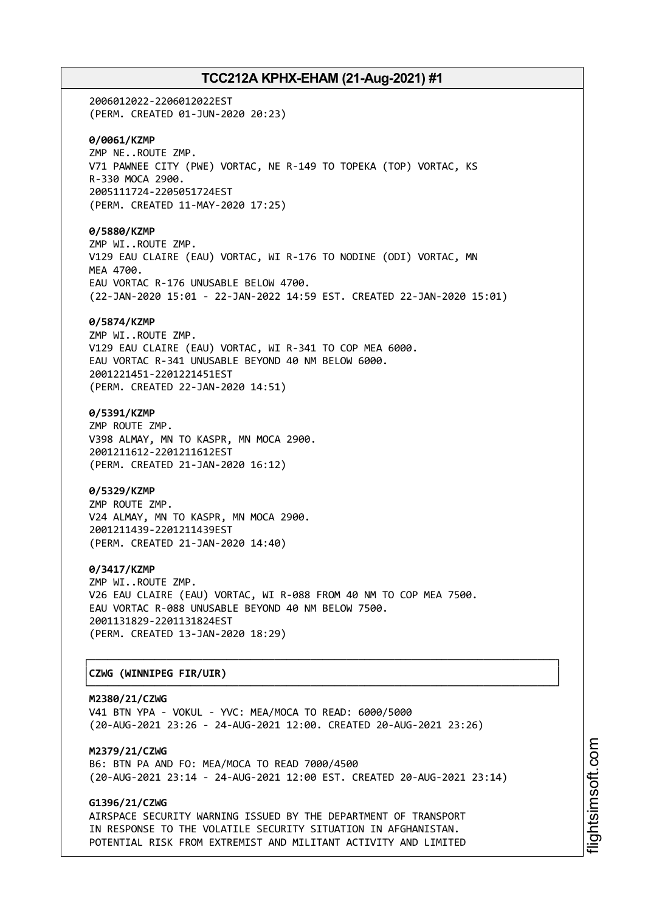2006012022-2206012022EST
(PERM. CREATED 01-JUN-2020 20:23)

**0/0061/KZMP**
ZMP NE..ROUTE ZMP.
V71 PAWNEE CITY (PWE) VORTAC, NE R-149 TO TOPEKA (TOP) VORTAC, KS
R-330 MOCA 2900.
2005111724-2205051724EST
(PERM. CREATED 11-MAY-2020 17:25)

**0/5880/KZMP**
ZMP WI..ROUTE ZMP.
V129 EAU CLAIRE (EAU) VORTAC, WI R-176 TO NODINE (ODI) VORTAC, MN
MEA 4700.
EAU VORTAC R-176 UNUSABLE BELOW 4700.
(22-JAN-2020 15:01 - 22-JAN-2022 14:59 EST. CREATED 22-JAN-2020 15:01)

**0/5874/KZMP**
ZMP WI..ROUTE ZMP.
V129 EAU CLAIRE (EAU) VORTAC, WI R-341 TO COP MEA 6000.
EAU VORTAC R-341 UNUSABLE BEYOND 40 NM BELOW 6000.
2001221451-2201221451EST
(PERM. CREATED 22-JAN-2020 14:51)

**0/5391/KZMP**
ZMP ROUTE ZMP.
V398 ALMAY, MN TO KASPR, MN MOCA 2900.
2001211612-2201211612EST
(PERM. CREATED 21-JAN-2020 16:12)

**0/5329/KZMP**
ZMP ROUTE ZMP.
V24 ALMAY, MN TO KASPR, MN MOCA 2900.
2001211439-2201211439EST
(PERM. CREATED 21-JAN-2020 14:40)

**0/3417/KZMP**
ZMP WI..ROUTE ZMP.
V26 EAU CLAIRE (EAU) VORTAC, WI R-088 FROM 40 NM TO COP MEA 7500.
EAU VORTAC R-088 UNUSABLE BEYOND 40 NM BELOW 7500.
2001131829-2201131824EST
(PERM. CREATED 13-JAN-2020 18:29)

## CZWG (WINNIPEG FIR/UIR)

**M2380/21/CZWG**
V41 BTN YPA - VOKUL - YVC: MEA/MOCA TO READ: 6000/5000
(20-AUG-2021 23:26 - 24-AUG-2021 12:00. CREATED 20-AUG-2021 23:26)

**M2379/21/CZWG**
B6: BTN PA AND FO: MEA/MOCA TO READ 7000/4500
(20-AUG-2021 23:14 - 24-AUG-2021 12:00 EST. CREATED 20-AUG-2021 23:14)

**G1396/21/CZWG**
AIRSPACE SECURITY WARNING ISSUED BY THE DEPARTMENT OF TRANSPORT
IN RESPONSE TO THE VOLATILE SECURITY SITUATION IN AFGHANISTAN.
POTENTIAL RISK FROM EXTREMIST AND MILITANT ACTIVITY AND LIMITED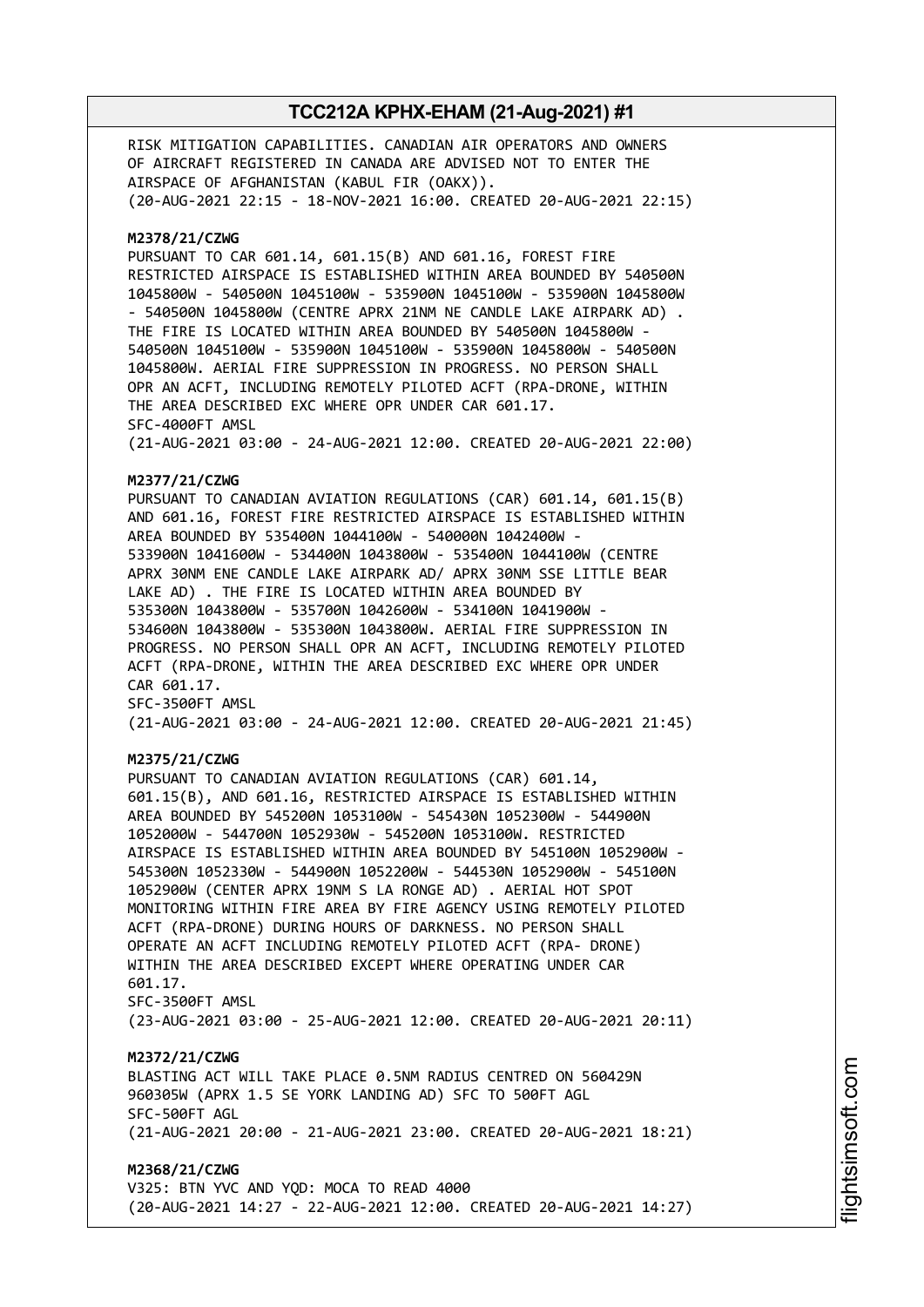RISK MITIGATION CAPABILITIES. CANADIAN AIR OPERATORS AND OWNERS OF AIRCRAFT REGISTERED IN CANADA ARE ADVISED NOT TO ENTER THE AIRSPACE OF AFGHANISTAN (KABUL FIR (OAKX)).
(20-AUG-2021 22:15 - 18-NOV-2021 16:00. CREATED 20-AUG-2021 22:15)

**M2378/21/CZWG**
PURSUANT TO CAR 601.14, 601.15(B) AND 601.16, FOREST FIRE RESTRICTED AIRSPACE IS ESTABLISHED WITHIN AREA BOUNDED BY 540500N 1045800W - 540500N 1045100W - 535900N 1045100W - 535900N 1045800W - 540500N 1045800W (CENTRE APRX 21NM NE CANDLE LAKE AIRPARK AD) . THE FIRE IS LOCATED WITHIN AREA BOUNDED BY 540500N 1045800W - 540500N 1045100W - 535900N 1045100W - 535900N 1045800W - 540500N 1045800W. AERIAL FIRE SUPPRESSION IN PROGRESS. NO PERSON SHALL OPR AN ACFT, INCLUDING REMOTELY PILOTED ACFT (RPA-DRONE, WITHIN THE AREA DESCRIBED EXC WHERE OPR UNDER CAR 601.17.
SFC-4000FT AMSL
(21-AUG-2021 03:00 - 24-AUG-2021 12:00. CREATED 20-AUG-2021 22:00)

**M2377/21/CZWG**
PURSUANT TO CANADIAN AVIATION REGULATIONS (CAR) 601.14, 601.15(B) AND 601.16, FOREST FIRE RESTRICTED AIRSPACE IS ESTABLISHED WITHIN AREA BOUNDED BY 535400N 1044100W - 540000N 1042400W - 533900N 1041600W - 534400N 1043800W - 535400N 1044100W (CENTRE APRX 30NM ENE CANDLE LAKE AIRPARK AD/ APRX 30NM SSE LITTLE BEAR LAKE AD) . THE FIRE IS LOCATED WITHIN AREA BOUNDED BY 535300N 1043800W - 535700N 1042600W - 534100N 1041900W - 534600N 1043800W - 535300N 1043800W. AERIAL FIRE SUPPRESSION IN PROGRESS. NO PERSON SHALL OPR AN ACFT, INCLUDING REMOTELY PILOTED ACFT (RPA-DRONE, WITHIN THE AREA DESCRIBED EXC WHERE OPR UNDER CAR 601.17.
SFC-3500FT AMSL
(21-AUG-2021 03:00 - 24-AUG-2021 12:00. CREATED 20-AUG-2021 21:45)

**M2375/21/CZWG**
PURSUANT TO CANADIAN AVIATION REGULATIONS (CAR) 601.14, 601.15(B), AND 601.16, RESTRICTED AIRSPACE IS ESTABLISHED WITHIN AREA BOUNDED BY 545200N 1053100W - 545430N 1052300W - 544900N 1052000W - 544700N 1052930W - 545200N 1053100W. RESTRICTED AIRSPACE IS ESTABLISHED WITHIN AREA BOUNDED BY 545100N 1052900W - 545300N 1052330W - 544900N 1052200W - 544530N 1052900W - 545100N 1052900W (CENTER APRX 19NM S LA RONGE AD) . AERIAL HOT SPOT MONITORING WITHIN FIRE AREA BY FIRE AGENCY USING REMOTELY PILOTED ACFT (RPA-DRONE) DURING HOURS OF DARKNESS. NO PERSON SHALL OPERATE AN ACFT INCLUDING REMOTELY PILOTED ACFT (RPA- DRONE) WITHIN THE AREA DESCRIBED EXCEPT WHERE OPERATING UNDER CAR 601.17.
SFC-3500FT AMSL
(23-AUG-2021 03:00 - 25-AUG-2021 12:00. CREATED 20-AUG-2021 20:11)

**M2372/21/CZWG**
BLASTING ACT WILL TAKE PLACE 0.5NM RADIUS CENTRED ON 560429N 960305W (APRX 1.5 SE YORK LANDING AD) SFC TO 500FT AGL
SFC-500FT AGL
(21-AUG-2021 20:00 - 21-AUG-2021 23:00. CREATED 20-AUG-2021 18:21)

**M2368/21/CZWG**
V325: BTN YVC AND YQD: MOCA TO READ 4000
(20-AUG-2021 14:27 - 22-AUG-2021 12:00. CREATED 20-AUG-2021 14:27)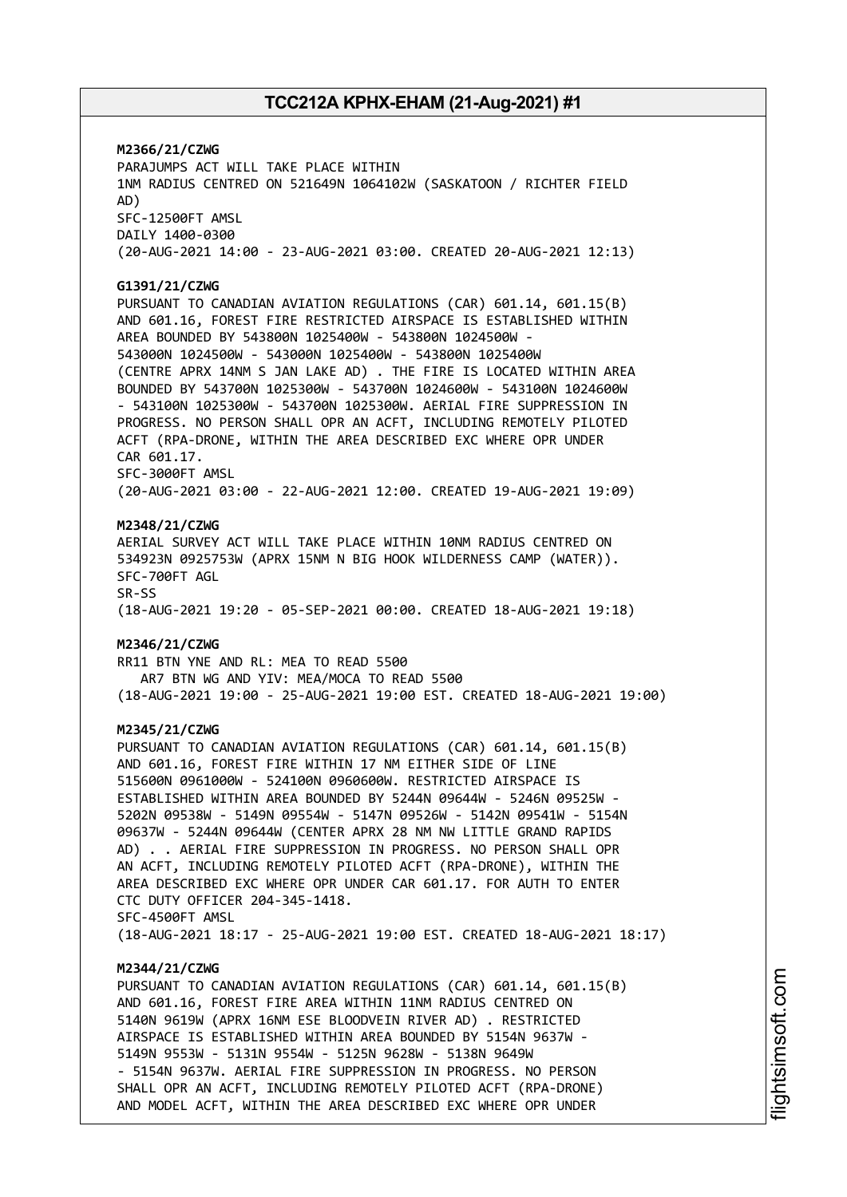**M2366/21/CZWG**
PARAJUMPS ACT WILL TAKE PLACE WITHIN
1NM RADIUS CENTRED ON 521649N 1064102W (SASKATOON / RICHTER FIELD
AD)
SFC-12500FT AMSL
DAILY 1400-0300
(20-AUG-2021 14:00 - 23-AUG-2021 03:00. CREATED 20-AUG-2021 12:13)

**G1391/21/CZWG**
PURSUANT TO CANADIAN AVIATION REGULATIONS (CAR) 601.14, 601.15(B)
AND 601.16, FOREST FIRE RESTRICTED AIRSPACE IS ESTABLISHED WITHIN
AREA BOUNDED BY 543800N 1025400W - 543800N 1024500W -
543000N 1024500W - 543000N 1025400W - 543800N 1025400W
(CENTRE APRX 14NM S JAN LAKE AD) . THE FIRE IS LOCATED WITHIN AREA
BOUNDED BY 543700N 1025300W - 543700N 1024600W - 543100N 1024600W
- 543100N 1025300W - 543700N 1025300W. AERIAL FIRE SUPPRESSION IN
PROGRESS. NO PERSON SHALL OPR AN ACFT, INCLUDING REMOTELY PILOTED
ACFT (RPA-DRONE, WITHIN THE AREA DESCRIBED EXC WHERE OPR UNDER
CAR 601.17.
SFC-3000FT AMSL
(20-AUG-2021 03:00 - 22-AUG-2021 12:00. CREATED 19-AUG-2021 19:09)

**M2348/21/CZWG**
AERIAL SURVEY ACT WILL TAKE PLACE WITHIN 10NM RADIUS CENTRED ON
534923N 0925753W (APRX 15NM N BIG HOOK WILDERNESS CAMP (WATER)).
SFC-700FT AGL
SR-SS
(18-AUG-2021 19:20 - 05-SEP-2021 00:00. CREATED 18-AUG-2021 19:18)

**M2346/21/CZWG**
RR11 BTN YNE AND RL: MEA TO READ 5500
AR7 BTN WG AND YIV: MEA/MOCA TO READ 5500
(18-AUG-2021 19:00 - 25-AUG-2021 19:00 EST. CREATED 18-AUG-2021 19:00)

**M2345/21/CZWG**
PURSUANT TO CANADIAN AVIATION REGULATIONS (CAR) 601.14, 601.15(B)
AND 601.16, FOREST FIRE WITHIN 17 NM EITHER SIDE OF LINE
515600N 0961000W - 524100N 0960600W. RESTRICTED AIRSPACE IS
ESTABLISHED WITHIN AREA BOUNDED BY 5244N 09644W - 5246N 09525W -
5202N 09538W - 5149N 09554W - 5147N 09526W - 5142N 09541W - 5154N
09637W - 5244N 09644W (CENTER APRX 28 NM NW LITTLE GRAND RAPIDS
AD) . . AERIAL FIRE SUPPRESSION IN PROGRESS. NO PERSON SHALL OPR
AN ACFT, INCLUDING REMOTELY PILOTED ACFT (RPA-DRONE), WITHIN THE
AREA DESCRIBED EXC WHERE OPR UNDER CAR 601.17. FOR AUTH TO ENTER
CTC DUTY OFFICER 204-345-1418.
SFC-4500FT AMSL
(18-AUG-2021 18:17 - 25-AUG-2021 19:00 EST. CREATED 18-AUG-2021 18:17)

**M2344/21/CZWG**
PURSUANT TO CANADIAN AVIATION REGULATIONS (CAR) 601.14, 601.15(B)
AND 601.16, FOREST FIRE AREA WITHIN 11NM RADIUS CENTRED ON
5140N 9619W (APRX 16NM ESE BLOODVEIN RIVER AD) . RESTRICTED
AIRSPACE IS ESTABLISHED WITHIN AREA BOUNDED BY 5154N 9637W -
5149N 9553W - 5131N 9554W - 5125N 9628W - 5138N 9649W
- 5154N 9637W. AERIAL FIRE SUPPRESSION IN PROGRESS. NO PERSON
SHALL OPR AN ACFT, INCLUDING REMOTELY PILOTED ACFT (RPA-DRONE)
AND MODEL ACFT, WITHIN THE AREA DESCRIBED EXC WHERE OPR UNDER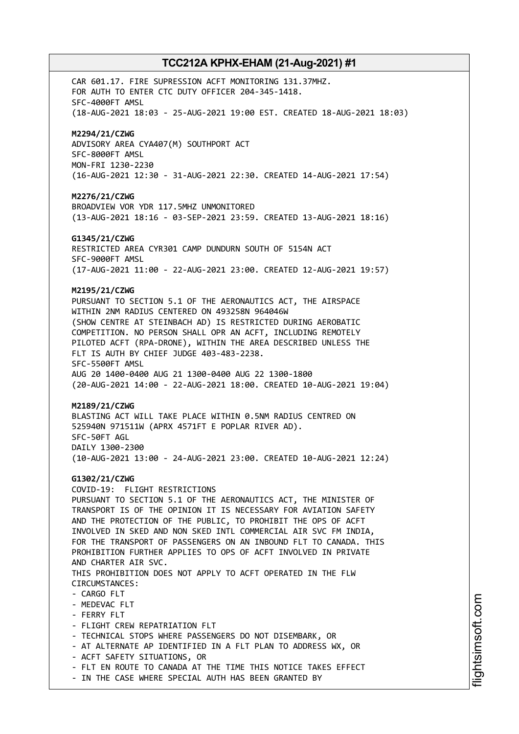CAR 601.17. FIRE SUPRESSION ACFT MONITORING 131.37MHZ.
FOR AUTH TO ENTER CTC DUTY OFFICER 204-345-1418.
SFC-4000FT AMSL
(18-AUG-2021 18:03 - 25-AUG-2021 19:00 EST. CREATED 18-AUG-2021 18:03)

**M2294/21/CZWG**
ADVISORY AREA CYA407(M) SOUTHPORT ACT
SFC-8000FT AMSL
MON-FRI 1230-2230
(16-AUG-2021 12:30 - 31-AUG-2021 22:30. CREATED 14-AUG-2021 17:54)

**M2276/21/CZWG**
BROADVIEW VOR YDR 117.5MHZ UNMONITORED
(13-AUG-2021 18:16 - 03-SEP-2021 23:59. CREATED 13-AUG-2021 18:16)

**G1345/21/CZWG**
RESTRICTED AREA CYR301 CAMP DUNDURN SOUTH OF 5154N ACT
SFC-9000FT AMSL
(17-AUG-2021 11:00 - 22-AUG-2021 23:00. CREATED 12-AUG-2021 19:57)

**M2195/21/CZWG**
PURSUANT TO SECTION 5.1 OF THE AERONAUTICS ACT, THE AIRSPACE
WITHIN 2NM RADIUS CENTERED ON 493258N 964046W
(SHOW CENTRE AT STEINBACH AD) IS RESTRICTED DURING AEROBATIC
COMPETITION. NO PERSON SHALL OPR AN ACFT, INCLUDING REMOTELY
PILOTED ACFT (RPA-DRONE), WITHIN THE AREA DESCRIBED UNLESS THE
FLT IS AUTH BY CHIEF JUDGE 403-483-2238.
SFC-5500FT AMSL
AUG 20 1400-0400 AUG 21 1300-0400 AUG 22 1300-1800
(20-AUG-2021 14:00 - 22-AUG-2021 18:00. CREATED 10-AUG-2021 19:04)

**M2189/21/CZWG**
BLASTING ACT WILL TAKE PLACE WITHIN 0.5NM RADIUS CENTRED ON
525940N 971511W (APRX 4571FT E POPLAR RIVER AD).
SFC-50FT AGL
DAILY 1300-2300
(10-AUG-2021 13:00 - 24-AUG-2021 23:00. CREATED 10-AUG-2021 12:24)

**G1302/21/CZWG**
COVID-19: FLIGHT RESTRICTIONS
PURSUANT TO SECTION 5.1 OF THE AERONAUTICS ACT, THE MINISTER OF
TRANSPORT IS OF THE OPINION IT IS NECESSARY FOR AVIATION SAFETY
AND THE PROTECTION OF THE PUBLIC, TO PROHIBIT THE OPS OF ACFT
INVOLVED IN SKED AND NON SKED INTL COMMERCIAL AIR SVC FM INDIA,
FOR THE TRANSPORT OF PASSENGERS ON AN INBOUND FLT TO CANADA. THIS
PROHIBITION FURTHER APPLIES TO OPS OF ACFT INVOLVED IN PRIVATE
AND CHARTER AIR SVC.
THIS PROHIBITION DOES NOT APPLY TO ACFT OPERATED IN THE FLW
CIRCUMSTANCES:
- CARGO FLT
- MEDEVAC FLT
- FERRY FLT
- FLIGHT CREW REPATRIATION FLT
- TECHNICAL STOPS WHERE PASSENGERS DO NOT DISEMBARK, OR
- AT ALTERNATE AP IDENTIFIED IN A FLT PLAN TO ADDRESS WX, OR
- ACFT SAFETY SITUATIONS, OR
- FLT EN ROUTE TO CANADA AT THE TIME THIS NOTICE TAKES EFFECT
- IN THE CASE WHERE SPECIAL AUTH HAS BEEN GRANTED BY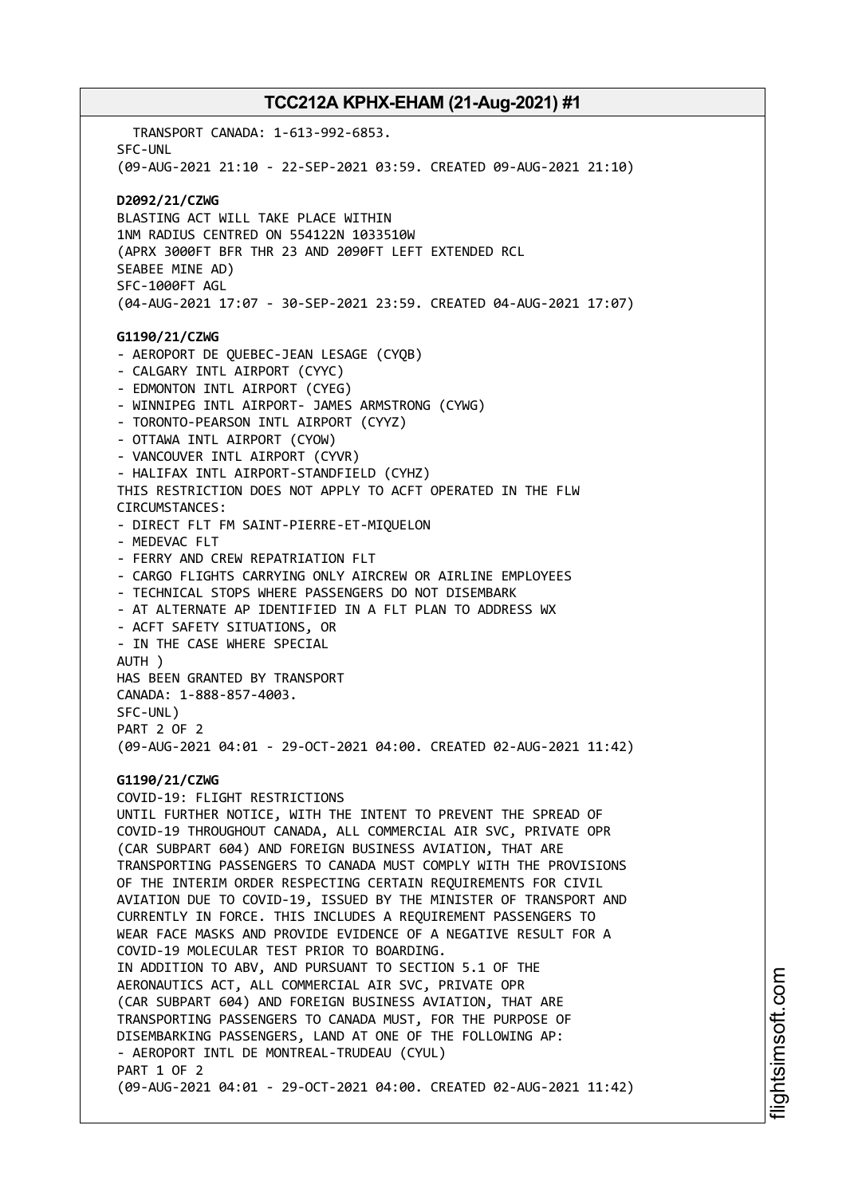TRANSPORT CANADA: 1-613-992-6853.
SFC-UNL
(09-AUG-2021 21:10 - 22-SEP-2021 03:59. CREATED 09-AUG-2021 21:10)

**D2092/21/CZWG**
BLASTING ACT WILL TAKE PLACE WITHIN
1NM RADIUS CENTRED ON 554122N 1033510W
(APRX 3000FT BFR THR 23 AND 2090FT LEFT EXTENDED RCL
SEABEE MINE AD)
SFC-1000FT AGL
(04-AUG-2021 17:07 - 30-SEP-2021 23:59. CREATED 04-AUG-2021 17:07)

**G1190/21/CZWG**
- AEROPORT DE QUEBEC-JEAN LESAGE (CYQB)
- CALGARY INTL AIRPORT (CYYC)
- EDMONTON INTL AIRPORT (CYEG)
- WINNIPEG INTL AIRPORT- JAMES ARMSTRONG (CYWG)
- TORONTO-PEARSON INTL AIRPORT (CYYZ)
- OTTAWA INTL AIRPORT (CYOW)
- VANCOUVER INTL AIRPORT (CYVR)
- HALIFAX INTL AIRPORT-STANDFIELD (CYHZ)

THIS RESTRICTION DOES NOT APPLY TO ACFT OPERATED IN THE FLW
CIRCUMSTANCES:
- DIRECT FLT FM SAINT-PIERRE-ET-MIQUELON
- MEDEVAC FLT
- FERRY AND CREW REPATRIATION FLT
- CARGO FLIGHTS CARRYING ONLY AIRCREW OR AIRLINE EMPLOYEES
- TECHNICAL STOPS WHERE PASSENGERS DO NOT DISEMBARK
- AT ALTERNATE AP IDENTIFIED IN A FLT PLAN TO ADDRESS WX
- ACFT SAFETY SITUATIONS, OR
- IN THE CASE WHERE SPECIAL
AUTH )
HAS BEEN GRANTED BY TRANSPORT
CANADA: 1-888-857-4003.
SFC-UNL)
PART 2 OF 2
(09-AUG-2021 04:01 - 29-OCT-2021 04:00. CREATED 02-AUG-2021 11:42)

**G1190/21/CZWG**
COVID-19: FLIGHT RESTRICTIONS
UNTIL FURTHER NOTICE, WITH THE INTENT TO PREVENT THE SPREAD OF
COVID-19 THROUGHOUT CANADA, ALL COMMERCIAL AIR SVC, PRIVATE OPR
(CAR SUBPART 604) AND FOREIGN BUSINESS AVIATION, THAT ARE
TRANSPORTING PASSENGERS TO CANADA MUST COMPLY WITH THE PROVISIONS
OF THE INTERIM ORDER RESPECTING CERTAIN REQUIREMENTS FOR CIVIL
AVIATION DUE TO COVID-19, ISSUED BY THE MINISTER OF TRANSPORT AND
CURRENTLY IN FORCE. THIS INCLUDES A REQUIREMENT PASSENGERS TO
WEAR FACE MASKS AND PROVIDE EVIDENCE OF A NEGATIVE RESULT FOR A
COVID-19 MOLECULAR TEST PRIOR TO BOARDING.
IN ADDITION TO ABV, AND PURSUANT TO SECTION 5.1 OF THE
AERONAUTICS ACT, ALL COMMERCIAL AIR SVC, PRIVATE OPR
(CAR SUBPART 604) AND FOREIGN BUSINESS AVIATION, THAT ARE
TRANSPORTING PASSENGERS TO CANADA MUST, FOR THE PURPOSE OF
DISEMBARKING PASSENGERS, LAND AT ONE OF THE FOLLOWING AP:
- AEROPORT INTL DE MONTREAL-TRUDEAU (CYUL)
PART 1 OF 2
(09-AUG-2021 04:01 - 29-OCT-2021 04:00. CREATED 02-AUG-2021 11:42)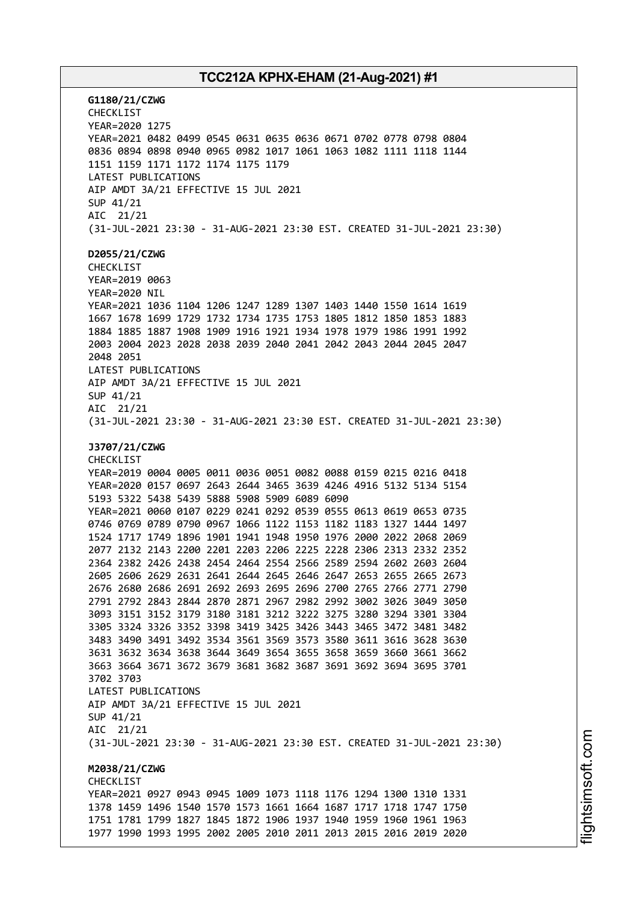**G1180/21/CZWG**
CHECKLIST
YEAR=2020 1275
YEAR=2021 0482 0499 0545 0631 0635 0636 0671 0702 0778 0798 0804
0836 0894 0898 0940 0965 0982 1017 1061 1063 1082 1111 1118 1144
1151 1159 1171 1172 1174 1175 1179
LATEST PUBLICATIONS
AIP AMDT 3A/21 EFFECTIVE 15 JUL 2021
SUP 41/21
AIC 21/21
(31-JUL-2021 23:30 - 31-AUG-2021 23:30 EST. CREATED 31-JUL-2021 23:30)

**D2055/21/CZWG**
CHECKLIST
YEAR=2019 0063
YEAR=2020 NIL
YEAR=2021 1036 1104 1206 1247 1289 1307 1403 1440 1550 1614 1619
1667 1678 1699 1729 1732 1734 1735 1753 1805 1812 1850 1853 1883
1884 1885 1887 1908 1909 1916 1921 1934 1978 1979 1986 1991 1992
2003 2004 2023 2028 2038 2039 2040 2041 2042 2043 2044 2045 2047
2048 2051
LATEST PUBLICATIONS
AIP AMDT 3A/21 EFFECTIVE 15 JUL 2021
SUP 41/21
AIC 21/21
(31-JUL-2021 23:30 - 31-AUG-2021 23:30 EST. CREATED 31-JUL-2021 23:30)

**J3707/21/CZWG**
CHECKLIST
YEAR=2019 0004 0005 0011 0036 0051 0082 0088 0159 0215 0216 0418
YEAR=2020 0157 0697 2643 2644 3465 3639 4246 4916 5132 5134 5154
5193 5322 5438 5439 5888 5908 5909 6089 6090
YEAR=2021 0060 0107 0229 0241 0292 0539 0555 0613 0619 0653 0735
0746 0769 0789 0790 0967 1066 1122 1153 1182 1183 1327 1444 1497
1524 1717 1749 1896 1901 1941 1948 1950 1976 2000 2022 2068 2069
2077 2132 2143 2200 2201 2203 2206 2225 2228 2306 2313 2332 2352
2364 2382 2426 2438 2454 2464 2554 2566 2589 2594 2602 2603 2604
2605 2606 2629 2631 2641 2644 2645 2646 2647 2653 2655 2665 2673
2676 2680 2686 2691 2692 2693 2695 2696 2700 2765 2766 2771 2790
2791 2792 2843 2844 2870 2871 2967 2982 2992 3002 3026 3049 3050
3093 3151 3152 3179 3180 3181 3212 3222 3275 3280 3294 3301 3304
3305 3324 3326 3352 3398 3419 3425 3426 3443 3465 3472 3481 3482
3483 3490 3491 3492 3534 3561 3569 3573 3580 3611 3616 3628 3630
3631 3632 3634 3638 3644 3649 3654 3655 3658 3659 3660 3661 3662
3663 3664 3671 3672 3679 3681 3682 3687 3691 3692 3694 3695 3701
3702 3703
LATEST PUBLICATIONS
AIP AMDT 3A/21 EFFECTIVE 15 JUL 2021
SUP 41/21
AIC 21/21
(31-JUL-2021 23:30 - 31-AUG-2021 23:30 EST. CREATED 31-JUL-2021 23:30)

**M2038/21/CZWG**
CHECKLIST
YEAR=2021 0927 0943 0945 1009 1073 1118 1176 1294 1300 1310 1331
1378 1459 1496 1540 1570 1573 1661 1664 1687 1717 1718 1747 1750
1751 1781 1799 1827 1845 1872 1906 1937 1940 1959 1960 1961 1963
1977 1990 1993 1995 2002 2005 2010 2011 2013 2015 2016 2019 2020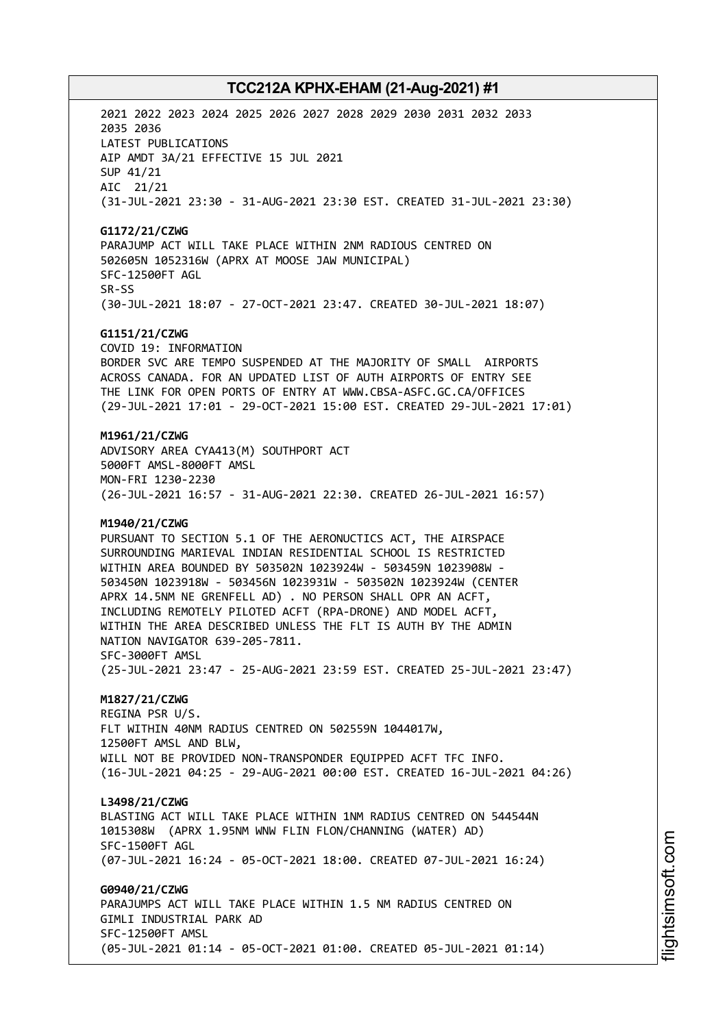2021 2022 2023 2024 2025 2026 2027 2028 2029 2030 2031 2032 2033
2035 2036
LATEST PUBLICATIONS
AIP AMDT 3A/21 EFFECTIVE 15 JUL 2021
SUP 41/21
AIC 21/21
(31-JUL-2021 23:30 - 31-AUG-2021 23:30 EST. CREATED 31-JUL-2021 23:30)

**G1172/21/CZWG**
PARAJUMP ACT WILL TAKE PLACE WITHIN 2NM RADIOUS CENTRED ON
502605N 1052316W (APRX AT MOOSE JAW MUNICIPAL)
SFC-12500FT AGL
SR-SS
(30-JUL-2021 18:07 - 27-OCT-2021 23:47. CREATED 30-JUL-2021 18:07)

**G1151/21/CZWG**
COVID 19: INFORMATION
BORDER SVC ARE TEMPO SUSPENDED AT THE MAJORITY OF SMALL AIRPORTS
ACROSS CANADA. FOR AN UPDATED LIST OF AUTH AIRPORTS OF ENTRY SEE
THE LINK FOR OPEN PORTS OF ENTRY AT WWW.CBSA-ASFC.GC.CA/OFFICES
(29-JUL-2021 17:01 - 29-OCT-2021 15:00 EST. CREATED 29-JUL-2021 17:01)

**M1961/21/CZWG**
ADVISORY AREA CYA413(M) SOUTHPORT ACT
5000FT AMSL-8000FT AMSL
MON-FRI 1230-2230
(26-JUL-2021 16:57 - 31-AUG-2021 22:30. CREATED 26-JUL-2021 16:57)

**M1940/21/CZWG**
PURSUANT TO SECTION 5.1 OF THE AERONUCTICS ACT, THE AIRSPACE
SURROUNDING MARIEVAL INDIAN RESIDENTIAL SCHOOL IS RESTRICTED
WITHIN AREA BOUNDED BY 503502N 1023924W - 503459N 1023908W -
503450N 1023918W - 503456N 1023931W - 503502N 1023924W (CENTER
APRX 14.5NM NE GRENFELL AD) . NO PERSON SHALL OPR AN ACFT,
INCLUDING REMOTELY PILOTED ACFT (RPA-DRONE) AND MODEL ACFT,
WITHIN THE AREA DESCRIBED UNLESS THE FLT IS AUTH BY THE ADMIN
NATION NAVIGATOR 639-205-7811.
SFC-3000FT AMSL
(25-JUL-2021 23:47 - 25-AUG-2021 23:59 EST. CREATED 25-JUL-2021 23:47)

**M1827/21/CZWG**
REGINA PSR U/S.
FLT WITHIN 40NM RADIUS CENTRED ON 502559N 1044017W,
12500FT AMSL AND BLW,
WILL NOT BE PROVIDED NON-TRANSPONDER EQUIPPED ACFT TFC INFO.
(16-JUL-2021 04:25 - 29-AUG-2021 00:00 EST. CREATED 16-JUL-2021 04:26)

**L3498/21/CZWG**
BLASTING ACT WILL TAKE PLACE WITHIN 1NM RADIUS CENTRED ON 544544N
1015308W (APRX 1.95NM WNW FLIN FLON/CHANNING (WATER) AD)
SFC-1500FT AGL
(07-JUL-2021 16:24 - 05-OCT-2021 18:00. CREATED 07-JUL-2021 16:24)

**G0940/21/CZWG**
PARAJUMPS ACT WILL TAKE PLACE WITHIN 1.5 NM RADIUS CENTRED ON
GIMLI INDUSTRIAL PARK AD
SFC-12500FT AMSL
(05-JUL-2021 01:14 - 05-OCT-2021 01:00. CREATED 05-JUL-2021 01:14)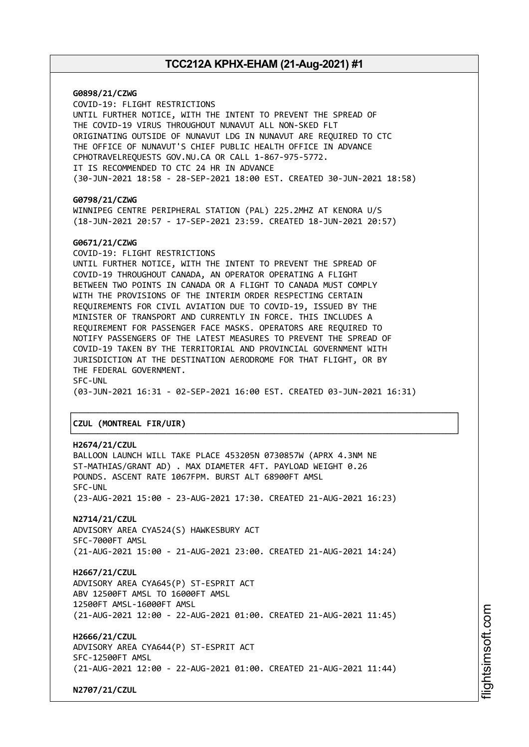**G0898/21/CZWG**
COVID-19: FLIGHT RESTRICTIONS
UNTIL FURTHER NOTICE, WITH THE INTENT TO PREVENT THE SPREAD OF
THE COVID-19 VIRUS THROUGHOUT NUNAVUT ALL NON-SKED FLT
ORIGINATING OUTSIDE OF NUNAVUT LDG IN NUNAVUT ARE REQUIRED TO CTC
THE OFFICE OF NUNAVUT'S CHIEF PUBLIC HEALTH OFFICE IN ADVANCE
CPHOTRAVELREQUESTS GOV.NU.CA OR CALL 1-867-975-5772.
IT IS RECOMMENDED TO CTC 24 HR IN ADVANCE
(30-JUN-2021 18:58 - 28-SEP-2021 18:00 EST. CREATED 30-JUN-2021 18:58)

**G0798/21/CZWG**
WINNIPEG CENTRE PERIPHERAL STATION (PAL) 225.2MHZ AT KENORA U/S
(18-JUN-2021 20:57 - 17-SEP-2021 23:59. CREATED 18-JUN-2021 20:57)

**G0671/21/CZWG**
COVID-19: FLIGHT RESTRICTIONS
UNTIL FURTHER NOTICE, WITH THE INTENT TO PREVENT THE SPREAD OF
COVID-19 THROUGHOUT CANADA, AN OPERATOR OPERATING A FLIGHT
BETWEEN TWO POINTS IN CANADA OR A FLIGHT TO CANADA MUST COMPLY
WITH THE PROVISIONS OF THE INTERIM ORDER RESPECTING CERTAIN
REQUIREMENTS FOR CIVIL AVIATION DUE TO COVID-19, ISSUED BY THE
MINISTER OF TRANSPORT AND CURRENTLY IN FORCE. THIS INCLUDES A
REQUIREMENT FOR PASSENGER FACE MASKS. OPERATORS ARE REQUIRED TO
NOTIFY PASSENGERS OF THE LATEST MEASURES TO PREVENT THE SPREAD OF
COVID-19 TAKEN BY THE TERRITORIAL AND PROVINCIAL GOVERNMENT WITH
JURISDICTION AT THE DESTINATION AERODROME FOR THAT FLIGHT, OR BY
THE FEDERAL GOVERNMENT.
SFC-UNL
(03-JUN-2021 16:31 - 02-SEP-2021 16:00 EST. CREATED 03-JUN-2021 16:31)

## CZUL (MONTREAL FIR/UIR)

**H2674/21/CZUL**
BALLOON LAUNCH WILL TAKE PLACE 453205N 0730857W (APRX 4.3NM NE
ST-MATHIAS/GRANT AD) . MAX DIAMETER 4FT. PAYLOAD WEIGHT 0.26
POUNDS. ASCENT RATE 1067FPM. BURST ALT 68900FT AMSL
SFC-UNL
(23-AUG-2021 15:00 - 23-AUG-2021 17:30. CREATED 21-AUG-2021 16:23)

**N2714/21/CZUL**
ADVISORY AREA CYA524(S) HAWKESBURY ACT
SFC-7000FT AMSL
(21-AUG-2021 15:00 - 21-AUG-2021 23:00. CREATED 21-AUG-2021 14:24)

**H2667/21/CZUL**
ADVISORY AREA CYA645(P) ST-ESPRIT ACT
ABV 12500FT AMSL TO 16000FT AMSL
12500FT AMSL-16000FT AMSL
(21-AUG-2021 12:00 - 22-AUG-2021 01:00. CREATED 21-AUG-2021 11:45)

**H2666/21/CZUL**
ADVISORY AREA CYA644(P) ST-ESPRIT ACT
SFC-12500FT AMSL
(21-AUG-2021 12:00 - 22-AUG-2021 01:00. CREATED 21-AUG-2021 11:44)

**N2707/21/CZUL**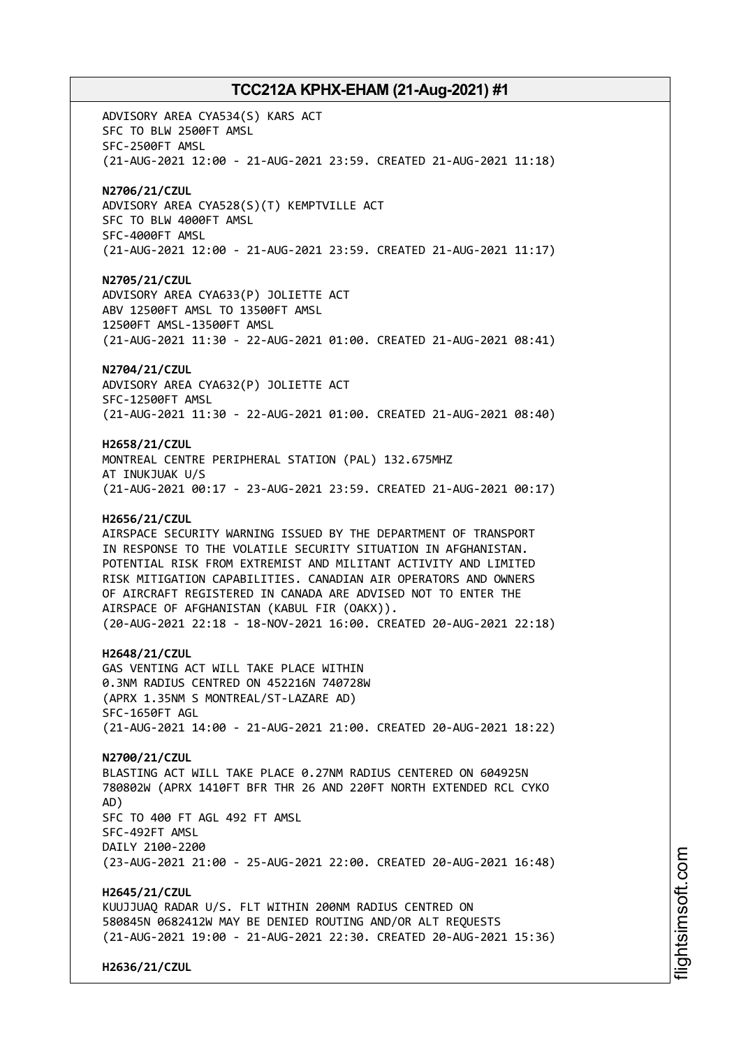ADVISORY AREA CYA534(S) KARS ACT
SFC TO BLW 2500FT AMSL
SFC-2500FT AMSL
(21-AUG-2021 12:00 - 21-AUG-2021 23:59. CREATED 21-AUG-2021 11:18)

**N2706/21/CZUL**
ADVISORY AREA CYA528(S)(T) KEMPTVILLE ACT
SFC TO BLW 4000FT AMSL
SFC-4000FT AMSL
(21-AUG-2021 12:00 - 21-AUG-2021 23:59. CREATED 21-AUG-2021 11:17)

**N2705/21/CZUL**
ADVISORY AREA CYA633(P) JOLIETTE ACT
ABV 12500FT AMSL TO 13500FT AMSL
12500FT AMSL-13500FT AMSL
(21-AUG-2021 11:30 - 22-AUG-2021 01:00. CREATED 21-AUG-2021 08:41)

**N2704/21/CZUL**
ADVISORY AREA CYA632(P) JOLIETTE ACT
SFC-12500FT AMSL
(21-AUG-2021 11:30 - 22-AUG-2021 01:00. CREATED 21-AUG-2021 08:40)

**H2658/21/CZUL**
MONTREAL CENTRE PERIPHERAL STATION (PAL) 132.675MHZ
AT INUKJUAK U/S
(21-AUG-2021 00:17 - 23-AUG-2021 23:59. CREATED 21-AUG-2021 00:17)

**H2656/21/CZUL**
AIRSPACE SECURITY WARNING ISSUED BY THE DEPARTMENT OF TRANSPORT
IN RESPONSE TO THE VOLATILE SECURITY SITUATION IN AFGHANISTAN.
POTENTIAL RISK FROM EXTREMIST AND MILITANT ACTIVITY AND LIMITED
RISK MITIGATION CAPABILITIES. CANADIAN AIR OPERATORS AND OWNERS
OF AIRCRAFT REGISTERED IN CANADA ARE ADVISED NOT TO ENTER THE
AIRSPACE OF AFGHANISTAN (KABUL FIR (OAKX)).
(20-AUG-2021 22:18 - 18-NOV-2021 16:00. CREATED 20-AUG-2021 22:18)

**H2648/21/CZUL**
GAS VENTING ACT WILL TAKE PLACE WITHIN
0.3NM RADIUS CENTRED ON 452216N 740728W
(APRX 1.35NM S MONTREAL/ST-LAZARE AD)
SFC-1650FT AGL
(21-AUG-2021 14:00 - 21-AUG-2021 21:00. CREATED 20-AUG-2021 18:22)

**N2700/21/CZUL**
BLASTING ACT WILL TAKE PLACE 0.27NM RADIUS CENTERED ON 604925N
780802W (APRX 1410FT BFR THR 26 AND 220FT NORTH EXTENDED RCL CYKO
AD)
SFC TO 400 FT AGL 492 FT AMSL
SFC-492FT AMSL
DAILY 2100-2200
(23-AUG-2021 21:00 - 25-AUG-2021 22:00. CREATED 20-AUG-2021 16:48)

**H2645/21/CZUL**
KUUJJUAQ RADAR U/S. FLT WITHIN 200NM RADIUS CENTRED ON
580845N 0682412W MAY BE DENIED ROUTING AND/OR ALT REQUESTS
(21-AUG-2021 19:00 - 21-AUG-2021 22:30. CREATED 20-AUG-2021 15:36)

**H2636/21/CZUL**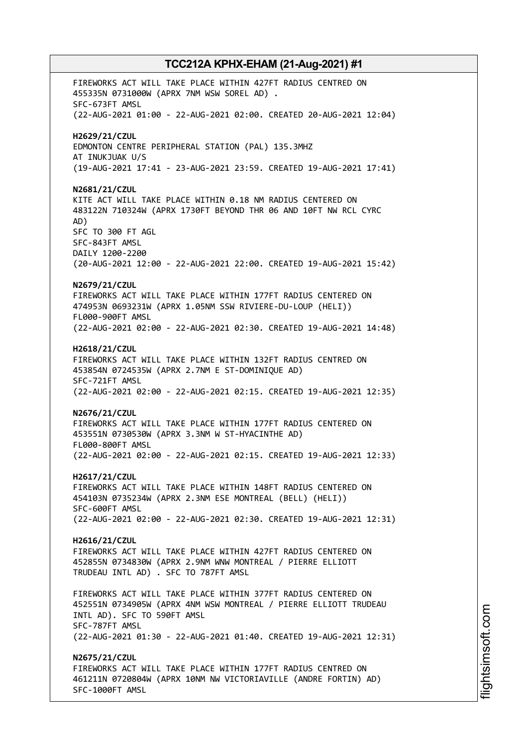FIREWORKS ACT WILL TAKE PLACE WITHIN 427FT RADIUS CENTRED ON 455335N 0731000W (APRX 7NM WSW SOREL AD) .
SFC-673FT AMSL
(22-AUG-2021 01:00 - 22-AUG-2021 02:00. CREATED 20-AUG-2021 12:04)

**H2629/21/CZUL**
EDMONTON CENTRE PERIPHERAL STATION (PAL) 135.3MHZ
AT INUKJUAK U/S
(19-AUG-2021 17:41 - 23-AUG-2021 23:59. CREATED 19-AUG-2021 17:41)

**N2681/21/CZUL**
KITE ACT WILL TAKE PLACE WITHIN 0.18 NM RADIUS CENTERED ON 483122N 710324W (APRX 1730FT BEYOND THR 06 AND 10FT NW RCL CYRC AD)
SFC TO 300 FT AGL
SFC-843FT AMSL
DAILY 1200-2200
(20-AUG-2021 12:00 - 22-AUG-2021 22:00. CREATED 19-AUG-2021 15:42)

**N2679/21/CZUL**
FIREWORKS ACT WILL TAKE PLACE WITHIN 177FT RADIUS CENTERED ON 474953N 0693231W (APRX 1.05NM SSW RIVIERE-DU-LOUP (HELI))
FL000-900FT AMSL
(22-AUG-2021 02:00 - 22-AUG-2021 02:30. CREATED 19-AUG-2021 14:48)

**H2618/21/CZUL**
FIREWORKS ACT WILL TAKE PLACE WITHIN 132FT RADIUS CENTRED ON 453854N 0724535W (APRX 2.7NM E ST-DOMINIQUE AD)
SFC-721FT AMSL
(22-AUG-2021 02:00 - 22-AUG-2021 02:15. CREATED 19-AUG-2021 12:35)

**N2676/21/CZUL**
FIREWORKS ACT WILL TAKE PLACE WITHIN 177FT RADIUS CENTERED ON 453551N 0730530W (APRX 3.3NM W ST-HYACINTHE AD)
FL000-800FT AMSL
(22-AUG-2021 02:00 - 22-AUG-2021 02:15. CREATED 19-AUG-2021 12:33)

**H2617/21/CZUL**
FIREWORKS ACT WILL TAKE PLACE WITHIN 148FT RADIUS CENTERED ON 454103N 0735234W (APRX 2.3NM ESE MONTREAL (BELL) (HELI))
SFC-600FT AMSL
(22-AUG-2021 02:00 - 22-AUG-2021 02:30. CREATED 19-AUG-2021 12:31)

**H2616/21/CZUL**
FIREWORKS ACT WILL TAKE PLACE WITHIN 427FT RADIUS CENTERED ON 452855N 0734830W (APRX 2.9NM WNW MONTREAL / PIERRE ELLIOTT TRUDEAU INTL AD) . SFC TO 787FT AMSL

FIREWORKS ACT WILL TAKE PLACE WITHIN 377FT RADIUS CENTERED ON 452551N 0734905W (APRX 4NM WSW MONTREAL / PIERRE ELLIOTT TRUDEAU INTL AD). SFC TO 590FT AMSL
SFC-787FT AMSL
(22-AUG-2021 01:30 - 22-AUG-2021 01:40. CREATED 19-AUG-2021 12:31)

**N2675/21/CZUL**
FIREWORKS ACT WILL TAKE PLACE WITHIN 177FT RADIUS CENTRED ON 461211N 0720804W (APRX 10NM NW VICTORIAVILLE (ANDRE FORTIN) AD)
SFC-1000FT AMSL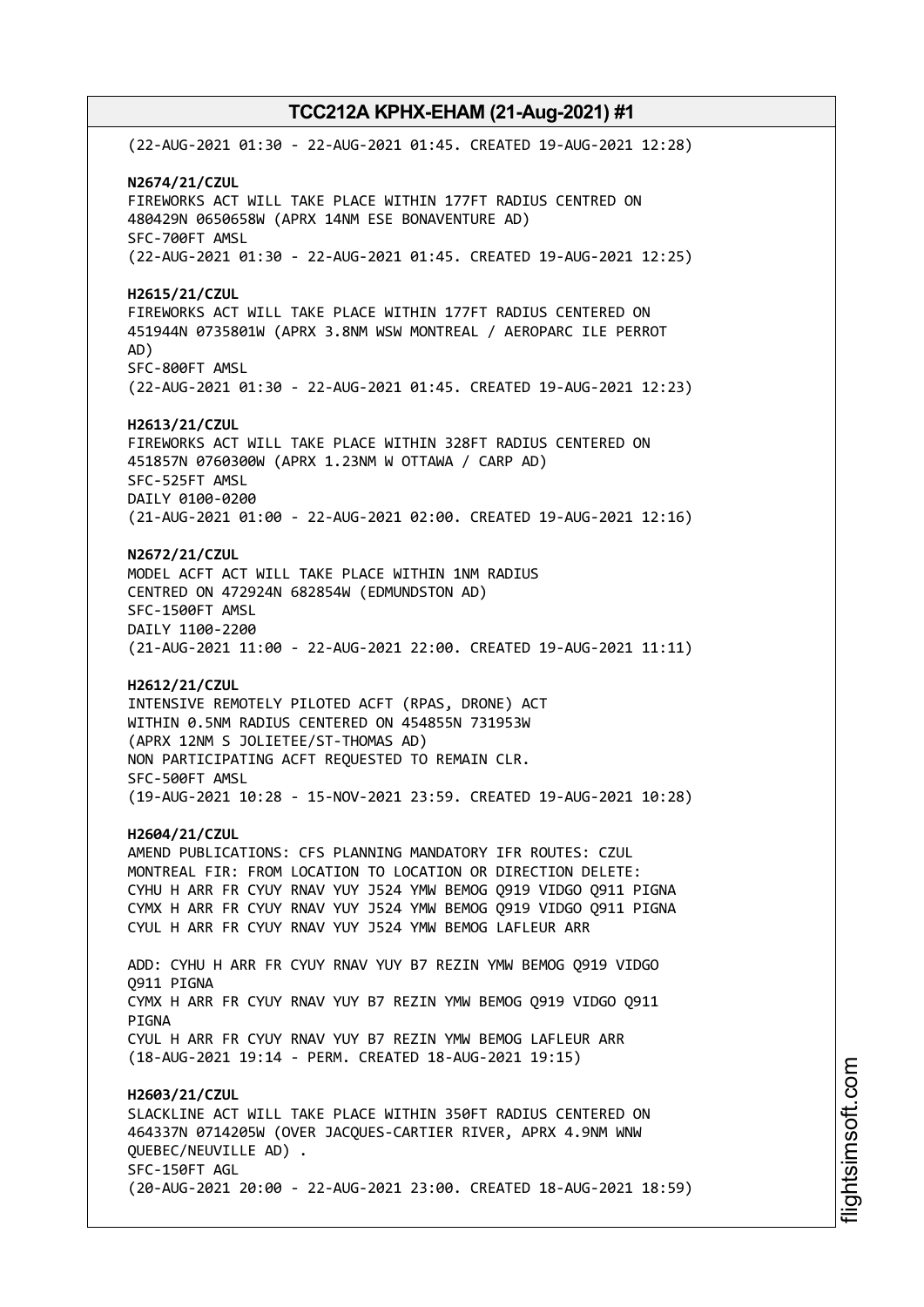(22-AUG-2021 01:30 - 22-AUG-2021 01:45. CREATED 19-AUG-2021 12:28)

**N2674/21/CZUL**
FIREWORKS ACT WILL TAKE PLACE WITHIN 177FT RADIUS CENTRED ON 480429N 0650658W (APRX 14NM ESE BONAVENTURE AD)
SFC-700FT AMSL
(22-AUG-2021 01:30 - 22-AUG-2021 01:45. CREATED 19-AUG-2021 12:25)

**H2615/21/CZUL**
FIREWORKS ACT WILL TAKE PLACE WITHIN 177FT RADIUS CENTERED ON 451944N 0735801W (APRX 3.8NM WSW MONTREAL / AEROPARC ILE PERROT AD)
SFC-800FT AMSL
(22-AUG-2021 01:30 - 22-AUG-2021 01:45. CREATED 19-AUG-2021 12:23)

**H2613/21/CZUL**
FIREWORKS ACT WILL TAKE PLACE WITHIN 328FT RADIUS CENTERED ON 451857N 0760300W (APRX 1.23NM W OTTAWA / CARP AD)
SFC-525FT AMSL
DAILY 0100-0200
(21-AUG-2021 01:00 - 22-AUG-2021 02:00. CREATED 19-AUG-2021 12:16)

**N2672/21/CZUL**
MODEL ACFT ACT WILL TAKE PLACE WITHIN 1NM RADIUS CENTRED ON 472924N 682854W (EDMUNDSTON AD)
SFC-1500FT AMSL
DAILY 1100-2200
(21-AUG-2021 11:00 - 22-AUG-2021 22:00. CREATED 19-AUG-2021 11:11)

**H2612/21/CZUL**
INTENSIVE REMOTELY PILOTED ACFT (RPAS, DRONE) ACT WITHIN 0.5NM RADIUS CENTERED ON 454855N 731953W (APRX 12NM S JOLIETEE/ST-THOMAS AD)
NON PARTICIPATING ACFT REQUESTED TO REMAIN CLR.
SFC-500FT AMSL
(19-AUG-2021 10:28 - 15-NOV-2021 23:59. CREATED 19-AUG-2021 10:28)

**H2604/21/CZUL**
AMEND PUBLICATIONS: CFS PLANNING MANDATORY IFR ROUTES: CZUL MONTREAL FIR: FROM LOCATION TO LOCATION OR DIRECTION DELETE:
CYHU H ARR FR CYUY RNAV YUY J524 YMW BEMOG Q919 VIDGO Q911 PIGNA
CYMX H ARR FR CYUY RNAV YUY J524 YMW BEMOG Q919 VIDGO Q911 PIGNA
CYUL H ARR FR CYUY RNAV YUY J524 YMW BEMOG LAFLEUR ARR

ADD: CYHU H ARR FR CYUY RNAV YUY B7 REZIN YMW BEMOG Q919 VIDGO Q911 PIGNA
CYMX H ARR FR CYUY RNAV YUY B7 REZIN YMW BEMOG Q919 VIDGO Q911 PIGNA
CYUL H ARR FR CYUY RNAV YUY B7 REZIN YMW BEMOG LAFLEUR ARR
(18-AUG-2021 19:14 - PERM. CREATED 18-AUG-2021 19:15)

**H2603/21/CZUL**
SLACKLINE ACT WILL TAKE PLACE WITHIN 350FT RADIUS CENTERED ON 464337N 0714205W (OVER JACQUES-CARTIER RIVER, APRX 4.9NM WNW QUEBEC/NEUVILLE AD) .
SFC-150FT AGL
(20-AUG-2021 20:00 - 22-AUG-2021 23:00. CREATED 18-AUG-2021 18:59)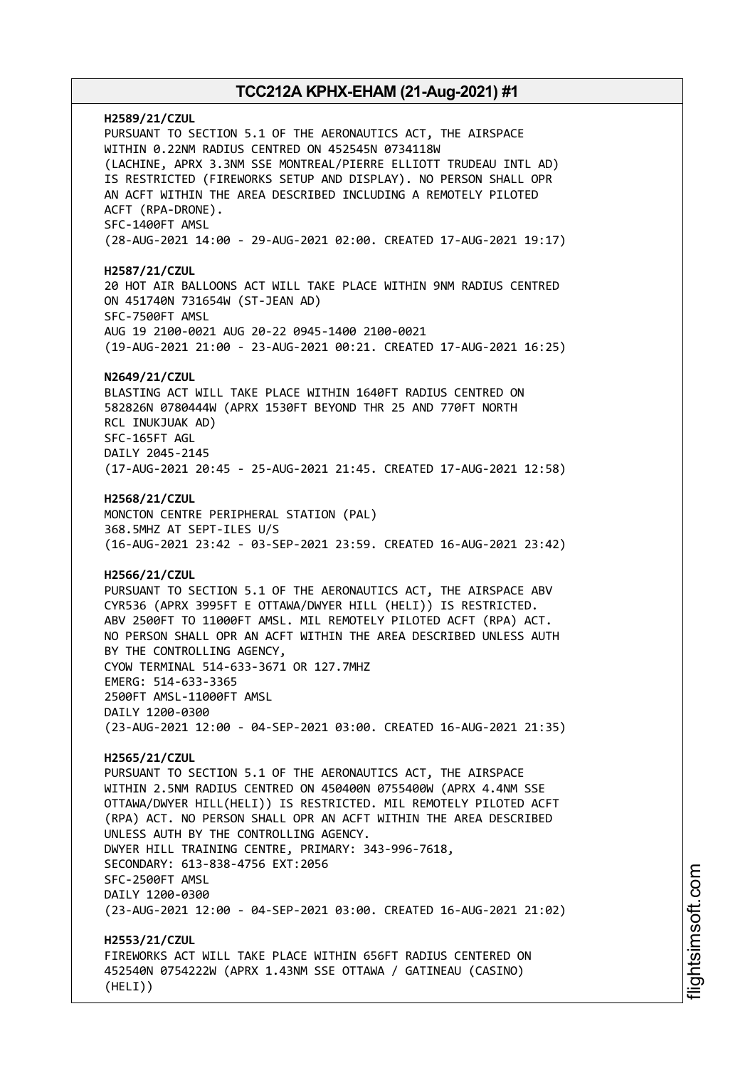**H2589/21/CZUL**
PURSUANT TO SECTION 5.1 OF THE AERONAUTICS ACT, THE AIRSPACE WITHIN 0.22NM RADIUS CENTRED ON 452545N 0734118W (LACHINE, APRX 3.3NM SSE MONTREAL/PIERRE ELLIOTT TRUDEAU INTL AD) IS RESTRICTED (FIREWORKS SETUP AND DISPLAY). NO PERSON SHALL OPR AN ACFT WITHIN THE AREA DESCRIBED INCLUDING A REMOTELY PILOTED ACFT (RPA-DRONE).
SFC-1400FT AMSL
(28-AUG-2021 14:00 - 29-AUG-2021 02:00. CREATED 17-AUG-2021 19:17)

**H2587/21/CZUL**
20 HOT AIR BALLOONS ACT WILL TAKE PLACE WITHIN 9NM RADIUS CENTRED ON 451740N 731654W (ST-JEAN AD)
SFC-7500FT AMSL
AUG 19 2100-0021 AUG 20-22 0945-1400 2100-0021
(19-AUG-2021 21:00 - 23-AUG-2021 00:21. CREATED 17-AUG-2021 16:25)

**N2649/21/CZUL**
BLASTING ACT WILL TAKE PLACE WITHIN 1640FT RADIUS CENTRED ON 582826N 0780444W (APRX 1530FT BEYOND THR 25 AND 770FT NORTH RCL INUKJUAK AD)
SFC-165FT AGL
DAILY 2045-2145
(17-AUG-2021 20:45 - 25-AUG-2021 21:45. CREATED 17-AUG-2021 12:58)

**H2568/21/CZUL**
MONCTON CENTRE PERIPHERAL STATION (PAL)
368.5MHZ AT SEPT-ILES U/S
(16-AUG-2021 23:42 - 03-SEP-2021 23:59. CREATED 16-AUG-2021 23:42)

**H2566/21/CZUL**
PURSUANT TO SECTION 5.1 OF THE AERONAUTICS ACT, THE AIRSPACE ABV CYR536 (APRX 3995FT E OTTAWA/DWYER HILL (HELI)) IS RESTRICTED. ABV 2500FT TO 11000FT AMSL. MIL REMOTELY PILOTED ACFT (RPA) ACT. NO PERSON SHALL OPR AN ACFT WITHIN THE AREA DESCRIBED UNLESS AUTH BY THE CONTROLLING AGENCY,
CYOW TERMINAL 514-633-3671 OR 127.7MHZ
EMERG: 514-633-3365
2500FT AMSL-11000FT AMSL
DAILY 1200-0300
(23-AUG-2021 12:00 - 04-SEP-2021 03:00. CREATED 16-AUG-2021 21:35)

**H2565/21/CZUL**
PURSUANT TO SECTION 5.1 OF THE AERONAUTICS ACT, THE AIRSPACE WITHIN 2.5NM RADIUS CENTRED ON 450400N 0755400W (APRX 4.4NM SSE OTTAWA/DWYER HILL(HELI)) IS RESTRICTED. MIL REMOTELY PILOTED ACFT (RPA) ACT. NO PERSON SHALL OPR AN ACFT WITHIN THE AREA DESCRIBED UNLESS AUTH BY THE CONTROLLING AGENCY.
DWYER HILL TRAINING CENTRE, PRIMARY: 343-996-7618,
SECONDARY: 613-838-4756 EXT:2056
SFC-2500FT AMSL
DAILY 1200-0300
(23-AUG-2021 12:00 - 04-SEP-2021 03:00. CREATED 16-AUG-2021 21:02)

**H2553/21/CZUL**
FIREWORKS ACT WILL TAKE PLACE WITHIN 656FT RADIUS CENTERED ON 452540N 0754222W (APRX 1.43NM SSE OTTAWA / GATINEAU (CASINO) (HELI))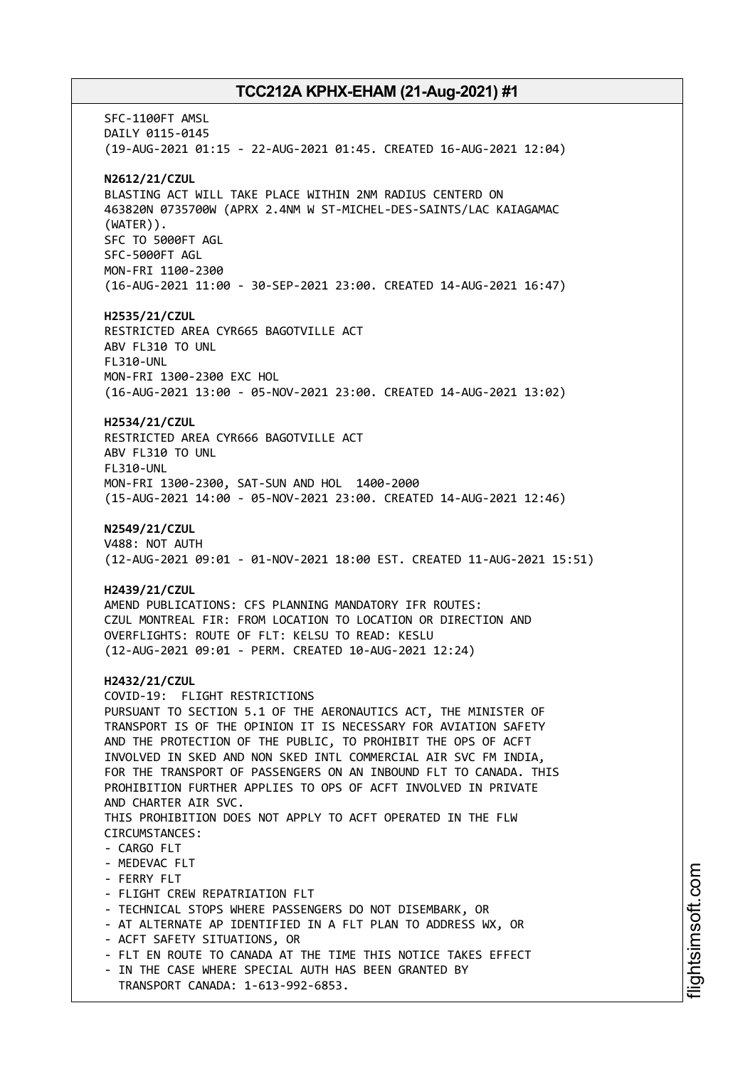SFC-1100FT AMSL
DAILY 0115-0145
(19-AUG-2021 01:15 - 22-AUG-2021 01:45. CREATED 16-AUG-2021 12:04)

**N2612/21/CZUL**
BLASTING ACT WILL TAKE PLACE WITHIN 2NM RADIUS CENTERD ON
463820N 0735700W (APRX 2.4NM W ST-MICHEL-DES-SAINTS/LAC KAIAGAMAC
(WATER)).
SFC TO 5000FT AGL
SFC-5000FT AGL
MON-FRI 1100-2300
(16-AUG-2021 11:00 - 30-SEP-2021 23:00. CREATED 14-AUG-2021 16:47)

**H2535/21/CZUL**
RESTRICTED AREA CYR665 BAGOTVILLE ACT
ABV FL310 TO UNL
FL310-UNL
MON-FRI 1300-2300 EXC HOL
(16-AUG-2021 13:00 - 05-NOV-2021 23:00. CREATED 14-AUG-2021 13:02)

**H2534/21/CZUL**
RESTRICTED AREA CYR666 BAGOTVILLE ACT
ABV FL310 TO UNL
FL310-UNL
MON-FRI 1300-2300, SAT-SUN AND HOL 1400-2000
(15-AUG-2021 14:00 - 05-NOV-2021 23:00. CREATED 14-AUG-2021 12:46)

**N2549/21/CZUL**
V488: NOT AUTH
(12-AUG-2021 09:01 - 01-NOV-2021 18:00 EST. CREATED 11-AUG-2021 15:51)

**H2439/21/CZUL**
AMEND PUBLICATIONS: CFS PLANNING MANDATORY IFR ROUTES:
CZUL MONTREAL FIR: FROM LOCATION TO LOCATION OR DIRECTION AND
OVERFLIGHTS: ROUTE OF FLT: KELSU TO READ: KESLU
(12-AUG-2021 09:01 - PERM. CREATED 10-AUG-2021 12:24)

**H2432/21/CZUL**
COVID-19: FLIGHT RESTRICTIONS
PURSUANT TO SECTION 5.1 OF THE AERONAUTICS ACT, THE MINISTER OF
TRANSPORT IS OF THE OPINION IT IS NECESSARY FOR AVIATION SAFETY
AND THE PROTECTION OF THE PUBLIC, TO PROHIBIT THE OPS OF ACFT
INVOLVED IN SKED AND NON SKED INTL COMMERCIAL AIR SVC FM INDIA,
FOR THE TRANSPORT OF PASSENGERS ON AN INBOUND FLT TO CANADA. THIS
PROHIBITION FURTHER APPLIES TO OPS OF ACFT INVOLVED IN PRIVATE
AND CHARTER AIR SVC.
THIS PROHIBITION DOES NOT APPLY TO ACFT OPERATED IN THE FLW
CIRCUMSTANCES:

- CARGO FLT
- MEDEVAC FLT
- FERRY FLT
- FLIGHT CREW REPATRIATION FLT
- TECHNICAL STOPS WHERE PASSENGERS DO NOT DISEMBARK, OR
- AT ALTERNATE AP IDENTIFIED IN A FLT PLAN TO ADDRESS WX, OR
- ACFT SAFETY SITUATIONS, OR
- FLT EN ROUTE TO CANADA AT THE TIME THIS NOTICE TAKES EFFECT
- IN THE CASE WHERE SPECIAL AUTH HAS BEEN GRANTED BY
  TRANSPORT CANADA: 1-613-992-6853.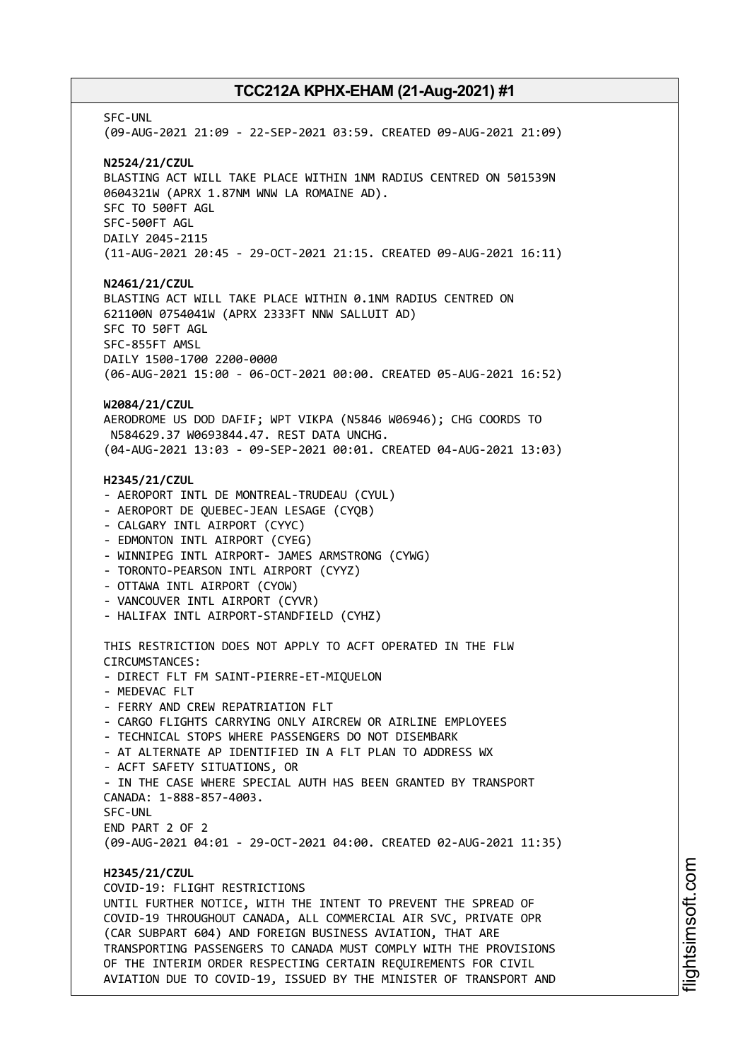SFC-UNL
(09-AUG-2021 21:09 - 22-SEP-2021 03:59. CREATED 09-AUG-2021 21:09)

**N2524/21/CZUL**
BLASTING ACT WILL TAKE PLACE WITHIN 1NM RADIUS CENTRED ON 501539N 0604321W (APRX 1.87NM WNW LA ROMAINE AD).
SFC TO 500FT AGL
SFC-500FT AGL
DAILY 2045-2115
(11-AUG-2021 20:45 - 29-OCT-2021 21:15. CREATED 09-AUG-2021 16:11)

**N2461/21/CZUL**
BLASTING ACT WILL TAKE PLACE WITHIN 0.1NM RADIUS CENTRED ON 621100N 0754041W (APRX 2333FT NNW SALLUIT AD)
SFC TO 50FT AGL
SFC-855FT AMSL
DAILY 1500-1700 2200-0000
(06-AUG-2021 15:00 - 06-OCT-2021 00:00. CREATED 05-AUG-2021 16:52)

**W2084/21/CZUL**
AERODROME US DOD DAFIF; WPT VIKPA (N5846 W06946); CHG COORDS TO N584629.37 W0693844.47. REST DATA UNCHG.
(04-AUG-2021 13:03 - 09-SEP-2021 00:01. CREATED 04-AUG-2021 13:03)

**H2345/21/CZUL**
- AEROPORT INTL DE MONTREAL-TRUDEAU (CYUL)
- AEROPORT DE QUEBEC-JEAN LESAGE (CYQB)
- CALGARY INTL AIRPORT (CYYC)
- EDMONTON INTL AIRPORT (CYEG)
- WINNIPEG INTL AIRPORT- JAMES ARMSTRONG (CYWG)
- TORONTO-PEARSON INTL AIRPORT (CYYZ)
- OTTAWA INTL AIRPORT (CYOW)
- VANCOUVER INTL AIRPORT (CYVR)
- HALIFAX INTL AIRPORT-STANDFIELD (CYHZ)

THIS RESTRICTION DOES NOT APPLY TO ACFT OPERATED IN THE FLW CIRCUMSTANCES:
- DIRECT FLT FM SAINT-PIERRE-ET-MIQUELON
- MEDEVAC FLT
- FERRY AND CREW REPATRIATION FLT
- CARGO FLIGHTS CARRYING ONLY AIRCREW OR AIRLINE EMPLOYEES
- TECHNICAL STOPS WHERE PASSENGERS DO NOT DISEMBARK
- AT ALTERNATE AP IDENTIFIED IN A FLT PLAN TO ADDRESS WX
- ACFT SAFETY SITUATIONS, OR
- IN THE CASE WHERE SPECIAL AUTH HAS BEEN GRANTED BY TRANSPORT CANADA: 1-888-857-4003.
SFC-UNL
END PART 2 OF 2
(09-AUG-2021 04:01 - 29-OCT-2021 04:00. CREATED 02-AUG-2021 11:35)

**H2345/21/CZUL**
COVID-19: FLIGHT RESTRICTIONS
UNTIL FURTHER NOTICE, WITH THE INTENT TO PREVENT THE SPREAD OF COVID-19 THROUGHOUT CANADA, ALL COMMERCIAL AIR SVC, PRIVATE OPR (CAR SUBPART 604) AND FOREIGN BUSINESS AVIATION, THAT ARE TRANSPORTING PASSENGERS TO CANADA MUST COMPLY WITH THE PROVISIONS OF THE INTERIM ORDER RESPECTING CERTAIN REQUIREMENTS FOR CIVIL AVIATION DUE TO COVID-19, ISSUED BY THE MINISTER OF TRANSPORT AND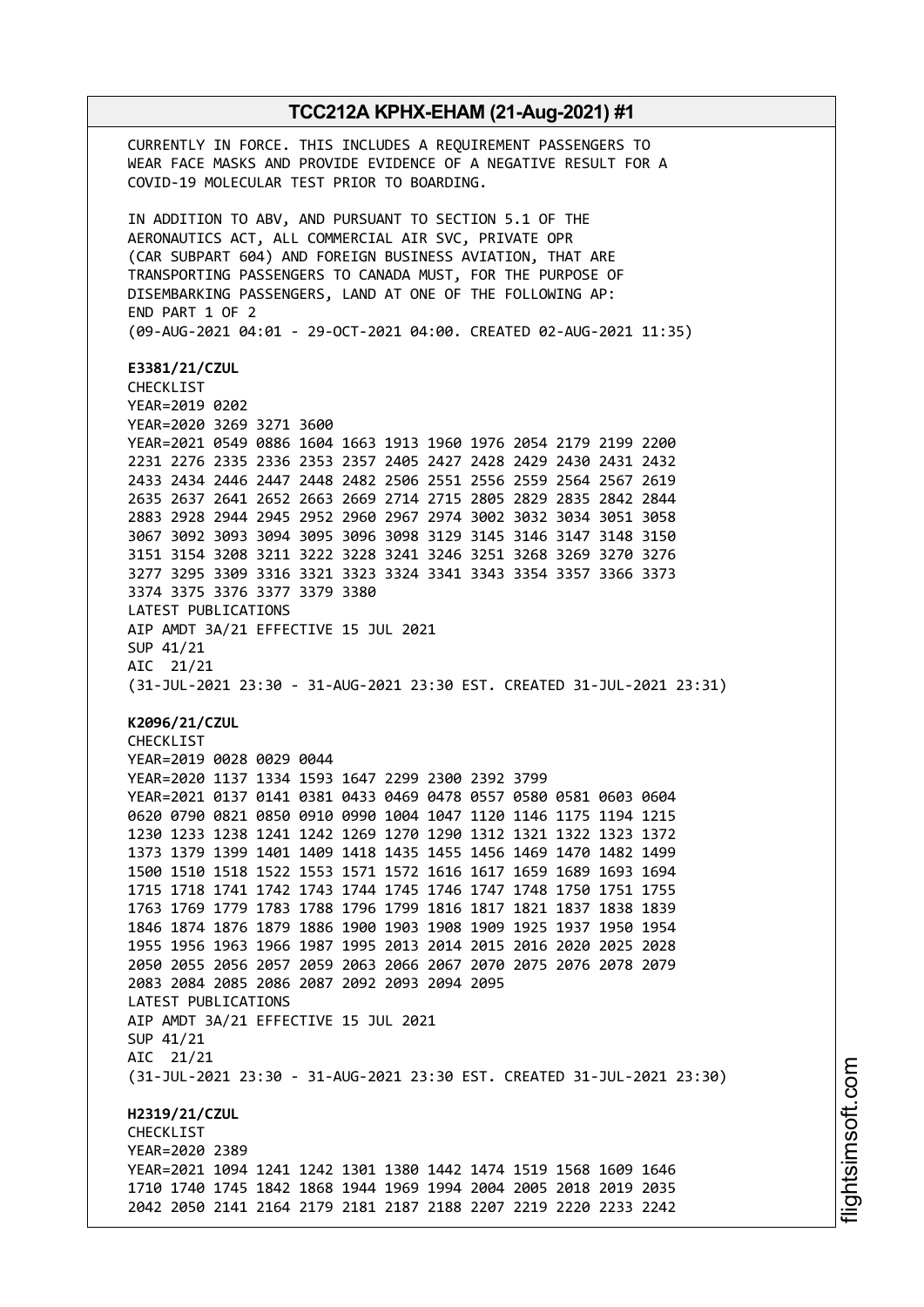CURRENTLY IN FORCE. THIS INCLUDES A REQUIREMENT PASSENGERS TO WEAR FACE MASKS AND PROVIDE EVIDENCE OF A NEGATIVE RESULT FOR A COVID-19 MOLECULAR TEST PRIOR TO BOARDING.

IN ADDITION TO ABV, AND PURSUANT TO SECTION 5.1 OF THE AERONAUTICS ACT, ALL COMMERCIAL AIR SVC, PRIVATE OPR (CAR SUBPART 604) AND FOREIGN BUSINESS AVIATION, THAT ARE TRANSPORTING PASSENGERS TO CANADA MUST, FOR THE PURPOSE OF DISEMBARKING PASSENGERS, LAND AT ONE OF THE FOLLOWING AP:
END PART 1 OF 2
(09-AUG-2021 04:01 - 29-OCT-2021 04:00. CREATED 02-AUG-2021 11:35)

**E3381/21/CZUL**
CHECKLIST
YEAR=2019 0202
YEAR=2020 3269 3271 3600
YEAR=2021 0549 0886 1604 1663 1913 1960 1976 2054 2179 2199 2200 2231 2276 2335 2336 2353 2357 2405 2427 2428 2429 2430 2431 2432 2433 2434 2446 2447 2448 2482 2506 2551 2556 2559 2564 2567 2619 2635 2637 2641 2652 2663 2669 2714 2715 2805 2829 2835 2842 2844 2883 2928 2944 2945 2952 2960 2967 2974 3002 3032 3034 3051 3058 3067 3092 3093 3094 3095 3096 3098 3129 3145 3146 3147 3148 3150 3151 3154 3208 3211 3222 3228 3241 3246 3251 3268 3269 3270 3276 3277 3295 3309 3316 3321 3323 3324 3341 3343 3354 3357 3366 3373 3374 3375 3376 3377 3379 3380
LATEST PUBLICATIONS
AIP AMDT 3A/21 EFFECTIVE 15 JUL 2021
SUP 41/21
AIC 21/21
(31-JUL-2021 23:30 - 31-AUG-2021 23:30 EST. CREATED 31-JUL-2021 23:31)

**K2096/21/CZUL**
CHECKLIST
YEAR=2019 0028 0029 0044
YEAR=2020 1137 1334 1593 1647 2299 2300 2392 3799
YEAR=2021 0137 0141 0381 0433 0469 0478 0557 0580 0581 0603 0604 0620 0790 0821 0850 0910 0990 1004 1047 1120 1146 1175 1194 1215 1230 1233 1238 1241 1242 1269 1270 1290 1312 1321 1322 1323 1372 1373 1379 1399 1401 1409 1418 1435 1455 1456 1469 1470 1482 1499 1500 1510 1518 1522 1553 1571 1572 1616 1617 1659 1689 1693 1694 1715 1718 1741 1742 1743 1744 1745 1746 1747 1748 1750 1751 1755 1763 1769 1779 1783 1788 1796 1799 1816 1817 1821 1837 1838 1839 1846 1874 1876 1879 1886 1900 1903 1908 1909 1925 1937 1950 1954 1955 1956 1963 1966 1987 1995 2013 2014 2015 2016 2020 2025 2028 2050 2055 2056 2057 2059 2063 2066 2067 2070 2075 2076 2078 2079 2083 2084 2085 2086 2087 2092 2093 2094 2095
LATEST PUBLICATIONS
AIP AMDT 3A/21 EFFECTIVE 15 JUL 2021
SUP 41/21
AIC 21/21
(31-JUL-2021 23:30 - 31-AUG-2021 23:30 EST. CREATED 31-JUL-2021 23:30)

**H2319/21/CZUL**
CHECKLIST
YEAR=2020 2389
YEAR=2021 1094 1241 1242 1301 1380 1442 1474 1519 1568 1609 1646 1710 1740 1745 1842 1868 1944 1969 1994 2004 2005 2018 2019 2035 2042 2050 2141 2164 2179 2181 2187 2188 2207 2219 2220 2233 2242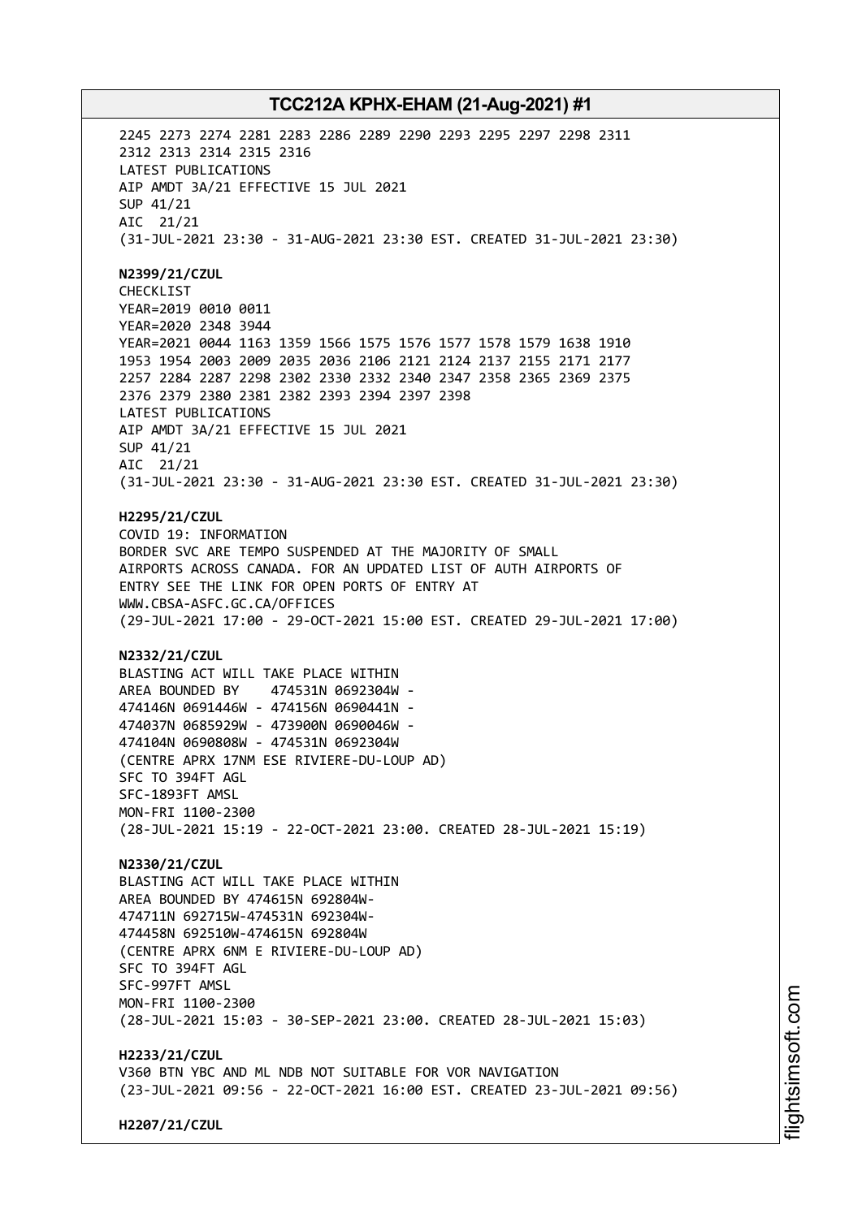2245 2273 2274 2281 2283 2286 2289 2290 2293 2295 2297 2298 2311
2312 2313 2314 2315 2316
LATEST PUBLICATIONS
AIP AMDT 3A/21 EFFECTIVE 15 JUL 2021
SUP 41/21
AIC 21/21
(31-JUL-2021 23:30 - 31-AUG-2021 23:30 EST. CREATED 31-JUL-2021 23:30)

**N2399/21/CZUL**
CHECKLIST
YEAR=2019 0010 0011
YEAR=2020 2348 3944
YEAR=2021 0044 1163 1359 1566 1575 1576 1577 1578 1579 1638 1910
1953 1954 2003 2009 2035 2036 2106 2121 2124 2137 2155 2171 2177
2257 2284 2287 2298 2302 2330 2332 2340 2347 2358 2365 2369 2375
2376 2379 2380 2381 2382 2393 2394 2397 2398
LATEST PUBLICATIONS
AIP AMDT 3A/21 EFFECTIVE 15 JUL 2021
SUP 41/21
AIC 21/21
(31-JUL-2021 23:30 - 31-AUG-2021 23:30 EST. CREATED 31-JUL-2021 23:30)

**H2295/21/CZUL**
COVID 19: INFORMATION
BORDER SVC ARE TEMPO SUSPENDED AT THE MAJORITY OF SMALL
AIRPORTS ACROSS CANADA. FOR AN UPDATED LIST OF AUTH AIRPORTS OF
ENTRY SEE THE LINK FOR OPEN PORTS OF ENTRY AT
WWW.CBSA-ASFC.GC.CA/OFFICES
(29-JUL-2021 17:00 - 29-OCT-2021 15:00 EST. CREATED 29-JUL-2021 17:00)

**N2332/21/CZUL**
BLASTING ACT WILL TAKE PLACE WITHIN
AREA BOUNDED BY 474531N 0692304W -
474146N 0691446W - 474156N 0690441N -
474037N 0685929W - 473900N 0690046W -
474104N 0690808W - 474531N 0692304W
(CENTRE APRX 17NM ESE RIVIERE-DU-LOUP AD)
SFC TO 394FT AGL
SFC-1893FT AMSL
MON-FRI 1100-2300
(28-JUL-2021 15:19 - 22-OCT-2021 23:00. CREATED 28-JUL-2021 15:19)

**N2330/21/CZUL**
BLASTING ACT WILL TAKE PLACE WITHIN
AREA BOUNDED BY 474615N 692804W-
474711N 692715W-474531N 692304W-
474458N 692510W-474615N 692804W
(CENTRE APRX 6NM E RIVIERE-DU-LOUP AD)
SFC TO 394FT AGL
SFC-997FT AMSL
MON-FRI 1100-2300
(28-JUL-2021 15:03 - 30-SEP-2021 23:00. CREATED 28-JUL-2021 15:03)

**H2233/21/CZUL**
V360 BTN YBC AND ML NDB NOT SUITABLE FOR VOR NAVIGATION
(23-JUL-2021 09:56 - 22-OCT-2021 16:00 EST. CREATED 23-JUL-2021 09:56)

**H2207/21/CZUL**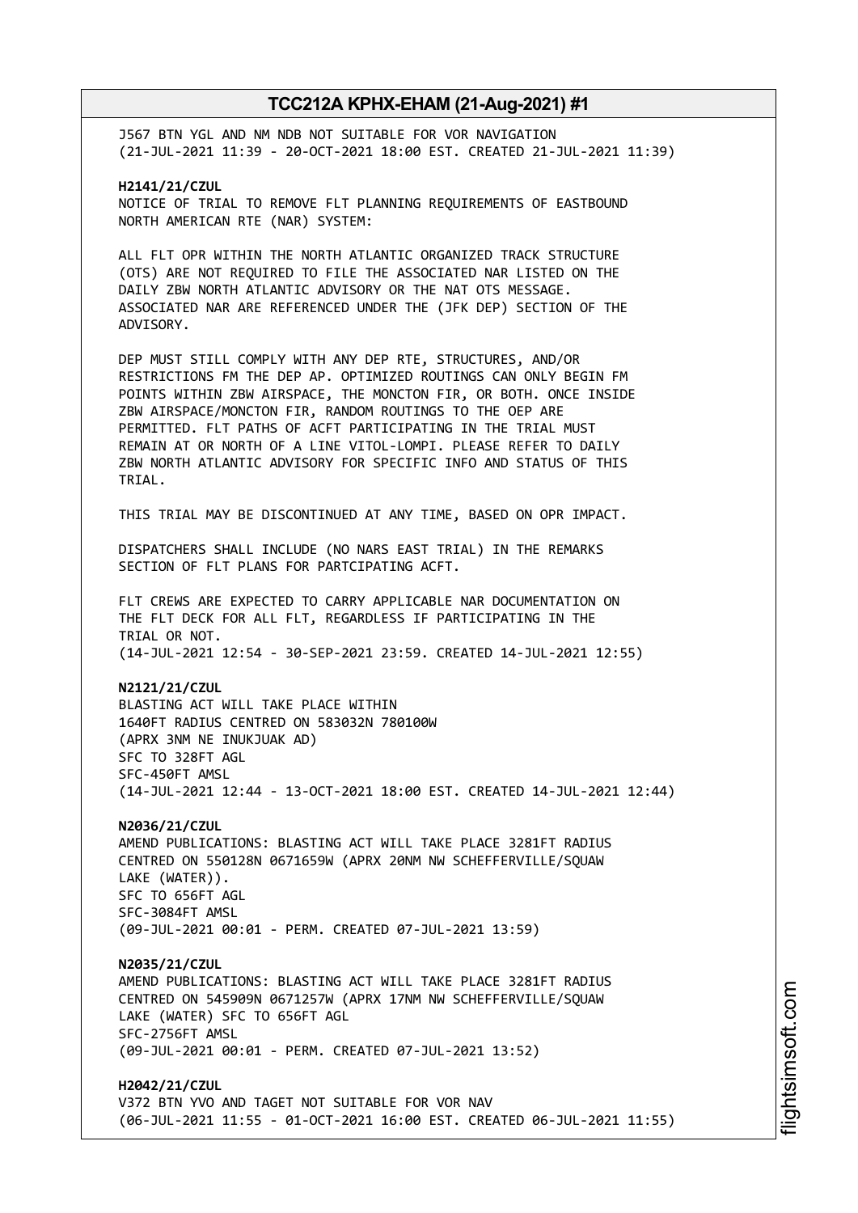J567 BTN YGL AND NM NDB NOT SUITABLE FOR VOR NAVIGATION
(21-JUL-2021 11:39 - 20-OCT-2021 18:00 EST. CREATED 21-JUL-2021 11:39)

**H2141/21/CZUL**
NOTICE OF TRIAL TO REMOVE FLT PLANNING REQUIREMENTS OF EASTBOUND NORTH AMERICAN RTE (NAR) SYSTEM:

ALL FLT OPR WITHIN THE NORTH ATLANTIC ORGANIZED TRACK STRUCTURE (OTS) ARE NOT REQUIRED TO FILE THE ASSOCIATED NAR LISTED ON THE DAILY ZBW NORTH ATLANTIC ADVISORY OR THE NAT OTS MESSAGE. ASSOCIATED NAR ARE REFERENCED UNDER THE (JFK DEP) SECTION OF THE ADVISORY.

DEP MUST STILL COMPLY WITH ANY DEP RTE, STRUCTURES, AND/OR RESTRICTIONS FM THE DEP AP. OPTIMIZED ROUTINGS CAN ONLY BEGIN FM POINTS WITHIN ZBW AIRSPACE, THE MONCTON FIR, OR BOTH. ONCE INSIDE ZBW AIRSPACE/MONCTON FIR, RANDOM ROUTINGS TO THE OEP ARE PERMITTED. FLT PATHS OF ACFT PARTICIPATING IN THE TRIAL MUST REMAIN AT OR NORTH OF A LINE VITOL-LOMPI. PLEASE REFER TO DAILY ZBW NORTH ATLANTIC ADVISORY FOR SPECIFIC INFO AND STATUS OF THIS TRIAL.

THIS TRIAL MAY BE DISCONTINUED AT ANY TIME, BASED ON OPR IMPACT.

DISPATCHERS SHALL INCLUDE (NO NARS EAST TRIAL) IN THE REMARKS SECTION OF FLT PLANS FOR PARTCIPATING ACFT.

FLT CREWS ARE EXPECTED TO CARRY APPLICABLE NAR DOCUMENTATION ON THE FLT DECK FOR ALL FLT, REGARDLESS IF PARTICIPATING IN THE TRIAL OR NOT.
(14-JUL-2021 12:54 - 30-SEP-2021 23:59. CREATED 14-JUL-2021 12:55)

**N2121/21/CZUL**
BLASTING ACT WILL TAKE PLACE WITHIN
1640FT RADIUS CENTRED ON 583032N 780100W
(APRX 3NM NE INUKJUAK AD)
SFC TO 328FT AGL
SFC-450FT AMSL
(14-JUL-2021 12:44 - 13-OCT-2021 18:00 EST. CREATED 14-JUL-2021 12:44)

**N2036/21/CZUL**
AMEND PUBLICATIONS: BLASTING ACT WILL TAKE PLACE 3281FT RADIUS CENTRED ON 550128N 0671659W (APRX 20NM NW SCHEFFERVILLE/SQUAW LAKE (WATER)).
SFC TO 656FT AGL
SFC-3084FT AMSL
(09-JUL-2021 00:01 - PERM. CREATED 07-JUL-2021 13:59)

**N2035/21/CZUL**
AMEND PUBLICATIONS: BLASTING ACT WILL TAKE PLACE 3281FT RADIUS CENTRED ON 545909N 0671257W (APRX 17NM NW SCHEFFERVILLE/SQUAW LAKE (WATER) SFC TO 656FT AGL
SFC-2756FT AMSL
(09-JUL-2021 00:01 - PERM. CREATED 07-JUL-2021 13:52)

**H2042/21/CZUL**
V372 BTN YVO AND TAGET NOT SUITABLE FOR VOR NAV
(06-JUL-2021 11:55 - 01-OCT-2021 16:00 EST. CREATED 06-JUL-2021 11:55)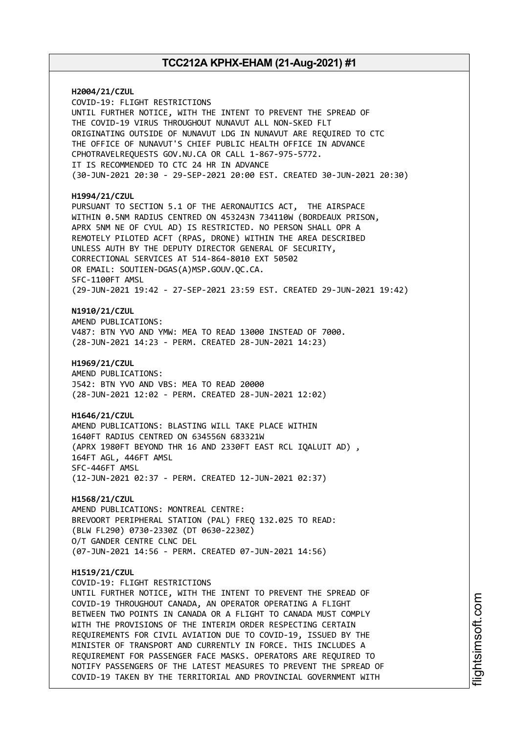**H2004/21/CZUL**
COVID-19: FLIGHT RESTRICTIONS
UNTIL FURTHER NOTICE, WITH THE INTENT TO PREVENT THE SPREAD OF
THE COVID-19 VIRUS THROUGHOUT NUNAVUT ALL NON-SKED FLT
ORIGINATING OUTSIDE OF NUNAVUT LDG IN NUNAVUT ARE REQUIRED TO CTC
THE OFFICE OF NUNAVUT'S CHIEF PUBLIC HEALTH OFFICE IN ADVANCE
CPHOTRAVELREQUESTS GOV.NU.CA OR CALL 1-867-975-5772.
IT IS RECOMMENDED TO CTC 24 HR IN ADVANCE
(30-JUN-2021 20:30 - 29-SEP-2021 20:00 EST. CREATED 30-JUN-2021 20:30)

**H1994/21/CZUL**
PURSUANT TO SECTION 5.1 OF THE AERONAUTICS ACT, THE AIRSPACE
WITHIN 0.5NM RADIUS CENTRED ON 453243N 734110W (BORDEAUX PRISON,
APRX 5NM NE OF CYUL AD) IS RESTRICTED. NO PERSON SHALL OPR A
REMOTELY PILOTED ACFT (RPAS, DRONE) WITHIN THE AREA DESCRIBED
UNLESS AUTH BY THE DEPUTY DIRECTOR GENERAL OF SECURITY,
CORRECTIONAL SERVICES AT 514-864-8010 EXT 50502
OR EMAIL: SOUTIEN-DGAS(A)MSP.GOUV.QC.CA.
SFC-1100FT AMSL
(29-JUN-2021 19:42 - 27-SEP-2021 23:59 EST. CREATED 29-JUN-2021 19:42)

**N1910/21/CZUL**
AMEND PUBLICATIONS:
V487: BTN YVO AND YMW: MEA TO READ 13000 INSTEAD OF 7000.
(28-JUN-2021 14:23 - PERM. CREATED 28-JUN-2021 14:23)

**H1969/21/CZUL**
AMEND PUBLICATIONS:
J542: BTN YVO AND VBS: MEA TO READ 20000
(28-JUN-2021 12:02 - PERM. CREATED 28-JUN-2021 12:02)

**H1646/21/CZUL**
AMEND PUBLICATIONS: BLASTING WILL TAKE PLACE WITHIN
1640FT RADIUS CENTRED ON 634556N 683321W
(APRX 1980FT BEYOND THR 16 AND 2330FT EAST RCL IQALUIT AD) ,
164FT AGL, 446FT AMSL
SFC-446FT AMSL
(12-JUN-2021 02:37 - PERM. CREATED 12-JUN-2021 02:37)

**H1568/21/CZUL**
AMEND PUBLICATIONS: MONTREAL CENTRE:
BREVOORT PERIPHERAL STATION (PAL) FREQ 132.025 TO READ:
(BLW FL290) 0730-2330Z (DT 0630-2230Z)
O/T GANDER CENTRE CLNC DEL
(07-JUN-2021 14:56 - PERM. CREATED 07-JUN-2021 14:56)

**H1519/21/CZUL**
COVID-19: FLIGHT RESTRICTIONS
UNTIL FURTHER NOTICE, WITH THE INTENT TO PREVENT THE SPREAD OF
COVID-19 THROUGHOUT CANADA, AN OPERATOR OPERATING A FLIGHT
BETWEEN TWO POINTS IN CANADA OR A FLIGHT TO CANADA MUST COMPLY
WITH THE PROVISIONS OF THE INTERIM ORDER RESPECTING CERTAIN
REQUIREMENTS FOR CIVIL AVIATION DUE TO COVID-19, ISSUED BY THE
MINISTER OF TRANSPORT AND CURRENTLY IN FORCE. THIS INCLUDES A
REQUIREMENT FOR PASSENGER FACE MASKS. OPERATORS ARE REQUIRED TO
NOTIFY PASSENGERS OF THE LATEST MEASURES TO PREVENT THE SPREAD OF
COVID-19 TAKEN BY THE TERRITORIAL AND PROVINCIAL GOVERNMENT WITH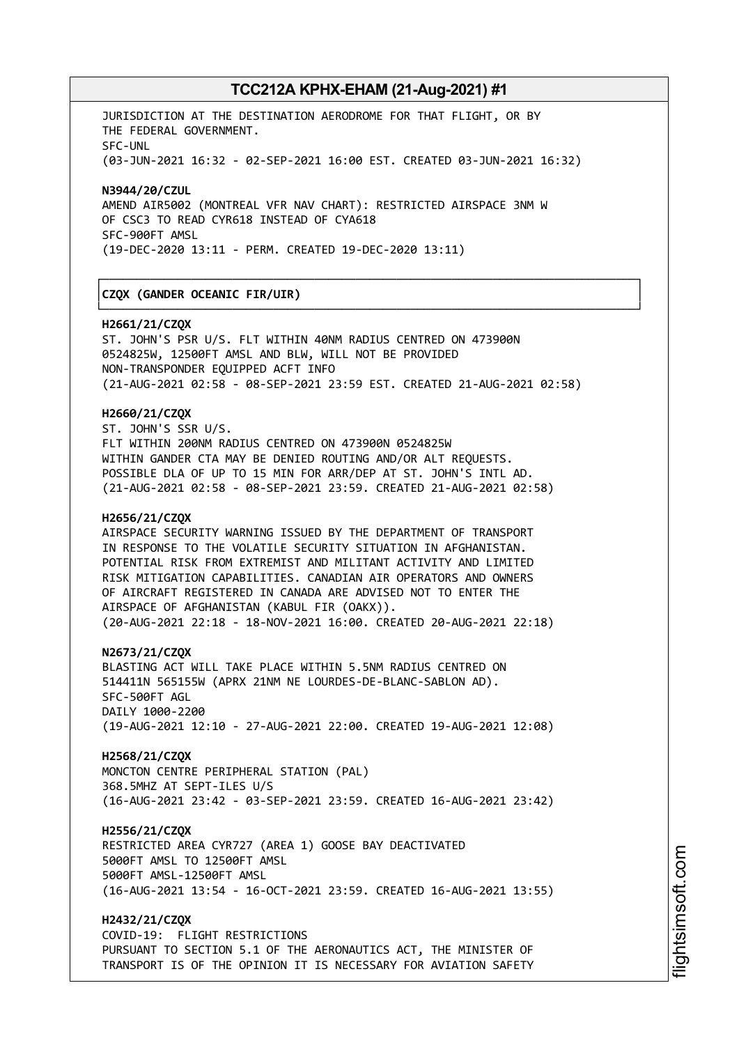JURISDICTION AT THE DESTINATION AERODROME FOR THAT FLIGHT, OR BY THE FEDERAL GOVERNMENT.
SFC-UNL
(03-JUN-2021 16:32 - 02-SEP-2021 16:00 EST. CREATED 03-JUN-2021 16:32)

**N3944/20/CZUL**
AMEND AIR5002 (MONTREAL VFR NAV CHART): RESTRICTED AIRSPACE 3NM W OF CSC3 TO READ CYR618 INSTEAD OF CYA618
SFC-900FT AMSL
(19-DEC-2020 13:11 - PERM. CREATED 19-DEC-2020 13:11)

## CZQX (GANDER OCEANIC FIR/UIR)

**H2661/21/CZQX**
ST. JOHN'S PSR U/S. FLT WITHIN 40NM RADIUS CENTRED ON 473900N 0524825W, 12500FT AMSL AND BLW, WILL NOT BE PROVIDED NON-TRANSPONDER EQUIPPED ACFT INFO
(21-AUG-2021 02:58 - 08-SEP-2021 23:59 EST. CREATED 21-AUG-2021 02:58)

**H2660/21/CZQX**
ST. JOHN'S SSR U/S.
FLT WITHIN 200NM RADIUS CENTRED ON 473900N 0524825W WITHIN GANDER CTA MAY BE DENIED ROUTING AND/OR ALT REQUESTS. POSSIBLE DLA OF UP TO 15 MIN FOR ARR/DEP AT ST. JOHN'S INTL AD.
(21-AUG-2021 02:58 - 08-SEP-2021 23:59. CREATED 21-AUG-2021 02:58)

**H2656/21/CZQX**
AIRSPACE SECURITY WARNING ISSUED BY THE DEPARTMENT OF TRANSPORT IN RESPONSE TO THE VOLATILE SECURITY SITUATION IN AFGHANISTAN. POTENTIAL RISK FROM EXTREMIST AND MILITANT ACTIVITY AND LIMITED RISK MITIGATION CAPABILITIES. CANADIAN AIR OPERATORS AND OWNERS OF AIRCRAFT REGISTERED IN CANADA ARE ADVISED NOT TO ENTER THE AIRSPACE OF AFGHANISTAN (KABUL FIR (OAKX)).
(20-AUG-2021 22:18 - 18-NOV-2021 16:00. CREATED 20-AUG-2021 22:18)

**N2673/21/CZQX**
BLASTING ACT WILL TAKE PLACE WITHIN 5.5NM RADIUS CENTRED ON 514411N 565155W (APRX 21NM NE LOURDES-DE-BLANC-SABLON AD).
SFC-500FT AGL
DAILY 1000-2200
(19-AUG-2021 12:10 - 27-AUG-2021 22:00. CREATED 19-AUG-2021 12:08)

**H2568/21/CZQX**
MONCTON CENTRE PERIPHERAL STATION (PAL)
368.5MHZ AT SEPT-ILES U/S
(16-AUG-2021 23:42 - 03-SEP-2021 23:59. CREATED 16-AUG-2021 23:42)

**H2556/21/CZQX**
RESTRICTED AREA CYR727 (AREA 1) GOOSE BAY DEACTIVATED
5000FT AMSL TO 12500FT AMSL
5000FT AMSL-12500FT AMSL
(16-AUG-2021 13:54 - 16-OCT-2021 23:59. CREATED 16-AUG-2021 13:55)

**H2432/21/CZQX**
COVID-19: FLIGHT RESTRICTIONS
PURSUANT TO SECTION 5.1 OF THE AERONAUTICS ACT, THE MINISTER OF TRANSPORT IS OF THE OPINION IT IS NECESSARY FOR AVIATION SAFETY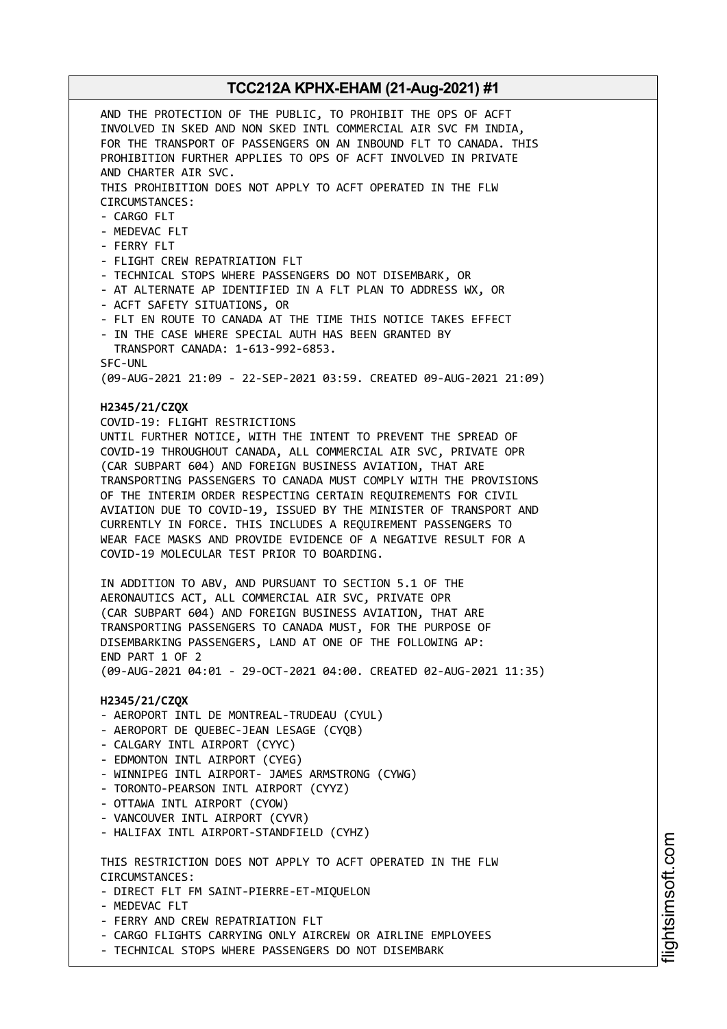AND THE PROTECTION OF THE PUBLIC, TO PROHIBIT THE OPS OF ACFT INVOLVED IN SKED AND NON SKED INTL COMMERCIAL AIR SVC FM INDIA, FOR THE TRANSPORT OF PASSENGERS ON AN INBOUND FLT TO CANADA. THIS PROHIBITION FURTHER APPLIES TO OPS OF ACFT INVOLVED IN PRIVATE AND CHARTER AIR SVC.
THIS PROHIBITION DOES NOT APPLY TO ACFT OPERATED IN THE FLW CIRCUMSTANCES:
- CARGO FLT
- MEDEVAC FLT
- FERRY FLT
- FLIGHT CREW REPATRIATION FLT
- TECHNICAL STOPS WHERE PASSENGERS DO NOT DISEMBARK, OR
- AT ALTERNATE AP IDENTIFIED IN A FLT PLAN TO ADDRESS WX, OR
- ACFT SAFETY SITUATIONS, OR
- FLT EN ROUTE TO CANADA AT THE TIME THIS NOTICE TAKES EFFECT
- IN THE CASE WHERE SPECIAL AUTH HAS BEEN GRANTED BY TRANSPORT CANADA: 1-613-992-6853.

SFC-UNL
(09-AUG-2021 21:09 - 22-SEP-2021 03:59. CREATED 09-AUG-2021 21:09)

**H2345/21/CZQX**
COVID-19: FLIGHT RESTRICTIONS
UNTIL FURTHER NOTICE, WITH THE INTENT TO PREVENT THE SPREAD OF COVID-19 THROUGHOUT CANADA, ALL COMMERCIAL AIR SVC, PRIVATE OPR (CAR SUBPART 604) AND FOREIGN BUSINESS AVIATION, THAT ARE TRANSPORTING PASSENGERS TO CANADA MUST COMPLY WITH THE PROVISIONS OF THE INTERIM ORDER RESPECTING CERTAIN REQUIREMENTS FOR CIVIL AVIATION DUE TO COVID-19, ISSUED BY THE MINISTER OF TRANSPORT AND CURRENTLY IN FORCE. THIS INCLUDES A REQUIREMENT PASSENGERS TO WEAR FACE MASKS AND PROVIDE EVIDENCE OF A NEGATIVE RESULT FOR A COVID-19 MOLECULAR TEST PRIOR TO BOARDING.

IN ADDITION TO ABV, AND PURSUANT TO SECTION 5.1 OF THE AERONAUTICS ACT, ALL COMMERCIAL AIR SVC, PRIVATE OPR (CAR SUBPART 604) AND FOREIGN BUSINESS AVIATION, THAT ARE TRANSPORTING PASSENGERS TO CANADA MUST, FOR THE PURPOSE OF DISEMBARKING PASSENGERS, LAND AT ONE OF THE FOLLOWING AP:
END PART 1 OF 2
(09-AUG-2021 04:01 - 29-OCT-2021 04:00. CREATED 02-AUG-2021 11:35)

**H2345/21/CZQX**
- AEROPORT INTL DE MONTREAL-TRUDEAU (CYUL)
- AEROPORT DE QUEBEC-JEAN LESAGE (CYQB)
- CALGARY INTL AIRPORT (CYYC)
- EDMONTON INTL AIRPORT (CYEG)
- WINNIPEG INTL AIRPORT- JAMES ARMSTRONG (CYWG)
- TORONTO-PEARSON INTL AIRPORT (CYYZ)
- OTTAWA INTL AIRPORT (CYOW)
- VANCOUVER INTL AIRPORT (CYVR)
- HALIFAX INTL AIRPORT-STANDFIELD (CYHZ)

THIS RESTRICTION DOES NOT APPLY TO ACFT OPERATED IN THE FLW CIRCUMSTANCES:
- DIRECT FLT FM SAINT-PIERRE-ET-MIQUELON
- MEDEVAC FLT
- FERRY AND CREW REPATRIATION FLT
- CARGO FLIGHTS CARRYING ONLY AIRCREW OR AIRLINE EMPLOYEES
- TECHNICAL STOPS WHERE PASSENGERS DO NOT DISEMBARK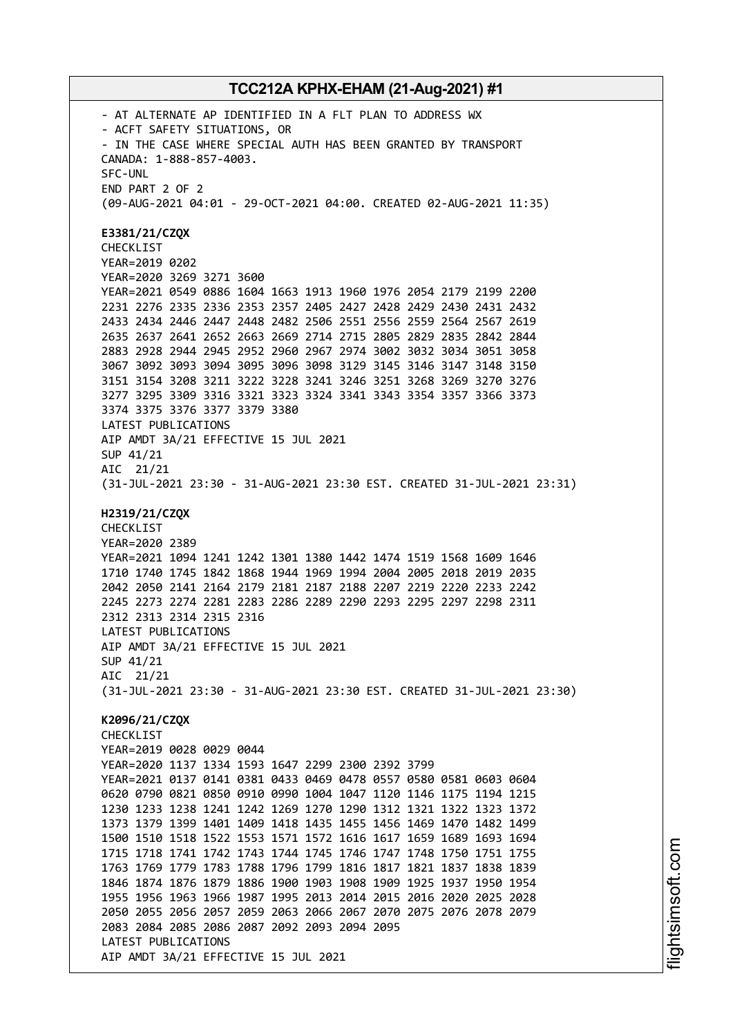- AT ALTERNATE AP IDENTIFIED IN A FLT PLAN TO ADDRESS WX
- ACFT SAFETY SITUATIONS, OR
- IN THE CASE WHERE SPECIAL AUTH HAS BEEN GRANTED BY TRANSPORT CANADA: 1-888-857-4003.

SFC-UNL
END PART 2 OF 2
(09-AUG-2021 04:01 - 29-OCT-2021 04:00. CREATED 02-AUG-2021 11:35)

**E3381/21/CZQX**
CHECKLIST
YEAR=2019 0202
YEAR=2020 3269 3271 3600
YEAR=2021 0549 0886 1604 1663 1913 1960 1976 2054 2179 2199 2200 2231 2276 2335 2336 2353 2357 2405 2427 2428 2429 2430 2431 2432 2433 2434 2446 2447 2448 2482 2506 2551 2556 2559 2564 2567 2619 2635 2637 2641 2652 2663 2669 2714 2715 2805 2829 2835 2842 2844 2883 2928 2944 2945 2952 2960 2967 2974 3002 3032 3034 3051 3058 3067 3092 3093 3094 3095 3096 3098 3129 3145 3146 3147 3148 3150 3151 3154 3208 3211 3222 3228 3241 3246 3251 3268 3269 3270 3276 3277 3295 3309 3316 3321 3323 3324 3341 3343 3354 3357 3366 3373 3374 3375 3376 3377 3379 3380
LATEST PUBLICATIONS
AIP AMDT 3A/21 EFFECTIVE 15 JUL 2021
SUP 41/21
AIC 21/21
(31-JUL-2021 23:30 - 31-AUG-2021 23:30 EST. CREATED 31-JUL-2021 23:31)

**H2319/21/CZQX**
CHECKLIST
YEAR=2020 2389
YEAR=2021 1094 1241 1242 1301 1380 1442 1474 1519 1568 1609 1646 1710 1740 1745 1842 1868 1944 1969 1994 2004 2005 2018 2019 2035 2042 2050 2141 2164 2179 2181 2187 2188 2207 2219 2220 2233 2242 2245 2273 2274 2281 2283 2286 2289 2290 2293 2295 2297 2298 2311 2312 2313 2314 2315 2316
LATEST PUBLICATIONS
AIP AMDT 3A/21 EFFECTIVE 15 JUL 2021
SUP 41/21
AIC 21/21
(31-JUL-2021 23:30 - 31-AUG-2021 23:30 EST. CREATED 31-JUL-2021 23:30)

**K2096/21/CZQX**
CHECKLIST
YEAR=2019 0028 0029 0044
YEAR=2020 1137 1334 1593 1647 2299 2300 2392 3799
YEAR=2021 0137 0141 0381 0433 0469 0478 0557 0580 0581 0603 0604 0620 0790 0821 0850 0910 0990 1004 1047 1120 1146 1175 1194 1215 1230 1233 1238 1241 1242 1269 1270 1290 1312 1321 1322 1323 1372 1373 1379 1399 1401 1409 1418 1435 1455 1456 1469 1470 1482 1499 1500 1510 1518 1522 1553 1571 1572 1616 1617 1659 1689 1693 1694 1715 1718 1741 1742 1743 1744 1745 1746 1747 1748 1750 1751 1755 1763 1769 1779 1783 1788 1796 1799 1816 1817 1821 1837 1838 1839 1846 1874 1876 1879 1886 1900 1903 1908 1909 1925 1937 1950 1954 1955 1956 1963 1966 1987 1995 2013 2014 2015 2016 2020 2025 2028 2050 2055 2056 2057 2059 2063 2066 2067 2070 2075 2076 2078 2079 2083 2084 2085 2086 2087 2092 2093 2094 2095
LATEST PUBLICATIONS
AIP AMDT 3A/21 EFFECTIVE 15 JUL 2021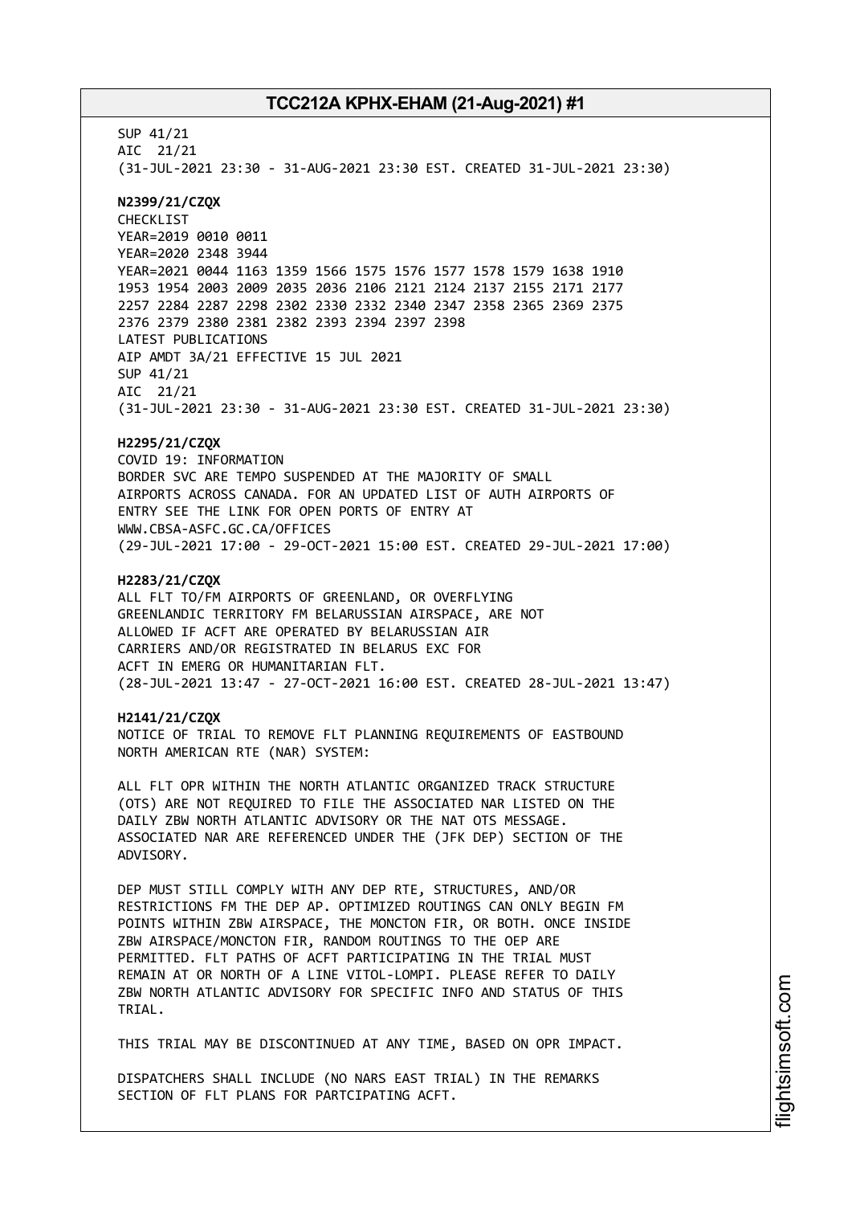SUP 41/21
AIC 21/21
(31-JUL-2021 23:30 - 31-AUG-2021 23:30 EST. CREATED 31-JUL-2021 23:30)

**N2399/21/CZQX**
CHECKLIST
YEAR=2019 0010 0011
YEAR=2020 2348 3944
YEAR=2021 0044 1163 1359 1566 1575 1576 1577 1578 1579 1638 1910
1953 1954 2003 2009 2035 2036 2106 2121 2124 2137 2155 2171 2177
2257 2284 2287 2298 2302 2330 2332 2340 2347 2358 2365 2369 2375
2376 2379 2380 2381 2382 2393 2394 2397 2398
LATEST PUBLICATIONS
AIP AMDT 3A/21 EFFECTIVE 15 JUL 2021
SUP 41/21
AIC 21/21
(31-JUL-2021 23:30 - 31-AUG-2021 23:30 EST. CREATED 31-JUL-2021 23:30)

**H2295/21/CZQX**
COVID 19: INFORMATION
BORDER SVC ARE TEMPO SUSPENDED AT THE MAJORITY OF SMALL
AIRPORTS ACROSS CANADA. FOR AN UPDATED LIST OF AUTH AIRPORTS OF
ENTRY SEE THE LINK FOR OPEN PORTS OF ENTRY AT
WWW.CBSA-ASFC.GC.CA/OFFICES
(29-JUL-2021 17:00 - 29-OCT-2021 15:00 EST. CREATED 29-JUL-2021 17:00)

**H2283/21/CZQX**
ALL FLT TO/FM AIRPORTS OF GREENLAND, OR OVERFLYING
GREENLANDIC TERRITORY FM BELARUSSIAN AIRSPACE, ARE NOT
ALLOWED IF ACFT ARE OPERATED BY BELARUSSIAN AIR
CARRIERS AND/OR REGISTRATED IN BELARUS EXC FOR
ACFT IN EMERG OR HUMANITARIAN FLT.
(28-JUL-2021 13:47 - 27-OCT-2021 16:00 EST. CREATED 28-JUL-2021 13:47)

**H2141/21/CZQX**
NOTICE OF TRIAL TO REMOVE FLT PLANNING REQUIREMENTS OF EASTBOUND
NORTH AMERICAN RTE (NAR) SYSTEM:

ALL FLT OPR WITHIN THE NORTH ATLANTIC ORGANIZED TRACK STRUCTURE
(OTS) ARE NOT REQUIRED TO FILE THE ASSOCIATED NAR LISTED ON THE
DAILY ZBW NORTH ATLANTIC ADVISORY OR THE NAT OTS MESSAGE.
ASSOCIATED NAR ARE REFERENCED UNDER THE (JFK DEP) SECTION OF THE
ADVISORY.

DEP MUST STILL COMPLY WITH ANY DEP RTE, STRUCTURES, AND/OR
RESTRICTIONS FM THE DEP AP. OPTIMIZED ROUTINGS CAN ONLY BEGIN FM
POINTS WITHIN ZBW AIRSPACE, THE MONCTON FIR, OR BOTH. ONCE INSIDE
ZBW AIRSPACE/MONCTON FIR, RANDOM ROUTINGS TO THE OEP ARE
PERMITTED. FLT PATHS OF ACFT PARTICIPATING IN THE TRIAL MUST
REMAIN AT OR NORTH OF A LINE VITOL-LOMPI. PLEASE REFER TO DAILY
ZBW NORTH ATLANTIC ADVISORY FOR SPECIFIC INFO AND STATUS OF THIS
TRIAL.

THIS TRIAL MAY BE DISCONTINUED AT ANY TIME, BASED ON OPR IMPACT.

DISPATCHERS SHALL INCLUDE (NO NARS EAST TRIAL) IN THE REMARKS
SECTION OF FLT PLANS FOR PARTCIPATING ACFT.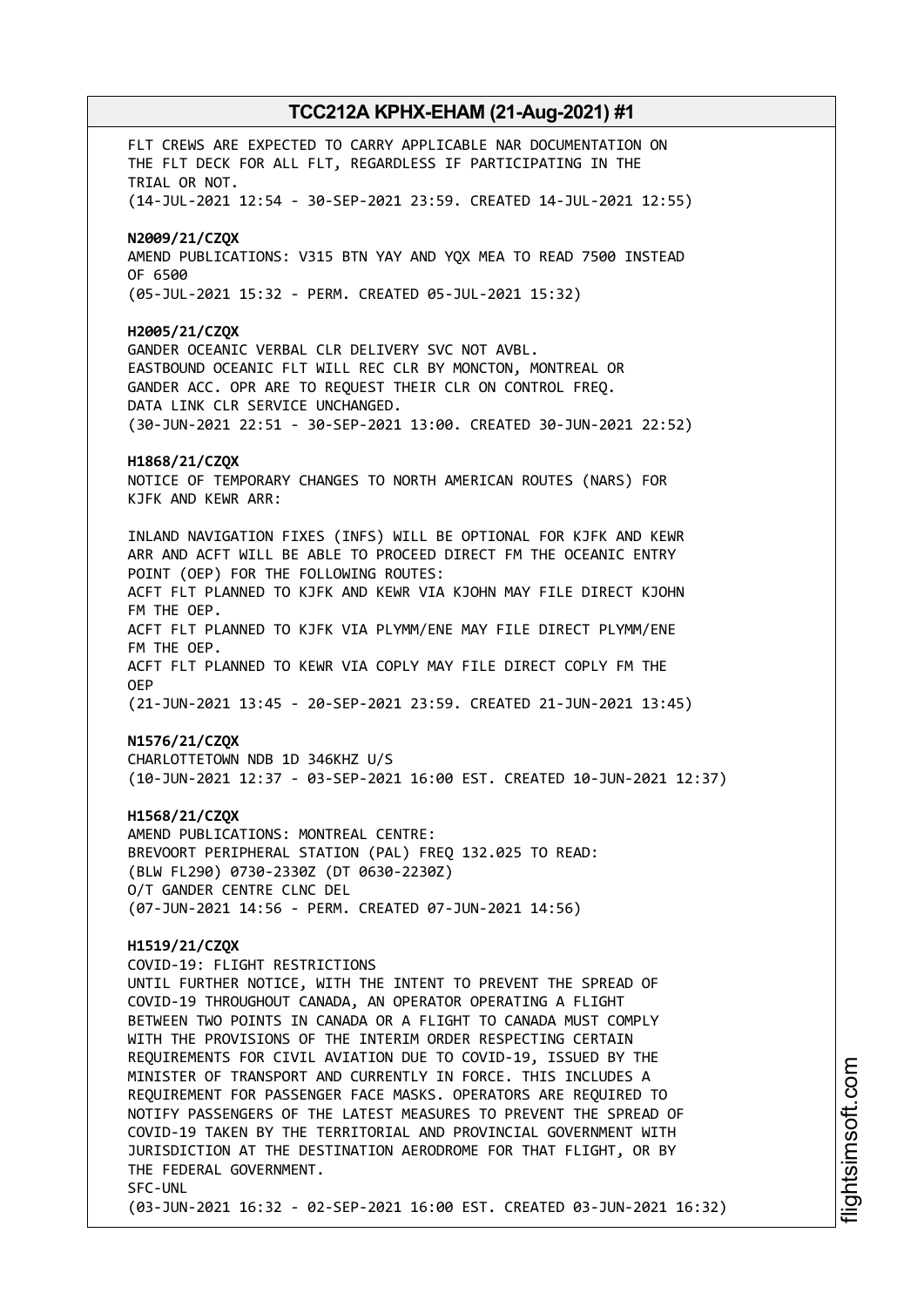FLT CREWS ARE EXPECTED TO CARRY APPLICABLE NAR DOCUMENTATION ON THE FLT DECK FOR ALL FLT, REGARDLESS IF PARTICIPATING IN THE TRIAL OR NOT.
(14-JUL-2021 12:54 - 30-SEP-2021 23:59. CREATED 14-JUL-2021 12:55)

**N2009/21/CZQX**
AMEND PUBLICATIONS: V315 BTN YAY AND YQX MEA TO READ 7500 INSTEAD OF 6500
(05-JUL-2021 15:32 - PERM. CREATED 05-JUL-2021 15:32)

**H2005/21/CZQX**
GANDER OCEANIC VERBAL CLR DELIVERY SVC NOT AVBL.
EASTBOUND OCEANIC FLT WILL REC CLR BY MONCTON, MONTREAL OR GANDER ACC. OPR ARE TO REQUEST THEIR CLR ON CONTROL FREQ.
DATA LINK CLR SERVICE UNCHANGED.
(30-JUN-2021 22:51 - 30-SEP-2021 13:00. CREATED 30-JUN-2021 22:52)

**H1868/21/CZQX**
NOTICE OF TEMPORARY CHANGES TO NORTH AMERICAN ROUTES (NARS) FOR KJFK AND KEWR ARR:

INLAND NAVIGATION FIXES (INFS) WILL BE OPTIONAL FOR KJFK AND KEWR ARR AND ACFT WILL BE ABLE TO PROCEED DIRECT FM THE OCEANIC ENTRY POINT (OEP) FOR THE FOLLOWING ROUTES:
ACFT FLT PLANNED TO KJFK AND KEWR VIA KJOHN MAY FILE DIRECT KJOHN FM THE OEP.
ACFT FLT PLANNED TO KJFK VIA PLYMM/ENE MAY FILE DIRECT PLYMM/ENE FM THE OEP.
ACFT FLT PLANNED TO KEWR VIA COPLY MAY FILE DIRECT COPLY FM THE OEP
(21-JUN-2021 13:45 - 20-SEP-2021 23:59. CREATED 21-JUN-2021 13:45)

**N1576/21/CZQX**
CHARLOTTETOWN NDB 1D 346KHZ U/S
(10-JUN-2021 12:37 - 03-SEP-2021 16:00 EST. CREATED 10-JUN-2021 12:37)

**H1568/21/CZQX**
AMEND PUBLICATIONS: MONTREAL CENTRE:
BREVOORT PERIPHERAL STATION (PAL) FREQ 132.025 TO READ:
(BLW FL290) 0730-2330Z (DT 0630-2230Z)
O/T GANDER CENTRE CLNC DEL
(07-JUN-2021 14:56 - PERM. CREATED 07-JUN-2021 14:56)

**H1519/21/CZQX**
COVID-19: FLIGHT RESTRICTIONS
UNTIL FURTHER NOTICE, WITH THE INTENT TO PREVENT THE SPREAD OF COVID-19 THROUGHOUT CANADA, AN OPERATOR OPERATING A FLIGHT BETWEEN TWO POINTS IN CANADA OR A FLIGHT TO CANADA MUST COMPLY WITH THE PROVISIONS OF THE INTERIM ORDER RESPECTING CERTAIN REQUIREMENTS FOR CIVIL AVIATION DUE TO COVID-19, ISSUED BY THE MINISTER OF TRANSPORT AND CURRENTLY IN FORCE. THIS INCLUDES A REQUIREMENT FOR PASSENGER FACE MASKS. OPERATORS ARE REQUIRED TO NOTIFY PASSENGERS OF THE LATEST MEASURES TO PREVENT THE SPREAD OF COVID-19 TAKEN BY THE TERRITORIAL AND PROVINCIAL GOVERNMENT WITH JURISDICTION AT THE DESTINATION AERODROME FOR THAT FLIGHT, OR BY THE FEDERAL GOVERNMENT.
SFC-UNL
(03-JUN-2021 16:32 - 02-SEP-2021 16:00 EST. CREATED 03-JUN-2021 16:32)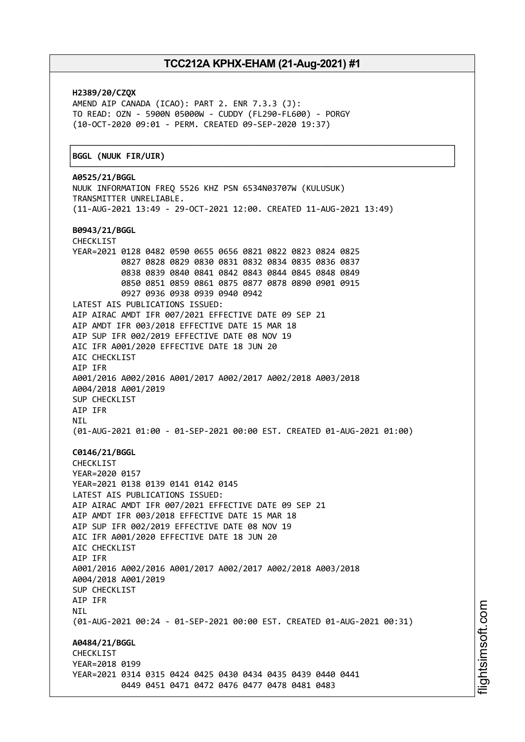**H2389/20/CZQX**
AMEND AIP CANADA (ICAO): PART 2. ENR 7.3.3 (J):
TO READ: OZN - 5900N 05000W - CUDDY (FL290-FL600) - PORGY
(10-OCT-2020 09:01 - PERM. CREATED 09-SEP-2020 19:37)

**BGGL (NUUK FIR/UIR)**

**A0525/21/BGGL**
NUUK INFORMATION FREQ 5526 KHZ PSN 6534N03707W (KULUSUK)
TRANSMITTER UNRELIABLE.
(11-AUG-2021 13:49 - 29-OCT-2021 12:00. CREATED 11-AUG-2021 13:49)

**B0943/21/BGGL**
CHECKLIST
YEAR=2021 0128 0482 0590 0655 0656 0821 0822 0823 0824 0825
0827 0828 0829 0830 0831 0832 0834 0835 0836 0837
0838 0839 0840 0841 0842 0843 0844 0845 0848 0849
0850 0851 0859 0861 0875 0877 0878 0890 0901 0915
0927 0936 0938 0939 0940 0942
LATEST AIS PUBLICATIONS ISSUED:
AIP AIRAC AMDT IFR 007/2021 EFFECTIVE DATE 09 SEP 21
AIP AMDT IFR 003/2018 EFFECTIVE DATE 15 MAR 18
AIP SUP IFR 002/2019 EFFECTIVE DATE 08 NOV 19
AIC IFR A001/2020 EFFECTIVE DATE 18 JUN 20
AIC CHECKLIST
AIP IFR
A001/2016 A002/2016 A001/2017 A002/2017 A002/2018 A003/2018
A004/2018 A001/2019
SUP CHECKLIST
AIP IFR
NIL
(01-AUG-2021 01:00 - 01-SEP-2021 00:00 EST. CREATED 01-AUG-2021 01:00)

**C0146/21/BGGL**
CHECKLIST
YEAR=2020 0157
YEAR=2021 0138 0139 0141 0142 0145
LATEST AIS PUBLICATIONS ISSUED:
AIP AIRAC AMDT IFR 007/2021 EFFECTIVE DATE 09 SEP 21
AIP AMDT IFR 003/2018 EFFECTIVE DATE 15 MAR 18
AIP SUP IFR 002/2019 EFFECTIVE DATE 08 NOV 19
AIC IFR A001/2020 EFFECTIVE DATE 18 JUN 20
AIC CHECKLIST
AIP IFR
A001/2016 A002/2016 A001/2017 A002/2017 A002/2018 A003/2018
A004/2018 A001/2019
SUP CHECKLIST
AIP IFR
NIL
(01-AUG-2021 00:24 - 01-SEP-2021 00:00 EST. CREATED 01-AUG-2021 00:31)

**A0484/21/BGGL**
CHECKLIST
YEAR=2018 0199
YEAR=2021 0314 0315 0424 0425 0430 0434 0435 0439 0440 0441
0449 0451 0471 0472 0476 0477 0478 0481 0483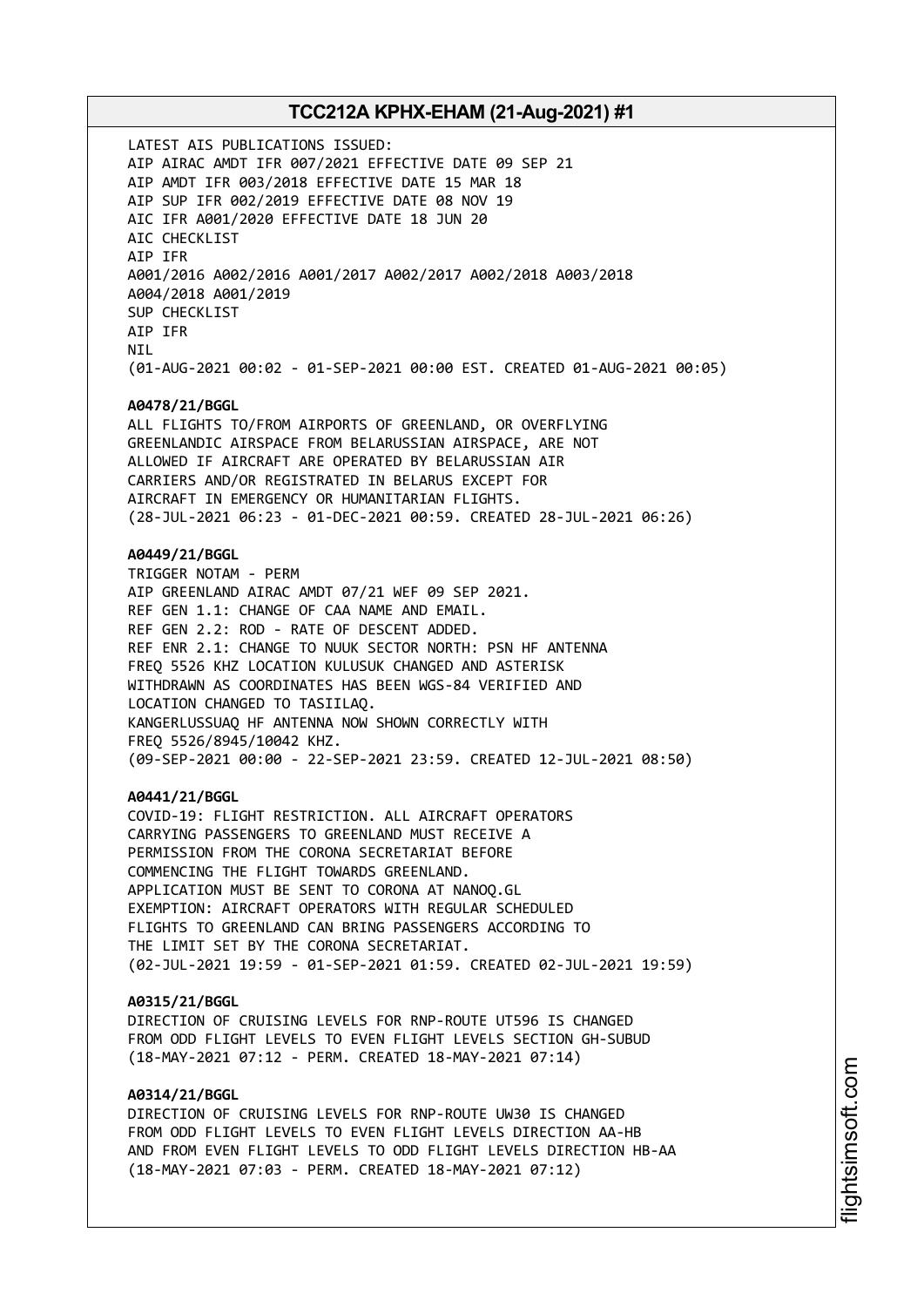LATEST AIS PUBLICATIONS ISSUED:
AIP AIRAC AMDT IFR 007/2021 EFFECTIVE DATE 09 SEP 21
AIP AMDT IFR 003/2018 EFFECTIVE DATE 15 MAR 18
AIP SUP IFR 002/2019 EFFECTIVE DATE 08 NOV 19
AIC IFR A001/2020 EFFECTIVE DATE 18 JUN 20
AIC CHECKLIST
AIP IFR
A001/2016 A002/2016 A001/2017 A002/2017 A002/2018 A003/2018
A004/2018 A001/2019
SUP CHECKLIST
AIP IFR
NIL
(01-AUG-2021 00:02 - 01-SEP-2021 00:00 EST. CREATED 01-AUG-2021 00:05)

**A0478/21/BGGL**
ALL FLIGHTS TO/FROM AIRPORTS OF GREENLAND, OR OVERFLYING
GREENLANDIC AIRSPACE FROM BELARUSSIAN AIRSPACE, ARE NOT
ALLOWED IF AIRCRAFT ARE OPERATED BY BELARUSSIAN AIR
CARRIERS AND/OR REGISTRATED IN BELARUS EXCEPT FOR
AIRCRAFT IN EMERGENCY OR HUMANITARIAN FLIGHTS.
(28-JUL-2021 06:23 - 01-DEC-2021 00:59. CREATED 28-JUL-2021 06:26)

**A0449/21/BGGL**
TRIGGER NOTAM - PERM
AIP GREENLAND AIRAC AMDT 07/21 WEF 09 SEP 2021.
REF GEN 1.1: CHANGE OF CAA NAME AND EMAIL.
REF GEN 2.2: ROD - RATE OF DESCENT ADDED.
REF ENR 2.1: CHANGE TO NUUK SECTOR NORTH: PSN HF ANTENNA
FREQ 5526 KHZ LOCATION KULUSUK CHANGED AND ASTERISK
WITHDRAWN AS COORDINATES HAS BEEN WGS-84 VERIFIED AND
LOCATION CHANGED TO TASIILAQ.
KANGERLUSSUAQ HF ANTENNA NOW SHOWN CORRECTLY WITH
FREQ 5526/8945/10042 KHZ.
(09-SEP-2021 00:00 - 22-SEP-2021 23:59. CREATED 12-JUL-2021 08:50)

**A0441/21/BGGL**
COVID-19: FLIGHT RESTRICTION. ALL AIRCRAFT OPERATORS
CARRYING PASSENGERS TO GREENLAND MUST RECEIVE A
PERMISSION FROM THE CORONA SECRETARIAT BEFORE
COMMENCING THE FLIGHT TOWARDS GREENLAND.
APPLICATION MUST BE SENT TO CORONA AT NANOQ.GL
EXEMPTION: AIRCRAFT OPERATORS WITH REGULAR SCHEDULED
FLIGHTS TO GREENLAND CAN BRING PASSENGERS ACCORDING TO
THE LIMIT SET BY THE CORONA SECRETARIAT.
(02-JUL-2021 19:59 - 01-SEP-2021 01:59. CREATED 02-JUL-2021 19:59)

**A0315/21/BGGL**
DIRECTION OF CRUISING LEVELS FOR RNP-ROUTE UT596 IS CHANGED
FROM ODD FLIGHT LEVELS TO EVEN FLIGHT LEVELS SECTION GH-SUBUD
(18-MAY-2021 07:12 - PERM. CREATED 18-MAY-2021 07:14)

**A0314/21/BGGL**
DIRECTION OF CRUISING LEVELS FOR RNP-ROUTE UW30 IS CHANGED
FROM ODD FLIGHT LEVELS TO EVEN FLIGHT LEVELS DIRECTION AA-HB
AND FROM EVEN FLIGHT LEVELS TO ODD FLIGHT LEVELS DIRECTION HB-AA
(18-MAY-2021 07:03 - PERM. CREATED 18-MAY-2021 07:12)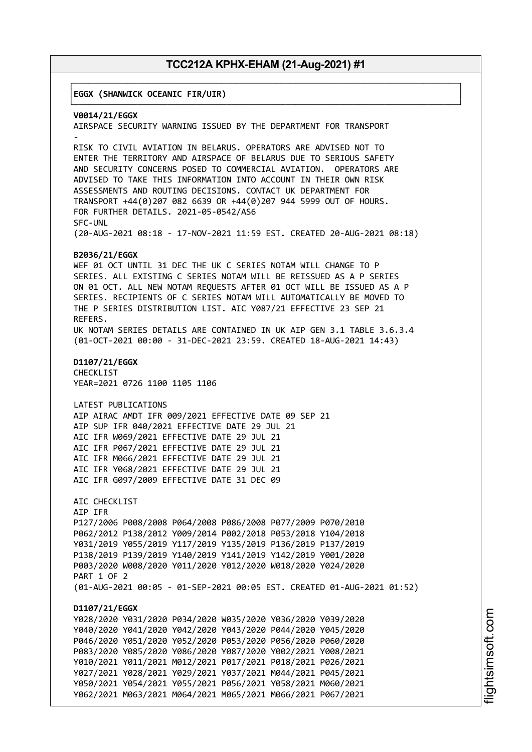**EGGX (SHANWICK OCEANIC FIR/UIR)**

**V0014/21/EGGX**
AIRSPACE SECURITY WARNING ISSUED BY THE DEPARTMENT FOR TRANSPORT
-
RISK TO CIVIL AVIATION IN BELARUS. OPERATORS ARE ADVISED NOT TO ENTER THE TERRITORY AND AIRSPACE OF BELARUS DUE TO SERIOUS SAFETY AND SECURITY CONCERNS POSED TO COMMERCIAL AVIATION. OPERATORS ARE ADVISED TO TAKE THIS INFORMATION INTO ACCOUNT IN THEIR OWN RISK ASSESSMENTS AND ROUTING DECISIONS. CONTACT UK DEPARTMENT FOR TRANSPORT +44(0)207 082 6639 OR +44(0)207 944 5999 OUT OF HOURS. FOR FURTHER DETAILS. 2021-05-0542/AS6
SFC-UNL
(20-AUG-2021 08:18 - 17-NOV-2021 11:59 EST. CREATED 20-AUG-2021 08:18)

**B2036/21/EGGX**
WEF 01 OCT UNTIL 31 DEC THE UK C SERIES NOTAM WILL CHANGE TO P SERIES. ALL EXISTING C SERIES NOTAM WILL BE REISSUED AS A P SERIES ON 01 OCT. ALL NEW NOTAM REQUESTS AFTER 01 OCT WILL BE ISSUED AS A P SERIES. RECIPIENTS OF C SERIES NOTAM WILL AUTOMATICALLY BE MOVED TO THE P SERIES DISTRIBUTION LIST. AIC Y087/21 EFFECTIVE 23 SEP 21 REFERS.
UK NOTAM SERIES DETAILS ARE CONTAINED IN UK AIP GEN 3.1 TABLE 3.6.3.4
(01-OCT-2021 00:00 - 31-DEC-2021 23:59. CREATED 18-AUG-2021 14:43)

**D1107/21/EGGX**
CHECKLIST
YEAR=2021 0726 1100 1105 1106

LATEST PUBLICATIONS
AIP AIRAC AMDT IFR 009/2021 EFFECTIVE DATE 09 SEP 21
AIP SUP IFR 040/2021 EFFECTIVE DATE 29 JUL 21
AIC IFR W069/2021 EFFECTIVE DATE 29 JUL 21
AIC IFR P067/2021 EFFECTIVE DATE 29 JUL 21
AIC IFR M066/2021 EFFECTIVE DATE 29 JUL 21
AIC IFR Y068/2021 EFFECTIVE DATE 29 JUL 21
AIC IFR G097/2009 EFFECTIVE DATE 31 DEC 09

AIC CHECKLIST
AIP IFR
P127/2006 P008/2008 P064/2008 P086/2008 P077/2009 P070/2010
P062/2012 P138/2012 Y009/2014 P002/2018 P053/2018 Y104/2018
Y031/2019 Y055/2019 Y117/2019 Y135/2019 P136/2019 P137/2019
P138/2019 P139/2019 Y140/2019 Y141/2019 Y142/2019 Y001/2020
P003/2020 W008/2020 Y011/2020 Y012/2020 W018/2020 Y024/2020
PART 1 OF 2
(01-AUG-2021 00:05 - 01-SEP-2021 00:05 EST. CREATED 01-AUG-2021 01:52)

**D1107/21/EGGX**
Y028/2020 Y031/2020 P034/2020 W035/2020 Y036/2020 Y039/2020
Y040/2020 Y041/2020 Y042/2020 Y043/2020 P044/2020 Y045/2020
P046/2020 Y051/2020 Y052/2020 P053/2020 P056/2020 P060/2020
P083/2020 Y085/2020 Y086/2020 Y087/2020 Y002/2021 Y008/2021
Y010/2021 Y011/2021 M012/2021 P017/2021 P018/2021 P026/2021
Y027/2021 Y028/2021 Y029/2021 Y037/2021 M044/2021 P045/2021
Y050/2021 Y054/2021 Y055/2021 P056/2021 Y058/2021 M060/2021
Y062/2021 M063/2021 M064/2021 M065/2021 M066/2021 P067/2021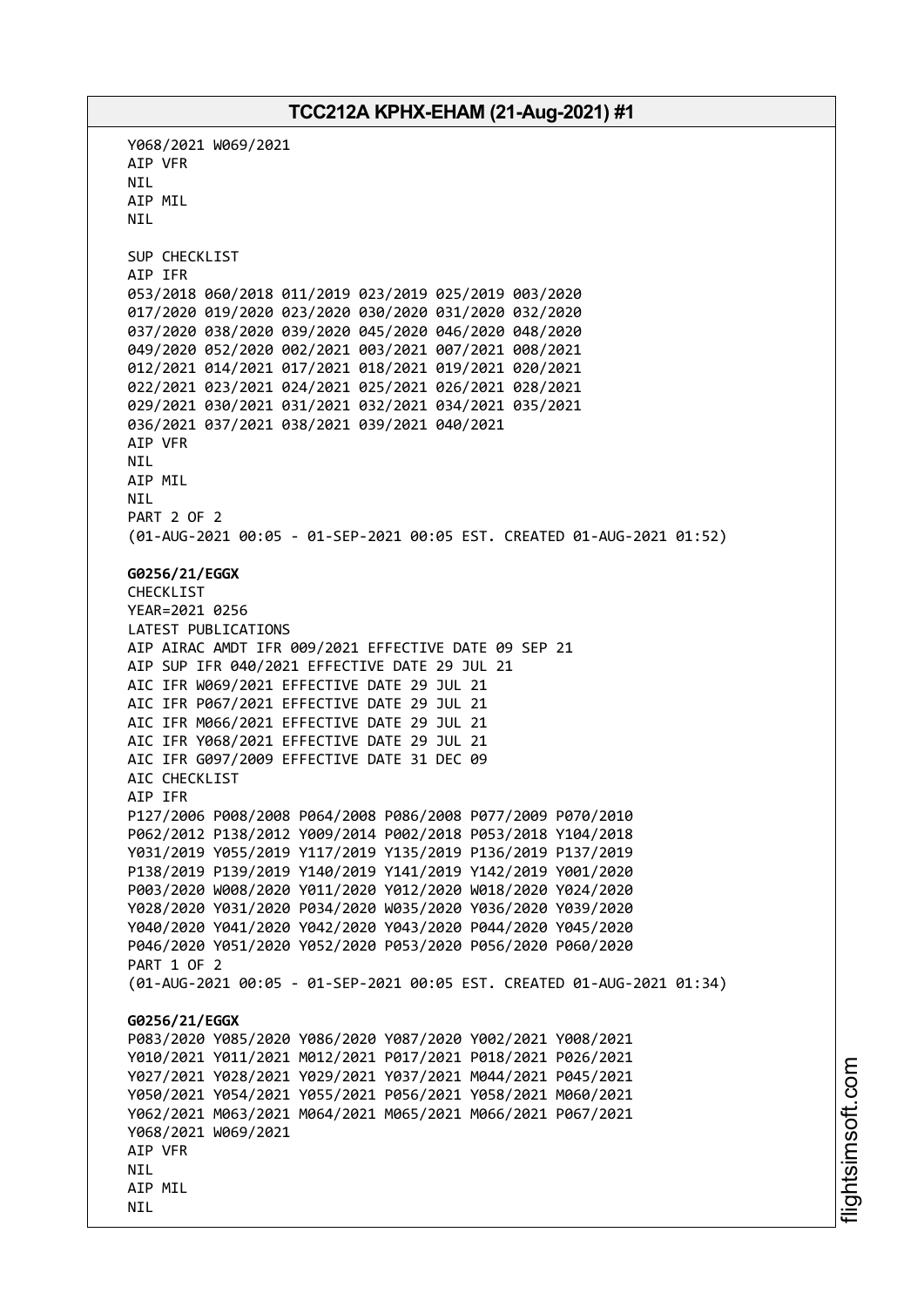Y068/2021 W069/2021
AIP VFR
NIL
AIP MIL
NIL

SUP CHECKLIST
AIP IFR
053/2018 060/2018 011/2019 023/2019 025/2019 003/2020
017/2020 019/2020 023/2020 030/2020 031/2020 032/2020
037/2020 038/2020 039/2020 045/2020 046/2020 048/2020
049/2020 052/2020 002/2021 003/2021 007/2021 008/2021
012/2021 014/2021 017/2021 018/2021 019/2021 020/2021
022/2021 023/2021 024/2021 025/2021 026/2021 028/2021
029/2021 030/2021 031/2021 032/2021 034/2021 035/2021
036/2021 037/2021 038/2021 039/2021 040/2021
AIP VFR
NIL
AIP MIL
NIL
PART 2 OF 2
(01-AUG-2021 00:05 - 01-SEP-2021 00:05 EST. CREATED 01-AUG-2021 01:52)

**G0256/21/EGGX**
CHECKLIST
YEAR=2021 0256
LATEST PUBLICATIONS
AIP AIRAC AMDT IFR 009/2021 EFFECTIVE DATE 09 SEP 21
AIP SUP IFR 040/2021 EFFECTIVE DATE 29 JUL 21
AIC IFR W069/2021 EFFECTIVE DATE 29 JUL 21
AIC IFR P067/2021 EFFECTIVE DATE 29 JUL 21
AIC IFR M066/2021 EFFECTIVE DATE 29 JUL 21
AIC IFR Y068/2021 EFFECTIVE DATE 29 JUL 21
AIC IFR G097/2009 EFFECTIVE DATE 31 DEC 09
AIC CHECKLIST
AIP IFR
P127/2006 P008/2008 P064/2008 P086/2008 P077/2009 P070/2010
P062/2012 P138/2012 Y009/2014 P002/2018 P053/2018 Y104/2018
Y031/2019 Y055/2019 Y117/2019 Y135/2019 P136/2019 P137/2019
P138/2019 P139/2019 Y140/2019 Y141/2019 Y142/2019 Y001/2020
P003/2020 W008/2020 Y011/2020 Y012/2020 W018/2020 Y024/2020
Y028/2020 Y031/2020 P034/2020 W035/2020 Y036/2020 Y039/2020
Y040/2020 Y041/2020 Y042/2020 Y043/2020 P044/2020 Y045/2020
P046/2020 Y051/2020 Y052/2020 P053/2020 P056/2020 P060/2020
PART 1 OF 2
(01-AUG-2021 00:05 - 01-SEP-2021 00:05 EST. CREATED 01-AUG-2021 01:34)

**G0256/21/EGGX**
P083/2020 Y085/2020 Y086/2020 Y087/2020 Y002/2021 Y008/2021
Y010/2021 Y011/2021 M012/2021 P017/2021 P018/2021 P026/2021
Y027/2021 Y028/2021 Y029/2021 Y037/2021 M044/2021 P045/2021
Y050/2021 Y054/2021 Y055/2021 P056/2021 Y058/2021 M060/2021
Y062/2021 M063/2021 M064/2021 M065/2021 M066/2021 P067/2021
Y068/2021 W069/2021
AIP VFR
NIL
AIP MIL
NIL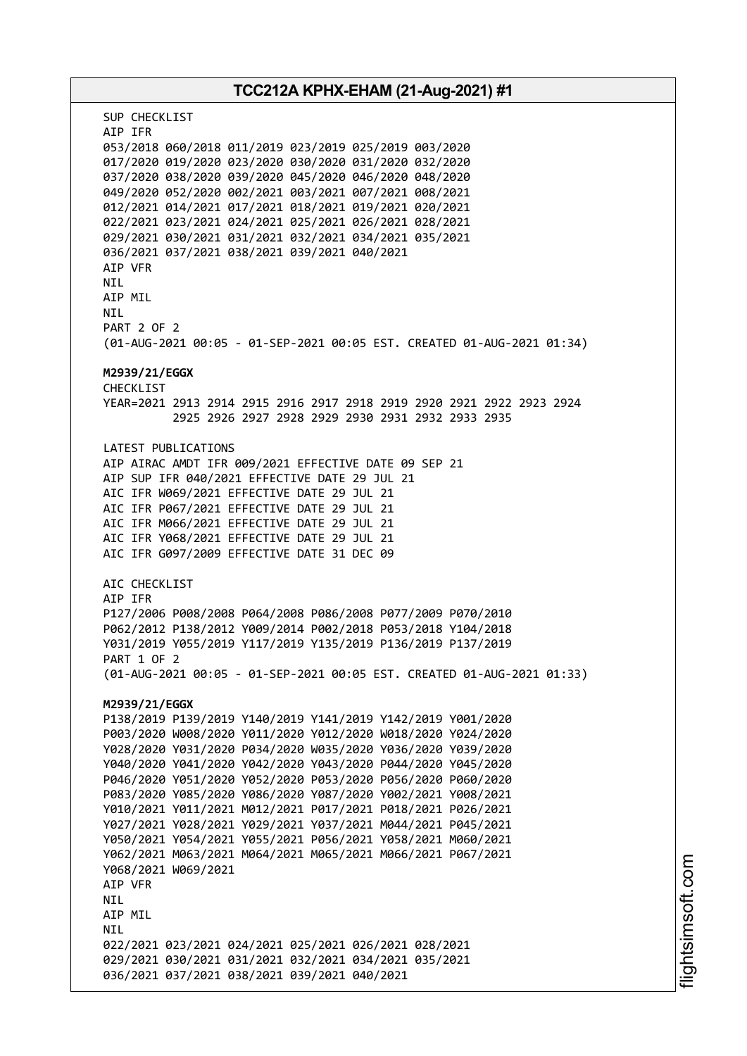SUP CHECKLIST
AIP IFR
053/2018 060/2018 011/2019 023/2019 025/2019 003/2020
017/2020 019/2020 023/2020 030/2020 031/2020 032/2020
037/2020 038/2020 039/2020 045/2020 046/2020 048/2020
049/2020 052/2020 002/2021 003/2021 007/2021 008/2021
012/2021 014/2021 017/2021 018/2021 019/2021 020/2021
022/2021 023/2021 024/2021 025/2021 026/2021 028/2021
029/2021 030/2021 031/2021 032/2021 034/2021 035/2021
036/2021 037/2021 038/2021 039/2021 040/2021
AIP VFR
NIL
AIP MIL
NIL
PART 2 OF 2
(01-AUG-2021 00:05 - 01-SEP-2021 00:05 EST. CREATED 01-AUG-2021 01:34)

**M2939/21/EGGX**
CHECKLIST
YEAR=2021 2913 2914 2915 2916 2917 2918 2919 2920 2921 2922 2923 2924
2925 2926 2927 2928 2929 2930 2931 2932 2933 2935

LATEST PUBLICATIONS
AIP AIRAC AMDT IFR 009/2021 EFFECTIVE DATE 09 SEP 21
AIP SUP IFR 040/2021 EFFECTIVE DATE 29 JUL 21
AIC IFR W069/2021 EFFECTIVE DATE 29 JUL 21
AIC IFR P067/2021 EFFECTIVE DATE 29 JUL 21
AIC IFR M066/2021 EFFECTIVE DATE 29 JUL 21
AIC IFR Y068/2021 EFFECTIVE DATE 29 JUL 21
AIC IFR G097/2009 EFFECTIVE DATE 31 DEC 09

AIC CHECKLIST
AIP IFR
P127/2006 P008/2008 P064/2008 P086/2008 P077/2009 P070/2010
P062/2012 P138/2012 Y009/2014 P002/2018 P053/2018 Y104/2018
Y031/2019 Y055/2019 Y117/2019 Y135/2019 P136/2019 P137/2019
PART 1 OF 2
(01-AUG-2021 00:05 - 01-SEP-2021 00:05 EST. CREATED 01-AUG-2021 01:33)

**M2939/21/EGGX**
P138/2019 P139/2019 Y140/2019 Y141/2019 Y142/2019 Y001/2020
P003/2020 W008/2020 Y011/2020 Y012/2020 W018/2020 Y024/2020
Y028/2020 Y031/2020 P034/2020 W035/2020 Y036/2020 Y039/2020
Y040/2020 Y041/2020 Y042/2020 Y043/2020 P044/2020 Y045/2020
P046/2020 Y051/2020 Y052/2020 P053/2020 P056/2020 P060/2020
P083/2020 Y085/2020 Y086/2020 Y087/2020 Y002/2021 Y008/2021
Y010/2021 Y011/2021 M012/2021 P017/2021 P018/2021 P026/2021
Y027/2021 Y028/2021 Y029/2021 Y037/2021 M044/2021 P045/2021
Y050/2021 Y054/2021 Y055/2021 P056/2021 Y058/2021 M060/2021
Y062/2021 M063/2021 M064/2021 M065/2021 M066/2021 P067/2021
Y068/2021 W069/2021
AIP VFR
NIL
AIP MIL
NIL
022/2021 023/2021 024/2021 025/2021 026/2021 028/2021
029/2021 030/2021 031/2021 032/2021 034/2021 035/2021
036/2021 037/2021 038/2021 039/2021 040/2021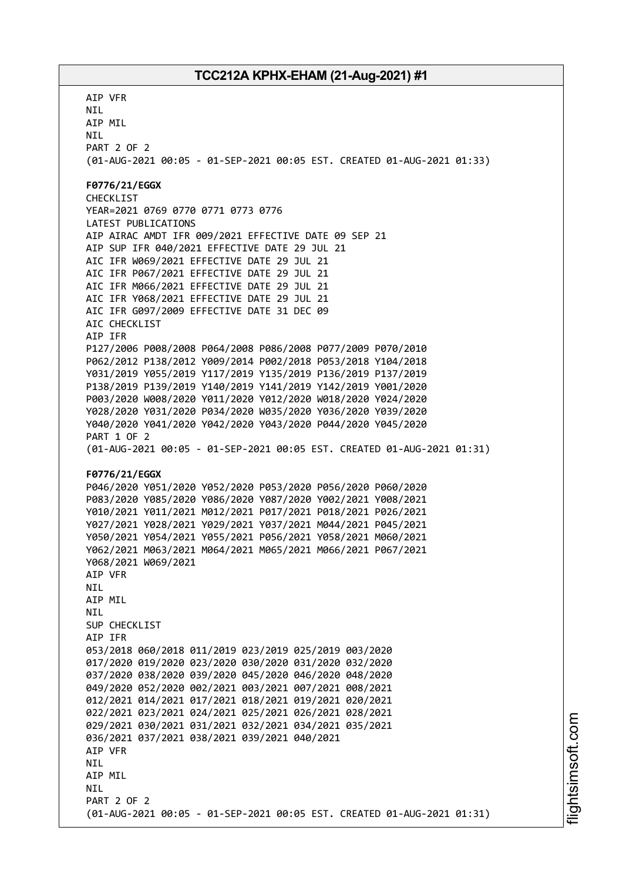AIP VFR
NIL
AIP MIL
NIL
PART 2 OF 2
(01-AUG-2021 00:05 - 01-SEP-2021 00:05 EST. CREATED 01-AUG-2021 01:33)

**F0776/21/EGGX**
CHECKLIST
YEAR=2021 0769 0770 0771 0773 0776
LATEST PUBLICATIONS
AIP AIRAC AMDT IFR 009/2021 EFFECTIVE DATE 09 SEP 21
AIP SUP IFR 040/2021 EFFECTIVE DATE 29 JUL 21
AIC IFR W069/2021 EFFECTIVE DATE 29 JUL 21
AIC IFR P067/2021 EFFECTIVE DATE 29 JUL 21
AIC IFR M066/2021 EFFECTIVE DATE 29 JUL 21
AIC IFR Y068/2021 EFFECTIVE DATE 29 JUL 21
AIC IFR G097/2009 EFFECTIVE DATE 31 DEC 09
AIC CHECKLIST
AIP IFR
P127/2006 P008/2008 P064/2008 P086/2008 P077/2009 P070/2010
P062/2012 P138/2012 Y009/2014 P002/2018 P053/2018 Y104/2018
Y031/2019 Y055/2019 Y117/2019 Y135/2019 P136/2019 P137/2019
P138/2019 P139/2019 Y140/2019 Y141/2019 Y142/2019 Y001/2020
P003/2020 W008/2020 Y011/2020 Y012/2020 W018/2020 Y024/2020
Y028/2020 Y031/2020 P034/2020 W035/2020 Y036/2020 Y039/2020
Y040/2020 Y041/2020 Y042/2020 Y043/2020 P044/2020 Y045/2020
PART 1 OF 2
(01-AUG-2021 00:05 - 01-SEP-2021 00:05 EST. CREATED 01-AUG-2021 01:31)

**F0776/21/EGGX**
P046/2020 Y051/2020 Y052/2020 P053/2020 P056/2020 P060/2020
P083/2020 Y085/2020 Y086/2020 Y087/2020 Y002/2021 Y008/2021
Y010/2021 Y011/2021 M012/2021 P017/2021 P018/2021 P026/2021
Y027/2021 Y028/2021 Y029/2021 Y037/2021 M044/2021 P045/2021
Y050/2021 Y054/2021 Y055/2021 P056/2021 Y058/2021 M060/2021
Y062/2021 M063/2021 M064/2021 M065/2021 M066/2021 P067/2021
Y068/2021 W069/2021
AIP VFR
NIL
AIP MIL
NIL
SUP CHECKLIST
AIP IFR
053/2018 060/2018 011/2019 023/2019 025/2019 003/2020
017/2020 019/2020 023/2020 030/2020 031/2020 032/2020
037/2020 038/2020 039/2020 045/2020 046/2020 048/2020
049/2020 052/2020 002/2021 003/2021 007/2021 008/2021
012/2021 014/2021 017/2021 018/2021 019/2021 020/2021
022/2021 023/2021 024/2021 025/2021 026/2021 028/2021
029/2021 030/2021 031/2021 032/2021 034/2021 035/2021
036/2021 037/2021 038/2021 039/2021 040/2021
AIP VFR
NIL
AIP MIL
NIL
PART 2 OF 2
(01-AUG-2021 00:05 - 01-SEP-2021 00:05 EST. CREATED 01-AUG-2021 01:31)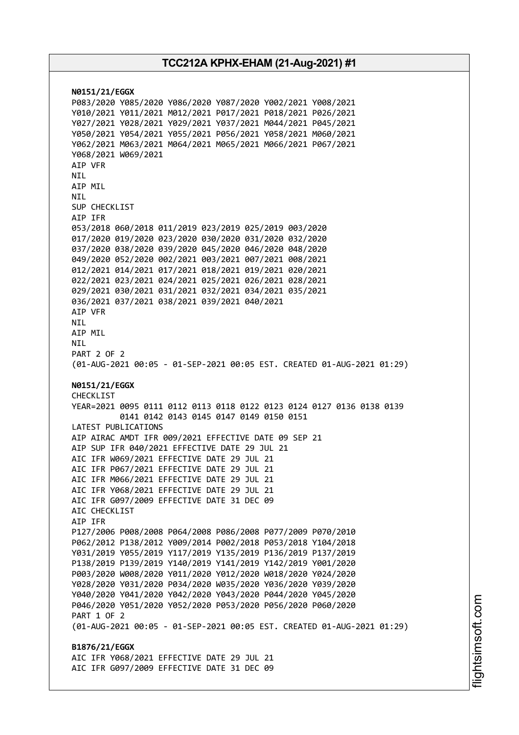**N0151/21/EGGX**
P083/2020 Y085/2020 Y086/2020 Y087/2020 Y002/2021 Y008/2021
Y010/2021 Y011/2021 M012/2021 P017/2021 P018/2021 P026/2021
Y027/2021 Y028/2021 Y029/2021 Y037/2021 M044/2021 P045/2021
Y050/2021 Y054/2021 Y055/2021 P056/2021 Y058/2021 M060/2021
Y062/2021 M063/2021 M064/2021 M065/2021 M066/2021 P067/2021
Y068/2021 W069/2021
AIP VFR
NIL
AIP MIL
NIL
SUP CHECKLIST
AIP IFR
053/2018 060/2018 011/2019 023/2019 025/2019 003/2020
017/2020 019/2020 023/2020 030/2020 031/2020 032/2020
037/2020 038/2020 039/2020 045/2020 046/2020 048/2020
049/2020 052/2020 002/2021 003/2021 007/2021 008/2021
012/2021 014/2021 017/2021 018/2021 019/2021 020/2021
022/2021 023/2021 024/2021 025/2021 026/2021 028/2021
029/2021 030/2021 031/2021 032/2021 034/2021 035/2021
036/2021 037/2021 038/2021 039/2021 040/2021
AIP VFR
NIL
AIP MIL
NIL
PART 2 OF 2
(01-AUG-2021 00:05 - 01-SEP-2021 00:05 EST. CREATED 01-AUG-2021 01:29)

**N0151/21/EGGX**
CHECKLIST
YEAR=2021 0095 0111 0112 0113 0118 0122 0123 0124 0127 0136 0138 0139
0141 0142 0143 0145 0147 0149 0150 0151
LATEST PUBLICATIONS
AIP AIRAC AMDT IFR 009/2021 EFFECTIVE DATE 09 SEP 21
AIP SUP IFR 040/2021 EFFECTIVE DATE 29 JUL 21
AIC IFR W069/2021 EFFECTIVE DATE 29 JUL 21
AIC IFR P067/2021 EFFECTIVE DATE 29 JUL 21
AIC IFR M066/2021 EFFECTIVE DATE 29 JUL 21
AIC IFR Y068/2021 EFFECTIVE DATE 29 JUL 21
AIC IFR G097/2009 EFFECTIVE DATE 31 DEC 09
AIC CHECKLIST
AIP IFR
P127/2006 P008/2008 P064/2008 P086/2008 P077/2009 P070/2010
P062/2012 P138/2012 Y009/2014 P002/2018 P053/2018 Y104/2018
Y031/2019 Y055/2019 Y117/2019 Y135/2019 P136/2019 P137/2019
P138/2019 P139/2019 Y140/2019 Y141/2019 Y142/2019 Y001/2020
P003/2020 W008/2020 Y011/2020 Y012/2020 W018/2020 Y024/2020
Y028/2020 Y031/2020 P034/2020 W035/2020 Y036/2020 Y039/2020
Y040/2020 Y041/2020 Y042/2020 Y043/2020 P044/2020 Y045/2020
P046/2020 Y051/2020 Y052/2020 P053/2020 P056/2020 P060/2020
PART 1 OF 2
(01-AUG-2021 00:05 - 01-SEP-2021 00:05 EST. CREATED 01-AUG-2021 01:29)

**B1876/21/EGGX**
AIC IFR Y068/2021 EFFECTIVE DATE 29 JUL 21
AIC IFR G097/2009 EFFECTIVE DATE 31 DEC 09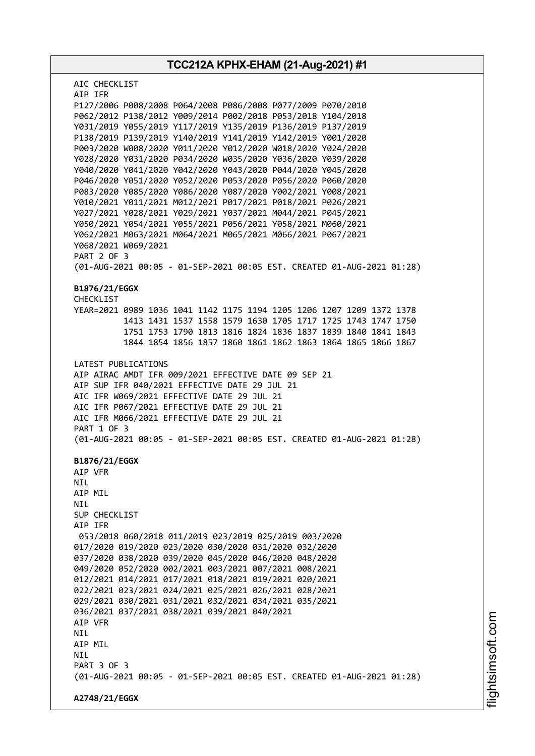AIC CHECKLIST
AIP IFR
P127/2006 P008/2008 P064/2008 P086/2008 P077/2009 P070/2010
P062/2012 P138/2012 Y009/2014 P002/2018 P053/2018 Y104/2018
Y031/2019 Y055/2019 Y117/2019 Y135/2019 P136/2019 P137/2019
P138/2019 P139/2019 Y140/2019 Y141/2019 Y142/2019 Y001/2020
P003/2020 W008/2020 Y011/2020 Y012/2020 W018/2020 Y024/2020
Y028/2020 Y031/2020 P034/2020 W035/2020 Y036/2020 Y039/2020
Y040/2020 Y041/2020 Y042/2020 Y043/2020 P044/2020 Y045/2020
P046/2020 Y051/2020 Y052/2020 P053/2020 P056/2020 P060/2020
P083/2020 Y085/2020 Y086/2020 Y087/2020 Y002/2021 Y008/2021
Y010/2021 Y011/2021 M012/2021 P017/2021 P018/2021 P026/2021
Y027/2021 Y028/2021 Y029/2021 Y037/2021 M044/2021 P045/2021
Y050/2021 Y054/2021 Y055/2021 P056/2021 Y058/2021 M060/2021
Y062/2021 M063/2021 M064/2021 M065/2021 M066/2021 P067/2021
Y068/2021 W069/2021
PART 2 OF 3
(01-AUG-2021 00:05 - 01-SEP-2021 00:05 EST. CREATED 01-AUG-2021 01:28)

**B1876/21/EGGX**
CHECKLIST
YEAR=2021 0989 1036 1041 1142 1175 1194 1205 1206 1207 1209 1372 1378
1413 1431 1537 1558 1579 1630 1705 1717 1725 1743 1747 1750
1751 1753 1790 1813 1816 1824 1836 1837 1839 1840 1841 1843
1844 1854 1856 1857 1860 1861 1862 1863 1864 1865 1866 1867

LATEST PUBLICATIONS
AIP AIRAC AMDT IFR 009/2021 EFFECTIVE DATE 09 SEP 21
AIP SUP IFR 040/2021 EFFECTIVE DATE 29 JUL 21
AIC IFR W069/2021 EFFECTIVE DATE 29 JUL 21
AIC IFR P067/2021 EFFECTIVE DATE 29 JUL 21
AIC IFR M066/2021 EFFECTIVE DATE 29 JUL 21
PART 1 OF 3
(01-AUG-2021 00:05 - 01-SEP-2021 00:05 EST. CREATED 01-AUG-2021 01:28)

**B1876/21/EGGX**
AIP VFR
NIL
AIP MIL
NIL
SUP CHECKLIST
AIP IFR
053/2018 060/2018 011/2019 023/2019 025/2019 003/2020
017/2020 019/2020 023/2020 030/2020 031/2020 032/2020
037/2020 038/2020 039/2020 045/2020 046/2020 048/2020
049/2020 052/2020 002/2021 003/2021 007/2021 008/2021
012/2021 014/2021 017/2021 018/2021 019/2021 020/2021
022/2021 023/2021 024/2021 025/2021 026/2021 028/2021
029/2021 030/2021 031/2021 032/2021 034/2021 035/2021
036/2021 037/2021 038/2021 039/2021 040/2021
AIP VFR
NIL
AIP MIL
NIL
PART 3 OF 3
(01-AUG-2021 00:05 - 01-SEP-2021 00:05 EST. CREATED 01-AUG-2021 01:28)

**A2748/21/EGGX**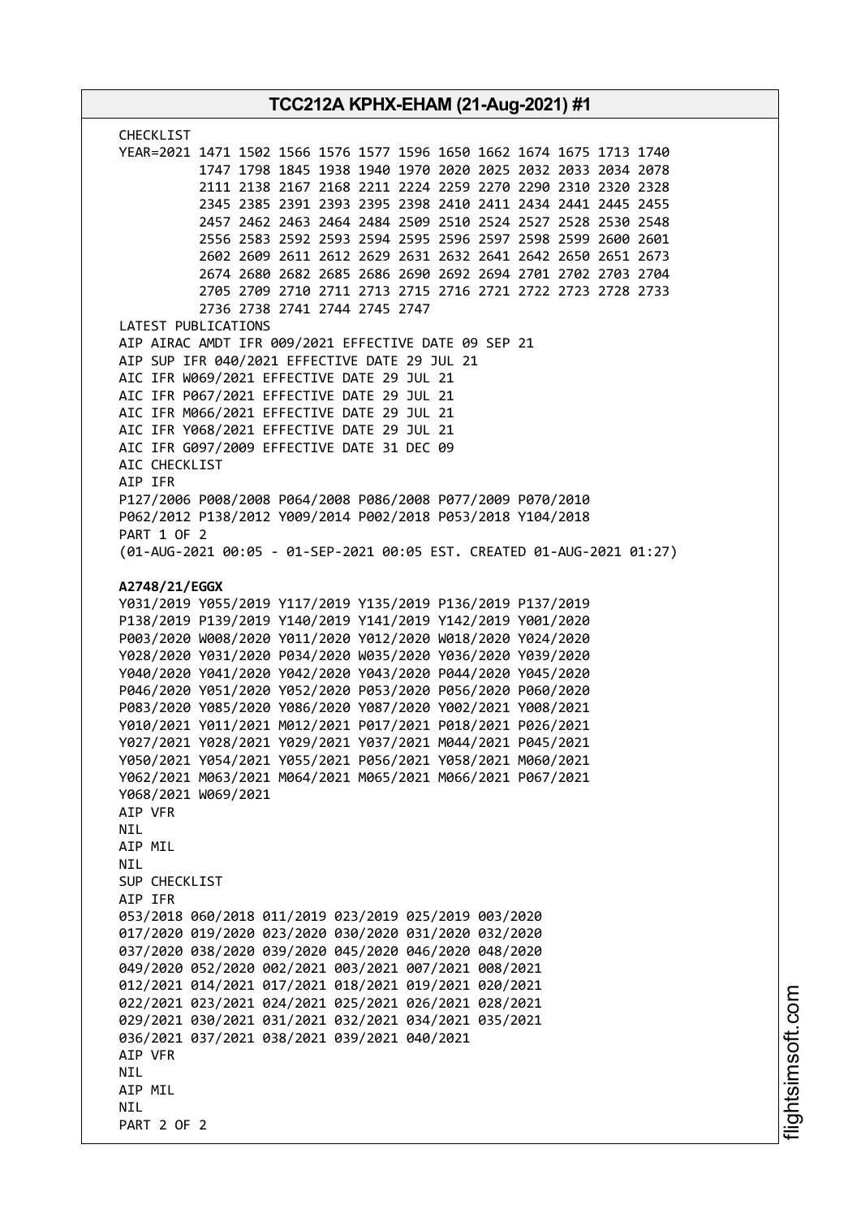CHECKLIST
YEAR=2021 1471 1502 1566 1576 1577 1596 1650 1662 1674 1675 1713 1740
1747 1798 1845 1938 1940 1970 2020 2025 2032 2033 2034 2078
2111 2138 2167 2168 2211 2224 2259 2270 2290 2310 2320 2328
2345 2385 2391 2393 2395 2398 2410 2411 2434 2441 2445 2455
2457 2462 2463 2464 2484 2509 2510 2524 2527 2528 2530 2548
2556 2583 2592 2593 2594 2595 2596 2597 2598 2599 2600 2601
2602 2609 2611 2612 2629 2631 2632 2641 2642 2650 2651 2673
2674 2680 2682 2685 2686 2690 2692 2694 2701 2702 2703 2704
2705 2709 2710 2711 2713 2715 2716 2721 2722 2723 2728 2733
2736 2738 2741 2744 2745 2747
LATEST PUBLICATIONS
AIP AIRAC AMDT IFR 009/2021 EFFECTIVE DATE 09 SEP 21
AIP SUP IFR 040/2021 EFFECTIVE DATE 29 JUL 21
AIC IFR W069/2021 EFFECTIVE DATE 29 JUL 21
AIC IFR P067/2021 EFFECTIVE DATE 29 JUL 21
AIC IFR M066/2021 EFFECTIVE DATE 29 JUL 21
AIC IFR Y068/2021 EFFECTIVE DATE 29 JUL 21
AIC IFR G097/2009 EFFECTIVE DATE 31 DEC 09
AIC CHECKLIST
AIP IFR
P127/2006 P008/2008 P064/2008 P086/2008 P077/2009 P070/2010
P062/2012 P138/2012 Y009/2014 P002/2018 P053/2018 Y104/2018
PART 1 OF 2
(01-AUG-2021 00:05 - 01-SEP-2021 00:05 EST. CREATED 01-AUG-2021 01:27)

**A2748/21/EGGX**
Y031/2019 Y055/2019 Y117/2019 Y135/2019 P136/2019 P137/2019
P138/2019 P139/2019 Y140/2019 Y141/2019 Y142/2019 Y001/2020
P003/2020 W008/2020 Y011/2020 Y012/2020 W018/2020 Y024/2020
Y028/2020 Y031/2020 P034/2020 W035/2020 Y036/2020 Y039/2020
Y040/2020 Y041/2020 Y042/2020 Y043/2020 P044/2020 Y045/2020
P046/2020 Y051/2020 Y052/2020 P053/2020 P056/2020 P060/2020
P083/2020 Y085/2020 Y086/2020 Y087/2020 Y002/2021 Y008/2021
Y010/2021 Y011/2021 M012/2021 P017/2021 P018/2021 P026/2021
Y027/2021 Y028/2021 Y029/2021 Y037/2021 M044/2021 P045/2021
Y050/2021 Y054/2021 Y055/2021 P056/2021 Y058/2021 M060/2021
Y062/2021 M063/2021 M064/2021 M065/2021 M066/2021 P067/2021
Y068/2021 W069/2021
AIP VFR
NIL
AIP MIL
NIL
SUP CHECKLIST
AIP IFR
053/2018 060/2018 011/2019 023/2019 025/2019 003/2020
017/2020 019/2020 023/2020 030/2020 031/2020 032/2020
037/2020 038/2020 039/2020 045/2020 046/2020 048/2020
049/2020 052/2020 002/2021 003/2021 007/2021 008/2021
012/2021 014/2021 017/2021 018/2021 019/2021 020/2021
022/2021 023/2021 024/2021 025/2021 026/2021 028/2021
029/2021 030/2021 031/2021 032/2021 034/2021 035/2021
036/2021 037/2021 038/2021 039/2021 040/2021
AIP VFR
NIL
AIP MIL
NIL
PART 2 OF 2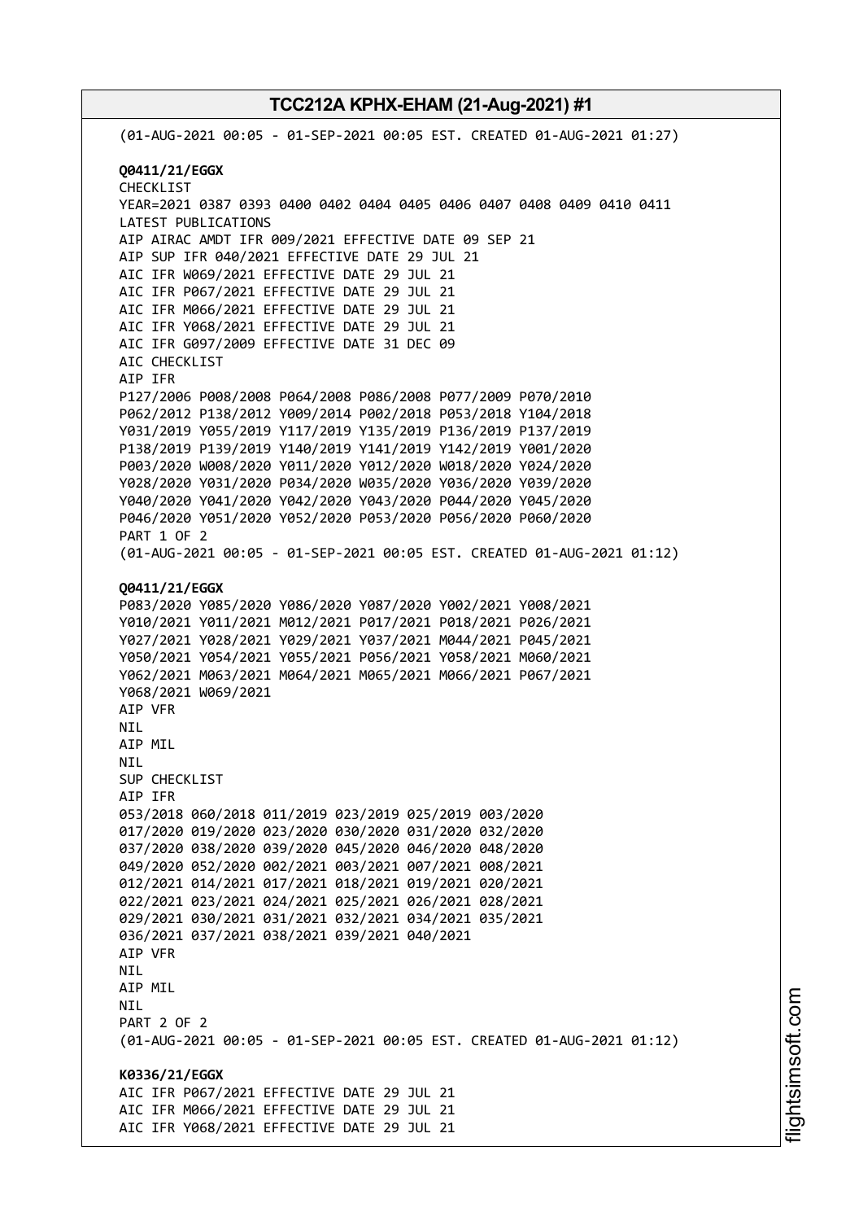(01-AUG-2021 00:05 - 01-SEP-2021 00:05 EST. CREATED 01-AUG-2021 01:27)

**Q0411/21/EGGX**
CHECKLIST
YEAR=2021 0387 0393 0400 0402 0404 0405 0406 0407 0408 0409 0410 0411
LATEST PUBLICATIONS
AIP AIRAC AMDT IFR 009/2021 EFFECTIVE DATE 09 SEP 21
AIP SUP IFR 040/2021 EFFECTIVE DATE 29 JUL 21
AIC IFR W069/2021 EFFECTIVE DATE 29 JUL 21
AIC IFR P067/2021 EFFECTIVE DATE 29 JUL 21
AIC IFR M066/2021 EFFECTIVE DATE 29 JUL 21
AIC IFR Y068/2021 EFFECTIVE DATE 29 JUL 21
AIC IFR G097/2009 EFFECTIVE DATE 31 DEC 09
AIC CHECKLIST
AIP IFR
P127/2006 P008/2008 P064/2008 P086/2008 P077/2009 P070/2010
P062/2012 P138/2012 Y009/2014 P002/2018 P053/2018 Y104/2018
Y031/2019 Y055/2019 Y117/2019 Y135/2019 P136/2019 P137/2019
P138/2019 P139/2019 Y140/2019 Y141/2019 Y142/2019 Y001/2020
P003/2020 W008/2020 Y011/2020 Y012/2020 W018/2020 Y024/2020
Y028/2020 Y031/2020 P034/2020 W035/2020 Y036/2020 Y039/2020
Y040/2020 Y041/2020 Y042/2020 Y043/2020 P044/2020 Y045/2020
P046/2020 Y051/2020 Y052/2020 P053/2020 P056/2020 P060/2020
PART 1 OF 2
(01-AUG-2021 00:05 - 01-SEP-2021 00:05 EST. CREATED 01-AUG-2021 01:12)

**Q0411/21/EGGX**
P083/2020 Y085/2020 Y086/2020 Y087/2020 Y002/2021 Y008/2021
Y010/2021 Y011/2021 M012/2021 P017/2021 P018/2021 P026/2021
Y027/2021 Y028/2021 Y029/2021 Y037/2021 M044/2021 P045/2021
Y050/2021 Y054/2021 Y055/2021 P056/2021 Y058/2021 M060/2021
Y062/2021 M063/2021 M064/2021 M065/2021 M066/2021 P067/2021
Y068/2021 W069/2021
AIP VFR
NIL
AIP MIL
NIL
SUP CHECKLIST
AIP IFR
053/2018 060/2018 011/2019 023/2019 025/2019 003/2020
017/2020 019/2020 023/2020 030/2020 031/2020 032/2020
037/2020 038/2020 039/2020 045/2020 046/2020 048/2020
049/2020 052/2020 002/2021 003/2021 007/2021 008/2021
012/2021 014/2021 017/2021 018/2021 019/2021 020/2021
022/2021 023/2021 024/2021 025/2021 026/2021 028/2021
029/2021 030/2021 031/2021 032/2021 034/2021 035/2021
036/2021 037/2021 038/2021 039/2021 040/2021
AIP VFR
NIL
AIP MIL
NIL
PART 2 OF 2
(01-AUG-2021 00:05 - 01-SEP-2021 00:05 EST. CREATED 01-AUG-2021 01:12)

**K0336/21/EGGX**
AIC IFR P067/2021 EFFECTIVE DATE 29 JUL 21
AIC IFR M066/2021 EFFECTIVE DATE 29 JUL 21
AIC IFR Y068/2021 EFFECTIVE DATE 29 JUL 21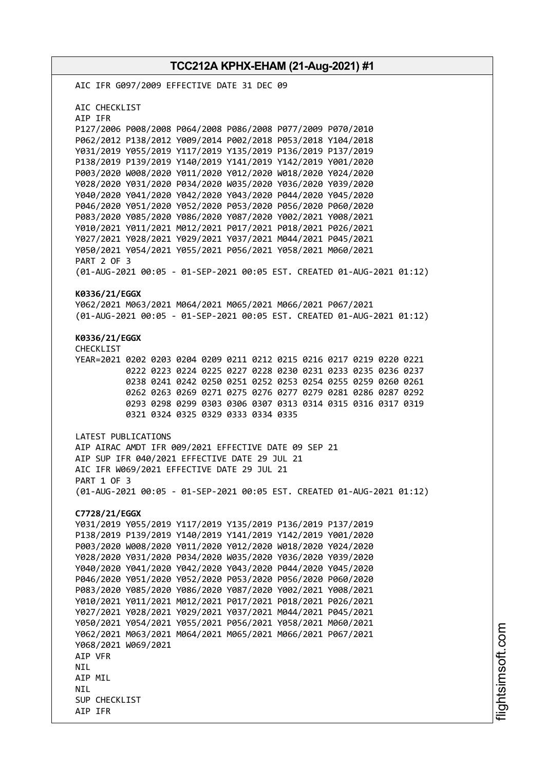AIC IFR G097/2009 EFFECTIVE DATE 31 DEC 09

AIC CHECKLIST
AIP IFR
P127/2006 P008/2008 P064/2008 P086/2008 P077/2009 P070/2010
P062/2012 P138/2012 Y009/2014 P002/2018 P053/2018 Y104/2018
Y031/2019 Y055/2019 Y117/2019 Y135/2019 P136/2019 P137/2019
P138/2019 P139/2019 Y140/2019 Y141/2019 Y142/2019 Y001/2020
P003/2020 W008/2020 Y011/2020 Y012/2020 W018/2020 Y024/2020
Y028/2020 Y031/2020 P034/2020 W035/2020 Y036/2020 Y039/2020
Y040/2020 Y041/2020 Y042/2020 Y043/2020 P044/2020 Y045/2020
P046/2020 Y051/2020 Y052/2020 P053/2020 P056/2020 P060/2020
P083/2020 Y085/2020 Y086/2020 Y087/2020 Y002/2021 Y008/2021
Y010/2021 Y011/2021 M012/2021 P017/2021 P018/2021 P026/2021
Y027/2021 Y028/2021 Y029/2021 Y037/2021 M044/2021 P045/2021
Y050/2021 Y054/2021 Y055/2021 P056/2021 Y058/2021 M060/2021
PART 2 OF 3
(01-AUG-2021 00:05 - 01-SEP-2021 00:05 EST. CREATED 01-AUG-2021 01:12)

**K0336/21/EGGX**
Y062/2021 M063/2021 M064/2021 M065/2021 M066/2021 P067/2021
(01-AUG-2021 00:05 - 01-SEP-2021 00:05 EST. CREATED 01-AUG-2021 01:12)

**K0336/21/EGGX**
CHECKLIST
YEAR=2021 0202 0203 0204 0209 0211 0212 0215 0216 0217 0219 0220 0221
0222 0223 0224 0225 0227 0228 0230 0231 0233 0235 0236 0237
0238 0241 0242 0250 0251 0252 0253 0254 0255 0259 0260 0261
0262 0263 0269 0271 0275 0276 0277 0279 0281 0286 0287 0292
0293 0298 0299 0303 0306 0307 0313 0314 0315 0316 0317 0319
0321 0324 0325 0329 0333 0334 0335

LATEST PUBLICATIONS
AIP AIRAC AMDT IFR 009/2021 EFFECTIVE DATE 09 SEP 21
AIP SUP IFR 040/2021 EFFECTIVE DATE 29 JUL 21
AIC IFR W069/2021 EFFECTIVE DATE 29 JUL 21
PART 1 OF 3
(01-AUG-2021 00:05 - 01-SEP-2021 00:05 EST. CREATED 01-AUG-2021 01:12)

**C7728/21/EGGX**
Y031/2019 Y055/2019 Y117/2019 Y135/2019 P136/2019 P137/2019
P138/2019 P139/2019 Y140/2019 Y141/2019 Y142/2019 Y001/2020
P003/2020 W008/2020 Y011/2020 Y012/2020 W018/2020 Y024/2020
Y028/2020 Y031/2020 P034/2020 W035/2020 Y036/2020 Y039/2020
Y040/2020 Y041/2020 Y042/2020 Y043/2020 P044/2020 Y045/2020
P046/2020 Y051/2020 Y052/2020 P053/2020 P056/2020 P060/2020
P083/2020 Y085/2020 Y086/2020 Y087/2020 Y002/2021 Y008/2021
Y010/2021 Y011/2021 M012/2021 P017/2021 P018/2021 P026/2021
Y027/2021 Y028/2021 Y029/2021 Y037/2021 M044/2021 P045/2021
Y050/2021 Y054/2021 Y055/2021 P056/2021 Y058/2021 M060/2021
Y062/2021 M063/2021 M064/2021 M065/2021 M066/2021 P067/2021
Y068/2021 W069/2021
AIP VFR
NIL
AIP MIL
NIL
SUP CHECKLIST
AIP IFR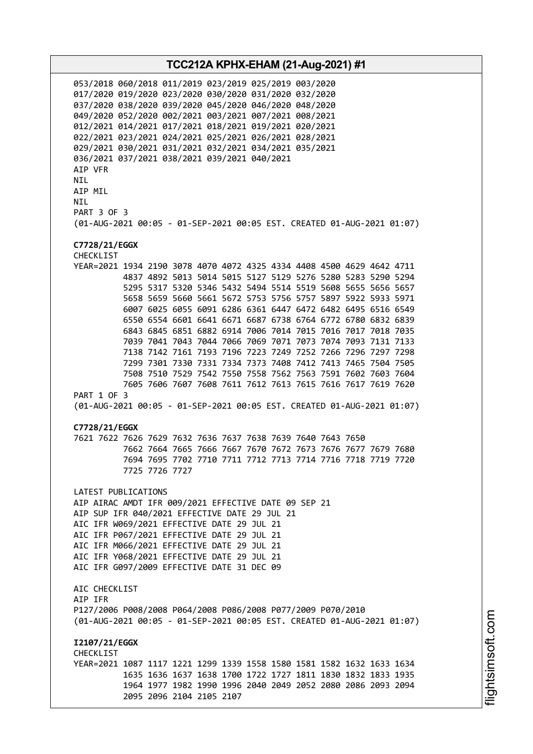053/2018 060/2018 011/2019 023/2019 025/2019 003/2020
017/2020 019/2020 023/2020 030/2020 031/2020 032/2020
037/2020 038/2020 039/2020 045/2020 046/2020 048/2020
049/2020 052/2020 002/2021 003/2021 007/2021 008/2021
012/2021 014/2021 017/2021 018/2021 019/2021 020/2021
022/2021 023/2021 024/2021 025/2021 026/2021 028/2021
029/2021 030/2021 031/2021 032/2021 034/2021 035/2021
036/2021 037/2021 038/2021 039/2021 040/2021
AIP VFR
NIL
AIP MIL
NIL
PART 3 OF 3
(01-AUG-2021 00:05 - 01-SEP-2021 00:05 EST. CREATED 01-AUG-2021 01:07)

**C7728/21/EGGX**
CHECKLIST
YEAR=2021 1934 2190 3078 4070 4072 4325 4334 4408 4500 4629 4642 4711
4837 4892 5013 5014 5015 5127 5129 5276 5280 5283 5290 5294
5295 5317 5320 5346 5432 5494 5514 5519 5608 5655 5656 5657
5658 5659 5660 5661 5672 5753 5756 5757 5897 5922 5933 5971
6007 6025 6055 6091 6286 6361 6447 6472 6482 6495 6516 6549
6550 6554 6601 6641 6671 6687 6738 6764 6772 6780 6832 6839
6843 6845 6851 6882 6914 7006 7014 7015 7016 7017 7018 7035
7039 7041 7043 7044 7066 7069 7071 7073 7074 7093 7131 7133
7138 7142 7161 7193 7196 7223 7249 7252 7266 7296 7297 7298
7299 7301 7330 7331 7334 7373 7408 7412 7413 7465 7504 7505
7508 7510 7529 7542 7550 7558 7562 7563 7591 7602 7603 7604
7605 7606 7607 7608 7611 7612 7613 7615 7616 7617 7619 7620
PART 1 OF 3
(01-AUG-2021 00:05 - 01-SEP-2021 00:05 EST. CREATED 01-AUG-2021 01:07)

**C7728/21/EGGX**
7621 7622 7626 7629 7632 7636 7637 7638 7639 7640 7643 7650
7662 7664 7665 7666 7667 7670 7672 7673 7676 7677 7679 7680
7694 7695 7702 7710 7711 7712 7713 7714 7716 7718 7719 7720
7725 7726 7727

LATEST PUBLICATIONS
AIP AIRAC AMDT IFR 009/2021 EFFECTIVE DATE 09 SEP 21
AIP SUP IFR 040/2021 EFFECTIVE DATE 29 JUL 21
AIC IFR W069/2021 EFFECTIVE DATE 29 JUL 21
AIC IFR P067/2021 EFFECTIVE DATE 29 JUL 21
AIC IFR M066/2021 EFFECTIVE DATE 29 JUL 21
AIC IFR Y068/2021 EFFECTIVE DATE 29 JUL 21
AIC IFR G097/2009 EFFECTIVE DATE 31 DEC 09

AIC CHECKLIST
AIP IFR
P127/2006 P008/2008 P064/2008 P086/2008 P077/2009 P070/2010
(01-AUG-2021 00:05 - 01-SEP-2021 00:05 EST. CREATED 01-AUG-2021 01:07)

**I2107/21/EGGX**
CHECKLIST
YEAR=2021 1087 1117 1221 1299 1339 1558 1580 1581 1582 1632 1633 1634
1635 1636 1637 1638 1700 1722 1727 1811 1830 1832 1833 1935
1964 1977 1982 1990 1996 2040 2049 2052 2080 2086 2093 2094
2095 2096 2104 2105 2107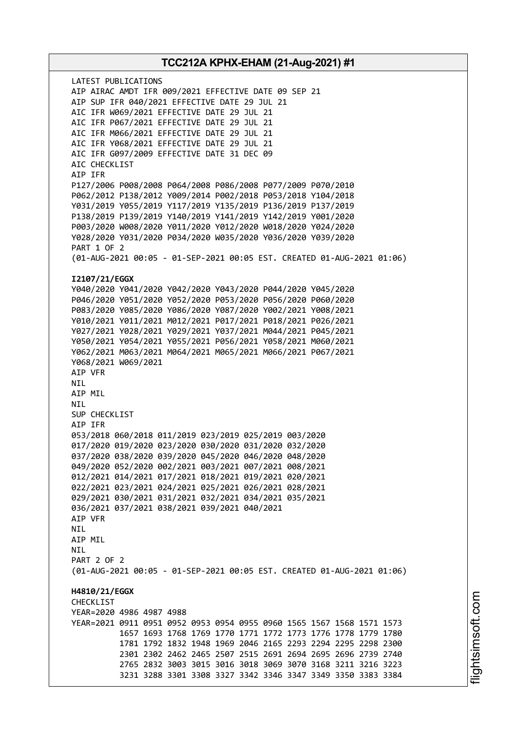LATEST PUBLICATIONS
AIP AIRAC AMDT IFR 009/2021 EFFECTIVE DATE 09 SEP 21
AIP SUP IFR 040/2021 EFFECTIVE DATE 29 JUL 21
AIC IFR W069/2021 EFFECTIVE DATE 29 JUL 21
AIC IFR P067/2021 EFFECTIVE DATE 29 JUL 21
AIC IFR M066/2021 EFFECTIVE DATE 29 JUL 21
AIC IFR Y068/2021 EFFECTIVE DATE 29 JUL 21
AIC IFR G097/2009 EFFECTIVE DATE 31 DEC 09
AIC CHECKLIST
AIP IFR
P127/2006 P008/2008 P064/2008 P086/2008 P077/2009 P070/2010
P062/2012 P138/2012 Y009/2014 P002/2018 P053/2018 Y104/2018
Y031/2019 Y055/2019 Y117/2019 Y135/2019 P136/2019 P137/2019
P138/2019 P139/2019 Y140/2019 Y141/2019 Y142/2019 Y001/2020
P003/2020 W008/2020 Y011/2020 Y012/2020 W018/2020 Y024/2020
Y028/2020 Y031/2020 P034/2020 W035/2020 Y036/2020 Y039/2020
PART 1 OF 2
(01-AUG-2021 00:05 - 01-SEP-2021 00:05 EST. CREATED 01-AUG-2021 01:06)

**I2107/21/EGGX**
Y040/2020 Y041/2020 Y042/2020 Y043/2020 P044/2020 Y045/2020
P046/2020 Y051/2020 Y052/2020 P053/2020 P056/2020 P060/2020
P083/2020 Y085/2020 Y086/2020 Y087/2020 Y002/2021 Y008/2021
Y010/2021 Y011/2021 M012/2021 P017/2021 P018/2021 P026/2021
Y027/2021 Y028/2021 Y029/2021 Y037/2021 M044/2021 P045/2021
Y050/2021 Y054/2021 Y055/2021 P056/2021 Y058/2021 M060/2021
Y062/2021 M063/2021 M064/2021 M065/2021 M066/2021 P067/2021
Y068/2021 W069/2021
AIP VFR
NIL
AIP MIL
NIL
SUP CHECKLIST
AIP IFR
053/2018 060/2018 011/2019 023/2019 025/2019 003/2020
017/2020 019/2020 023/2020 030/2020 031/2020 032/2020
037/2020 038/2020 039/2020 045/2020 046/2020 048/2020
049/2020 052/2020 002/2021 003/2021 007/2021 008/2021
012/2021 014/2021 017/2021 018/2021 019/2021 020/2021
022/2021 023/2021 024/2021 025/2021 026/2021 028/2021
029/2021 030/2021 031/2021 032/2021 034/2021 035/2021
036/2021 037/2021 038/2021 039/2021 040/2021
AIP VFR
NIL
AIP MIL
NIL
PART 2 OF 2
(01-AUG-2021 00:05 - 01-SEP-2021 00:05 EST. CREATED 01-AUG-2021 01:06)

**H4810/21/EGGX**
CHECKLIST
YEAR=2020 4986 4987 4988
YEAR=2021 0911 0951 0952 0953 0954 0955 0960 1565 1567 1568 1571 1573
1657 1693 1768 1769 1770 1771 1772 1773 1776 1778 1779 1780
1781 1792 1832 1948 1969 2046 2165 2293 2294 2295 2298 2300
2301 2302 2462 2465 2507 2515 2691 2694 2695 2696 2739 2740
2765 2832 3003 3015 3016 3018 3069 3070 3168 3211 3216 3223
3231 3288 3301 3308 3327 3342 3346 3347 3349 3350 3383 3384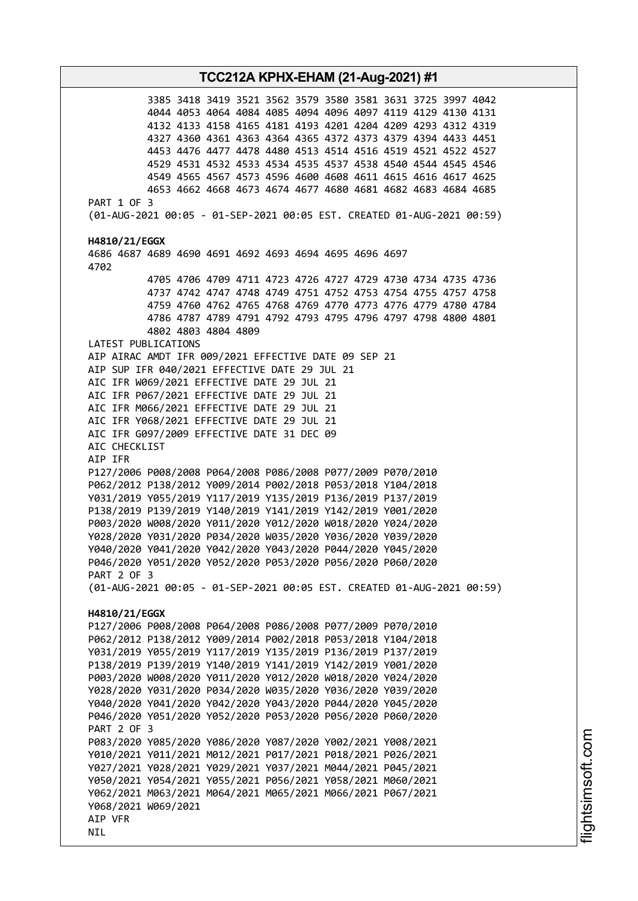3385 3418 3419 3521 3562 3579 3580 3581 3631 3725 3997 4042
4044 4053 4064 4084 4085 4094 4096 4097 4119 4129 4130 4131
4132 4133 4158 4165 4181 4193 4201 4204 4209 4293 4312 4319
4327 4360 4361 4363 4364 4365 4372 4373 4379 4394 4433 4451
4453 4476 4477 4478 4480 4513 4514 4516 4519 4521 4522 4527
4529 4531 4532 4533 4534 4535 4537 4538 4540 4544 4545 4546
4549 4565 4567 4573 4596 4600 4608 4611 4615 4616 4617 4625
4653 4662 4668 4673 4674 4677 4680 4681 4682 4683 4684 4685
PART 1 OF 3
(01-AUG-2021 00:05 - 01-SEP-2021 00:05 EST. CREATED 01-AUG-2021 00:59)

**H4810/21/EGGX**
4686 4687 4689 4690 4691 4692 4693 4694 4695 4696 4697
4702
4705 4706 4709 4711 4723 4726 4727 4729 4730 4734 4735 4736
4737 4742 4747 4748 4749 4751 4752 4753 4754 4755 4757 4758
4759 4760 4762 4765 4768 4769 4770 4773 4776 4779 4780 4784
4786 4787 4789 4791 4792 4793 4795 4796 4797 4798 4800 4801
4802 4803 4804 4809
LATEST PUBLICATIONS
AIP AIRAC AMDT IFR 009/2021 EFFECTIVE DATE 09 SEP 21
AIP SUP IFR 040/2021 EFFECTIVE DATE 29 JUL 21
AIC IFR W069/2021 EFFECTIVE DATE 29 JUL 21
AIC IFR P067/2021 EFFECTIVE DATE 29 JUL 21
AIC IFR M066/2021 EFFECTIVE DATE 29 JUL 21
AIC IFR Y068/2021 EFFECTIVE DATE 29 JUL 21
AIC IFR G097/2009 EFFECTIVE DATE 31 DEC 09
AIC CHECKLIST
AIP IFR
P127/2006 P008/2008 P064/2008 P086/2008 P077/2009 P070/2010
P062/2012 P138/2012 Y009/2014 P002/2018 P053/2018 Y104/2018
Y031/2019 Y055/2019 Y117/2019 Y135/2019 P136/2019 P137/2019
P138/2019 P139/2019 Y140/2019 Y141/2019 Y142/2019 Y001/2020
P003/2020 W008/2020 Y011/2020 Y012/2020 W018/2020 Y024/2020
Y028/2020 Y031/2020 P034/2020 W035/2020 Y036/2020 Y039/2020
Y040/2020 Y041/2020 Y042/2020 Y043/2020 P044/2020 Y045/2020
P046/2020 Y051/2020 Y052/2020 P053/2020 P056/2020 P060/2020
PART 2 OF 3
(01-AUG-2021 00:05 - 01-SEP-2021 00:05 EST. CREATED 01-AUG-2021 00:59)

**H4810/21/EGGX**
P127/2006 P008/2008 P064/2008 P086/2008 P077/2009 P070/2010
P062/2012 P138/2012 Y009/2014 P002/2018 P053/2018 Y104/2018
Y031/2019 Y055/2019 Y117/2019 Y135/2019 P136/2019 P137/2019
P138/2019 P139/2019 Y140/2019 Y141/2019 Y142/2019 Y001/2020
P003/2020 W008/2020 Y011/2020 Y012/2020 W018/2020 Y024/2020
Y028/2020 Y031/2020 P034/2020 W035/2020 Y036/2020 Y039/2020
Y040/2020 Y041/2020 Y042/2020 Y043/2020 P044/2020 Y045/2020
P046/2020 Y051/2020 Y052/2020 P053/2020 P056/2020 P060/2020
PART 2 OF 3
P083/2020 Y085/2020 Y086/2020 Y087/2020 Y002/2021 Y008/2021
Y010/2021 Y011/2021 M012/2021 P017/2021 P018/2021 P026/2021
Y027/2021 Y028/2021 Y029/2021 Y037/2021 M044/2021 P045/2021
Y050/2021 Y054/2021 Y055/2021 P056/2021 Y058/2021 M060/2021
Y062/2021 M063/2021 M064/2021 M065/2021 M066/2021 P067/2021
Y068/2021 W069/2021
AIP VFR
NIL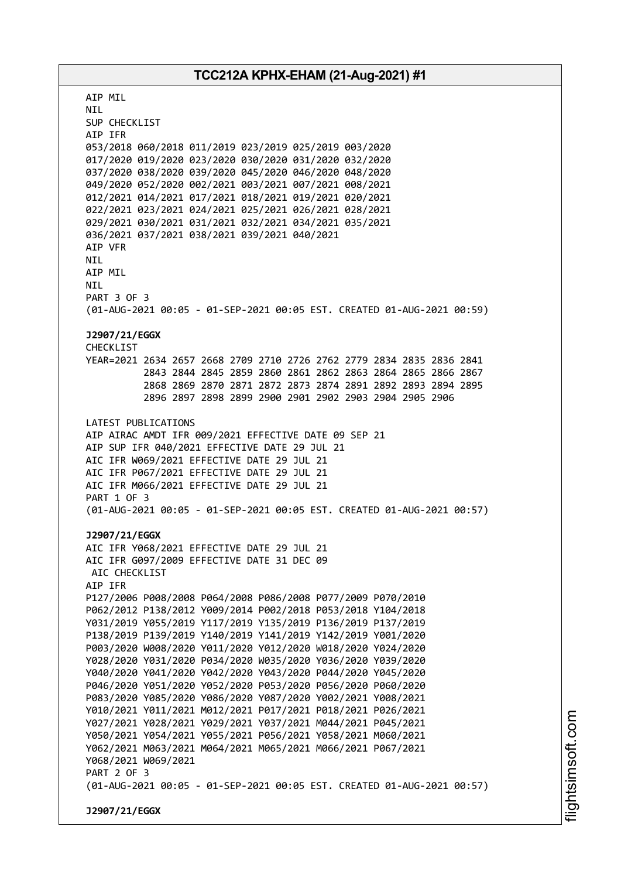AIP MIL
NIL
SUP CHECKLIST
AIP IFR
053/2018 060/2018 011/2019 023/2019 025/2019 003/2020
017/2020 019/2020 023/2020 030/2020 031/2020 032/2020
037/2020 038/2020 039/2020 045/2020 046/2020 048/2020
049/2020 052/2020 002/2021 003/2021 007/2021 008/2021
012/2021 014/2021 017/2021 018/2021 019/2021 020/2021
022/2021 023/2021 024/2021 025/2021 026/2021 028/2021
029/2021 030/2021 031/2021 032/2021 034/2021 035/2021
036/2021 037/2021 038/2021 039/2021 040/2021
AIP VFR
NIL
AIP MIL
NIL
PART 3 OF 3
(01-AUG-2021 00:05 - 01-SEP-2021 00:05 EST. CREATED 01-AUG-2021 00:59)

**J2907/21/EGGX**
CHECKLIST
YEAR=2021 2634 2657 2668 2709 2710 2726 2762 2779 2834 2835 2836 2841
2843 2844 2845 2859 2860 2861 2862 2863 2864 2865 2866 2867
2868 2869 2870 2871 2872 2873 2874 2891 2892 2893 2894 2895
2896 2897 2898 2899 2900 2901 2902 2903 2904 2905 2906

LATEST PUBLICATIONS
AIP AIRAC AMDT IFR 009/2021 EFFECTIVE DATE 09 SEP 21
AIP SUP IFR 040/2021 EFFECTIVE DATE 29 JUL 21
AIC IFR W069/2021 EFFECTIVE DATE 29 JUL 21
AIC IFR P067/2021 EFFECTIVE DATE 29 JUL 21
AIC IFR M066/2021 EFFECTIVE DATE 29 JUL 21
PART 1 OF 3
(01-AUG-2021 00:05 - 01-SEP-2021 00:05 EST. CREATED 01-AUG-2021 00:57)

**J2907/21/EGGX**
AIC IFR Y068/2021 EFFECTIVE DATE 29 JUL 21
AIC IFR G097/2009 EFFECTIVE DATE 31 DEC 09
AIC CHECKLIST
AIP IFR
P127/2006 P008/2008 P064/2008 P086/2008 P077/2009 P070/2010
P062/2012 P138/2012 Y009/2014 P002/2018 P053/2018 Y104/2018
Y031/2019 Y055/2019 Y117/2019 Y135/2019 P136/2019 P137/2019
P138/2019 P139/2019 Y140/2019 Y141/2019 Y142/2019 Y001/2020
P003/2020 W008/2020 Y011/2020 Y012/2020 W018/2020 Y024/2020
Y028/2020 Y031/2020 P034/2020 W035/2020 Y036/2020 Y039/2020
Y040/2020 Y041/2020 Y042/2020 Y043/2020 P044/2020 Y045/2020
P046/2020 Y051/2020 Y052/2020 P053/2020 P056/2020 P060/2020
P083/2020 Y085/2020 Y086/2020 Y087/2020 Y002/2021 Y008/2021
Y010/2021 Y011/2021 M012/2021 P017/2021 P018/2021 P026/2021
Y027/2021 Y028/2021 Y029/2021 Y037/2021 M044/2021 P045/2021
Y050/2021 Y054/2021 Y055/2021 P056/2021 Y058/2021 M060/2021
Y062/2021 M063/2021 M064/2021 M065/2021 M066/2021 P067/2021
Y068/2021 W069/2021
PART 2 OF 3
(01-AUG-2021 00:05 - 01-SEP-2021 00:05 EST. CREATED 01-AUG-2021 00:57)

**J2907/21/EGGX**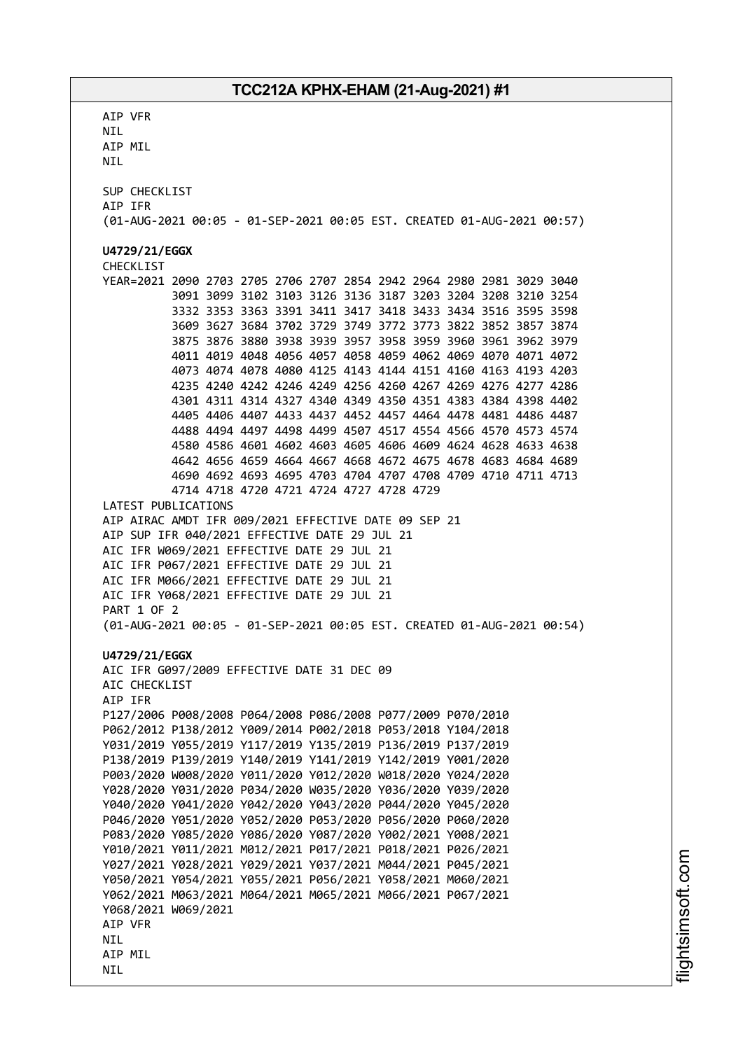AIP VFR
NIL
AIP MIL
NIL

SUP CHECKLIST
AIP IFR
(01-AUG-2021 00:05 - 01-SEP-2021 00:05 EST. CREATED 01-AUG-2021 00:57)

**U4729/21/EGGX**
CHECKLIST
YEAR=2021 2090 2703 2705 2706 2707 2854 2942 2964 2980 2981 3029 3040
3091 3099 3102 3103 3126 3136 3187 3203 3204 3208 3210 3254
3332 3353 3363 3391 3411 3417 3418 3433 3434 3516 3595 3598
3609 3627 3684 3702 3729 3749 3772 3773 3822 3852 3857 3874
3875 3876 3880 3938 3939 3957 3958 3959 3960 3961 3962 3979
4011 4019 4048 4056 4057 4058 4059 4062 4069 4070 4071 4072
4073 4074 4078 4080 4125 4143 4144 4151 4160 4163 4193 4203
4235 4240 4242 4246 4249 4256 4260 4267 4269 4276 4277 4286
4301 4311 4314 4327 4340 4349 4350 4351 4383 4384 4398 4402
4405 4406 4407 4433 4437 4452 4457 4464 4478 4481 4486 4487
4488 4494 4497 4498 4499 4507 4517 4554 4566 4570 4573 4574
4580 4586 4601 4602 4603 4605 4606 4609 4624 4628 4633 4638
4642 4656 4659 4664 4667 4668 4672 4675 4678 4683 4684 4689
4690 4692 4693 4695 4703 4704 4707 4708 4709 4710 4711 4713
4714 4718 4720 4721 4724 4727 4728 4729
LATEST PUBLICATIONS
AIP AIRAC AMDT IFR 009/2021 EFFECTIVE DATE 09 SEP 21
AIP SUP IFR 040/2021 EFFECTIVE DATE 29 JUL 21
AIC IFR W069/2021 EFFECTIVE DATE 29 JUL 21
AIC IFR P067/2021 EFFECTIVE DATE 29 JUL 21
AIC IFR M066/2021 EFFECTIVE DATE 29 JUL 21
AIC IFR Y068/2021 EFFECTIVE DATE 29 JUL 21
PART 1 OF 2
(01-AUG-2021 00:05 - 01-SEP-2021 00:05 EST. CREATED 01-AUG-2021 00:54)

**U4729/21/EGGX**
AIC IFR G097/2009 EFFECTIVE DATE 31 DEC 09
AIC CHECKLIST
AIP IFR
P127/2006 P008/2008 P064/2008 P086/2008 P077/2009 P070/2010
P062/2012 P138/2012 Y009/2014 P002/2018 P053/2018 Y104/2018
Y031/2019 Y055/2019 Y117/2019 Y135/2019 P136/2019 P137/2019
P138/2019 P139/2019 Y140/2019 Y141/2019 Y142/2019 Y001/2020
P003/2020 W008/2020 Y011/2020 Y012/2020 W018/2020 Y024/2020
Y028/2020 Y031/2020 P034/2020 W035/2020 Y036/2020 Y039/2020
Y040/2020 Y041/2020 Y042/2020 Y043/2020 P044/2020 Y045/2020
P046/2020 Y051/2020 Y052/2020 P053/2020 P056/2020 P060/2020
P083/2020 Y085/2020 Y086/2020 Y087/2020 Y002/2021 Y008/2021
Y010/2021 Y011/2021 M012/2021 P017/2021 P018/2021 P026/2021
Y027/2021 Y028/2021 Y029/2021 Y037/2021 M044/2021 P045/2021
Y050/2021 Y054/2021 Y055/2021 P056/2021 Y058/2021 M060/2021
Y062/2021 M063/2021 M064/2021 M065/2021 M066/2021 P067/2021
Y068/2021 W069/2021
AIP VFR
NIL
AIP MIL
NIL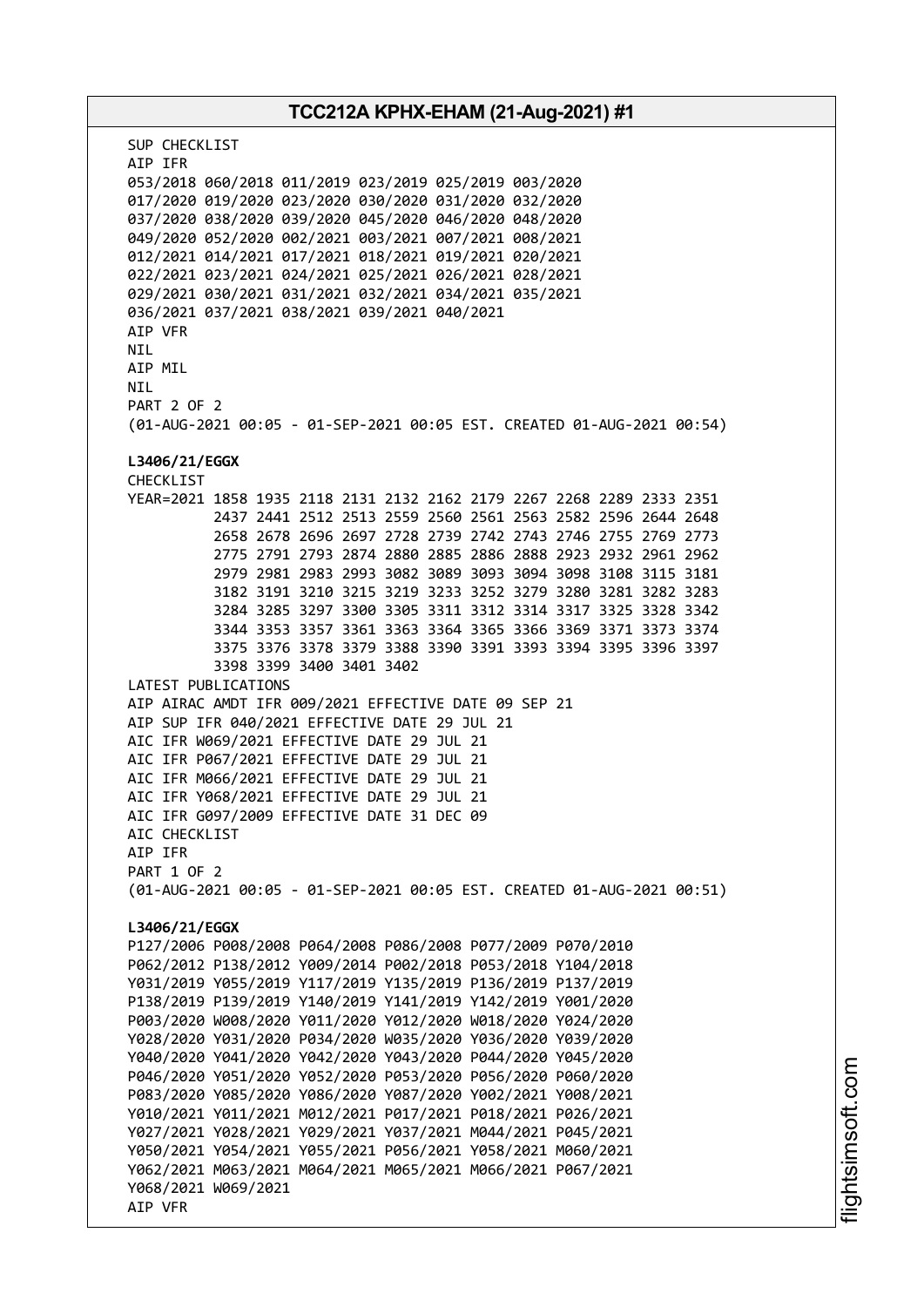SUP CHECKLIST
AIP IFR
053/2018 060/2018 011/2019 023/2019 025/2019 003/2020
017/2020 019/2020 023/2020 030/2020 031/2020 032/2020
037/2020 038/2020 039/2020 045/2020 046/2020 048/2020
049/2020 052/2020 002/2021 003/2021 007/2021 008/2021
012/2021 014/2021 017/2021 018/2021 019/2021 020/2021
022/2021 023/2021 024/2021 025/2021 026/2021 028/2021
029/2021 030/2021 031/2021 032/2021 034/2021 035/2021
036/2021 037/2021 038/2021 039/2021 040/2021
AIP VFR
NIL
AIP MIL
NIL
PART 2 OF 2
(01-AUG-2021 00:05 - 01-SEP-2021 00:05 EST. CREATED 01-AUG-2021 00:54)

**L3406/21/EGGX**
CHECKLIST
YEAR=2021 1858 1935 2118 2131 2132 2162 2179 2267 2268 2289 2333 2351
2437 2441 2512 2513 2559 2560 2561 2563 2582 2596 2644 2648
2658 2678 2696 2697 2728 2739 2742 2743 2746 2755 2769 2773
2775 2791 2793 2874 2880 2885 2886 2888 2923 2932 2961 2962
2979 2981 2983 2993 3082 3089 3093 3094 3098 3108 3115 3181
3182 3191 3210 3215 3219 3233 3252 3279 3280 3281 3282 3283
3284 3285 3297 3300 3305 3311 3312 3314 3317 3325 3328 3342
3344 3353 3357 3361 3363 3364 3365 3366 3369 3371 3373 3374
3375 3376 3378 3379 3388 3390 3391 3393 3394 3395 3396 3397
3398 3399 3400 3401 3402
LATEST PUBLICATIONS
AIP AIRAC AMDT IFR 009/2021 EFFECTIVE DATE 09 SEP 21
AIP SUP IFR 040/2021 EFFECTIVE DATE 29 JUL 21
AIC IFR W069/2021 EFFECTIVE DATE 29 JUL 21
AIC IFR P067/2021 EFFECTIVE DATE 29 JUL 21
AIC IFR M066/2021 EFFECTIVE DATE 29 JUL 21
AIC IFR Y068/2021 EFFECTIVE DATE 29 JUL 21
AIC IFR G097/2009 EFFECTIVE DATE 31 DEC 09
AIC CHECKLIST
AIP IFR
PART 1 OF 2
(01-AUG-2021 00:05 - 01-SEP-2021 00:05 EST. CREATED 01-AUG-2021 00:51)

**L3406/21/EGGX**
P127/2006 P008/2008 P064/2008 P086/2008 P077/2009 P070/2010
P062/2012 P138/2012 Y009/2014 P002/2018 P053/2018 Y104/2018
Y031/2019 Y055/2019 Y117/2019 Y135/2019 P136/2019 P137/2019
P138/2019 P139/2019 Y140/2019 Y141/2019 Y142/2019 Y001/2020
P003/2020 W008/2020 Y011/2020 Y012/2020 W018/2020 Y024/2020
Y028/2020 Y031/2020 P034/2020 W035/2020 Y036/2020 Y039/2020
Y040/2020 Y041/2020 Y042/2020 Y043/2020 P044/2020 Y045/2020
P046/2020 Y051/2020 Y052/2020 P053/2020 P056/2020 P060/2020
P083/2020 Y085/2020 Y086/2020 Y087/2020 Y002/2021 Y008/2021
Y010/2021 Y011/2021 M012/2021 P017/2021 P018/2021 P026/2021
Y027/2021 Y028/2021 Y029/2021 Y037/2021 M044/2021 P045/2021
Y050/2021 Y054/2021 Y055/2021 P056/2021 Y058/2021 M060/2021
Y062/2021 M063/2021 M064/2021 M065/2021 M066/2021 P067/2021
Y068/2021 W069/2021
AIP VFR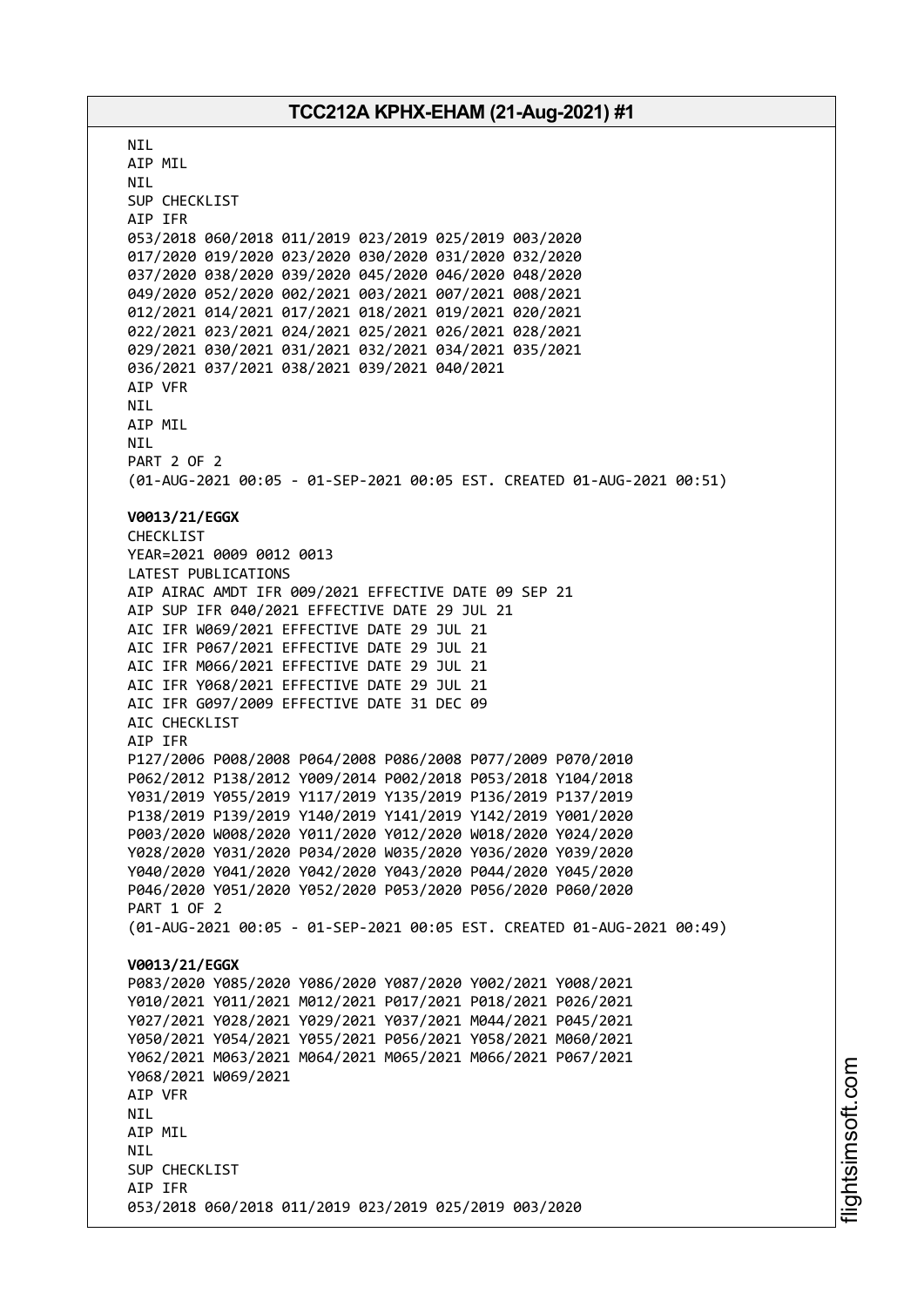NIL
AIP MIL
NIL
SUP CHECKLIST
AIP IFR
053/2018 060/2018 011/2019 023/2019 025/2019 003/2020
017/2020 019/2020 023/2020 030/2020 031/2020 032/2020
037/2020 038/2020 039/2020 045/2020 046/2020 048/2020
049/2020 052/2020 002/2021 003/2021 007/2021 008/2021
012/2021 014/2021 017/2021 018/2021 019/2021 020/2021
022/2021 023/2021 024/2021 025/2021 026/2021 028/2021
029/2021 030/2021 031/2021 032/2021 034/2021 035/2021
036/2021 037/2021 038/2021 039/2021 040/2021
AIP VFR
NIL
AIP MIL
NIL
PART 2 OF 2
(01-AUG-2021 00:05 - 01-SEP-2021 00:05 EST. CREATED 01-AUG-2021 00:51)

**V0013/21/EGGX**
CHECKLIST
YEAR=2021 0009 0012 0013
LATEST PUBLICATIONS
AIP AIRAC AMDT IFR 009/2021 EFFECTIVE DATE 09 SEP 21
AIP SUP IFR 040/2021 EFFECTIVE DATE 29 JUL 21
AIC IFR W069/2021 EFFECTIVE DATE 29 JUL 21
AIC IFR P067/2021 EFFECTIVE DATE 29 JUL 21
AIC IFR M066/2021 EFFECTIVE DATE 29 JUL 21
AIC IFR Y068/2021 EFFECTIVE DATE 29 JUL 21
AIC IFR G097/2009 EFFECTIVE DATE 31 DEC 09
AIC CHECKLIST
AIP IFR
P127/2006 P008/2008 P064/2008 P086/2008 P077/2009 P070/2010
P062/2012 P138/2012 Y009/2014 P002/2018 P053/2018 Y104/2018
Y031/2019 Y055/2019 Y117/2019 Y135/2019 P136/2019 P137/2019
P138/2019 P139/2019 Y140/2019 Y141/2019 Y142/2019 Y001/2020
P003/2020 W008/2020 Y011/2020 Y012/2020 W018/2020 Y024/2020
Y028/2020 Y031/2020 P034/2020 W035/2020 Y036/2020 Y039/2020
Y040/2020 Y041/2020 Y042/2020 Y043/2020 P044/2020 Y045/2020
P046/2020 Y051/2020 Y052/2020 P053/2020 P056/2020 P060/2020
PART 1 OF 2
(01-AUG-2021 00:05 - 01-SEP-2021 00:05 EST. CREATED 01-AUG-2021 00:49)

**V0013/21/EGGX**
P083/2020 Y085/2020 Y086/2020 Y087/2020 Y002/2021 Y008/2021
Y010/2021 Y011/2021 M012/2021 P017/2021 P018/2021 P026/2021
Y027/2021 Y028/2021 Y029/2021 Y037/2021 M044/2021 P045/2021
Y050/2021 Y054/2021 Y055/2021 P056/2021 Y058/2021 M060/2021
Y062/2021 M063/2021 M064/2021 M065/2021 M066/2021 P067/2021
Y068/2021 W069/2021
AIP VFR
NIL
AIP MIL
NIL
SUP CHECKLIST
AIP IFR
053/2018 060/2018 011/2019 023/2019 025/2019 003/2020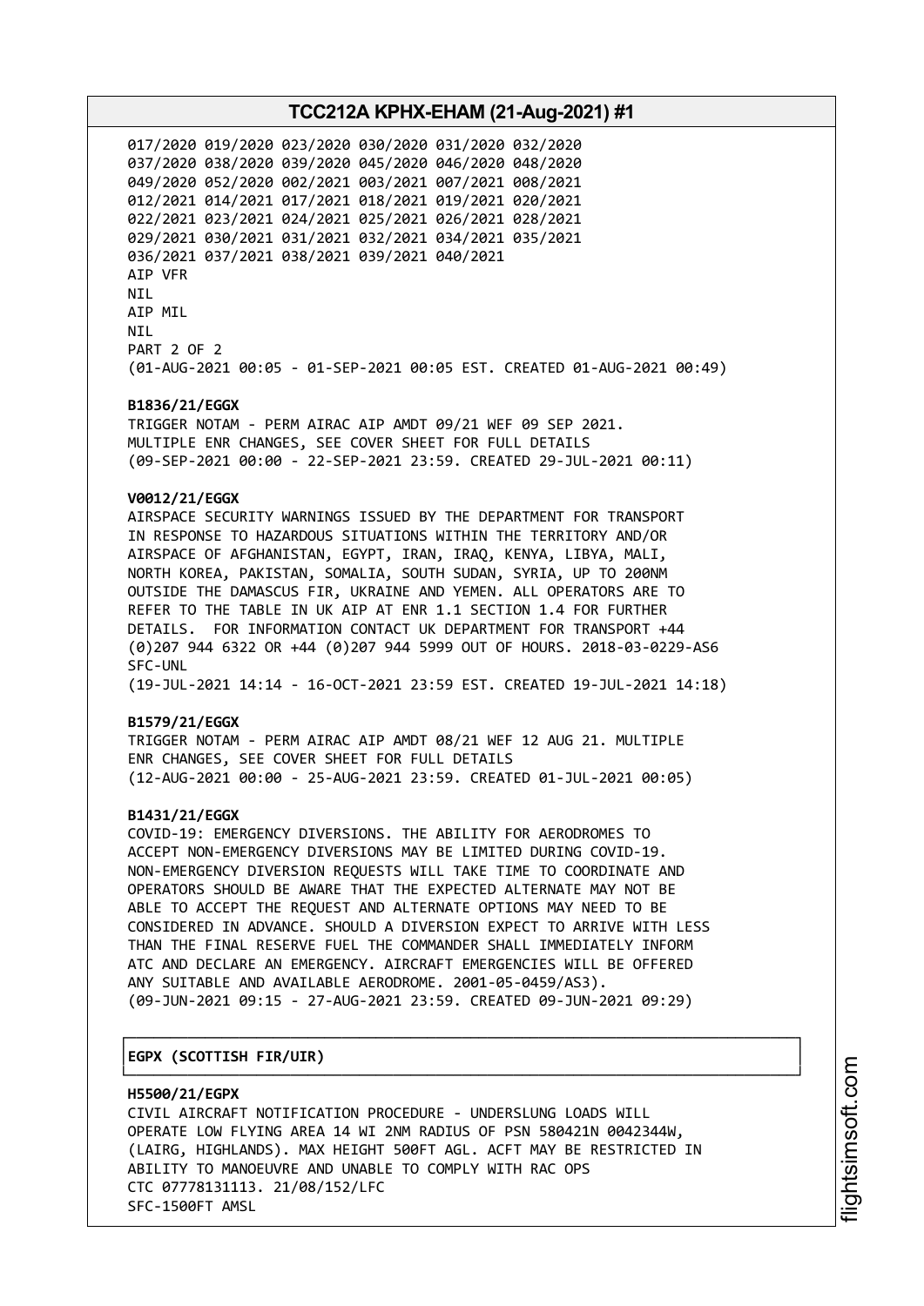017/2020 019/2020 023/2020 030/2020 031/2020 032/2020
037/2020 038/2020 039/2020 045/2020 046/2020 048/2020
049/2020 052/2020 002/2021 003/2021 007/2021 008/2021
012/2021 014/2021 017/2021 018/2021 019/2021 020/2021
022/2021 023/2021 024/2021 025/2021 026/2021 028/2021
029/2021 030/2021 031/2021 032/2021 034/2021 035/2021
036/2021 037/2021 038/2021 039/2021 040/2021
AIP VFR
NIL
AIP MIL
NIL
PART 2 OF 2
(01-AUG-2021 00:05 - 01-SEP-2021 00:05 EST. CREATED 01-AUG-2021 00:49)

**B1836/21/EGGX**
TRIGGER NOTAM - PERM AIRAC AIP AMDT 09/21 WEF 09 SEP 2021.
MULTIPLE ENR CHANGES, SEE COVER SHEET FOR FULL DETAILS
(09-SEP-2021 00:00 - 22-SEP-2021 23:59. CREATED 29-JUL-2021 00:11)

**V0012/21/EGGX**
AIRSPACE SECURITY WARNINGS ISSUED BY THE DEPARTMENT FOR TRANSPORT
IN RESPONSE TO HAZARDOUS SITUATIONS WITHIN THE TERRITORY AND/OR
AIRSPACE OF AFGHANISTAN, EGYPT, IRAN, IRAQ, KENYA, LIBYA, MALI,
NORTH KOREA, PAKISTAN, SOMALIA, SOUTH SUDAN, SYRIA, UP TO 200NM
OUTSIDE THE DAMASCUS FIR, UKRAINE AND YEMEN. ALL OPERATORS ARE TO
REFER TO THE TABLE IN UK AIP AT ENR 1.1 SECTION 1.4 FOR FURTHER
DETAILS. FOR INFORMATION CONTACT UK DEPARTMENT FOR TRANSPORT +44
(0)207 944 6322 OR +44 (0)207 944 5999 OUT OF HOURS. 2018-03-0229-AS6
SFC-UNL
(19-JUL-2021 14:14 - 16-OCT-2021 23:59 EST. CREATED 19-JUL-2021 14:18)

**B1579/21/EGGX**
TRIGGER NOTAM - PERM AIRAC AIP AMDT 08/21 WEF 12 AUG 21. MULTIPLE
ENR CHANGES, SEE COVER SHEET FOR FULL DETAILS
(12-AUG-2021 00:00 - 25-AUG-2021 23:59. CREATED 01-JUL-2021 00:05)

**B1431/21/EGGX**
COVID-19: EMERGENCY DIVERSIONS. THE ABILITY FOR AERODROMES TO
ACCEPT NON-EMERGENCY DIVERSIONS MAY BE LIMITED DURING COVID-19.
NON-EMERGENCY DIVERSION REQUESTS WILL TAKE TIME TO COORDINATE AND
OPERATORS SHOULD BE AWARE THAT THE EXPECTED ALTERNATE MAY NOT BE
ABLE TO ACCEPT THE REQUEST AND ALTERNATE OPTIONS MAY NEED TO BE
CONSIDERED IN ADVANCE. SHOULD A DIVERSION EXPECT TO ARRIVE WITH LESS
THAN THE FINAL RESERVE FUEL THE COMMANDER SHALL IMMEDIATELY INFORM
ATC AND DECLARE AN EMERGENCY. AIRCRAFT EMERGENCIES WILL BE OFFERED
ANY SUITABLE AND AVAILABLE AERODROME. 2001-05-0459/AS3).
(09-JUN-2021 09:15 - 27-AUG-2021 23:59. CREATED 09-JUN-2021 09:29)

## EGPX (SCOTTISH FIR/UIR)

**H5500/21/EGPX**
CIVIL AIRCRAFT NOTIFICATION PROCEDURE - UNDERSLUNG LOADS WILL
OPERATE LOW FLYING AREA 14 WI 2NM RADIUS OF PSN 580421N 0042344W,
(LAIRG, HIGHLANDS). MAX HEIGHT 500FT AGL. ACFT MAY BE RESTRICTED IN
ABILITY TO MANOEUVRE AND UNABLE TO COMPLY WITH RAC OPS
CTC 07778131113. 21/08/152/LFC
SFC-1500FT AMSL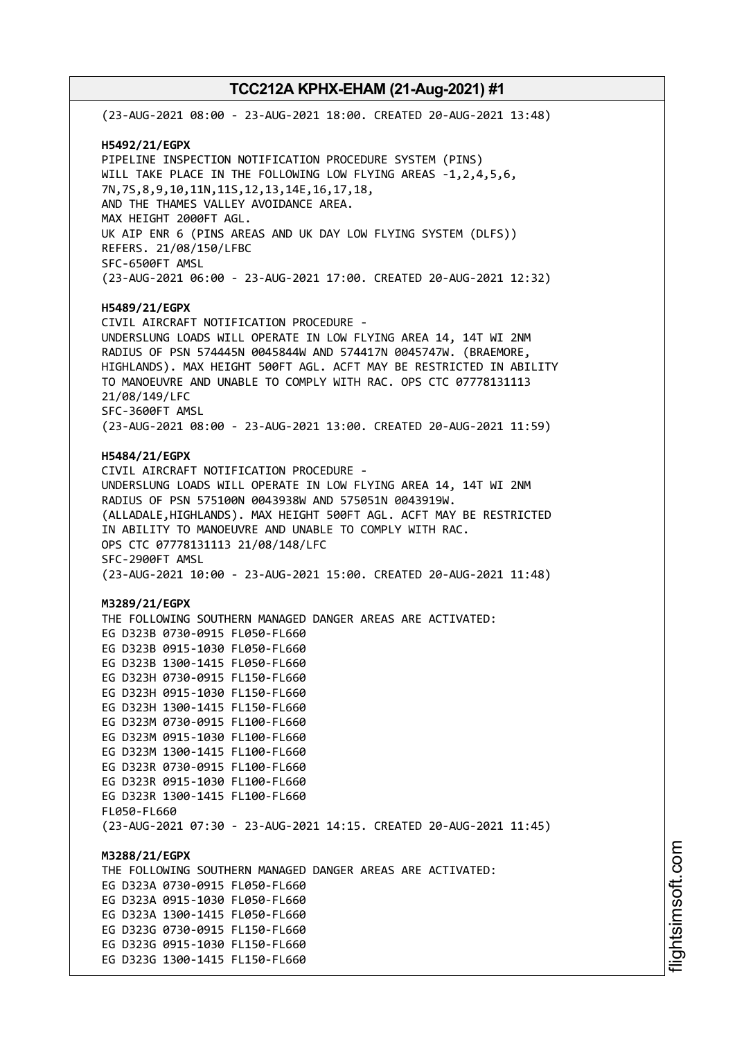(23-AUG-2021 08:00 - 23-AUG-2021 18:00. CREATED 20-AUG-2021 13:48)

**H5492/21/EGPX**
PIPELINE INSPECTION NOTIFICATION PROCEDURE SYSTEM (PINS)
WILL TAKE PLACE IN THE FOLLOWING LOW FLYING AREAS -1,2,4,5,6,
7N,7S,8,9,10,11N,11S,12,13,14E,16,17,18,
AND THE THAMES VALLEY AVOIDANCE AREA.
MAX HEIGHT 2000FT AGL.
UK AIP ENR 6 (PINS AREAS AND UK DAY LOW FLYING SYSTEM (DLFS))
REFERS. 21/08/150/LFBC
SFC-6500FT AMSL
(23-AUG-2021 06:00 - 23-AUG-2021 17:00. CREATED 20-AUG-2021 12:32)

**H5489/21/EGPX**
CIVIL AIRCRAFT NOTIFICATION PROCEDURE -
UNDERSLUNG LOADS WILL OPERATE IN LOW FLYING AREA 14, 14T WI 2NM
RADIUS OF PSN 574445N 0045844W AND 574417N 0045747W. (BRAEMORE,
HIGHLANDS). MAX HEIGHT 500FT AGL. ACFT MAY BE RESTRICTED IN ABILITY
TO MANOEUVRE AND UNABLE TO COMPLY WITH RAC. OPS CTC 07778131113
21/08/149/LFC
SFC-3600FT AMSL
(23-AUG-2021 08:00 - 23-AUG-2021 13:00. CREATED 20-AUG-2021 11:59)

**H5484/21/EGPX**
CIVIL AIRCRAFT NOTIFICATION PROCEDURE -
UNDERSLUNG LOADS WILL OPERATE IN LOW FLYING AREA 14, 14T WI 2NM
RADIUS OF PSN 575100N 0043938W AND 575051N 0043919W.
(ALLADALE,HIGHLANDS). MAX HEIGHT 500FT AGL. ACFT MAY BE RESTRICTED
IN ABILITY TO MANOEUVRE AND UNABLE TO COMPLY WITH RAC.
OPS CTC 07778131113 21/08/148/LFC
SFC-2900FT AMSL
(23-AUG-2021 10:00 - 23-AUG-2021 15:00. CREATED 20-AUG-2021 11:48)

**M3289/21/EGPX**
THE FOLLOWING SOUTHERN MANAGED DANGER AREAS ARE ACTIVATED:
EG D323B 0730-0915 FL050-FL660
EG D323B 0915-1030 FL050-FL660
EG D323B 1300-1415 FL050-FL660
EG D323H 0730-0915 FL150-FL660
EG D323H 0915-1030 FL150-FL660
EG D323H 1300-1415 FL150-FL660
EG D323M 0730-0915 FL100-FL660
EG D323M 0915-1030 FL100-FL660
EG D323M 1300-1415 FL100-FL660
EG D323R 0730-0915 FL100-FL660
EG D323R 0915-1030 FL100-FL660
EG D323R 1300-1415 FL100-FL660
FL050-FL660
(23-AUG-2021 07:30 - 23-AUG-2021 14:15. CREATED 20-AUG-2021 11:45)

**M3288/21/EGPX**
THE FOLLOWING SOUTHERN MANAGED DANGER AREAS ARE ACTIVATED:
EG D323A 0730-0915 FL050-FL660
EG D323A 0915-1030 FL050-FL660
EG D323A 1300-1415 FL050-FL660
EG D323G 0730-0915 FL150-FL660
EG D323G 0915-1030 FL150-FL660
EG D323G 1300-1415 FL150-FL660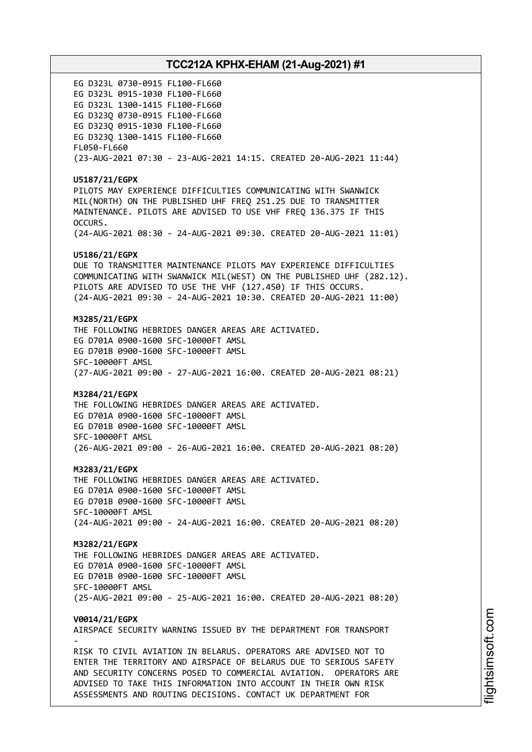EG D323L 0730-0915 FL100-FL660
EG D323L 0915-1030 FL100-FL660
EG D323L 1300-1415 FL100-FL660
EG D323Q 0730-0915 FL100-FL660
EG D323Q 0915-1030 FL100-FL660
EG D323Q 1300-1415 FL100-FL660
FL050-FL660
(23-AUG-2021 07:30 - 23-AUG-2021 14:15. CREATED 20-AUG-2021 11:44)

**U5187/21/EGPX**
PILOTS MAY EXPERIENCE DIFFICULTIES COMMUNICATING WITH SWANWICK MIL(NORTH) ON THE PUBLISHED UHF FREQ 251.25 DUE TO TRANSMITTER MAINTENANCE. PILOTS ARE ADVISED TO USE VHF FREQ 136.375 IF THIS OCCURS.
(24-AUG-2021 08:30 - 24-AUG-2021 09:30. CREATED 20-AUG-2021 11:01)

**U5186/21/EGPX**
DUE TO TRANSMITTER MAINTENANCE PILOTS MAY EXPERIENCE DIFFICULTIES COMMUNICATING WITH SWANWICK MIL(WEST) ON THE PUBLISHED UHF (282.12). PILOTS ARE ADVISED TO USE THE VHF (127.450) IF THIS OCCURS.
(24-AUG-2021 09:30 - 24-AUG-2021 10:30. CREATED 20-AUG-2021 11:00)

**M3285/21/EGPX**
THE FOLLOWING HEBRIDES DANGER AREAS ARE ACTIVATED.
EG D701A 0900-1600 SFC-10000FT AMSL
EG D701B 0900-1600 SFC-10000FT AMSL
SFC-10000FT AMSL
(27-AUG-2021 09:00 - 27-AUG-2021 16:00. CREATED 20-AUG-2021 08:21)

**M3284/21/EGPX**
THE FOLLOWING HEBRIDES DANGER AREAS ARE ACTIVATED.
EG D701A 0900-1600 SFC-10000FT AMSL
EG D701B 0900-1600 SFC-10000FT AMSL
SFC-10000FT AMSL
(26-AUG-2021 09:00 - 26-AUG-2021 16:00. CREATED 20-AUG-2021 08:20)

**M3283/21/EGPX**
THE FOLLOWING HEBRIDES DANGER AREAS ARE ACTIVATED.
EG D701A 0900-1600 SFC-10000FT AMSL
EG D701B 0900-1600 SFC-10000FT AMSL
SFC-10000FT AMSL
(24-AUG-2021 09:00 - 24-AUG-2021 16:00. CREATED 20-AUG-2021 08:20)

**M3282/21/EGPX**
THE FOLLOWING HEBRIDES DANGER AREAS ARE ACTIVATED.
EG D701A 0900-1600 SFC-10000FT AMSL
EG D701B 0900-1600 SFC-10000FT AMSL
SFC-10000FT AMSL
(25-AUG-2021 09:00 - 25-AUG-2021 16:00. CREATED 20-AUG-2021 08:20)

**V0014/21/EGPX**
AIRSPACE SECURITY WARNING ISSUED BY THE DEPARTMENT FOR TRANSPORT
-
RISK TO CIVIL AVIATION IN BELARUS. OPERATORS ARE ADVISED NOT TO ENTER THE TERRITORY AND AIRSPACE OF BELARUS DUE TO SERIOUS SAFETY AND SECURITY CONCERNS POSED TO COMMERCIAL AVIATION. OPERATORS ARE ADVISED TO TAKE THIS INFORMATION INTO ACCOUNT IN THEIR OWN RISK ASSESSMENTS AND ROUTING DECISIONS. CONTACT UK DEPARTMENT FOR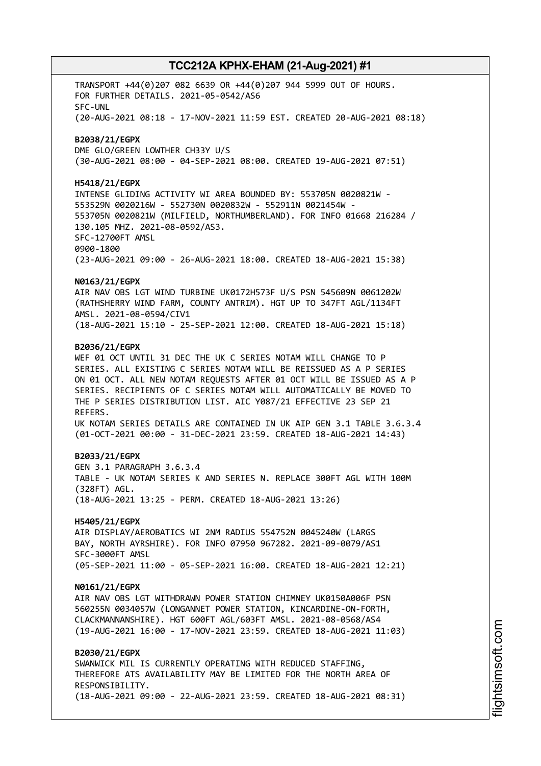TRANSPORT +44(0)207 082 6639 OR +44(0)207 944 5999 OUT OF HOURS.
FOR FURTHER DETAILS. 2021-05-0542/AS6
SFC-UNL
(20-AUG-2021 08:18 - 17-NOV-2021 11:59 EST. CREATED 20-AUG-2021 08:18)

**B2038/21/EGPX**
DME GLO/GREEN LOWTHER CH33Y U/S
(30-AUG-2021 08:00 - 04-SEP-2021 08:00. CREATED 19-AUG-2021 07:51)

**H5418/21/EGPX**
INTENSE GLIDING ACTIVITY WI AREA BOUNDED BY: 553705N 0020821W -
553529N 0020216W - 552730N 0020832W - 552911N 0021454W -
553705N 0020821W (MILFIELD, NORTHUMBERLAND). FOR INFO 01668 216284 /
130.105 MHZ. 2021-08-0592/AS3.
SFC-12700FT AMSL
0900-1800
(23-AUG-2021 09:00 - 26-AUG-2021 18:00. CREATED 18-AUG-2021 15:38)

**N0163/21/EGPX**
AIR NAV OBS LGT WIND TURBINE UK0172H573F U/S PSN 545609N 0061202W
(RATHSHERRY WIND FARM, COUNTY ANTRIM). HGT UP TO 347FT AGL/1134FT
AMSL. 2021-08-0594/CIV1
(18-AUG-2021 15:10 - 25-SEP-2021 12:00. CREATED 18-AUG-2021 15:18)

**B2036/21/EGPX**
WEF 01 OCT UNTIL 31 DEC THE UK C SERIES NOTAM WILL CHANGE TO P
SERIES. ALL EXISTING C SERIES NOTAM WILL BE REISSUED AS A P SERIES
ON 01 OCT. ALL NEW NOTAM REQUESTS AFTER 01 OCT WILL BE ISSUED AS A P
SERIES. RECIPIENTS OF C SERIES NOTAM WILL AUTOMATICALLY BE MOVED TO
THE P SERIES DISTRIBUTION LIST. AIC Y087/21 EFFECTIVE 23 SEP 21
REFERS.
UK NOTAM SERIES DETAILS ARE CONTAINED IN UK AIP GEN 3.1 TABLE 3.6.3.4
(01-OCT-2021 00:00 - 31-DEC-2021 23:59. CREATED 18-AUG-2021 14:43)

**B2033/21/EGPX**
GEN 3.1 PARAGRAPH 3.6.3.4
TABLE - UK NOTAM SERIES K AND SERIES N. REPLACE 300FT AGL WITH 100M
(328FT) AGL.
(18-AUG-2021 13:25 - PERM. CREATED 18-AUG-2021 13:26)

**H5405/21/EGPX**
AIR DISPLAY/AEROBATICS WI 2NM RADIUS 554752N 0045240W (LARGS
BAY, NORTH AYRSHIRE). FOR INFO 07950 967282. 2021-09-0079/AS1
SFC-3000FT AMSL
(05-SEP-2021 11:00 - 05-SEP-2021 16:00. CREATED 18-AUG-2021 12:21)

**N0161/21/EGPX**
AIR NAV OBS LGT WITHDRAWN POWER STATION CHIMNEY UK0150A006F PSN
560255N 0034057W (LONGANNET POWER STATION, KINCARDINE-ON-FORTH,
CLACKMANNANSHIRE). HGT 600FT AGL/603FT AMSL. 2021-08-0568/AS4
(19-AUG-2021 16:00 - 17-NOV-2021 23:59. CREATED 18-AUG-2021 11:03)

**B2030/21/EGPX**
SWANWICK MIL IS CURRENTLY OPERATING WITH REDUCED STAFFING,
THEREFORE ATS AVAILABILITY MAY BE LIMITED FOR THE NORTH AREA OF
RESPONSIBILITY.
(18-AUG-2021 09:00 - 22-AUG-2021 23:59. CREATED 18-AUG-2021 08:31)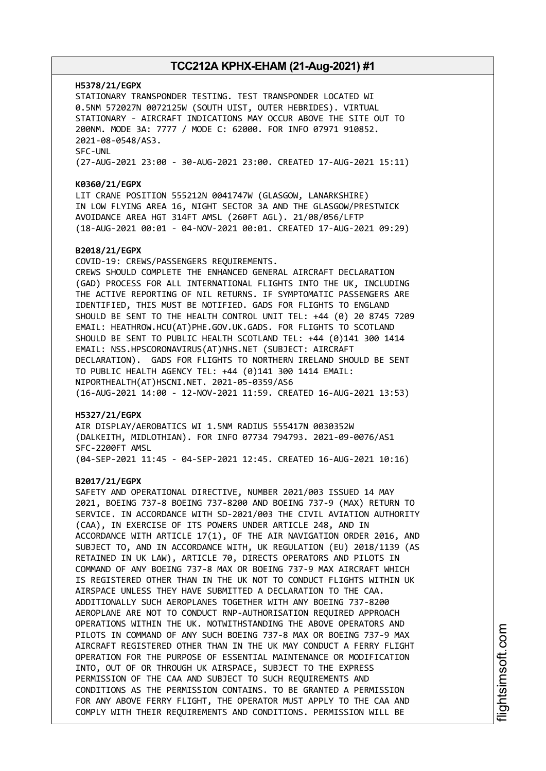**H5378/21/EGPX**
STATIONARY TRANSPONDER TESTING. TEST TRANSPONDER LOCATED WI
0.5NM 572027N 0072125W (SOUTH UIST, OUTER HEBRIDES). VIRTUAL
STATIONARY - AIRCRAFT INDICATIONS MAY OCCUR ABOVE THE SITE OUT TO
200NM. MODE 3A: 7777 / MODE C: 62000. FOR INFO 07971 910852.
2021-08-0548/AS3.
SFC-UNL
(27-AUG-2021 23:00 - 30-AUG-2021 23:00. CREATED 17-AUG-2021 15:11)

**K0360/21/EGPX**
LIT CRANE POSITION 555212N 0041747W (GLASGOW, LANARKSHIRE)
IN LOW FLYING AREA 16, NIGHT SECTOR 3A AND THE GLASGOW/PRESTWICK
AVOIDANCE AREA HGT 314FT AMSL (260FT AGL). 21/08/056/LFTP
(18-AUG-2021 00:01 - 04-NOV-2021 00:01. CREATED 17-AUG-2021 09:29)

**B2018/21/EGPX**
COVID-19: CREWS/PASSENGERS REQUIREMENTS.
CREWS SHOULD COMPLETE THE ENHANCED GENERAL AIRCRAFT DECLARATION
(GAD) PROCESS FOR ALL INTERNATIONAL FLIGHTS INTO THE UK, INCLUDING
THE ACTIVE REPORTING OF NIL RETURNS. IF SYMPTOMATIC PASSENGERS ARE
IDENTIFIED, THIS MUST BE NOTIFIED. GADS FOR FLIGHTS TO ENGLAND
SHOULD BE SENT TO THE HEALTH CONTROL UNIT TEL: +44 (0) 20 8745 7209
EMAIL: HEATHROW.HCU(AT)PHE.GOV.UK.GADS. FOR FLIGHTS TO SCOTLAND
SHOULD BE SENT TO PUBLIC HEALTH SCOTLAND TEL: +44 (0)141 300 1414
EMAIL: NSS.HPSCORONAVIRUS(AT)NHS.NET (SUBJECT: AIRCRAFT
DECLARATION). GADS FOR FLIGHTS TO NORTHERN IRELAND SHOULD BE SENT
TO PUBLIC HEALTH AGENCY TEL: +44 (0)141 300 1414 EMAIL:
NIPORTHEALTH(AT)HSCNI.NET. 2021-05-0359/AS6
(16-AUG-2021 14:00 - 12-NOV-2021 11:59. CREATED 16-AUG-2021 13:53)

**H5327/21/EGPX**
AIR DISPLAY/AEROBATICS WI 1.5NM RADIUS 555417N 0030352W
(DALKEITH, MIDLOTHIAN). FOR INFO 07734 794793. 2021-09-0076/AS1
SFC-2200FT AMSL
(04-SEP-2021 11:45 - 04-SEP-2021 12:45. CREATED 16-AUG-2021 10:16)

**B2017/21/EGPX**
SAFETY AND OPERATIONAL DIRECTIVE, NUMBER 2021/003 ISSUED 14 MAY
2021, BOEING 737-8 BOEING 737-8200 AND BOEING 737-9 (MAX) RETURN TO
SERVICE. IN ACCORDANCE WITH SD-2021/003 THE CIVIL AVIATION AUTHORITY
(CAA), IN EXERCISE OF ITS POWERS UNDER ARTICLE 248, AND IN
ACCORDANCE WITH ARTICLE 17(1), OF THE AIR NAVIGATION ORDER 2016, AND
SUBJECT TO, AND IN ACCORDANCE WITH, UK REGULATION (EU) 2018/1139 (AS
RETAINED IN UK LAW), ARTICLE 70, DIRECTS OPERATORS AND PILOTS IN
COMMAND OF ANY BOEING 737-8 MAX OR BOEING 737-9 MAX AIRCRAFT WHICH
IS REGISTERED OTHER THAN IN THE UK NOT TO CONDUCT FLIGHTS WITHIN UK
AIRSPACE UNLESS THEY HAVE SUBMITTED A DECLARATION TO THE CAA.
ADDITIONALLY SUCH AEROPLANES TOGETHER WITH ANY BOEING 737-8200
AEROPLANE ARE NOT TO CONDUCT RNP-AUTHORISATION REQUIRED APPROACH
OPERATIONS WITHIN THE UK. NOTWITHSTANDING THE ABOVE OPERATORS AND
PILOTS IN COMMAND OF ANY SUCH BOEING 737-8 MAX OR BOEING 737-9 MAX
AIRCRAFT REGISTERED OTHER THAN IN THE UK MAY CONDUCT A FERRY FLIGHT
OPERATION FOR THE PURPOSE OF ESSENTIAL MAINTENANCE OR MODIFICATION
INTO, OUT OF OR THROUGH UK AIRSPACE, SUBJECT TO THE EXPRESS
PERMISSION OF THE CAA AND SUBJECT TO SUCH REQUIREMENTS AND
CONDITIONS AS THE PERMISSION CONTAINS. TO BE GRANTED A PERMISSION
FOR ANY ABOVE FERRY FLIGHT, THE OPERATOR MUST APPLY TO THE CAA AND
COMPLY WITH THEIR REQUIREMENTS AND CONDITIONS. PERMISSION WILL BE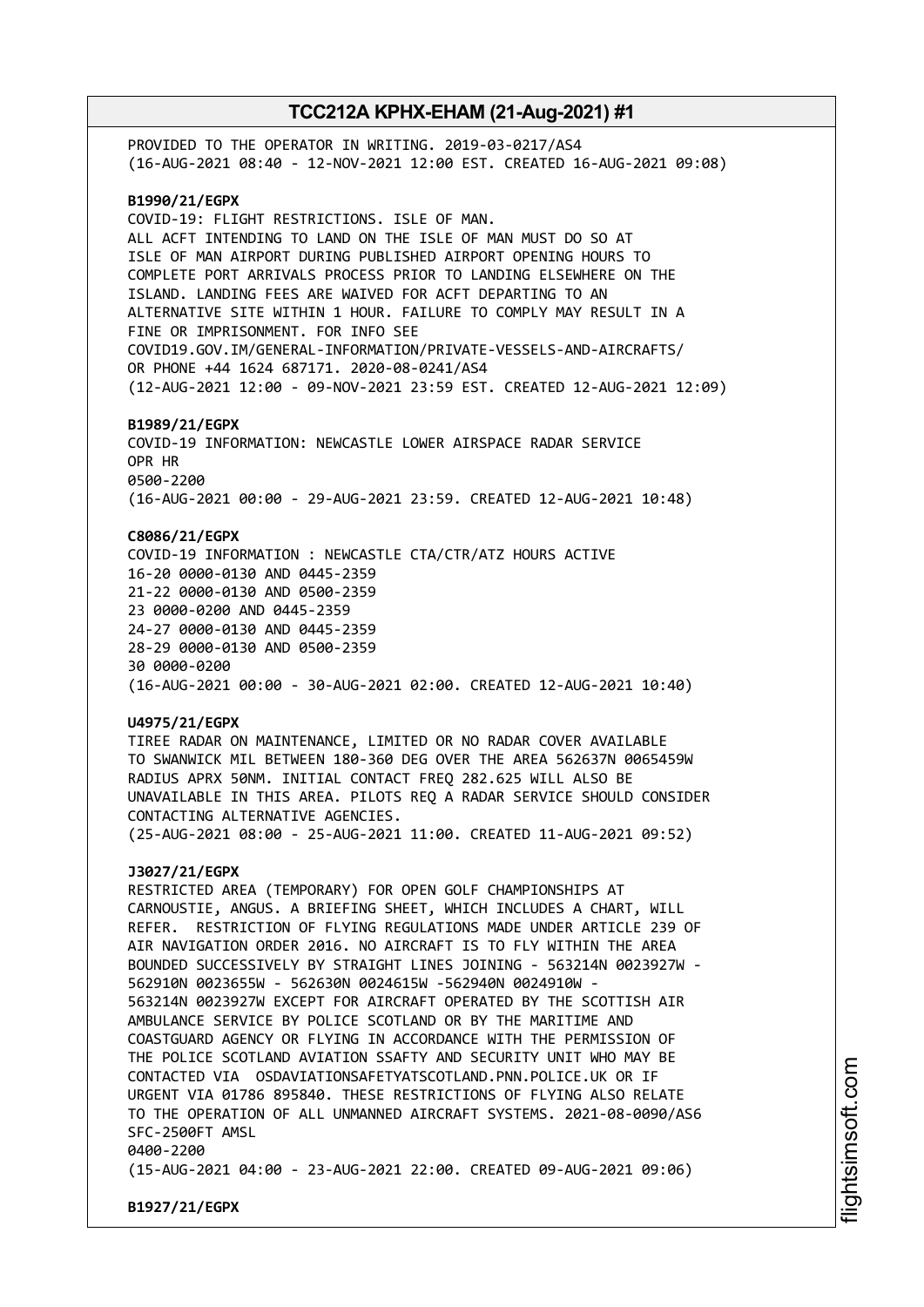PROVIDED TO THE OPERATOR IN WRITING. 2019-03-0217/AS4
(16-AUG-2021 08:40 - 12-NOV-2021 12:00 EST. CREATED 16-AUG-2021 09:08)

**B1990/21/EGPX**
COVID-19: FLIGHT RESTRICTIONS. ISLE OF MAN.
ALL ACFT INTENDING TO LAND ON THE ISLE OF MAN MUST DO SO AT
ISLE OF MAN AIRPORT DURING PUBLISHED AIRPORT OPENING HOURS TO
COMPLETE PORT ARRIVALS PROCESS PRIOR TO LANDING ELSEWHERE ON THE
ISLAND. LANDING FEES ARE WAIVED FOR ACFT DEPARTING TO AN
ALTERNATIVE SITE WITHIN 1 HOUR. FAILURE TO COMPLY MAY RESULT IN A
FINE OR IMPRISONMENT. FOR INFO SEE
COVID19.GOV.IM/GENERAL-INFORMATION/PRIVATE-VESSELS-AND-AIRCRAFTS/
OR PHONE +44 1624 687171. 2020-08-0241/AS4
(12-AUG-2021 12:00 - 09-NOV-2021 23:59 EST. CREATED 12-AUG-2021 12:09)

**B1989/21/EGPX**
COVID-19 INFORMATION: NEWCASTLE LOWER AIRSPACE RADAR SERVICE
OPR HR
0500-2200
(16-AUG-2021 00:00 - 29-AUG-2021 23:59. CREATED 12-AUG-2021 10:48)

**C8086/21/EGPX**
COVID-19 INFORMATION : NEWCASTLE CTA/CTR/ATZ HOURS ACTIVE
16-20 0000-0130 AND 0445-2359
21-22 0000-0130 AND 0500-2359
23 0000-0200 AND 0445-2359
24-27 0000-0130 AND 0445-2359
28-29 0000-0130 AND 0500-2359
30 0000-0200
(16-AUG-2021 00:00 - 30-AUG-2021 02:00. CREATED 12-AUG-2021 10:40)

**U4975/21/EGPX**
TIREE RADAR ON MAINTENANCE, LIMITED OR NO RADAR COVER AVAILABLE
TO SWANWICK MIL BETWEEN 180-360 DEG OVER THE AREA 562637N 0065459W
RADIUS APRX 50NM. INITIAL CONTACT FREQ 282.625 WILL ALSO BE
UNAVAILABLE IN THIS AREA. PILOTS REQ A RADAR SERVICE SHOULD CONSIDER
CONTACTING ALTERNATIVE AGENCIES.
(25-AUG-2021 08:00 - 25-AUG-2021 11:00. CREATED 11-AUG-2021 09:52)

**J3027/21/EGPX**
RESTRICTED AREA (TEMPORARY) FOR OPEN GOLF CHAMPIONSHIPS AT
CARNOUSTIE, ANGUS. A BRIEFING SHEET, WHICH INCLUDES A CHART, WILL
REFER. RESTRICTION OF FLYING REGULATIONS MADE UNDER ARTICLE 239 OF
AIR NAVIGATION ORDER 2016. NO AIRCRAFT IS TO FLY WITHIN THE AREA
BOUNDED SUCCESSIVELY BY STRAIGHT LINES JOINING - 563214N 0023927W -
562910N 0023655W - 562630N 0024615W -562940N 0024910W -
563214N 0023927W EXCEPT FOR AIRCRAFT OPERATED BY THE SCOTTISH AIR
AMBULANCE SERVICE BY POLICE SCOTLAND OR BY THE MARITIME AND
COASTGUARD AGENCY OR FLYING IN ACCORDANCE WITH THE PERMISSION OF
THE POLICE SCOTLAND AVIATION SSAFTY AND SECURITY UNIT WHO MAY BE
CONTACTED VIA OSDAVIATIONSAFETYATSCOTLAND.PNN.POLICE.UK OR IF
URGENT VIA 01786 895840. THESE RESTRICTIONS OF FLYING ALSO RELATE
TO THE OPERATION OF ALL UNMANNED AIRCRAFT SYSTEMS. 2021-08-0090/AS6
SFC-2500FT AMSL
0400-2200
(15-AUG-2021 04:00 - 23-AUG-2021 22:00. CREATED 09-AUG-2021 09:06)

**B1927/21/EGPX**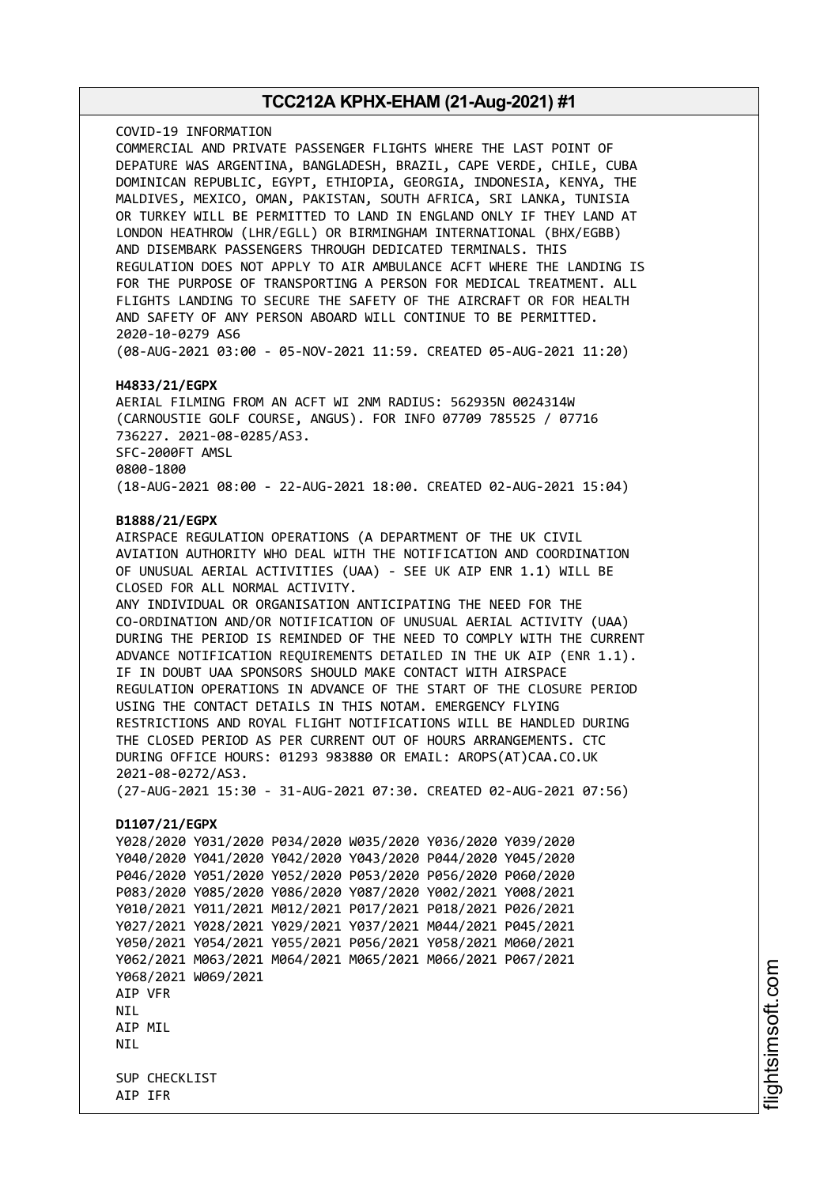COVID-19 INFORMATION
COMMERCIAL AND PRIVATE PASSENGER FLIGHTS WHERE THE LAST POINT OF DEPATURE WAS ARGENTINA, BANGLADESH, BRAZIL, CAPE VERDE, CHILE, CUBA DOMINICAN REPUBLIC, EGYPT, ETHIOPIA, GEORGIA, INDONESIA, KENYA, THE MALDIVES, MEXICO, OMAN, PAKISTAN, SOUTH AFRICA, SRI LANKA, TUNISIA OR TURKEY WILL BE PERMITTED TO LAND IN ENGLAND ONLY IF THEY LAND AT LONDON HEATHROW (LHR/EGLL) OR BIRMINGHAM INTERNATIONAL (BHX/EGBB) AND DISEMBARK PASSENGERS THROUGH DEDICATED TERMINALS. THIS REGULATION DOES NOT APPLY TO AIR AMBULANCE ACFT WHERE THE LANDING IS FOR THE PURPOSE OF TRANSPORTING A PERSON FOR MEDICAL TREATMENT. ALL FLIGHTS LANDING TO SECURE THE SAFETY OF THE AIRCRAFT OR FOR HEALTH AND SAFETY OF ANY PERSON ABOARD WILL CONTINUE TO BE PERMITTED.
2020-10-0279 AS6
(08-AUG-2021 03:00 - 05-NOV-2021 11:59. CREATED 05-AUG-2021 11:20)

**H4833/21/EGPX**
AERIAL FILMING FROM AN ACFT WI 2NM RADIUS: 562935N 0024314W (CARNOUSTIE GOLF COURSE, ANGUS). FOR INFO 07709 785525 / 07716 736227. 2021-08-0285/AS3.
SFC-2000FT AMSL
0800-1800
(18-AUG-2021 08:00 - 22-AUG-2021 18:00. CREATED 02-AUG-2021 15:04)

**B1888/21/EGPX**
AIRSPACE REGULATION OPERATIONS (A DEPARTMENT OF THE UK CIVIL AVIATION AUTHORITY WHO DEAL WITH THE NOTIFICATION AND COORDINATION OF UNUSUAL AERIAL ACTIVITIES (UAA) - SEE UK AIP ENR 1.1) WILL BE CLOSED FOR ALL NORMAL ACTIVITY.
ANY INDIVIDUAL OR ORGANISATION ANTICIPATING THE NEED FOR THE CO-ORDINATION AND/OR NOTIFICATION OF UNUSUAL AERIAL ACTIVITY (UAA) DURING THE PERIOD IS REMINDED OF THE NEED TO COMPLY WITH THE CURRENT ADVANCE NOTIFICATION REQUIREMENTS DETAILED IN THE UK AIP (ENR 1.1). IF IN DOUBT UAA SPONSORS SHOULD MAKE CONTACT WITH AIRSPACE REGULATION OPERATIONS IN ADVANCE OF THE START OF THE CLOSURE PERIOD USING THE CONTACT DETAILS IN THIS NOTAM. EMERGENCY FLYING RESTRICTIONS AND ROYAL FLIGHT NOTIFICATIONS WILL BE HANDLED DURING THE CLOSED PERIOD AS PER CURRENT OUT OF HOURS ARRANGEMENTS. CTC DURING OFFICE HOURS: 01293 983880 OR EMAIL: AROPS(AT)CAA.CO.UK
2021-08-0272/AS3.
(27-AUG-2021 15:30 - 31-AUG-2021 07:30. CREATED 02-AUG-2021 07:56)

**D1107/21/EGPX**
Y028/2020 Y031/2020 P034/2020 W035/2020 Y036/2020 Y039/2020
Y040/2020 Y041/2020 Y042/2020 Y043/2020 P044/2020 Y045/2020
P046/2020 Y051/2020 Y052/2020 P053/2020 P056/2020 P060/2020
P083/2020 Y085/2020 Y086/2020 Y087/2020 Y002/2021 Y008/2021
Y010/2021 Y011/2021 M012/2021 P017/2021 P018/2021 P026/2021
Y027/2021 Y028/2021 Y029/2021 Y037/2021 M044/2021 P045/2021
Y050/2021 Y054/2021 Y055/2021 P056/2021 Y058/2021 M060/2021
Y062/2021 M063/2021 M064/2021 M065/2021 M066/2021 P067/2021
Y068/2021 W069/2021
AIP VFR
NIL
AIP MIL
NIL

SUP CHECKLIST
AIP IFR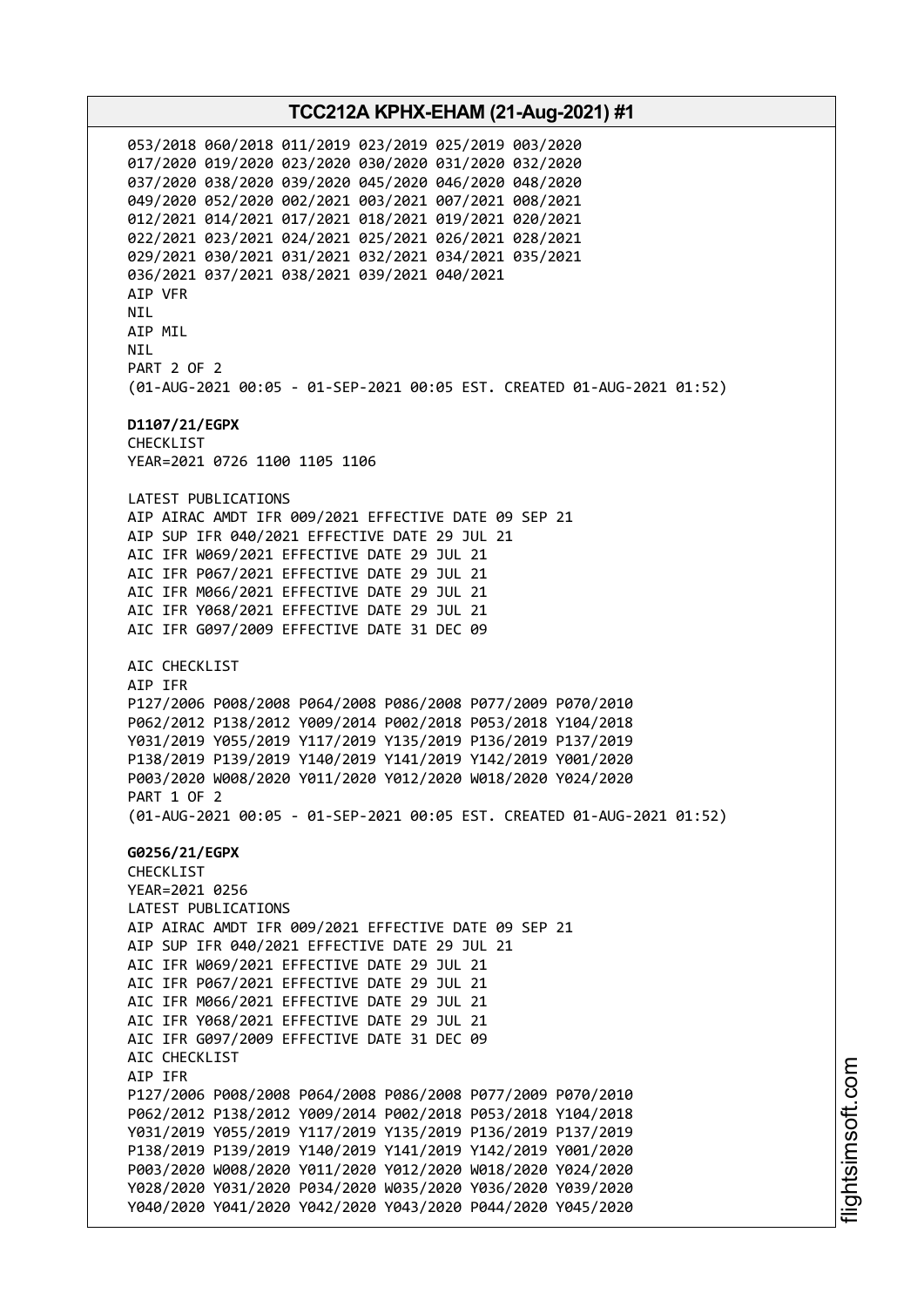053/2018 060/2018 011/2019 023/2019 025/2019 003/2020
017/2020 019/2020 023/2020 030/2020 031/2020 032/2020
037/2020 038/2020 039/2020 045/2020 046/2020 048/2020
049/2020 052/2020 002/2021 003/2021 007/2021 008/2021
012/2021 014/2021 017/2021 018/2021 019/2021 020/2021
022/2021 023/2021 024/2021 025/2021 026/2021 028/2021
029/2021 030/2021 031/2021 032/2021 034/2021 035/2021
036/2021 037/2021 038/2021 039/2021 040/2021
AIP VFR
NIL
AIP MIL
NIL
PART 2 OF 2
(01-AUG-2021 00:05 - 01-SEP-2021 00:05 EST. CREATED 01-AUG-2021 01:52)

**D1107/21/EGPX**
CHECKLIST
YEAR=2021 0726 1100 1105 1106

LATEST PUBLICATIONS
AIP AIRAC AMDT IFR 009/2021 EFFECTIVE DATE 09 SEP 21
AIP SUP IFR 040/2021 EFFECTIVE DATE 29 JUL 21
AIC IFR W069/2021 EFFECTIVE DATE 29 JUL 21
AIC IFR P067/2021 EFFECTIVE DATE 29 JUL 21
AIC IFR M066/2021 EFFECTIVE DATE 29 JUL 21
AIC IFR Y068/2021 EFFECTIVE DATE 29 JUL 21
AIC IFR G097/2009 EFFECTIVE DATE 31 DEC 09

AIC CHECKLIST
AIP IFR
P127/2006 P008/2008 P064/2008 P086/2008 P077/2009 P070/2010
P062/2012 P138/2012 Y009/2014 P002/2018 P053/2018 Y104/2018
Y031/2019 Y055/2019 Y117/2019 Y135/2019 P136/2019 P137/2019
P138/2019 P139/2019 Y140/2019 Y141/2019 Y142/2019 Y001/2020
P003/2020 W008/2020 Y011/2020 Y012/2020 W018/2020 Y024/2020
PART 1 OF 2
(01-AUG-2021 00:05 - 01-SEP-2021 00:05 EST. CREATED 01-AUG-2021 01:52)

**G0256/21/EGPX**
CHECKLIST
YEAR=2021 0256
LATEST PUBLICATIONS
AIP AIRAC AMDT IFR 009/2021 EFFECTIVE DATE 09 SEP 21
AIP SUP IFR 040/2021 EFFECTIVE DATE 29 JUL 21
AIC IFR W069/2021 EFFECTIVE DATE 29 JUL 21
AIC IFR P067/2021 EFFECTIVE DATE 29 JUL 21
AIC IFR M066/2021 EFFECTIVE DATE 29 JUL 21
AIC IFR Y068/2021 EFFECTIVE DATE 29 JUL 21
AIC IFR G097/2009 EFFECTIVE DATE 31 DEC 09
AIC CHECKLIST
AIP IFR
P127/2006 P008/2008 P064/2008 P086/2008 P077/2009 P070/2010
P062/2012 P138/2012 Y009/2014 P002/2018 P053/2018 Y104/2018
Y031/2019 Y055/2019 Y117/2019 Y135/2019 P136/2019 P137/2019
P138/2019 P139/2019 Y140/2019 Y141/2019 Y142/2019 Y001/2020
P003/2020 W008/2020 Y011/2020 Y012/2020 W018/2020 Y024/2020
Y028/2020 Y031/2020 P034/2020 W035/2020 Y036/2020 Y039/2020
Y040/2020 Y041/2020 Y042/2020 Y043/2020 P044/2020 Y045/2020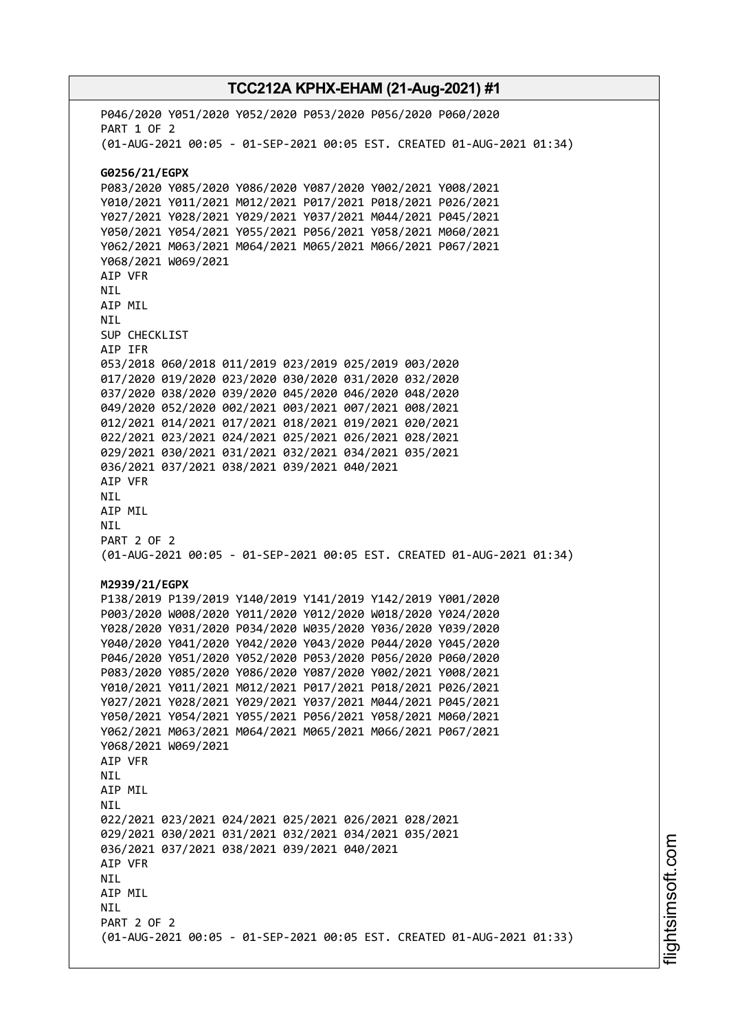P046/2020 Y051/2020 Y052/2020 P053/2020 P056/2020 P060/2020
PART 1 OF 2
(01-AUG-2021 00:05 - 01-SEP-2021 00:05 EST. CREATED 01-AUG-2021 01:34)

**G0256/21/EGPX**
P083/2020 Y085/2020 Y086/2020 Y087/2020 Y002/2021 Y008/2021
Y010/2021 Y011/2021 M012/2021 P017/2021 P018/2021 P026/2021
Y027/2021 Y028/2021 Y029/2021 Y037/2021 M044/2021 P045/2021
Y050/2021 Y054/2021 Y055/2021 P056/2021 Y058/2021 M060/2021
Y062/2021 M063/2021 M064/2021 M065/2021 M066/2021 P067/2021
Y068/2021 W069/2021
AIP VFR
NIL
AIP MIL
NIL
SUP CHECKLIST
AIP IFR
053/2018 060/2018 011/2019 023/2019 025/2019 003/2020
017/2020 019/2020 023/2020 030/2020 031/2020 032/2020
037/2020 038/2020 039/2020 045/2020 046/2020 048/2020
049/2020 052/2020 002/2021 003/2021 007/2021 008/2021
012/2021 014/2021 017/2021 018/2021 019/2021 020/2021
022/2021 023/2021 024/2021 025/2021 026/2021 028/2021
029/2021 030/2021 031/2021 032/2021 034/2021 035/2021
036/2021 037/2021 038/2021 039/2021 040/2021
AIP VFR
NIL
AIP MIL
NIL
PART 2 OF 2
(01-AUG-2021 00:05 - 01-SEP-2021 00:05 EST. CREATED 01-AUG-2021 01:34)

**M2939/21/EGPX**
P138/2019 P139/2019 Y140/2019 Y141/2019 Y142/2019 Y001/2020
P003/2020 W008/2020 Y011/2020 Y012/2020 W018/2020 Y024/2020
Y028/2020 Y031/2020 P034/2020 W035/2020 Y036/2020 Y039/2020
Y040/2020 Y041/2020 Y042/2020 Y043/2020 P044/2020 Y045/2020
P046/2020 Y051/2020 Y052/2020 P053/2020 P056/2020 P060/2020
P083/2020 Y085/2020 Y086/2020 Y087/2020 Y002/2021 Y008/2021
Y010/2021 Y011/2021 M012/2021 P017/2021 P018/2021 P026/2021
Y027/2021 Y028/2021 Y029/2021 Y037/2021 M044/2021 P045/2021
Y050/2021 Y054/2021 Y055/2021 P056/2021 Y058/2021 M060/2021
Y062/2021 M063/2021 M064/2021 M065/2021 M066/2021 P067/2021
Y068/2021 W069/2021
AIP VFR
NIL
AIP MIL
NIL
022/2021 023/2021 024/2021 025/2021 026/2021 028/2021
029/2021 030/2021 031/2021 032/2021 034/2021 035/2021
036/2021 037/2021 038/2021 039/2021 040/2021
AIP VFR
NIL
AIP MIL
NIL
PART 2 OF 2
(01-AUG-2021 00:05 - 01-SEP-2021 00:05 EST. CREATED 01-AUG-2021 01:33)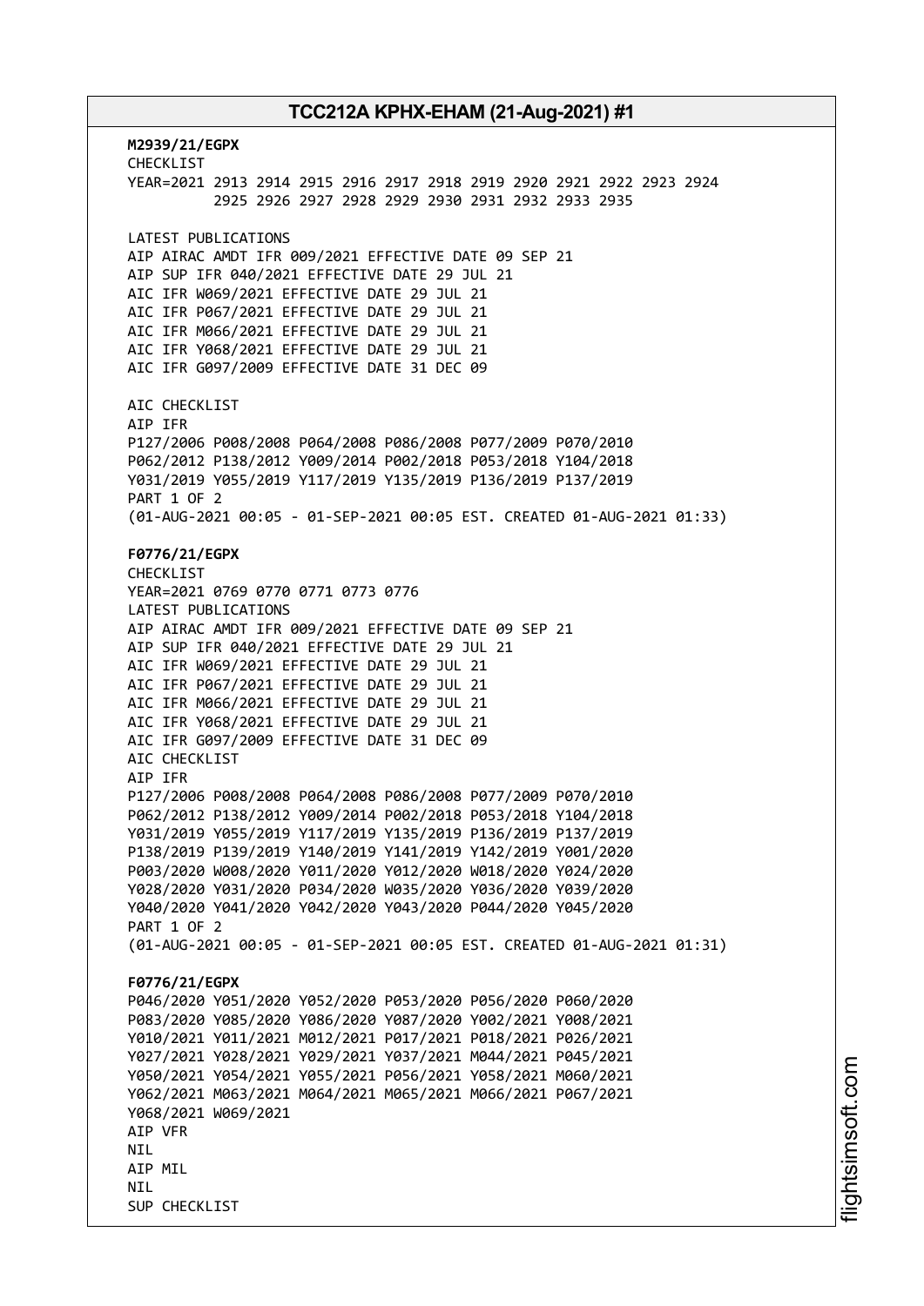**M2939/21/EGPX**
CHECKLIST
YEAR=2021 2913 2914 2915 2916 2917 2918 2919 2920 2921 2922 2923 2924
2925 2926 2927 2928 2929 2930 2931 2932 2933 2935

LATEST PUBLICATIONS
AIP AIRAC AMDT IFR 009/2021 EFFECTIVE DATE 09 SEP 21
AIP SUP IFR 040/2021 EFFECTIVE DATE 29 JUL 21
AIC IFR W069/2021 EFFECTIVE DATE 29 JUL 21
AIC IFR P067/2021 EFFECTIVE DATE 29 JUL 21
AIC IFR M066/2021 EFFECTIVE DATE 29 JUL 21
AIC IFR Y068/2021 EFFECTIVE DATE 29 JUL 21
AIC IFR G097/2009 EFFECTIVE DATE 31 DEC 09

AIC CHECKLIST
AIP IFR
P127/2006 P008/2008 P064/2008 P086/2008 P077/2009 P070/2010
P062/2012 P138/2012 Y009/2014 P002/2018 P053/2018 Y104/2018
Y031/2019 Y055/2019 Y117/2019 Y135/2019 P136/2019 P137/2019
PART 1 OF 2
(01-AUG-2021 00:05 - 01-SEP-2021 00:05 EST. CREATED 01-AUG-2021 01:33)

**F0776/21/EGPX**
CHECKLIST
YEAR=2021 0769 0770 0771 0773 0776
LATEST PUBLICATIONS
AIP AIRAC AMDT IFR 009/2021 EFFECTIVE DATE 09 SEP 21
AIP SUP IFR 040/2021 EFFECTIVE DATE 29 JUL 21
AIC IFR W069/2021 EFFECTIVE DATE 29 JUL 21
AIC IFR P067/2021 EFFECTIVE DATE 29 JUL 21
AIC IFR M066/2021 EFFECTIVE DATE 29 JUL 21
AIC IFR Y068/2021 EFFECTIVE DATE 29 JUL 21
AIC IFR G097/2009 EFFECTIVE DATE 31 DEC 09
AIC CHECKLIST
AIP IFR
P127/2006 P008/2008 P064/2008 P086/2008 P077/2009 P070/2010
P062/2012 P138/2012 Y009/2014 P002/2018 P053/2018 Y104/2018
Y031/2019 Y055/2019 Y117/2019 Y135/2019 P136/2019 P137/2019
P138/2019 P139/2019 Y140/2019 Y141/2019 Y142/2019 Y001/2020
P003/2020 W008/2020 Y011/2020 Y012/2020 W018/2020 Y024/2020
Y028/2020 Y031/2020 P034/2020 W035/2020 Y036/2020 Y039/2020
Y040/2020 Y041/2020 Y042/2020 Y043/2020 P044/2020 Y045/2020
PART 1 OF 2
(01-AUG-2021 00:05 - 01-SEP-2021 00:05 EST. CREATED 01-AUG-2021 01:31)

**F0776/21/EGPX**
P046/2020 Y051/2020 Y052/2020 P053/2020 P056/2020 P060/2020
P083/2020 Y085/2020 Y086/2020 Y087/2020 Y002/2021 Y008/2021
Y010/2021 Y011/2021 M012/2021 P017/2021 P018/2021 P026/2021
Y027/2021 Y028/2021 Y029/2021 Y037/2021 M044/2021 P045/2021
Y050/2021 Y054/2021 Y055/2021 P056/2021 Y058/2021 M060/2021
Y062/2021 M063/2021 M064/2021 M065/2021 M066/2021 P067/2021
Y068/2021 W069/2021
AIP VFR
NIL
AIP MIL
NIL
SUP CHECKLIST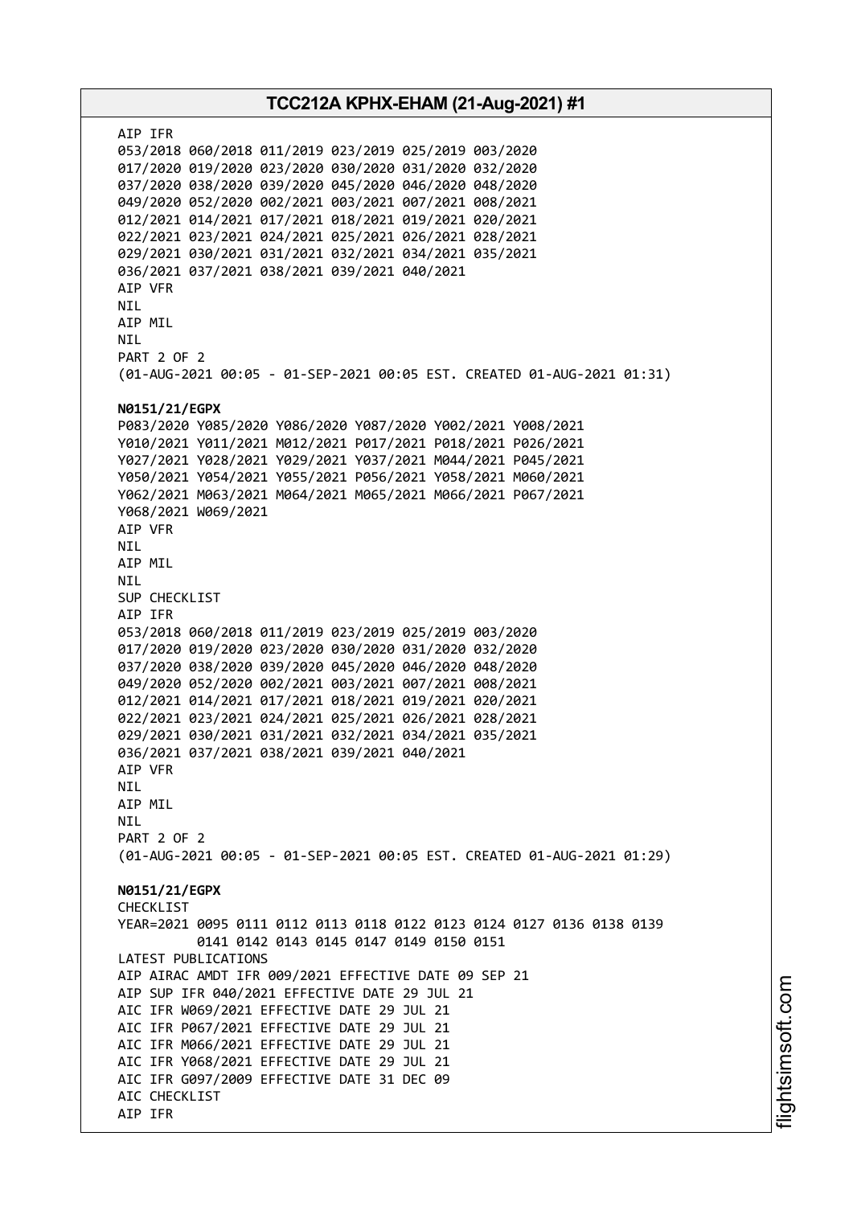AIP IFR
053/2018 060/2018 011/2019 023/2019 025/2019 003/2020
017/2020 019/2020 023/2020 030/2020 031/2020 032/2020
037/2020 038/2020 039/2020 045/2020 046/2020 048/2020
049/2020 052/2020 002/2021 003/2021 007/2021 008/2021
012/2021 014/2021 017/2021 018/2021 019/2021 020/2021
022/2021 023/2021 024/2021 025/2021 026/2021 028/2021
029/2021 030/2021 031/2021 032/2021 034/2021 035/2021
036/2021 037/2021 038/2021 039/2021 040/2021
AIP VFR
NIL
AIP MIL
NIL
PART 2 OF 2
(01-AUG-2021 00:05 - 01-SEP-2021 00:05 EST. CREATED 01-AUG-2021 01:31)

**N0151/21/EGPX**
P083/2020 Y085/2020 Y086/2020 Y087/2020 Y002/2021 Y008/2021
Y010/2021 Y011/2021 M012/2021 P017/2021 P018/2021 P026/2021
Y027/2021 Y028/2021 Y029/2021 Y037/2021 M044/2021 P045/2021
Y050/2021 Y054/2021 Y055/2021 P056/2021 Y058/2021 M060/2021
Y062/2021 M063/2021 M064/2021 M065/2021 M066/2021 P067/2021
Y068/2021 W069/2021
AIP VFR
NIL
AIP MIL
NIL
SUP CHECKLIST
AIP IFR
053/2018 060/2018 011/2019 023/2019 025/2019 003/2020
017/2020 019/2020 023/2020 030/2020 031/2020 032/2020
037/2020 038/2020 039/2020 045/2020 046/2020 048/2020
049/2020 052/2020 002/2021 003/2021 007/2021 008/2021
012/2021 014/2021 017/2021 018/2021 019/2021 020/2021
022/2021 023/2021 024/2021 025/2021 026/2021 028/2021
029/2021 030/2021 031/2021 032/2021 034/2021 035/2021
036/2021 037/2021 038/2021 039/2021 040/2021
AIP VFR
NIL
AIP MIL
NIL
PART 2 OF 2
(01-AUG-2021 00:05 - 01-SEP-2021 00:05 EST. CREATED 01-AUG-2021 01:29)

**N0151/21/EGPX**
CHECKLIST
YEAR=2021 0095 0111 0112 0113 0118 0122 0123 0124 0127 0136 0138 0139
0141 0142 0143 0145 0147 0149 0150 0151
LATEST PUBLICATIONS
AIP AIRAC AMDT IFR 009/2021 EFFECTIVE DATE 09 SEP 21
AIP SUP IFR 040/2021 EFFECTIVE DATE 29 JUL 21
AIC IFR W069/2021 EFFECTIVE DATE 29 JUL 21
AIC IFR P067/2021 EFFECTIVE DATE 29 JUL 21
AIC IFR M066/2021 EFFECTIVE DATE 29 JUL 21
AIC IFR Y068/2021 EFFECTIVE DATE 29 JUL 21
AIC IFR G097/2009 EFFECTIVE DATE 31 DEC 09
AIC CHECKLIST
AIP IFR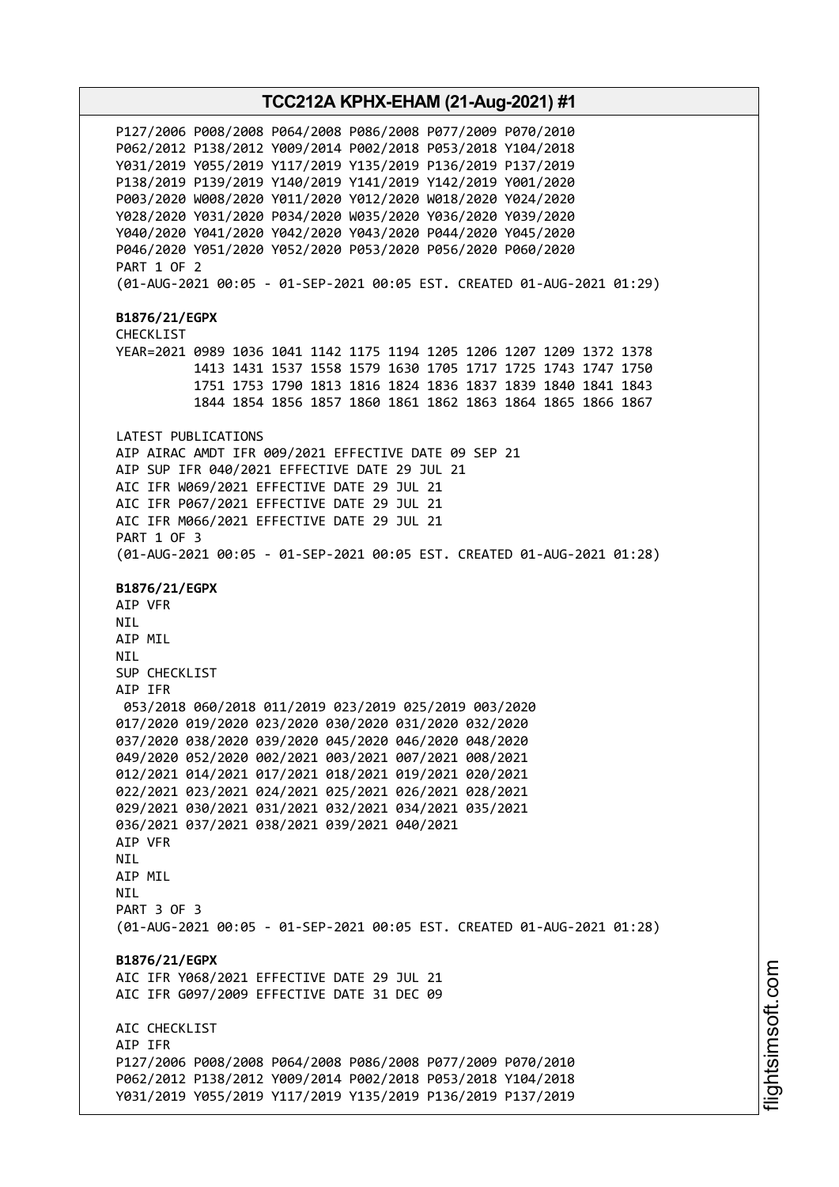P127/2006 P008/2008 P064/2008 P086/2008 P077/2009 P070/2010
P062/2012 P138/2012 Y009/2014 P002/2018 P053/2018 Y104/2018
Y031/2019 Y055/2019 Y117/2019 Y135/2019 P136/2019 P137/2019
P138/2019 P139/2019 Y140/2019 Y141/2019 Y142/2019 Y001/2020
P003/2020 W008/2020 Y011/2020 Y012/2020 W018/2020 Y024/2020
Y028/2020 Y031/2020 P034/2020 W035/2020 Y036/2020 Y039/2020
Y040/2020 Y041/2020 Y042/2020 Y043/2020 P044/2020 Y045/2020
P046/2020 Y051/2020 Y052/2020 P053/2020 P056/2020 P060/2020
PART 1 OF 2
(01-AUG-2021 00:05 - 01-SEP-2021 00:05 EST. CREATED 01-AUG-2021 01:29)

**B1876/21/EGPX**
CHECKLIST
YEAR=2021 0989 1036 1041 1142 1175 1194 1205 1206 1207 1209 1372 1378
1413 1431 1537 1558 1579 1630 1705 1717 1725 1743 1747 1750
1751 1753 1790 1813 1816 1824 1836 1837 1839 1840 1841 1843
1844 1854 1856 1857 1860 1861 1862 1863 1864 1865 1866 1867

LATEST PUBLICATIONS
AIP AIRAC AMDT IFR 009/2021 EFFECTIVE DATE 09 SEP 21
AIP SUP IFR 040/2021 EFFECTIVE DATE 29 JUL 21
AIC IFR W069/2021 EFFECTIVE DATE 29 JUL 21
AIC IFR P067/2021 EFFECTIVE DATE 29 JUL 21
AIC IFR M066/2021 EFFECTIVE DATE 29 JUL 21
PART 1 OF 3
(01-AUG-2021 00:05 - 01-SEP-2021 00:05 EST. CREATED 01-AUG-2021 01:28)

**B1876/21/EGPX**
AIP VFR
NIL
AIP MIL
NIL
SUP CHECKLIST
AIP IFR
053/2018 060/2018 011/2019 023/2019 025/2019 003/2020
017/2020 019/2020 023/2020 030/2020 031/2020 032/2020
037/2020 038/2020 039/2020 045/2020 046/2020 048/2020
049/2020 052/2020 002/2021 003/2021 007/2021 008/2021
012/2021 014/2021 017/2021 018/2021 019/2021 020/2021
022/2021 023/2021 024/2021 025/2021 026/2021 028/2021
029/2021 030/2021 031/2021 032/2021 034/2021 035/2021
036/2021 037/2021 038/2021 039/2021 040/2021
AIP VFR
NIL
AIP MIL
NIL
PART 3 OF 3
(01-AUG-2021 00:05 - 01-SEP-2021 00:05 EST. CREATED 01-AUG-2021 01:28)

**B1876/21/EGPX**
AIC IFR Y068/2021 EFFECTIVE DATE 29 JUL 21
AIC IFR G097/2009 EFFECTIVE DATE 31 DEC 09

AIC CHECKLIST
AIP IFR
P127/2006 P008/2008 P064/2008 P086/2008 P077/2009 P070/2010
P062/2012 P138/2012 Y009/2014 P002/2018 P053/2018 Y104/2018
Y031/2019 Y055/2019 Y117/2019 Y135/2019 P136/2019 P137/2019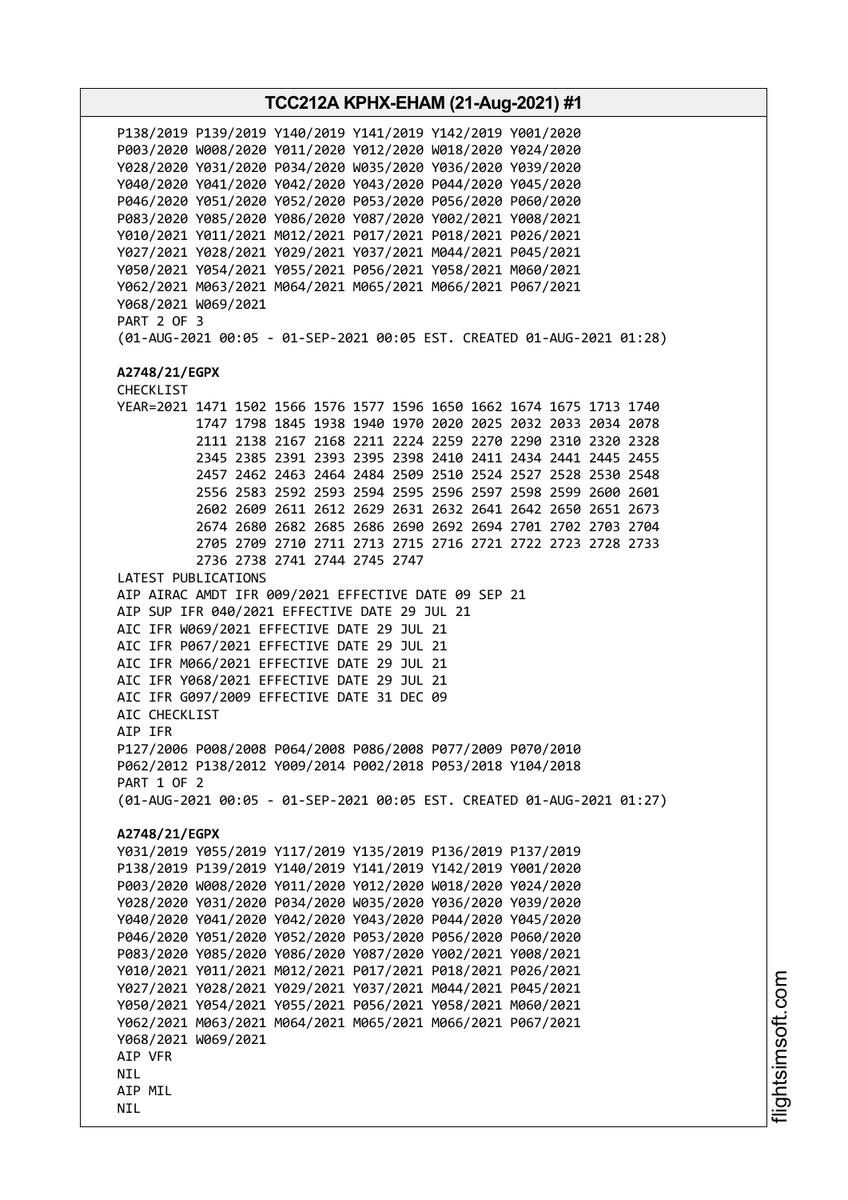P138/2019 P139/2019 Y140/2019 Y141/2019 Y142/2019 Y001/2020
P003/2020 W008/2020 Y011/2020 Y012/2020 W018/2020 Y024/2020
Y028/2020 Y031/2020 P034/2020 W035/2020 Y036/2020 Y039/2020
Y040/2020 Y041/2020 Y042/2020 Y043/2020 P044/2020 Y045/2020
P046/2020 Y051/2020 Y052/2020 P053/2020 P056/2020 P060/2020
P083/2020 Y085/2020 Y086/2020 Y087/2020 Y002/2021 Y008/2021
Y010/2021 Y011/2021 M012/2021 P017/2021 P018/2021 P026/2021
Y027/2021 Y028/2021 Y029/2021 Y037/2021 M044/2021 P045/2021
Y050/2021 Y054/2021 Y055/2021 P056/2021 Y058/2021 M060/2021
Y062/2021 M063/2021 M064/2021 M065/2021 M066/2021 P067/2021
Y068/2021 W069/2021
PART 2 OF 3
(01-AUG-2021 00:05 - 01-SEP-2021 00:05 EST. CREATED 01-AUG-2021 01:28)

**A2748/21/EGPX**
CHECKLIST
YEAR=2021 1471 1502 1566 1576 1577 1596 1650 1662 1674 1675 1713 1740
1747 1798 1845 1938 1940 1970 2020 2025 2032 2033 2034 2078
2111 2138 2167 2168 2211 2224 2259 2270 2290 2310 2320 2328
2345 2385 2391 2393 2395 2398 2410 2411 2434 2441 2445 2455
2457 2462 2463 2464 2484 2509 2510 2524 2527 2528 2530 2548
2556 2583 2592 2593 2594 2595 2596 2597 2598 2599 2600 2601
2602 2609 2611 2612 2629 2631 2632 2641 2642 2650 2651 2673
2674 2680 2682 2685 2686 2690 2692 2694 2701 2702 2703 2704
2705 2709 2710 2711 2713 2715 2716 2721 2722 2723 2728 2733
2736 2738 2741 2744 2745 2747
LATEST PUBLICATIONS
AIP AIRAC AMDT IFR 009/2021 EFFECTIVE DATE 09 SEP 21
AIP SUP IFR 040/2021 EFFECTIVE DATE 29 JUL 21
AIC IFR W069/2021 EFFECTIVE DATE 29 JUL 21
AIC IFR P067/2021 EFFECTIVE DATE 29 JUL 21
AIC IFR M066/2021 EFFECTIVE DATE 29 JUL 21
AIC IFR Y068/2021 EFFECTIVE DATE 29 JUL 21
AIC IFR G097/2009 EFFECTIVE DATE 31 DEC 09
AIC CHECKLIST
AIP IFR
P127/2006 P008/2008 P064/2008 P086/2008 P077/2009 P070/2010
P062/2012 P138/2012 Y009/2014 P002/2018 P053/2018 Y104/2018
PART 1 OF 2
(01-AUG-2021 00:05 - 01-SEP-2021 00:05 EST. CREATED 01-AUG-2021 01:27)

**A2748/21/EGPX**
Y031/2019 Y055/2019 Y117/2019 Y135/2019 P136/2019 P137/2019
P138/2019 P139/2019 Y140/2019 Y141/2019 Y142/2019 Y001/2020
P003/2020 W008/2020 Y011/2020 Y012/2020 W018/2020 Y024/2020
Y028/2020 Y031/2020 P034/2020 W035/2020 Y036/2020 Y039/2020
Y040/2020 Y041/2020 Y042/2020 Y043/2020 P044/2020 Y045/2020
P046/2020 Y051/2020 Y052/2020 P053/2020 P056/2020 P060/2020
P083/2020 Y085/2020 Y086/2020 Y087/2020 Y002/2021 Y008/2021
Y010/2021 Y011/2021 M012/2021 P017/2021 P018/2021 P026/2021
Y027/2021 Y028/2021 Y029/2021 Y037/2021 M044/2021 P045/2021
Y050/2021 Y054/2021 Y055/2021 P056/2021 Y058/2021 M060/2021
Y062/2021 M063/2021 M064/2021 M065/2021 M066/2021 P067/2021
Y068/2021 W069/2021
AIP VFR
NIL
AIP MIL
NIL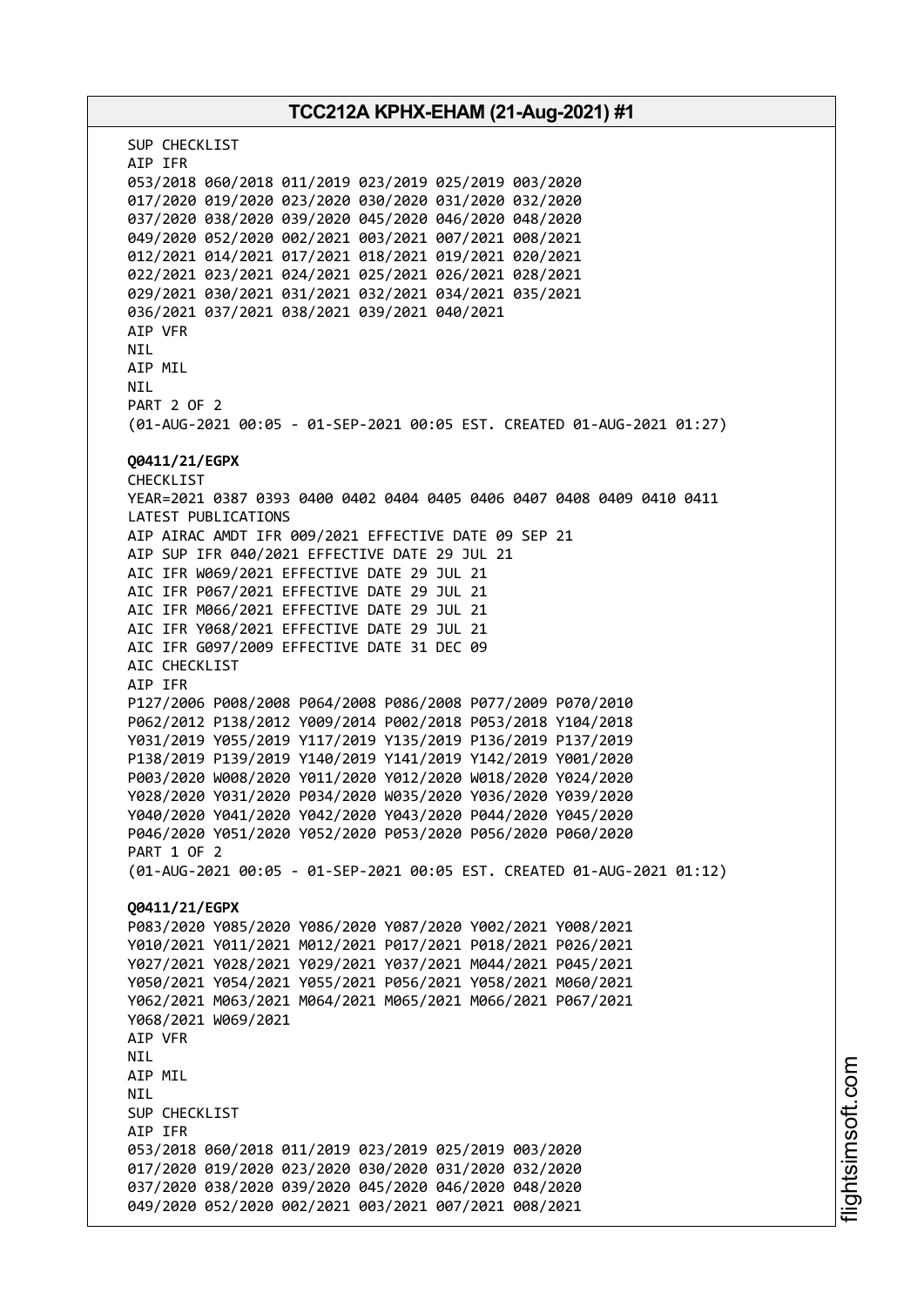SUP CHECKLIST
AIP IFR
053/2018 060/2018 011/2019 023/2019 025/2019 003/2020
017/2020 019/2020 023/2020 030/2020 031/2020 032/2020
037/2020 038/2020 039/2020 045/2020 046/2020 048/2020
049/2020 052/2020 002/2021 003/2021 007/2021 008/2021
012/2021 014/2021 017/2021 018/2021 019/2021 020/2021
022/2021 023/2021 024/2021 025/2021 026/2021 028/2021
029/2021 030/2021 031/2021 032/2021 034/2021 035/2021
036/2021 037/2021 038/2021 039/2021 040/2021
AIP VFR
NIL
AIP MIL
NIL
PART 2 OF 2
(01-AUG-2021 00:05 - 01-SEP-2021 00:05 EST. CREATED 01-AUG-2021 01:27)

**Q0411/21/EGPX**
CHECKLIST
YEAR=2021 0387 0393 0400 0402 0404 0405 0406 0407 0408 0409 0410 0411
LATEST PUBLICATIONS
AIP AIRAC AMDT IFR 009/2021 EFFECTIVE DATE 09 SEP 21
AIP SUP IFR 040/2021 EFFECTIVE DATE 29 JUL 21
AIC IFR W069/2021 EFFECTIVE DATE 29 JUL 21
AIC IFR P067/2021 EFFECTIVE DATE 29 JUL 21
AIC IFR M066/2021 EFFECTIVE DATE 29 JUL 21
AIC IFR Y068/2021 EFFECTIVE DATE 29 JUL 21
AIC IFR G097/2009 EFFECTIVE DATE 31 DEC 09
AIC CHECKLIST
AIP IFR
P127/2006 P008/2008 P064/2008 P086/2008 P077/2009 P070/2010
P062/2012 P138/2012 Y009/2014 P002/2018 P053/2018 Y104/2018
Y031/2019 Y055/2019 Y117/2019 Y135/2019 P136/2019 P137/2019
P138/2019 P139/2019 Y140/2019 Y141/2019 Y142/2019 Y001/2020
P003/2020 W008/2020 Y011/2020 Y012/2020 W018/2020 Y024/2020
Y028/2020 Y031/2020 P034/2020 W035/2020 Y036/2020 Y039/2020
Y040/2020 Y041/2020 Y042/2020 Y043/2020 P044/2020 Y045/2020
P046/2020 Y051/2020 Y052/2020 P053/2020 P056/2020 P060/2020
PART 1 OF 2
(01-AUG-2021 00:05 - 01-SEP-2021 00:05 EST. CREATED 01-AUG-2021 01:12)

**Q0411/21/EGPX**
P083/2020 Y085/2020 Y086/2020 Y087/2020 Y002/2021 Y008/2021
Y010/2021 Y011/2021 M012/2021 P017/2021 P018/2021 P026/2021
Y027/2021 Y028/2021 Y029/2021 Y037/2021 M044/2021 P045/2021
Y050/2021 Y054/2021 Y055/2021 P056/2021 Y058/2021 M060/2021
Y062/2021 M063/2021 M064/2021 M065/2021 M066/2021 P067/2021
Y068/2021 W069/2021
AIP VFR
NIL
AIP MIL
NIL
SUP CHECKLIST
AIP IFR
053/2018 060/2018 011/2019 023/2019 025/2019 003/2020
017/2020 019/2020 023/2020 030/2020 031/2020 032/2020
037/2020 038/2020 039/2020 045/2020 046/2020 048/2020
049/2020 052/2020 002/2021 003/2021 007/2021 008/2021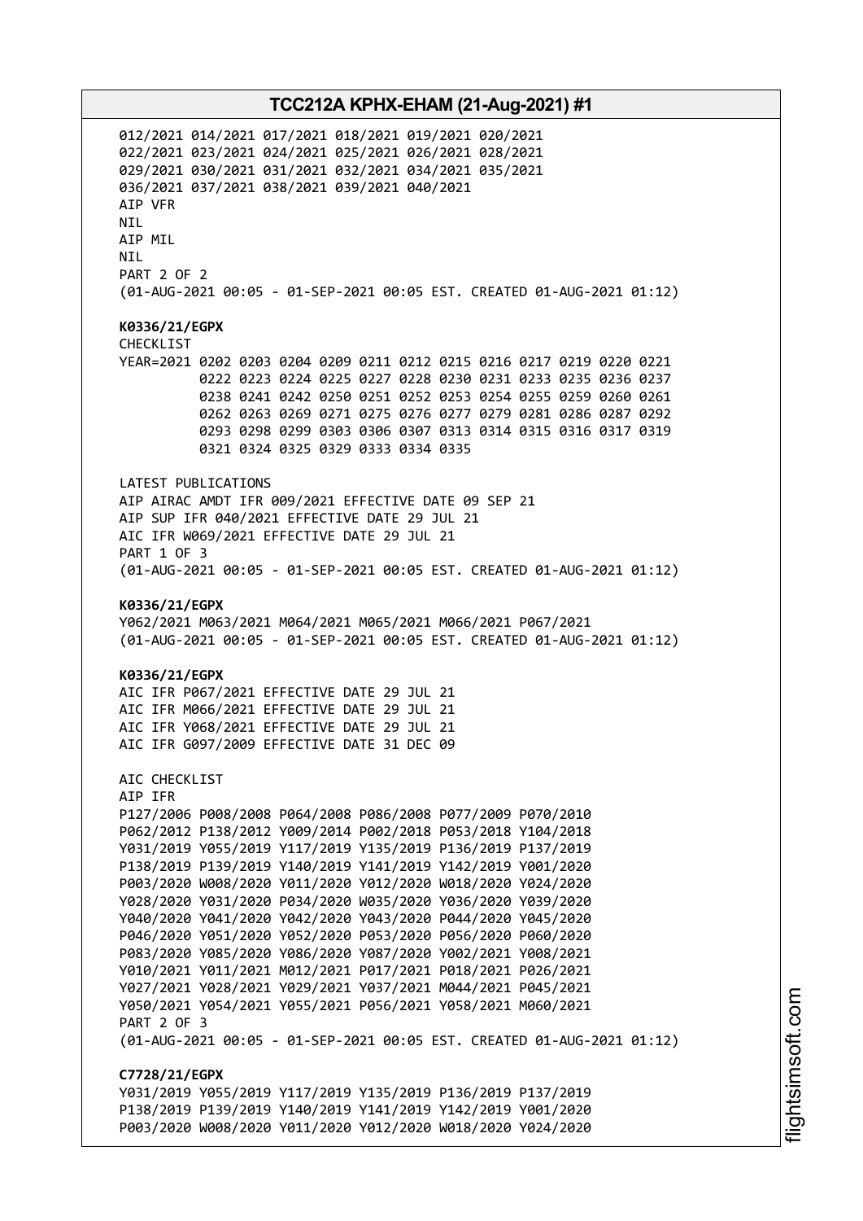012/2021 014/2021 017/2021 018/2021 019/2021 020/2021
022/2021 023/2021 024/2021 025/2021 026/2021 028/2021
029/2021 030/2021 031/2021 032/2021 034/2021 035/2021
036/2021 037/2021 038/2021 039/2021 040/2021
AIP VFR
NIL
AIP MIL
NIL
PART 2 OF 2
(01-AUG-2021 00:05 - 01-SEP-2021 00:05 EST. CREATED 01-AUG-2021 01:12)

**K0336/21/EGPX**
CHECKLIST
YEAR=2021 0202 0203 0204 0209 0211 0212 0215 0216 0217 0219 0220 0221
0222 0223 0224 0225 0227 0228 0230 0231 0233 0235 0236 0237
0238 0241 0242 0250 0251 0252 0253 0254 0255 0259 0260 0261
0262 0263 0269 0271 0275 0276 0277 0279 0281 0286 0287 0292
0293 0298 0299 0303 0306 0307 0313 0314 0315 0316 0317 0319
0321 0324 0325 0329 0333 0334 0335

LATEST PUBLICATIONS
AIP AIRAC AMDT IFR 009/2021 EFFECTIVE DATE 09 SEP 21
AIP SUP IFR 040/2021 EFFECTIVE DATE 29 JUL 21
AIC IFR W069/2021 EFFECTIVE DATE 29 JUL 21
PART 1 OF 3
(01-AUG-2021 00:05 - 01-SEP-2021 00:05 EST. CREATED 01-AUG-2021 01:12)

**K0336/21/EGPX**
Y062/2021 M063/2021 M064/2021 M065/2021 M066/2021 P067/2021
(01-AUG-2021 00:05 - 01-SEP-2021 00:05 EST. CREATED 01-AUG-2021 01:12)

**K0336/21/EGPX**
AIC IFR P067/2021 EFFECTIVE DATE 29 JUL 21
AIC IFR M066/2021 EFFECTIVE DATE 29 JUL 21
AIC IFR Y068/2021 EFFECTIVE DATE 29 JUL 21
AIC IFR G097/2009 EFFECTIVE DATE 31 DEC 09

AIC CHECKLIST
AIP IFR
P127/2006 P008/2008 P064/2008 P086/2008 P077/2009 P070/2010
P062/2012 P138/2012 Y009/2014 P002/2018 P053/2018 Y104/2018
Y031/2019 Y055/2019 Y117/2019 Y135/2019 P136/2019 P137/2019
P138/2019 P139/2019 Y140/2019 Y141/2019 Y142/2019 Y001/2020
P003/2020 W008/2020 Y011/2020 Y012/2020 W018/2020 Y024/2020
Y028/2020 Y031/2020 P034/2020 W035/2020 Y036/2020 Y039/2020
Y040/2020 Y041/2020 Y042/2020 Y043/2020 P044/2020 Y045/2020
P046/2020 Y051/2020 Y052/2020 P053/2020 P056/2020 P060/2020
P083/2020 Y085/2020 Y086/2020 Y087/2020 Y002/2021 Y008/2021
Y010/2021 Y011/2021 M012/2021 P017/2021 P018/2021 P026/2021
Y027/2021 Y028/2021 Y029/2021 Y037/2021 M044/2021 P045/2021
Y050/2021 Y054/2021 Y055/2021 P056/2021 Y058/2021 M060/2021
PART 2 OF 3
(01-AUG-2021 00:05 - 01-SEP-2021 00:05 EST. CREATED 01-AUG-2021 01:12)

**C7728/21/EGPX**
Y031/2019 Y055/2019 Y117/2019 Y135/2019 P136/2019 P137/2019
P138/2019 P139/2019 Y140/2019 Y141/2019 Y142/2019 Y001/2020
P003/2020 W008/2020 Y011/2020 Y012/2020 W018/2020 Y024/2020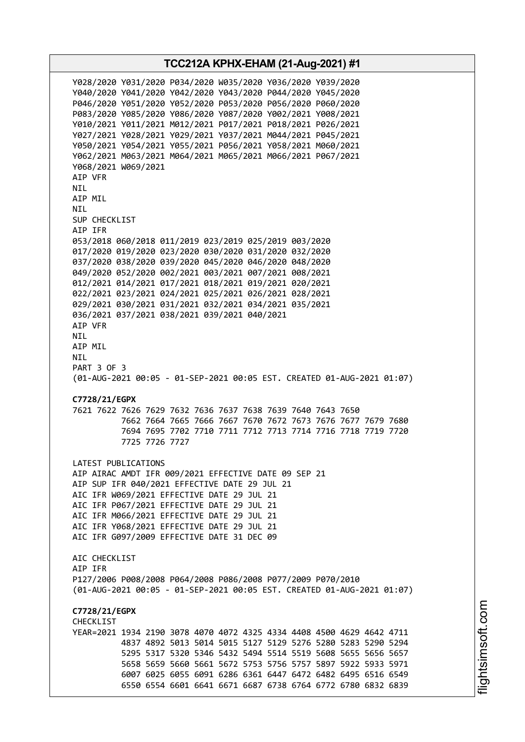Y028/2020 Y031/2020 P034/2020 W035/2020 Y036/2020 Y039/2020
Y040/2020 Y041/2020 Y042/2020 Y043/2020 P044/2020 Y045/2020
P046/2020 Y051/2020 Y052/2020 P053/2020 P056/2020 P060/2020
P083/2020 Y085/2020 Y086/2020 Y087/2020 Y002/2021 Y008/2021
Y010/2021 Y011/2021 M012/2021 P017/2021 P018/2021 P026/2021
Y027/2021 Y028/2021 Y029/2021 Y037/2021 M044/2021 P045/2021
Y050/2021 Y054/2021 Y055/2021 P056/2021 Y058/2021 M060/2021
Y062/2021 M063/2021 M064/2021 M065/2021 M066/2021 P067/2021
Y068/2021 W069/2021
AIP VFR
NIL
AIP MIL
NIL
SUP CHECKLIST
AIP IFR
053/2018 060/2018 011/2019 023/2019 025/2019 003/2020
017/2020 019/2020 023/2020 030/2020 031/2020 032/2020
037/2020 038/2020 039/2020 045/2020 046/2020 048/2020
049/2020 052/2020 002/2021 003/2021 007/2021 008/2021
012/2021 014/2021 017/2021 018/2021 019/2021 020/2021
022/2021 023/2021 024/2021 025/2021 026/2021 028/2021
029/2021 030/2021 031/2021 032/2021 034/2021 035/2021
036/2021 037/2021 038/2021 039/2021 040/2021
AIP VFR
NIL
AIP MIL
NIL
PART 3 OF 3
(01-AUG-2021 00:05 - 01-SEP-2021 00:05 EST. CREATED 01-AUG-2021 01:07)

**C7728/21/EGPX**
7621 7622 7626 7629 7632 7636 7637 7638 7639 7640 7643 7650
7662 7664 7665 7666 7667 7670 7672 7673 7676 7677 7679 7680
7694 7695 7702 7710 7711 7712 7713 7714 7716 7718 7719 7720
7725 7726 7727

LATEST PUBLICATIONS
AIP AIRAC AMDT IFR 009/2021 EFFECTIVE DATE 09 SEP 21
AIP SUP IFR 040/2021 EFFECTIVE DATE 29 JUL 21
AIC IFR W069/2021 EFFECTIVE DATE 29 JUL 21
AIC IFR P067/2021 EFFECTIVE DATE 29 JUL 21
AIC IFR M066/2021 EFFECTIVE DATE 29 JUL 21
AIC IFR Y068/2021 EFFECTIVE DATE 29 JUL 21
AIC IFR G097/2009 EFFECTIVE DATE 31 DEC 09

AIC CHECKLIST
AIP IFR
P127/2006 P008/2008 P064/2008 P086/2008 P077/2009 P070/2010
(01-AUG-2021 00:05 - 01-SEP-2021 00:05 EST. CREATED 01-AUG-2021 01:07)

**C7728/21/EGPX**
CHECKLIST
YEAR=2021 1934 2190 3078 4070 4072 4325 4334 4408 4500 4629 4642 4711
4837 4892 5013 5014 5015 5127 5129 5276 5280 5283 5290 5294
5295 5317 5320 5346 5432 5494 5514 5519 5608 5655 5656 5657
5658 5659 5660 5661 5672 5753 5756 5757 5897 5922 5933 5971
6007 6025 6055 6091 6286 6361 6447 6472 6482 6495 6516 6549
6550 6554 6601 6641 6671 6687 6738 6764 6772 6780 6832 6839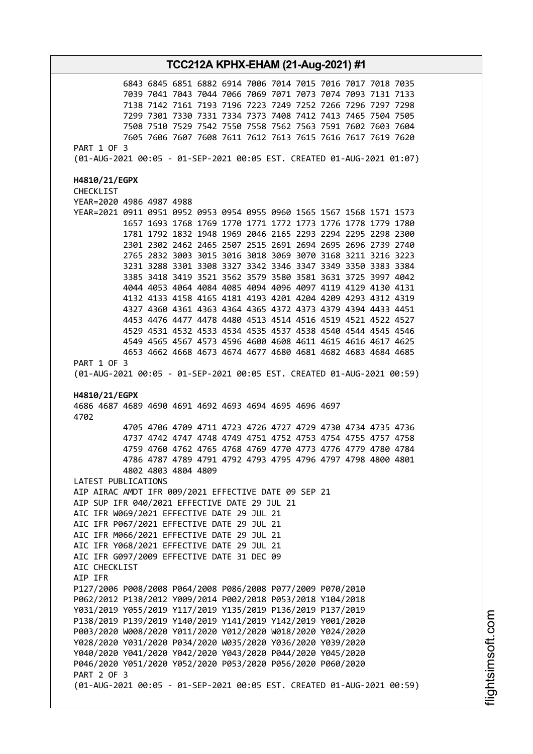6843 6845 6851 6882 6914 7006 7014 7015 7016 7017 7018 7035
7039 7041 7043 7044 7066 7069 7071 7073 7074 7093 7131 7133
7138 7142 7161 7193 7196 7223 7249 7252 7266 7296 7297 7298
7299 7301 7330 7331 7334 7373 7408 7412 7413 7465 7504 7505
7508 7510 7529 7542 7550 7558 7562 7563 7591 7602 7603 7604
7605 7606 7607 7608 7611 7612 7613 7615 7616 7617 7619 7620
PART 1 OF 3
(01-AUG-2021 00:05 - 01-SEP-2021 00:05 EST. CREATED 01-AUG-2021 01:07)

**H4810/21/EGPX**
CHECKLIST
YEAR=2020 4986 4987 4988
YEAR=2021 0911 0951 0952 0953 0954 0955 0960 1565 1567 1568 1571 1573
1657 1693 1768 1769 1770 1771 1772 1773 1776 1778 1779 1780
1781 1792 1832 1948 1969 2046 2165 2293 2294 2295 2298 2300
2301 2302 2462 2465 2507 2515 2691 2694 2695 2696 2739 2740
2765 2832 3003 3015 3016 3018 3069 3070 3168 3211 3216 3223
3231 3288 3301 3308 3327 3342 3346 3347 3349 3350 3383 3384
3385 3418 3419 3521 3562 3579 3580 3581 3631 3725 3997 4042
4044 4053 4064 4084 4085 4094 4096 4097 4119 4129 4130 4131
4132 4133 4158 4165 4181 4193 4201 4204 4209 4293 4312 4319
4327 4360 4361 4363 4364 4365 4372 4373 4379 4394 4433 4451
4453 4476 4477 4478 4480 4513 4514 4516 4519 4521 4522 4527
4529 4531 4532 4533 4534 4535 4537 4538 4540 4544 4545 4546
4549 4565 4567 4573 4596 4600 4608 4611 4615 4616 4617 4625
4653 4662 4668 4673 4674 4677 4680 4681 4682 4683 4684 4685
PART 1 OF 3
(01-AUG-2021 00:05 - 01-SEP-2021 00:05 EST. CREATED 01-AUG-2021 00:59)

**H4810/21/EGPX**
4686 4687 4689 4690 4691 4692 4693 4694 4695 4696 4697
4702
4705 4706 4709 4711 4723 4726 4727 4729 4730 4734 4735 4736
4737 4742 4747 4748 4749 4751 4752 4753 4754 4755 4757 4758
4759 4760 4762 4765 4768 4769 4770 4773 4776 4779 4780 4784
4786 4787 4789 4791 4792 4793 4795 4796 4797 4798 4800 4801
4802 4803 4804 4809
LATEST PUBLICATIONS
AIP AIRAC AMDT IFR 009/2021 EFFECTIVE DATE 09 SEP 21
AIP SUP IFR 040/2021 EFFECTIVE DATE 29 JUL 21
AIC IFR W069/2021 EFFECTIVE DATE 29 JUL 21
AIC IFR P067/2021 EFFECTIVE DATE 29 JUL 21
AIC IFR M066/2021 EFFECTIVE DATE 29 JUL 21
AIC IFR Y068/2021 EFFECTIVE DATE 29 JUL 21
AIC IFR G097/2009 EFFECTIVE DATE 31 DEC 09
AIC CHECKLIST
AIP IFR
P127/2006 P008/2008 P064/2008 P086/2008 P077/2009 P070/2010
P062/2012 P138/2012 Y009/2014 P002/2018 P053/2018 Y104/2018
Y031/2019 Y055/2019 Y117/2019 Y135/2019 P136/2019 P137/2019
P138/2019 P139/2019 Y140/2019 Y141/2019 Y142/2019 Y001/2020
P003/2020 W008/2020 Y011/2020 Y012/2020 W018/2020 Y024/2020
Y028/2020 Y031/2020 P034/2020 W035/2020 Y036/2020 Y039/2020
Y040/2020 Y041/2020 Y042/2020 Y043/2020 P044/2020 Y045/2020
P046/2020 Y051/2020 Y052/2020 P053/2020 P056/2020 P060/2020
PART 2 OF 3
(01-AUG-2021 00:05 - 01-SEP-2021 00:05 EST. CREATED 01-AUG-2021 00:59)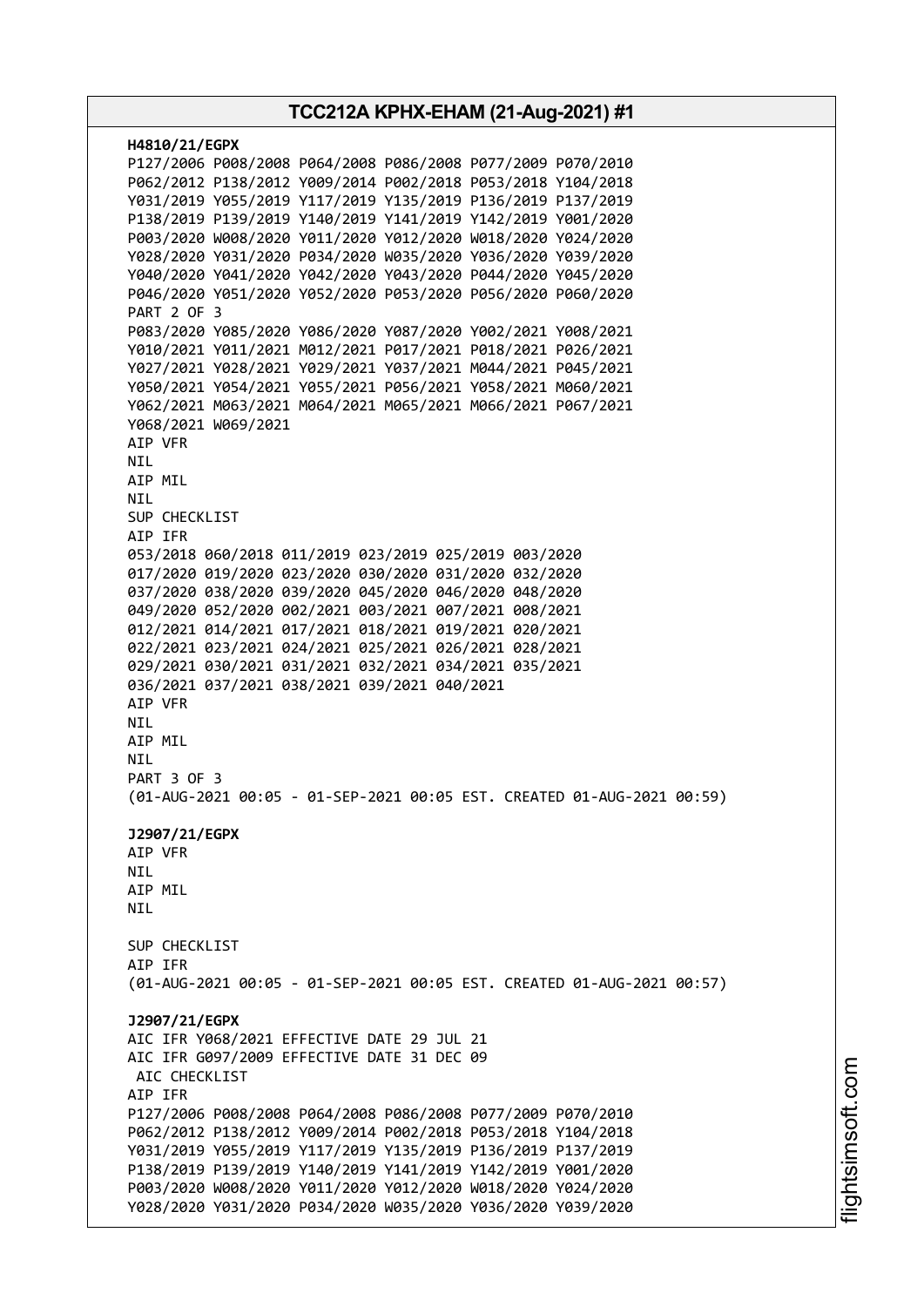**H4810/21/EGPX**
P127/2006 P008/2008 P064/2008 P086/2008 P077/2009 P070/2010
P062/2012 P138/2012 Y009/2014 P002/2018 P053/2018 Y104/2018
Y031/2019 Y055/2019 Y117/2019 Y135/2019 P136/2019 P137/2019
P138/2019 P139/2019 Y140/2019 Y141/2019 Y142/2019 Y001/2020
P003/2020 W008/2020 Y011/2020 Y012/2020 W018/2020 Y024/2020
Y028/2020 Y031/2020 P034/2020 W035/2020 Y036/2020 Y039/2020
Y040/2020 Y041/2020 Y042/2020 Y043/2020 P044/2020 Y045/2020
P046/2020 Y051/2020 Y052/2020 P053/2020 P056/2020 P060/2020
PART 2 OF 3
P083/2020 Y085/2020 Y086/2020 Y087/2020 Y002/2021 Y008/2021
Y010/2021 Y011/2021 M012/2021 P017/2021 P018/2021 P026/2021
Y027/2021 Y028/2021 Y029/2021 Y037/2021 M044/2021 P045/2021
Y050/2021 Y054/2021 Y055/2021 P056/2021 Y058/2021 M060/2021
Y062/2021 M063/2021 M064/2021 M065/2021 M066/2021 P067/2021
Y068/2021 W069/2021
AIP VFR
NIL
AIP MIL
NIL
SUP CHECKLIST
AIP IFR
053/2018 060/2018 011/2019 023/2019 025/2019 003/2020
017/2020 019/2020 023/2020 030/2020 031/2020 032/2020
037/2020 038/2020 039/2020 045/2020 046/2020 048/2020
049/2020 052/2020 002/2021 003/2021 007/2021 008/2021
012/2021 014/2021 017/2021 018/2021 019/2021 020/2021
022/2021 023/2021 024/2021 025/2021 026/2021 028/2021
029/2021 030/2021 031/2021 032/2021 034/2021 035/2021
036/2021 037/2021 038/2021 039/2021 040/2021
AIP VFR
NIL
AIP MIL
NIL
PART 3 OF 3
(01-AUG-2021 00:05 - 01-SEP-2021 00:05 EST. CREATED 01-AUG-2021 00:59)

**J2907/21/EGPX**
AIP VFR
NIL
AIP MIL
NIL

SUP CHECKLIST
AIP IFR
(01-AUG-2021 00:05 - 01-SEP-2021 00:05 EST. CREATED 01-AUG-2021 00:57)

**J2907/21/EGPX**
AIC IFR Y068/2021 EFFECTIVE DATE 29 JUL 21
AIC IFR G097/2009 EFFECTIVE DATE 31 DEC 09
AIC CHECKLIST
AIP IFR
P127/2006 P008/2008 P064/2008 P086/2008 P077/2009 P070/2010
P062/2012 P138/2012 Y009/2014 P002/2018 P053/2018 Y104/2018
Y031/2019 Y055/2019 Y117/2019 Y135/2019 P136/2019 P137/2019
P138/2019 P139/2019 Y140/2019 Y141/2019 Y142/2019 Y001/2020
P003/2020 W008/2020 Y011/2020 Y012/2020 W018/2020 Y024/2020
Y028/2020 Y031/2020 P034/2020 W035/2020 Y036/2020 Y039/2020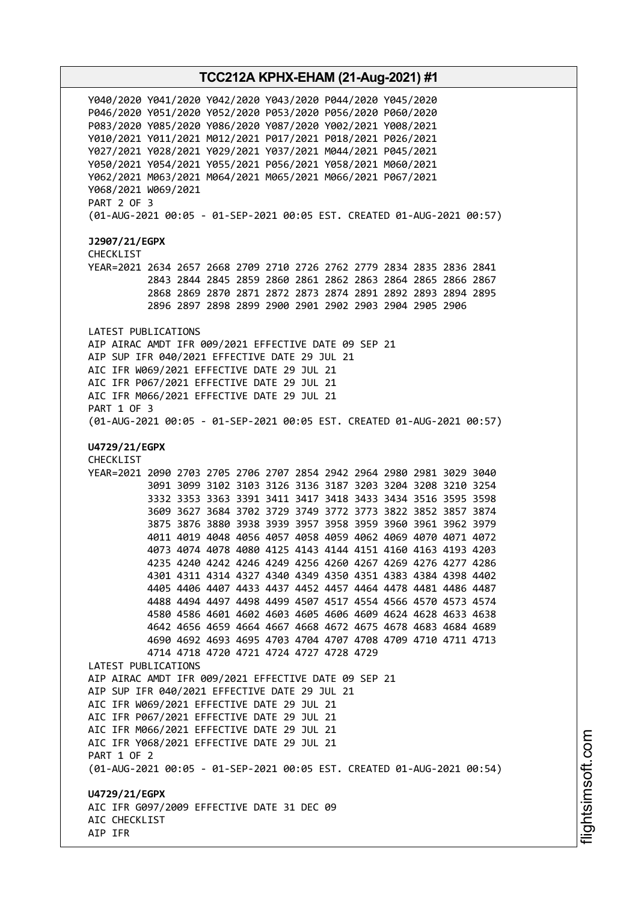Y040/2020 Y041/2020 Y042/2020 Y043/2020 P044/2020 Y045/2020
P046/2020 Y051/2020 Y052/2020 P053/2020 P056/2020 P060/2020
P083/2020 Y085/2020 Y086/2020 Y087/2020 Y002/2021 Y008/2021
Y010/2021 Y011/2021 M012/2021 P017/2021 P018/2021 P026/2021
Y027/2021 Y028/2021 Y029/2021 Y037/2021 M044/2021 P045/2021
Y050/2021 Y054/2021 Y055/2021 P056/2021 Y058/2021 M060/2021
Y062/2021 M063/2021 M064/2021 M065/2021 M066/2021 P067/2021
Y068/2021 W069/2021
PART 2 OF 3
(01-AUG-2021 00:05 - 01-SEP-2021 00:05 EST. CREATED 01-AUG-2021 00:57)

**J2907/21/EGPX**
CHECKLIST
YEAR=2021 2634 2657 2668 2709 2710 2726 2762 2779 2834 2835 2836 2841
2843 2844 2845 2859 2860 2861 2862 2863 2864 2865 2866 2867
2868 2869 2870 2871 2872 2873 2874 2891 2892 2893 2894 2895
2896 2897 2898 2899 2900 2901 2902 2903 2904 2905 2906

LATEST PUBLICATIONS
AIP AIRAC AMDT IFR 009/2021 EFFECTIVE DATE 09 SEP 21
AIP SUP IFR 040/2021 EFFECTIVE DATE 29 JUL 21
AIC IFR W069/2021 EFFECTIVE DATE 29 JUL 21
AIC IFR P067/2021 EFFECTIVE DATE 29 JUL 21
AIC IFR M066/2021 EFFECTIVE DATE 29 JUL 21
PART 1 OF 3
(01-AUG-2021 00:05 - 01-SEP-2021 00:05 EST. CREATED 01-AUG-2021 00:57)

**U4729/21/EGPX**
CHECKLIST
YEAR=2021 2090 2703 2705 2706 2707 2854 2942 2964 2980 2981 3029 3040
3091 3099 3102 3103 3126 3136 3187 3203 3204 3208 3210 3254
3332 3353 3363 3391 3411 3417 3418 3433 3434 3516 3595 3598
3609 3627 3684 3702 3729 3749 3772 3773 3822 3852 3857 3874
3875 3876 3880 3938 3939 3957 3958 3959 3960 3961 3962 3979
4011 4019 4048 4056 4057 4058 4059 4062 4069 4070 4071 4072
4073 4074 4078 4080 4125 4143 4144 4151 4160 4163 4193 4203
4235 4240 4242 4246 4249 4256 4260 4267 4269 4276 4277 4286
4301 4311 4314 4327 4340 4349 4350 4351 4383 4384 4398 4402
4405 4406 4407 4433 4437 4452 4457 4464 4478 4481 4486 4487
4488 4494 4497 4498 4499 4507 4517 4554 4566 4570 4573 4574
4580 4586 4601 4602 4603 4605 4606 4609 4624 4628 4633 4638
4642 4656 4659 4664 4667 4668 4672 4675 4678 4683 4684 4689
4690 4692 4693 4695 4703 4704 4707 4708 4709 4710 4711 4713
4714 4718 4720 4721 4724 4727 4728 4729
LATEST PUBLICATIONS
AIP AIRAC AMDT IFR 009/2021 EFFECTIVE DATE 09 SEP 21
AIP SUP IFR 040/2021 EFFECTIVE DATE 29 JUL 21
AIC IFR W069/2021 EFFECTIVE DATE 29 JUL 21
AIC IFR P067/2021 EFFECTIVE DATE 29 JUL 21
AIC IFR M066/2021 EFFECTIVE DATE 29 JUL 21
AIC IFR Y068/2021 EFFECTIVE DATE 29 JUL 21
PART 1 OF 2
(01-AUG-2021 00:05 - 01-SEP-2021 00:05 EST. CREATED 01-AUG-2021 00:54)

**U4729/21/EGPX**
AIC IFR G097/2009 EFFECTIVE DATE 31 DEC 09
AIC CHECKLIST
AIP IFR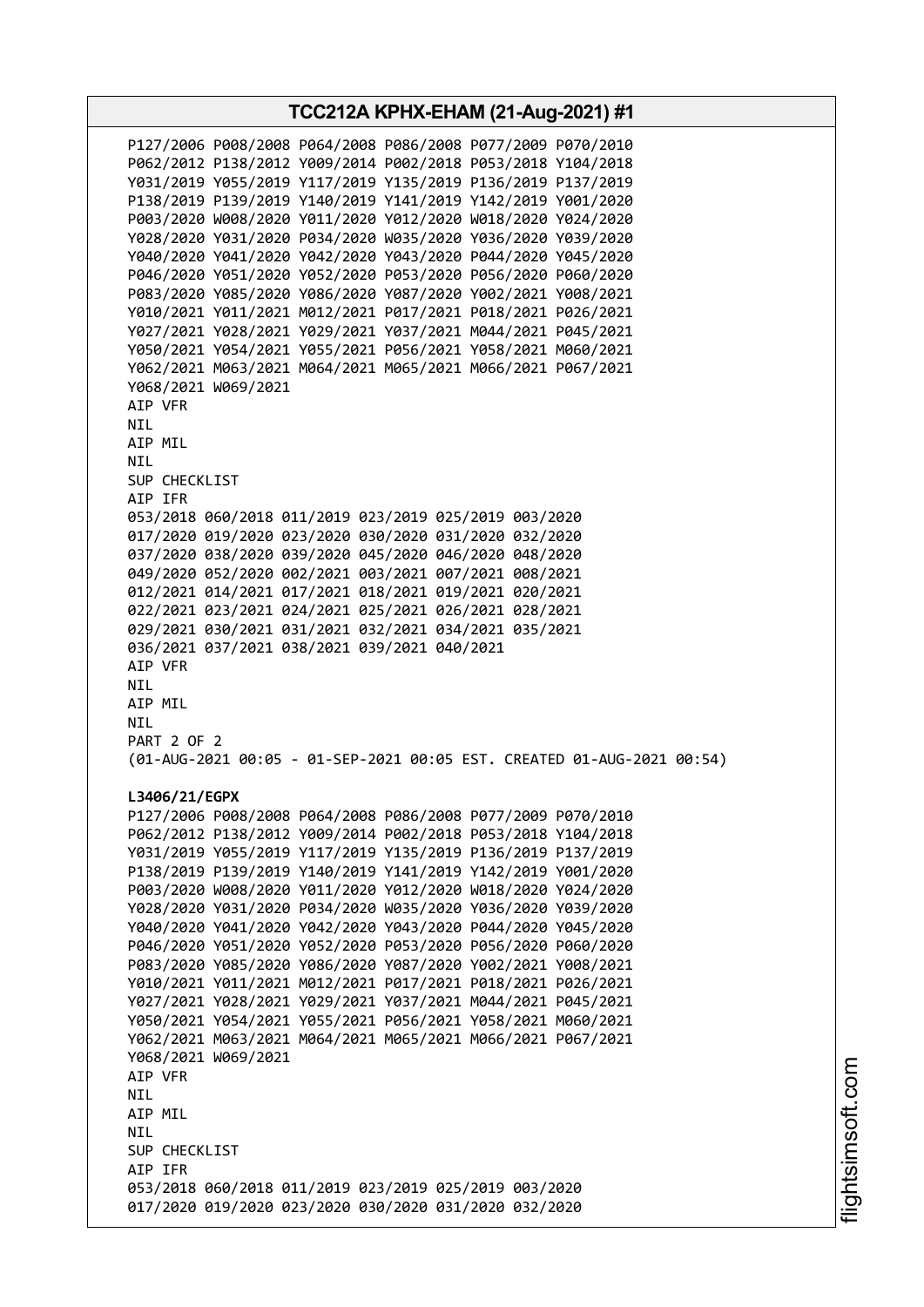P127/2006 P008/2008 P064/2008 P086/2008 P077/2009 P070/2010
P062/2012 P138/2012 Y009/2014 P002/2018 P053/2018 Y104/2018
Y031/2019 Y055/2019 Y117/2019 Y135/2019 P136/2019 P137/2019
P138/2019 P139/2019 Y140/2019 Y141/2019 Y142/2019 Y001/2020
P003/2020 W008/2020 Y011/2020 Y012/2020 W018/2020 Y024/2020
Y028/2020 Y031/2020 P034/2020 W035/2020 Y036/2020 Y039/2020
Y040/2020 Y041/2020 Y042/2020 Y043/2020 P044/2020 Y045/2020
P046/2020 Y051/2020 Y052/2020 P053/2020 P056/2020 P060/2020
P083/2020 Y085/2020 Y086/2020 Y087/2020 Y002/2021 Y008/2021
Y010/2021 Y011/2021 M012/2021 P017/2021 P018/2021 P026/2021
Y027/2021 Y028/2021 Y029/2021 Y037/2021 M044/2021 P045/2021
Y050/2021 Y054/2021 Y055/2021 P056/2021 Y058/2021 M060/2021
Y062/2021 M063/2021 M064/2021 M065/2021 M066/2021 P067/2021
Y068/2021 W069/2021
AIP VFR
NIL
AIP MIL
NIL
SUP CHECKLIST
AIP IFR
053/2018 060/2018 011/2019 023/2019 025/2019 003/2020
017/2020 019/2020 023/2020 030/2020 031/2020 032/2020
037/2020 038/2020 039/2020 045/2020 046/2020 048/2020
049/2020 052/2020 002/2021 003/2021 007/2021 008/2021
012/2021 014/2021 017/2021 018/2021 019/2021 020/2021
022/2021 023/2021 024/2021 025/2021 026/2021 028/2021
029/2021 030/2021 031/2021 032/2021 034/2021 035/2021
036/2021 037/2021 038/2021 039/2021 040/2021
AIP VFR
NIL
AIP MIL
NIL
PART 2 OF 2
(01-AUG-2021 00:05 - 01-SEP-2021 00:05 EST. CREATED 01-AUG-2021 00:54)

**L3406/21/EGPX**
P127/2006 P008/2008 P064/2008 P086/2008 P077/2009 P070/2010
P062/2012 P138/2012 Y009/2014 P002/2018 P053/2018 Y104/2018
Y031/2019 Y055/2019 Y117/2019 Y135/2019 P136/2019 P137/2019
P138/2019 P139/2019 Y140/2019 Y141/2019 Y142/2019 Y001/2020
P003/2020 W008/2020 Y011/2020 Y012/2020 W018/2020 Y024/2020
Y028/2020 Y031/2020 P034/2020 W035/2020 Y036/2020 Y039/2020
Y040/2020 Y041/2020 Y042/2020 Y043/2020 P044/2020 Y045/2020
P046/2020 Y051/2020 Y052/2020 P053/2020 P056/2020 P060/2020
P083/2020 Y085/2020 Y086/2020 Y087/2020 Y002/2021 Y008/2021
Y010/2021 Y011/2021 M012/2021 P017/2021 P018/2021 P026/2021
Y027/2021 Y028/2021 Y029/2021 Y037/2021 M044/2021 P045/2021
Y050/2021 Y054/2021 Y055/2021 P056/2021 Y058/2021 M060/2021
Y062/2021 M063/2021 M064/2021 M065/2021 M066/2021 P067/2021
Y068/2021 W069/2021
AIP VFR
NIL
AIP MIL
NIL
SUP CHECKLIST
AIP IFR
053/2018 060/2018 011/2019 023/2019 025/2019 003/2020
017/2020 019/2020 023/2020 030/2020 031/2020 032/2020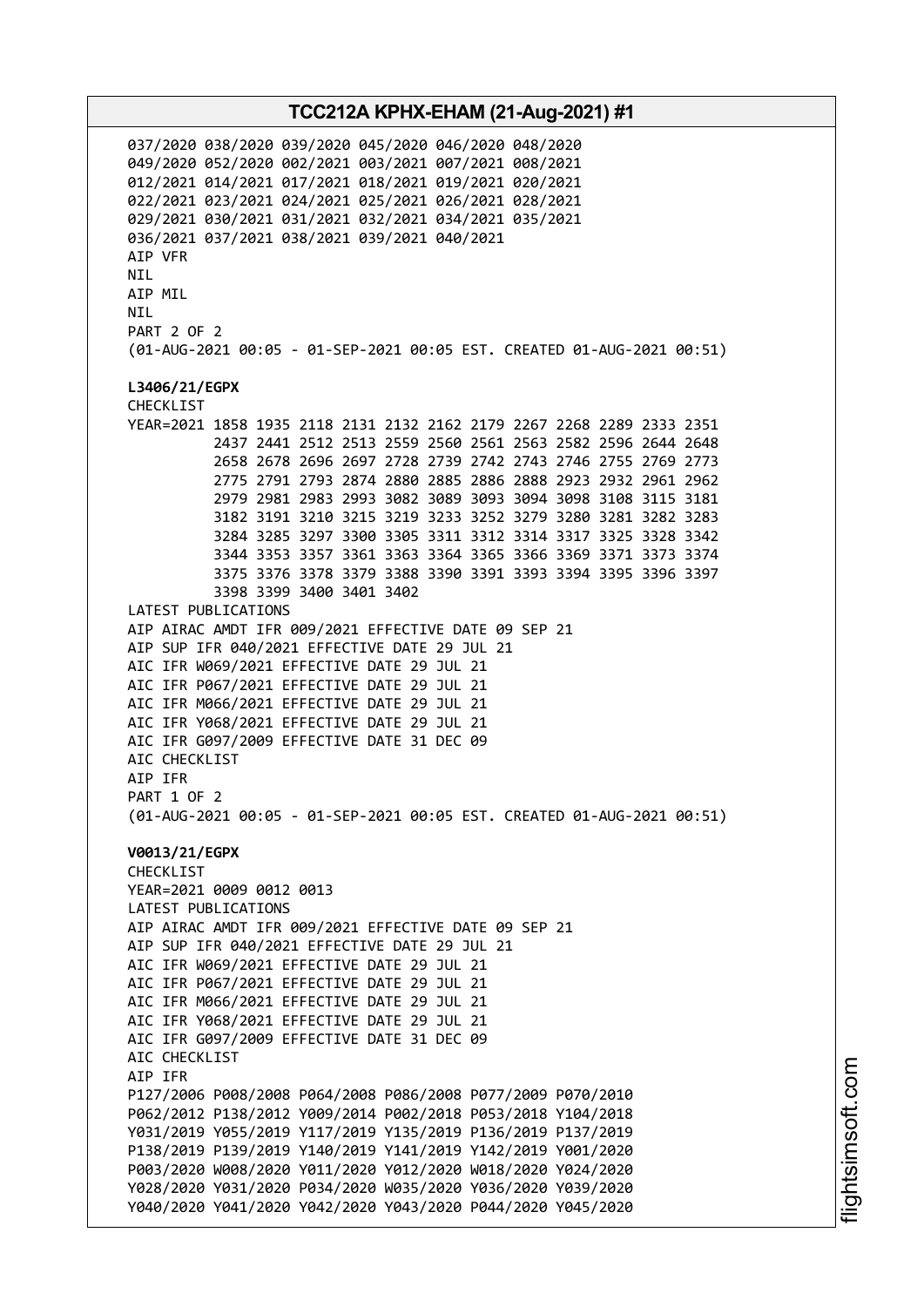037/2020 038/2020 039/2020 045/2020 046/2020 048/2020
049/2020 052/2020 002/2021 003/2021 007/2021 008/2021
012/2021 014/2021 017/2021 018/2021 019/2021 020/2021
022/2021 023/2021 024/2021 025/2021 026/2021 028/2021
029/2021 030/2021 031/2021 032/2021 034/2021 035/2021
036/2021 037/2021 038/2021 039/2021 040/2021
AIP VFR
NIL
AIP MIL
NIL
PART 2 OF 2
(01-AUG-2021 00:05 - 01-SEP-2021 00:05 EST. CREATED 01-AUG-2021 00:51)

**L3406/21/EGPX**
CHECKLIST
YEAR=2021 1858 1935 2118 2131 2132 2162 2179 2267 2268 2289 2333 2351
2437 2441 2512 2513 2559 2560 2561 2563 2582 2596 2644 2648
2658 2678 2696 2697 2728 2739 2742 2743 2746 2755 2769 2773
2775 2791 2793 2874 2880 2885 2886 2888 2923 2932 2961 2962
2979 2981 2983 2993 3082 3089 3093 3094 3098 3108 3115 3181
3182 3191 3210 3215 3219 3233 3252 3279 3280 3281 3282 3283
3284 3285 3297 3300 3305 3311 3312 3314 3317 3325 3328 3342
3344 3353 3357 3361 3363 3364 3365 3366 3369 3371 3373 3374
3375 3376 3378 3379 3388 3390 3391 3393 3394 3395 3396 3397
3398 3399 3400 3401 3402
LATEST PUBLICATIONS
AIP AIRAC AMDT IFR 009/2021 EFFECTIVE DATE 09 SEP 21
AIP SUP IFR 040/2021 EFFECTIVE DATE 29 JUL 21
AIC IFR W069/2021 EFFECTIVE DATE 29 JUL 21
AIC IFR P067/2021 EFFECTIVE DATE 29 JUL 21
AIC IFR M066/2021 EFFECTIVE DATE 29 JUL 21
AIC IFR Y068/2021 EFFECTIVE DATE 29 JUL 21
AIC IFR G097/2009 EFFECTIVE DATE 31 DEC 09
AIC CHECKLIST
AIP IFR
PART 1 OF 2
(01-AUG-2021 00:05 - 01-SEP-2021 00:05 EST. CREATED 01-AUG-2021 00:51)

**V0013/21/EGPX**
CHECKLIST
YEAR=2021 0009 0012 0013
LATEST PUBLICATIONS
AIP AIRAC AMDT IFR 009/2021 EFFECTIVE DATE 09 SEP 21
AIP SUP IFR 040/2021 EFFECTIVE DATE 29 JUL 21
AIC IFR W069/2021 EFFECTIVE DATE 29 JUL 21
AIC IFR P067/2021 EFFECTIVE DATE 29 JUL 21
AIC IFR M066/2021 EFFECTIVE DATE 29 JUL 21
AIC IFR Y068/2021 EFFECTIVE DATE 29 JUL 21
AIC IFR G097/2009 EFFECTIVE DATE 31 DEC 09
AIC CHECKLIST
AIP IFR
P127/2006 P008/2008 P064/2008 P086/2008 P077/2009 P070/2010
P062/2012 P138/2012 Y009/2014 P002/2018 P053/2018 Y104/2018
Y031/2019 Y055/2019 Y117/2019 Y135/2019 P136/2019 P137/2019
P138/2019 P139/2019 Y140/2019 Y141/2019 Y142/2019 Y001/2020
P003/2020 W008/2020 Y011/2020 Y012/2020 W018/2020 Y024/2020
Y028/2020 Y031/2020 P034/2020 W035/2020 Y036/2020 Y039/2020
Y040/2020 Y041/2020 Y042/2020 Y043/2020 P044/2020 Y045/2020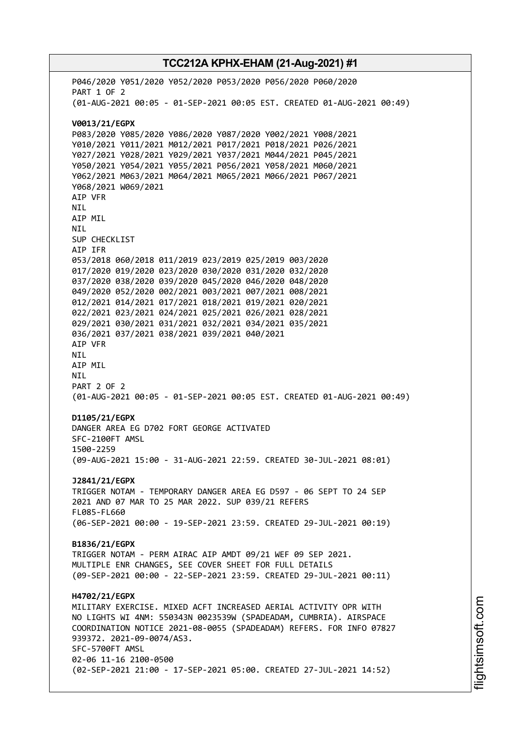P046/2020 Y051/2020 Y052/2020 P053/2020 P056/2020 P060/2020
PART 1 OF 2
(01-AUG-2021 00:05 - 01-SEP-2021 00:05 EST. CREATED 01-AUG-2021 00:49)

**V0013/21/EGPX**
P083/2020 Y085/2020 Y086/2020 Y087/2020 Y002/2021 Y008/2021
Y010/2021 Y011/2021 M012/2021 P017/2021 P018/2021 P026/2021
Y027/2021 Y028/2021 Y029/2021 Y037/2021 M044/2021 P045/2021
Y050/2021 Y054/2021 Y055/2021 P056/2021 Y058/2021 M060/2021
Y062/2021 M063/2021 M064/2021 M065/2021 M066/2021 P067/2021
Y068/2021 W069/2021
AIP VFR
NIL
AIP MIL
NIL
SUP CHECKLIST
AIP IFR
053/2018 060/2018 011/2019 023/2019 025/2019 003/2020
017/2020 019/2020 023/2020 030/2020 031/2020 032/2020
037/2020 038/2020 039/2020 045/2020 046/2020 048/2020
049/2020 052/2020 002/2021 003/2021 007/2021 008/2021
012/2021 014/2021 017/2021 018/2021 019/2021 020/2021
022/2021 023/2021 024/2021 025/2021 026/2021 028/2021
029/2021 030/2021 031/2021 032/2021 034/2021 035/2021
036/2021 037/2021 038/2021 039/2021 040/2021
AIP VFR
NIL
AIP MIL
NIL
PART 2 OF 2
(01-AUG-2021 00:05 - 01-SEP-2021 00:05 EST. CREATED 01-AUG-2021 00:49)

**D1105/21/EGPX**
DANGER AREA EG D702 FORT GEORGE ACTIVATED
SFC-2100FT AMSL
1500-2259
(09-AUG-2021 15:00 - 31-AUG-2021 22:59. CREATED 30-JUL-2021 08:01)

**J2841/21/EGPX**
TRIGGER NOTAM - TEMPORARY DANGER AREA EG D597 - 06 SEPT TO 24 SEP
2021 AND 07 MAR TO 25 MAR 2022. SUP 039/21 REFERS
FL085-FL660
(06-SEP-2021 00:00 - 19-SEP-2021 23:59. CREATED 29-JUL-2021 00:19)

**B1836/21/EGPX**
TRIGGER NOTAM - PERM AIRAC AIP AMDT 09/21 WEF 09 SEP 2021.
MULTIPLE ENR CHANGES, SEE COVER SHEET FOR FULL DETAILS
(09-SEP-2021 00:00 - 22-SEP-2021 23:59. CREATED 29-JUL-2021 00:11)

**H4702/21/EGPX**
MILITARY EXERCISE. MIXED ACFT INCREASED AERIAL ACTIVITY OPR WITH
NO LIGHTS WI 4NM: 550343N 0023539W (SPADEADAM, CUMBRIA). AIRSPACE
COORDINATION NOTICE 2021-08-0055 (SPADEADAM) REFERS. FOR INFO 07827
939372. 2021-09-0074/AS3.
SFC-5700FT AMSL
02-06 11-16 2100-0500
(02-SEP-2021 21:00 - 17-SEP-2021 05:00. CREATED 27-JUL-2021 14:52)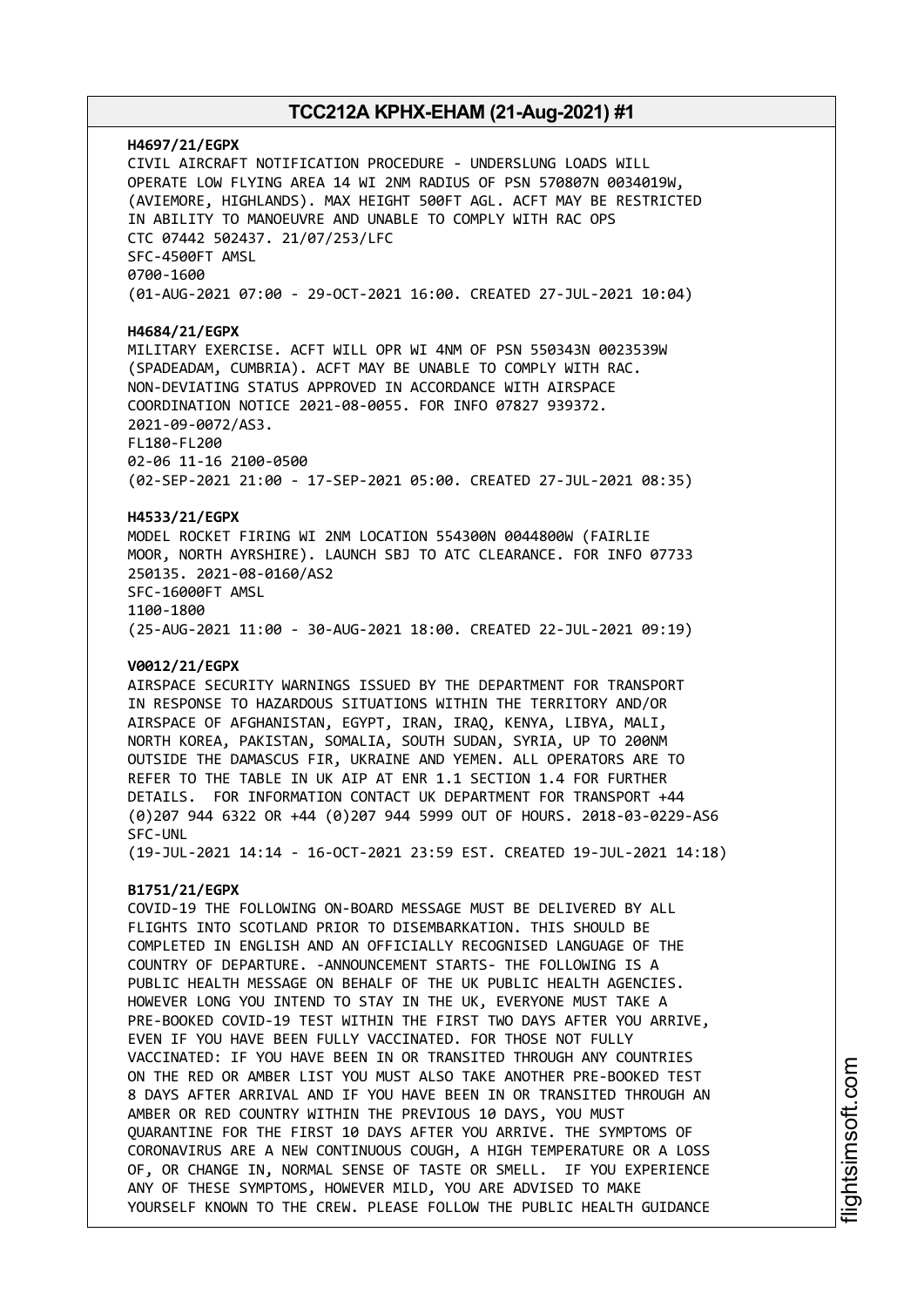**H4697/21/EGPX**
CIVIL AIRCRAFT NOTIFICATION PROCEDURE - UNDERSLUNG LOADS WILL OPERATE LOW FLYING AREA 14 WI 2NM RADIUS OF PSN 570807N 0034019W, (AVIEMORE, HIGHLANDS). MAX HEIGHT 500FT AGL. ACFT MAY BE RESTRICTED IN ABILITY TO MANOEUVRE AND UNABLE TO COMPLY WITH RAC OPS CTC 07442 502437. 21/07/253/LFC
SFC-4500FT AMSL
0700-1600
(01-AUG-2021 07:00 - 29-OCT-2021 16:00. CREATED 27-JUL-2021 10:04)

**H4684/21/EGPX**
MILITARY EXERCISE. ACFT WILL OPR WI 4NM OF PSN 550343N 0023539W (SPADEADAM, CUMBRIA). ACFT MAY BE UNABLE TO COMPLY WITH RAC. NON-DEVIATING STATUS APPROVED IN ACCORDANCE WITH AIRSPACE COORDINATION NOTICE 2021-08-0055. FOR INFO 07827 939372. 2021-09-0072/AS3.
FL180-FL200
02-06 11-16 2100-0500
(02-SEP-2021 21:00 - 17-SEP-2021 05:00. CREATED 27-JUL-2021 08:35)

**H4533/21/EGPX**
MODEL ROCKET FIRING WI 2NM LOCATION 554300N 0044800W (FAIRLIE MOOR, NORTH AYRSHIRE). LAUNCH SBJ TO ATC CLEARANCE. FOR INFO 07733 250135. 2021-08-0160/AS2
SFC-16000FT AMSL
1100-1800
(25-AUG-2021 11:00 - 30-AUG-2021 18:00. CREATED 22-JUL-2021 09:19)

**V0012/21/EGPX**
AIRSPACE SECURITY WARNINGS ISSUED BY THE DEPARTMENT FOR TRANSPORT IN RESPONSE TO HAZARDOUS SITUATIONS WITHIN THE TERRITORY AND/OR AIRSPACE OF AFGHANISTAN, EGYPT, IRAN, IRAQ, KENYA, LIBYA, MALI, NORTH KOREA, PAKISTAN, SOMALIA, SOUTH SUDAN, SYRIA, UP TO 200NM OUTSIDE THE DAMASCUS FIR, UKRAINE AND YEMEN. ALL OPERATORS ARE TO REFER TO THE TABLE IN UK AIP AT ENR 1.1 SECTION 1.4 FOR FURTHER DETAILS. FOR INFORMATION CONTACT UK DEPARTMENT FOR TRANSPORT +44 (0)207 944 6322 OR +44 (0)207 944 5999 OUT OF HOURS. 2018-03-0229-AS6
SFC-UNL
(19-JUL-2021 14:14 - 16-OCT-2021 23:59 EST. CREATED 19-JUL-2021 14:18)

**B1751/21/EGPX**
COVID-19 THE FOLLOWING ON-BOARD MESSAGE MUST BE DELIVERED BY ALL FLIGHTS INTO SCOTLAND PRIOR TO DISEMBARKATION. THIS SHOULD BE COMPLETED IN ENGLISH AND AN OFFICIALLY RECOGNISED LANGUAGE OF THE COUNTRY OF DEPARTURE. -ANNOUNCEMENT STARTS- THE FOLLOWING IS A PUBLIC HEALTH MESSAGE ON BEHALF OF THE UK PUBLIC HEALTH AGENCIES. HOWEVER LONG YOU INTEND TO STAY IN THE UK, EVERYONE MUST TAKE A PRE-BOOKED COVID-19 TEST WITHIN THE FIRST TWO DAYS AFTER YOU ARRIVE, EVEN IF YOU HAVE BEEN FULLY VACCINATED. FOR THOSE NOT FULLY VACCINATED: IF YOU HAVE BEEN IN OR TRANSITED THROUGH ANY COUNTRIES ON THE RED OR AMBER LIST YOU MUST ALSO TAKE ANOTHER PRE-BOOKED TEST 8 DAYS AFTER ARRIVAL AND IF YOU HAVE BEEN IN OR TRANSITED THROUGH AN AMBER OR RED COUNTRY WITHIN THE PREVIOUS 10 DAYS, YOU MUST QUARANTINE FOR THE FIRST 10 DAYS AFTER YOU ARRIVE. THE SYMPTOMS OF CORONAVIRUS ARE A NEW CONTINUOUS COUGH, A HIGH TEMPERATURE OR A LOSS OF, OR CHANGE IN, NORMAL SENSE OF TASTE OR SMELL. IF YOU EXPERIENCE ANY OF THESE SYMPTOMS, HOWEVER MILD, YOU ARE ADVISED TO MAKE YOURSELF KNOWN TO THE CREW. PLEASE FOLLOW THE PUBLIC HEALTH GUIDANCE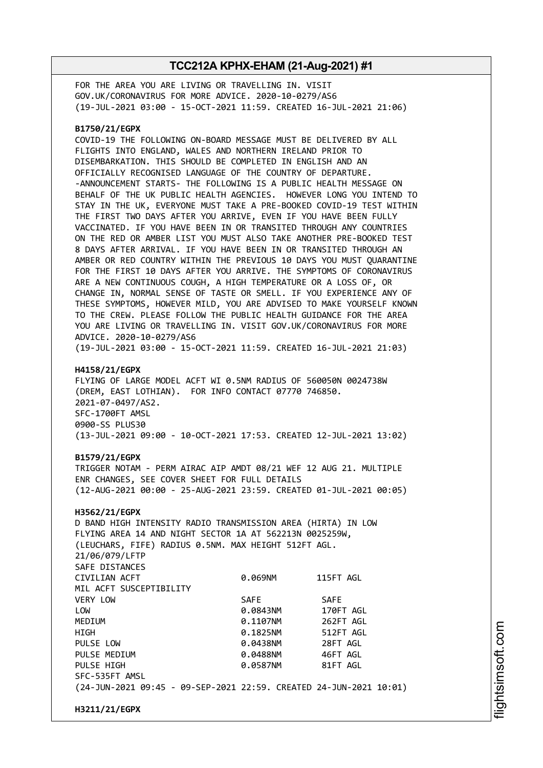FOR THE AREA YOU ARE LIVING OR TRAVELLING IN. VISIT GOV.UK/CORONAVIRUS FOR MORE ADVICE. 2020-10-0279/AS6
(19-JUL-2021 03:00 - 15-OCT-2021 11:59. CREATED 16-JUL-2021 21:06)

**B1750/21/EGPX**
COVID-19 THE FOLLOWING ON-BOARD MESSAGE MUST BE DELIVERED BY ALL FLIGHTS INTO ENGLAND, WALES AND NORTHERN IRELAND PRIOR TO DISEMBARKATION. THIS SHOULD BE COMPLETED IN ENGLISH AND AN OFFICIALLY RECOGNISED LANGUAGE OF THE COUNTRY OF DEPARTURE. -ANNOUNCEMENT STARTS- THE FOLLOWING IS A PUBLIC HEALTH MESSAGE ON BEHALF OF THE UK PUBLIC HEALTH AGENCIES. HOWEVER LONG YOU INTEND TO STAY IN THE UK, EVERYONE MUST TAKE A PRE-BOOKED COVID-19 TEST WITHIN THE FIRST TWO DAYS AFTER YOU ARRIVE, EVEN IF YOU HAVE BEEN FULLY VACCINATED. IF YOU HAVE BEEN IN OR TRANSITED THROUGH ANY COUNTRIES ON THE RED OR AMBER LIST YOU MUST ALSO TAKE ANOTHER PRE-BOOKED TEST 8 DAYS AFTER ARRIVAL. IF YOU HAVE BEEN IN OR TRANSITED THROUGH AN AMBER OR RED COUNTRY WITHIN THE PREVIOUS 10 DAYS YOU MUST QUARANTINE FOR THE FIRST 10 DAYS AFTER YOU ARRIVE. THE SYMPTOMS OF CORONAVIRUS ARE A NEW CONTINUOUS COUGH, A HIGH TEMPERATURE OR A LOSS OF, OR CHANGE IN, NORMAL SENSE OF TASTE OR SMELL. IF YOU EXPERIENCE ANY OF THESE SYMPTOMS, HOWEVER MILD, YOU ARE ADVISED TO MAKE YOURSELF KNOWN TO THE CREW. PLEASE FOLLOW THE PUBLIC HEALTH GUIDANCE FOR THE AREA YOU ARE LIVING OR TRAVELLING IN. VISIT GOV.UK/CORONAVIRUS FOR MORE ADVICE. 2020-10-0279/AS6
(19-JUL-2021 03:00 - 15-OCT-2021 11:59. CREATED 16-JUL-2021 21:03)

**H4158/21/EGPX**
FLYING OF LARGE MODEL ACFT WI 0.5NM RADIUS OF 560050N 0024738W (DREM, EAST LOTHIAN). FOR INFO CONTACT 07770 746850.
2021-07-0497/AS2.
SFC-1700FT AMSL
0900-SS PLUS30
(13-JUL-2021 09:00 - 10-OCT-2021 17:53. CREATED 12-JUL-2021 13:02)

**B1579/21/EGPX**
TRIGGER NOTAM - PERM AIRAC AIP AMDT 08/21 WEF 12 AUG 21. MULTIPLE ENR CHANGES, SEE COVER SHEET FOR FULL DETAILS
(12-AUG-2021 00:00 - 25-AUG-2021 23:59. CREATED 01-JUL-2021 00:05)

**H3562/21/EGPX**
D BAND HIGH INTENSITY RADIO TRANSMISSION AREA (HIRTA) IN LOW FLYING AREA 14 AND NIGHT SECTOR 1A AT 562213N 0025259W, (LEUCHARS, FIFE) RADIUS 0.5NM. MAX HEIGHT 512FT AGL.
21/06/079/LFTP
SAFE DISTANCES

| | | |
|---|---|---|
| CIVILIAN ACFT | 0.069NM | 115FT AGL |
| MIL ACFT SUSCEPTIBILITY | | |
| VERY LOW | SAFE | SAFE |
| LOW | 0.0843NM | 170FT AGL |
| MEDIUM | 0.1107NM | 262FT AGL |
| HIGH | 0.1825NM | 512FT AGL |
| PULSE LOW | 0.0438NM | 28FT AGL |
| PULSE MEDIUM | 0.0488NM | 46FT AGL |
| PULSE HIGH | 0.0587NM | 81FT AGL |

SFC-535FT AMSL
(24-JUN-2021 09:45 - 09-SEP-2021 22:59. CREATED 24-JUN-2021 10:01)

**H3211/21/EGPX**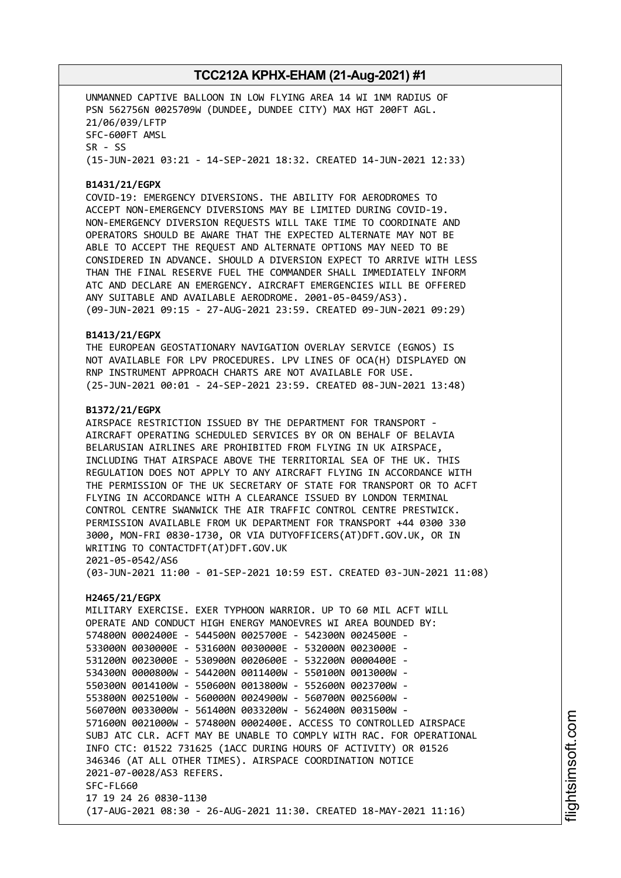UNMANNED CAPTIVE BALLOON IN LOW FLYING AREA 14 WI 1NM RADIUS OF PSN 562756N 0025709W (DUNDEE, DUNDEE CITY) MAX HGT 200FT AGL.
21/06/039/LFTP
SFC-600FT AMSL
SR - SS
(15-JUN-2021 03:21 - 14-SEP-2021 18:32. CREATED 14-JUN-2021 12:33)

**B1431/21/EGPX**
COVID-19: EMERGENCY DIVERSIONS. THE ABILITY FOR AERODROMES TO ACCEPT NON-EMERGENCY DIVERSIONS MAY BE LIMITED DURING COVID-19. NON-EMERGENCY DIVERSION REQUESTS WILL TAKE TIME TO COORDINATE AND OPERATORS SHOULD BE AWARE THAT THE EXPECTED ALTERNATE MAY NOT BE ABLE TO ACCEPT THE REQUEST AND ALTERNATE OPTIONS MAY NEED TO BE CONSIDERED IN ADVANCE. SHOULD A DIVERSION EXPECT TO ARRIVE WITH LESS THAN THE FINAL RESERVE FUEL THE COMMANDER SHALL IMMEDIATELY INFORM ATC AND DECLARE AN EMERGENCY. AIRCRAFT EMERGENCIES WILL BE OFFERED ANY SUITABLE AND AVAILABLE AERODROME. 2001-05-0459/AS3).
(09-JUN-2021 09:15 - 27-AUG-2021 23:59. CREATED 09-JUN-2021 09:29)

**B1413/21/EGPX**
THE EUROPEAN GEOSTATIONARY NAVIGATION OVERLAY SERVICE (EGNOS) IS NOT AVAILABLE FOR LPV PROCEDURES. LPV LINES OF OCA(H) DISPLAYED ON RNP INSTRUMENT APPROACH CHARTS ARE NOT AVAILABLE FOR USE.
(25-JUN-2021 00:01 - 24-SEP-2021 23:59. CREATED 08-JUN-2021 13:48)

**B1372/21/EGPX**
AIRSPACE RESTRICTION ISSUED BY THE DEPARTMENT FOR TRANSPORT - AIRCRAFT OPERATING SCHEDULED SERVICES BY OR ON BEHALF OF BELAVIA BELARUSIAN AIRLINES ARE PROHIBITED FROM FLYING IN UK AIRSPACE, INCLUDING THAT AIRSPACE ABOVE THE TERRITORIAL SEA OF THE UK. THIS REGULATION DOES NOT APPLY TO ANY AIRCRAFT FLYING IN ACCORDANCE WITH THE PERMISSION OF THE UK SECRETARY OF STATE FOR TRANSPORT OR TO ACFT FLYING IN ACCORDANCE WITH A CLEARANCE ISSUED BY LONDON TERMINAL CONTROL CENTRE SWANWICK THE AIR TRAFFIC CONTROL CENTRE PRESTWICK. PERMISSION AVAILABLE FROM UK DEPARTMENT FOR TRANSPORT +44 0300 330 3000, MON-FRI 0830-1730, OR VIA DUTYOFFICERS(AT)DFT.GOV.UK, OR IN WRITING TO CONTACTDFT(AT)DFT.GOV.UK
2021-05-0542/AS6
(03-JUN-2021 11:00 - 01-SEP-2021 10:59 EST. CREATED 03-JUN-2021 11:08)

**H2465/21/EGPX**
MILITARY EXERCISE. EXER TYPHOON WARRIOR. UP TO 60 MIL ACFT WILL OPERATE AND CONDUCT HIGH ENERGY MANOEVRES WI AREA BOUNDED BY:
574800N 0002400E - 544500N 0025700E - 542300N 0024500E - 533000N 0030000E - 531600N 0030000E - 532000N 0023000E - 531200N 0023000E - 530900N 0020600E - 532200N 0000400E - 534300N 0000800W - 544200N 0011400W - 550100N 0013000W - 550300N 0014100W - 550600N 0013800W - 552600N 0023700W - 553800N 0025100W - 560000N 0024900W - 560700N 0025600W - 560700N 0033000W - 561400N 0033200W - 562400N 0031500W - 571600N 0021000W - 574800N 0002400E. ACCESS TO CONTROLLED AIRSPACE SUBJ ATC CLR. ACFT MAY BE UNABLE TO COMPLY WITH RAC. FOR OPERATIONAL INFO CTC: 01522 731625 (1ACC DURING HOURS OF ACTIVITY) OR 01526 346346 (AT ALL OTHER TIMES). AIRSPACE COORDINATION NOTICE 2021-07-0028/AS3 REFERS.
SFC-FL660
17 19 24 26 0830-1130
(17-AUG-2021 08:30 - 26-AUG-2021 11:30. CREATED 18-MAY-2021 11:16)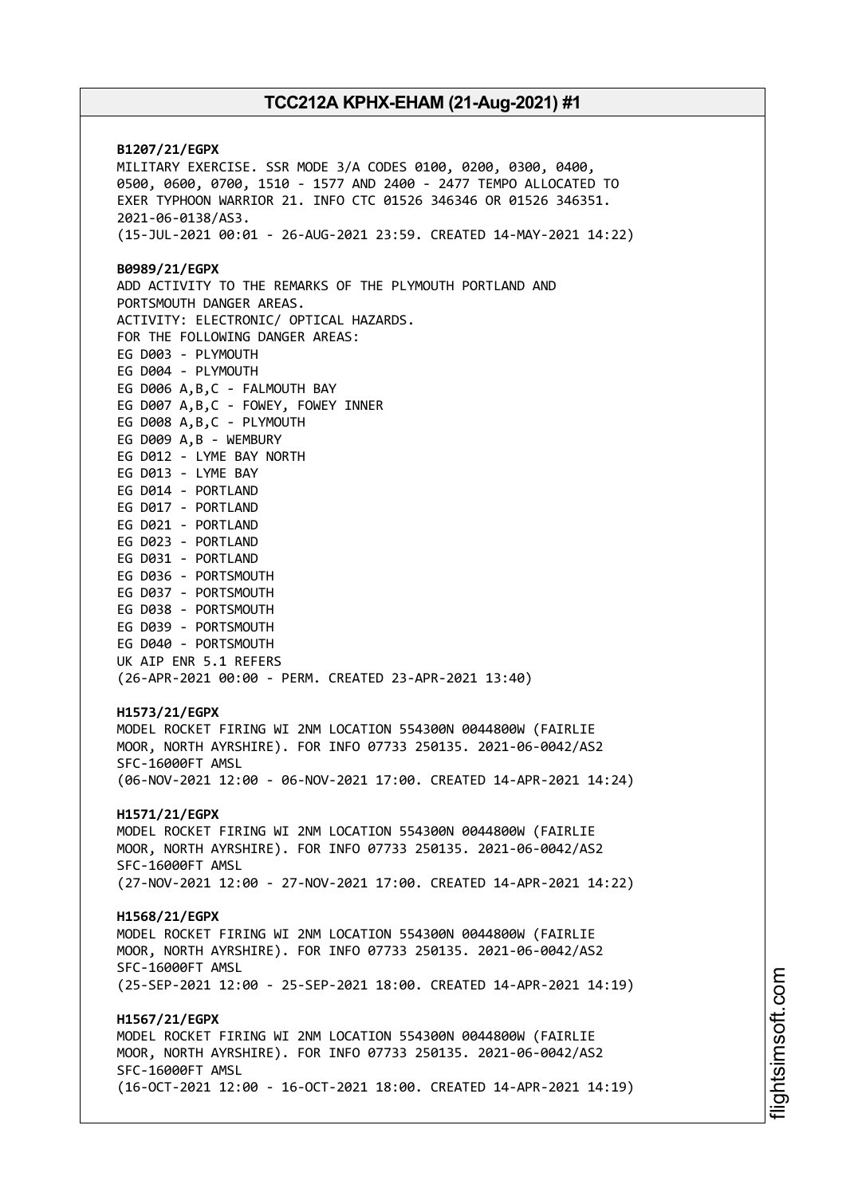**B1207/21/EGPX**
MILITARY EXERCISE. SSR MODE 3/A CODES 0100, 0200, 0300, 0400, 0500, 0600, 0700, 1510 - 1577 AND 2400 - 2477 TEMPO ALLOCATED TO EXER TYPHOON WARRIOR 21. INFO CTC 01526 346346 OR 01526 346351. 2021-06-0138/AS3.
(15-JUL-2021 00:01 - 26-AUG-2021 23:59. CREATED 14-MAY-2021 14:22)

**B0989/21/EGPX**
ADD ACTIVITY TO THE REMARKS OF THE PLYMOUTH PORTLAND AND PORTSMOUTH DANGER AREAS.
ACTIVITY: ELECTRONIC/ OPTICAL HAZARDS.
FOR THE FOLLOWING DANGER AREAS:
EG D003 - PLYMOUTH
EG D004 - PLYMOUTH
EG D006 A,B,C - FALMOUTH BAY
EG D007 A,B,C - FOWEY, FOWEY INNER
EG D008 A,B,C - PLYMOUTH
EG D009 A,B - WEMBURY
EG D012 - LYME BAY NORTH
EG D013 - LYME BAY
EG D014 - PORTLAND
EG D017 - PORTLAND
EG D021 - PORTLAND
EG D023 - PORTLAND
EG D031 - PORTLAND
EG D036 - PORTSMOUTH
EG D037 - PORTSMOUTH
EG D038 - PORTSMOUTH
EG D039 - PORTSMOUTH
EG D040 - PORTSMOUTH
UK AIP ENR 5.1 REFERS
(26-APR-2021 00:00 - PERM. CREATED 23-APR-2021 13:40)

**H1573/21/EGPX**
MODEL ROCKET FIRING WI 2NM LOCATION 554300N 0044800W (FAIRLIE MOOR, NORTH AYRSHIRE). FOR INFO 07733 250135. 2021-06-0042/AS2
SFC-16000FT AMSL
(06-NOV-2021 12:00 - 06-NOV-2021 17:00. CREATED 14-APR-2021 14:24)

**H1571/21/EGPX**
MODEL ROCKET FIRING WI 2NM LOCATION 554300N 0044800W (FAIRLIE MOOR, NORTH AYRSHIRE). FOR INFO 07733 250135. 2021-06-0042/AS2
SFC-16000FT AMSL
(27-NOV-2021 12:00 - 27-NOV-2021 17:00. CREATED 14-APR-2021 14:22)

**H1568/21/EGPX**
MODEL ROCKET FIRING WI 2NM LOCATION 554300N 0044800W (FAIRLIE MOOR, NORTH AYRSHIRE). FOR INFO 07733 250135. 2021-06-0042/AS2
SFC-16000FT AMSL
(25-SEP-2021 12:00 - 25-SEP-2021 18:00. CREATED 14-APR-2021 14:19)

**H1567/21/EGPX**
MODEL ROCKET FIRING WI 2NM LOCATION 554300N 0044800W (FAIRLIE MOOR, NORTH AYRSHIRE). FOR INFO 07733 250135. 2021-06-0042/AS2
SFC-16000FT AMSL
(16-OCT-2021 12:00 - 16-OCT-2021 18:00. CREATED 14-APR-2021 14:19)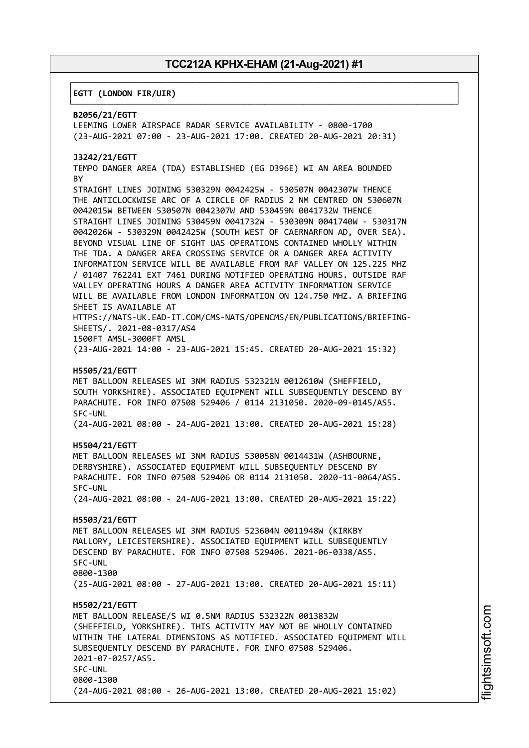**EGTT (LONDON FIR/UIR)**

**B2056/21/EGTT**
LEEMING LOWER AIRSPACE RADAR SERVICE AVAILABILITY - 0800-1700
(23-AUG-2021 07:00 - 23-AUG-2021 17:00. CREATED 20-AUG-2021 20:31)

**J3242/21/EGTT**
TEMPO DANGER AREA (TDA) ESTABLISHED (EG D396E) WI AN AREA BOUNDED BY
STRAIGHT LINES JOINING 530329N 0042425W - 530507N 0042307W THENCE THE ANTICLOCKWISE ARC OF A CIRCLE OF RADIUS 2 NM CENTRED ON 530607N 0042015W BETWEEN 530507N 0042307W AND 530459N 0041732W THENCE STRAIGHT LINES JOINING 530459N 0041732W - 530309N 0041740W - 530317N 0042026W - 530329N 0042425W (SOUTH WEST OF CAERNARFON AD, OVER SEA). BEYOND VISUAL LINE OF SIGHT UAS OPERATIONS CONTAINED WHOLLY WITHIN THE TDA. A DANGER AREA CROSSING SERVICE OR A DANGER AREA ACTIVITY INFORMATION SERVICE WILL BE AVAILABLE FROM RAF VALLEY ON 125.225 MHZ / 01407 762241 EXT 7461 DURING NOTIFIED OPERATING HOURS. OUTSIDE RAF VALLEY OPERATING HOURS A DANGER AREA ACTIVITY INFORMATION SERVICE WILL BE AVAILABLE FROM LONDON INFORMATION ON 124.750 MHZ. A BRIEFING SHEET IS AVAILABLE AT
HTTPS://NATS-UK.EAD-IT.COM/CMS-NATS/OPENCMS/EN/PUBLICATIONS/BRIEFING-SHEETS/. 2021-08-0317/AS4
1500FT AMSL-3000FT AMSL
(23-AUG-2021 14:00 - 23-AUG-2021 15:45. CREATED 20-AUG-2021 15:32)

**H5505/21/EGTT**
MET BALLOON RELEASES WI 3NM RADIUS 532321N 0012610W (SHEFFIELD, SOUTH YORKSHIRE). ASSOCIATED EQUIPMENT WILL SUBSEQUENTLY DESCEND BY PARACHUTE. FOR INFO 07508 529406 / 0114 2131050. 2020-09-0145/AS5.
SFC-UNL
(24-AUG-2021 08:00 - 24-AUG-2021 13:00. CREATED 20-AUG-2021 15:28)

**H5504/21/EGTT**
MET BALLOON RELEASES WI 3NM RADIUS 530058N 0014431W (ASHBOURNE, DERBYSHIRE). ASSOCIATED EQUIPMENT WILL SUBSEQUENTLY DESCEND BY PARACHUTE. FOR INFO 07508 529406 OR 0114 2131050. 2020-11-0064/AS5.
SFC-UNL
(24-AUG-2021 08:00 - 24-AUG-2021 13:00. CREATED 20-AUG-2021 15:22)

**H5503/21/EGTT**
MET BALLOON RELEASES WI 3NM RADIUS 523604N 0011948W (KIRKBY MALLORY, LEICESTERSHIRE). ASSOCIATED EQUIPMENT WILL SUBSEQUENTLY DESCEND BY PARACHUTE. FOR INFO 07508 529406. 2021-06-0338/AS5.
SFC-UNL
0800-1300
(25-AUG-2021 08:00 - 27-AUG-2021 13:00. CREATED 20-AUG-2021 15:11)

**H5502/21/EGTT**
MET BALLOON RELEASE/S WI 0.5NM RADIUS 532322N 0013832W (SHEFFIELD, YORKSHIRE). THIS ACTIVITY MAY NOT BE WHOLLY CONTAINED WITHIN THE LATERAL DIMENSIONS AS NOTIFIED. ASSOCIATED EQUIPMENT WILL SUBSEQUENTLY DESCEND BY PARACHUTE. FOR INFO 07508 529406.
2021-07-0257/AS5.
SFC-UNL
0800-1300
(24-AUG-2021 08:00 - 26-AUG-2021 13:00. CREATED 20-AUG-2021 15:02)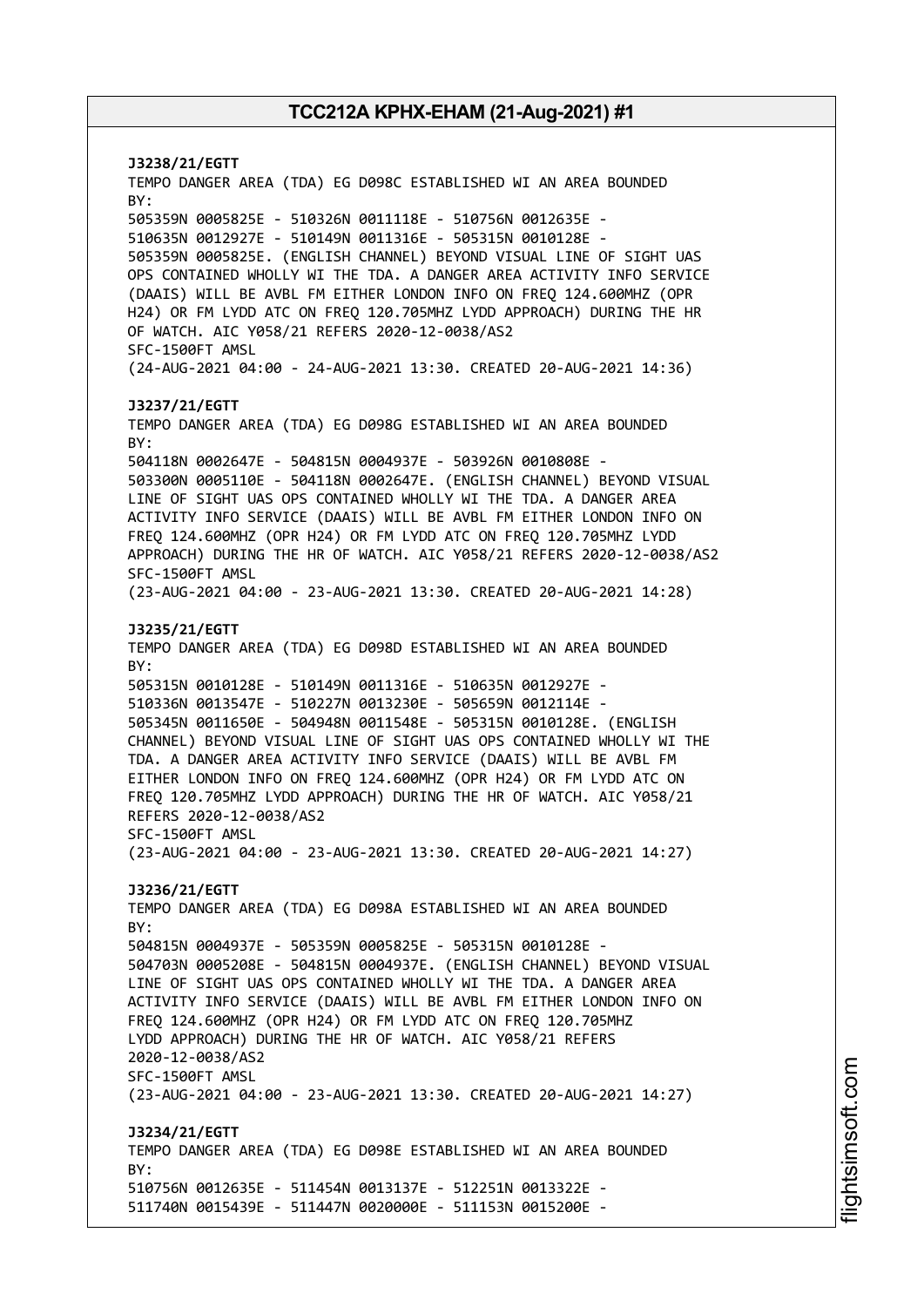**J3238/21/EGTT**
TEMPO DANGER AREA (TDA) EG D098C ESTABLISHED WI AN AREA BOUNDED BY:
505359N 0005825E - 510326N 0011118E - 510756N 0012635E -
510635N 0012927E - 510149N 0011316E - 505315N 0010128E -
505359N 0005825E. (ENGLISH CHANNEL) BEYOND VISUAL LINE OF SIGHT UAS OPS CONTAINED WHOLLY WI THE TDA. A DANGER AREA ACTIVITY INFO SERVICE (DAAIS) WILL BE AVBL FM EITHER LONDON INFO ON FREQ 124.600MHZ (OPR H24) OR FM LYDD ATC ON FREQ 120.705MHZ LYDD APPROACH) DURING THE HR OF WATCH. AIC Y058/21 REFERS 2020-12-0038/AS2
SFC-1500FT AMSL
(24-AUG-2021 04:00 - 24-AUG-2021 13:30. CREATED 20-AUG-2021 14:36)

**J3237/21/EGTT**
TEMPO DANGER AREA (TDA) EG D098G ESTABLISHED WI AN AREA BOUNDED BY:
504118N 0002647E - 504815N 0004937E - 503926N 0010808E -
503300N 0005110E - 504118N 0002647E. (ENGLISH CHANNEL) BEYOND VISUAL LINE OF SIGHT UAS OPS CONTAINED WHOLLY WI THE TDA. A DANGER AREA ACTIVITY INFO SERVICE (DAAIS) WILL BE AVBL FM EITHER LONDON INFO ON FREQ 124.600MHZ (OPR H24) OR FM LYDD ATC ON FREQ 120.705MHZ LYDD APPROACH) DURING THE HR OF WATCH. AIC Y058/21 REFERS 2020-12-0038/AS2
SFC-1500FT AMSL
(23-AUG-2021 04:00 - 23-AUG-2021 13:30. CREATED 20-AUG-2021 14:28)

**J3235/21/EGTT**
TEMPO DANGER AREA (TDA) EG D098D ESTABLISHED WI AN AREA BOUNDED BY:
505315N 0010128E - 510149N 0011316E - 510635N 0012927E -
510336N 0013547E - 510227N 0013230E - 505659N 0012114E -
505345N 0011650E - 504948N 0011548E - 505315N 0010128E. (ENGLISH CHANNEL) BEYOND VISUAL LINE OF SIGHT UAS OPS CONTAINED WHOLLY WI THE TDA. A DANGER AREA ACTIVITY INFO SERVICE (DAAIS) WILL BE AVBL FM EITHER LONDON INFO ON FREQ 124.600MHZ (OPR H24) OR FM LYDD ATC ON FREQ 120.705MHZ LYDD APPROACH) DURING THE HR OF WATCH. AIC Y058/21 REFERS 2020-12-0038/AS2
SFC-1500FT AMSL
(23-AUG-2021 04:00 - 23-AUG-2021 13:30. CREATED 20-AUG-2021 14:27)

**J3236/21/EGTT**
TEMPO DANGER AREA (TDA) EG D098A ESTABLISHED WI AN AREA BOUNDED BY:
504815N 0004937E - 505359N 0005825E - 505315N 0010128E -
504703N 0005208E - 504815N 0004937E. (ENGLISH CHANNEL) BEYOND VISUAL LINE OF SIGHT UAS OPS CONTAINED WHOLLY WI THE TDA. A DANGER AREA ACTIVITY INFO SERVICE (DAAIS) WILL BE AVBL FM EITHER LONDON INFO ON FREQ 124.600MHZ (OPR H24) OR FM LYDD ATC ON FREQ 120.705MHZ LYDD APPROACH) DURING THE HR OF WATCH. AIC Y058/21 REFERS 2020-12-0038/AS2
SFC-1500FT AMSL
(23-AUG-2021 04:00 - 23-AUG-2021 13:30. CREATED 20-AUG-2021 14:27)

**J3234/21/EGTT**
TEMPO DANGER AREA (TDA) EG D098E ESTABLISHED WI AN AREA BOUNDED BY:
510756N 0012635E - 511454N 0013137E - 512251N 0013322E -
511740N 0015439E - 511447N 0020000E - 511153N 0015200E -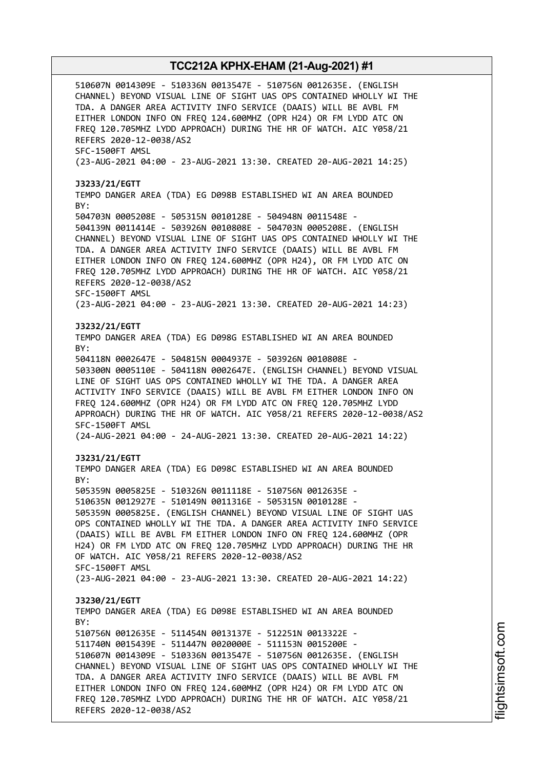510607N 0014309E - 510336N 0013547E - 510756N 0012635E. (ENGLISH CHANNEL) BEYOND VISUAL LINE OF SIGHT UAS OPS CONTAINED WHOLLY WI THE TDA. A DANGER AREA ACTIVITY INFO SERVICE (DAAIS) WILL BE AVBL FM EITHER LONDON INFO ON FREQ 124.600MHZ (OPR H24) OR FM LYDD ATC ON FREQ 120.705MHZ LYDD APPROACH) DURING THE HR OF WATCH. AIC Y058/21 REFERS 2020-12-0038/AS2
SFC-1500FT AMSL
(23-AUG-2021 04:00 - 23-AUG-2021 13:30. CREATED 20-AUG-2021 14:25)

**J3233/21/EGTT**
TEMPO DANGER AREA (TDA) EG D098B ESTABLISHED WI AN AREA BOUNDED BY:
504703N 0005208E - 505315N 0010128E - 504948N 0011548E - 504139N 0011414E - 503926N 0010808E - 504703N 0005208E. (ENGLISH CHANNEL) BEYOND VISUAL LINE OF SIGHT UAS OPS CONTAINED WHOLLY WI THE TDA. A DANGER AREA ACTIVITY INFO SERVICE (DAAIS) WILL BE AVBL FM EITHER LONDON INFO ON FREQ 124.600MHZ (OPR H24), OR FM LYDD ATC ON FREQ 120.705MHZ LYDD APPROACH) DURING THE HR OF WATCH. AIC Y058/21 REFERS 2020-12-0038/AS2
SFC-1500FT AMSL
(23-AUG-2021 04:00 - 23-AUG-2021 13:30. CREATED 20-AUG-2021 14:23)

**J3232/21/EGTT**
TEMPO DANGER AREA (TDA) EG D098G ESTABLISHED WI AN AREA BOUNDED BY:
504118N 0002647E - 504815N 0004937E - 503926N 0010808E - 503300N 0005110E - 504118N 0002647E. (ENGLISH CHANNEL) BEYOND VISUAL LINE OF SIGHT UAS OPS CONTAINED WHOLLY WI THE TDA. A DANGER AREA ACTIVITY INFO SERVICE (DAAIS) WILL BE AVBL FM EITHER LONDON INFO ON FREQ 124.600MHZ (OPR H24) OR FM LYDD ATC ON FREQ 120.705MHZ LYDD APPROACH) DURING THE HR OF WATCH. AIC Y058/21 REFERS 2020-12-0038/AS2
SFC-1500FT AMSL
(24-AUG-2021 04:00 - 24-AUG-2021 13:30. CREATED 20-AUG-2021 14:22)

**J3231/21/EGTT**
TEMPO DANGER AREA (TDA) EG D098C ESTABLISHED WI AN AREA BOUNDED BY:
505359N 0005825E - 510326N 0011118E - 510756N 0012635E - 510635N 0012927E - 510149N 0011316E - 505315N 0010128E - 505359N 0005825E. (ENGLISH CHANNEL) BEYOND VISUAL LINE OF SIGHT UAS OPS CONTAINED WHOLLY WI THE TDA. A DANGER AREA ACTIVITY INFO SERVICE (DAAIS) WILL BE AVBL FM EITHER LONDON INFO ON FREQ 124.600MHZ (OPR H24) OR FM LYDD ATC ON FREQ 120.705MHZ LYDD APPROACH) DURING THE HR OF WATCH. AIC Y058/21 REFERS 2020-12-0038/AS2
SFC-1500FT AMSL
(23-AUG-2021 04:00 - 23-AUG-2021 13:30. CREATED 20-AUG-2021 14:22)

**J3230/21/EGTT**
TEMPO DANGER AREA (TDA) EG D098E ESTABLISHED WI AN AREA BOUNDED BY:
510756N 0012635E - 511454N 0013137E - 512251N 0013322E - 511740N 0015439E - 511447N 0020000E - 511153N 0015200E - 510607N 0014309E - 510336N 0013547E - 510756N 0012635E. (ENGLISH CHANNEL) BEYOND VISUAL LINE OF SIGHT UAS OPS CONTAINED WHOLLY WI THE TDA. A DANGER AREA ACTIVITY INFO SERVICE (DAAIS) WILL BE AVBL FM EITHER LONDON INFO ON FREQ 124.600MHZ (OPR H24) OR FM LYDD ATC ON FREQ 120.705MHZ LYDD APPROACH) DURING THE HR OF WATCH. AIC Y058/21 REFERS 2020-12-0038/AS2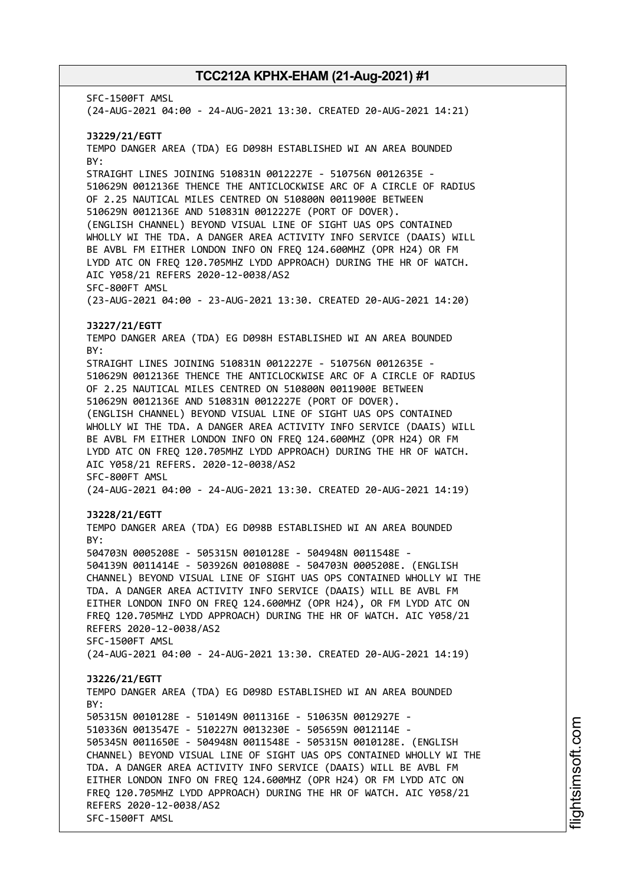SFC-1500FT AMSL
(24-AUG-2021 04:00 - 24-AUG-2021 13:30. CREATED 20-AUG-2021 14:21)

**J3229/21/EGTT**
TEMPO DANGER AREA (TDA) EG D098H ESTABLISHED WI AN AREA BOUNDED BY:
STRAIGHT LINES JOINING 510831N 0012227E - 510756N 0012635E - 510629N 0012136E THENCE THE ANTICLOCKWISE ARC OF A CIRCLE OF RADIUS OF 2.25 NAUTICAL MILES CENTRED ON 510800N 0011900E BETWEEN 510629N 0012136E AND 510831N 0012227E (PORT OF DOVER). (ENGLISH CHANNEL) BEYOND VISUAL LINE OF SIGHT UAS OPS CONTAINED WHOLLY WI THE TDA. A DANGER AREA ACTIVITY INFO SERVICE (DAAIS) WILL BE AVBL FM EITHER LONDON INFO ON FREQ 124.600MHZ (OPR H24) OR FM LYDD ATC ON FREQ 120.705MHZ LYDD APPROACH) DURING THE HR OF WATCH. AIC Y058/21 REFERS 2020-12-0038/AS2
SFC-800FT AMSL
(23-AUG-2021 04:00 - 23-AUG-2021 13:30. CREATED 20-AUG-2021 14:20)

**J3227/21/EGTT**
TEMPO DANGER AREA (TDA) EG D098H ESTABLISHED WI AN AREA BOUNDED BY:
STRAIGHT LINES JOINING 510831N 0012227E - 510756N 0012635E - 510629N 0012136E THENCE THE ANTICLOCKWISE ARC OF A CIRCLE OF RADIUS OF 2.25 NAUTICAL MILES CENTRED ON 510800N 0011900E BETWEEN 510629N 0012136E AND 510831N 0012227E (PORT OF DOVER). (ENGLISH CHANNEL) BEYOND VISUAL LINE OF SIGHT UAS OPS CONTAINED WHOLLY WI THE TDA. A DANGER AREA ACTIVITY INFO SERVICE (DAAIS) WILL BE AVBL FM EITHER LONDON INFO ON FREQ 124.600MHZ (OPR H24) OR FM LYDD ATC ON FREQ 120.705MHZ LYDD APPROACH) DURING THE HR OF WATCH. AIC Y058/21 REFERS. 2020-12-0038/AS2
SFC-800FT AMSL
(24-AUG-2021 04:00 - 24-AUG-2021 13:30. CREATED 20-AUG-2021 14:19)

**J3228/21/EGTT**
TEMPO DANGER AREA (TDA) EG D098B ESTABLISHED WI AN AREA BOUNDED BY:
504703N 0005208E - 505315N 0010128E - 504948N 0011548E - 504139N 0011414E - 503926N 0010808E - 504703N 0005208E. (ENGLISH CHANNEL) BEYOND VISUAL LINE OF SIGHT UAS OPS CONTAINED WHOLLY WI THE TDA. A DANGER AREA ACTIVITY INFO SERVICE (DAAIS) WILL BE AVBL FM EITHER LONDON INFO ON FREQ 124.600MHZ (OPR H24), OR FM LYDD ATC ON FREQ 120.705MHZ LYDD APPROACH) DURING THE HR OF WATCH. AIC Y058/21 REFERS 2020-12-0038/AS2
SFC-1500FT AMSL
(24-AUG-2021 04:00 - 24-AUG-2021 13:30. CREATED 20-AUG-2021 14:19)

**J3226/21/EGTT**
TEMPO DANGER AREA (TDA) EG D098D ESTABLISHED WI AN AREA BOUNDED BY:
505315N 0010128E - 510149N 0011316E - 510635N 0012927E - 510336N 0013547E - 510227N 0013230E - 505659N 0012114E - 505345N 0011650E - 504948N 0011548E - 505315N 0010128E. (ENGLISH CHANNEL) BEYOND VISUAL LINE OF SIGHT UAS OPS CONTAINED WHOLLY WI THE TDA. A DANGER AREA ACTIVITY INFO SERVICE (DAAIS) WILL BE AVBL FM EITHER LONDON INFO ON FREQ 124.600MHZ (OPR H24) OR FM LYDD ATC ON FREQ 120.705MHZ LYDD APPROACH) DURING THE HR OF WATCH. AIC Y058/21 REFERS 2020-12-0038/AS2
SFC-1500FT AMSL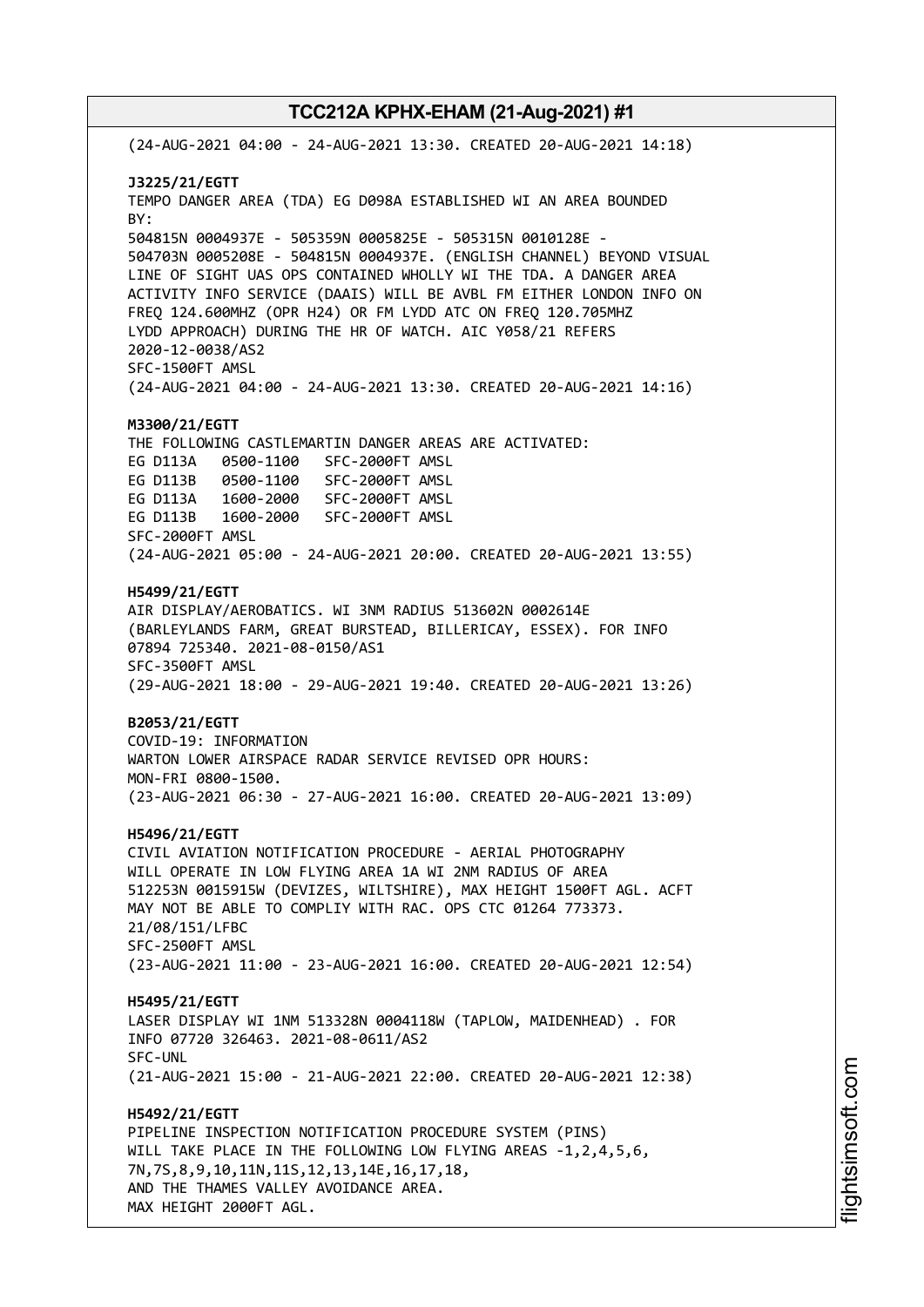(24-AUG-2021 04:00 - 24-AUG-2021 13:30. CREATED 20-AUG-2021 14:18)

**J3225/21/EGTT**
TEMPO DANGER AREA (TDA) EG D098A ESTABLISHED WI AN AREA BOUNDED BY:
504815N 0004937E - 505359N 0005825E - 505315N 0010128E - 504703N 0005208E - 504815N 0004937E. (ENGLISH CHANNEL) BEYOND VISUAL LINE OF SIGHT UAS OPS CONTAINED WHOLLY WI THE TDA. A DANGER AREA ACTIVITY INFO SERVICE (DAAIS) WILL BE AVBL FM EITHER LONDON INFO ON FREQ 124.600MHZ (OPR H24) OR FM LYDD ATC ON FREQ 120.705MHZ LYDD APPROACH) DURING THE HR OF WATCH. AIC Y058/21 REFERS
2020-12-0038/AS2
SFC-1500FT AMSL
(24-AUG-2021 04:00 - 24-AUG-2021 13:30. CREATED 20-AUG-2021 14:16)

**M3300/21/EGTT**
THE FOLLOWING CASTLEMARTIN DANGER AREAS ARE ACTIVATED:
EG D113A 0500-1100 SFC-2000FT AMSL
EG D113B 0500-1100 SFC-2000FT AMSL
EG D113A 1600-2000 SFC-2000FT AMSL
EG D113B 1600-2000 SFC-2000FT AMSL
SFC-2000FT AMSL
(24-AUG-2021 05:00 - 24-AUG-2021 20:00. CREATED 20-AUG-2021 13:55)

**H5499/21/EGTT**
AIR DISPLAY/AEROBATICS. WI 3NM RADIUS 513602N 0002614E (BARLEYLANDS FARM, GREAT BURSTEAD, BILLERICAY, ESSEX). FOR INFO 07894 725340. 2021-08-0150/AS1
SFC-3500FT AMSL
(29-AUG-2021 18:00 - 29-AUG-2021 19:40. CREATED 20-AUG-2021 13:26)

**B2053/21/EGTT**
COVID-19: INFORMATION
WARTON LOWER AIRSPACE RADAR SERVICE REVISED OPR HOURS:
MON-FRI 0800-1500.
(23-AUG-2021 06:30 - 27-AUG-2021 16:00. CREATED 20-AUG-2021 13:09)

**H5496/21/EGTT**
CIVIL AVIATION NOTIFICATION PROCEDURE - AERIAL PHOTOGRAPHY WILL OPERATE IN LOW FLYING AREA 1A WI 2NM RADIUS OF AREA 512253N 0015915W (DEVIZES, WILTSHIRE), MAX HEIGHT 1500FT AGL. ACFT MAY NOT BE ABLE TO COMPLIY WITH RAC. OPS CTC 01264 773373.
21/08/151/LFBC
SFC-2500FT AMSL
(23-AUG-2021 11:00 - 23-AUG-2021 16:00. CREATED 20-AUG-2021 12:54)

**H5495/21/EGTT**
LASER DISPLAY WI 1NM 513328N 0004118W (TAPLOW, MAIDENHEAD) . FOR INFO 07720 326463. 2021-08-0611/AS2
SFC-UNL
(21-AUG-2021 15:00 - 21-AUG-2021 22:00. CREATED 20-AUG-2021 12:38)

**H5492/21/EGTT**
PIPELINE INSPECTION NOTIFICATION PROCEDURE SYSTEM (PINS)
WILL TAKE PLACE IN THE FOLLOWING LOW FLYING AREAS -1,2,4,5,6,
7N,7S,8,9,10,11N,11S,12,13,14E,16,17,18,
AND THE THAMES VALLEY AVOIDANCE AREA.
MAX HEIGHT 2000FT AGL.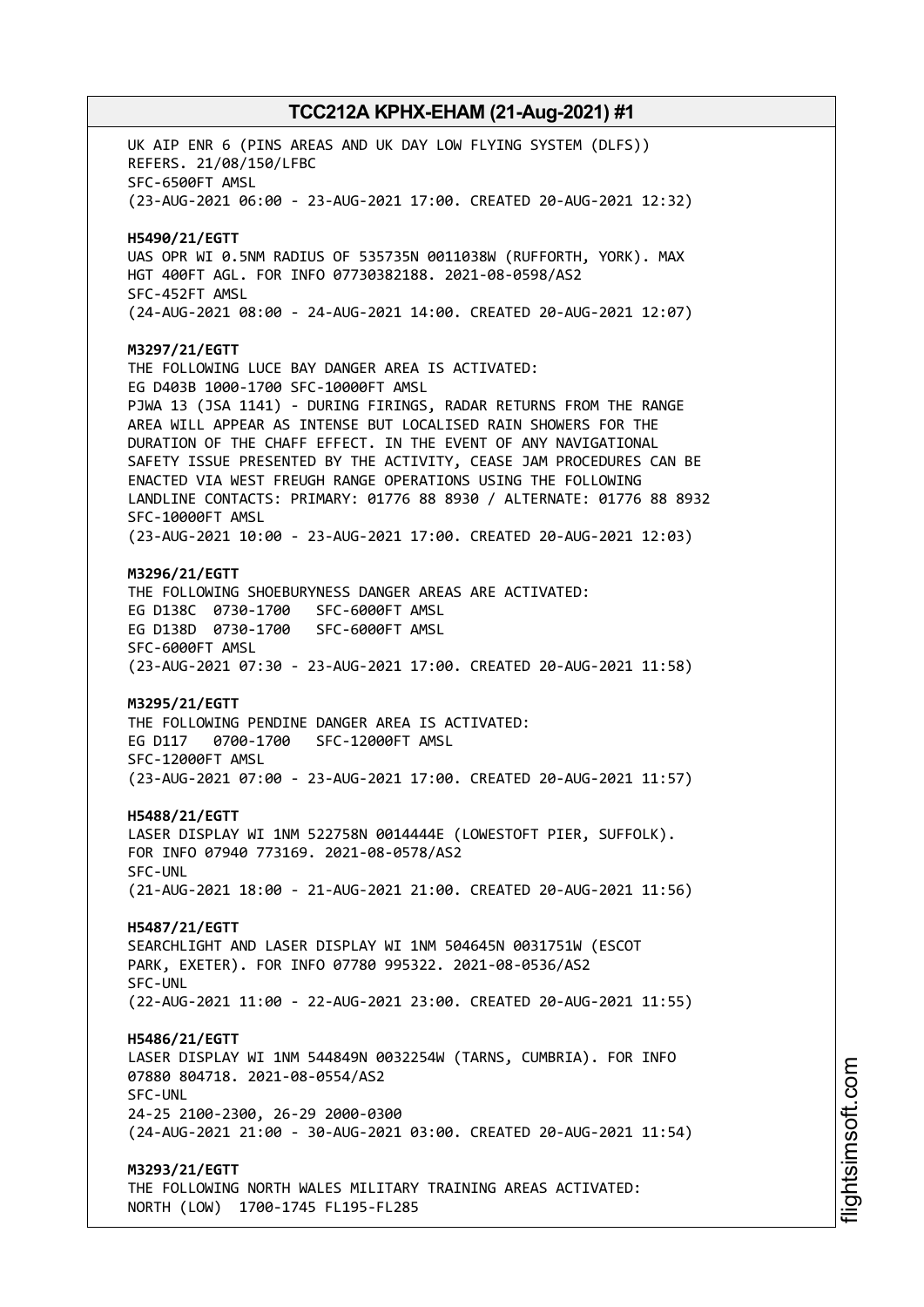UK AIP ENR 6 (PINS AREAS AND UK DAY LOW FLYING SYSTEM (DLFS)) REFERS. 21/08/150/LFBC
SFC-6500FT AMSL
(23-AUG-2021 06:00 - 23-AUG-2021 17:00. CREATED 20-AUG-2021 12:32)

**H5490/21/EGTT**
UAS OPR WI 0.5NM RADIUS OF 535735N 0011038W (RUFFORTH, YORK). MAX HGT 400FT AGL. FOR INFO 07730382188. 2021-08-0598/AS2
SFC-452FT AMSL
(24-AUG-2021 08:00 - 24-AUG-2021 14:00. CREATED 20-AUG-2021 12:07)

**M3297/21/EGTT**
THE FOLLOWING LUCE BAY DANGER AREA IS ACTIVATED:
EG D403B 1000-1700 SFC-10000FT AMSL
PJWA 13 (JSA 1141) - DURING FIRINGS, RADAR RETURNS FROM THE RANGE AREA WILL APPEAR AS INTENSE BUT LOCALISED RAIN SHOWERS FOR THE DURATION OF THE CHAFF EFFECT. IN THE EVENT OF ANY NAVIGATIONAL SAFETY ISSUE PRESENTED BY THE ACTIVITY, CEASE JAM PROCEDURES CAN BE ENACTED VIA WEST FREUGH RANGE OPERATIONS USING THE FOLLOWING LANDLINE CONTACTS: PRIMARY: 01776 88 8930 / ALTERNATE: 01776 88 8932
SFC-10000FT AMSL
(23-AUG-2021 10:00 - 23-AUG-2021 17:00. CREATED 20-AUG-2021 12:03)

**M3296/21/EGTT**
THE FOLLOWING SHOEBURYNESS DANGER AREAS ARE ACTIVATED:
EG D138C 0730-1700 SFC-6000FT AMSL
EG D138D 0730-1700 SFC-6000FT AMSL
SFC-6000FT AMSL
(23-AUG-2021 07:30 - 23-AUG-2021 17:00. CREATED 20-AUG-2021 11:58)

**M3295/21/EGTT**
THE FOLLOWING PENDINE DANGER AREA IS ACTIVATED:
EG D117 0700-1700 SFC-12000FT AMSL
SFC-12000FT AMSL
(23-AUG-2021 07:00 - 23-AUG-2021 17:00. CREATED 20-AUG-2021 11:57)

**H5488/21/EGTT**
LASER DISPLAY WI 1NM 522758N 0014444E (LOWESTOFT PIER, SUFFOLK). FOR INFO 07940 773169. 2021-08-0578/AS2
SFC-UNL
(21-AUG-2021 18:00 - 21-AUG-2021 21:00. CREATED 20-AUG-2021 11:56)

**H5487/21/EGTT**
SEARCHLIGHT AND LASER DISPLAY WI 1NM 504645N 0031751W (ESCOT PARK, EXETER). FOR INFO 07780 995322. 2021-08-0536/AS2
SFC-UNL
(22-AUG-2021 11:00 - 22-AUG-2021 23:00. CREATED 20-AUG-2021 11:55)

**H5486/21/EGTT**
LASER DISPLAY WI 1NM 544849N 0032254W (TARNS, CUMBRIA). FOR INFO 07880 804718. 2021-08-0554/AS2
SFC-UNL
24-25 2100-2300, 26-29 2000-0300
(24-AUG-2021 21:00 - 30-AUG-2021 03:00. CREATED 20-AUG-2021 11:54)

**M3293/21/EGTT**
THE FOLLOWING NORTH WALES MILITARY TRAINING AREAS ACTIVATED:
NORTH (LOW) 1700-1745 FL195-FL285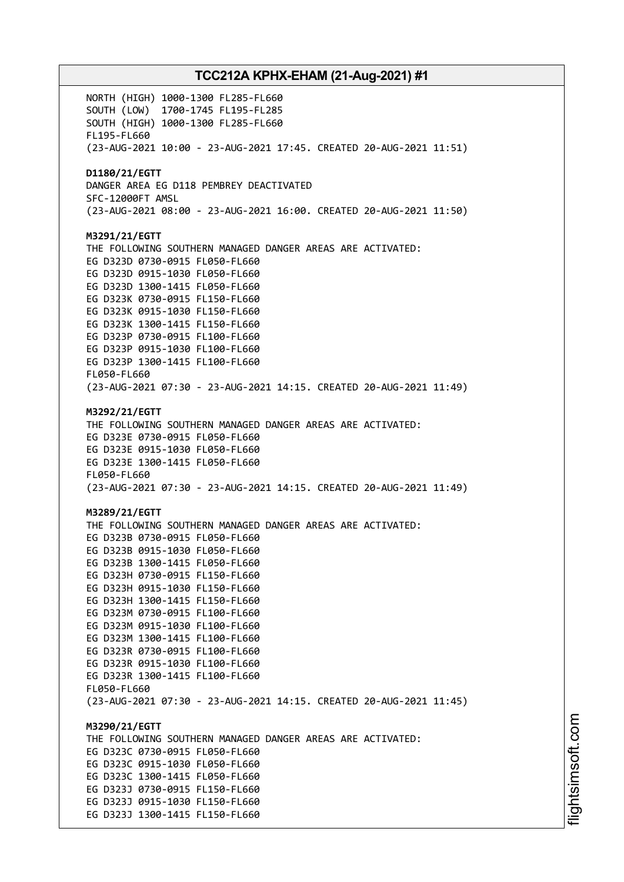NORTH (HIGH) 1000-1300 FL285-FL660
SOUTH (LOW) 1700-1745 FL195-FL285
SOUTH (HIGH) 1000-1300 FL285-FL660
FL195-FL660
(23-AUG-2021 10:00 - 23-AUG-2021 17:45. CREATED 20-AUG-2021 11:51)

**D1180/21/EGTT**
DANGER AREA EG D118 PEMBREY DEACTIVATED
SFC-12000FT AMSL
(23-AUG-2021 08:00 - 23-AUG-2021 16:00. CREATED 20-AUG-2021 11:50)

**M3291/21/EGTT**
THE FOLLOWING SOUTHERN MANAGED DANGER AREAS ARE ACTIVATED:
EG D323D 0730-0915 FL050-FL660
EG D323D 0915-1030 FL050-FL660
EG D323D 1300-1415 FL050-FL660
EG D323K 0730-0915 FL150-FL660
EG D323K 0915-1030 FL150-FL660
EG D323K 1300-1415 FL150-FL660
EG D323P 0730-0915 FL100-FL660
EG D323P 0915-1030 FL100-FL660
EG D323P 1300-1415 FL100-FL660
FL050-FL660
(23-AUG-2021 07:30 - 23-AUG-2021 14:15. CREATED 20-AUG-2021 11:49)

**M3292/21/EGTT**
THE FOLLOWING SOUTHERN MANAGED DANGER AREAS ARE ACTIVATED:
EG D323E 0730-0915 FL050-FL660
EG D323E 0915-1030 FL050-FL660
EG D323E 1300-1415 FL050-FL660
FL050-FL660
(23-AUG-2021 07:30 - 23-AUG-2021 14:15. CREATED 20-AUG-2021 11:49)

**M3289/21/EGTT**
THE FOLLOWING SOUTHERN MANAGED DANGER AREAS ARE ACTIVATED:
EG D323B 0730-0915 FL050-FL660
EG D323B 0915-1030 FL050-FL660
EG D323B 1300-1415 FL050-FL660
EG D323H 0730-0915 FL150-FL660
EG D323H 0915-1030 FL150-FL660
EG D323H 1300-1415 FL150-FL660
EG D323M 0730-0915 FL100-FL660
EG D323M 0915-1030 FL100-FL660
EG D323M 1300-1415 FL100-FL660
EG D323R 0730-0915 FL100-FL660
EG D323R 0915-1030 FL100-FL660
EG D323R 1300-1415 FL100-FL660
FL050-FL660
(23-AUG-2021 07:30 - 23-AUG-2021 14:15. CREATED 20-AUG-2021 11:45)

**M3290/21/EGTT**
THE FOLLOWING SOUTHERN MANAGED DANGER AREAS ARE ACTIVATED:
EG D323C 0730-0915 FL050-FL660
EG D323C 0915-1030 FL050-FL660
EG D323C 1300-1415 FL050-FL660
EG D323J 0730-0915 FL150-FL660
EG D323J 0915-1030 FL150-FL660
EG D323J 1300-1415 FL150-FL660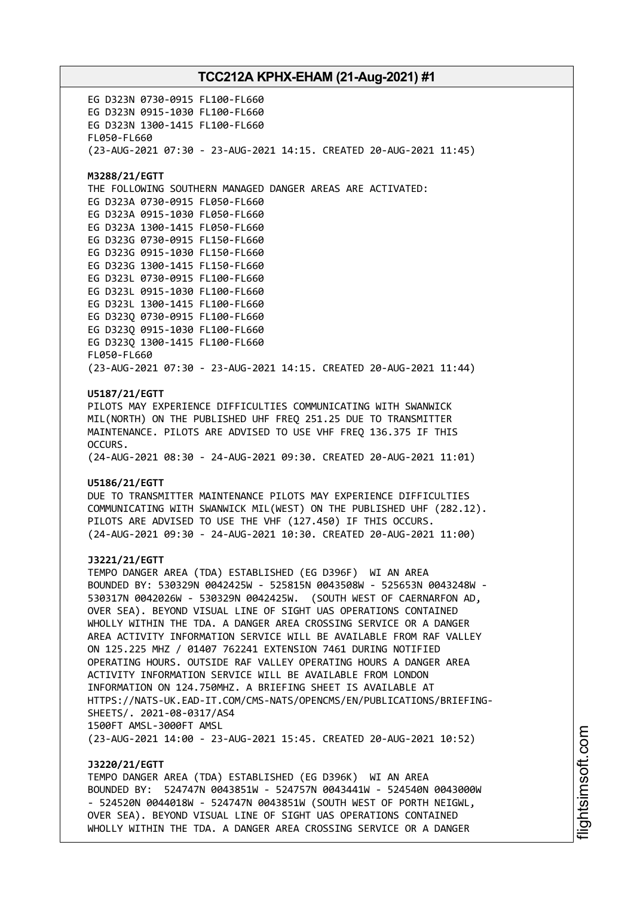EG D323N 0730-0915 FL100-FL660
EG D323N 0915-1030 FL100-FL660
EG D323N 1300-1415 FL100-FL660
FL050-FL660
(23-AUG-2021 07:30 - 23-AUG-2021 14:15. CREATED 20-AUG-2021 11:45)

**M3288/21/EGTT**
THE FOLLOWING SOUTHERN MANAGED DANGER AREAS ARE ACTIVATED:
EG D323A 0730-0915 FL050-FL660
EG D323A 0915-1030 FL050-FL660
EG D323A 1300-1415 FL050-FL660
EG D323G 0730-0915 FL150-FL660
EG D323G 0915-1030 FL150-FL660
EG D323G 1300-1415 FL150-FL660
EG D323L 0730-0915 FL100-FL660
EG D323L 0915-1030 FL100-FL660
EG D323L 1300-1415 FL100-FL660
EG D323Q 0730-0915 FL100-FL660
EG D323Q 0915-1030 FL100-FL660
EG D323Q 1300-1415 FL100-FL660
FL050-FL660
(23-AUG-2021 07:30 - 23-AUG-2021 14:15. CREATED 20-AUG-2021 11:44)

**U5187/21/EGTT**
PILOTS MAY EXPERIENCE DIFFICULTIES COMMUNICATING WITH SWANWICK MIL(NORTH) ON THE PUBLISHED UHF FREQ 251.25 DUE TO TRANSMITTER MAINTENANCE. PILOTS ARE ADVISED TO USE VHF FREQ 136.375 IF THIS OCCURS.
(24-AUG-2021 08:30 - 24-AUG-2021 09:30. CREATED 20-AUG-2021 11:01)

**U5186/21/EGTT**
DUE TO TRANSMITTER MAINTENANCE PILOTS MAY EXPERIENCE DIFFICULTIES COMMUNICATING WITH SWANWICK MIL(WEST) ON THE PUBLISHED UHF (282.12). PILOTS ARE ADVISED TO USE THE VHF (127.450) IF THIS OCCURS.
(24-AUG-2021 09:30 - 24-AUG-2021 10:30. CREATED 20-AUG-2021 11:00)

**J3221/21/EGTT**
TEMPO DANGER AREA (TDA) ESTABLISHED (EG D396F) WI AN AREA BOUNDED BY: 530329N 0042425W - 525815N 0043508W - 525653N 0043248W - 530317N 0042026W - 530329N 0042425W. (SOUTH WEST OF CAERNARFON AD, OVER SEA). BEYOND VISUAL LINE OF SIGHT UAS OPERATIONS CONTAINED WHOLLY WITHIN THE TDA. A DANGER AREA CROSSING SERVICE OR A DANGER AREA ACTIVITY INFORMATION SERVICE WILL BE AVAILABLE FROM RAF VALLEY ON 125.225 MHZ / 01407 762241 EXTENSION 7461 DURING NOTIFIED OPERATING HOURS. OUTSIDE RAF VALLEY OPERATING HOURS A DANGER AREA ACTIVITY INFORMATION SERVICE WILL BE AVAILABLE FROM LONDON INFORMATION ON 124.750MHZ. A BRIEFING SHEET IS AVAILABLE AT HTTPS://NATS-UK.EAD-IT.COM/CMS-NATS/OPENCMS/EN/PUBLICATIONS/BRIEFING-SHEETS/. 2021-08-0317/AS4
1500FT AMSL-3000FT AMSL
(23-AUG-2021 14:00 - 23-AUG-2021 15:45. CREATED 20-AUG-2021 10:52)

**J3220/21/EGTT**
TEMPO DANGER AREA (TDA) ESTABLISHED (EG D396K) WI AN AREA BOUNDED BY: 524747N 0043851W - 524757N 0043441W - 524540N 0043000W - 524520N 0044018W - 524747N 0043851W (SOUTH WEST OF PORTH NEIGWL, OVER SEA). BEYOND VISUAL LINE OF SIGHT UAS OPERATIONS CONTAINED WHOLLY WITHIN THE TDA. A DANGER AREA CROSSING SERVICE OR A DANGER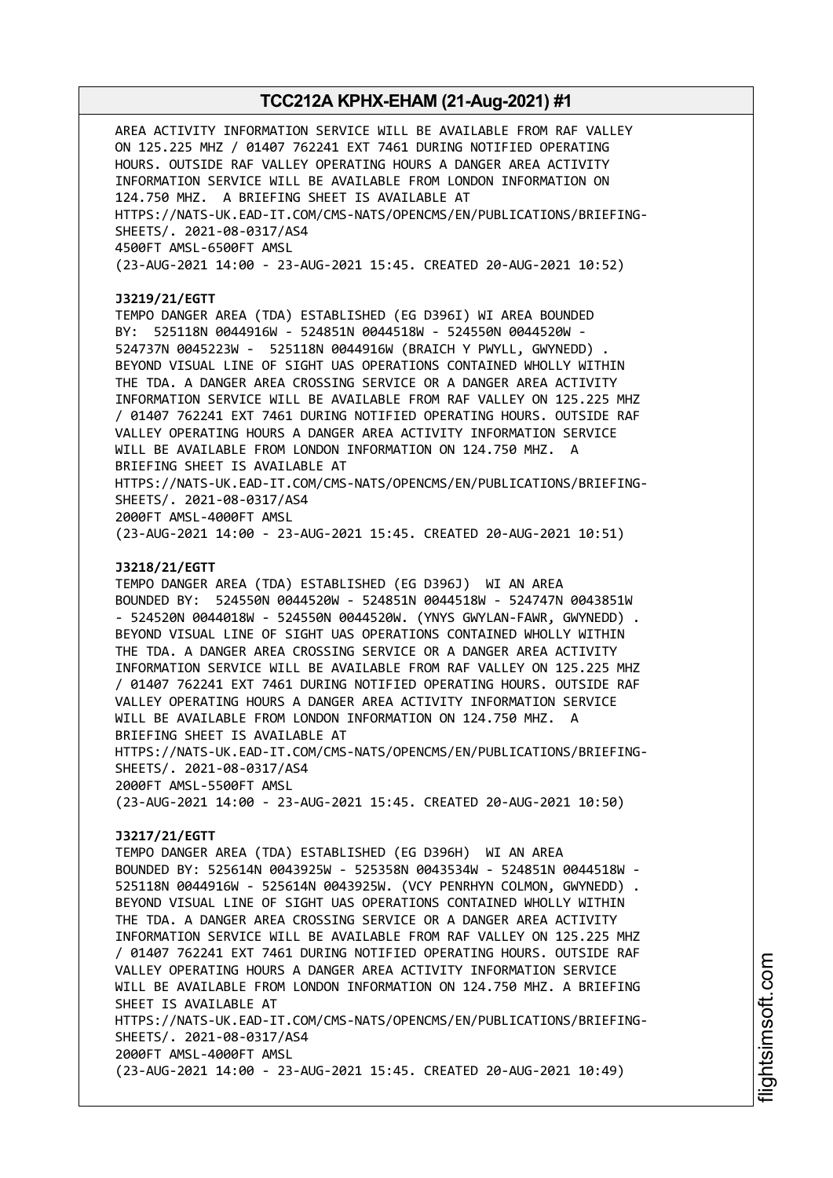AREA ACTIVITY INFORMATION SERVICE WILL BE AVAILABLE FROM RAF VALLEY ON 125.225 MHZ / 01407 762241 EXT 7461 DURING NOTIFIED OPERATING HOURS. OUTSIDE RAF VALLEY OPERATING HOURS A DANGER AREA ACTIVITY INFORMATION SERVICE WILL BE AVAILABLE FROM LONDON INFORMATION ON 124.750 MHZ. A BRIEFING SHEET IS AVAILABLE AT HTTPS://NATS-UK.EAD-IT.COM/CMS-NATS/OPENCMS/EN/PUBLICATIONS/BRIEFING-SHEETS/. 2021-08-0317/AS4
4500FT AMSL-6500FT AMSL
(23-AUG-2021 14:00 - 23-AUG-2021 15:45. CREATED 20-AUG-2021 10:52)

**J3219/21/EGTT**
TEMPO DANGER AREA (TDA) ESTABLISHED (EG D396I) WI AREA BOUNDED BY: 525118N 0044916W - 524851N 0044518W - 524550N 0044520W - 524737N 0045223W - 525118N 0044916W (BRAICH Y PWYLL, GWYNEDD) . BEYOND VISUAL LINE OF SIGHT UAS OPERATIONS CONTAINED WHOLLY WITHIN THE TDA. A DANGER AREA CROSSING SERVICE OR A DANGER AREA ACTIVITY INFORMATION SERVICE WILL BE AVAILABLE FROM RAF VALLEY ON 125.225 MHZ / 01407 762241 EXT 7461 DURING NOTIFIED OPERATING HOURS. OUTSIDE RAF VALLEY OPERATING HOURS A DANGER AREA ACTIVITY INFORMATION SERVICE WILL BE AVAILABLE FROM LONDON INFORMATION ON 124.750 MHZ. A BRIEFING SHEET IS AVAILABLE AT HTTPS://NATS-UK.EAD-IT.COM/CMS-NATS/OPENCMS/EN/PUBLICATIONS/BRIEFING-SHEETS/. 2021-08-0317/AS4
2000FT AMSL-4000FT AMSL
(23-AUG-2021 14:00 - 23-AUG-2021 15:45. CREATED 20-AUG-2021 10:51)

**J3218/21/EGTT**
TEMPO DANGER AREA (TDA) ESTABLISHED (EG D396J) WI AN AREA BOUNDED BY: 524550N 0044520W - 524851N 0044518W - 524747N 0043851W - 524520N 0044018W - 524550N 0044520W. (YNYS GWYLAN-FAWR, GWYNEDD) . BEYOND VISUAL LINE OF SIGHT UAS OPERATIONS CONTAINED WHOLLY WITHIN THE TDA. A DANGER AREA CROSSING SERVICE OR A DANGER AREA ACTIVITY INFORMATION SERVICE WILL BE AVAILABLE FROM RAF VALLEY ON 125.225 MHZ / 01407 762241 EXT 7461 DURING NOTIFIED OPERATING HOURS. OUTSIDE RAF VALLEY OPERATING HOURS A DANGER AREA ACTIVITY INFORMATION SERVICE WILL BE AVAILABLE FROM LONDON INFORMATION ON 124.750 MHZ. A BRIEFING SHEET IS AVAILABLE AT HTTPS://NATS-UK.EAD-IT.COM/CMS-NATS/OPENCMS/EN/PUBLICATIONS/BRIEFING-SHEETS/. 2021-08-0317/AS4
2000FT AMSL-5500FT AMSL
(23-AUG-2021 14:00 - 23-AUG-2021 15:45. CREATED 20-AUG-2021 10:50)

**J3217/21/EGTT**
TEMPO DANGER AREA (TDA) ESTABLISHED (EG D396H) WI AN AREA BOUNDED BY: 525614N 0043925W - 525358N 0043534W - 524851N 0044518W - 525118N 0044916W - 525614N 0043925W. (VCY PENRHYN COLMON, GWYNEDD) . BEYOND VISUAL LINE OF SIGHT UAS OPERATIONS CONTAINED WHOLLY WITHIN THE TDA. A DANGER AREA CROSSING SERVICE OR A DANGER AREA ACTIVITY INFORMATION SERVICE WILL BE AVAILABLE FROM RAF VALLEY ON 125.225 MHZ / 01407 762241 EXT 7461 DURING NOTIFIED OPERATING HOURS. OUTSIDE RAF VALLEY OPERATING HOURS A DANGER AREA ACTIVITY INFORMATION SERVICE WILL BE AVAILABLE FROM LONDON INFORMATION ON 124.750 MHZ. A BRIEFING SHEET IS AVAILABLE AT HTTPS://NATS-UK.EAD-IT.COM/CMS-NATS/OPENCMS/EN/PUBLICATIONS/BRIEFING-SHEETS/. 2021-08-0317/AS4
2000FT AMSL-4000FT AMSL
(23-AUG-2021 14:00 - 23-AUG-2021 15:45. CREATED 20-AUG-2021 10:49)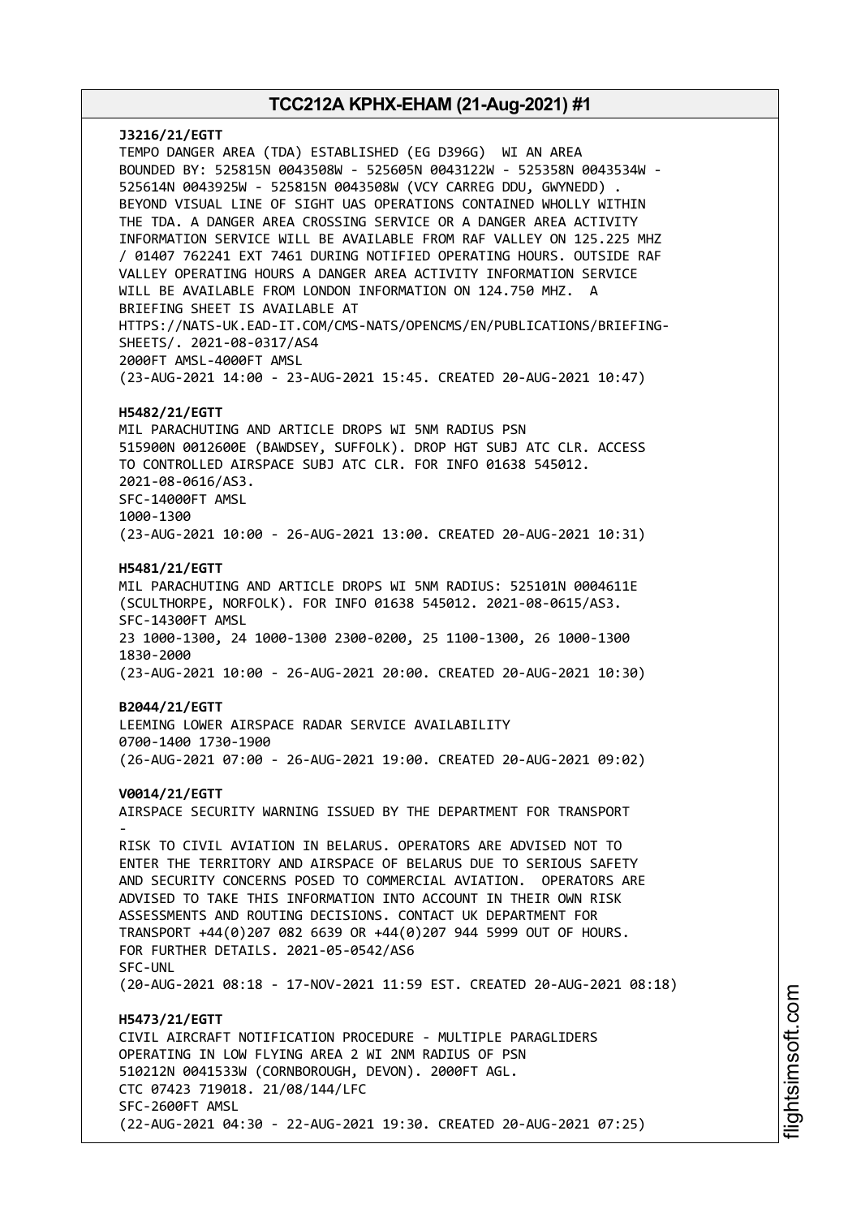**J3216/21/EGTT**
TEMPO DANGER AREA (TDA) ESTABLISHED (EG D396G) WI AN AREA BOUNDED BY: 525815N 0043508W - 525605N 0043122W - 525358N 0043534W - 525614N 0043925W - 525815N 0043508W (VCY CARREG DDU, GWYNEDD) . BEYOND VISUAL LINE OF SIGHT UAS OPERATIONS CONTAINED WHOLLY WITHIN THE TDA. A DANGER AREA CROSSING SERVICE OR A DANGER AREA ACTIVITY INFORMATION SERVICE WILL BE AVAILABLE FROM RAF VALLEY ON 125.225 MHZ / 01407 762241 EXT 7461 DURING NOTIFIED OPERATING HOURS. OUTSIDE RAF VALLEY OPERATING HOURS A DANGER AREA ACTIVITY INFORMATION SERVICE WILL BE AVAILABLE FROM LONDON INFORMATION ON 124.750 MHZ. A BRIEFING SHEET IS AVAILABLE AT HTTPS://NATS-UK.EAD-IT.COM/CMS-NATS/OPENCMS/EN/PUBLICATIONS/BRIEFING-SHEETS/. 2021-08-0317/AS4
2000FT AMSL-4000FT AMSL
(23-AUG-2021 14:00 - 23-AUG-2021 15:45. CREATED 20-AUG-2021 10:47)

**H5482/21/EGTT**
MIL PARACHUTING AND ARTICLE DROPS WI 5NM RADIUS PSN 515900N 0012600E (BAWDSEY, SUFFOLK). DROP HGT SUBJ ATC CLR. ACCESS TO CONTROLLED AIRSPACE SUBJ ATC CLR. FOR INFO 01638 545012. 2021-08-0616/AS3.
SFC-14000FT AMSL
1000-1300
(23-AUG-2021 10:00 - 26-AUG-2021 13:00. CREATED 20-AUG-2021 10:31)

**H5481/21/EGTT**
MIL PARACHUTING AND ARTICLE DROPS WI 5NM RADIUS: 525101N 0004611E (SCULTHORPE, NORFOLK). FOR INFO 01638 545012. 2021-08-0615/AS3.
SFC-14300FT AMSL
23 1000-1300, 24 1000-1300 2300-0200, 25 1100-1300, 26 1000-1300 1830-2000
(23-AUG-2021 10:00 - 26-AUG-2021 20:00. CREATED 20-AUG-2021 10:30)

**B2044/21/EGTT**
LEEMING LOWER AIRSPACE RADAR SERVICE AVAILABILITY
0700-1400 1730-1900
(26-AUG-2021 07:00 - 26-AUG-2021 19:00. CREATED 20-AUG-2021 09:02)

**V0014/21/EGTT**
AIRSPACE SECURITY WARNING ISSUED BY THE DEPARTMENT FOR TRANSPORT
-
RISK TO CIVIL AVIATION IN BELARUS. OPERATORS ARE ADVISED NOT TO ENTER THE TERRITORY AND AIRSPACE OF BELARUS DUE TO SERIOUS SAFETY AND SECURITY CONCERNS POSED TO COMMERCIAL AVIATION. OPERATORS ARE ADVISED TO TAKE THIS INFORMATION INTO ACCOUNT IN THEIR OWN RISK ASSESSMENTS AND ROUTING DECISIONS. CONTACT UK DEPARTMENT FOR TRANSPORT +44(0)207 082 6639 OR +44(0)207 944 5999 OUT OF HOURS. FOR FURTHER DETAILS. 2021-05-0542/AS6
SFC-UNL
(20-AUG-2021 08:18 - 17-NOV-2021 11:59 EST. CREATED 20-AUG-2021 08:18)

**H5473/21/EGTT**
CIVIL AIRCRAFT NOTIFICATION PROCEDURE - MULTIPLE PARAGLIDERS OPERATING IN LOW FLYING AREA 2 WI 2NM RADIUS OF PSN 510212N 0041533W (CORNBOROUGH, DEVON). 2000FT AGL.
CTC 07423 719018. 21/08/144/LFC
SFC-2600FT AMSL
(22-AUG-2021 04:30 - 22-AUG-2021 19:30. CREATED 20-AUG-2021 07:25)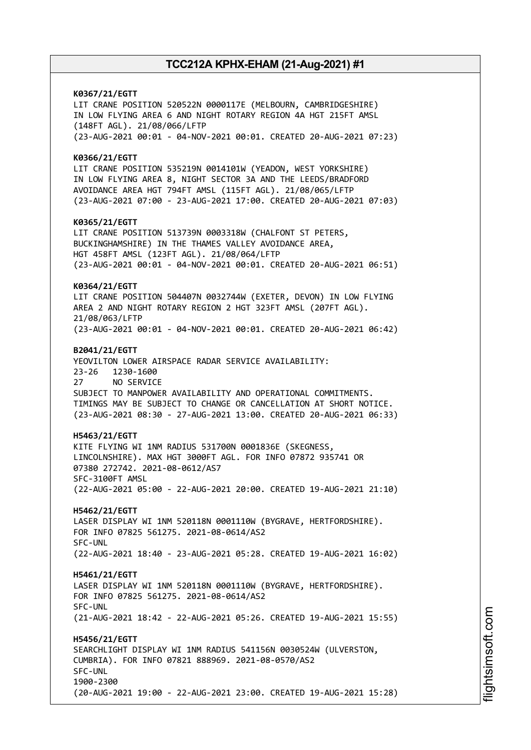**K0367/21/EGTT**
LIT CRANE POSITION 520522N 0000117E (MELBOURN, CAMBRIDGESHIRE) IN LOW FLYING AREA 6 AND NIGHT ROTARY REGION 4A HGT 215FT AMSL (148FT AGL). 21/08/066/LFTP
(23-AUG-2021 00:01 - 04-NOV-2021 00:01. CREATED 20-AUG-2021 07:23)

**K0366/21/EGTT**
LIT CRANE POSITION 535219N 0014101W (YEADON, WEST YORKSHIRE) IN LOW FLYING AREA 8, NIGHT SECTOR 3A AND THE LEEDS/BRADFORD AVOIDANCE AREA HGT 794FT AMSL (115FT AGL). 21/08/065/LFTP
(23-AUG-2021 07:00 - 23-AUG-2021 17:00. CREATED 20-AUG-2021 07:03)

**K0365/21/EGTT**
LIT CRANE POSITION 513739N 0003318W (CHALFONT ST PETERS, BUCKINGHAMSHIRE) IN THE THAMES VALLEY AVOIDANCE AREA, HGT 458FT AMSL (123FT AGL). 21/08/064/LFTP
(23-AUG-2021 00:01 - 04-NOV-2021 00:01. CREATED 20-AUG-2021 06:51)

**K0364/21/EGTT**
LIT CRANE POSITION 504407N 0032744W (EXETER, DEVON) IN LOW FLYING AREA 2 AND NIGHT ROTARY REGION 2 HGT 323FT AMSL (207FT AGL). 21/08/063/LFTP
(23-AUG-2021 00:01 - 04-NOV-2021 00:01. CREATED 20-AUG-2021 06:42)

**B2041/21/EGTT**
YEOVILTON LOWER AIRSPACE RADAR SERVICE AVAILABILITY:
23-26 1230-1600
27 NO SERVICE
SUBJECT TO MANPOWER AVAILABILITY AND OPERATIONAL COMMITMENTS.
TIMINGS MAY BE SUBJECT TO CHANGE OR CANCELLATION AT SHORT NOTICE.
(23-AUG-2021 08:30 - 27-AUG-2021 13:00. CREATED 20-AUG-2021 06:33)

**H5463/21/EGTT**
KITE FLYING WI 1NM RADIUS 531700N 0001836E (SKEGNESS, LINCOLNSHIRE). MAX HGT 3000FT AGL. FOR INFO 07872 935741 OR 07380 272742. 2021-08-0612/AS7
SFC-3100FT AMSL
(22-AUG-2021 05:00 - 22-AUG-2021 20:00. CREATED 19-AUG-2021 21:10)

**H5462/21/EGTT**
LASER DISPLAY WI 1NM 520118N 0001110W (BYGRAVE, HERTFORDSHIRE). FOR INFO 07825 561275. 2021-08-0614/AS2
SFC-UNL
(22-AUG-2021 18:40 - 23-AUG-2021 05:28. CREATED 19-AUG-2021 16:02)

**H5461/21/EGTT**
LASER DISPLAY WI 1NM 520118N 0001110W (BYGRAVE, HERTFORDSHIRE). FOR INFO 07825 561275. 2021-08-0614/AS2
SFC-UNL
(21-AUG-2021 18:42 - 22-AUG-2021 05:26. CREATED 19-AUG-2021 15:55)

**H5456/21/EGTT**
SEARCHLIGHT DISPLAY WI 1NM RADIUS 541156N 0030524W (ULVERSTON, CUMBRIA). FOR INFO 07821 888969. 2021-08-0570/AS2
SFC-UNL
1900-2300
(20-AUG-2021 19:00 - 22-AUG-2021 23:00. CREATED 19-AUG-2021 15:28)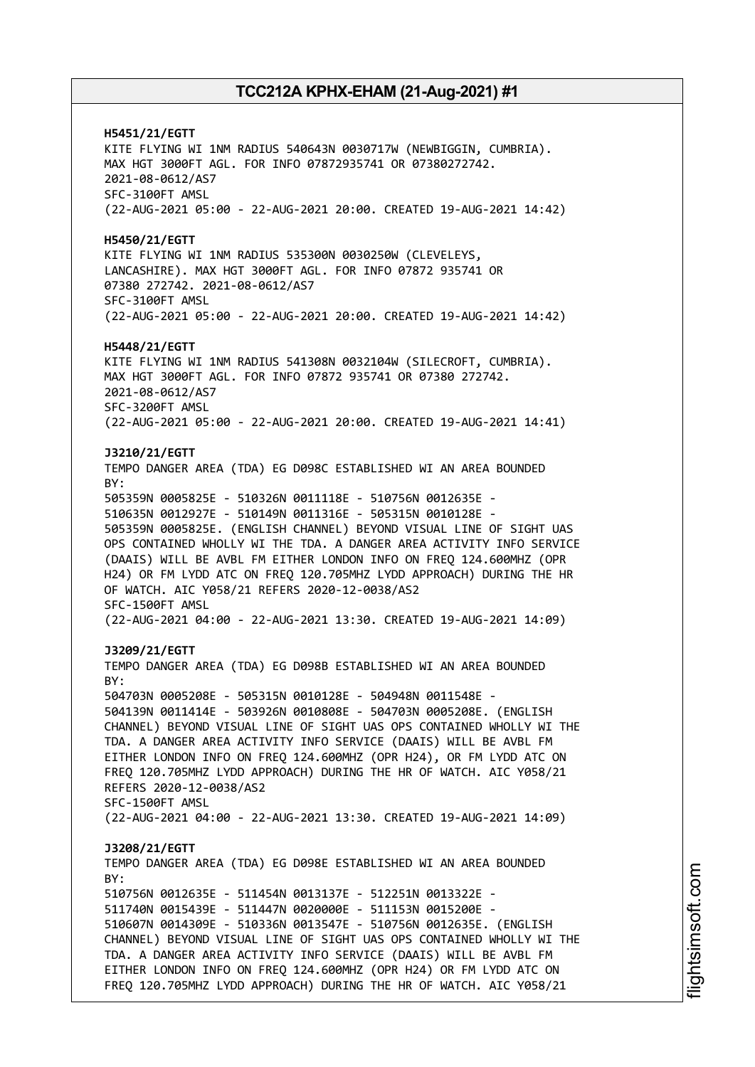**H5451/21/EGTT**
KITE FLYING WI 1NM RADIUS 540643N 0030717W (NEWBIGGIN, CUMBRIA).
MAX HGT 3000FT AGL. FOR INFO 07872935741 OR 07380272742.
2021-08-0612/AS7
SFC-3100FT AMSL
(22-AUG-2021 05:00 - 22-AUG-2021 20:00. CREATED 19-AUG-2021 14:42)

**H5450/21/EGTT**
KITE FLYING WI 1NM RADIUS 535300N 0030250W (CLEVELEYS,
LANCASHIRE). MAX HGT 3000FT AGL. FOR INFO 07872 935741 OR
07380 272742. 2021-08-0612/AS7
SFC-3100FT AMSL
(22-AUG-2021 05:00 - 22-AUG-2021 20:00. CREATED 19-AUG-2021 14:42)

**H5448/21/EGTT**
KITE FLYING WI 1NM RADIUS 541308N 0032104W (SILECROFT, CUMBRIA).
MAX HGT 3000FT AGL. FOR INFO 07872 935741 OR 07380 272742.
2021-08-0612/AS7
SFC-3200FT AMSL
(22-AUG-2021 05:00 - 22-AUG-2021 20:00. CREATED 19-AUG-2021 14:41)

**J3210/21/EGTT**
TEMPO DANGER AREA (TDA) EG D098C ESTABLISHED WI AN AREA BOUNDED
BY:
505359N 0005825E - 510326N 0011118E - 510756N 0012635E -
510635N 0012927E - 510149N 0011316E - 505315N 0010128E -
505359N 0005825E. (ENGLISH CHANNEL) BEYOND VISUAL LINE OF SIGHT UAS
OPS CONTAINED WHOLLY WI THE TDA. A DANGER AREA ACTIVITY INFO SERVICE
(DAAIS) WILL BE AVBL FM EITHER LONDON INFO ON FREQ 124.600MHZ (OPR
H24) OR FM LYDD ATC ON FREQ 120.705MHZ LYDD APPROACH) DURING THE HR
OF WATCH. AIC Y058/21 REFERS 2020-12-0038/AS2
SFC-1500FT AMSL
(22-AUG-2021 04:00 - 22-AUG-2021 13:30. CREATED 19-AUG-2021 14:09)

**J3209/21/EGTT**
TEMPO DANGER AREA (TDA) EG D098B ESTABLISHED WI AN AREA BOUNDED
BY:
504703N 0005208E - 505315N 0010128E - 504948N 0011548E -
504139N 0011414E - 503926N 0010808E - 504703N 0005208E. (ENGLISH
CHANNEL) BEYOND VISUAL LINE OF SIGHT UAS OPS CONTAINED WHOLLY WI THE
TDA. A DANGER AREA ACTIVITY INFO SERVICE (DAAIS) WILL BE AVBL FM
EITHER LONDON INFO ON FREQ 124.600MHZ (OPR H24), OR FM LYDD ATC ON
FREQ 120.705MHZ LYDD APPROACH) DURING THE HR OF WATCH. AIC Y058/21
REFERS 2020-12-0038/AS2
SFC-1500FT AMSL
(22-AUG-2021 04:00 - 22-AUG-2021 13:30. CREATED 19-AUG-2021 14:09)

**J3208/21/EGTT**
TEMPO DANGER AREA (TDA) EG D098E ESTABLISHED WI AN AREA BOUNDED
BY:
510756N 0012635E - 511454N 0013137E - 512251N 0013322E -
511740N 0015439E - 511447N 0020000E - 511153N 0015200E -
510607N 0014309E - 510336N 0013547E - 510756N 0012635E. (ENGLISH
CHANNEL) BEYOND VISUAL LINE OF SIGHT UAS OPS CONTAINED WHOLLY WI THE
TDA. A DANGER AREA ACTIVITY INFO SERVICE (DAAIS) WILL BE AVBL FM
EITHER LONDON INFO ON FREQ 124.600MHZ (OPR H24) OR FM LYDD ATC ON
FREQ 120.705MHZ LYDD APPROACH) DURING THE HR OF WATCH. AIC Y058/21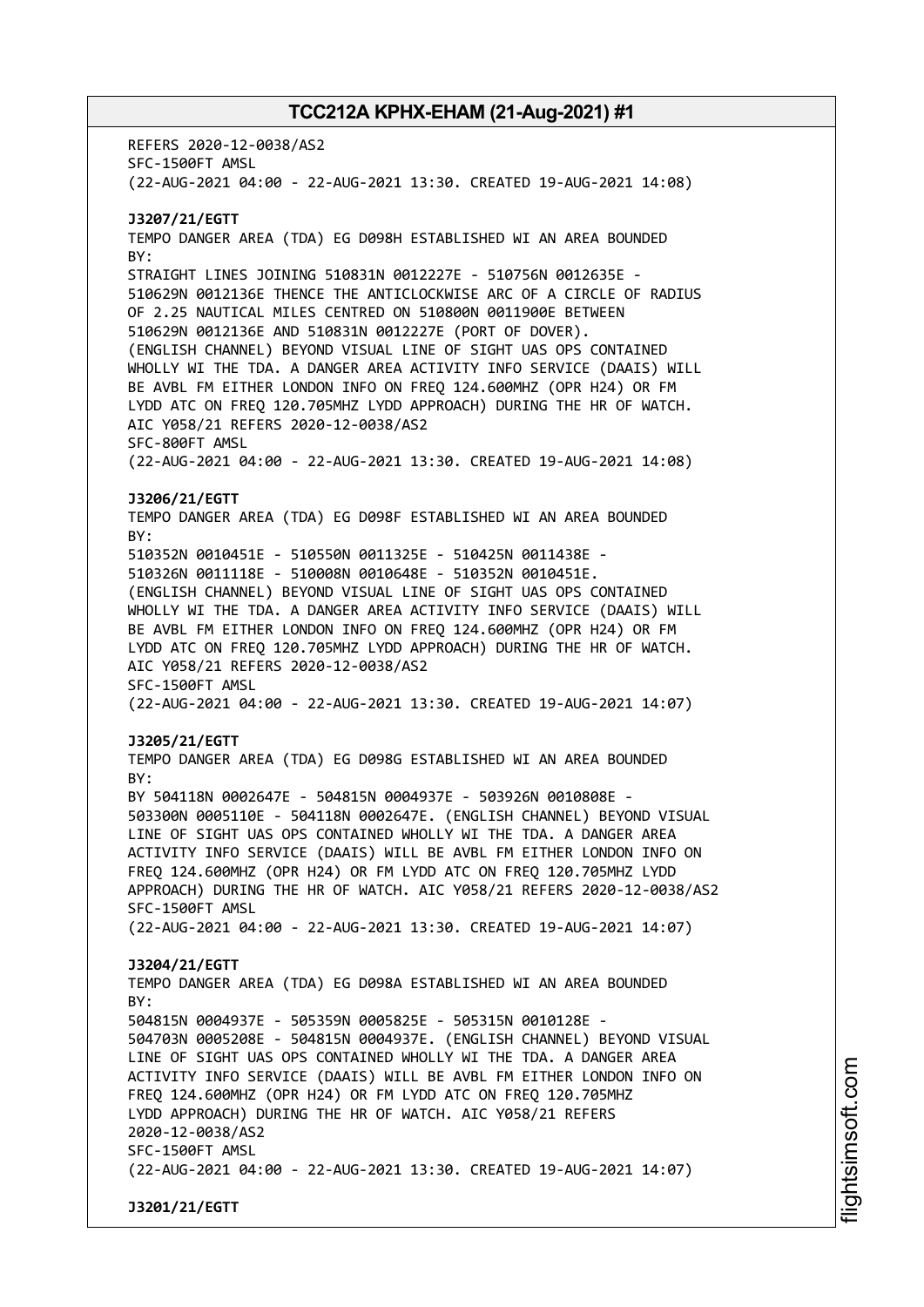REFERS 2020-12-0038/AS2
SFC-1500FT AMSL
(22-AUG-2021 04:00 - 22-AUG-2021 13:30. CREATED 19-AUG-2021 14:08)

**J3207/21/EGTT**
TEMPO DANGER AREA (TDA) EG D098H ESTABLISHED WI AN AREA BOUNDED BY:
STRAIGHT LINES JOINING 510831N 0012227E - 510756N 0012635E - 510629N 0012136E THENCE THE ANTICLOCKWISE ARC OF A CIRCLE OF RADIUS OF 2.25 NAUTICAL MILES CENTRED ON 510800N 0011900E BETWEEN 510629N 0012136E AND 510831N 0012227E (PORT OF DOVER).
(ENGLISH CHANNEL) BEYOND VISUAL LINE OF SIGHT UAS OPS CONTAINED WHOLLY WI THE TDA. A DANGER AREA ACTIVITY INFO SERVICE (DAAIS) WILL BE AVBL FM EITHER LONDON INFO ON FREQ 124.600MHZ (OPR H24) OR FM LYDD ATC ON FREQ 120.705MHZ LYDD APPROACH) DURING THE HR OF WATCH. AIC Y058/21 REFERS 2020-12-0038/AS2
SFC-800FT AMSL
(22-AUG-2021 04:00 - 22-AUG-2021 13:30. CREATED 19-AUG-2021 14:08)

**J3206/21/EGTT**
TEMPO DANGER AREA (TDA) EG D098F ESTABLISHED WI AN AREA BOUNDED BY:
510352N 0010451E - 510550N 0011325E - 510425N 0011438E - 510326N 0011118E - 510008N 0010648E - 510352N 0010451E.
(ENGLISH CHANNEL) BEYOND VISUAL LINE OF SIGHT UAS OPS CONTAINED WHOLLY WI THE TDA. A DANGER AREA ACTIVITY INFO SERVICE (DAAIS) WILL BE AVBL FM EITHER LONDON INFO ON FREQ 124.600MHZ (OPR H24) OR FM LYDD ATC ON FREQ 120.705MHZ LYDD APPROACH) DURING THE HR OF WATCH. AIC Y058/21 REFERS 2020-12-0038/AS2
SFC-1500FT AMSL
(22-AUG-2021 04:00 - 22-AUG-2021 13:30. CREATED 19-AUG-2021 14:07)

**J3205/21/EGTT**
TEMPO DANGER AREA (TDA) EG D098G ESTABLISHED WI AN AREA BOUNDED BY:
BY 504118N 0002647E - 504815N 0004937E - 503926N 0010808E - 503300N 0005110E - 504118N 0002647E. (ENGLISH CHANNEL) BEYOND VISUAL LINE OF SIGHT UAS OPS CONTAINED WHOLLY WI THE TDA. A DANGER AREA ACTIVITY INFO SERVICE (DAAIS) WILL BE AVBL FM EITHER LONDON INFO ON FREQ 124.600MHZ (OPR H24) OR FM LYDD ATC ON FREQ 120.705MHZ LYDD APPROACH) DURING THE HR OF WATCH. AIC Y058/21 REFERS 2020-12-0038/AS2
SFC-1500FT AMSL
(22-AUG-2021 04:00 - 22-AUG-2021 13:30. CREATED 19-AUG-2021 14:07)

**J3204/21/EGTT**
TEMPO DANGER AREA (TDA) EG D098A ESTABLISHED WI AN AREA BOUNDED BY:
504815N 0004937E - 505359N 0005825E - 505315N 0010128E - 504703N 0005208E - 504815N 0004937E. (ENGLISH CHANNEL) BEYOND VISUAL LINE OF SIGHT UAS OPS CONTAINED WHOLLY WI THE TDA. A DANGER AREA ACTIVITY INFO SERVICE (DAAIS) WILL BE AVBL FM EITHER LONDON INFO ON FREQ 124.600MHZ (OPR H24) OR FM LYDD ATC ON FREQ 120.705MHZ LYDD APPROACH) DURING THE HR OF WATCH. AIC Y058/21 REFERS 2020-12-0038/AS2
SFC-1500FT AMSL
(22-AUG-2021 04:00 - 22-AUG-2021 13:30. CREATED 19-AUG-2021 14:07)

**J3201/21/EGTT**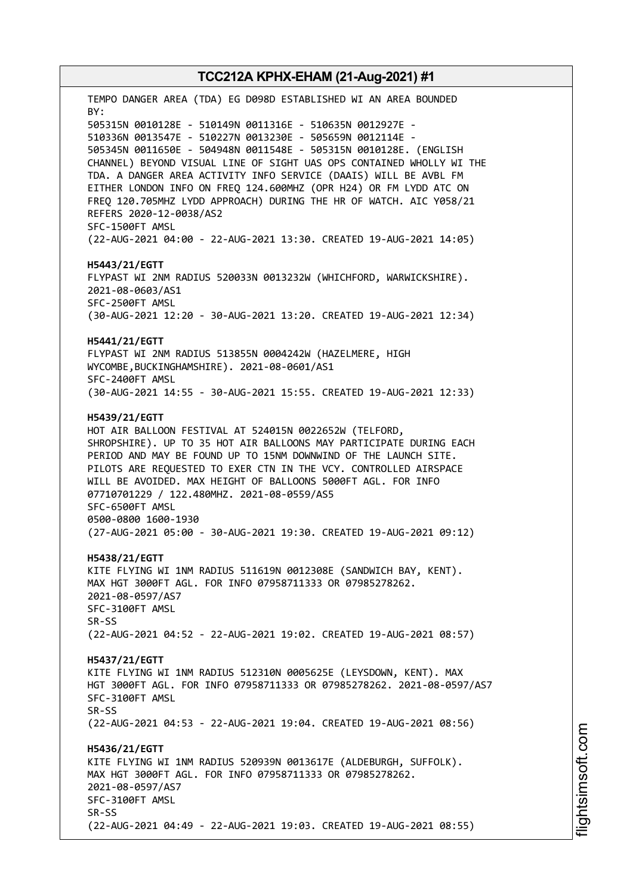TEMPO DANGER AREA (TDA) EG D098D ESTABLISHED WI AN AREA BOUNDED BY:
505315N 0010128E - 510149N 0011316E - 510635N 0012927E - 510336N 0013547E - 510227N 0013230E - 505659N 0012114E - 505345N 0011650E - 504948N 0011548E - 505315N 0010128E. (ENGLISH CHANNEL) BEYOND VISUAL LINE OF SIGHT UAS OPS CONTAINED WHOLLY WI THE TDA. A DANGER AREA ACTIVITY INFO SERVICE (DAAIS) WILL BE AVBL FM EITHER LONDON INFO ON FREQ 124.600MHZ (OPR H24) OR FM LYDD ATC ON FREQ 120.705MHZ LYDD APPROACH) DURING THE HR OF WATCH. AIC Y058/21 REFERS 2020-12-0038/AS2
SFC-1500FT AMSL
(22-AUG-2021 04:00 - 22-AUG-2021 13:30. CREATED 19-AUG-2021 14:05)

**H5443/21/EGTT**
FLYPAST WI 2NM RADIUS 520033N 0013232W (WHICHFORD, WARWICKSHIRE). 2021-08-0603/AS1
SFC-2500FT AMSL
(30-AUG-2021 12:20 - 30-AUG-2021 13:20. CREATED 19-AUG-2021 12:34)

**H5441/21/EGTT**
FLYPAST WI 2NM RADIUS 513855N 0004242W (HAZELMERE, HIGH WYCOMBE,BUCKINGHAMSHIRE). 2021-08-0601/AS1
SFC-2400FT AMSL
(30-AUG-2021 14:55 - 30-AUG-2021 15:55. CREATED 19-AUG-2021 12:33)

**H5439/21/EGTT**
HOT AIR BALLOON FESTIVAL AT 524015N 0022652W (TELFORD, SHROPSHIRE). UP TO 35 HOT AIR BALLOONS MAY PARTICIPATE DURING EACH PERIOD AND MAY BE FOUND UP TO 15NM DOWNWIND OF THE LAUNCH SITE. PILOTS ARE REQUESTED TO EXER CTN IN THE VCY. CONTROLLED AIRSPACE WILL BE AVOIDED. MAX HEIGHT OF BALLOONS 5000FT AGL. FOR INFO 07710701229 / 122.480MHZ. 2021-08-0559/AS5
SFC-6500FT AMSL
0500-0800 1600-1930
(27-AUG-2021 05:00 - 30-AUG-2021 19:30. CREATED 19-AUG-2021 09:12)

**H5438/21/EGTT**
KITE FLYING WI 1NM RADIUS 511619N 0012308E (SANDWICH BAY, KENT). MAX HGT 3000FT AGL. FOR INFO 07958711333 OR 07985278262. 2021-08-0597/AS7
SFC-3100FT AMSL
SR-SS
(22-AUG-2021 04:52 - 22-AUG-2021 19:02. CREATED 19-AUG-2021 08:57)

**H5437/21/EGTT**
KITE FLYING WI 1NM RADIUS 512310N 0005625E (LEYSDOWN, KENT). MAX HGT 3000FT AGL. FOR INFO 07958711333 OR 07985278262. 2021-08-0597/AS7
SFC-3100FT AMSL
SR-SS
(22-AUG-2021 04:53 - 22-AUG-2021 19:04. CREATED 19-AUG-2021 08:56)

**H5436/21/EGTT**
KITE FLYING WI 1NM RADIUS 520939N 0013617E (ALDEBURGH, SUFFOLK). MAX HGT 3000FT AGL. FOR INFO 07958711333 OR 07985278262. 2021-08-0597/AS7
SFC-3100FT AMSL
SR-SS
(22-AUG-2021 04:49 - 22-AUG-2021 19:03. CREATED 19-AUG-2021 08:55)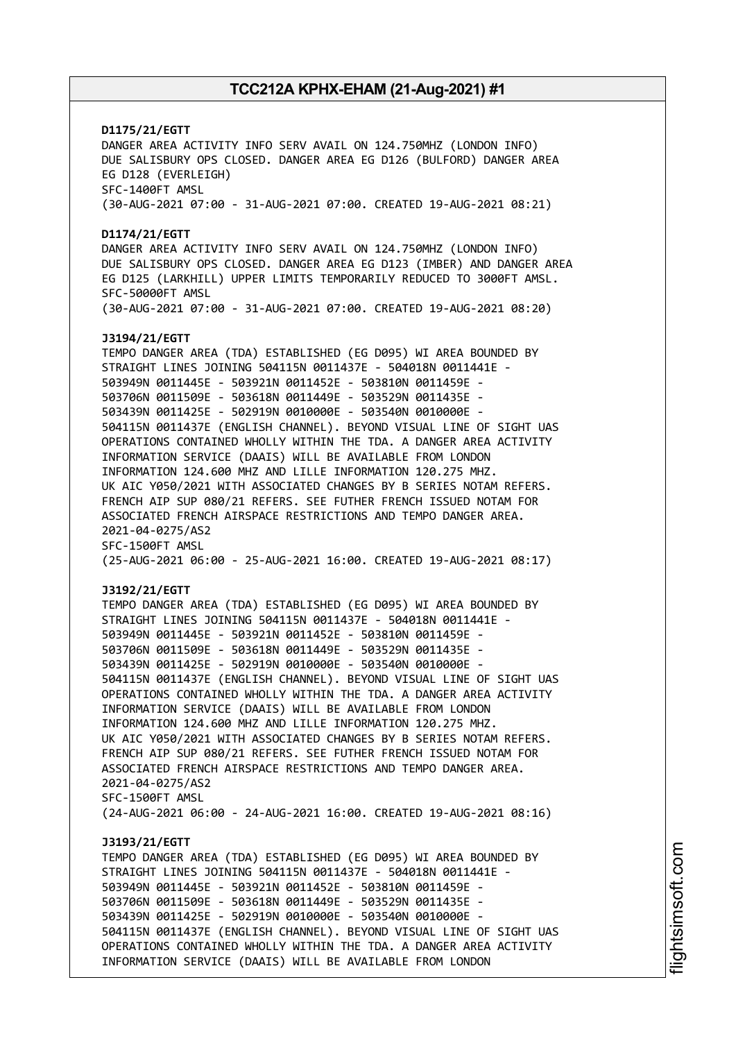**D1175/21/EGTT**
DANGER AREA ACTIVITY INFO SERV AVAIL ON 124.750MHZ (LONDON INFO) DUE SALISBURY OPS CLOSED. DANGER AREA EG D126 (BULFORD) DANGER AREA EG D128 (EVERLEIGH)
SFC-1400FT AMSL
(30-AUG-2021 07:00 - 31-AUG-2021 07:00. CREATED 19-AUG-2021 08:21)

**D1174/21/EGTT**
DANGER AREA ACTIVITY INFO SERV AVAIL ON 124.750MHZ (LONDON INFO) DUE SALISBURY OPS CLOSED. DANGER AREA EG D123 (IMBER) AND DANGER AREA EG D125 (LARKHILL) UPPER LIMITS TEMPORARILY REDUCED TO 3000FT AMSL.
SFC-50000FT AMSL
(30-AUG-2021 07:00 - 31-AUG-2021 07:00. CREATED 19-AUG-2021 08:20)

**J3194/21/EGTT**
TEMPO DANGER AREA (TDA) ESTABLISHED (EG D095) WI AREA BOUNDED BY STRAIGHT LINES JOINING 504115N 0011437E - 504018N 0011441E - 503949N 0011445E - 503921N 0011452E - 503810N 0011459E - 503706N 0011509E - 503618N 0011449E - 503529N 0011435E - 503439N 0011425E - 502919N 0010000E - 503540N 0010000E - 504115N 0011437E (ENGLISH CHANNEL). BEYOND VISUAL LINE OF SIGHT UAS OPERATIONS CONTAINED WHOLLY WITHIN THE TDA. A DANGER AREA ACTIVITY INFORMATION SERVICE (DAAIS) WILL BE AVAILABLE FROM LONDON INFORMATION 124.600 MHZ AND LILLE INFORMATION 120.275 MHZ.
UK AIC Y050/2021 WITH ASSOCIATED CHANGES BY B SERIES NOTAM REFERS.
FRENCH AIP SUP 080/21 REFERS. SEE FUTHER FRENCH ISSUED NOTAM FOR ASSOCIATED FRENCH AIRSPACE RESTRICTIONS AND TEMPO DANGER AREA.
2021-04-0275/AS2
SFC-1500FT AMSL
(25-AUG-2021 06:00 - 25-AUG-2021 16:00. CREATED 19-AUG-2021 08:17)

**J3192/21/EGTT**
TEMPO DANGER AREA (TDA) ESTABLISHED (EG D095) WI AREA BOUNDED BY STRAIGHT LINES JOINING 504115N 0011437E - 504018N 0011441E - 503949N 0011445E - 503921N 0011452E - 503810N 0011459E - 503706N 0011509E - 503618N 0011449E - 503529N 0011435E - 503439N 0011425E - 502919N 0010000E - 503540N 0010000E - 504115N 0011437E (ENGLISH CHANNEL). BEYOND VISUAL LINE OF SIGHT UAS OPERATIONS CONTAINED WHOLLY WITHIN THE TDA. A DANGER AREA ACTIVITY INFORMATION SERVICE (DAAIS) WILL BE AVAILABLE FROM LONDON INFORMATION 124.600 MHZ AND LILLE INFORMATION 120.275 MHZ.
UK AIC Y050/2021 WITH ASSOCIATED CHANGES BY B SERIES NOTAM REFERS.
FRENCH AIP SUP 080/21 REFERS. SEE FUTHER FRENCH ISSUED NOTAM FOR ASSOCIATED FRENCH AIRSPACE RESTRICTIONS AND TEMPO DANGER AREA.
2021-04-0275/AS2
SFC-1500FT AMSL
(24-AUG-2021 06:00 - 24-AUG-2021 16:00. CREATED 19-AUG-2021 08:16)

**J3193/21/EGTT**
TEMPO DANGER AREA (TDA) ESTABLISHED (EG D095) WI AREA BOUNDED BY STRAIGHT LINES JOINING 504115N 0011437E - 504018N 0011441E - 503949N 0011445E - 503921N 0011452E - 503810N 0011459E - 503706N 0011509E - 503618N 0011449E - 503529N 0011435E - 503439N 0011425E - 502919N 0010000E - 503540N 0010000E - 504115N 0011437E (ENGLISH CHANNEL). BEYOND VISUAL LINE OF SIGHT UAS OPERATIONS CONTAINED WHOLLY WITHIN THE TDA. A DANGER AREA ACTIVITY INFORMATION SERVICE (DAAIS) WILL BE AVAILABLE FROM LONDON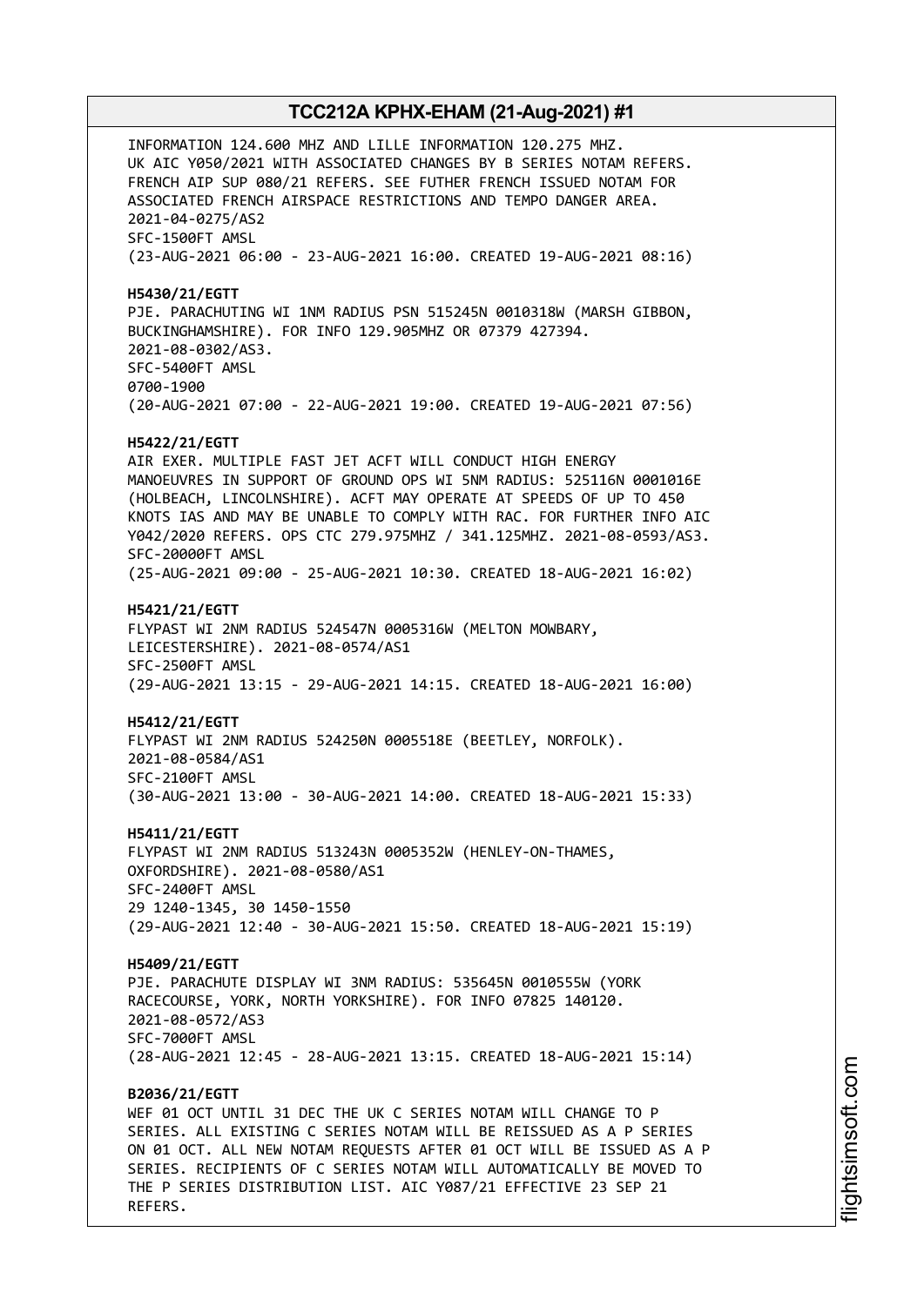INFORMATION 124.600 MHZ AND LILLE INFORMATION 120.275 MHZ.
UK AIC Y050/2021 WITH ASSOCIATED CHANGES BY B SERIES NOTAM REFERS.
FRENCH AIP SUP 080/21 REFERS. SEE FUTHER FRENCH ISSUED NOTAM FOR
ASSOCIATED FRENCH AIRSPACE RESTRICTIONS AND TEMPO DANGER AREA.
2021-04-0275/AS2
SFC-1500FT AMSL
(23-AUG-2021 06:00 - 23-AUG-2021 16:00. CREATED 19-AUG-2021 08:16)

**H5430/21/EGTT**
PJE. PARACHUTING WI 1NM RADIUS PSN 515245N 0010318W (MARSH GIBBON,
BUCKINGHAMSHIRE). FOR INFO 129.905MHZ OR 07379 427394.
2021-08-0302/AS3.
SFC-5400FT AMSL
0700-1900
(20-AUG-2021 07:00 - 22-AUG-2021 19:00. CREATED 19-AUG-2021 07:56)

**H5422/21/EGTT**
AIR EXER. MULTIPLE FAST JET ACFT WILL CONDUCT HIGH ENERGY
MANOEUVRES IN SUPPORT OF GROUND OPS WI 5NM RADIUS: 525116N 0001016E
(HOLBEACH, LINCOLNSHIRE). ACFT MAY OPERATE AT SPEEDS OF UP TO 450
KNOTS IAS AND MAY BE UNABLE TO COMPLY WITH RAC. FOR FURTHER INFO AIC
Y042/2020 REFERS. OPS CTC 279.975MHZ / 341.125MHZ. 2021-08-0593/AS3.
SFC-20000FT AMSL
(25-AUG-2021 09:00 - 25-AUG-2021 10:30. CREATED 18-AUG-2021 16:02)

**H5421/21/EGTT**
FLYPAST WI 2NM RADIUS 524547N 0005316W (MELTON MOWBARY,
LEICESTERSHIRE). 2021-08-0574/AS1
SFC-2500FT AMSL
(29-AUG-2021 13:15 - 29-AUG-2021 14:15. CREATED 18-AUG-2021 16:00)

**H5412/21/EGTT**
FLYPAST WI 2NM RADIUS 524250N 0005518E (BEETLEY, NORFOLK).
2021-08-0584/AS1
SFC-2100FT AMSL
(30-AUG-2021 13:00 - 30-AUG-2021 14:00. CREATED 18-AUG-2021 15:33)

**H5411/21/EGTT**
FLYPAST WI 2NM RADIUS 513243N 0005352W (HENLEY-ON-THAMES,
OXFORDSHIRE). 2021-08-0580/AS1
SFC-2400FT AMSL
29 1240-1345, 30 1450-1550
(29-AUG-2021 12:40 - 30-AUG-2021 15:50. CREATED 18-AUG-2021 15:19)

**H5409/21/EGTT**
PJE. PARACHUTE DISPLAY WI 3NM RADIUS: 535645N 0010555W (YORK
RACECOURSE, YORK, NORTH YORKSHIRE). FOR INFO 07825 140120.
2021-08-0572/AS3
SFC-7000FT AMSL
(28-AUG-2021 12:45 - 28-AUG-2021 13:15. CREATED 18-AUG-2021 15:14)

**B2036/21/EGTT**
WEF 01 OCT UNTIL 31 DEC THE UK C SERIES NOTAM WILL CHANGE TO P
SERIES. ALL EXISTING C SERIES NOTAM WILL BE REISSUED AS A P SERIES
ON 01 OCT. ALL NEW NOTAM REQUESTS AFTER 01 OCT WILL BE ISSUED AS A P
SERIES. RECIPIENTS OF C SERIES NOTAM WILL AUTOMATICALLY BE MOVED TO
THE P SERIES DISTRIBUTION LIST. AIC Y087/21 EFFECTIVE 23 SEP 21
REFERS.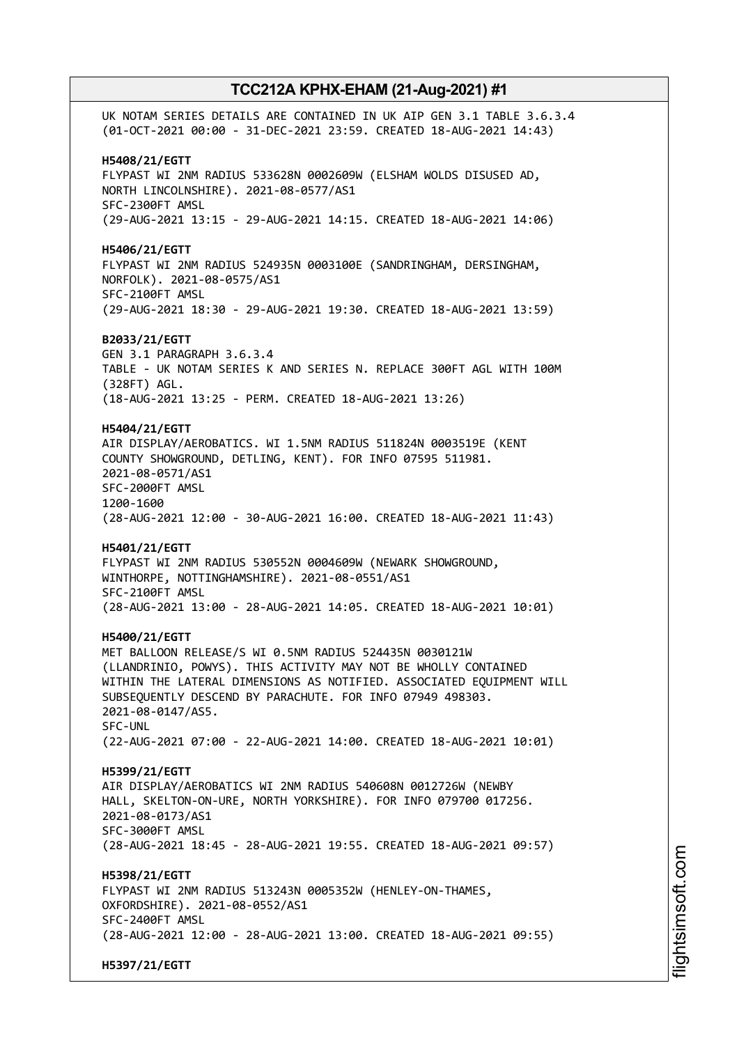UK NOTAM SERIES DETAILS ARE CONTAINED IN UK AIP GEN 3.1 TABLE 3.6.3.4
(01-OCT-2021 00:00 - 31-DEC-2021 23:59. CREATED 18-AUG-2021 14:43)

**H5408/21/EGTT**
FLYPAST WI 2NM RADIUS 533628N 0002609W (ELSHAM WOLDS DISUSED AD, NORTH LINCOLNSHIRE). 2021-08-0577/AS1
SFC-2300FT AMSL
(29-AUG-2021 13:15 - 29-AUG-2021 14:15. CREATED 18-AUG-2021 14:06)

**H5406/21/EGTT**
FLYPAST WI 2NM RADIUS 524935N 0003100E (SANDRINGHAM, DERSINGHAM, NORFOLK). 2021-08-0575/AS1
SFC-2100FT AMSL
(29-AUG-2021 18:30 - 29-AUG-2021 19:30. CREATED 18-AUG-2021 13:59)

**B2033/21/EGTT**
GEN 3.1 PARAGRAPH 3.6.3.4
TABLE - UK NOTAM SERIES K AND SERIES N. REPLACE 300FT AGL WITH 100M (328FT) AGL.
(18-AUG-2021 13:25 - PERM. CREATED 18-AUG-2021 13:26)

**H5404/21/EGTT**
AIR DISPLAY/AEROBATICS. WI 1.5NM RADIUS 511824N 0003519E (KENT COUNTY SHOWGROUND, DETLING, KENT). FOR INFO 07595 511981.
2021-08-0571/AS1
SFC-2000FT AMSL
1200-1600
(28-AUG-2021 12:00 - 30-AUG-2021 16:00. CREATED 18-AUG-2021 11:43)

**H5401/21/EGTT**
FLYPAST WI 2NM RADIUS 530552N 0004609W (NEWARK SHOWGROUND, WINTHORPE, NOTTINGHAMSHIRE). 2021-08-0551/AS1
SFC-2100FT AMSL
(28-AUG-2021 13:00 - 28-AUG-2021 14:05. CREATED 18-AUG-2021 10:01)

**H5400/21/EGTT**
MET BALLOON RELEASE/S WI 0.5NM RADIUS 524435N 0030121W (LLANDRINIO, POWYS). THIS ACTIVITY MAY NOT BE WHOLLY CONTAINED WITHIN THE LATERAL DIMENSIONS AS NOTIFIED. ASSOCIATED EQUIPMENT WILL SUBSEQUENTLY DESCEND BY PARACHUTE. FOR INFO 07949 498303.
2021-08-0147/AS5.
SFC-UNL
(22-AUG-2021 07:00 - 22-AUG-2021 14:00. CREATED 18-AUG-2021 10:01)

**H5399/21/EGTT**
AIR DISPLAY/AEROBATICS WI 2NM RADIUS 540608N 0012726W (NEWBY HALL, SKELTON-ON-URE, NORTH YORKSHIRE). FOR INFO 079700 017256.
2021-08-0173/AS1
SFC-3000FT AMSL
(28-AUG-2021 18:45 - 28-AUG-2021 19:55. CREATED 18-AUG-2021 09:57)

**H5398/21/EGTT**
FLYPAST WI 2NM RADIUS 513243N 0005352W (HENLEY-ON-THAMES, OXFORDSHIRE). 2021-08-0552/AS1
SFC-2400FT AMSL
(28-AUG-2021 12:00 - 28-AUG-2021 13:00. CREATED 18-AUG-2021 09:55)

**H5397/21/EGTT**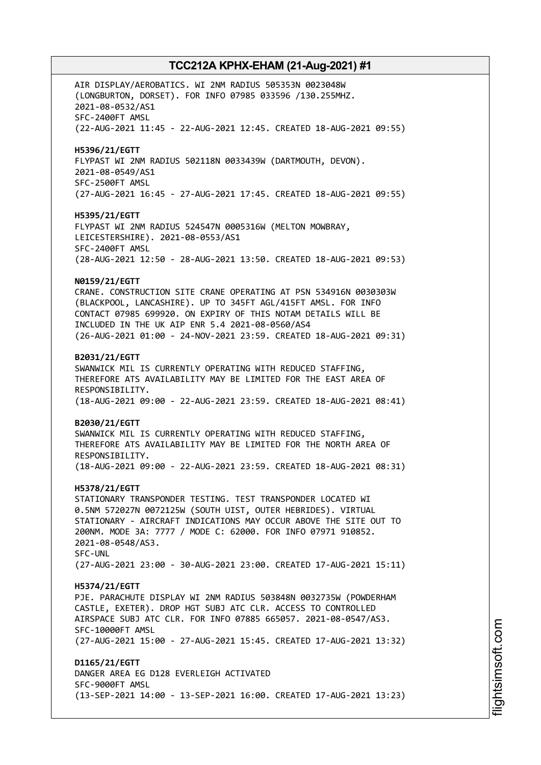AIR DISPLAY/AEROBATICS. WI 2NM RADIUS 505353N 0023048W (LONGBURTON, DORSET). FOR INFO 07985 033596 /130.255MHZ. 2021-08-0532/AS1
SFC-2400FT AMSL
(22-AUG-2021 11:45 - 22-AUG-2021 12:45. CREATED 18-AUG-2021 09:55)

**H5396/21/EGTT**
FLYPAST WI 2NM RADIUS 502118N 0033439W (DARTMOUTH, DEVON). 2021-08-0549/AS1
SFC-2500FT AMSL
(27-AUG-2021 16:45 - 27-AUG-2021 17:45. CREATED 18-AUG-2021 09:55)

**H5395/21/EGTT**
FLYPAST WI 2NM RADIUS 524547N 0005316W (MELTON MOWBRAY, LEICESTERSHIRE). 2021-08-0553/AS1
SFC-2400FT AMSL
(28-AUG-2021 12:50 - 28-AUG-2021 13:50. CREATED 18-AUG-2021 09:53)

**N0159/21/EGTT**
CRANE. CONSTRUCTION SITE CRANE OPERATING AT PSN 534916N 0030303W (BLACKPOOL, LANCASHIRE). UP TO 345FT AGL/415FT AMSL. FOR INFO CONTACT 07985 699920. ON EXPIRY OF THIS NOTAM DETAILS WILL BE INCLUDED IN THE UK AIP ENR 5.4 2021-08-0560/AS4
(26-AUG-2021 01:00 - 24-NOV-2021 23:59. CREATED 18-AUG-2021 09:31)

**B2031/21/EGTT**
SWANWICK MIL IS CURRENTLY OPERATING WITH REDUCED STAFFING, THEREFORE ATS AVAILABILITY MAY BE LIMITED FOR THE EAST AREA OF RESPONSIBILITY.
(18-AUG-2021 09:00 - 22-AUG-2021 23:59. CREATED 18-AUG-2021 08:41)

**B2030/21/EGTT**
SWANWICK MIL IS CURRENTLY OPERATING WITH REDUCED STAFFING, THEREFORE ATS AVAILABILITY MAY BE LIMITED FOR THE NORTH AREA OF RESPONSIBILITY.
(18-AUG-2021 09:00 - 22-AUG-2021 23:59. CREATED 18-AUG-2021 08:31)

**H5378/21/EGTT**
STATIONARY TRANSPONDER TESTING. TEST TRANSPONDER LOCATED WI 0.5NM 572027N 0072125W (SOUTH UIST, OUTER HEBRIDES). VIRTUAL STATIONARY - AIRCRAFT INDICATIONS MAY OCCUR ABOVE THE SITE OUT TO 200NM. MODE 3A: 7777 / MODE C: 62000. FOR INFO 07971 910852. 2021-08-0548/AS3.
SFC-UNL
(27-AUG-2021 23:00 - 30-AUG-2021 23:00. CREATED 17-AUG-2021 15:11)

**H5374/21/EGTT**
PJE. PARACHUTE DISPLAY WI 2NM RADIUS 503848N 0032735W (POWDERHAM CASTLE, EXETER). DROP HGT SUBJ ATC CLR. ACCESS TO CONTROLLED AIRSPACE SUBJ ATC CLR. FOR INFO 07885 665057. 2021-08-0547/AS3.
SFC-10000FT AMSL
(27-AUG-2021 15:00 - 27-AUG-2021 15:45. CREATED 17-AUG-2021 13:32)

**D1165/21/EGTT**
DANGER AREA EG D128 EVERLEIGH ACTIVATED
SFC-9000FT AMSL
(13-SEP-2021 14:00 - 13-SEP-2021 16:00. CREATED 17-AUG-2021 13:23)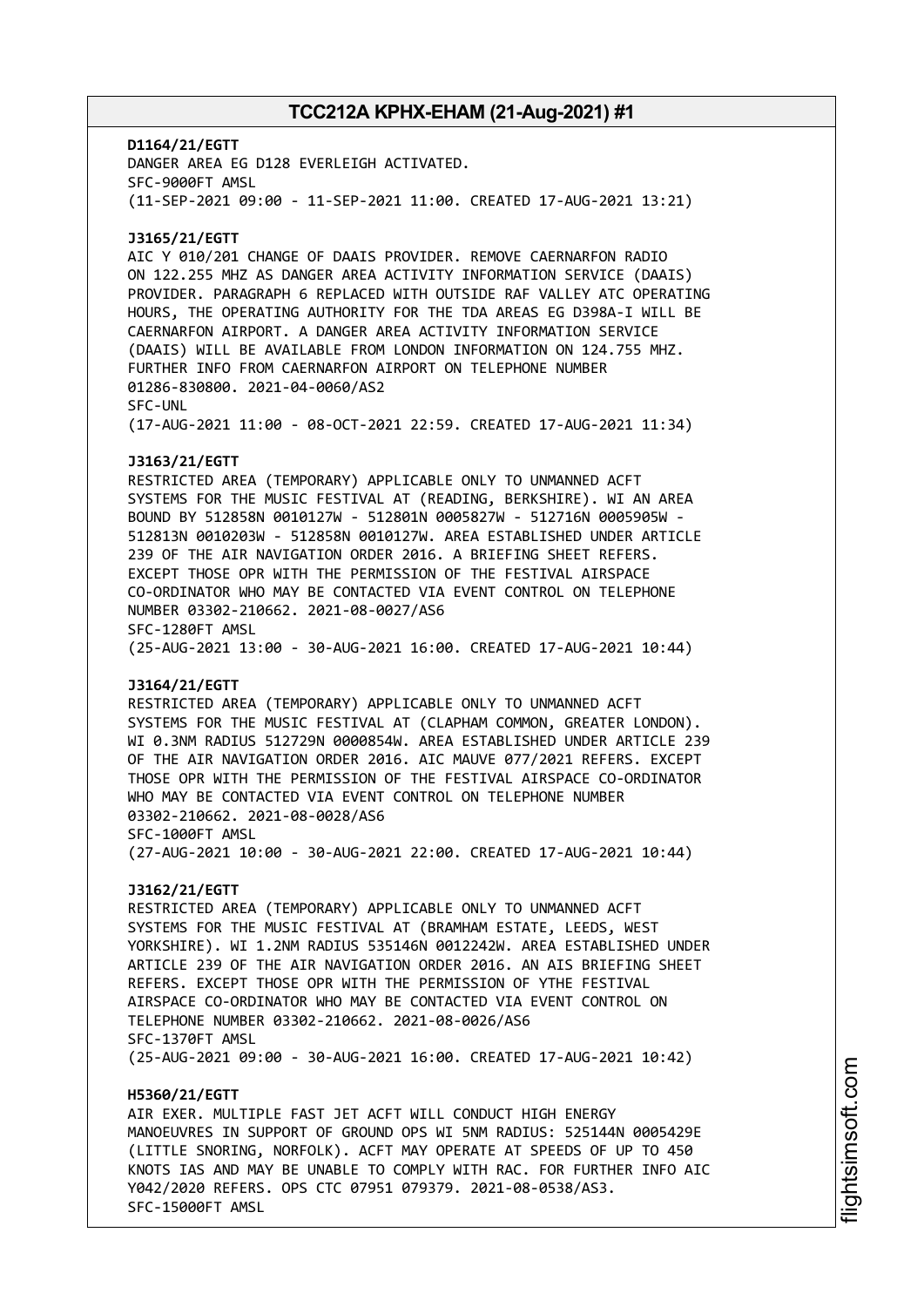**D1164/21/EGTT**
DANGER AREA EG D128 EVERLEIGH ACTIVATED.
SFC-9000FT AMSL
(11-SEP-2021 09:00 - 11-SEP-2021 11:00. CREATED 17-AUG-2021 13:21)

**J3165/21/EGTT**
AIC Y 010/201 CHANGE OF DAAIS PROVIDER. REMOVE CAERNARFON RADIO ON 122.255 MHZ AS DANGER AREA ACTIVITY INFORMATION SERVICE (DAAIS) PROVIDER. PARAGRAPH 6 REPLACED WITH OUTSIDE RAF VALLEY ATC OPERATING HOURS, THE OPERATING AUTHORITY FOR THE TDA AREAS EG D398A-I WILL BE CAERNARFON AIRPORT. A DANGER AREA ACTIVITY INFORMATION SERVICE (DAAIS) WILL BE AVAILABLE FROM LONDON INFORMATION ON 124.755 MHZ. FURTHER INFO FROM CAERNARFON AIRPORT ON TELEPHONE NUMBER 01286-830800. 2021-04-0060/AS2
SFC-UNL
(17-AUG-2021 11:00 - 08-OCT-2021 22:59. CREATED 17-AUG-2021 11:34)

**J3163/21/EGTT**
RESTRICTED AREA (TEMPORARY) APPLICABLE ONLY TO UNMANNED ACFT SYSTEMS FOR THE MUSIC FESTIVAL AT (READING, BERKSHIRE). WI AN AREA BOUND BY 512858N 0010127W - 512801N 0005827W - 512716N 0005905W - 512813N 0010203W - 512858N 0010127W. AREA ESTABLISHED UNDER ARTICLE 239 OF THE AIR NAVIGATION ORDER 2016. A BRIEFING SHEET REFERS. EXCEPT THOSE OPR WITH THE PERMISSION OF THE FESTIVAL AIRSPACE CO-ORDINATOR WHO MAY BE CONTACTED VIA EVENT CONTROL ON TELEPHONE NUMBER 03302-210662. 2021-08-0027/AS6
SFC-1280FT AMSL
(25-AUG-2021 13:00 - 30-AUG-2021 16:00. CREATED 17-AUG-2021 10:44)

**J3164/21/EGTT**
RESTRICTED AREA (TEMPORARY) APPLICABLE ONLY TO UNMANNED ACFT SYSTEMS FOR THE MUSIC FESTIVAL AT (CLAPHAM COMMON, GREATER LONDON). WI 0.3NM RADIUS 512729N 0000854W. AREA ESTABLISHED UNDER ARTICLE 239 OF THE AIR NAVIGATION ORDER 2016. AIC MAUVE 077/2021 REFERS. EXCEPT THOSE OPR WITH THE PERMISSION OF THE FESTIVAL AIRSPACE CO-ORDINATOR WHO MAY BE CONTACTED VIA EVENT CONTROL ON TELEPHONE NUMBER 03302-210662. 2021-08-0028/AS6
SFC-1000FT AMSL
(27-AUG-2021 10:00 - 30-AUG-2021 22:00. CREATED 17-AUG-2021 10:44)

**J3162/21/EGTT**
RESTRICTED AREA (TEMPORARY) APPLICABLE ONLY TO UNMANNED ACFT SYSTEMS FOR THE MUSIC FESTIVAL AT (BRAMHAM ESTATE, LEEDS, WEST YORKSHIRE). WI 1.2NM RADIUS 535146N 0012242W. AREA ESTABLISHED UNDER ARTICLE 239 OF THE AIR NAVIGATION ORDER 2016. AN AIS BRIEFING SHEET REFERS. EXCEPT THOSE OPR WITH THE PERMISSION OF YTHE FESTIVAL AIRSPACE CO-ORDINATOR WHO MAY BE CONTACTED VIA EVENT CONTROL ON TELEPHONE NUMBER 03302-210662. 2021-08-0026/AS6
SFC-1370FT AMSL
(25-AUG-2021 09:00 - 30-AUG-2021 16:00. CREATED 17-AUG-2021 10:42)

**H5360/21/EGTT**
AIR EXER. MULTIPLE FAST JET ACFT WILL CONDUCT HIGH ENERGY MANOEUVRES IN SUPPORT OF GROUND OPS WI 5NM RADIUS: 525144N 0005429E (LITTLE SNORING, NORFOLK). ACFT MAY OPERATE AT SPEEDS OF UP TO 450 KNOTS IAS AND MAY BE UNABLE TO COMPLY WITH RAC. FOR FURTHER INFO AIC Y042/2020 REFERS. OPS CTC 07951 079379. 2021-08-0538/AS3.
SFC-15000FT AMSL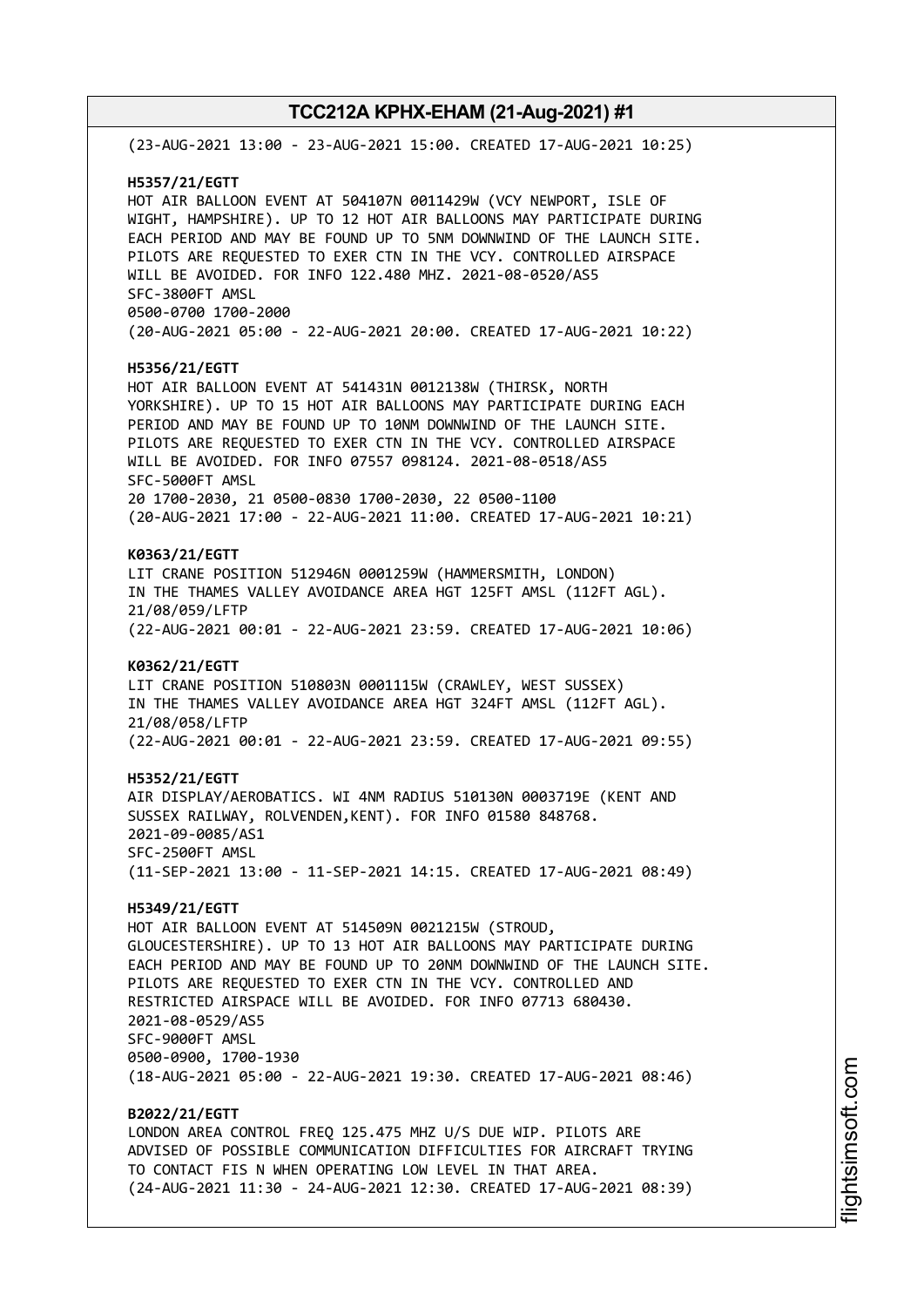(23-AUG-2021 13:00 - 23-AUG-2021 15:00. CREATED 17-AUG-2021 10:25)

**H5357/21/EGTT**
HOT AIR BALLOON EVENT AT 504107N 0011429W (VCY NEWPORT, ISLE OF WIGHT, HAMPSHIRE). UP TO 12 HOT AIR BALLOONS MAY PARTICIPATE DURING EACH PERIOD AND MAY BE FOUND UP TO 5NM DOWNWIND OF THE LAUNCH SITE. PILOTS ARE REQUESTED TO EXER CTN IN THE VCY. CONTROLLED AIRSPACE WILL BE AVOIDED. FOR INFO 122.480 MHZ. 2021-08-0520/AS5
SFC-3800FT AMSL
0500-0700 1700-2000
(20-AUG-2021 05:00 - 22-AUG-2021 20:00. CREATED 17-AUG-2021 10:22)

**H5356/21/EGTT**
HOT AIR BALLOON EVENT AT 541431N 0012138W (THIRSK, NORTH YORKSHIRE). UP TO 15 HOT AIR BALLOONS MAY PARTICIPATE DURING EACH PERIOD AND MAY BE FOUND UP TO 10NM DOWNWIND OF THE LAUNCH SITE. PILOTS ARE REQUESTED TO EXER CTN IN THE VCY. CONTROLLED AIRSPACE WILL BE AVOIDED. FOR INFO 07557 098124. 2021-08-0518/AS5
SFC-5000FT AMSL
20 1700-2030, 21 0500-0830 1700-2030, 22 0500-1100
(20-AUG-2021 17:00 - 22-AUG-2021 11:00. CREATED 17-AUG-2021 10:21)

**K0363/21/EGTT**
LIT CRANE POSITION 512946N 0001259W (HAMMERSMITH, LONDON)
IN THE THAMES VALLEY AVOIDANCE AREA HGT 125FT AMSL (112FT AGL).
21/08/059/LFTP
(22-AUG-2021 00:01 - 22-AUG-2021 23:59. CREATED 17-AUG-2021 10:06)

**K0362/21/EGTT**
LIT CRANE POSITION 510803N 0001115W (CRAWLEY, WEST SUSSEX)
IN THE THAMES VALLEY AVOIDANCE AREA HGT 324FT AMSL (112FT AGL).
21/08/058/LFTP
(22-AUG-2021 00:01 - 22-AUG-2021 23:59. CREATED 17-AUG-2021 09:55)

**H5352/21/EGTT**
AIR DISPLAY/AEROBATICS. WI 4NM RADIUS 510130N 0003719E (KENT AND SUSSEX RAILWAY, ROLVENDEN,KENT). FOR INFO 01580 848768.
2021-09-0085/AS1
SFC-2500FT AMSL
(11-SEP-2021 13:00 - 11-SEP-2021 14:15. CREATED 17-AUG-2021 08:49)

**H5349/21/EGTT**
HOT AIR BALLOON EVENT AT 514509N 0021215W (STROUD, GLOUCESTERSHIRE). UP TO 13 HOT AIR BALLOONS MAY PARTICIPATE DURING EACH PERIOD AND MAY BE FOUND UP TO 20NM DOWNWIND OF THE LAUNCH SITE. PILOTS ARE REQUESTED TO EXER CTN IN THE VCY. CONTROLLED AND RESTRICTED AIRSPACE WILL BE AVOIDED. FOR INFO 07713 680430.
2021-08-0529/AS5
SFC-9000FT AMSL
0500-0900, 1700-1930
(18-AUG-2021 05:00 - 22-AUG-2021 19:30. CREATED 17-AUG-2021 08:46)

**B2022/21/EGTT**
LONDON AREA CONTROL FREQ 125.475 MHZ U/S DUE WIP. PILOTS ARE ADVISED OF POSSIBLE COMMUNICATION DIFFICULTIES FOR AIRCRAFT TRYING TO CONTACT FIS N WHEN OPERATING LOW LEVEL IN THAT AREA.
(24-AUG-2021 11:30 - 24-AUG-2021 12:30. CREATED 17-AUG-2021 08:39)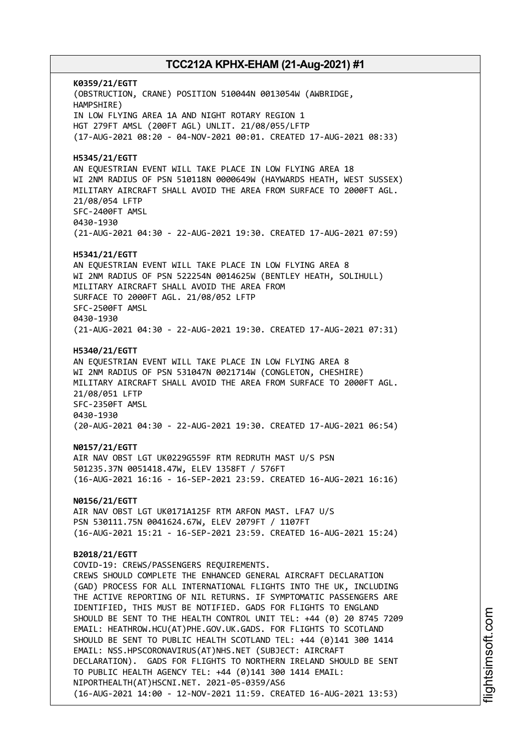**K0359/21/EGTT**
(OBSTRUCTION, CRANE) POSITION 510044N 0013054W (AWBRIDGE, HAMPSHIRE)
IN LOW FLYING AREA 1A AND NIGHT ROTARY REGION 1
HGT 279FT AMSL (200FT AGL) UNLIT. 21/08/055/LFTP
(17-AUG-2021 08:20 - 04-NOV-2021 00:01. CREATED 17-AUG-2021 08:33)

**H5345/21/EGTT**
AN EQUESTRIAN EVENT WILL TAKE PLACE IN LOW FLYING AREA 18
WI 2NM RADIUS OF PSN 510118N 0000649W (HAYWARDS HEATH, WEST SUSSEX)
MILITARY AIRCRAFT SHALL AVOID THE AREA FROM SURFACE TO 2000FT AGL.
21/08/054 LFTP
SFC-2400FT AMSL
0430-1930
(21-AUG-2021 04:30 - 22-AUG-2021 19:30. CREATED 17-AUG-2021 07:59)

**H5341/21/EGTT**
AN EQUESTRIAN EVENT WILL TAKE PLACE IN LOW FLYING AREA 8
WI 2NM RADIUS OF PSN 522254N 0014625W (BENTLEY HEATH, SOLIHULL)
MILITARY AIRCRAFT SHALL AVOID THE AREA FROM
SURFACE TO 2000FT AGL. 21/08/052 LFTP
SFC-2500FT AMSL
0430-1930
(21-AUG-2021 04:30 - 22-AUG-2021 19:30. CREATED 17-AUG-2021 07:31)

**H5340/21/EGTT**
AN EQUESTRIAN EVENT WILL TAKE PLACE IN LOW FLYING AREA 8
WI 2NM RADIUS OF PSN 531047N 0021714W (CONGLETON, CHESHIRE)
MILITARY AIRCRAFT SHALL AVOID THE AREA FROM SURFACE TO 2000FT AGL.
21/08/051 LFTP
SFC-2350FT AMSL
0430-1930
(20-AUG-2021 04:30 - 22-AUG-2021 19:30. CREATED 17-AUG-2021 06:54)

**N0157/21/EGTT**
AIR NAV OBST LGT UK0229G559F RTM REDRUTH MAST U/S PSN
501235.37N 0051418.47W, ELEV 1358FT / 576FT
(16-AUG-2021 16:16 - 16-SEP-2021 23:59. CREATED 16-AUG-2021 16:16)

**N0156/21/EGTT**
AIR NAV OBST LGT UK0171A125F RTM ARFON MAST. LFA7 U/S
PSN 530111.75N 0041624.67W, ELEV 2079FT / 1107FT
(16-AUG-2021 15:21 - 16-SEP-2021 23:59. CREATED 16-AUG-2021 15:24)

**B2018/21/EGTT**
COVID-19: CREWS/PASSENGERS REQUIREMENTS.
CREWS SHOULD COMPLETE THE ENHANCED GENERAL AIRCRAFT DECLARATION (GAD) PROCESS FOR ALL INTERNATIONAL FLIGHTS INTO THE UK, INCLUDING THE ACTIVE REPORTING OF NIL RETURNS. IF SYMPTOMATIC PASSENGERS ARE IDENTIFIED, THIS MUST BE NOTIFIED. GADS FOR FLIGHTS TO ENGLAND SHOULD BE SENT TO THE HEALTH CONTROL UNIT TEL: +44 (0) 20 8745 7209 EMAIL: HEATHROW.HCU(AT)PHE.GOV.UK.GADS. FOR FLIGHTS TO SCOTLAND SHOULD BE SENT TO PUBLIC HEALTH SCOTLAND TEL: +44 (0)141 300 1414 EMAIL: NSS.HPSCORONAVIRUS(AT)NHS.NET (SUBJECT: AIRCRAFT DECLARATION). GADS FOR FLIGHTS TO NORTHERN IRELAND SHOULD BE SENT TO PUBLIC HEALTH AGENCY TEL: +44 (0)141 300 1414 EMAIL: NIPORTHEALTH(AT)HSCNI.NET. 2021-05-0359/AS6
(16-AUG-2021 14:00 - 12-NOV-2021 11:59. CREATED 16-AUG-2021 13:53)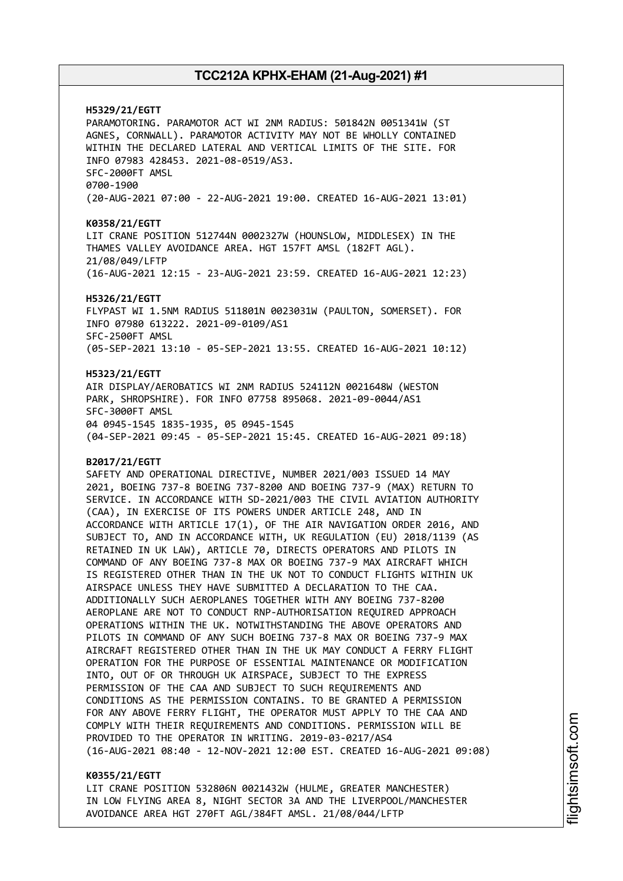**H5329/21/EGTT**
PARAMOTORING. PARAMOTOR ACT WI 2NM RADIUS: 501842N 0051341W (ST AGNES, CORNWALL). PARAMOTOR ACTIVITY MAY NOT BE WHOLLY CONTAINED WITHIN THE DECLARED LATERAL AND VERTICAL LIMITS OF THE SITE. FOR INFO 07983 428453. 2021-08-0519/AS3.
SFC-2000FT AMSL
0700-1900
(20-AUG-2021 07:00 - 22-AUG-2021 19:00. CREATED 16-AUG-2021 13:01)

**K0358/21/EGTT**
LIT CRANE POSITION 512744N 0002327W (HOUNSLOW, MIDDLESEX) IN THE THAMES VALLEY AVOIDANCE AREA. HGT 157FT AMSL (182FT AGL). 21/08/049/LFTP
(16-AUG-2021 12:15 - 23-AUG-2021 23:59. CREATED 16-AUG-2021 12:23)

**H5326/21/EGTT**
FLYPAST WI 1.5NM RADIUS 511801N 0023031W (PAULTON, SOMERSET). FOR INFO 07980 613222. 2021-09-0109/AS1
SFC-2500FT AMSL
(05-SEP-2021 13:10 - 05-SEP-2021 13:55. CREATED 16-AUG-2021 10:12)

**H5323/21/EGTT**
AIR DISPLAY/AEROBATICS WI 2NM RADIUS 524112N 0021648W (WESTON PARK, SHROPSHIRE). FOR INFO 07758 895068. 2021-09-0044/AS1
SFC-3000FT AMSL
04 0945-1545 1835-1935, 05 0945-1545
(04-SEP-2021 09:45 - 05-SEP-2021 15:45. CREATED 16-AUG-2021 09:18)

**B2017/21/EGTT**
SAFETY AND OPERATIONAL DIRECTIVE, NUMBER 2021/003 ISSUED 14 MAY 2021, BOEING 737-8 BOEING 737-8200 AND BOEING 737-9 (MAX) RETURN TO SERVICE. IN ACCORDANCE WITH SD-2021/003 THE CIVIL AVIATION AUTHORITY (CAA), IN EXERCISE OF ITS POWERS UNDER ARTICLE 248, AND IN ACCORDANCE WITH ARTICLE 17(1), OF THE AIR NAVIGATION ORDER 2016, AND SUBJECT TO, AND IN ACCORDANCE WITH, UK REGULATION (EU) 2018/1139 (AS RETAINED IN UK LAW), ARTICLE 70, DIRECTS OPERATORS AND PILOTS IN COMMAND OF ANY BOEING 737-8 MAX OR BOEING 737-9 MAX AIRCRAFT WHICH IS REGISTERED OTHER THAN IN THE UK NOT TO CONDUCT FLIGHTS WITHIN UK AIRSPACE UNLESS THEY HAVE SUBMITTED A DECLARATION TO THE CAA. ADDITIONALLY SUCH AEROPLANES TOGETHER WITH ANY BOEING 737-8200 AEROPLANE ARE NOT TO CONDUCT RNP-AUTHORISATION REQUIRED APPROACH OPERATIONS WITHIN THE UK. NOTWITHSTANDING THE ABOVE OPERATORS AND PILOTS IN COMMAND OF ANY SUCH BOEING 737-8 MAX OR BOEING 737-9 MAX AIRCRAFT REGISTERED OTHER THAN IN THE UK MAY CONDUCT A FERRY FLIGHT OPERATION FOR THE PURPOSE OF ESSENTIAL MAINTENANCE OR MODIFICATION INTO, OUT OF OR THROUGH UK AIRSPACE, SUBJECT TO THE EXPRESS PERMISSION OF THE CAA AND SUBJECT TO SUCH REQUIREMENTS AND CONDITIONS AS THE PERMISSION CONTAINS. TO BE GRANTED A PERMISSION FOR ANY ABOVE FERRY FLIGHT, THE OPERATOR MUST APPLY TO THE CAA AND COMPLY WITH THEIR REQUIREMENTS AND CONDITIONS. PERMISSION WILL BE PROVIDED TO THE OPERATOR IN WRITING. 2019-03-0217/AS4
(16-AUG-2021 08:40 - 12-NOV-2021 12:00 EST. CREATED 16-AUG-2021 09:08)

**K0355/21/EGTT**
LIT CRANE POSITION 532806N 0021432W (HULME, GREATER MANCHESTER) IN LOW FLYING AREA 8, NIGHT SECTOR 3A AND THE LIVERPOOL/MANCHESTER AVOIDANCE AREA HGT 270FT AGL/384FT AMSL. 21/08/044/LFTP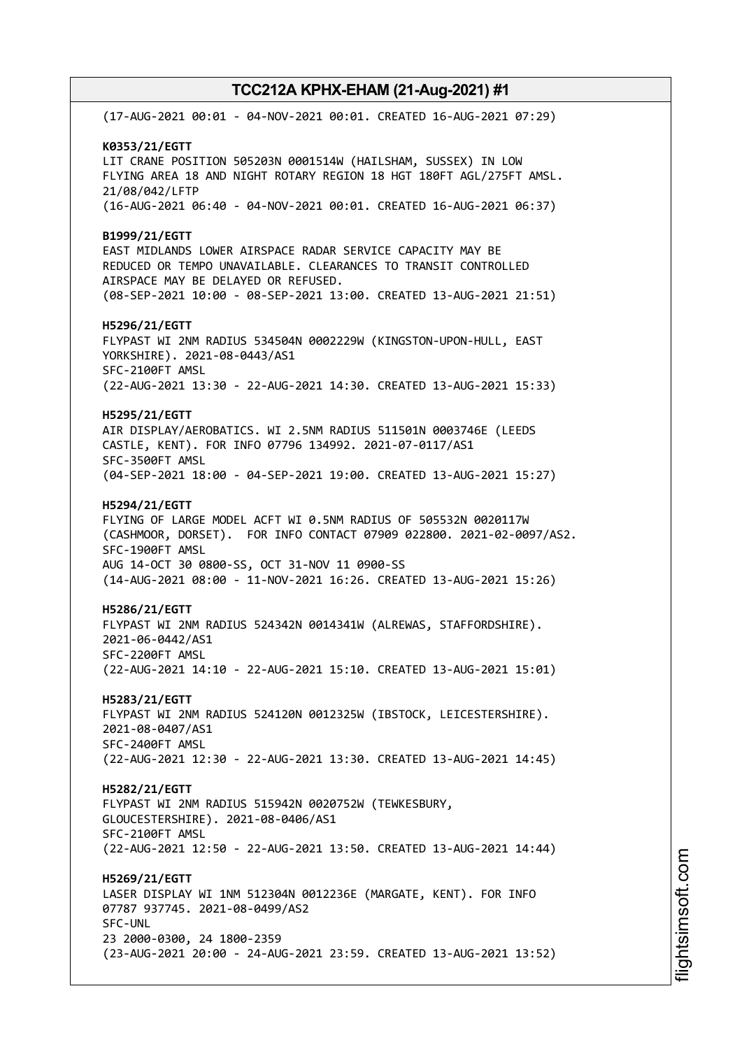(17-AUG-2021 00:01 - 04-NOV-2021 00:01. CREATED 16-AUG-2021 07:29)

**K0353/21/EGTT**
LIT CRANE POSITION 505203N 0001514W (HAILSHAM, SUSSEX) IN LOW FLYING AREA 18 AND NIGHT ROTARY REGION 18 HGT 180FT AGL/275FT AMSL. 21/08/042/LFTP
(16-AUG-2021 06:40 - 04-NOV-2021 00:01. CREATED 16-AUG-2021 06:37)

**B1999/21/EGTT**
EAST MIDLANDS LOWER AIRSPACE RADAR SERVICE CAPACITY MAY BE REDUCED OR TEMPO UNAVAILABLE. CLEARANCES TO TRANSIT CONTROLLED AIRSPACE MAY BE DELAYED OR REFUSED.
(08-SEP-2021 10:00 - 08-SEP-2021 13:00. CREATED 13-AUG-2021 21:51)

**H5296/21/EGTT**
FLYPAST WI 2NM RADIUS 534504N 0002229W (KINGSTON-UPON-HULL, EAST YORKSHIRE). 2021-08-0443/AS1
SFC-2100FT AMSL
(22-AUG-2021 13:30 - 22-AUG-2021 14:30. CREATED 13-AUG-2021 15:33)

**H5295/21/EGTT**
AIR DISPLAY/AEROBATICS. WI 2.5NM RADIUS 511501N 0003746E (LEEDS CASTLE, KENT). FOR INFO 07796 134992. 2021-07-0117/AS1
SFC-3500FT AMSL
(04-SEP-2021 18:00 - 04-SEP-2021 19:00. CREATED 13-AUG-2021 15:27)

**H5294/21/EGTT**
FLYING OF LARGE MODEL ACFT WI 0.5NM RADIUS OF 505532N 0020117W (CASHMOOR, DORSET). FOR INFO CONTACT 07909 022800. 2021-02-0097/AS2.
SFC-1900FT AMSL
AUG 14-OCT 30 0800-SS, OCT 31-NOV 11 0900-SS
(14-AUG-2021 08:00 - 11-NOV-2021 16:26. CREATED 13-AUG-2021 15:26)

**H5286/21/EGTT**
FLYPAST WI 2NM RADIUS 524342N 0014341W (ALREWAS, STAFFORDSHIRE). 2021-06-0442/AS1
SFC-2200FT AMSL
(22-AUG-2021 14:10 - 22-AUG-2021 15:10. CREATED 13-AUG-2021 15:01)

**H5283/21/EGTT**
FLYPAST WI 2NM RADIUS 524120N 0012325W (IBSTOCK, LEICESTERSHIRE). 2021-08-0407/AS1
SFC-2400FT AMSL
(22-AUG-2021 12:30 - 22-AUG-2021 13:30. CREATED 13-AUG-2021 14:45)

**H5282/21/EGTT**
FLYPAST WI 2NM RADIUS 515942N 0020752W (TEWKESBURY, GLOUCESTERSHIRE). 2021-08-0406/AS1
SFC-2100FT AMSL
(22-AUG-2021 12:50 - 22-AUG-2021 13:50. CREATED 13-AUG-2021 14:44)

**H5269/21/EGTT**
LASER DISPLAY WI 1NM 512304N 0012236E (MARGATE, KENT). FOR INFO 07787 937745. 2021-08-0499/AS2
SFC-UNL
23 2000-0300, 24 1800-2359
(23-AUG-2021 20:00 - 24-AUG-2021 23:59. CREATED 13-AUG-2021 13:52)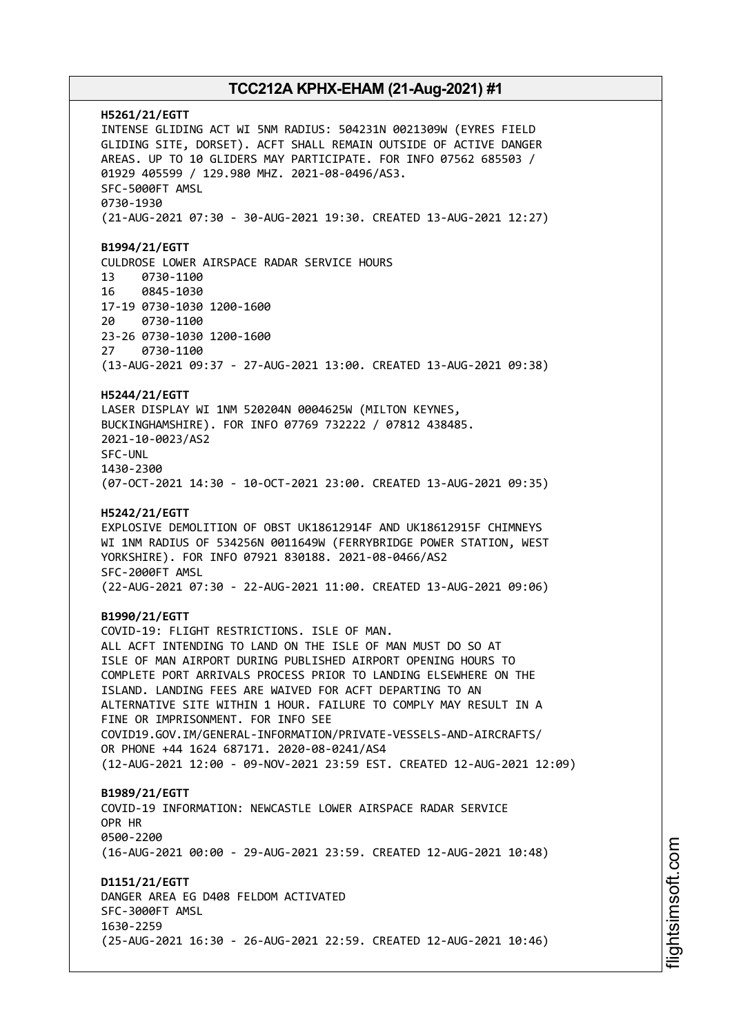**H5261/21/EGTT**
INTENSE GLIDING ACT WI 5NM RADIUS: 504231N 0021309W (EYRES FIELD GLIDING SITE, DORSET). ACFT SHALL REMAIN OUTSIDE OF ACTIVE DANGER AREAS. UP TO 10 GLIDERS MAY PARTICIPATE. FOR INFO 07562 685503 / 01929 405599 / 129.980 MHZ. 2021-08-0496/AS3.
SFC-5000FT AMSL
0730-1930
(21-AUG-2021 07:30 - 30-AUG-2021 19:30. CREATED 13-AUG-2021 12:27)

**B1994/21/EGTT**
CULDROSE LOWER AIRSPACE RADAR SERVICE HOURS
13 0730-1100
16 0845-1030
17-19 0730-1030 1200-1600
20 0730-1100
23-26 0730-1030 1200-1600
27 0730-1100
(13-AUG-2021 09:37 - 27-AUG-2021 13:00. CREATED 13-AUG-2021 09:38)

**H5244/21/EGTT**
LASER DISPLAY WI 1NM 520204N 0004625W (MILTON KEYNES, BUCKINGHAMSHIRE). FOR INFO 07769 732222 / 07812 438485.
2021-10-0023/AS2
SFC-UNL
1430-2300
(07-OCT-2021 14:30 - 10-OCT-2021 23:00. CREATED 13-AUG-2021 09:35)

**H5242/21/EGTT**
EXPLOSIVE DEMOLITION OF OBST UK18612914F AND UK18612915F CHIMNEYS WI 1NM RADIUS OF 534256N 0011649W (FERRYBRIDGE POWER STATION, WEST YORKSHIRE). FOR INFO 07921 830188. 2021-08-0466/AS2
SFC-2000FT AMSL
(22-AUG-2021 07:30 - 22-AUG-2021 11:00. CREATED 13-AUG-2021 09:06)

**B1990/21/EGTT**
COVID-19: FLIGHT RESTRICTIONS. ISLE OF MAN.
ALL ACFT INTENDING TO LAND ON THE ISLE OF MAN MUST DO SO AT ISLE OF MAN AIRPORT DURING PUBLISHED AIRPORT OPENING HOURS TO COMPLETE PORT ARRIVALS PROCESS PRIOR TO LANDING ELSEWHERE ON THE ISLAND. LANDING FEES ARE WAIVED FOR ACFT DEPARTING TO AN ALTERNATIVE SITE WITHIN 1 HOUR. FAILURE TO COMPLY MAY RESULT IN A FINE OR IMPRISONMENT. FOR INFO SEE COVID19.GOV.IM/GENERAL-INFORMATION/PRIVATE-VESSELS-AND-AIRCRAFTS/ OR PHONE +44 1624 687171. 2020-08-0241/AS4
(12-AUG-2021 12:00 - 09-NOV-2021 23:59 EST. CREATED 12-AUG-2021 12:09)

**B1989/21/EGTT**
COVID-19 INFORMATION: NEWCASTLE LOWER AIRSPACE RADAR SERVICE
OPR HR
0500-2200
(16-AUG-2021 00:00 - 29-AUG-2021 23:59. CREATED 12-AUG-2021 10:48)

**D1151/21/EGTT**
DANGER AREA EG D408 FELDOM ACTIVATED
SFC-3000FT AMSL
1630-2259
(25-AUG-2021 16:30 - 26-AUG-2021 22:59. CREATED 12-AUG-2021 10:46)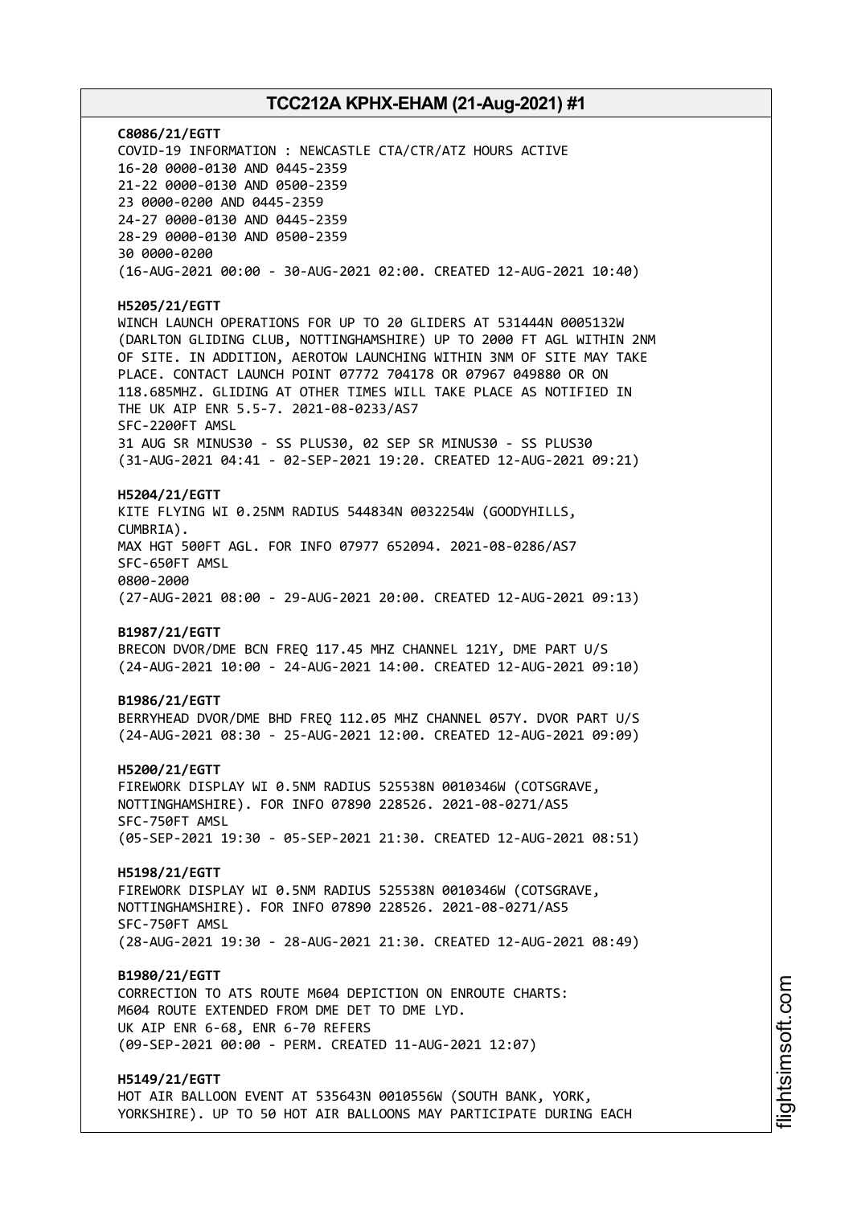**C8086/21/EGTT**
COVID-19 INFORMATION : NEWCASTLE CTA/CTR/ATZ HOURS ACTIVE
16-20 0000-0130 AND 0445-2359
21-22 0000-0130 AND 0500-2359
23 0000-0200 AND 0445-2359
24-27 0000-0130 AND 0445-2359
28-29 0000-0130 AND 0500-2359
30 0000-0200
(16-AUG-2021 00:00 - 30-AUG-2021 02:00. CREATED 12-AUG-2021 10:40)

**H5205/21/EGTT**
WINCH LAUNCH OPERATIONS FOR UP TO 20 GLIDERS AT 531444N 0005132W (DARLTON GLIDING CLUB, NOTTINGHAMSHIRE) UP TO 2000 FT AGL WITHIN 2NM OF SITE. IN ADDITION, AEROTOW LAUNCHING WITHIN 3NM OF SITE MAY TAKE PLACE. CONTACT LAUNCH POINT 07772 704178 OR 07967 049880 OR ON 118.685MHZ. GLIDING AT OTHER TIMES WILL TAKE PLACE AS NOTIFIED IN THE UK AIP ENR 5.5-7. 2021-08-0233/AS7
SFC-2200FT AMSL
31 AUG SR MINUS30 - SS PLUS30, 02 SEP SR MINUS30 - SS PLUS30
(31-AUG-2021 04:41 - 02-SEP-2021 19:20. CREATED 12-AUG-2021 09:21)

**H5204/21/EGTT**
KITE FLYING WI 0.25NM RADIUS 544834N 0032254W (GOODYHILLS, CUMBRIA).
MAX HGT 500FT AGL. FOR INFO 07977 652094. 2021-08-0286/AS7
SFC-650FT AMSL
0800-2000
(27-AUG-2021 08:00 - 29-AUG-2021 20:00. CREATED 12-AUG-2021 09:13)

**B1987/21/EGTT**
BRECON DVOR/DME BCN FREQ 117.45 MHZ CHANNEL 121Y, DME PART U/S
(24-AUG-2021 10:00 - 24-AUG-2021 14:00. CREATED 12-AUG-2021 09:10)

**B1986/21/EGTT**
BERRYHEAD DVOR/DME BHD FREQ 112.05 MHZ CHANNEL 057Y. DVOR PART U/S
(24-AUG-2021 08:30 - 25-AUG-2021 12:00. CREATED 12-AUG-2021 09:09)

**H5200/21/EGTT**
FIREWORK DISPLAY WI 0.5NM RADIUS 525538N 0010346W (COTSGRAVE, NOTTINGHAMSHIRE). FOR INFO 07890 228526. 2021-08-0271/AS5
SFC-750FT AMSL
(05-SEP-2021 19:30 - 05-SEP-2021 21:30. CREATED 12-AUG-2021 08:51)

**H5198/21/EGTT**
FIREWORK DISPLAY WI 0.5NM RADIUS 525538N 0010346W (COTSGRAVE, NOTTINGHAMSHIRE). FOR INFO 07890 228526. 2021-08-0271/AS5
SFC-750FT AMSL
(28-AUG-2021 19:30 - 28-AUG-2021 21:30. CREATED 12-AUG-2021 08:49)

**B1980/21/EGTT**
CORRECTION TO ATS ROUTE M604 DEPICTION ON ENROUTE CHARTS:
M604 ROUTE EXTENDED FROM DME DET TO DME LYD.
UK AIP ENR 6-68, ENR 6-70 REFERS
(09-SEP-2021 00:00 - PERM. CREATED 11-AUG-2021 12:07)

**H5149/21/EGTT**
HOT AIR BALLOON EVENT AT 535643N 0010556W (SOUTH BANK, YORK, YORKSHIRE). UP TO 50 HOT AIR BALLOONS MAY PARTICIPATE DURING EACH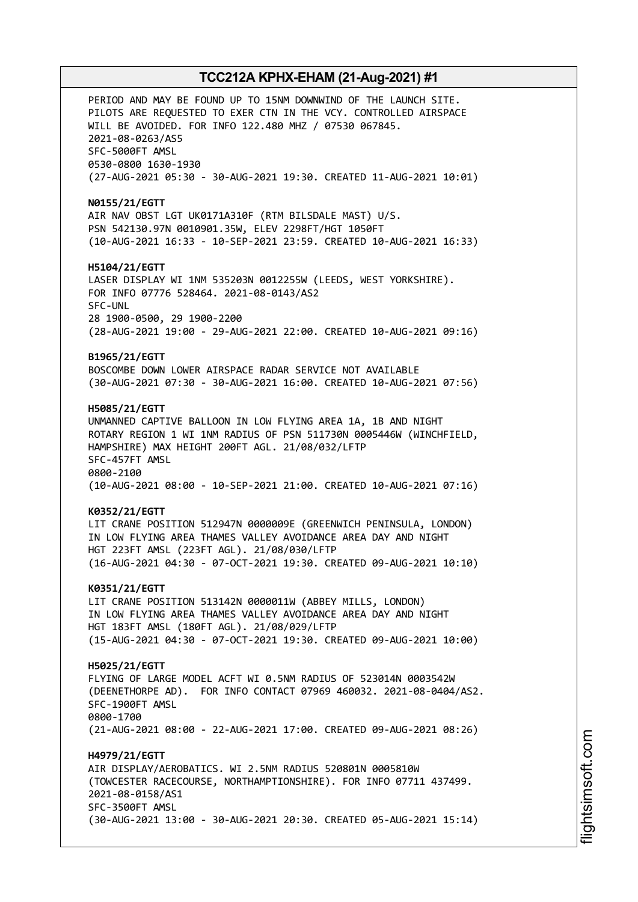PERIOD AND MAY BE FOUND UP TO 15NM DOWNWIND OF THE LAUNCH SITE. PILOTS ARE REQUESTED TO EXER CTN IN THE VCY. CONTROLLED AIRSPACE WILL BE AVOIDED. FOR INFO 122.480 MHZ / 07530 067845.
2021-08-0263/AS5
SFC-5000FT AMSL
0530-0800 1630-1930
(27-AUG-2021 05:30 - 30-AUG-2021 19:30. CREATED 11-AUG-2021 10:01)

**N0155/21/EGTT**
AIR NAV OBST LGT UK0171A310F (RTM BILSDALE MAST) U/S.
PSN 542130.97N 0010901.35W, ELEV 2298FT/HGT 1050FT
(10-AUG-2021 16:33 - 10-SEP-2021 23:59. CREATED 10-AUG-2021 16:33)

**H5104/21/EGTT**
LASER DISPLAY WI 1NM 535203N 0012255W (LEEDS, WEST YORKSHIRE).
FOR INFO 07776 528464. 2021-08-0143/AS2
SFC-UNL
28 1900-0500, 29 1900-2200
(28-AUG-2021 19:00 - 29-AUG-2021 22:00. CREATED 10-AUG-2021 09:16)

**B1965/21/EGTT**
BOSCOMBE DOWN LOWER AIRSPACE RADAR SERVICE NOT AVAILABLE
(30-AUG-2021 07:30 - 30-AUG-2021 16:00. CREATED 10-AUG-2021 07:56)

**H5085/21/EGTT**
UNMANNED CAPTIVE BALLOON IN LOW FLYING AREA 1A, 1B AND NIGHT ROTARY REGION 1 WI 1NM RADIUS OF PSN 511730N 0005446W (WINCHFIELD, HAMPSHIRE) MAX HEIGHT 200FT AGL. 21/08/032/LFTP
SFC-457FT AMSL
0800-2100
(10-AUG-2021 08:00 - 10-SEP-2021 21:00. CREATED 10-AUG-2021 07:16)

**K0352/21/EGTT**
LIT CRANE POSITION 512947N 0000009E (GREENWICH PENINSULA, LONDON) IN LOW FLYING AREA THAMES VALLEY AVOIDANCE AREA DAY AND NIGHT HGT 223FT AMSL (223FT AGL). 21/08/030/LFTP
(16-AUG-2021 04:30 - 07-OCT-2021 19:30. CREATED 09-AUG-2021 10:10)

**K0351/21/EGTT**
LIT CRANE POSITION 513142N 0000011W (ABBEY MILLS, LONDON) IN LOW FLYING AREA THAMES VALLEY AVOIDANCE AREA DAY AND NIGHT HGT 183FT AMSL (180FT AGL). 21/08/029/LFTP
(15-AUG-2021 04:30 - 07-OCT-2021 19:30. CREATED 09-AUG-2021 10:00)

**H5025/21/EGTT**
FLYING OF LARGE MODEL ACFT WI 0.5NM RADIUS OF 523014N 0003542W (DEENETHORPE AD). FOR INFO CONTACT 07969 460032. 2021-08-0404/AS2.
SFC-1900FT AMSL
0800-1700
(21-AUG-2021 08:00 - 22-AUG-2021 17:00. CREATED 09-AUG-2021 08:26)

**H4979/21/EGTT**
AIR DISPLAY/AEROBATICS. WI 2.5NM RADIUS 520801N 0005810W (TOWCESTER RACECOURSE, NORTHAMPTIONSHIRE). FOR INFO 07711 437499.
2021-08-0158/AS1
SFC-3500FT AMSL
(30-AUG-2021 13:00 - 30-AUG-2021 20:30. CREATED 05-AUG-2021 15:14)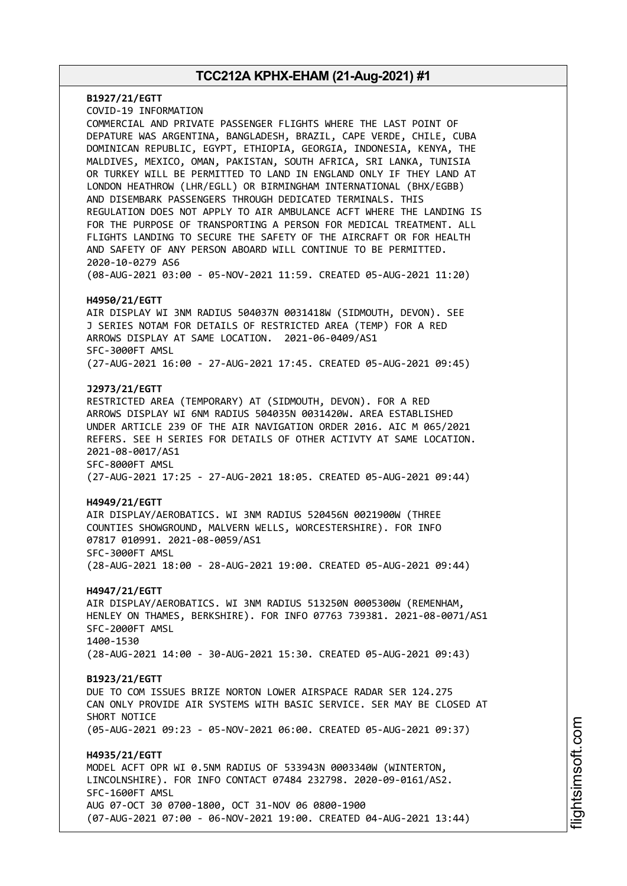**B1927/21/EGTT**
COVID-19 INFORMATION
COMMERCIAL AND PRIVATE PASSENGER FLIGHTS WHERE THE LAST POINT OF DEPATURE WAS ARGENTINA, BANGLADESH, BRAZIL, CAPE VERDE, CHILE, CUBA DOMINICAN REPUBLIC, EGYPT, ETHIOPIA, GEORGIA, INDONESIA, KENYA, THE MALDIVES, MEXICO, OMAN, PAKISTAN, SOUTH AFRICA, SRI LANKA, TUNISIA OR TURKEY WILL BE PERMITTED TO LAND IN ENGLAND ONLY IF THEY LAND AT LONDON HEATHROW (LHR/EGLL) OR BIRMINGHAM INTERNATIONAL (BHX/EGBB) AND DISEMBARK PASSENGERS THROUGH DEDICATED TERMINALS. THIS REGULATION DOES NOT APPLY TO AIR AMBULANCE ACFT WHERE THE LANDING IS FOR THE PURPOSE OF TRANSPORTING A PERSON FOR MEDICAL TREATMENT. ALL FLIGHTS LANDING TO SECURE THE SAFETY OF THE AIRCRAFT OR FOR HEALTH AND SAFETY OF ANY PERSON ABOARD WILL CONTINUE TO BE PERMITTED.
2020-10-0279 AS6
(08-AUG-2021 03:00 - 05-NOV-2021 11:59. CREATED 05-AUG-2021 11:20)

**H4950/21/EGTT**
AIR DISPLAY WI 3NM RADIUS 504037N 0031418W (SIDMOUTH, DEVON). SEE J SERIES NOTAM FOR DETAILS OF RESTRICTED AREA (TEMP) FOR A RED ARROWS DISPLAY AT SAME LOCATION. 2021-06-0409/AS1
SFC-3000FT AMSL
(27-AUG-2021 16:00 - 27-AUG-2021 17:45. CREATED 05-AUG-2021 09:45)

**J2973/21/EGTT**
RESTRICTED AREA (TEMPORARY) AT (SIDMOUTH, DEVON). FOR A RED ARROWS DISPLAY WI 6NM RADIUS 504035N 0031420W. AREA ESTABLISHED UNDER ARTICLE 239 OF THE AIR NAVIGATION ORDER 2016. AIC M 065/2021 REFERS. SEE H SERIES FOR DETAILS OF OTHER ACTIVTY AT SAME LOCATION.
2021-08-0017/AS1
SFC-8000FT AMSL
(27-AUG-2021 17:25 - 27-AUG-2021 18:05. CREATED 05-AUG-2021 09:44)

**H4949/21/EGTT**
AIR DISPLAY/AEROBATICS. WI 3NM RADIUS 520456N 0021900W (THREE COUNTIES SHOWGROUND, MALVERN WELLS, WORCESTERSHIRE). FOR INFO 07817 010991. 2021-08-0059/AS1
SFC-3000FT AMSL
(28-AUG-2021 18:00 - 28-AUG-2021 19:00. CREATED 05-AUG-2021 09:44)

**H4947/21/EGTT**
AIR DISPLAY/AEROBATICS. WI 3NM RADIUS 513250N 0005300W (REMENHAM, HENLEY ON THAMES, BERKSHIRE). FOR INFO 07763 739381. 2021-08-0071/AS1
SFC-2000FT AMSL
1400-1530
(28-AUG-2021 14:00 - 30-AUG-2021 15:30. CREATED 05-AUG-2021 09:43)

**B1923/21/EGTT**
DUE TO COM ISSUES BRIZE NORTON LOWER AIRSPACE RADAR SER 124.275 CAN ONLY PROVIDE AIR SYSTEMS WITH BASIC SERVICE. SER MAY BE CLOSED AT SHORT NOTICE
(05-AUG-2021 09:23 - 05-NOV-2021 06:00. CREATED 05-AUG-2021 09:37)

**H4935/21/EGTT**
MODEL ACFT OPR WI 0.5NM RADIUS OF 533943N 0003340W (WINTERTON, LINCOLNSHIRE). FOR INFO CONTACT 07484 232798. 2020-09-0161/AS2.
SFC-1600FT AMSL
AUG 07-OCT 30 0700-1800, OCT 31-NOV 06 0800-1900
(07-AUG-2021 07:00 - 06-NOV-2021 19:00. CREATED 04-AUG-2021 13:44)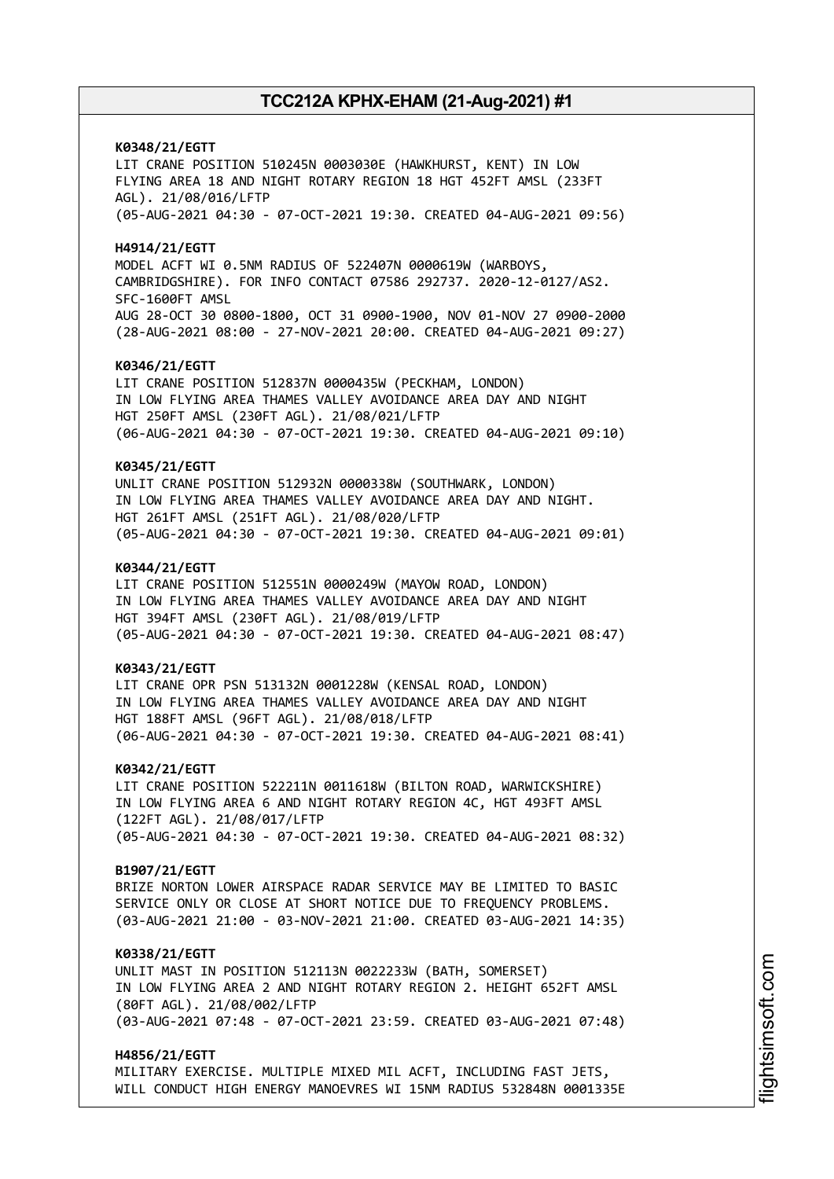**K0348/21/EGTT**
LIT CRANE POSITION 510245N 0003030E (HAWKHURST, KENT) IN LOW FLYING AREA 18 AND NIGHT ROTARY REGION 18 HGT 452FT AMSL (233FT AGL). 21/08/016/LFTP
(05-AUG-2021 04:30 - 07-OCT-2021 19:30. CREATED 04-AUG-2021 09:56)

**H4914/21/EGTT**
MODEL ACFT WI 0.5NM RADIUS OF 522407N 0000619W (WARBOYS, CAMBRIDGESHIRE). FOR INFO CONTACT 07586 292737. 2020-12-0127/AS2.
SFC-1600FT AMSL
AUG 28-OCT 30 0800-1800, OCT 31 0900-1900, NOV 01-NOV 27 0900-2000
(28-AUG-2021 08:00 - 27-NOV-2021 20:00. CREATED 04-AUG-2021 09:27)

**K0346/21/EGTT**
LIT CRANE POSITION 512837N 0000435W (PECKHAM, LONDON)
IN LOW FLYING AREA THAMES VALLEY AVOIDANCE AREA DAY AND NIGHT
HGT 250FT AMSL (230FT AGL). 21/08/021/LFTP
(06-AUG-2021 04:30 - 07-OCT-2021 19:30. CREATED 04-AUG-2021 09:10)

**K0345/21/EGTT**
UNLIT CRANE POSITION 512932N 0000338W (SOUTHWARK, LONDON)
IN LOW FLYING AREA THAMES VALLEY AVOIDANCE AREA DAY AND NIGHT.
HGT 261FT AMSL (251FT AGL). 21/08/020/LFTP
(05-AUG-2021 04:30 - 07-OCT-2021 19:30. CREATED 04-AUG-2021 09:01)

**K0344/21/EGTT**
LIT CRANE POSITION 512551N 0000249W (MAYOW ROAD, LONDON)
IN LOW FLYING AREA THAMES VALLEY AVOIDANCE AREA DAY AND NIGHT
HGT 394FT AMSL (230FT AGL). 21/08/019/LFTP
(05-AUG-2021 04:30 - 07-OCT-2021 19:30. CREATED 04-AUG-2021 08:47)

**K0343/21/EGTT**
LIT CRANE OPR PSN 513132N 0001228W (KENSAL ROAD, LONDON)
IN LOW FLYING AREA THAMES VALLEY AVOIDANCE AREA DAY AND NIGHT
HGT 188FT AMSL (96FT AGL). 21/08/018/LFTP
(06-AUG-2021 04:30 - 07-OCT-2021 19:30. CREATED 04-AUG-2021 08:41)

**K0342/21/EGTT**
LIT CRANE POSITION 522211N 0011618W (BILTON ROAD, WARWICKSHIRE)
IN LOW FLYING AREA 6 AND NIGHT ROTARY REGION 4C, HGT 493FT AMSL
(122FT AGL). 21/08/017/LFTP
(05-AUG-2021 04:30 - 07-OCT-2021 19:30. CREATED 04-AUG-2021 08:32)

**B1907/21/EGTT**
BRIZE NORTON LOWER AIRSPACE RADAR SERVICE MAY BE LIMITED TO BASIC SERVICE ONLY OR CLOSE AT SHORT NOTICE DUE TO FREQUENCY PROBLEMS.
(03-AUG-2021 21:00 - 03-NOV-2021 21:00. CREATED 03-AUG-2021 14:35)

**K0338/21/EGTT**
UNLIT MAST IN POSITION 512113N 0022233W (BATH, SOMERSET)
IN LOW FLYING AREA 2 AND NIGHT ROTARY REGION 2. HEIGHT 652FT AMSL
(80FT AGL). 21/08/002/LFTP
(03-AUG-2021 07:48 - 07-OCT-2021 23:59. CREATED 03-AUG-2021 07:48)

**H4856/21/EGTT**
MILITARY EXERCISE. MULTIPLE MIXED MIL ACFT, INCLUDING FAST JETS, WILL CONDUCT HIGH ENERGY MANOEVRES WI 15NM RADIUS 532848N 0001335E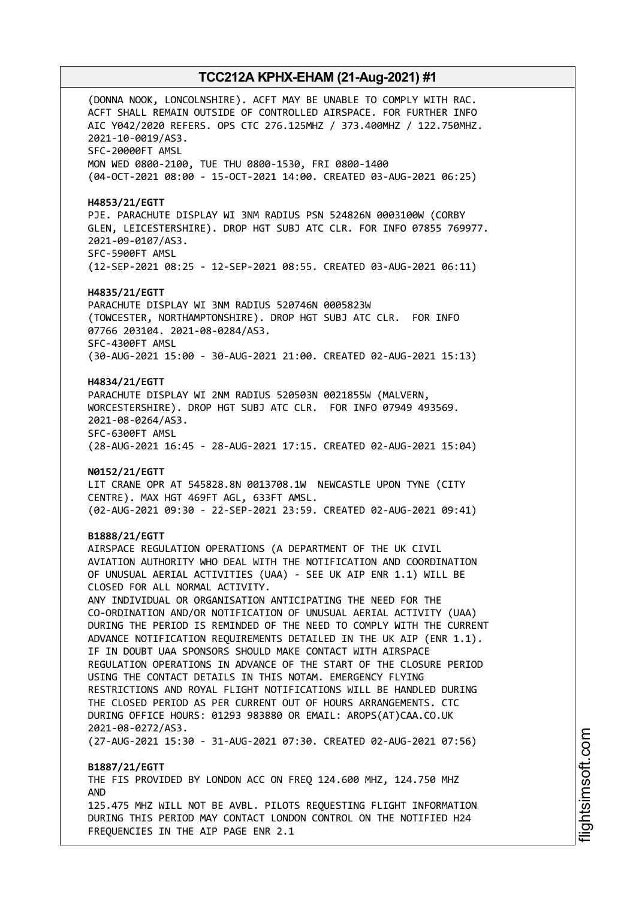(DONNA NOOK, LONCOLNSHIRE). ACFT MAY BE UNABLE TO COMPLY WITH RAC. ACFT SHALL REMAIN OUTSIDE OF CONTROLLED AIRSPACE. FOR FURTHER INFO AIC Y042/2020 REFERS. OPS CTC 276.125MHZ / 373.400MHZ / 122.750MHZ. 2021-10-0019/AS3.
SFC-20000FT AMSL
MON WED 0800-2100, TUE THU 0800-1530, FRI 0800-1400
(04-OCT-2021 08:00 - 15-OCT-2021 14:00. CREATED 03-AUG-2021 06:25)

**H4853/21/EGTT**
PJE. PARACHUTE DISPLAY WI 3NM RADIUS PSN 524826N 0003100W (CORBY GLEN, LEICESTERSHIRE). DROP HGT SUBJ ATC CLR. FOR INFO 07855 769977. 2021-09-0107/AS3.
SFC-5900FT AMSL
(12-SEP-2021 08:25 - 12-SEP-2021 08:55. CREATED 03-AUG-2021 06:11)

**H4835/21/EGTT**
PARACHUTE DISPLAY WI 3NM RADIUS 520746N 0005823W (TOWCESTER, NORTHAMPTONSHIRE). DROP HGT SUBJ ATC CLR. FOR INFO 07766 203104. 2021-08-0284/AS3.
SFC-4300FT AMSL
(30-AUG-2021 15:00 - 30-AUG-2021 21:00. CREATED 02-AUG-2021 15:13)

**H4834/21/EGTT**
PARACHUTE DISPLAY WI 2NM RADIUS 520503N 0021855W (MALVERN, WORCESTERSHIRE). DROP HGT SUBJ ATC CLR. FOR INFO 07949 493569. 2021-08-0264/AS3.
SFC-6300FT AMSL
(28-AUG-2021 16:45 - 28-AUG-2021 17:15. CREATED 02-AUG-2021 15:04)

**N0152/21/EGTT**
LIT CRANE OPR AT 545828.8N 0013708.1W NEWCASTLE UPON TYNE (CITY CENTRE). MAX HGT 469FT AGL, 633FT AMSL.
(02-AUG-2021 09:30 - 22-SEP-2021 23:59. CREATED 02-AUG-2021 09:41)

**B1888/21/EGTT**
AIRSPACE REGULATION OPERATIONS (A DEPARTMENT OF THE UK CIVIL AVIATION AUTHORITY WHO DEAL WITH THE NOTIFICATION AND COORDINATION OF UNUSUAL AERIAL ACTIVITIES (UAA) - SEE UK AIP ENR 1.1) WILL BE CLOSED FOR ALL NORMAL ACTIVITY.
ANY INDIVIDUAL OR ORGANISATION ANTICIPATING THE NEED FOR THE CO-ORDINATION AND/OR NOTIFICATION OF UNUSUAL AERIAL ACTIVITY (UAA) DURING THE PERIOD IS REMINDED OF THE NEED TO COMPLY WITH THE CURRENT ADVANCE NOTIFICATION REQUIREMENTS DETAILED IN THE UK AIP (ENR 1.1). IF IN DOUBT UAA SPONSORS SHOULD MAKE CONTACT WITH AIRSPACE REGULATION OPERATIONS IN ADVANCE OF THE START OF THE CLOSURE PERIOD USING THE CONTACT DETAILS IN THIS NOTAM. EMERGENCY FLYING RESTRICTIONS AND ROYAL FLIGHT NOTIFICATIONS WILL BE HANDLED DURING THE CLOSED PERIOD AS PER CURRENT OUT OF HOURS ARRANGEMENTS. CTC DURING OFFICE HOURS: 01293 983880 OR EMAIL: AROPS(AT)CAA.CO.UK 2021-08-0272/AS3.
(27-AUG-2021 15:30 - 31-AUG-2021 07:30. CREATED 02-AUG-2021 07:56)

**B1887/21/EGTT**
THE FIS PROVIDED BY LONDON ACC ON FREQ 124.600 MHZ, 124.750 MHZ AND
125.475 MHZ WILL NOT BE AVBL. PILOTS REQUESTING FLIGHT INFORMATION DURING THIS PERIOD MAY CONTACT LONDON CONTROL ON THE NOTIFIED H24 FREQUENCIES IN THE AIP PAGE ENR 2.1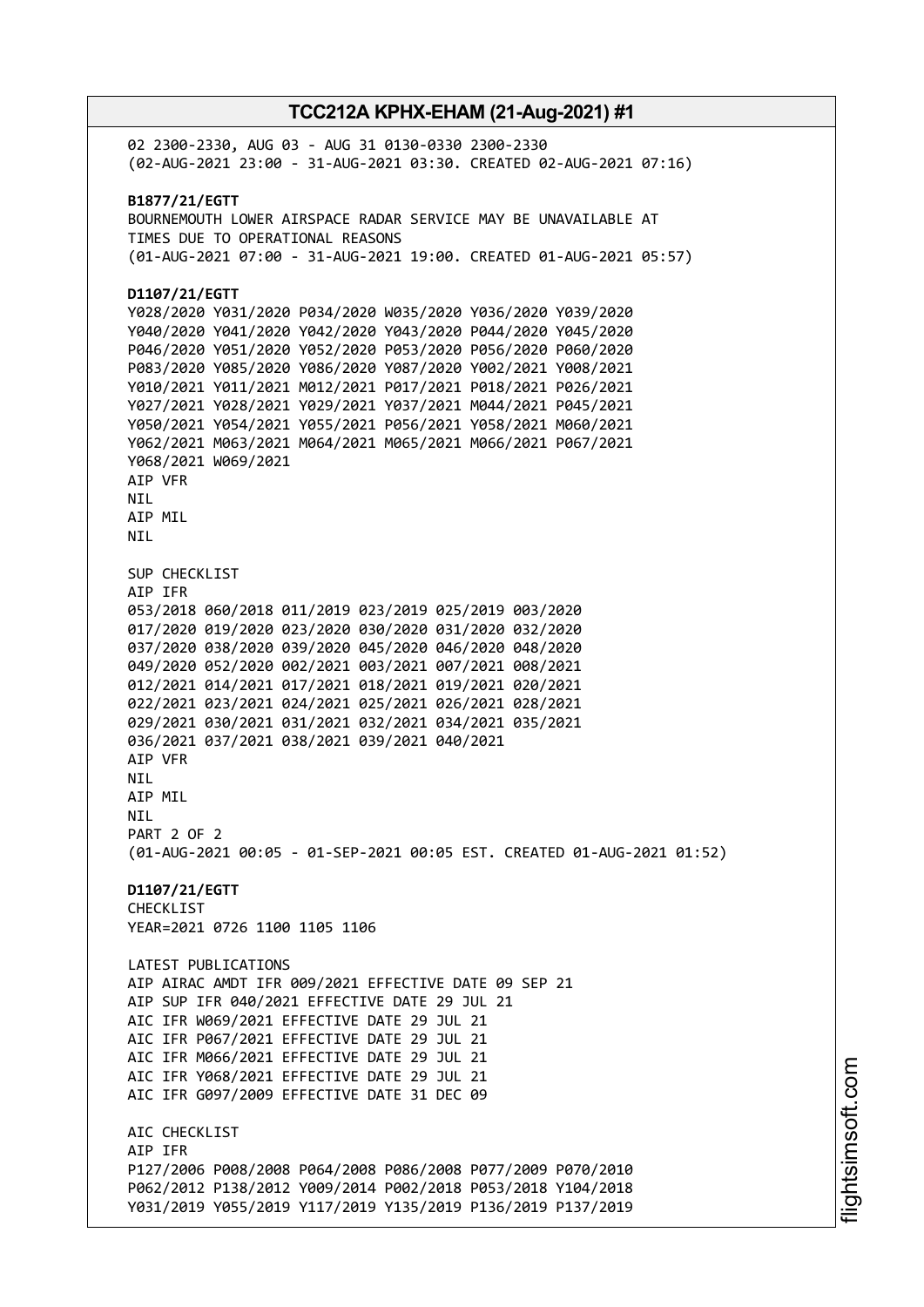02 2300-2330, AUG 03 - AUG 31 0130-0330 2300-2330
(02-AUG-2021 23:00 - 31-AUG-2021 03:30. CREATED 02-AUG-2021 07:16)

**B1877/21/EGTT**
BOURNEMOUTH LOWER AIRSPACE RADAR SERVICE MAY BE UNAVAILABLE AT
TIMES DUE TO OPERATIONAL REASONS
(01-AUG-2021 07:00 - 31-AUG-2021 19:00. CREATED 01-AUG-2021 05:57)

**D1107/21/EGTT**
Y028/2020 Y031/2020 P034/2020 W035/2020 Y036/2020 Y039/2020
Y040/2020 Y041/2020 Y042/2020 Y043/2020 P044/2020 Y045/2020
P046/2020 Y051/2020 Y052/2020 P053/2020 P056/2020 P060/2020
P083/2020 Y085/2020 Y086/2020 Y087/2020 Y002/2021 Y008/2021
Y010/2021 Y011/2021 M012/2021 P017/2021 P018/2021 P026/2021
Y027/2021 Y028/2021 Y029/2021 Y037/2021 M044/2021 P045/2021
Y050/2021 Y054/2021 Y055/2021 P056/2021 Y058/2021 M060/2021
Y062/2021 M063/2021 M064/2021 M065/2021 M066/2021 P067/2021
Y068/2021 W069/2021
AIP VFR
NIL
AIP MIL
NIL

SUP CHECKLIST
AIP IFR
053/2018 060/2018 011/2019 023/2019 025/2019 003/2020
017/2020 019/2020 023/2020 030/2020 031/2020 032/2020
037/2020 038/2020 039/2020 045/2020 046/2020 048/2020
049/2020 052/2020 002/2021 003/2021 007/2021 008/2021
012/2021 014/2021 017/2021 018/2021 019/2021 020/2021
022/2021 023/2021 024/2021 025/2021 026/2021 028/2021
029/2021 030/2021 031/2021 032/2021 034/2021 035/2021
036/2021 037/2021 038/2021 039/2021 040/2021
AIP VFR
NIL
AIP MIL
NIL
PART 2 OF 2
(01-AUG-2021 00:05 - 01-SEP-2021 00:05 EST. CREATED 01-AUG-2021 01:52)

**D1107/21/EGTT**
CHECKLIST
YEAR=2021 0726 1100 1105 1106

LATEST PUBLICATIONS
AIP AIRAC AMDT IFR 009/2021 EFFECTIVE DATE 09 SEP 21
AIP SUP IFR 040/2021 EFFECTIVE DATE 29 JUL 21
AIC IFR W069/2021 EFFECTIVE DATE 29 JUL 21
AIC IFR P067/2021 EFFECTIVE DATE 29 JUL 21
AIC IFR M066/2021 EFFECTIVE DATE 29 JUL 21
AIC IFR Y068/2021 EFFECTIVE DATE 29 JUL 21
AIC IFR G097/2009 EFFECTIVE DATE 31 DEC 09

AIC CHECKLIST
AIP IFR
P127/2006 P008/2008 P064/2008 P086/2008 P077/2009 P070/2010
P062/2012 P138/2012 Y009/2014 P002/2018 P053/2018 Y104/2018
Y031/2019 Y055/2019 Y117/2019 Y135/2019 P136/2019 P137/2019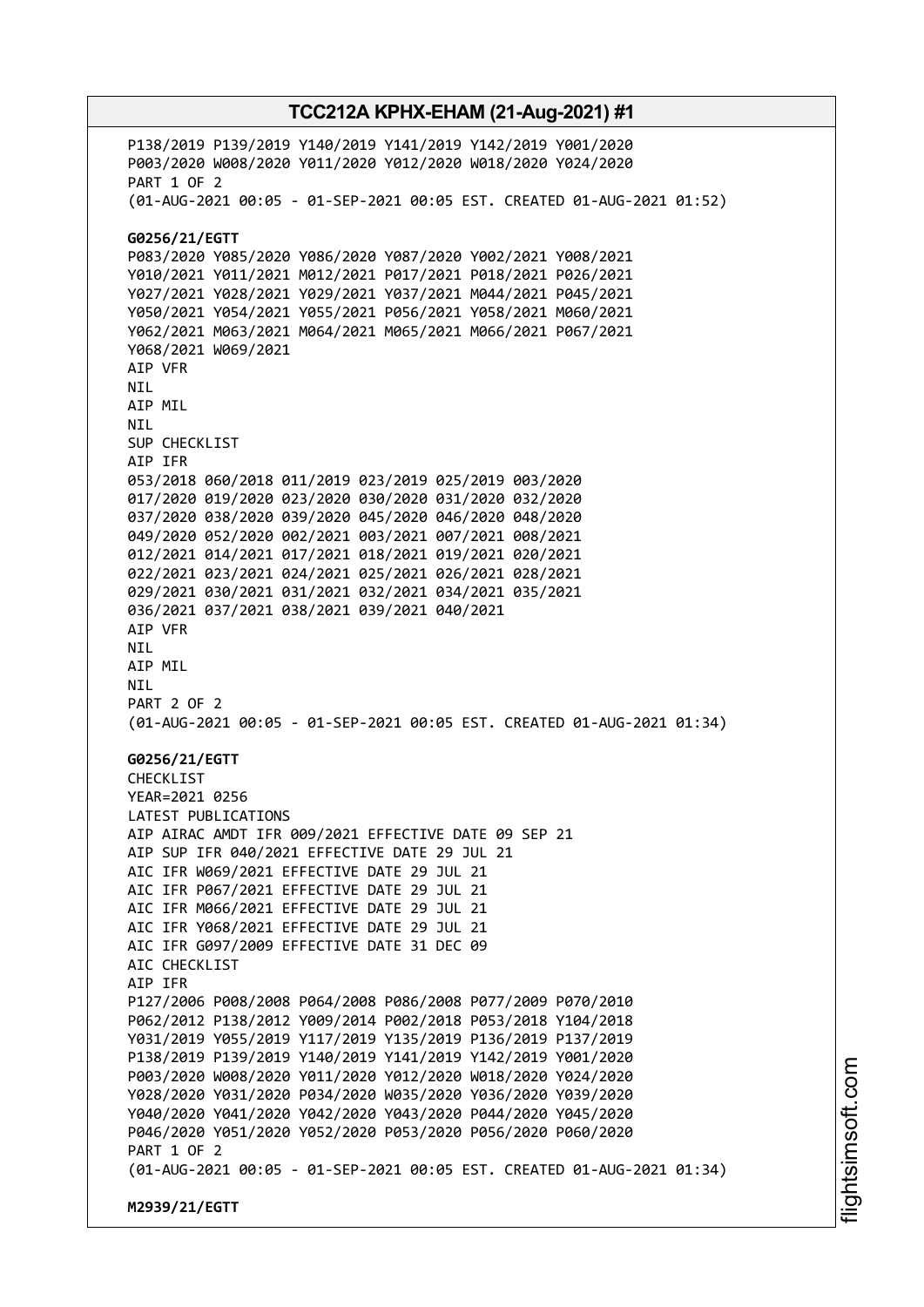P138/2019 P139/2019 Y140/2019 Y141/2019 Y142/2019 Y001/2020
P003/2020 W008/2020 Y011/2020 Y012/2020 W018/2020 Y024/2020
PART 1 OF 2
(01-AUG-2021 00:05 - 01-SEP-2021 00:05 EST. CREATED 01-AUG-2021 01:52)

**G0256/21/EGTT**
P083/2020 Y085/2020 Y086/2020 Y087/2020 Y002/2021 Y008/2021
Y010/2021 Y011/2021 M012/2021 P017/2021 P018/2021 P026/2021
Y027/2021 Y028/2021 Y029/2021 Y037/2021 M044/2021 P045/2021
Y050/2021 Y054/2021 Y055/2021 P056/2021 Y058/2021 M060/2021
Y062/2021 M063/2021 M064/2021 M065/2021 M066/2021 P067/2021
Y068/2021 W069/2021
AIP VFR
NIL
AIP MIL
NIL
SUP CHECKLIST
AIP IFR
053/2018 060/2018 011/2019 023/2019 025/2019 003/2020
017/2020 019/2020 023/2020 030/2020 031/2020 032/2020
037/2020 038/2020 039/2020 045/2020 046/2020 048/2020
049/2020 052/2020 002/2021 003/2021 007/2021 008/2021
012/2021 014/2021 017/2021 018/2021 019/2021 020/2021
022/2021 023/2021 024/2021 025/2021 026/2021 028/2021
029/2021 030/2021 031/2021 032/2021 034/2021 035/2021
036/2021 037/2021 038/2021 039/2021 040/2021
AIP VFR
NIL
AIP MIL
NIL
PART 2 OF 2
(01-AUG-2021 00:05 - 01-SEP-2021 00:05 EST. CREATED 01-AUG-2021 01:34)

**G0256/21/EGTT**
CHECKLIST
YEAR=2021 0256
LATEST PUBLICATIONS
AIP AIRAC AMDT IFR 009/2021 EFFECTIVE DATE 09 SEP 21
AIP SUP IFR 040/2021 EFFECTIVE DATE 29 JUL 21
AIC IFR W069/2021 EFFECTIVE DATE 29 JUL 21
AIC IFR P067/2021 EFFECTIVE DATE 29 JUL 21
AIC IFR M066/2021 EFFECTIVE DATE 29 JUL 21
AIC IFR Y068/2021 EFFECTIVE DATE 29 JUL 21
AIC IFR G097/2009 EFFECTIVE DATE 31 DEC 09
AIC CHECKLIST
AIP IFR
P127/2006 P008/2008 P064/2008 P086/2008 P077/2009 P070/2010
P062/2012 P138/2012 Y009/2014 P002/2018 P053/2018 Y104/2018
Y031/2019 Y055/2019 Y117/2019 Y135/2019 P136/2019 P137/2019
P138/2019 P139/2019 Y140/2019 Y141/2019 Y142/2019 Y001/2020
P003/2020 W008/2020 Y011/2020 Y012/2020 W018/2020 Y024/2020
Y028/2020 Y031/2020 P034/2020 W035/2020 Y036/2020 Y039/2020
Y040/2020 Y041/2020 Y042/2020 Y043/2020 P044/2020 Y045/2020
P046/2020 Y051/2020 Y052/2020 P053/2020 P056/2020 P060/2020
PART 1 OF 2
(01-AUG-2021 00:05 - 01-SEP-2021 00:05 EST. CREATED 01-AUG-2021 01:34)

**M2939/21/EGTT**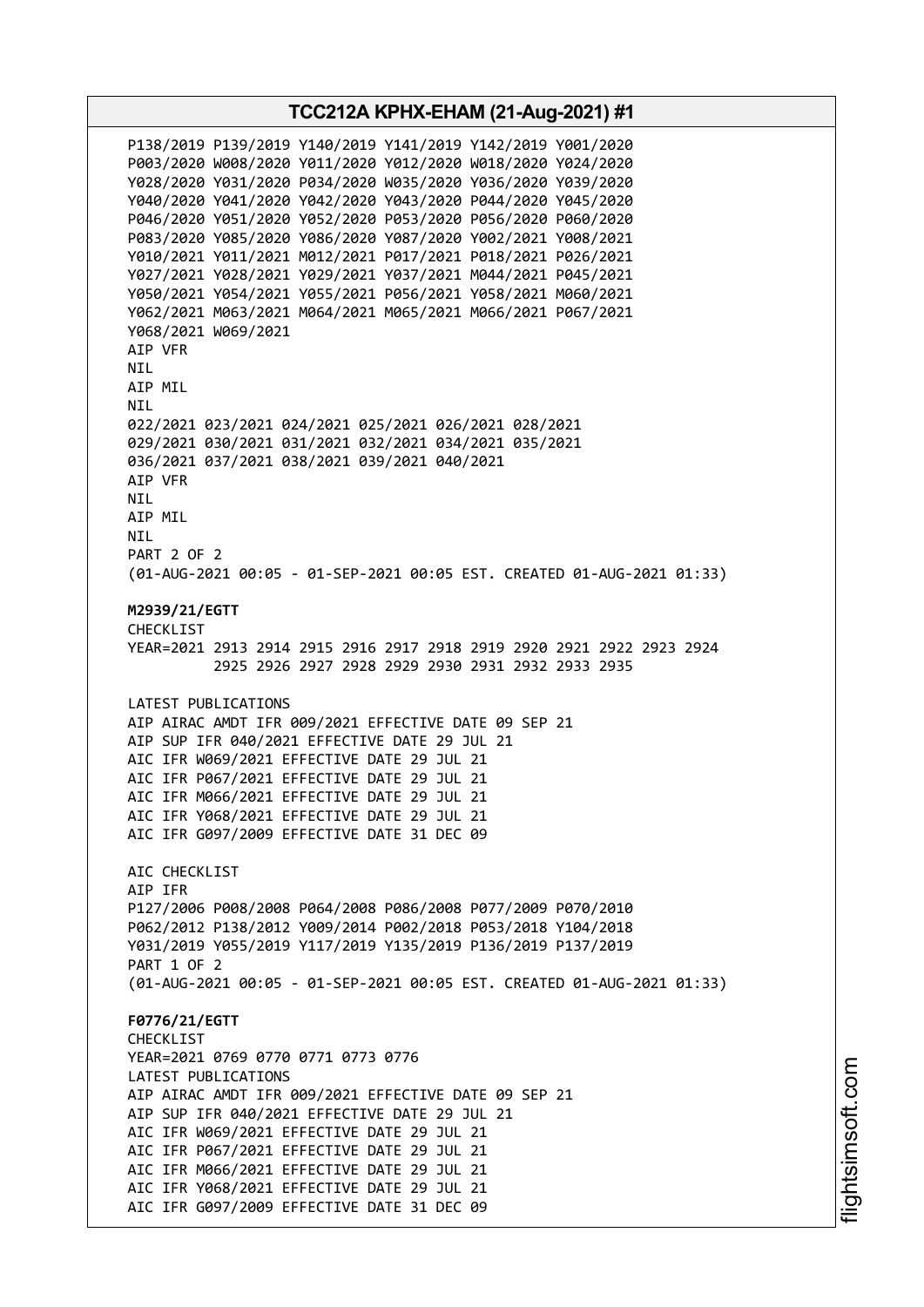P138/2019 P139/2019 Y140/2019 Y141/2019 Y142/2019 Y001/2020
P003/2020 W008/2020 Y011/2020 Y012/2020 W018/2020 Y024/2020
Y028/2020 Y031/2020 P034/2020 W035/2020 Y036/2020 Y039/2020
Y040/2020 Y041/2020 Y042/2020 Y043/2020 P044/2020 Y045/2020
P046/2020 Y051/2020 Y052/2020 P053/2020 P056/2020 P060/2020
P083/2020 Y085/2020 Y086/2020 Y087/2020 Y002/2021 Y008/2021
Y010/2021 Y011/2021 M012/2021 P017/2021 P018/2021 P026/2021
Y027/2021 Y028/2021 Y029/2021 Y037/2021 M044/2021 P045/2021
Y050/2021 Y054/2021 Y055/2021 P056/2021 Y058/2021 M060/2021
Y062/2021 M063/2021 M064/2021 M065/2021 M066/2021 P067/2021
Y068/2021 W069/2021
AIP VFR
NIL
AIP MIL
NIL
022/2021 023/2021 024/2021 025/2021 026/2021 028/2021
029/2021 030/2021 031/2021 032/2021 034/2021 035/2021
036/2021 037/2021 038/2021 039/2021 040/2021
AIP VFR
NIL
AIP MIL
NIL
PART 2 OF 2
(01-AUG-2021 00:05 - 01-SEP-2021 00:05 EST. CREATED 01-AUG-2021 01:33)

**M2939/21/EGTT**
CHECKLIST
YEAR=2021 2913 2914 2915 2916 2917 2918 2919 2920 2921 2922 2923 2924
2925 2926 2927 2928 2929 2930 2931 2932 2933 2935

LATEST PUBLICATIONS
AIP AIRAC AMDT IFR 009/2021 EFFECTIVE DATE 09 SEP 21
AIP SUP IFR 040/2021 EFFECTIVE DATE 29 JUL 21
AIC IFR W069/2021 EFFECTIVE DATE 29 JUL 21
AIC IFR P067/2021 EFFECTIVE DATE 29 JUL 21
AIC IFR M066/2021 EFFECTIVE DATE 29 JUL 21
AIC IFR Y068/2021 EFFECTIVE DATE 29 JUL 21
AIC IFR G097/2009 EFFECTIVE DATE 31 DEC 09

AIC CHECKLIST
AIP IFR
P127/2006 P008/2008 P064/2008 P086/2008 P077/2009 P070/2010
P062/2012 P138/2012 Y009/2014 P002/2018 P053/2018 Y104/2018
Y031/2019 Y055/2019 Y117/2019 Y135/2019 P136/2019 P137/2019
PART 1 OF 2
(01-AUG-2021 00:05 - 01-SEP-2021 00:05 EST. CREATED 01-AUG-2021 01:33)

**F0776/21/EGTT**
CHECKLIST
YEAR=2021 0769 0770 0771 0773 0776
LATEST PUBLICATIONS
AIP AIRAC AMDT IFR 009/2021 EFFECTIVE DATE 09 SEP 21
AIP SUP IFR 040/2021 EFFECTIVE DATE 29 JUL 21
AIC IFR W069/2021 EFFECTIVE DATE 29 JUL 21
AIC IFR P067/2021 EFFECTIVE DATE 29 JUL 21
AIC IFR M066/2021 EFFECTIVE DATE 29 JUL 21
AIC IFR Y068/2021 EFFECTIVE DATE 29 JUL 21
AIC IFR G097/2009 EFFECTIVE DATE 31 DEC 09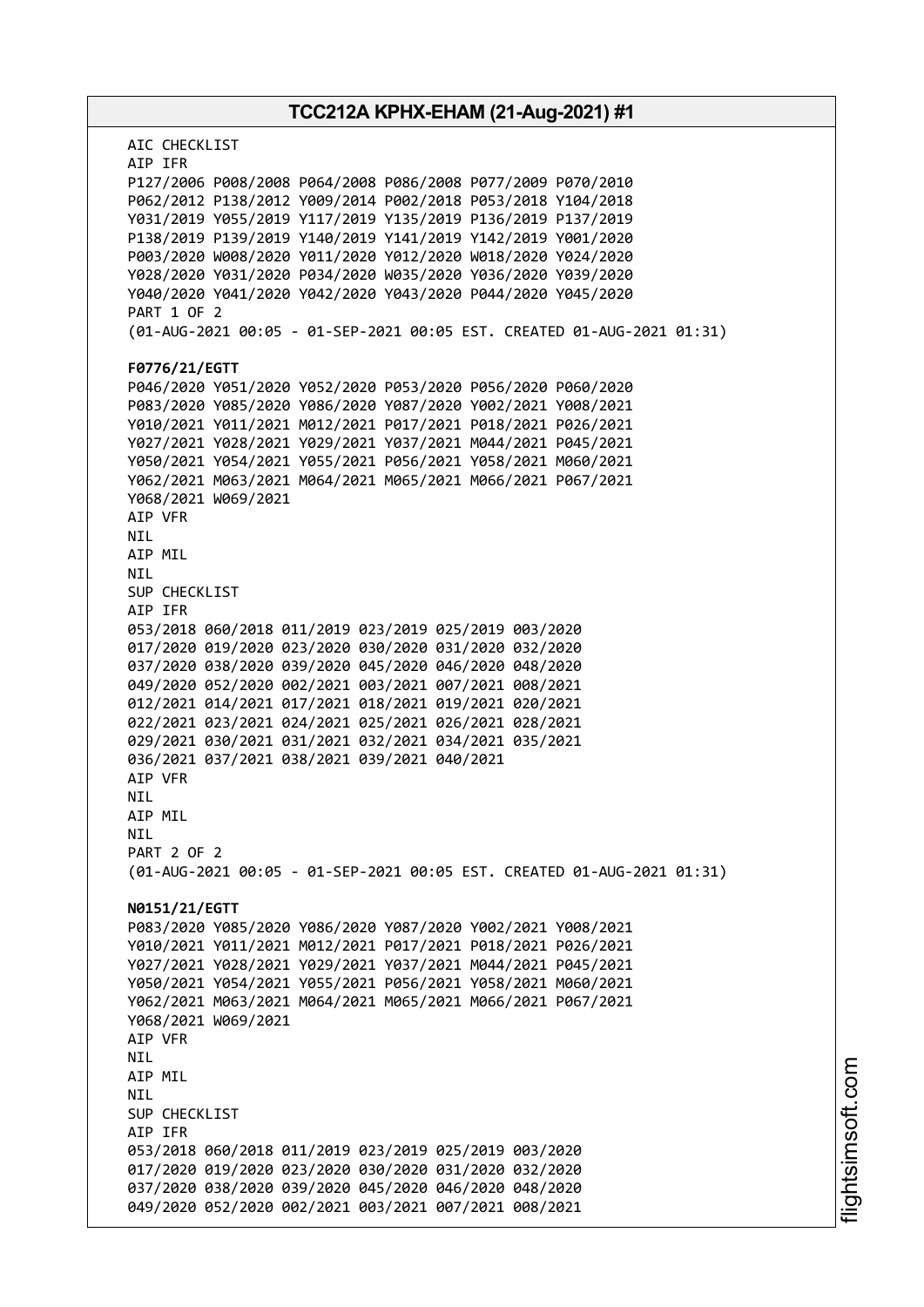AIC CHECKLIST
AIP IFR
P127/2006 P008/2008 P064/2008 P086/2008 P077/2009 P070/2010
P062/2012 P138/2012 Y009/2014 P002/2018 P053/2018 Y104/2018
Y031/2019 Y055/2019 Y117/2019 Y135/2019 P136/2019 P137/2019
P138/2019 P139/2019 Y140/2019 Y141/2019 Y142/2019 Y001/2020
P003/2020 W008/2020 Y011/2020 Y012/2020 W018/2020 Y024/2020
Y028/2020 Y031/2020 P034/2020 W035/2020 Y036/2020 Y039/2020
Y040/2020 Y041/2020 Y042/2020 Y043/2020 P044/2020 Y045/2020
PART 1 OF 2
(01-AUG-2021 00:05 - 01-SEP-2021 00:05 EST. CREATED 01-AUG-2021 01:31)

**F0776/21/EGTT**
P046/2020 Y051/2020 Y052/2020 P053/2020 P056/2020 P060/2020
P083/2020 Y085/2020 Y086/2020 Y087/2020 Y002/2021 Y008/2021
Y010/2021 Y011/2021 M012/2021 P017/2021 P018/2021 P026/2021
Y027/2021 Y028/2021 Y029/2021 Y037/2021 M044/2021 P045/2021
Y050/2021 Y054/2021 Y055/2021 P056/2021 Y058/2021 M060/2021
Y062/2021 M063/2021 M064/2021 M065/2021 M066/2021 P067/2021
Y068/2021 W069/2021
AIP VFR
NIL
AIP MIL
NIL
SUP CHECKLIST
AIP IFR
053/2018 060/2018 011/2019 023/2019 025/2019 003/2020
017/2020 019/2020 023/2020 030/2020 031/2020 032/2020
037/2020 038/2020 039/2020 045/2020 046/2020 048/2020
049/2020 052/2020 002/2021 003/2021 007/2021 008/2021
012/2021 014/2021 017/2021 018/2021 019/2021 020/2021
022/2021 023/2021 024/2021 025/2021 026/2021 028/2021
029/2021 030/2021 031/2021 032/2021 034/2021 035/2021
036/2021 037/2021 038/2021 039/2021 040/2021
AIP VFR
NIL
AIP MIL
NIL
PART 2 OF 2
(01-AUG-2021 00:05 - 01-SEP-2021 00:05 EST. CREATED 01-AUG-2021 01:31)

**N0151/21/EGTT**
P083/2020 Y085/2020 Y086/2020 Y087/2020 Y002/2021 Y008/2021
Y010/2021 Y011/2021 M012/2021 P017/2021 P018/2021 P026/2021
Y027/2021 Y028/2021 Y029/2021 Y037/2021 M044/2021 P045/2021
Y050/2021 Y054/2021 Y055/2021 P056/2021 Y058/2021 M060/2021
Y062/2021 M063/2021 M064/2021 M065/2021 M066/2021 P067/2021
Y068/2021 W069/2021
AIP VFR
NIL
AIP MIL
NIL
SUP CHECKLIST
AIP IFR
053/2018 060/2018 011/2019 023/2019 025/2019 003/2020
017/2020 019/2020 023/2020 030/2020 031/2020 032/2020
037/2020 038/2020 039/2020 045/2020 046/2020 048/2020
049/2020 052/2020 002/2021 003/2021 007/2021 008/2021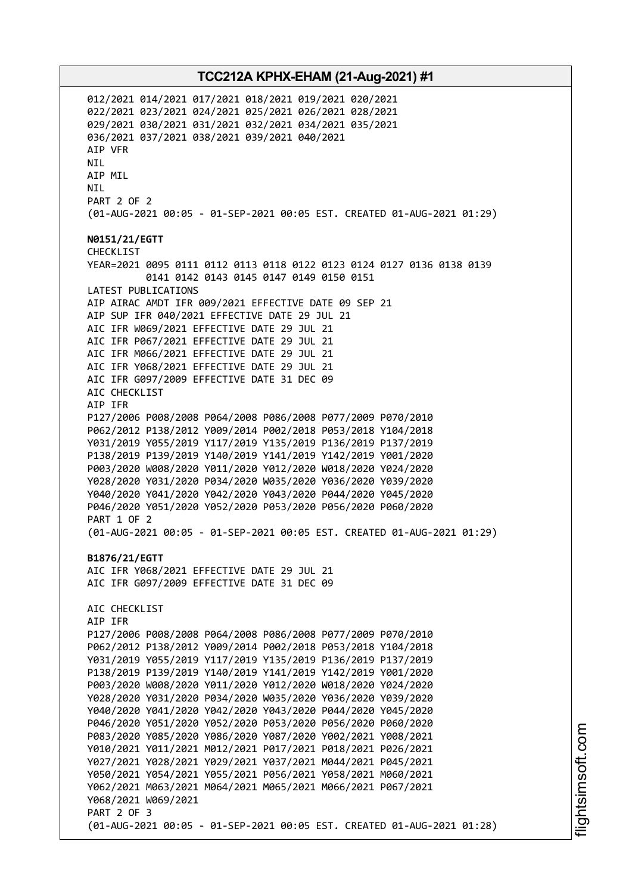012/2021 014/2021 017/2021 018/2021 019/2021 020/2021
022/2021 023/2021 024/2021 025/2021 026/2021 028/2021
029/2021 030/2021 031/2021 032/2021 034/2021 035/2021
036/2021 037/2021 038/2021 039/2021 040/2021
AIP VFR
NIL
AIP MIL
NIL
PART 2 OF 2
(01-AUG-2021 00:05 - 01-SEP-2021 00:05 EST. CREATED 01-AUG-2021 01:29)

**N0151/21/EGTT**
CHECKLIST
YEAR=2021 0095 0111 0112 0113 0118 0122 0123 0124 0127 0136 0138 0139
0141 0142 0143 0145 0147 0149 0150 0151
LATEST PUBLICATIONS
AIP AIRAC AMDT IFR 009/2021 EFFECTIVE DATE 09 SEP 21
AIP SUP IFR 040/2021 EFFECTIVE DATE 29 JUL 21
AIC IFR W069/2021 EFFECTIVE DATE 29 JUL 21
AIC IFR P067/2021 EFFECTIVE DATE 29 JUL 21
AIC IFR M066/2021 EFFECTIVE DATE 29 JUL 21
AIC IFR Y068/2021 EFFECTIVE DATE 29 JUL 21
AIC IFR G097/2009 EFFECTIVE DATE 31 DEC 09
AIC CHECKLIST
AIP IFR
P127/2006 P008/2008 P064/2008 P086/2008 P077/2009 P070/2010
P062/2012 P138/2012 Y009/2014 P002/2018 P053/2018 Y104/2018
Y031/2019 Y055/2019 Y117/2019 Y135/2019 P136/2019 P137/2019
P138/2019 P139/2019 Y140/2019 Y141/2019 Y142/2019 Y001/2020
P003/2020 W008/2020 Y011/2020 Y012/2020 W018/2020 Y024/2020
Y028/2020 Y031/2020 P034/2020 W035/2020 Y036/2020 Y039/2020
Y040/2020 Y041/2020 Y042/2020 Y043/2020 P044/2020 Y045/2020
P046/2020 Y051/2020 Y052/2020 P053/2020 P056/2020 P060/2020
PART 1 OF 2
(01-AUG-2021 00:05 - 01-SEP-2021 00:05 EST. CREATED 01-AUG-2021 01:29)

**B1876/21/EGTT**
AIC IFR Y068/2021 EFFECTIVE DATE 29 JUL 21
AIC IFR G097/2009 EFFECTIVE DATE 31 DEC 09

AIC CHECKLIST
AIP IFR
P127/2006 P008/2008 P064/2008 P086/2008 P077/2009 P070/2010
P062/2012 P138/2012 Y009/2014 P002/2018 P053/2018 Y104/2018
Y031/2019 Y055/2019 Y117/2019 Y135/2019 P136/2019 P137/2019
P138/2019 P139/2019 Y140/2019 Y141/2019 Y142/2019 Y001/2020
P003/2020 W008/2020 Y011/2020 Y012/2020 W018/2020 Y024/2020
Y028/2020 Y031/2020 P034/2020 W035/2020 Y036/2020 Y039/2020
Y040/2020 Y041/2020 Y042/2020 Y043/2020 P044/2020 Y045/2020
P046/2020 Y051/2020 Y052/2020 P053/2020 P056/2020 P060/2020
P083/2020 Y085/2020 Y086/2020 Y087/2020 Y002/2021 Y008/2021
Y010/2021 Y011/2021 M012/2021 P017/2021 P018/2021 P026/2021
Y027/2021 Y028/2021 Y029/2021 Y037/2021 M044/2021 P045/2021
Y050/2021 Y054/2021 Y055/2021 P056/2021 Y058/2021 M060/2021
Y062/2021 M063/2021 M064/2021 M065/2021 M066/2021 P067/2021
Y068/2021 W069/2021
PART 2 OF 3
(01-AUG-2021 00:05 - 01-SEP-2021 00:05 EST. CREATED 01-AUG-2021 01:28)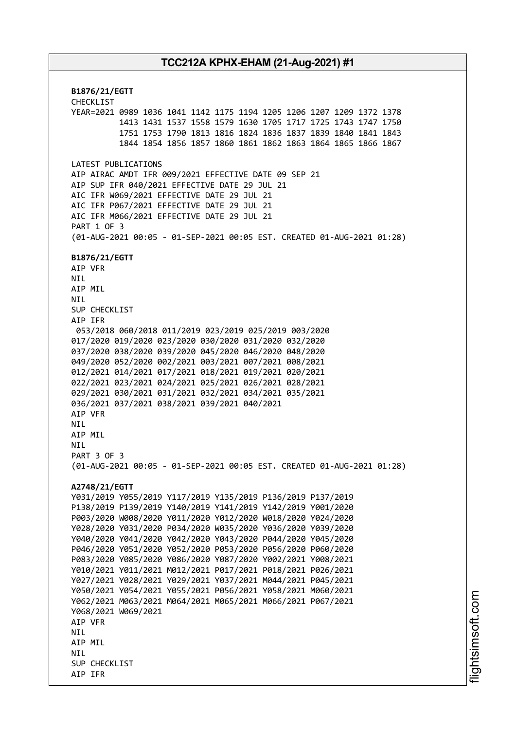**B1876/21/EGTT**
CHECKLIST
YEAR=2021 0989 1036 1041 1142 1175 1194 1205 1206 1207 1209 1372 1378
1413 1431 1537 1558 1579 1630 1705 1717 1725 1743 1747 1750
1751 1753 1790 1813 1816 1824 1836 1837 1839 1840 1841 1843
1844 1854 1856 1857 1860 1861 1862 1863 1864 1865 1866 1867

LATEST PUBLICATIONS
AIP AIRAC AMDT IFR 009/2021 EFFECTIVE DATE 09 SEP 21
AIP SUP IFR 040/2021 EFFECTIVE DATE 29 JUL 21
AIC IFR W069/2021 EFFECTIVE DATE 29 JUL 21
AIC IFR P067/2021 EFFECTIVE DATE 29 JUL 21
AIC IFR M066/2021 EFFECTIVE DATE 29 JUL 21
PART 1 OF 3
(01-AUG-2021 00:05 - 01-SEP-2021 00:05 EST. CREATED 01-AUG-2021 01:28)

**B1876/21/EGTT**
AIP VFR
NIL
AIP MIL
NIL
SUP CHECKLIST
AIP IFR
053/2018 060/2018 011/2019 023/2019 025/2019 003/2020
017/2020 019/2020 023/2020 030/2020 031/2020 032/2020
037/2020 038/2020 039/2020 045/2020 046/2020 048/2020
049/2020 052/2020 002/2021 003/2021 007/2021 008/2021
012/2021 014/2021 017/2021 018/2021 019/2021 020/2021
022/2021 023/2021 024/2021 025/2021 026/2021 028/2021
029/2021 030/2021 031/2021 032/2021 034/2021 035/2021
036/2021 037/2021 038/2021 039/2021 040/2021
AIP VFR
NIL
AIP MIL
NIL
PART 3 OF 3
(01-AUG-2021 00:05 - 01-SEP-2021 00:05 EST. CREATED 01-AUG-2021 01:28)

**A2748/21/EGTT**
Y031/2019 Y055/2019 Y117/2019 Y135/2019 P136/2019 P137/2019
P138/2019 P139/2019 Y140/2019 Y141/2019 Y142/2019 Y001/2020
P003/2020 W008/2020 Y011/2020 Y012/2020 W018/2020 Y024/2020
Y028/2020 Y031/2020 P034/2020 W035/2020 Y036/2020 Y039/2020
Y040/2020 Y041/2020 Y042/2020 Y043/2020 P044/2020 Y045/2020
P046/2020 Y051/2020 Y052/2020 P053/2020 P056/2020 P060/2020
P083/2020 Y085/2020 Y086/2020 Y087/2020 Y002/2021 Y008/2021
Y010/2021 Y011/2021 M012/2021 P017/2021 P018/2021 P026/2021
Y027/2021 Y028/2021 Y029/2021 Y037/2021 M044/2021 P045/2021
Y050/2021 Y054/2021 Y055/2021 P056/2021 Y058/2021 M060/2021
Y062/2021 M063/2021 M064/2021 M065/2021 M066/2021 P067/2021
Y068/2021 W069/2021
AIP VFR
NIL
AIP MIL
NIL
SUP CHECKLIST
AIP IFR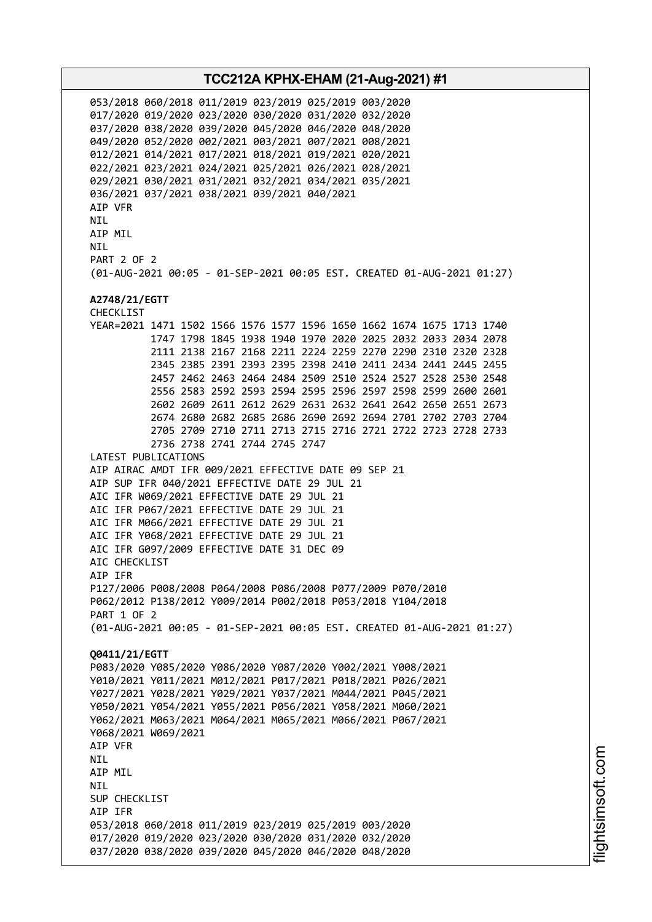053/2018 060/2018 011/2019 023/2019 025/2019 003/2020
017/2020 019/2020 023/2020 030/2020 031/2020 032/2020
037/2020 038/2020 039/2020 045/2020 046/2020 048/2020
049/2020 052/2020 002/2021 003/2021 007/2021 008/2021
012/2021 014/2021 017/2021 018/2021 019/2021 020/2021
022/2021 023/2021 024/2021 025/2021 026/2021 028/2021
029/2021 030/2021 031/2021 032/2021 034/2021 035/2021
036/2021 037/2021 038/2021 039/2021 040/2021
AIP VFR
NIL
AIP MIL
NIL
PART 2 OF 2
(01-AUG-2021 00:05 - 01-SEP-2021 00:05 EST. CREATED 01-AUG-2021 01:27)

**A2748/21/EGTT**
CHECKLIST
YEAR=2021 1471 1502 1566 1576 1577 1596 1650 1662 1674 1675 1713 1740
1747 1798 1845 1938 1940 1970 2020 2025 2032 2033 2034 2078
2111 2138 2167 2168 2211 2224 2259 2270 2290 2310 2320 2328
2345 2385 2391 2393 2395 2398 2410 2411 2434 2441 2445 2455
2457 2462 2463 2464 2484 2509 2510 2524 2527 2528 2530 2548
2556 2583 2592 2593 2594 2595 2596 2597 2598 2599 2600 2601
2602 2609 2611 2612 2629 2631 2632 2641 2642 2650 2651 2673
2674 2680 2682 2685 2686 2690 2692 2694 2701 2702 2703 2704
2705 2709 2710 2711 2713 2715 2716 2721 2722 2723 2728 2733
2736 2738 2741 2744 2745 2747
LATEST PUBLICATIONS
AIP AIRAC AMDT IFR 009/2021 EFFECTIVE DATE 09 SEP 21
AIP SUP IFR 040/2021 EFFECTIVE DATE 29 JUL 21
AIC IFR W069/2021 EFFECTIVE DATE 29 JUL 21
AIC IFR P067/2021 EFFECTIVE DATE 29 JUL 21
AIC IFR M066/2021 EFFECTIVE DATE 29 JUL 21
AIC IFR Y068/2021 EFFECTIVE DATE 29 JUL 21
AIC IFR G097/2009 EFFECTIVE DATE 31 DEC 09
AIC CHECKLIST
AIP IFR
P127/2006 P008/2008 P064/2008 P086/2008 P077/2009 P070/2010
P062/2012 P138/2012 Y009/2014 P002/2018 P053/2018 Y104/2018
PART 1 OF 2
(01-AUG-2021 00:05 - 01-SEP-2021 00:05 EST. CREATED 01-AUG-2021 01:27)

**Q0411/21/EGTT**
P083/2020 Y085/2020 Y086/2020 Y087/2020 Y002/2021 Y008/2021
Y010/2021 Y011/2021 M012/2021 P017/2021 P018/2021 P026/2021
Y027/2021 Y028/2021 Y029/2021 Y037/2021 M044/2021 P045/2021
Y050/2021 Y054/2021 Y055/2021 P056/2021 Y058/2021 M060/2021
Y062/2021 M063/2021 M064/2021 M065/2021 M066/2021 P067/2021
Y068/2021 W069/2021
AIP VFR
NIL
AIP MIL
NIL
SUP CHECKLIST
AIP IFR
053/2018 060/2018 011/2019 023/2019 025/2019 003/2020
017/2020 019/2020 023/2020 030/2020 031/2020 032/2020
037/2020 038/2020 039/2020 045/2020 046/2020 048/2020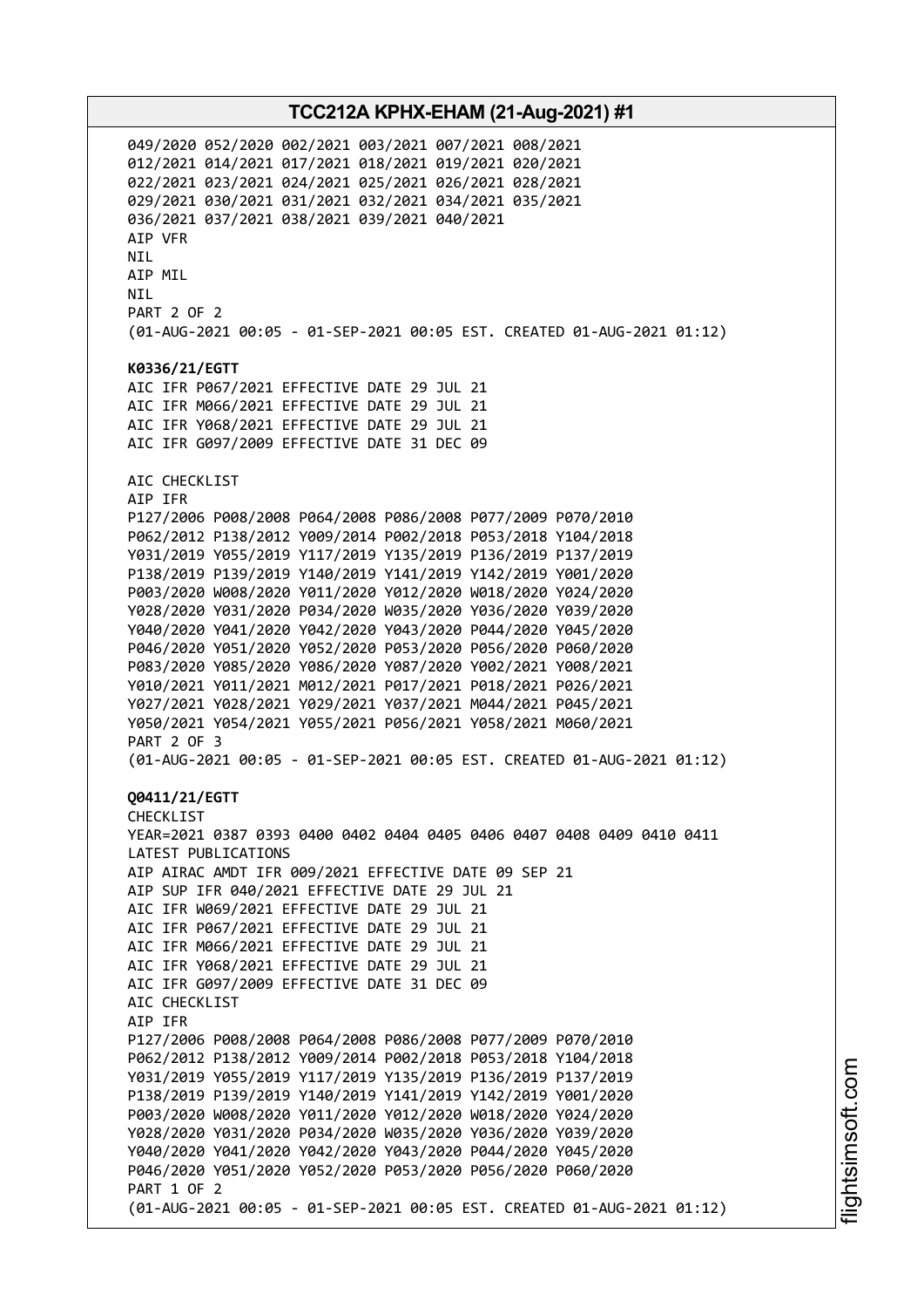049/2020 052/2020 002/2021 003/2021 007/2021 008/2021
012/2021 014/2021 017/2021 018/2021 019/2021 020/2021
022/2021 023/2021 024/2021 025/2021 026/2021 028/2021
029/2021 030/2021 031/2021 032/2021 034/2021 035/2021
036/2021 037/2021 038/2021 039/2021 040/2021
AIP VFR
NIL
AIP MIL
NIL
PART 2 OF 2
(01-AUG-2021 00:05 - 01-SEP-2021 00:05 EST. CREATED 01-AUG-2021 01:12)

**K0336/21/EGTT**
AIC IFR P067/2021 EFFECTIVE DATE 29 JUL 21
AIC IFR M066/2021 EFFECTIVE DATE 29 JUL 21
AIC IFR Y068/2021 EFFECTIVE DATE 29 JUL 21
AIC IFR G097/2009 EFFECTIVE DATE 31 DEC 09

AIC CHECKLIST
AIP IFR
P127/2006 P008/2008 P064/2008 P086/2008 P077/2009 P070/2010
P062/2012 P138/2012 Y009/2014 P002/2018 P053/2018 Y104/2018
Y031/2019 Y055/2019 Y117/2019 Y135/2019 P136/2019 P137/2019
P138/2019 P139/2019 Y140/2019 Y141/2019 Y142/2019 Y001/2020
P003/2020 W008/2020 Y011/2020 Y012/2020 W018/2020 Y024/2020
Y028/2020 Y031/2020 P034/2020 W035/2020 Y036/2020 Y039/2020
Y040/2020 Y041/2020 Y042/2020 Y043/2020 P044/2020 Y045/2020
P046/2020 Y051/2020 Y052/2020 P053/2020 P056/2020 P060/2020
P083/2020 Y085/2020 Y086/2020 Y087/2020 Y002/2021 Y008/2021
Y010/2021 Y011/2021 M012/2021 P017/2021 P018/2021 P026/2021
Y027/2021 Y028/2021 Y029/2021 Y037/2021 M044/2021 P045/2021
Y050/2021 Y054/2021 Y055/2021 P056/2021 Y058/2021 M060/2021
PART 2 OF 3
(01-AUG-2021 00:05 - 01-SEP-2021 00:05 EST. CREATED 01-AUG-2021 01:12)

**Q0411/21/EGTT**
CHECKLIST
YEAR=2021 0387 0393 0400 0402 0404 0405 0406 0407 0408 0409 0410 0411
LATEST PUBLICATIONS
AIP AIRAC AMDT IFR 009/2021 EFFECTIVE DATE 09 SEP 21
AIP SUP IFR 040/2021 EFFECTIVE DATE 29 JUL 21
AIC IFR W069/2021 EFFECTIVE DATE 29 JUL 21
AIC IFR P067/2021 EFFECTIVE DATE 29 JUL 21
AIC IFR M066/2021 EFFECTIVE DATE 29 JUL 21
AIC IFR Y068/2021 EFFECTIVE DATE 29 JUL 21
AIC IFR G097/2009 EFFECTIVE DATE 31 DEC 09
AIC CHECKLIST
AIP IFR
P127/2006 P008/2008 P064/2008 P086/2008 P077/2009 P070/2010
P062/2012 P138/2012 Y009/2014 P002/2018 P053/2018 Y104/2018
Y031/2019 Y055/2019 Y117/2019 Y135/2019 P136/2019 P137/2019
P138/2019 P139/2019 Y140/2019 Y141/2019 Y142/2019 Y001/2020
P003/2020 W008/2020 Y011/2020 Y012/2020 W018/2020 Y024/2020
Y028/2020 Y031/2020 P034/2020 W035/2020 Y036/2020 Y039/2020
Y040/2020 Y041/2020 Y042/2020 Y043/2020 P044/2020 Y045/2020
P046/2020 Y051/2020 Y052/2020 P053/2020 P056/2020 P060/2020
PART 1 OF 2
(01-AUG-2021 00:05 - 01-SEP-2021 00:05 EST. CREATED 01-AUG-2021 01:12)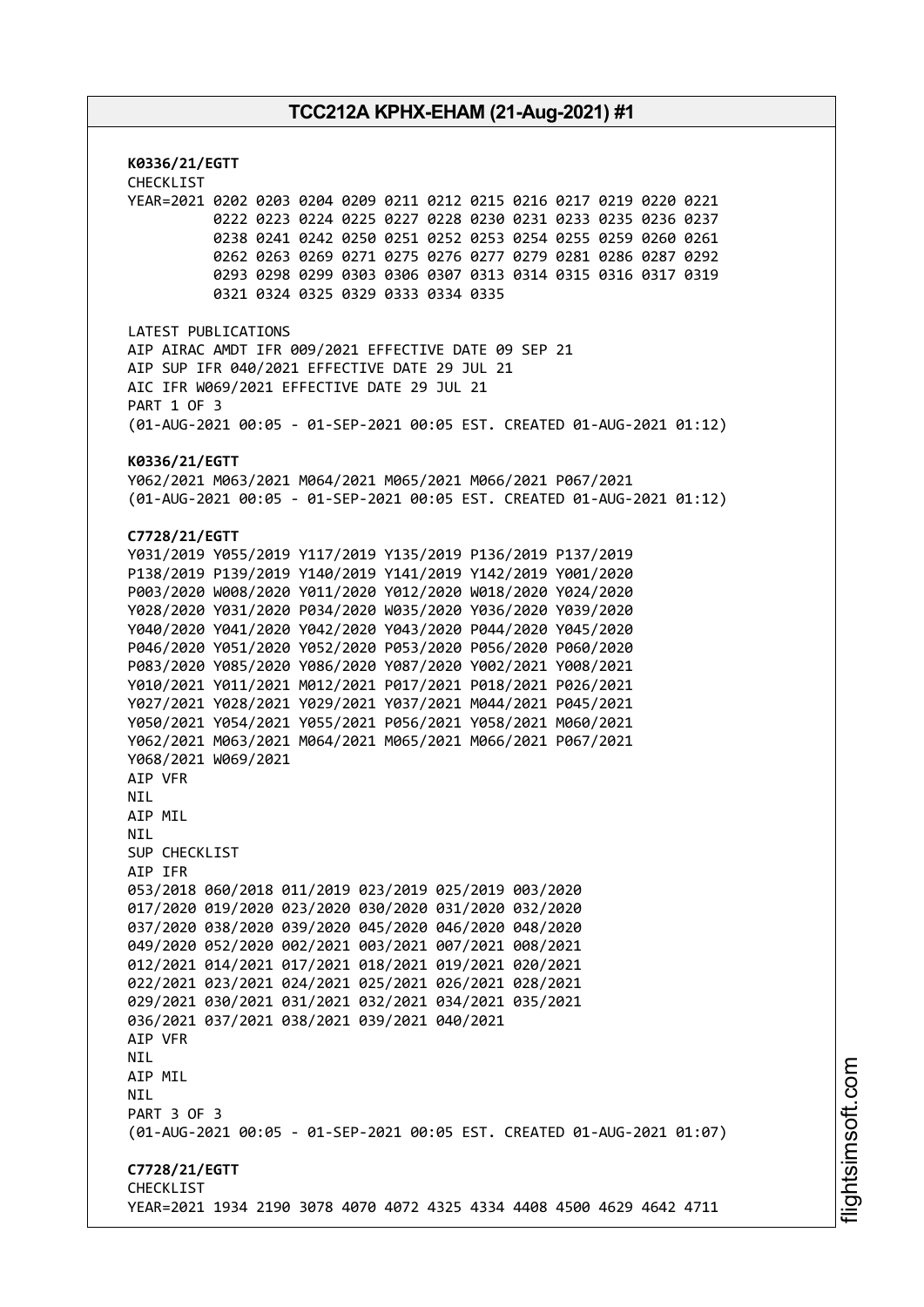**K0336/21/EGTT**
CHECKLIST
YEAR=2021 0202 0203 0204 0209 0211 0212 0215 0216 0217 0219 0220 0221
0222 0223 0224 0225 0227 0228 0230 0231 0233 0235 0236 0237
0238 0241 0242 0250 0251 0252 0253 0254 0255 0259 0260 0261
0262 0263 0269 0271 0275 0276 0277 0279 0281 0286 0287 0292
0293 0298 0299 0303 0306 0307 0313 0314 0315 0316 0317 0319
0321 0324 0325 0329 0333 0334 0335

LATEST PUBLICATIONS
AIP AIRAC AMDT IFR 009/2021 EFFECTIVE DATE 09 SEP 21
AIP SUP IFR 040/2021 EFFECTIVE DATE 29 JUL 21
AIC IFR W069/2021 EFFECTIVE DATE 29 JUL 21
PART 1 OF 3
(01-AUG-2021 00:05 - 01-SEP-2021 00:05 EST. CREATED 01-AUG-2021 01:12)

**K0336/21/EGTT**
Y062/2021 M063/2021 M064/2021 M065/2021 M066/2021 P067/2021
(01-AUG-2021 00:05 - 01-SEP-2021 00:05 EST. CREATED 01-AUG-2021 01:12)

**C7728/21/EGTT**
Y031/2019 Y055/2019 Y117/2019 Y135/2019 P136/2019 P137/2019
P138/2019 P139/2019 Y140/2019 Y141/2019 Y142/2019 Y001/2020
P003/2020 W008/2020 Y011/2020 Y012/2020 W018/2020 Y024/2020
Y028/2020 Y031/2020 P034/2020 W035/2020 Y036/2020 Y039/2020
Y040/2020 Y041/2020 Y042/2020 Y043/2020 P044/2020 Y045/2020
P046/2020 Y051/2020 Y052/2020 P053/2020 P056/2020 P060/2020
P083/2020 Y085/2020 Y086/2020 Y087/2020 Y002/2021 Y008/2021
Y010/2021 Y011/2021 M012/2021 P017/2021 P018/2021 P026/2021
Y027/2021 Y028/2021 Y029/2021 Y037/2021 M044/2021 P045/2021
Y050/2021 Y054/2021 Y055/2021 P056/2021 Y058/2021 M060/2021
Y062/2021 M063/2021 M064/2021 M065/2021 M066/2021 P067/2021
Y068/2021 W069/2021
AIP VFR
NIL
AIP MIL
NIL
SUP CHECKLIST
AIP IFR
053/2018 060/2018 011/2019 023/2019 025/2019 003/2020
017/2020 019/2020 023/2020 030/2020 031/2020 032/2020
037/2020 038/2020 039/2020 045/2020 046/2020 048/2020
049/2020 052/2020 002/2021 003/2021 007/2021 008/2021
012/2021 014/2021 017/2021 018/2021 019/2021 020/2021
022/2021 023/2021 024/2021 025/2021 026/2021 028/2021
029/2021 030/2021 031/2021 032/2021 034/2021 035/2021
036/2021 037/2021 038/2021 039/2021 040/2021
AIP VFR
NIL
AIP MIL
NIL
PART 3 OF 3
(01-AUG-2021 00:05 - 01-SEP-2021 00:05 EST. CREATED 01-AUG-2021 01:07)

**C7728/21/EGTT**
CHECKLIST
YEAR=2021 1934 2190 3078 4070 4072 4325 4334 4408 4500 4629 4642 4711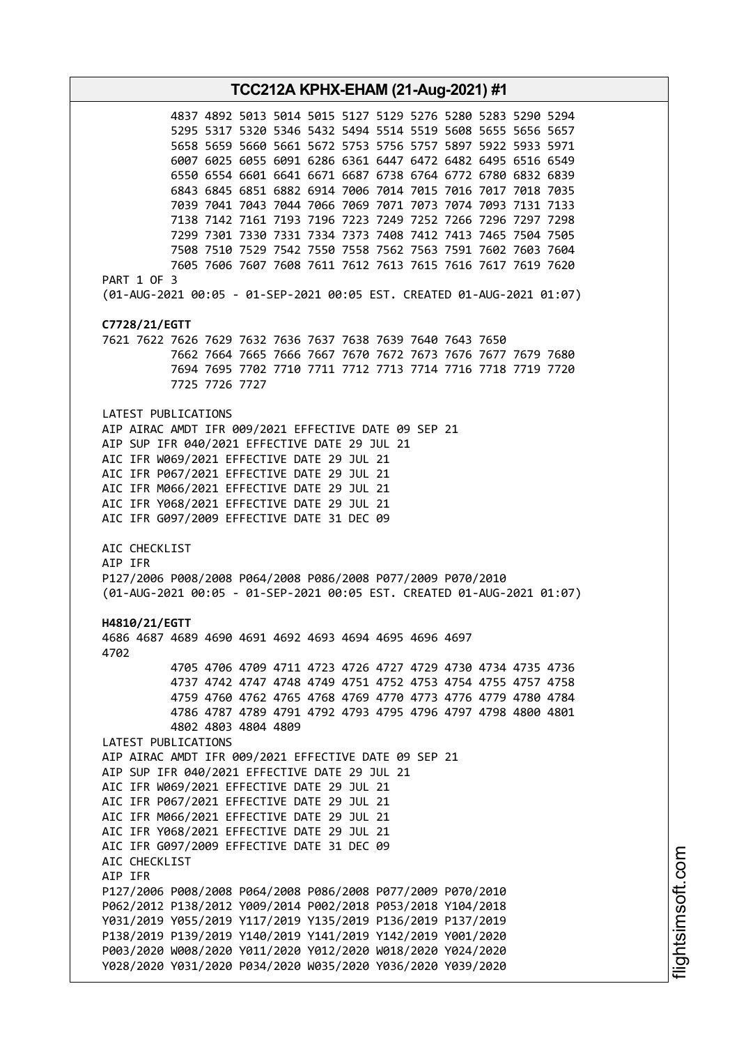4837 4892 5013 5014 5015 5127 5129 5276 5280 5283 5290 5294
5295 5317 5320 5346 5432 5494 5514 5519 5608 5655 5656 5657
5658 5659 5660 5661 5672 5753 5756 5757 5897 5922 5933 5971
6007 6025 6055 6091 6286 6361 6447 6472 6482 6495 6516 6549
6550 6554 6601 6641 6671 6687 6738 6764 6772 6780 6832 6839
6843 6845 6851 6882 6914 7006 7014 7015 7016 7017 7018 7035
7039 7041 7043 7044 7066 7069 7071 7073 7074 7093 7131 7133
7138 7142 7161 7193 7196 7223 7249 7252 7266 7296 7297 7298
7299 7301 7330 7331 7334 7373 7408 7412 7413 7465 7504 7505
7508 7510 7529 7542 7550 7558 7562 7563 7591 7602 7603 7604
7605 7606 7607 7608 7611 7612 7613 7615 7616 7617 7619 7620
PART 1 OF 3
(01-AUG-2021 00:05 - 01-SEP-2021 00:05 EST. CREATED 01-AUG-2021 01:07)

**C7728/21/EGTT**
7621 7622 7626 7629 7632 7636 7637 7638 7639 7640 7643 7650
7662 7664 7665 7666 7667 7670 7672 7673 7676 7677 7679 7680
7694 7695 7702 7710 7711 7712 7713 7714 7716 7718 7719 7720
7725 7726 7727

LATEST PUBLICATIONS
AIP AIRAC AMDT IFR 009/2021 EFFECTIVE DATE 09 SEP 21
AIP SUP IFR 040/2021 EFFECTIVE DATE 29 JUL 21
AIC IFR W069/2021 EFFECTIVE DATE 29 JUL 21
AIC IFR P067/2021 EFFECTIVE DATE 29 JUL 21
AIC IFR M066/2021 EFFECTIVE DATE 29 JUL 21
AIC IFR Y068/2021 EFFECTIVE DATE 29 JUL 21
AIC IFR G097/2009 EFFECTIVE DATE 31 DEC 09

AIC CHECKLIST
AIP IFR
P127/2006 P008/2008 P064/2008 P086/2008 P077/2009 P070/2010
(01-AUG-2021 00:05 - 01-SEP-2021 00:05 EST. CREATED 01-AUG-2021 01:07)

**H4810/21/EGTT**
4686 4687 4689 4690 4691 4692 4693 4694 4695 4696 4697
4702
4705 4706 4709 4711 4723 4726 4727 4729 4730 4734 4735 4736
4737 4742 4747 4748 4749 4751 4752 4753 4754 4755 4757 4758
4759 4760 4762 4765 4768 4769 4770 4773 4776 4779 4780 4784
4786 4787 4789 4791 4792 4793 4795 4796 4797 4798 4800 4801
4802 4803 4804 4809
LATEST PUBLICATIONS
AIP AIRAC AMDT IFR 009/2021 EFFECTIVE DATE 09 SEP 21
AIP SUP IFR 040/2021 EFFECTIVE DATE 29 JUL 21
AIC IFR W069/2021 EFFECTIVE DATE 29 JUL 21
AIC IFR P067/2021 EFFECTIVE DATE 29 JUL 21
AIC IFR M066/2021 EFFECTIVE DATE 29 JUL 21
AIC IFR Y068/2021 EFFECTIVE DATE 29 JUL 21
AIC IFR G097/2009 EFFECTIVE DATE 31 DEC 09
AIC CHECKLIST
AIP IFR
P127/2006 P008/2008 P064/2008 P086/2008 P077/2009 P070/2010
P062/2012 P138/2012 Y009/2014 P002/2018 P053/2018 Y104/2018
Y031/2019 Y055/2019 Y117/2019 Y135/2019 P136/2019 P137/2019
P138/2019 P139/2019 Y140/2019 Y141/2019 Y142/2019 Y001/2020
P003/2020 W008/2020 Y011/2020 Y012/2020 W018/2020 Y024/2020
Y028/2020 Y031/2020 P034/2020 W035/2020 Y036/2020 Y039/2020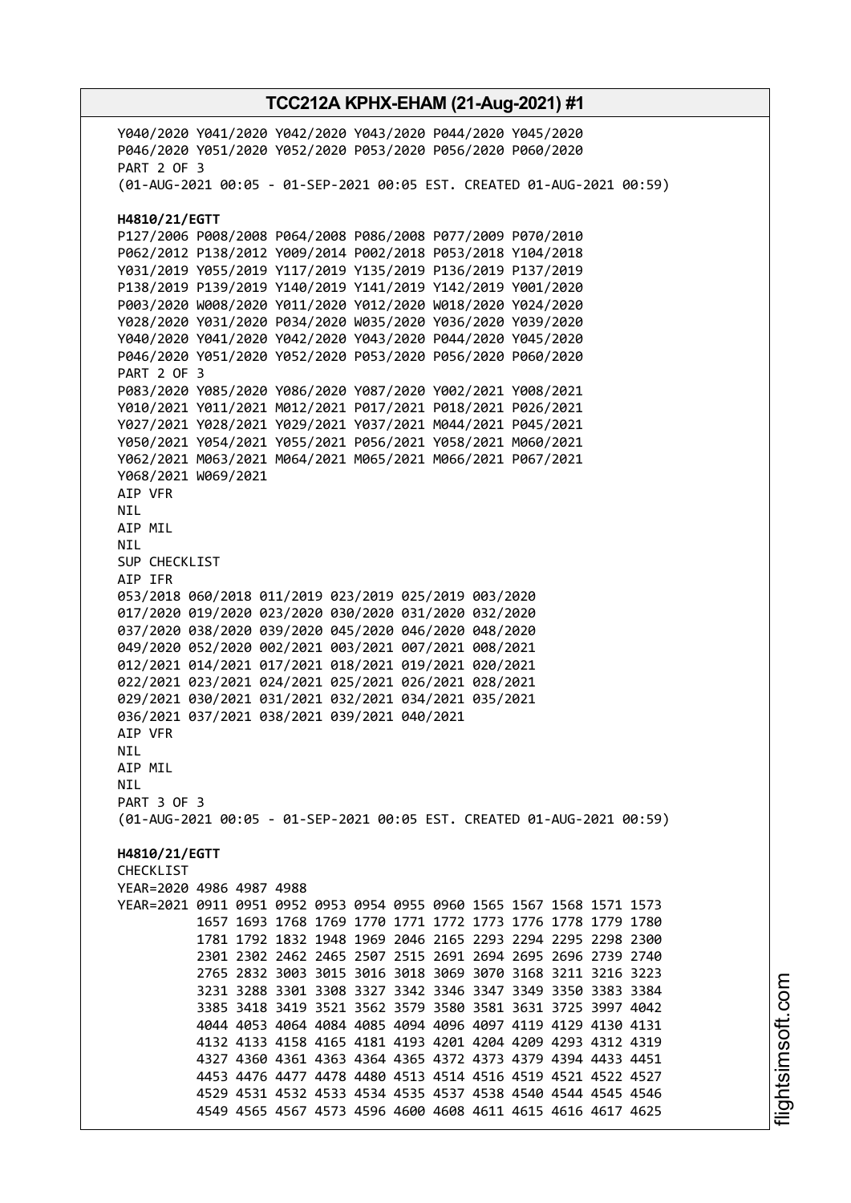Y040/2020 Y041/2020 Y042/2020 Y043/2020 P044/2020 Y045/2020
P046/2020 Y051/2020 Y052/2020 P053/2020 P056/2020 P060/2020
PART 2 OF 3
(01-AUG-2021 00:05 - 01-SEP-2021 00:05 EST. CREATED 01-AUG-2021 00:59)

**H4810/21/EGTT**
P127/2006 P008/2008 P064/2008 P086/2008 P077/2009 P070/2010
P062/2012 P138/2012 Y009/2014 P002/2018 P053/2018 Y104/2018
Y031/2019 Y055/2019 Y117/2019 Y135/2019 P136/2019 P137/2019
P138/2019 P139/2019 Y140/2019 Y141/2019 Y142/2019 Y001/2020
P003/2020 W008/2020 Y011/2020 Y012/2020 W018/2020 Y024/2020
Y028/2020 Y031/2020 P034/2020 W035/2020 Y036/2020 Y039/2020
Y040/2020 Y041/2020 Y042/2020 Y043/2020 P044/2020 Y045/2020
P046/2020 Y051/2020 Y052/2020 P053/2020 P056/2020 P060/2020
PART 2 OF 3
P083/2020 Y085/2020 Y086/2020 Y087/2020 Y002/2021 Y008/2021
Y010/2021 Y011/2021 M012/2021 P017/2021 P018/2021 P026/2021
Y027/2021 Y028/2021 Y029/2021 Y037/2021 M044/2021 P045/2021
Y050/2021 Y054/2021 Y055/2021 P056/2021 Y058/2021 M060/2021
Y062/2021 M063/2021 M064/2021 M065/2021 M066/2021 P067/2021
Y068/2021 W069/2021
AIP VFR
NIL
AIP MIL
NIL
SUP CHECKLIST
AIP IFR
053/2018 060/2018 011/2019 023/2019 025/2019 003/2020
017/2020 019/2020 023/2020 030/2020 031/2020 032/2020
037/2020 038/2020 039/2020 045/2020 046/2020 048/2020
049/2020 052/2020 002/2021 003/2021 007/2021 008/2021
012/2021 014/2021 017/2021 018/2021 019/2021 020/2021
022/2021 023/2021 024/2021 025/2021 026/2021 028/2021
029/2021 030/2021 031/2021 032/2021 034/2021 035/2021
036/2021 037/2021 038/2021 039/2021 040/2021
AIP VFR
NIL
AIP MIL
NIL
PART 3 OF 3
(01-AUG-2021 00:05 - 01-SEP-2021 00:05 EST. CREATED 01-AUG-2021 00:59)

**H4810/21/EGTT**
CHECKLIST
YEAR=2020 4986 4987 4988
YEAR=2021 0911 0951 0952 0953 0954 0955 0960 1565 1567 1568 1571 1573
1657 1693 1768 1769 1770 1771 1772 1773 1776 1778 1779 1780
1781 1792 1832 1948 1969 2046 2165 2293 2294 2295 2298 2300
2301 2302 2462 2465 2507 2515 2691 2694 2695 2696 2739 2740
2765 2832 3003 3015 3016 3018 3069 3070 3168 3211 3216 3223
3231 3288 3301 3308 3327 3342 3346 3347 3349 3350 3383 3384
3385 3418 3419 3521 3562 3579 3580 3581 3631 3725 3997 4042
4044 4053 4064 4084 4085 4094 4096 4097 4119 4129 4130 4131
4132 4133 4158 4165 4181 4193 4201 4204 4209 4293 4312 4319
4327 4360 4361 4363 4364 4365 4372 4373 4379 4394 4433 4451
4453 4476 4477 4478 4480 4513 4514 4516 4519 4521 4522 4527
4529 4531 4532 4533 4534 4535 4537 4538 4540 4544 4545 4546
4549 4565 4567 4573 4596 4600 4608 4611 4615 4616 4617 4625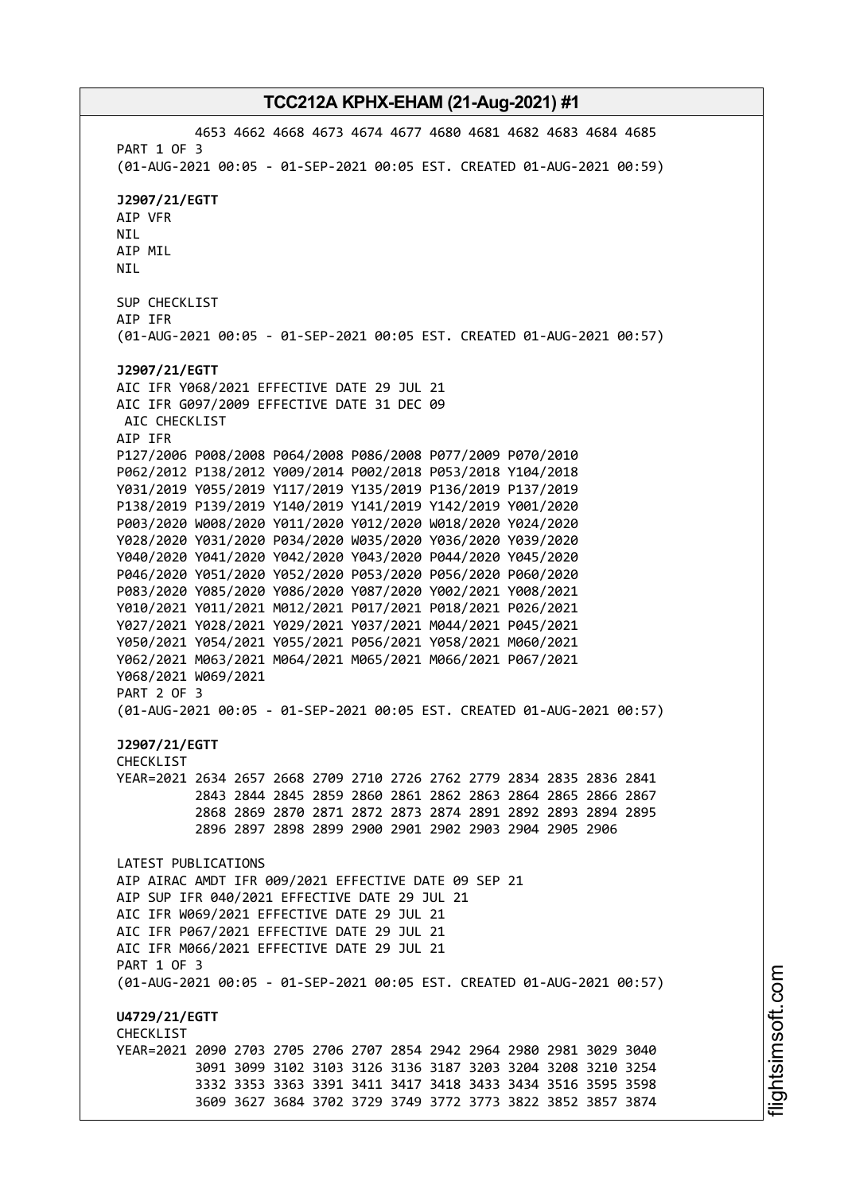4653 4662 4668 4673 4674 4677 4680 4681 4682 4683 4684 4685
PART 1 OF 3
(01-AUG-2021 00:05 - 01-SEP-2021 00:05 EST. CREATED 01-AUG-2021 00:59)

**J2907/21/EGTT**
AIP VFR
NIL
AIP MIL
NIL

SUP CHECKLIST
AIP IFR
(01-AUG-2021 00:05 - 01-SEP-2021 00:05 EST. CREATED 01-AUG-2021 00:57)

**J2907/21/EGTT**
AIC IFR Y068/2021 EFFECTIVE DATE 29 JUL 21
AIC IFR G097/2009 EFFECTIVE DATE 31 DEC 09
AIC CHECKLIST
AIP IFR
P127/2006 P008/2008 P064/2008 P086/2008 P077/2009 P070/2010
P062/2012 P138/2012 Y009/2014 P002/2018 P053/2018 Y104/2018
Y031/2019 Y055/2019 Y117/2019 Y135/2019 P136/2019 P137/2019
P138/2019 P139/2019 Y140/2019 Y141/2019 Y142/2019 Y001/2020
P003/2020 W008/2020 Y011/2020 Y012/2020 W018/2020 Y024/2020
Y028/2020 Y031/2020 P034/2020 W035/2020 Y036/2020 Y039/2020
Y040/2020 Y041/2020 Y042/2020 Y043/2020 P044/2020 Y045/2020
P046/2020 Y051/2020 Y052/2020 P053/2020 P056/2020 P060/2020
P083/2020 Y085/2020 Y086/2020 Y087/2020 Y002/2021 Y008/2021
Y010/2021 Y011/2021 M012/2021 P017/2021 P018/2021 P026/2021
Y027/2021 Y028/2021 Y029/2021 Y037/2021 M044/2021 P045/2021
Y050/2021 Y054/2021 Y055/2021 P056/2021 Y058/2021 M060/2021
Y062/2021 M063/2021 M064/2021 M065/2021 M066/2021 P067/2021
Y068/2021 W069/2021
PART 2 OF 3
(01-AUG-2021 00:05 - 01-SEP-2021 00:05 EST. CREATED 01-AUG-2021 00:57)

**J2907/21/EGTT**
CHECKLIST
YEAR=2021 2634 2657 2668 2709 2710 2726 2762 2779 2834 2835 2836 2841
2843 2844 2845 2859 2860 2861 2862 2863 2864 2865 2866 2867
2868 2869 2870 2871 2872 2873 2874 2891 2892 2893 2894 2895
2896 2897 2898 2899 2900 2901 2902 2903 2904 2905 2906

LATEST PUBLICATIONS
AIP AIRAC AMDT IFR 009/2021 EFFECTIVE DATE 09 SEP 21
AIP SUP IFR 040/2021 EFFECTIVE DATE 29 JUL 21
AIC IFR W069/2021 EFFECTIVE DATE 29 JUL 21
AIC IFR P067/2021 EFFECTIVE DATE 29 JUL 21
AIC IFR M066/2021 EFFECTIVE DATE 29 JUL 21
PART 1 OF 3
(01-AUG-2021 00:05 - 01-SEP-2021 00:05 EST. CREATED 01-AUG-2021 00:57)

**U4729/21/EGTT**
CHECKLIST
YEAR=2021 2090 2703 2705 2706 2707 2854 2942 2964 2980 2981 3029 3040
3091 3099 3102 3103 3126 3136 3187 3203 3204 3208 3210 3254
3332 3353 3363 3391 3411 3417 3418 3433 3434 3516 3595 3598
3609 3627 3684 3702 3729 3749 3772 3773 3822 3852 3857 3874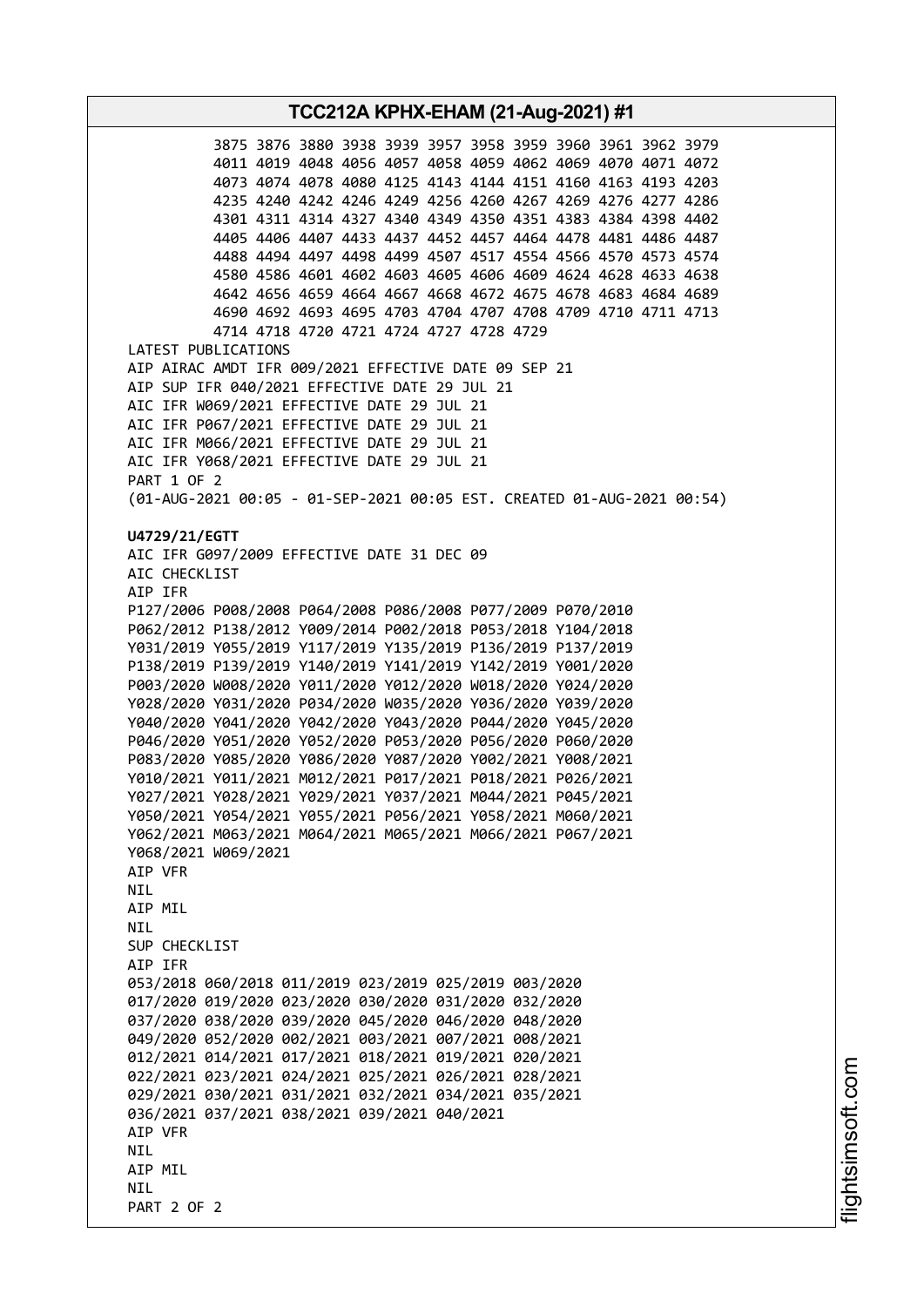3875 3876 3880 3938 3939 3957 3958 3959 3960 3961 3962 3979
4011 4019 4048 4056 4057 4058 4059 4062 4069 4070 4071 4072
4073 4074 4078 4080 4125 4143 4144 4151 4160 4163 4193 4203
4235 4240 4242 4246 4249 4256 4260 4267 4269 4276 4277 4286
4301 4311 4314 4327 4340 4349 4350 4351 4383 4384 4398 4402
4405 4406 4407 4433 4437 4452 4457 4464 4478 4481 4486 4487
4488 4494 4497 4498 4499 4507 4517 4554 4566 4570 4573 4574
4580 4586 4601 4602 4603 4605 4606 4609 4624 4628 4633 4638
4642 4656 4659 4664 4667 4668 4672 4675 4678 4683 4684 4689
4690 4692 4693 4695 4703 4704 4707 4708 4709 4710 4711 4713
4714 4718 4720 4721 4724 4727 4728 4729

LATEST PUBLICATIONS
AIP AIRAC AMDT IFR 009/2021 EFFECTIVE DATE 09 SEP 21
AIP SUP IFR 040/2021 EFFECTIVE DATE 29 JUL 21
AIC IFR W069/2021 EFFECTIVE DATE 29 JUL 21
AIC IFR P067/2021 EFFECTIVE DATE 29 JUL 21
AIC IFR M066/2021 EFFECTIVE DATE 29 JUL 21
AIC IFR Y068/2021 EFFECTIVE DATE 29 JUL 21
PART 1 OF 2
(01-AUG-2021 00:05 - 01-SEP-2021 00:05 EST. CREATED 01-AUG-2021 00:54)

**U4729/21/EGTT**
AIC IFR G097/2009 EFFECTIVE DATE 31 DEC 09
AIC CHECKLIST
AIP IFR
P127/2006 P008/2008 P064/2008 P086/2008 P077/2009 P070/2010
P062/2012 P138/2012 Y009/2014 P002/2018 P053/2018 Y104/2018
Y031/2019 Y055/2019 Y117/2019 Y135/2019 P136/2019 P137/2019
P138/2019 P139/2019 Y140/2019 Y141/2019 Y142/2019 Y001/2020
P003/2020 W008/2020 Y011/2020 Y012/2020 W018/2020 Y024/2020
Y028/2020 Y031/2020 P034/2020 W035/2020 Y036/2020 Y039/2020
Y040/2020 Y041/2020 Y042/2020 Y043/2020 P044/2020 Y045/2020
P046/2020 Y051/2020 Y052/2020 P053/2020 P056/2020 P060/2020
P083/2020 Y085/2020 Y086/2020 Y087/2020 Y002/2021 Y008/2021
Y010/2021 Y011/2021 M012/2021 P017/2021 P018/2021 P026/2021
Y027/2021 Y028/2021 Y029/2021 Y037/2021 M044/2021 P045/2021
Y050/2021 Y054/2021 Y055/2021 P056/2021 Y058/2021 M060/2021
Y062/2021 M063/2021 M064/2021 M065/2021 M066/2021 P067/2021
Y068/2021 W069/2021
AIP VFR
NIL
AIP MIL
NIL
SUP CHECKLIST
AIP IFR
053/2018 060/2018 011/2019 023/2019 025/2019 003/2020
017/2020 019/2020 023/2020 030/2020 031/2020 032/2020
037/2020 038/2020 039/2020 045/2020 046/2020 048/2020
049/2020 052/2020 002/2021 003/2021 007/2021 008/2021
012/2021 014/2021 017/2021 018/2021 019/2021 020/2021
022/2021 023/2021 024/2021 025/2021 026/2021 028/2021
029/2021 030/2021 031/2021 032/2021 034/2021 035/2021
036/2021 037/2021 038/2021 039/2021 040/2021
AIP VFR
NIL
AIP MIL
NIL
PART 2 OF 2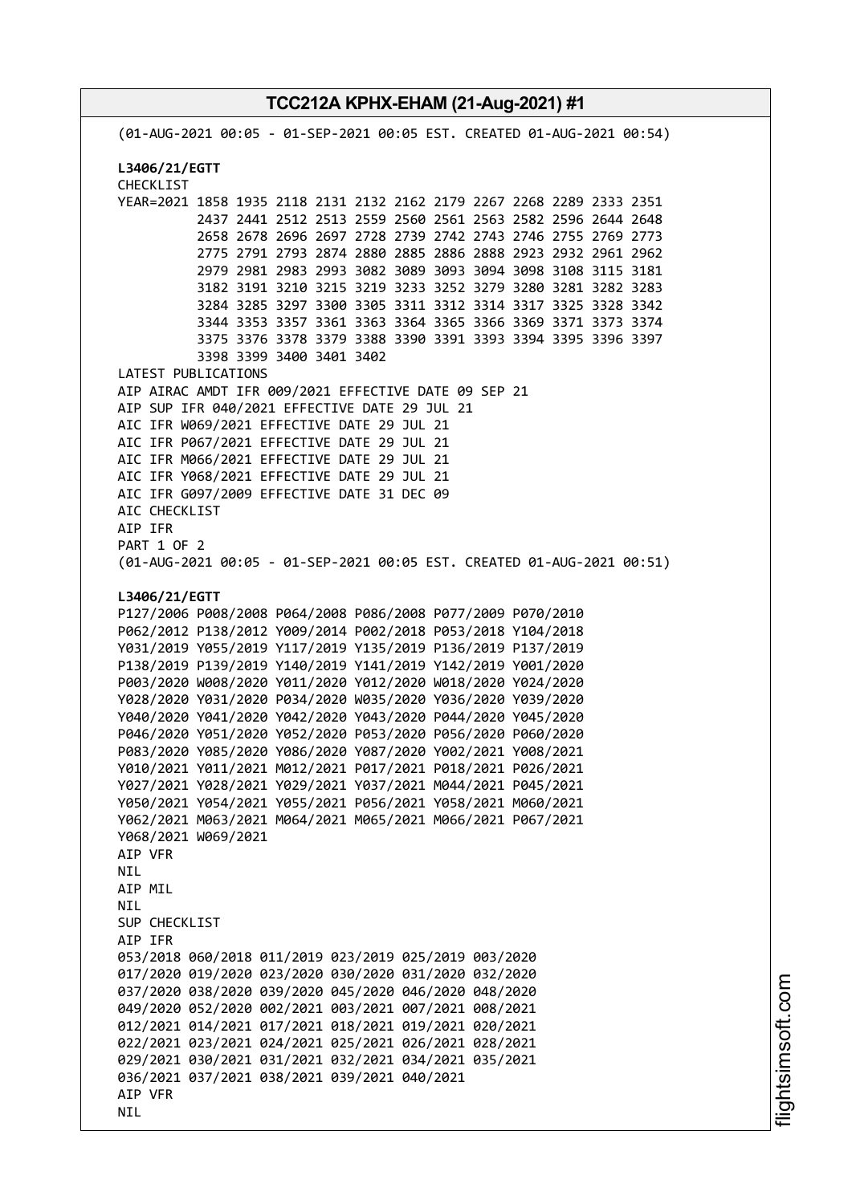(01-AUG-2021 00:05 - 01-SEP-2021 00:05 EST. CREATED 01-AUG-2021 00:54)

**L3406/21/EGTT**

CHECKLIST

```
YEAR=2021 1858 1935 2118 2131 2132 2162 2179 2267 2268 2289 2333 2351
          2437 2441 2512 2513 2559 2560 2561 2563 2582 2596 2644 2648
          2658 2678 2696 2697 2728 2739 2742 2743 2746 2755 2769 2773
          2775 2791 2793 2874 2880 2885 2886 2888 2923 2932 2961 2962
          2979 2981 2983 2993 3082 3089 3093 3094 3098 3108 3115 3181
          3182 3191 3210 3215 3219 3233 3252 3279 3280 3281 3282 3283
          3284 3285 3297 3300 3305 3311 3312 3314 3317 3325 3328 3342
          3344 3353 3357 3361 3363 3364 3365 3366 3369 3371 3373 3374
          3375 3376 3378 3379 3388 3390 3391 3393 3394 3395 3396 3397
          3398 3399 3400 3401 3402
```

LATEST PUBLICATIONS

AIP AIRAC AMDT IFR 009/2021 EFFECTIVE DATE 09 SEP 21

AIP SUP IFR 040/2021 EFFECTIVE DATE 29 JUL 21

AIC IFR W069/2021 EFFECTIVE DATE 29 JUL 21

AIC IFR P067/2021 EFFECTIVE DATE 29 JUL 21

AIC IFR M066/2021 EFFECTIVE DATE 29 JUL 21

AIC IFR Y068/2021 EFFECTIVE DATE 29 JUL 21

AIC IFR G097/2009 EFFECTIVE DATE 31 DEC 09

AIC CHECKLIST

AIP IFR

PART 1 OF 2

(01-AUG-2021 00:05 - 01-SEP-2021 00:05 EST. CREATED 01-AUG-2021 00:51)

**L3406/21/EGTT**

```
P127/2006 P008/2008 P064/2008 P086/2008 P077/2009 P070/2010
P062/2012 P138/2012 Y009/2014 P002/2018 P053/2018 Y104/2018
Y031/2019 Y055/2019 Y117/2019 Y135/2019 P136/2019 P137/2019
P138/2019 P139/2019 Y140/2019 Y141/2019 Y142/2019 Y001/2020
P003/2020 W008/2020 Y011/2020 Y012/2020 W018/2020 Y024/2020
Y028/2020 Y031/2020 P034/2020 W035/2020 Y036/2020 Y039/2020
Y040/2020 Y041/2020 Y042/2020 Y043/2020 P044/2020 Y045/2020
P046/2020 Y051/2020 Y052/2020 P053/2020 P056/2020 P060/2020
P083/2020 Y085/2020 Y086/2020 Y087/2020 Y002/2021 Y008/2021
Y010/2021 Y011/2021 M012/2021 P017/2021 P018/2021 P026/2021
Y027/2021 Y028/2021 Y029/2021 Y037/2021 M044/2021 P045/2021
Y050/2021 Y054/2021 Y055/2021 P056/2021 Y058/2021 M060/2021
Y062/2021 M063/2021 M064/2021 M065/2021 M066/2021 P067/2021
Y068/2021 W069/2021
```

AIP VFR

NIL

AIP MIL

NIL

SUP CHECKLIST

AIP IFR

```
053/2018 060/2018 011/2019 023/2019 025/2019 003/2020
017/2020 019/2020 023/2020 030/2020 031/2020 032/2020
037/2020 038/2020 039/2020 045/2020 046/2020 048/2020
049/2020 052/2020 002/2021 003/2021 007/2021 008/2021
012/2021 014/2021 017/2021 018/2021 019/2021 020/2021
022/2021 023/2021 024/2021 025/2021 026/2021 028/2021
029/2021 030/2021 031/2021 032/2021 034/2021 035/2021
036/2021 037/2021 038/2021 039/2021 040/2021
```

AIP VFR

NIL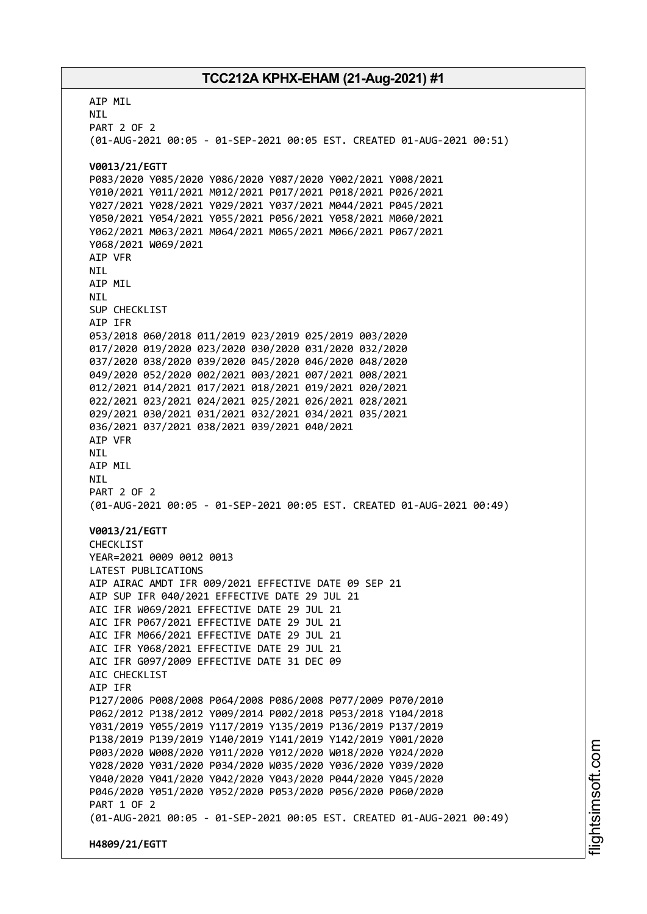AIP MIL
NIL
PART 2 OF 2
(01-AUG-2021 00:05 - 01-SEP-2021 00:05 EST. CREATED 01-AUG-2021 00:51)

**V0013/21/EGTT**
P083/2020 Y085/2020 Y086/2020 Y087/2020 Y002/2021 Y008/2021
Y010/2021 Y011/2021 M012/2021 P017/2021 P018/2021 P026/2021
Y027/2021 Y028/2021 Y029/2021 Y037/2021 M044/2021 P045/2021
Y050/2021 Y054/2021 Y055/2021 P056/2021 Y058/2021 M060/2021
Y062/2021 M063/2021 M064/2021 M065/2021 M066/2021 P067/2021
Y068/2021 W069/2021
AIP VFR
NIL
AIP MIL
NIL
SUP CHECKLIST
AIP IFR
053/2018 060/2018 011/2019 023/2019 025/2019 003/2020
017/2020 019/2020 023/2020 030/2020 031/2020 032/2020
037/2020 038/2020 039/2020 045/2020 046/2020 048/2020
049/2020 052/2020 002/2021 003/2021 007/2021 008/2021
012/2021 014/2021 017/2021 018/2021 019/2021 020/2021
022/2021 023/2021 024/2021 025/2021 026/2021 028/2021
029/2021 030/2021 031/2021 032/2021 034/2021 035/2021
036/2021 037/2021 038/2021 039/2021 040/2021
AIP VFR
NIL
AIP MIL
NIL
PART 2 OF 2
(01-AUG-2021 00:05 - 01-SEP-2021 00:05 EST. CREATED 01-AUG-2021 00:49)

**V0013/21/EGTT**
CHECKLIST
YEAR=2021 0009 0012 0013
LATEST PUBLICATIONS
AIP AIRAC AMDT IFR 009/2021 EFFECTIVE DATE 09 SEP 21
AIP SUP IFR 040/2021 EFFECTIVE DATE 29 JUL 21
AIC IFR W069/2021 EFFECTIVE DATE 29 JUL 21
AIC IFR P067/2021 EFFECTIVE DATE 29 JUL 21
AIC IFR M066/2021 EFFECTIVE DATE 29 JUL 21
AIC IFR Y068/2021 EFFECTIVE DATE 29 JUL 21
AIC IFR G097/2009 EFFECTIVE DATE 31 DEC 09
AIC CHECKLIST
AIP IFR
P127/2006 P008/2008 P064/2008 P086/2008 P077/2009 P070/2010
P062/2012 P138/2012 Y009/2014 P002/2018 P053/2018 Y104/2018
Y031/2019 Y055/2019 Y117/2019 Y135/2019 P136/2019 P137/2019
P138/2019 P139/2019 Y140/2019 Y141/2019 Y142/2019 Y001/2020
P003/2020 W008/2020 Y011/2020 Y012/2020 W018/2020 Y024/2020
Y028/2020 Y031/2020 P034/2020 W035/2020 Y036/2020 Y039/2020
Y040/2020 Y041/2020 Y042/2020 Y043/2020 P044/2020 Y045/2020
P046/2020 Y051/2020 Y052/2020 P053/2020 P056/2020 P060/2020
PART 1 OF 2
(01-AUG-2021 00:05 - 01-SEP-2021 00:05 EST. CREATED 01-AUG-2021 00:49)

**H4809/21/EGTT**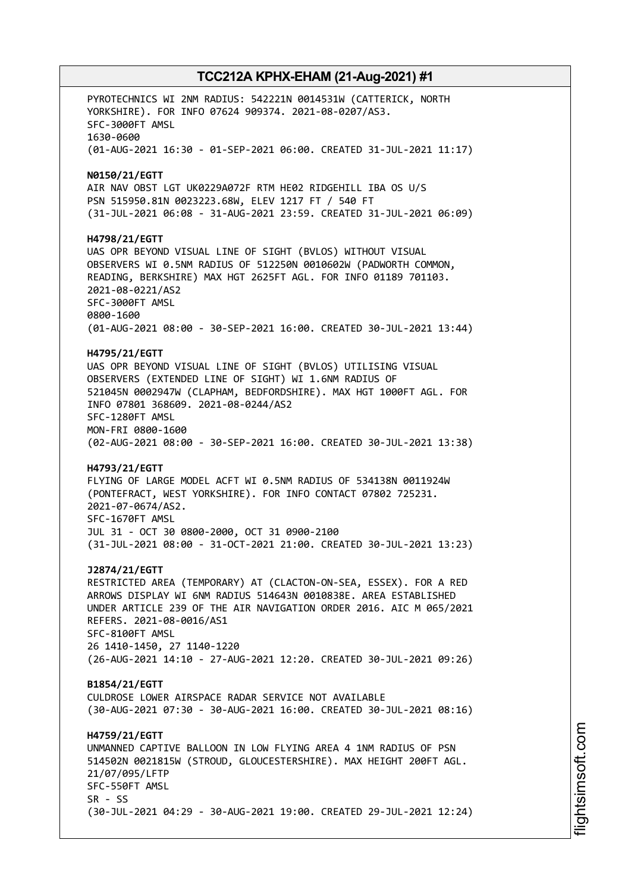PYROTECHNICS WI 2NM RADIUS: 542221N 0014531W (CATTERICK, NORTH YORKSHIRE). FOR INFO 07624 909374. 2021-08-0207/AS3.
SFC-3000FT AMSL
1630-0600
(01-AUG-2021 16:30 - 01-SEP-2021 06:00. CREATED 31-JUL-2021 11:17)

**N0150/21/EGTT**
AIR NAV OBST LGT UK0229A072F RTM HE02 RIDGEHILL IBA OS U/S
PSN 515950.81N 0023223.68W, ELEV 1217 FT / 540 FT
(31-JUL-2021 06:08 - 31-AUG-2021 23:59. CREATED 31-JUL-2021 06:09)

**H4798/21/EGTT**
UAS OPR BEYOND VISUAL LINE OF SIGHT (BVLOS) WITHOUT VISUAL OBSERVERS WI 0.5NM RADIUS OF 512250N 0010602W (PADWORTH COMMON, READING, BERKSHIRE) MAX HGT 2625FT AGL. FOR INFO 01189 701103. 2021-08-0221/AS2
SFC-3000FT AMSL
0800-1600
(01-AUG-2021 08:00 - 30-SEP-2021 16:00. CREATED 30-JUL-2021 13:44)

**H4795/21/EGTT**
UAS OPR BEYOND VISUAL LINE OF SIGHT (BVLOS) UTILISING VISUAL OBSERVERS (EXTENDED LINE OF SIGHT) WI 1.6NM RADIUS OF 521045N 0002947W (CLAPHAM, BEDFORDSHIRE). MAX HGT 1000FT AGL. FOR INFO 07801 368609. 2021-08-0244/AS2
SFC-1280FT AMSL
MON-FRI 0800-1600
(02-AUG-2021 08:00 - 30-SEP-2021 16:00. CREATED 30-JUL-2021 13:38)

**H4793/21/EGTT**
FLYING OF LARGE MODEL ACFT WI 0.5NM RADIUS OF 534138N 0011924W (PONTEFRACT, WEST YORKSHIRE). FOR INFO CONTACT 07802 725231. 2021-07-0674/AS2.
SFC-1670FT AMSL
JUL 31 - OCT 30 0800-2000, OCT 31 0900-2100
(31-JUL-2021 08:00 - 31-OCT-2021 21:00. CREATED 30-JUL-2021 13:23)

**J2874/21/EGTT**
RESTRICTED AREA (TEMPORARY) AT (CLACTON-ON-SEA, ESSEX). FOR A RED ARROWS DISPLAY WI 6NM RADIUS 514643N 0010838E. AREA ESTABLISHED UNDER ARTICLE 239 OF THE AIR NAVIGATION ORDER 2016. AIC M 065/2021 REFERS. 2021-08-0016/AS1
SFC-8100FT AMSL
26 1410-1450, 27 1140-1220
(26-AUG-2021 14:10 - 27-AUG-2021 12:20. CREATED 30-JUL-2021 09:26)

**B1854/21/EGTT**
CULDROSE LOWER AIRSPACE RADAR SERVICE NOT AVAILABLE
(30-AUG-2021 07:30 - 30-AUG-2021 16:00. CREATED 30-JUL-2021 08:16)

**H4759/21/EGTT**
UNMANNED CAPTIVE BALLOON IN LOW FLYING AREA 4 1NM RADIUS OF PSN 514502N 0021815W (STROUD, GLOUCESTERSHIRE). MAX HEIGHT 200FT AGL. 21/07/095/LFTP
SFC-550FT AMSL
SR - SS
(30-JUL-2021 04:29 - 30-AUG-2021 19:00. CREATED 29-JUL-2021 12:24)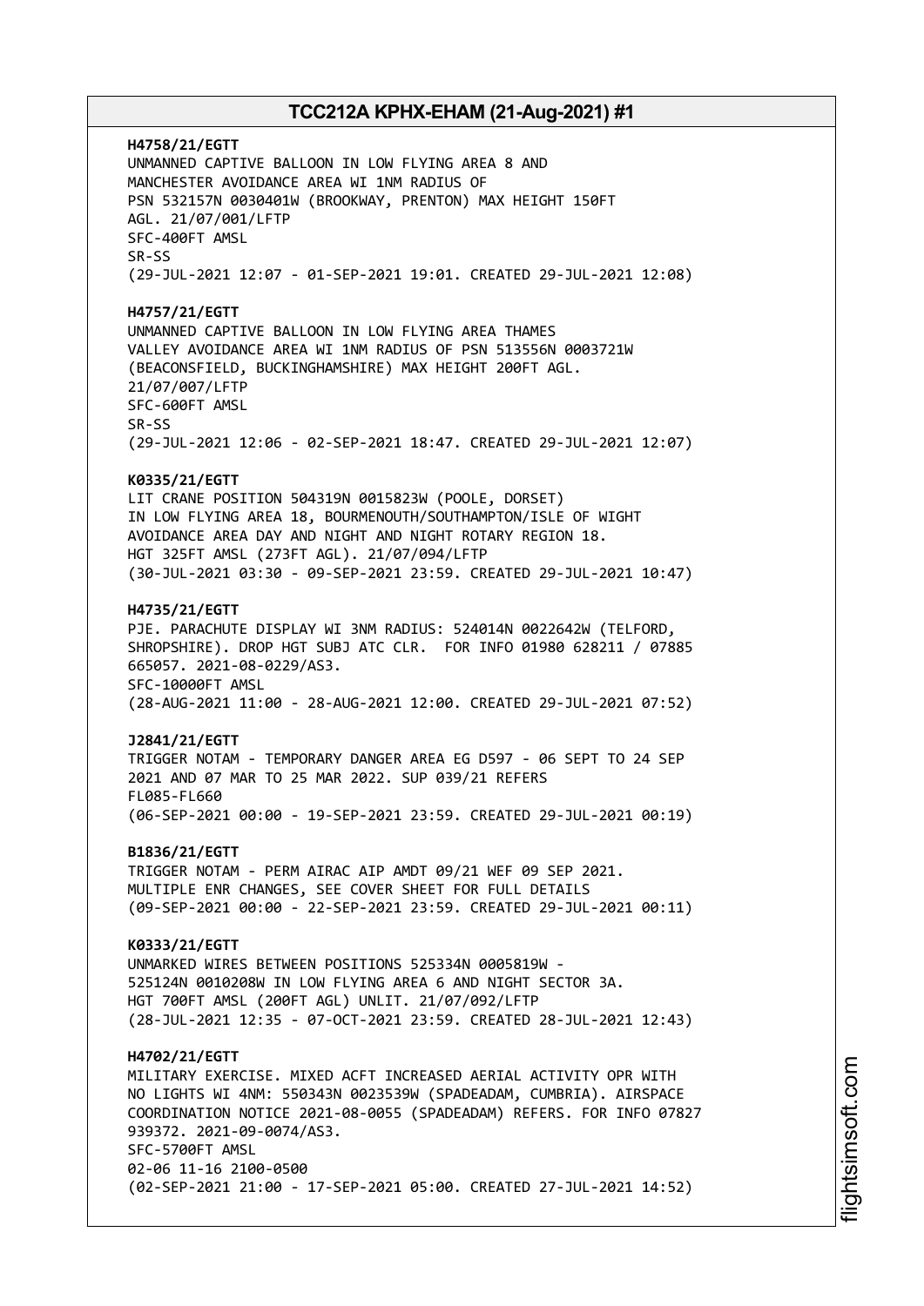**H4758/21/EGTT**
UNMANNED CAPTIVE BALLOON IN LOW FLYING AREA 8 AND
MANCHESTER AVOIDANCE AREA WI 1NM RADIUS OF
PSN 532157N 0030401W (BROOKWAY, PRENTON) MAX HEIGHT 150FT
AGL. 21/07/001/LFTP
SFC-400FT AMSL
SR-SS
(29-JUL-2021 12:07 - 01-SEP-2021 19:01. CREATED 29-JUL-2021 12:08)

**H4757/21/EGTT**
UNMANNED CAPTIVE BALLOON IN LOW FLYING AREA THAMES
VALLEY AVOIDANCE AREA WI 1NM RADIUS OF PSN 513556N 0003721W
(BEACONSFIELD, BUCKINGHAMSHIRE) MAX HEIGHT 200FT AGL.
21/07/007/LFTP
SFC-600FT AMSL
SR-SS
(29-JUL-2021 12:06 - 02-SEP-2021 18:47. CREATED 29-JUL-2021 12:07)

**K0335/21/EGTT**
LIT CRANE POSITION 504319N 0015823W (POOLE, DORSET)
IN LOW FLYING AREA 18, BOURMENOUTH/SOUTHAMPTON/ISLE OF WIGHT
AVOIDANCE AREA DAY AND NIGHT AND NIGHT ROTARY REGION 18.
HGT 325FT AMSL (273FT AGL). 21/07/094/LFTP
(30-JUL-2021 03:30 - 09-SEP-2021 23:59. CREATED 29-JUL-2021 10:47)

**H4735/21/EGTT**
PJE. PARACHUTE DISPLAY WI 3NM RADIUS: 524014N 0022642W (TELFORD,
SHROPSHIRE). DROP HGT SUBJ ATC CLR. FOR INFO 01980 628211 / 07885
665057. 2021-08-0229/AS3.
SFC-10000FT AMSL
(28-AUG-2021 11:00 - 28-AUG-2021 12:00. CREATED 29-JUL-2021 07:52)

**J2841/21/EGTT**
TRIGGER NOTAM - TEMPORARY DANGER AREA EG D597 - 06 SEPT TO 24 SEP
2021 AND 07 MAR TO 25 MAR 2022. SUP 039/21 REFERS
FL085-FL660
(06-SEP-2021 00:00 - 19-SEP-2021 23:59. CREATED 29-JUL-2021 00:19)

**B1836/21/EGTT**
TRIGGER NOTAM - PERM AIRAC AIP AMDT 09/21 WEF 09 SEP 2021.
MULTIPLE ENR CHANGES, SEE COVER SHEET FOR FULL DETAILS
(09-SEP-2021 00:00 - 22-SEP-2021 23:59. CREATED 29-JUL-2021 00:11)

**K0333/21/EGTT**
UNMARKED WIRES BETWEEN POSITIONS 525334N 0005819W -
525124N 0010208W IN LOW FLYING AREA 6 AND NIGHT SECTOR 3A.
HGT 700FT AMSL (200FT AGL) UNLIT. 21/07/092/LFTP
(28-JUL-2021 12:35 - 07-OCT-2021 23:59. CREATED 28-JUL-2021 12:43)

**H4702/21/EGTT**
MILITARY EXERCISE. MIXED ACFT INCREASED AERIAL ACTIVITY OPR WITH
NO LIGHTS WI 4NM: 550343N 0023539W (SPADEADAM, CUMBRIA). AIRSPACE
COORDINATION NOTICE 2021-08-0055 (SPADEADAM) REFERS. FOR INFO 07827
939372. 2021-09-0074/AS3.
SFC-5700FT AMSL
02-06 11-16 2100-0500
(02-SEP-2021 21:00 - 17-SEP-2021 05:00. CREATED 27-JUL-2021 14:52)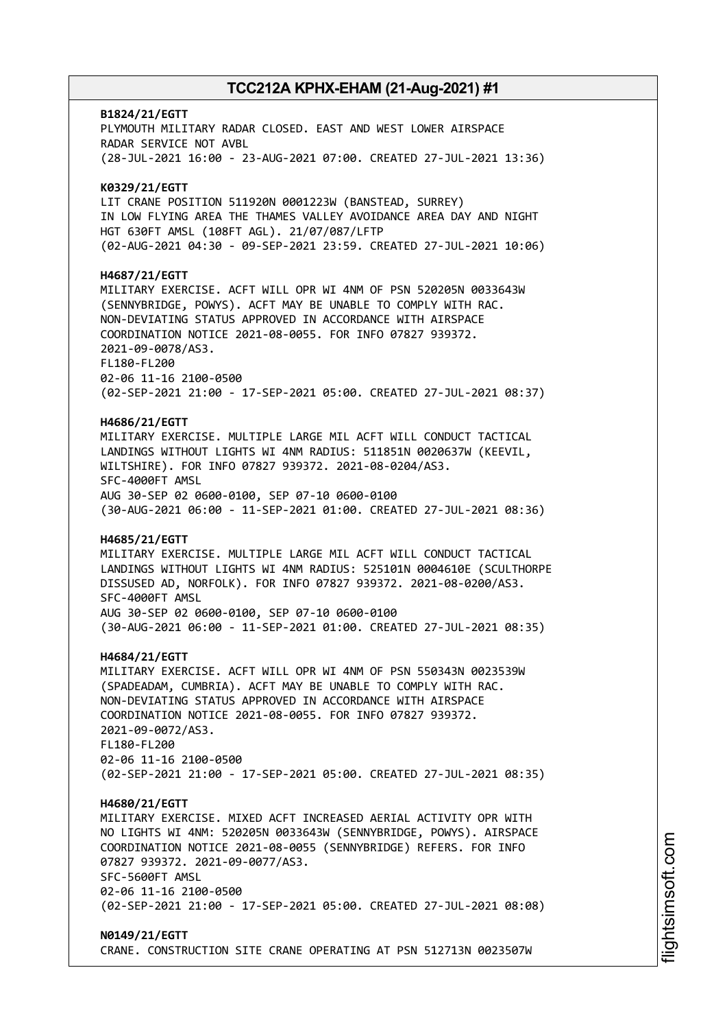**B1824/21/EGTT**
PLYMOUTH MILITARY RADAR CLOSED. EAST AND WEST LOWER AIRSPACE RADAR SERVICE NOT AVBL
(28-JUL-2021 16:00 - 23-AUG-2021 07:00. CREATED 27-JUL-2021 13:36)

**K0329/21/EGTT**
LIT CRANE POSITION 511920N 0001223W (BANSTEAD, SURREY) IN LOW FLYING AREA THE THAMES VALLEY AVOIDANCE AREA DAY AND NIGHT HGT 630FT AMSL (108FT AGL). 21/07/087/LFTP
(02-AUG-2021 04:30 - 09-SEP-2021 23:59. CREATED 27-JUL-2021 10:06)

**H4687/21/EGTT**
MILITARY EXERCISE. ACFT WILL OPR WI 4NM OF PSN 520205N 0033643W (SENNYBRIDGE, POWYS). ACFT MAY BE UNABLE TO COMPLY WITH RAC. NON-DEVIATING STATUS APPROVED IN ACCORDANCE WITH AIRSPACE COORDINATION NOTICE 2021-08-0055. FOR INFO 07827 939372. 2021-09-0078/AS3.
FL180-FL200
02-06 11-16 2100-0500
(02-SEP-2021 21:00 - 17-SEP-2021 05:00. CREATED 27-JUL-2021 08:37)

**H4686/21/EGTT**
MILITARY EXERCISE. MULTIPLE LARGE MIL ACFT WILL CONDUCT TACTICAL LANDINGS WITHOUT LIGHTS WI 4NM RADIUS: 511851N 0020637W (KEEVIL, WILTSHIRE). FOR INFO 07827 939372. 2021-08-0204/AS3.
SFC-4000FT AMSL
AUG 30-SEP 02 0600-0100, SEP 07-10 0600-0100
(30-AUG-2021 06:00 - 11-SEP-2021 01:00. CREATED 27-JUL-2021 08:36)

**H4685/21/EGTT**
MILITARY EXERCISE. MULTIPLE LARGE MIL ACFT WILL CONDUCT TACTICAL LANDINGS WITHOUT LIGHTS WI 4NM RADIUS: 525101N 0004610E (SCULTHORPE DISSUSED AD, NORFOLK). FOR INFO 07827 939372. 2021-08-0200/AS3.
SFC-4000FT AMSL
AUG 30-SEP 02 0600-0100, SEP 07-10 0600-0100
(30-AUG-2021 06:00 - 11-SEP-2021 01:00. CREATED 27-JUL-2021 08:35)

**H4684/21/EGTT**
MILITARY EXERCISE. ACFT WILL OPR WI 4NM OF PSN 550343N 0023539W (SPADEADAM, CUMBRIA). ACFT MAY BE UNABLE TO COMPLY WITH RAC. NON-DEVIATING STATUS APPROVED IN ACCORDANCE WITH AIRSPACE COORDINATION NOTICE 2021-08-0055. FOR INFO 07827 939372. 2021-09-0072/AS3.
FL180-FL200
02-06 11-16 2100-0500
(02-SEP-2021 21:00 - 17-SEP-2021 05:00. CREATED 27-JUL-2021 08:35)

**H4680/21/EGTT**
MILITARY EXERCISE. MIXED ACFT INCREASED AERIAL ACTIVITY OPR WITH NO LIGHTS WI 4NM: 520205N 0033643W (SENNYBRIDGE, POWYS). AIRSPACE COORDINATION NOTICE 2021-08-0055 (SENNYBRIDGE) REFERS. FOR INFO 07827 939372. 2021-09-0077/AS3.
SFC-5600FT AMSL
02-06 11-16 2100-0500
(02-SEP-2021 21:00 - 17-SEP-2021 05:00. CREATED 27-JUL-2021 08:08)

**N0149/21/EGTT**
CRANE. CONSTRUCTION SITE CRANE OPERATING AT PSN 512713N 0023507W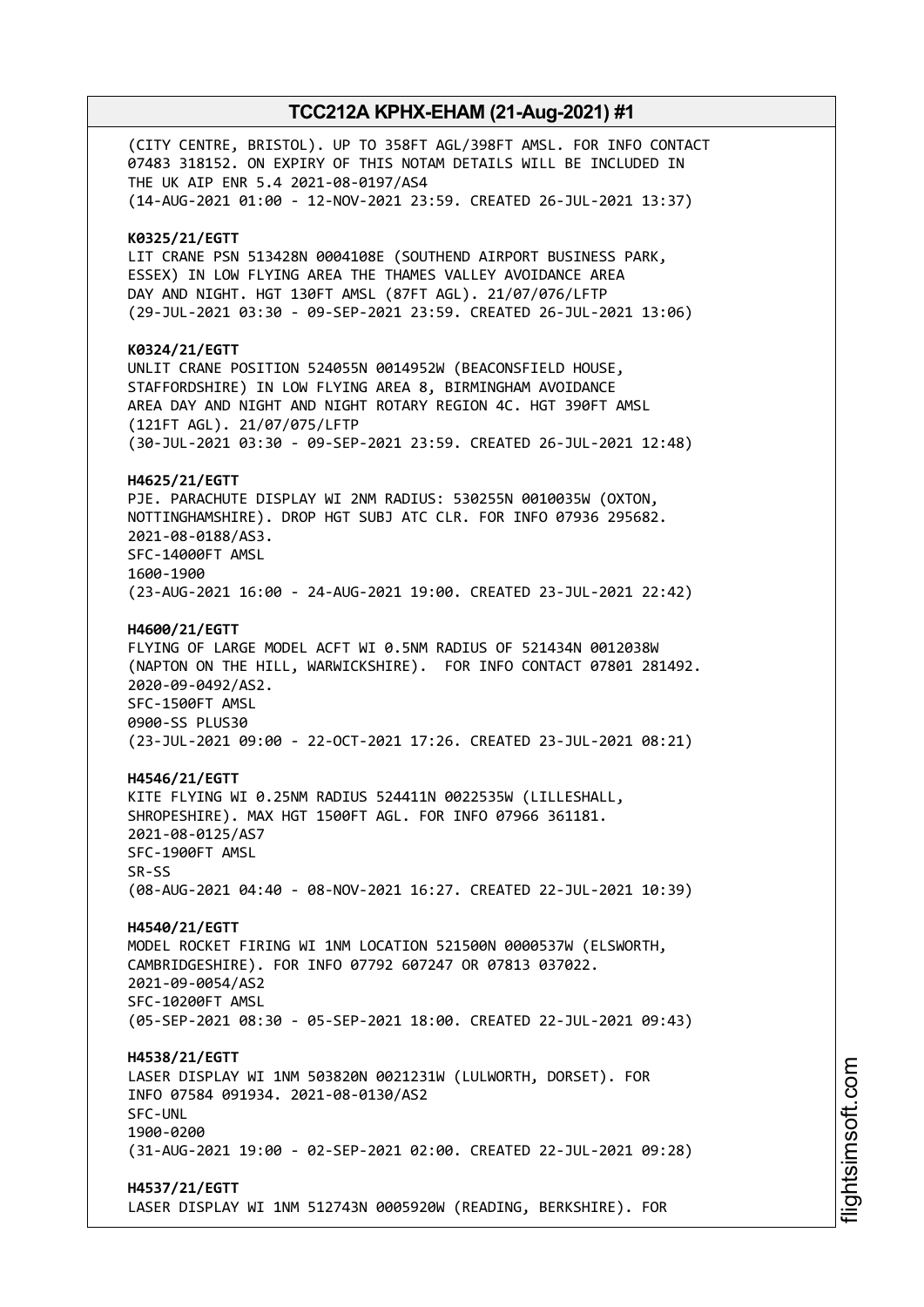(CITY CENTRE, BRISTOL). UP TO 358FT AGL/398FT AMSL. FOR INFO CONTACT 07483 318152. ON EXPIRY OF THIS NOTAM DETAILS WILL BE INCLUDED IN THE UK AIP ENR 5.4 2021-08-0197/AS4
(14-AUG-2021 01:00 - 12-NOV-2021 23:59. CREATED 26-JUL-2021 13:37)

**K0325/21/EGTT**
LIT CRANE PSN 513428N 0004108E (SOUTHEND AIRPORT BUSINESS PARK, ESSEX) IN LOW FLYING AREA THE THAMES VALLEY AVOIDANCE AREA DAY AND NIGHT. HGT 130FT AMSL (87FT AGL). 21/07/076/LFTP
(29-JUL-2021 03:30 - 09-SEP-2021 23:59. CREATED 26-JUL-2021 13:06)

**K0324/21/EGTT**
UNLIT CRANE POSITION 524055N 0014952W (BEACONSFIELD HOUSE, STAFFORDSHIRE) IN LOW FLYING AREA 8, BIRMINGHAM AVOIDANCE AREA DAY AND NIGHT AND NIGHT ROTARY REGION 4C. HGT 390FT AMSL (121FT AGL). 21/07/075/LFTP
(30-JUL-2021 03:30 - 09-SEP-2021 23:59. CREATED 26-JUL-2021 12:48)

**H4625/21/EGTT**
PJE. PARACHUTE DISPLAY WI 2NM RADIUS: 530255N 0010035W (OXTON, NOTTINGHAMSHIRE). DROP HGT SUBJ ATC CLR. FOR INFO 07936 295682. 2021-08-0188/AS3.
SFC-14000FT AMSL
1600-1900
(23-AUG-2021 16:00 - 24-AUG-2021 19:00. CREATED 23-JUL-2021 22:42)

**H4600/21/EGTT**
FLYING OF LARGE MODEL ACFT WI 0.5NM RADIUS OF 521434N 0012038W (NAPTON ON THE HILL, WARWICKSHIRE). FOR INFO CONTACT 07801 281492. 2020-09-0492/AS2.
SFC-1500FT AMSL
0900-SS PLUS30
(23-JUL-2021 09:00 - 22-OCT-2021 17:26. CREATED 23-JUL-2021 08:21)

**H4546/21/EGTT**
KITE FLYING WI 0.25NM RADIUS 524411N 0022535W (LILLESHALL, SHROPESHIRE). MAX HGT 1500FT AGL. FOR INFO 07966 361181. 2021-08-0125/AS7
SFC-1900FT AMSL
SR-SS
(08-AUG-2021 04:40 - 08-NOV-2021 16:27. CREATED 22-JUL-2021 10:39)

**H4540/21/EGTT**
MODEL ROCKET FIRING WI 1NM LOCATION 521500N 0000537W (ELSWORTH, CAMBRIDGESHIRE). FOR INFO 07792 607247 OR 07813 037022. 2021-09-0054/AS2
SFC-10200FT AMSL
(05-SEP-2021 08:30 - 05-SEP-2021 18:00. CREATED 22-JUL-2021 09:43)

**H4538/21/EGTT**
LASER DISPLAY WI 1NM 503820N 0021231W (LULWORTH, DORSET). FOR INFO 07584 091934. 2021-08-0130/AS2
SFC-UNL
1900-0200
(31-AUG-2021 19:00 - 02-SEP-2021 02:00. CREATED 22-JUL-2021 09:28)

**H4537/21/EGTT**
LASER DISPLAY WI 1NM 512743N 0005920W (READING, BERKSHIRE). FOR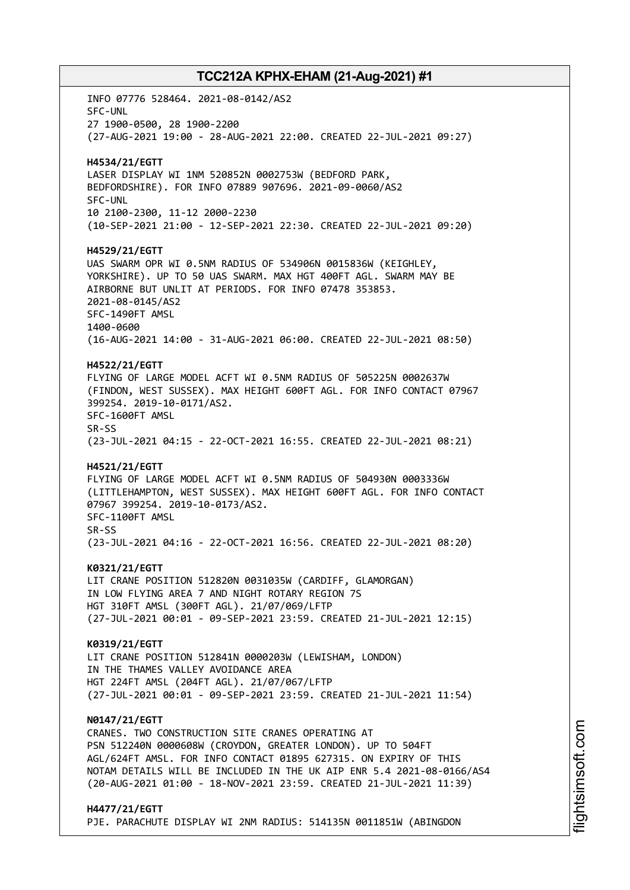INFO 07776 528464. 2021-08-0142/AS2
SFC-UNL
27 1900-0500, 28 1900-2200
(27-AUG-2021 19:00 - 28-AUG-2021 22:00. CREATED 22-JUL-2021 09:27)

**H4534/21/EGTT**
LASER DISPLAY WI 1NM 520852N 0002753W (BEDFORD PARK, BEDFORDSHIRE). FOR INFO 07889 907696. 2021-09-0060/AS2
SFC-UNL
10 2100-2300, 11-12 2000-2230
(10-SEP-2021 21:00 - 12-SEP-2021 22:30. CREATED 22-JUL-2021 09:20)

**H4529/21/EGTT**
UAS SWARM OPR WI 0.5NM RADIUS OF 534906N 0015836W (KEIGHLEY, YORKSHIRE). UP TO 50 UAS SWARM. MAX HGT 400FT AGL. SWARM MAY BE AIRBORNE BUT UNLIT AT PERIODS. FOR INFO 07478 353853.
2021-08-0145/AS2
SFC-1490FT AMSL
1400-0600
(16-AUG-2021 14:00 - 31-AUG-2021 06:00. CREATED 22-JUL-2021 08:50)

**H4522/21/EGTT**
FLYING OF LARGE MODEL ACFT WI 0.5NM RADIUS OF 505225N 0002637W (FINDON, WEST SUSSEX). MAX HEIGHT 600FT AGL. FOR INFO CONTACT 07967 399254. 2019-10-0171/AS2.
SFC-1600FT AMSL
SR-SS
(23-JUL-2021 04:15 - 22-OCT-2021 16:55. CREATED 22-JUL-2021 08:21)

**H4521/21/EGTT**
FLYING OF LARGE MODEL ACFT WI 0.5NM RADIUS OF 504930N 0003336W (LITTLEHAMPTON, WEST SUSSEX). MAX HEIGHT 600FT AGL. FOR INFO CONTACT 07967 399254. 2019-10-0173/AS2.
SFC-1100FT AMSL
SR-SS
(23-JUL-2021 04:16 - 22-OCT-2021 16:56. CREATED 22-JUL-2021 08:20)

**K0321/21/EGTT**
LIT CRANE POSITION 512820N 0031035W (CARDIFF, GLAMORGAN)
IN LOW FLYING AREA 7 AND NIGHT ROTARY REGION 7S
HGT 310FT AMSL (300FT AGL). 21/07/069/LFTP
(27-JUL-2021 00:01 - 09-SEP-2021 23:59. CREATED 21-JUL-2021 12:15)

**K0319/21/EGTT**
LIT CRANE POSITION 512841N 0000203W (LEWISHAM, LONDON)
IN THE THAMES VALLEY AVOIDANCE AREA
HGT 224FT AMSL (204FT AGL). 21/07/067/LFTP
(27-JUL-2021 00:01 - 09-SEP-2021 23:59. CREATED 21-JUL-2021 11:54)

**N0147/21/EGTT**
CRANES. TWO CONSTRUCTION SITE CRANES OPERATING AT PSN 512240N 0000608W (CROYDON, GREATER LONDON). UP TO 504FT AGL/624FT AMSL. FOR INFO CONTACT 01895 627315. ON EXPIRY OF THIS NOTAM DETAILS WILL BE INCLUDED IN THE UK AIP ENR 5.4 2021-08-0166/AS4
(20-AUG-2021 01:00 - 18-NOV-2021 23:59. CREATED 21-JUL-2021 11:39)

**H4477/21/EGTT**
PJE. PARACHUTE DISPLAY WI 2NM RADIUS: 514135N 0011851W (ABINGDON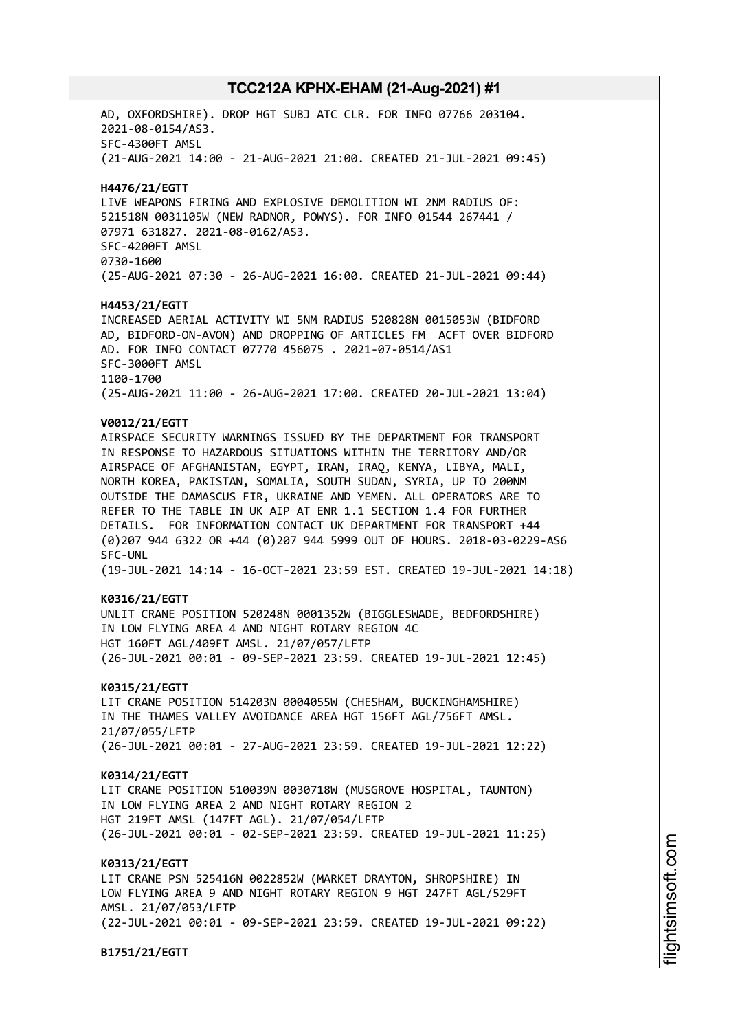AD, OXFORDSHIRE). DROP HGT SUBJ ATC CLR. FOR INFO 07766 203104.
2021-08-0154/AS3.
SFC-4300FT AMSL
(21-AUG-2021 14:00 - 21-AUG-2021 21:00. CREATED 21-JUL-2021 09:45)

**H4476/21/EGTT**
LIVE WEAPONS FIRING AND EXPLOSIVE DEMOLITION WI 2NM RADIUS OF:
521518N 0031105W (NEW RADNOR, POWYS). FOR INFO 01544 267441 /
07971 631827. 2021-08-0162/AS3.
SFC-4200FT AMSL
0730-1600
(25-AUG-2021 07:30 - 26-AUG-2021 16:00. CREATED 21-JUL-2021 09:44)

**H4453/21/EGTT**
INCREASED AERIAL ACTIVITY WI 5NM RADIUS 520828N 0015053W (BIDFORD
AD, BIDFORD-ON-AVON) AND DROPPING OF ARTICLES FM ACFT OVER BIDFORD
AD. FOR INFO CONTACT 07770 456075 . 2021-07-0514/AS1
SFC-3000FT AMSL
1100-1700
(25-AUG-2021 11:00 - 26-AUG-2021 17:00. CREATED 20-JUL-2021 13:04)

**V0012/21/EGTT**
AIRSPACE SECURITY WARNINGS ISSUED BY THE DEPARTMENT FOR TRANSPORT
IN RESPONSE TO HAZARDOUS SITUATIONS WITHIN THE TERRITORY AND/OR
AIRSPACE OF AFGHANISTAN, EGYPT, IRAN, IRAQ, KENYA, LIBYA, MALI,
NORTH KOREA, PAKISTAN, SOMALIA, SOUTH SUDAN, SYRIA, UP TO 200NM
OUTSIDE THE DAMASCUS FIR, UKRAINE AND YEMEN. ALL OPERATORS ARE TO
REFER TO THE TABLE IN UK AIP AT ENR 1.1 SECTION 1.4 FOR FURTHER
DETAILS. FOR INFORMATION CONTACT UK DEPARTMENT FOR TRANSPORT +44
(0)207 944 6322 OR +44 (0)207 944 5999 OUT OF HOURS. 2018-03-0229-AS6
SFC-UNL
(19-JUL-2021 14:14 - 16-OCT-2021 23:59 EST. CREATED 19-JUL-2021 14:18)

**K0316/21/EGTT**
UNLIT CRANE POSITION 520248N 0001352W (BIGGLESWADE, BEDFORDSHIRE)
IN LOW FLYING AREA 4 AND NIGHT ROTARY REGION 4C
HGT 160FT AGL/409FT AMSL. 21/07/057/LFTP
(26-JUL-2021 00:01 - 09-SEP-2021 23:59. CREATED 19-JUL-2021 12:45)

**K0315/21/EGTT**
LIT CRANE POSITION 514203N 0004055W (CHESHAM, BUCKINGHAMSHIRE)
IN THE THAMES VALLEY AVOIDANCE AREA HGT 156FT AGL/756FT AMSL.
21/07/055/LFTP
(26-JUL-2021 00:01 - 27-AUG-2021 23:59. CREATED 19-JUL-2021 12:22)

**K0314/21/EGTT**
LIT CRANE POSITION 510039N 0030718W (MUSGROVE HOSPITAL, TAUNTON)
IN LOW FLYING AREA 2 AND NIGHT ROTARY REGION 2
HGT 219FT AMSL (147FT AGL). 21/07/054/LFTP
(26-JUL-2021 00:01 - 02-SEP-2021 23:59. CREATED 19-JUL-2021 11:25)

**K0313/21/EGTT**
LIT CRANE PSN 525416N 0022852W (MARKET DRAYTON, SHROPSHIRE) IN
LOW FLYING AREA 9 AND NIGHT ROTARY REGION 9 HGT 247FT AGL/529FT
AMSL. 21/07/053/LFTP
(22-JUL-2021 00:01 - 09-SEP-2021 23:59. CREATED 19-JUL-2021 09:22)

**B1751/21/EGTT**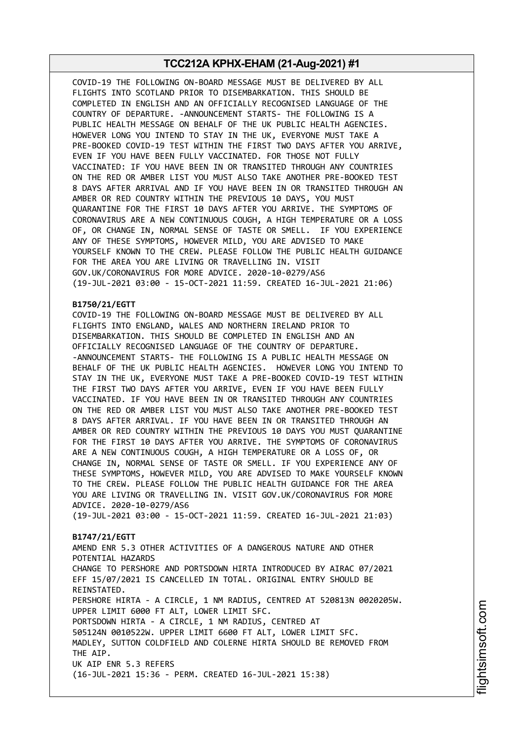COVID-19 THE FOLLOWING ON-BOARD MESSAGE MUST BE DELIVERED BY ALL FLIGHTS INTO SCOTLAND PRIOR TO DISEMBARKATION. THIS SHOULD BE COMPLETED IN ENGLISH AND AN OFFICIALLY RECOGNISED LANGUAGE OF THE COUNTRY OF DEPARTURE. -ANNOUNCEMENT STARTS- THE FOLLOWING IS A PUBLIC HEALTH MESSAGE ON BEHALF OF THE UK PUBLIC HEALTH AGENCIES. HOWEVER LONG YOU INTEND TO STAY IN THE UK, EVERYONE MUST TAKE A PRE-BOOKED COVID-19 TEST WITHIN THE FIRST TWO DAYS AFTER YOU ARRIVE, EVEN IF YOU HAVE BEEN FULLY VACCINATED. FOR THOSE NOT FULLY VACCINATED: IF YOU HAVE BEEN IN OR TRANSITED THROUGH ANY COUNTRIES ON THE RED OR AMBER LIST YOU MUST ALSO TAKE ANOTHER PRE-BOOKED TEST 8 DAYS AFTER ARRIVAL AND IF YOU HAVE BEEN IN OR TRANSITED THROUGH AN AMBER OR RED COUNTRY WITHIN THE PREVIOUS 10 DAYS, YOU MUST QUARANTINE FOR THE FIRST 10 DAYS AFTER YOU ARRIVE. THE SYMPTOMS OF CORONAVIRUS ARE A NEW CONTINUOUS COUGH, A HIGH TEMPERATURE OR A LOSS OF, OR CHANGE IN, NORMAL SENSE OF TASTE OR SMELL. IF YOU EXPERIENCE ANY OF THESE SYMPTOMS, HOWEVER MILD, YOU ARE ADVISED TO MAKE YOURSELF KNOWN TO THE CREW. PLEASE FOLLOW THE PUBLIC HEALTH GUIDANCE FOR THE AREA YOU ARE LIVING OR TRAVELLING IN. VISIT GOV.UK/CORONAVIRUS FOR MORE ADVICE. 2020-10-0279/AS6
(19-JUL-2021 03:00 - 15-OCT-2021 11:59. CREATED 16-JUL-2021 21:06)

**B1750/21/EGTT**
COVID-19 THE FOLLOWING ON-BOARD MESSAGE MUST BE DELIVERED BY ALL FLIGHTS INTO ENGLAND, WALES AND NORTHERN IRELAND PRIOR TO DISEMBARKATION. THIS SHOULD BE COMPLETED IN ENGLISH AND AN OFFICIALLY RECOGNISED LANGUAGE OF THE COUNTRY OF DEPARTURE. -ANNOUNCEMENT STARTS- THE FOLLOWING IS A PUBLIC HEALTH MESSAGE ON BEHALF OF THE UK PUBLIC HEALTH AGENCIES. HOWEVER LONG YOU INTEND TO STAY IN THE UK, EVERYONE MUST TAKE A PRE-BOOKED COVID-19 TEST WITHIN THE FIRST TWO DAYS AFTER YOU ARRIVE, EVEN IF YOU HAVE BEEN FULLY VACCINATED. IF YOU HAVE BEEN IN OR TRANSITED THROUGH ANY COUNTRIES ON THE RED OR AMBER LIST YOU MUST ALSO TAKE ANOTHER PRE-BOOKED TEST 8 DAYS AFTER ARRIVAL. IF YOU HAVE BEEN IN OR TRANSITED THROUGH AN AMBER OR RED COUNTRY WITHIN THE PREVIOUS 10 DAYS YOU MUST QUARANTINE FOR THE FIRST 10 DAYS AFTER YOU ARRIVE. THE SYMPTOMS OF CORONAVIRUS ARE A NEW CONTINUOUS COUGH, A HIGH TEMPERATURE OR A LOSS OF, OR CHANGE IN, NORMAL SENSE OF TASTE OR SMELL. IF YOU EXPERIENCE ANY OF THESE SYMPTOMS, HOWEVER MILD, YOU ARE ADVISED TO MAKE YOURSELF KNOWN TO THE CREW. PLEASE FOLLOW THE PUBLIC HEALTH GUIDANCE FOR THE AREA YOU ARE LIVING OR TRAVELLING IN. VISIT GOV.UK/CORONAVIRUS FOR MORE ADVICE. 2020-10-0279/AS6
(19-JUL-2021 03:00 - 15-OCT-2021 11:59. CREATED 16-JUL-2021 21:03)

**B1747/21/EGTT**
AMEND ENR 5.3 OTHER ACTIVITIES OF A DANGEROUS NATURE AND OTHER POTENTIAL HAZARDS
CHANGE TO PERSHORE AND PORTSDOWN HIRTA INTRODUCED BY AIRAC 07/2021 EFF 15/07/2021 IS CANCELLED IN TOTAL. ORIGINAL ENTRY SHOULD BE REINSTATED.
PERSHORE HIRTA - A CIRCLE, 1 NM RADIUS, CENTRED AT 520813N 0020205W. UPPER LIMIT 6000 FT ALT, LOWER LIMIT SFC.
PORTSDOWN HIRTA - A CIRCLE, 1 NM RADIUS, CENTRED AT 505124N 0010522W. UPPER LIMIT 6600 FT ALT, LOWER LIMIT SFC.
MADLEY, SUTTON COLDFIELD AND COLERNE HIRTA SHOULD BE REMOVED FROM THE AIP.
UK AIP ENR 5.3 REFERS
(16-JUL-2021 15:36 - PERM. CREATED 16-JUL-2021 15:38)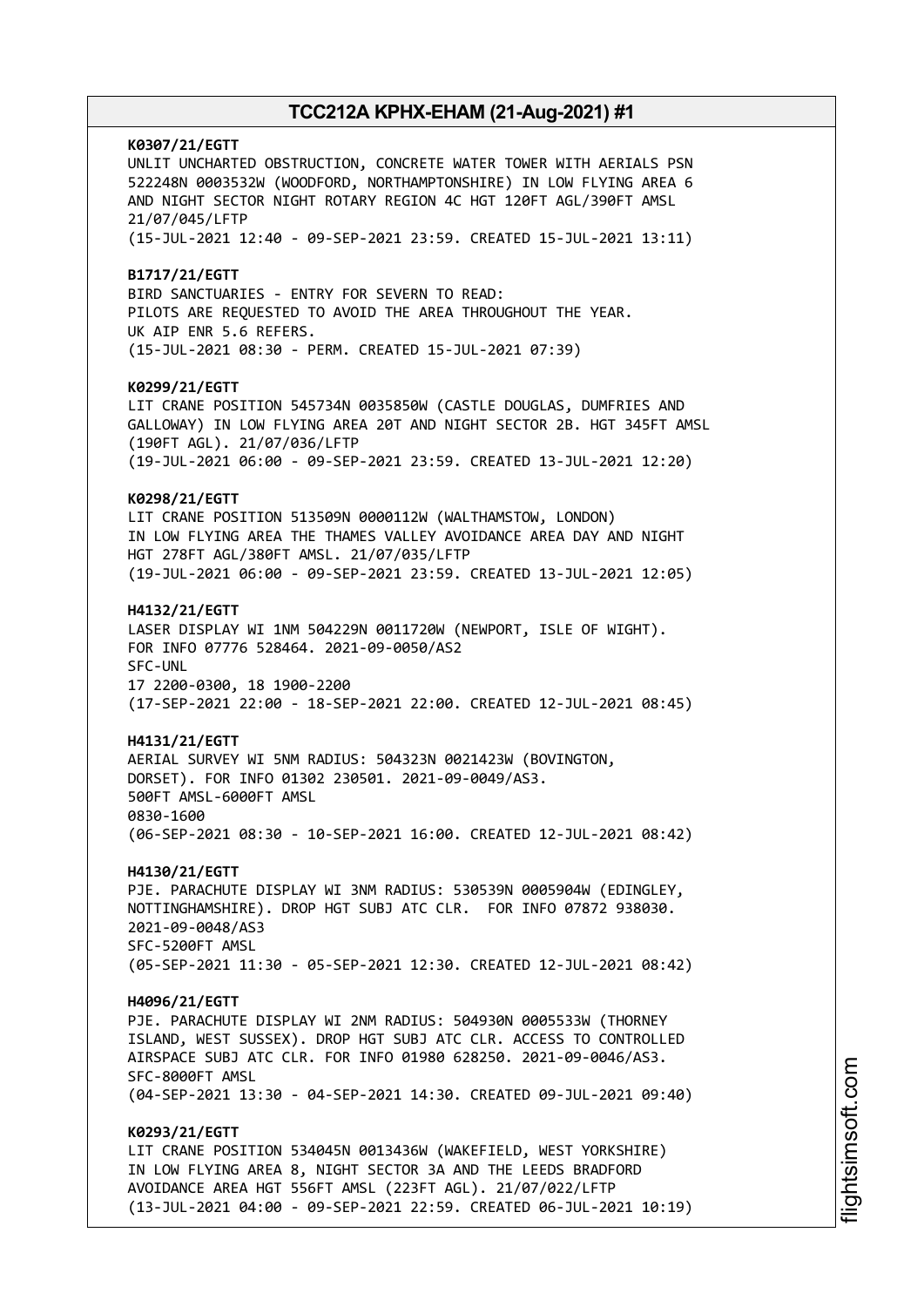**K0307/21/EGTT**
UNLIT UNCHARTED OBSTRUCTION, CONCRETE WATER TOWER WITH AERIALS PSN 522248N 0003532W (WOODFORD, NORTHAMPTONSHIRE) IN LOW FLYING AREA 6 AND NIGHT SECTOR NIGHT ROTARY REGION 4C HGT 120FT AGL/390FT AMSL 21/07/045/LFTP
(15-JUL-2021 12:40 - 09-SEP-2021 23:59. CREATED 15-JUL-2021 13:11)

**B1717/21/EGTT**
BIRD SANCTUARIES - ENTRY FOR SEVERN TO READ:
PILOTS ARE REQUESTED TO AVOID THE AREA THROUGHOUT THE YEAR.
UK AIP ENR 5.6 REFERS.
(15-JUL-2021 08:30 - PERM. CREATED 15-JUL-2021 07:39)

**K0299/21/EGTT**
LIT CRANE POSITION 545734N 0035850W (CASTLE DOUGLAS, DUMFRIES AND GALLOWAY) IN LOW FLYING AREA 20T AND NIGHT SECTOR 2B. HGT 345FT AMSL (190FT AGL). 21/07/036/LFTP
(19-JUL-2021 06:00 - 09-SEP-2021 23:59. CREATED 13-JUL-2021 12:20)

**K0298/21/EGTT**
LIT CRANE POSITION 513509N 0000112W (WALTHAMSTOW, LONDON) IN LOW FLYING AREA THE THAMES VALLEY AVOIDANCE AREA DAY AND NIGHT HGT 278FT AGL/380FT AMSL. 21/07/035/LFTP
(19-JUL-2021 06:00 - 09-SEP-2021 23:59. CREATED 13-JUL-2021 12:05)

**H4132/21/EGTT**
LASER DISPLAY WI 1NM 504229N 0011720W (NEWPORT, ISLE OF WIGHT). FOR INFO 07776 528464. 2021-09-0050/AS2
SFC-UNL
17 2200-0300, 18 1900-2200
(17-SEP-2021 22:00 - 18-SEP-2021 22:00. CREATED 12-JUL-2021 08:45)

**H4131/21/EGTT**
AERIAL SURVEY WI 5NM RADIUS: 504323N 0021423W (BOVINGTON, DORSET). FOR INFO 01302 230501. 2021-09-0049/AS3.
500FT AMSL-6000FT AMSL
0830-1600
(06-SEP-2021 08:30 - 10-SEP-2021 16:00. CREATED 12-JUL-2021 08:42)

**H4130/21/EGTT**
PJE. PARACHUTE DISPLAY WI 3NM RADIUS: 530539N 0005904W (EDINGLEY, NOTTINGHAMSHIRE). DROP HGT SUBJ ATC CLR. FOR INFO 07872 938030. 2021-09-0048/AS3
SFC-5200FT AMSL
(05-SEP-2021 11:30 - 05-SEP-2021 12:30. CREATED 12-JUL-2021 08:42)

**H4096/21/EGTT**
PJE. PARACHUTE DISPLAY WI 2NM RADIUS: 504930N 0005533W (THORNEY ISLAND, WEST SUSSEX). DROP HGT SUBJ ATC CLR. ACCESS TO CONTROLLED AIRSPACE SUBJ ATC CLR. FOR INFO 01980 628250. 2021-09-0046/AS3.
SFC-8000FT AMSL
(04-SEP-2021 13:30 - 04-SEP-2021 14:30. CREATED 09-JUL-2021 09:40)

**K0293/21/EGTT**
LIT CRANE POSITION 534045N 0013436W (WAKEFIELD, WEST YORKSHIRE) IN LOW FLYING AREA 8, NIGHT SECTOR 3A AND THE LEEDS BRADFORD AVOIDANCE AREA HGT 556FT AMSL (223FT AGL). 21/07/022/LFTP
(13-JUL-2021 04:00 - 09-SEP-2021 22:59. CREATED 06-JUL-2021 10:19)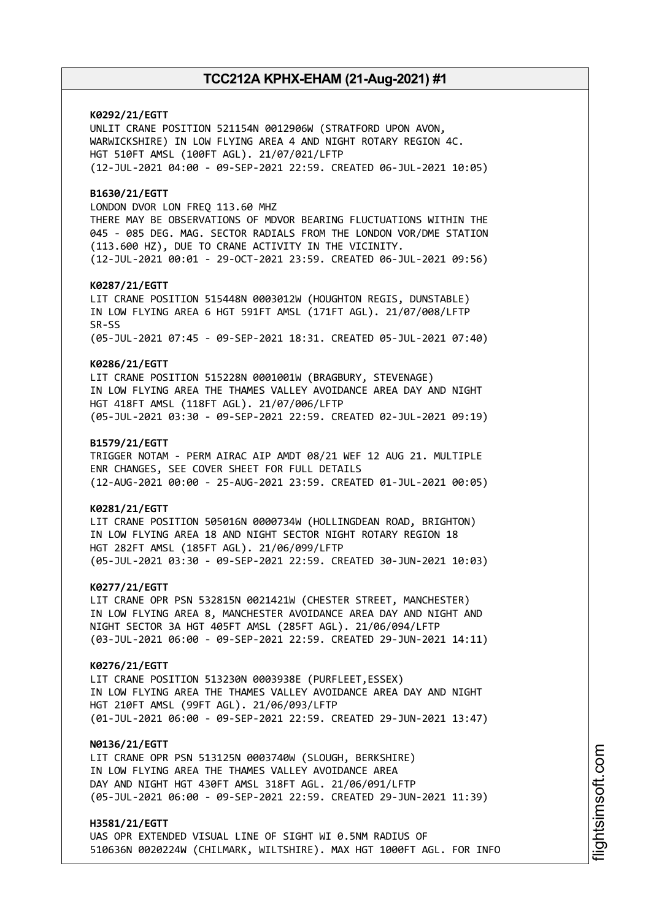**K0292/21/EGTT**
UNLIT CRANE POSITION 521154N 0012906W (STRATFORD UPON AVON, WARWICKSHIRE) IN LOW FLYING AREA 4 AND NIGHT ROTARY REGION 4C. HGT 510FT AMSL (100FT AGL). 21/07/021/LFTP
(12-JUL-2021 04:00 - 09-SEP-2021 22:59. CREATED 06-JUL-2021 10:05)

**B1630/21/EGTT**
LONDON DVOR LON FREQ 113.60 MHZ
THERE MAY BE OBSERVATIONS OF MDVOR BEARING FLUCTUATIONS WITHIN THE 045 - 085 DEG. MAG. SECTOR RADIALS FROM THE LONDON VOR/DME STATION (113.600 HZ), DUE TO CRANE ACTIVITY IN THE VICINITY.
(12-JUL-2021 00:01 - 29-OCT-2021 23:59. CREATED 06-JUL-2021 09:56)

**K0287/21/EGTT**
LIT CRANE POSITION 515448N 0003012W (HOUGHTON REGIS, DUNSTABLE) IN LOW FLYING AREA 6 HGT 591FT AMSL (171FT AGL). 21/07/008/LFTP SR-SS
(05-JUL-2021 07:45 - 09-SEP-2021 18:31. CREATED 05-JUL-2021 07:40)

**K0286/21/EGTT**
LIT CRANE POSITION 515228N 0001001W (BRAGBURY, STEVENAGE) IN LOW FLYING AREA THE THAMES VALLEY AVOIDANCE AREA DAY AND NIGHT HGT 418FT AMSL (118FT AGL). 21/07/006/LFTP
(05-JUL-2021 03:30 - 09-SEP-2021 22:59. CREATED 02-JUL-2021 09:19)

**B1579/21/EGTT**
TRIGGER NOTAM - PERM AIRAC AIP AMDT 08/21 WEF 12 AUG 21. MULTIPLE ENR CHANGES, SEE COVER SHEET FOR FULL DETAILS
(12-AUG-2021 00:00 - 25-AUG-2021 23:59. CREATED 01-JUL-2021 00:05)

**K0281/21/EGTT**
LIT CRANE POSITION 505016N 0000734W (HOLLINGDEAN ROAD, BRIGHTON) IN LOW FLYING AREA 18 AND NIGHT SECTOR NIGHT ROTARY REGION 18 HGT 282FT AMSL (185FT AGL). 21/06/099/LFTP
(05-JUL-2021 03:30 - 09-SEP-2021 22:59. CREATED 30-JUN-2021 10:03)

**K0277/21/EGTT**
LIT CRANE OPR PSN 532815N 0021421W (CHESTER STREET, MANCHESTER) IN LOW FLYING AREA 8, MANCHESTER AVOIDANCE AREA DAY AND NIGHT AND NIGHT SECTOR 3A HGT 405FT AMSL (285FT AGL). 21/06/094/LFTP
(03-JUL-2021 06:00 - 09-SEP-2021 22:59. CREATED 29-JUN-2021 14:11)

**K0276/21/EGTT**
LIT CRANE POSITION 513230N 0003938E (PURFLEET,ESSEX) IN LOW FLYING AREA THE THAMES VALLEY AVOIDANCE AREA DAY AND NIGHT HGT 210FT AMSL (99FT AGL). 21/06/093/LFTP
(01-JUL-2021 06:00 - 09-SEP-2021 22:59. CREATED 29-JUN-2021 13:47)

**N0136/21/EGTT**
LIT CRANE OPR PSN 513125N 0003740W (SLOUGH, BERKSHIRE) IN LOW FLYING AREA THE THAMES VALLEY AVOIDANCE AREA DAY AND NIGHT HGT 430FT AMSL 318FT AGL. 21/06/091/LFTP
(05-JUL-2021 06:00 - 09-SEP-2021 22:59. CREATED 29-JUN-2021 11:39)

**H3581/21/EGTT**
UAS OPR EXTENDED VISUAL LINE OF SIGHT WI 0.5NM RADIUS OF 510636N 0020224W (CHILMARK, WILTSHIRE). MAX HGT 1000FT AGL. FOR INFO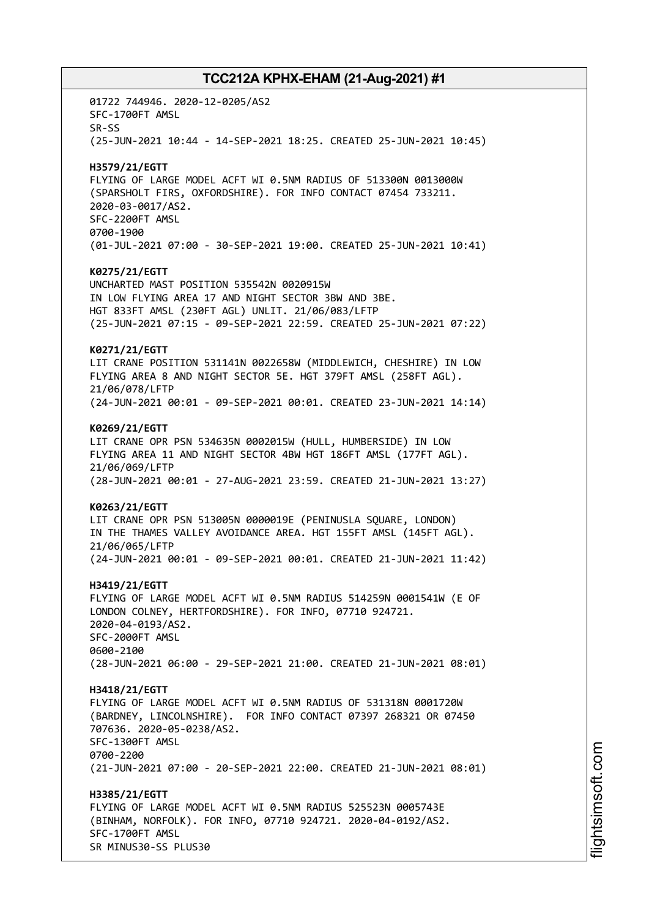01722 744946. 2020-12-0205/AS2
SFC-1700FT AMSL
SR-SS
(25-JUN-2021 10:44 - 14-SEP-2021 18:25. CREATED 25-JUN-2021 10:45)

**H3579/21/EGTT**
FLYING OF LARGE MODEL ACFT WI 0.5NM RADIUS OF 513300N 0013000W
(SPARSHOLT FIRS, OXFORDSHIRE). FOR INFO CONTACT 07454 733211.
2020-03-0017/AS2.
SFC-2200FT AMSL
0700-1900
(01-JUL-2021 07:00 - 30-SEP-2021 19:00. CREATED 25-JUN-2021 10:41)

**K0275/21/EGTT**
UNCHARTED MAST POSITION 535542N 0020915W
IN LOW FLYING AREA 17 AND NIGHT SECTOR 3BW AND 3BE.
HGT 833FT AMSL (230FT AGL) UNLIT. 21/06/083/LFTP
(25-JUN-2021 07:15 - 09-SEP-2021 22:59. CREATED 25-JUN-2021 07:22)

**K0271/21/EGTT**
LIT CRANE POSITION 531141N 0022658W (MIDDLEWICH, CHESHIRE) IN LOW
FLYING AREA 8 AND NIGHT SECTOR 5E. HGT 379FT AMSL (258FT AGL).
21/06/078/LFTP
(24-JUN-2021 00:01 - 09-SEP-2021 00:01. CREATED 23-JUN-2021 14:14)

**K0269/21/EGTT**
LIT CRANE OPR PSN 534635N 0002015W (HULL, HUMBERSIDE) IN LOW
FLYING AREA 11 AND NIGHT SECTOR 4BW HGT 186FT AMSL (177FT AGL).
21/06/069/LFTP
(28-JUN-2021 00:01 - 27-AUG-2021 23:59. CREATED 21-JUN-2021 13:27)

**K0263/21/EGTT**
LIT CRANE OPR PSN 513005N 0000019E (PENINUSLA SQUARE, LONDON)
IN THE THAMES VALLEY AVOIDANCE AREA. HGT 155FT AMSL (145FT AGL).
21/06/065/LFTP
(24-JUN-2021 00:01 - 09-SEP-2021 00:01. CREATED 21-JUN-2021 11:42)

**H3419/21/EGTT**
FLYING OF LARGE MODEL ACFT WI 0.5NM RADIUS 514259N 0001541W (E OF
LONDON COLNEY, HERTFORDSHIRE). FOR INFO, 07710 924721.
2020-04-0193/AS2.
SFC-2000FT AMSL
0600-2100
(28-JUN-2021 06:00 - 29-SEP-2021 21:00. CREATED 21-JUN-2021 08:01)

**H3418/21/EGTT**
FLYING OF LARGE MODEL ACFT WI 0.5NM RADIUS OF 531318N 0001720W
(BARDNEY, LINCOLNSHIRE). FOR INFO CONTACT 07397 268321 OR 07450
707636. 2020-05-0238/AS2.
SFC-1300FT AMSL
0700-2200
(21-JUN-2021 07:00 - 20-SEP-2021 22:00. CREATED 21-JUN-2021 08:01)

**H3385/21/EGTT**
FLYING OF LARGE MODEL ACFT WI 0.5NM RADIUS 525523N 0005743E
(BINHAM, NORFOLK). FOR INFO, 07710 924721. 2020-04-0192/AS2.
SFC-1700FT AMSL
SR MINUS30-SS PLUS30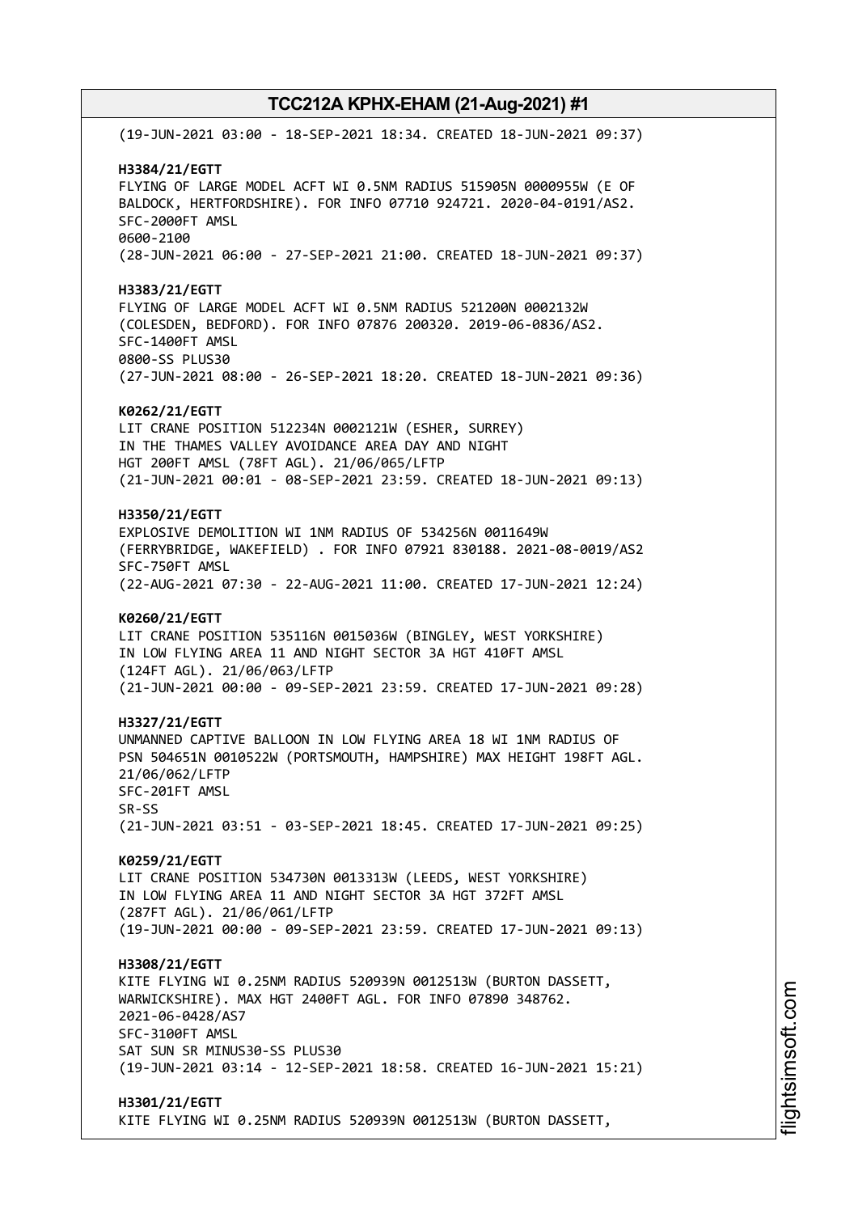(19-JUN-2021 03:00 - 18-SEP-2021 18:34. CREATED 18-JUN-2021 09:37)

**H3384/21/EGTT**
FLYING OF LARGE MODEL ACFT WI 0.5NM RADIUS 515905N 0000955W (E OF BALDOCK, HERTFORDSHIRE). FOR INFO 07710 924721. 2020-04-0191/AS2.
SFC-2000FT AMSL
0600-2100
(28-JUN-2021 06:00 - 27-SEP-2021 21:00. CREATED 18-JUN-2021 09:37)

**H3383/21/EGTT**
FLYING OF LARGE MODEL ACFT WI 0.5NM RADIUS 521200N 0002132W (COLESDEN, BEDFORD). FOR INFO 07876 200320. 2019-06-0836/AS2.
SFC-1400FT AMSL
0800-SS PLUS30
(27-JUN-2021 08:00 - 26-SEP-2021 18:20. CREATED 18-JUN-2021 09:36)

**K0262/21/EGTT**
LIT CRANE POSITION 512234N 0002121W (ESHER, SURREY)
IN THE THAMES VALLEY AVOIDANCE AREA DAY AND NIGHT
HGT 200FT AMSL (78FT AGL). 21/06/065/LFTP
(21-JUN-2021 00:01 - 08-SEP-2021 23:59. CREATED 18-JUN-2021 09:13)

**H3350/21/EGTT**
EXPLOSIVE DEMOLITION WI 1NM RADIUS OF 534256N 0011649W (FERRYBRIDGE, WAKEFIELD) . FOR INFO 07921 830188. 2021-08-0019/AS2
SFC-750FT AMSL
(22-AUG-2021 07:30 - 22-AUG-2021 11:00. CREATED 17-JUN-2021 12:24)

**K0260/21/EGTT**
LIT CRANE POSITION 535116N 0015036W (BINGLEY, WEST YORKSHIRE)
IN LOW FLYING AREA 11 AND NIGHT SECTOR 3A HGT 410FT AMSL
(124FT AGL). 21/06/063/LFTP
(21-JUN-2021 00:00 - 09-SEP-2021 23:59. CREATED 17-JUN-2021 09:28)

**H3327/21/EGTT**
UNMANNED CAPTIVE BALLOON IN LOW FLYING AREA 18 WI 1NM RADIUS OF PSN 504651N 0010522W (PORTSMOUTH, HAMPSHIRE) MAX HEIGHT 198FT AGL.
21/06/062/LFTP
SFC-201FT AMSL
SR-SS
(21-JUN-2021 03:51 - 03-SEP-2021 18:45. CREATED 17-JUN-2021 09:25)

**K0259/21/EGTT**
LIT CRANE POSITION 534730N 0013313W (LEEDS, WEST YORKSHIRE)
IN LOW FLYING AREA 11 AND NIGHT SECTOR 3A HGT 372FT AMSL
(287FT AGL). 21/06/061/LFTP
(19-JUN-2021 00:00 - 09-SEP-2021 23:59. CREATED 17-JUN-2021 09:13)

**H3308/21/EGTT**
KITE FLYING WI 0.25NM RADIUS 520939N 0012513W (BURTON DASSETT, WARWICKSHIRE). MAX HGT 2400FT AGL. FOR INFO 07890 348762.
2021-06-0428/AS7
SFC-3100FT AMSL
SAT SUN SR MINUS30-SS PLUS30
(19-JUN-2021 03:14 - 12-SEP-2021 18:58. CREATED 16-JUN-2021 15:21)

**H3301/21/EGTT**
KITE FLYING WI 0.25NM RADIUS 520939N 0012513W (BURTON DASSETT,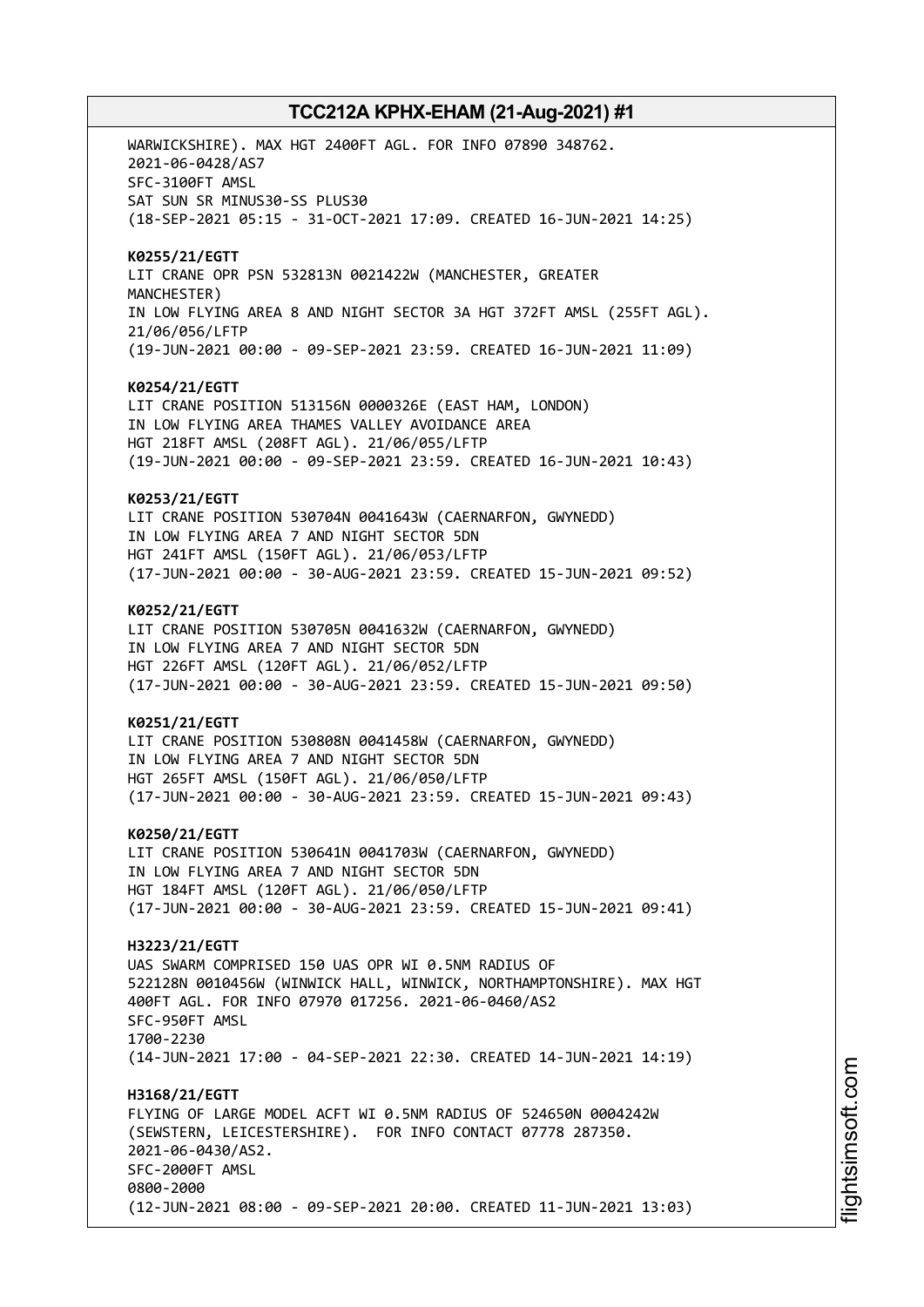WARWICKSHIRE). MAX HGT 2400FT AGL. FOR INFO 07890 348762.
2021-06-0428/AS7
SFC-3100FT AMSL
SAT SUN SR MINUS30-SS PLUS30
(18-SEP-2021 05:15 - 31-OCT-2021 17:09. CREATED 16-JUN-2021 14:25)

**K0255/21/EGTT**
LIT CRANE OPR PSN 532813N 0021422W (MANCHESTER, GREATER MANCHESTER)
IN LOW FLYING AREA 8 AND NIGHT SECTOR 3A HGT 372FT AMSL (255FT AGL).
21/06/056/LFTP
(19-JUN-2021 00:00 - 09-SEP-2021 23:59. CREATED 16-JUN-2021 11:09)

**K0254/21/EGTT**
LIT CRANE POSITION 513156N 0000326E (EAST HAM, LONDON)
IN LOW FLYING AREA THAMES VALLEY AVOIDANCE AREA
HGT 218FT AMSL (208FT AGL). 21/06/055/LFTP
(19-JUN-2021 00:00 - 09-SEP-2021 23:59. CREATED 16-JUN-2021 10:43)

**K0253/21/EGTT**
LIT CRANE POSITION 530704N 0041643W (CAERNARFON, GWYNEDD)
IN LOW FLYING AREA 7 AND NIGHT SECTOR 5DN
HGT 241FT AMSL (150FT AGL). 21/06/053/LFTP
(17-JUN-2021 00:00 - 30-AUG-2021 23:59. CREATED 15-JUN-2021 09:52)

**K0252/21/EGTT**
LIT CRANE POSITION 530705N 0041632W (CAERNARFON, GWYNEDD)
IN LOW FLYING AREA 7 AND NIGHT SECTOR 5DN
HGT 226FT AMSL (120FT AGL). 21/06/052/LFTP
(17-JUN-2021 00:00 - 30-AUG-2021 23:59. CREATED 15-JUN-2021 09:50)

**K0251/21/EGTT**
LIT CRANE POSITION 530808N 0041458W (CAERNARFON, GWYNEDD)
IN LOW FLYING AREA 7 AND NIGHT SECTOR 5DN
HGT 265FT AMSL (150FT AGL). 21/06/050/LFTP
(17-JUN-2021 00:00 - 30-AUG-2021 23:59. CREATED 15-JUN-2021 09:43)

**K0250/21/EGTT**
LIT CRANE POSITION 530641N 0041703W (CAERNARFON, GWYNEDD)
IN LOW FLYING AREA 7 AND NIGHT SECTOR 5DN
HGT 184FT AMSL (120FT AGL). 21/06/050/LFTP
(17-JUN-2021 00:00 - 30-AUG-2021 23:59. CREATED 15-JUN-2021 09:41)

**H3223/21/EGTT**
UAS SWARM COMPRISED 150 UAS OPR WI 0.5NM RADIUS OF
522128N 0010456W (WINWICK HALL, WINWICK, NORTHAMPTONSHIRE). MAX HGT
400FT AGL. FOR INFO 07970 017256. 2021-06-0460/AS2
SFC-950FT AMSL
1700-2230
(14-JUN-2021 17:00 - 04-SEP-2021 22:30. CREATED 14-JUN-2021 14:19)

**H3168/21/EGTT**
FLYING OF LARGE MODEL ACFT WI 0.5NM RADIUS OF 524650N 0004242W
(SEWSTERN, LEICESTERSHIRE). FOR INFO CONTACT 07778 287350.
2021-06-0430/AS2.
SFC-2000FT AMSL
0800-2000
(12-JUN-2021 08:00 - 09-SEP-2021 20:00. CREATED 11-JUN-2021 13:03)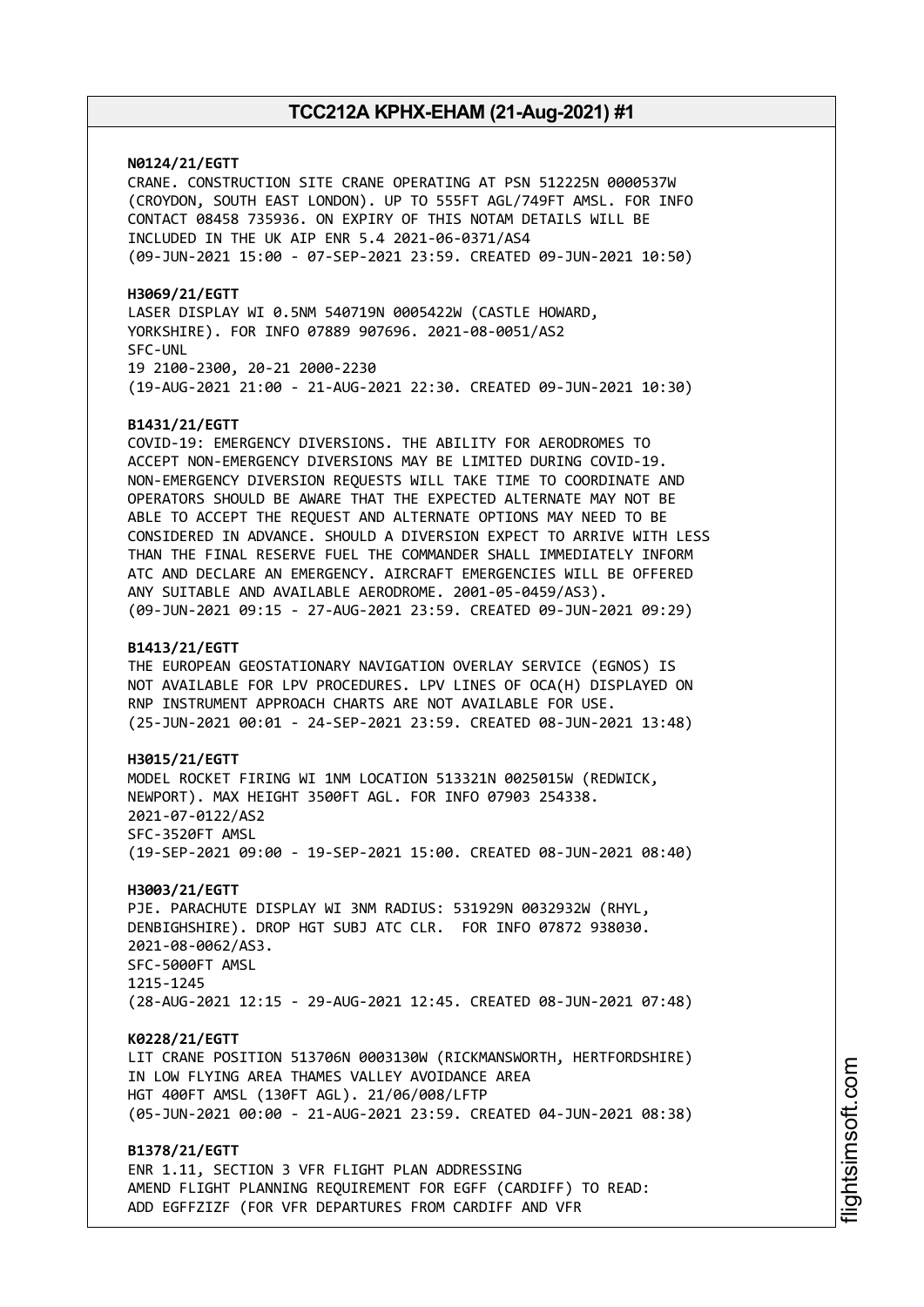**N0124/21/EGTT**
CRANE. CONSTRUCTION SITE CRANE OPERATING AT PSN 512225N 0000537W (CROYDON, SOUTH EAST LONDON). UP TO 555FT AGL/749FT AMSL. FOR INFO CONTACT 08458 735936. ON EXPIRY OF THIS NOTAM DETAILS WILL BE INCLUDED IN THE UK AIP ENR 5.4 2021-06-0371/AS4
(09-JUN-2021 15:00 - 07-SEP-2021 23:59. CREATED 09-JUN-2021 10:50)

**H3069/21/EGTT**
LASER DISPLAY WI 0.5NM 540719N 0005422W (CASTLE HOWARD, YORKSHIRE). FOR INFO 07889 907696. 2021-08-0051/AS2
SFC-UNL
19 2100-2300, 20-21 2000-2230
(19-AUG-2021 21:00 - 21-AUG-2021 22:30. CREATED 09-JUN-2021 10:30)

**B1431/21/EGTT**
COVID-19: EMERGENCY DIVERSIONS. THE ABILITY FOR AERODROMES TO ACCEPT NON-EMERGENCY DIVERSIONS MAY BE LIMITED DURING COVID-19. NON-EMERGENCY DIVERSION REQUESTS WILL TAKE TIME TO COORDINATE AND OPERATORS SHOULD BE AWARE THAT THE EXPECTED ALTERNATE MAY NOT BE ABLE TO ACCEPT THE REQUEST AND ALTERNATE OPTIONS MAY NEED TO BE CONSIDERED IN ADVANCE. SHOULD A DIVERSION EXPECT TO ARRIVE WITH LESS THAN THE FINAL RESERVE FUEL THE COMMANDER SHALL IMMEDIATELY INFORM ATC AND DECLARE AN EMERGENCY. AIRCRAFT EMERGENCIES WILL BE OFFERED ANY SUITABLE AND AVAILABLE AERODROME. 2001-05-0459/AS3).
(09-JUN-2021 09:15 - 27-AUG-2021 23:59. CREATED 09-JUN-2021 09:29)

**B1413/21/EGTT**
THE EUROPEAN GEOSTATIONARY NAVIGATION OVERLAY SERVICE (EGNOS) IS NOT AVAILABLE FOR LPV PROCEDURES. LPV LINES OF OCA(H) DISPLAYED ON RNP INSTRUMENT APPROACH CHARTS ARE NOT AVAILABLE FOR USE.
(25-JUN-2021 00:01 - 24-SEP-2021 23:59. CREATED 08-JUN-2021 13:48)

**H3015/21/EGTT**
MODEL ROCKET FIRING WI 1NM LOCATION 513321N 0025015W (REDWICK, NEWPORT). MAX HEIGHT 3500FT AGL. FOR INFO 07903 254338.
2021-07-0122/AS2
SFC-3520FT AMSL
(19-SEP-2021 09:00 - 19-SEP-2021 15:00. CREATED 08-JUN-2021 08:40)

**H3003/21/EGTT**
PJE. PARACHUTE DISPLAY WI 3NM RADIUS: 531929N 0032932W (RHYL, DENBIGHSHIRE). DROP HGT SUBJ ATC CLR. FOR INFO 07872 938030.
2021-08-0062/AS3.
SFC-5000FT AMSL
1215-1245
(28-AUG-2021 12:15 - 29-AUG-2021 12:45. CREATED 08-JUN-2021 07:48)

**K0228/21/EGTT**
LIT CRANE POSITION 513706N 0003130W (RICKMANSWORTH, HERTFORDSHIRE) IN LOW FLYING AREA THAMES VALLEY AVOIDANCE AREA
HGT 400FT AMSL (130FT AGL). 21/06/008/LFTP
(05-JUN-2021 00:00 - 21-AUG-2021 23:59. CREATED 04-JUN-2021 08:38)

**B1378/21/EGTT**
ENR 1.11, SECTION 3 VFR FLIGHT PLAN ADDRESSING
AMEND FLIGHT PLANNING REQUIREMENT FOR EGFF (CARDIFF) TO READ:
ADD EGFFZIZF (FOR VFR DEPARTURES FROM CARDIFF AND VFR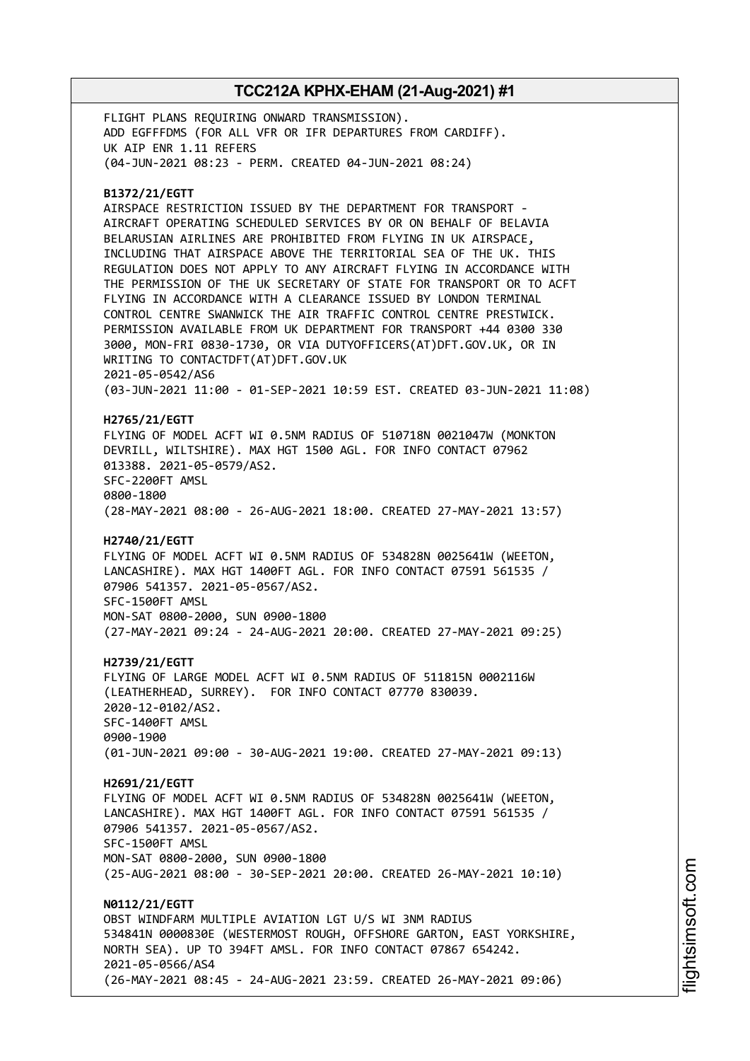FLIGHT PLANS REQUIRING ONWARD TRANSMISSION).
ADD EGFFFDMS (FOR ALL VFR OR IFR DEPARTURES FROM CARDIFF).
UK AIP ENR 1.11 REFERS
(04-JUN-2021 08:23 - PERM. CREATED 04-JUN-2021 08:24)

**B1372/21/EGTT**
AIRSPACE RESTRICTION ISSUED BY THE DEPARTMENT FOR TRANSPORT -
AIRCRAFT OPERATING SCHEDULED SERVICES BY OR ON BEHALF OF BELAVIA
BELARUSIAN AIRLINES ARE PROHIBITED FROM FLYING IN UK AIRSPACE,
INCLUDING THAT AIRSPACE ABOVE THE TERRITORIAL SEA OF THE UK. THIS
REGULATION DOES NOT APPLY TO ANY AIRCRAFT FLYING IN ACCORDANCE WITH
THE PERMISSION OF THE UK SECRETARY OF STATE FOR TRANSPORT OR TO ACFT
FLYING IN ACCORDANCE WITH A CLEARANCE ISSUED BY LONDON TERMINAL
CONTROL CENTRE SWANWICK THE AIR TRAFFIC CONTROL CENTRE PRESTWICK.
PERMISSION AVAILABLE FROM UK DEPARTMENT FOR TRANSPORT +44 0300 330
3000, MON-FRI 0830-1730, OR VIA DUTYOFFICERS(AT)DFT.GOV.UK, OR IN
WRITING TO CONTACTDFT(AT)DFT.GOV.UK
2021-05-0542/AS6
(03-JUN-2021 11:00 - 01-SEP-2021 10:59 EST. CREATED 03-JUN-2021 11:08)

**H2765/21/EGTT**
FLYING OF MODEL ACFT WI 0.5NM RADIUS OF 510718N 0021047W (MONKTON
DEVRILL, WILTSHIRE). MAX HGT 1500 AGL. FOR INFO CONTACT 07962
013388. 2021-05-0579/AS2.
SFC-2200FT AMSL
0800-1800
(28-MAY-2021 08:00 - 26-AUG-2021 18:00. CREATED 27-MAY-2021 13:57)

**H2740/21/EGTT**
FLYING OF MODEL ACFT WI 0.5NM RADIUS OF 534828N 0025641W (WEETON,
LANCASHIRE). MAX HGT 1400FT AGL. FOR INFO CONTACT 07591 561535 /
07906 541357. 2021-05-0567/AS2.
SFC-1500FT AMSL
MON-SAT 0800-2000, SUN 0900-1800
(27-MAY-2021 09:24 - 24-AUG-2021 20:00. CREATED 27-MAY-2021 09:25)

**H2739/21/EGTT**
FLYING OF LARGE MODEL ACFT WI 0.5NM RADIUS OF 511815N 0002116W
(LEATHERHEAD, SURREY). FOR INFO CONTACT 07770 830039.
2020-12-0102/AS2.
SFC-1400FT AMSL
0900-1900
(01-JUN-2021 09:00 - 30-AUG-2021 19:00. CREATED 27-MAY-2021 09:13)

**H2691/21/EGTT**
FLYING OF MODEL ACFT WI 0.5NM RADIUS OF 534828N 0025641W (WEETON,
LANCASHIRE). MAX HGT 1400FT AGL. FOR INFO CONTACT 07591 561535 /
07906 541357. 2021-05-0567/AS2.
SFC-1500FT AMSL
MON-SAT 0800-2000, SUN 0900-1800
(25-AUG-2021 08:00 - 30-SEP-2021 20:00. CREATED 26-MAY-2021 10:10)

**N0112/21/EGTT**
OBST WINDFARM MULTIPLE AVIATION LGT U/S WI 3NM RADIUS
534841N 0000830E (WESTERMOST ROUGH, OFFSHORE GARTON, EAST YORKSHIRE,
NORTH SEA). UP TO 394FT AMSL. FOR INFO CONTACT 07867 654242.
2021-05-0566/AS4
(26-MAY-2021 08:45 - 24-AUG-2021 23:59. CREATED 26-MAY-2021 09:06)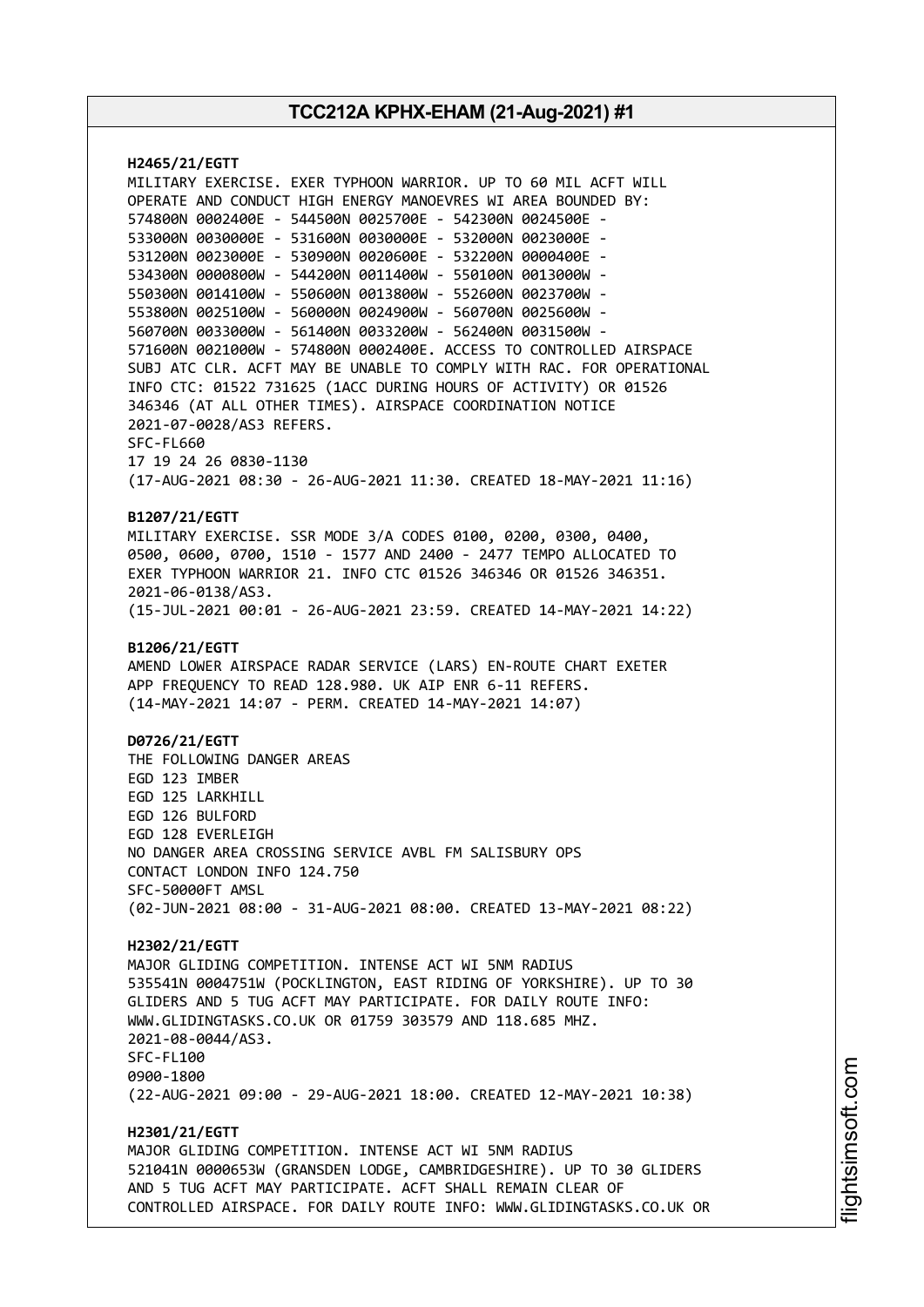**H2465/21/EGTT**
MILITARY EXERCISE. EXER TYPHOON WARRIOR. UP TO 60 MIL ACFT WILL
OPERATE AND CONDUCT HIGH ENERGY MANOEVRES WI AREA BOUNDED BY:
574800N 0002400E - 544500N 0025700E - 542300N 0024500E -
533000N 0030000E - 531600N 0030000E - 532000N 0023000E -
531200N 0023000E - 530900N 0020600E - 532200N 0000400E -
534300N 0000800W - 544200N 0011400W - 550100N 0013000W -
550300N 0014100W - 550600N 0013800W - 552600N 0023700W -
553800N 0025100W - 560000N 0024900W - 560700N 0025600W -
560700N 0033000W - 561400N 0033200W - 562400N 0031500W -
571600N 0021000W - 574800N 0002400E. ACCESS TO CONTROLLED AIRSPACE
SUBJ ATC CLR. ACFT MAY BE UNABLE TO COMPLY WITH RAC. FOR OPERATIONAL
INFO CTC: 01522 731625 (1ACC DURING HOURS OF ACTIVITY) OR 01526
346346 (AT ALL OTHER TIMES). AIRSPACE COORDINATION NOTICE
2021-07-0028/AS3 REFERS.
SFC-FL660
17 19 24 26 0830-1130
(17-AUG-2021 08:30 - 26-AUG-2021 11:30. CREATED 18-MAY-2021 11:16)

**B1207/21/EGTT**
MILITARY EXERCISE. SSR MODE 3/A CODES 0100, 0200, 0300, 0400,
0500, 0600, 0700, 1510 - 1577 AND 2400 - 2477 TEMPO ALLOCATED TO
EXER TYPHOON WARRIOR 21. INFO CTC 01526 346346 OR 01526 346351.
2021-06-0138/AS3.
(15-JUL-2021 00:01 - 26-AUG-2021 23:59. CREATED 14-MAY-2021 14:22)

**B1206/21/EGTT**
AMEND LOWER AIRSPACE RADAR SERVICE (LARS) EN-ROUTE CHART EXETER
APP FREQUENCY TO READ 128.980. UK AIP ENR 6-11 REFERS.
(14-MAY-2021 14:07 - PERM. CREATED 14-MAY-2021 14:07)

**D0726/21/EGTT**
THE FOLLOWING DANGER AREAS
EGD 123 IMBER
EGD 125 LARKHILL
EGD 126 BULFORD
EGD 128 EVERLEIGH
NO DANGER AREA CROSSING SERVICE AVBL FM SALISBURY OPS
CONTACT LONDON INFO 124.750
SFC-50000FT AMSL
(02-JUN-2021 08:00 - 31-AUG-2021 08:00. CREATED 13-MAY-2021 08:22)

**H2302/21/EGTT**
MAJOR GLIDING COMPETITION. INTENSE ACT WI 5NM RADIUS
535541N 0004751W (POCKLINGTON, EAST RIDING OF YORKSHIRE). UP TO 30
GLIDERS AND 5 TUG ACFT MAY PARTICIPATE. FOR DAILY ROUTE INFO:
WWW.GLIDINGTASKS.CO.UK OR 01759 303579 AND 118.685 MHZ.
2021-08-0044/AS3.
SFC-FL100
0900-1800
(22-AUG-2021 09:00 - 29-AUG-2021 18:00. CREATED 12-MAY-2021 10:38)

**H2301/21/EGTT**
MAJOR GLIDING COMPETITION. INTENSE ACT WI 5NM RADIUS
521041N 0000653W (GRANSDEN LODGE, CAMBRIDGESHIRE). UP TO 30 GLIDERS
AND 5 TUG ACFT MAY PARTICIPATE. ACFT SHALL REMAIN CLEAR OF
CONTROLLED AIRSPACE. FOR DAILY ROUTE INFO: WWW.GLIDINGTASKS.CO.UK OR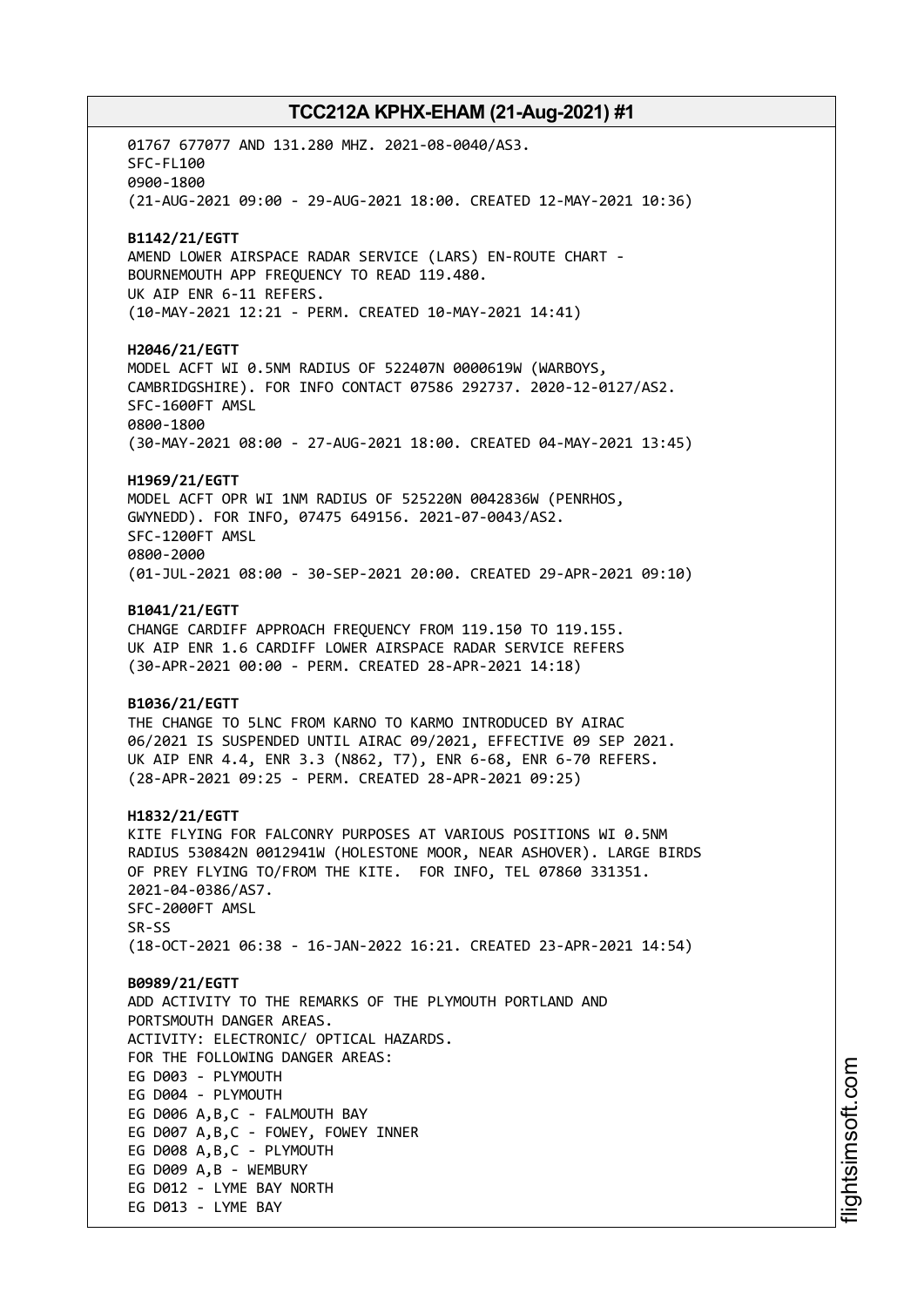01767 677077 AND 131.280 MHZ. 2021-08-0040/AS3.
SFC-FL100
0900-1800
(21-AUG-2021 09:00 - 29-AUG-2021 18:00. CREATED 12-MAY-2021 10:36)

**B1142/21/EGTT**
AMEND LOWER AIRSPACE RADAR SERVICE (LARS) EN-ROUTE CHART - BOURNEMOUTH APP FREQUENCY TO READ 119.480.
UK AIP ENR 6-11 REFERS.
(10-MAY-2021 12:21 - PERM. CREATED 10-MAY-2021 14:41)

**H2046/21/EGTT**
MODEL ACFT WI 0.5NM RADIUS OF 522407N 0000619W (WARBOYS, CAMBRIDGSHIRE). FOR INFO CONTACT 07586 292737. 2020-12-0127/AS2.
SFC-1600FT AMSL
0800-1800
(30-MAY-2021 08:00 - 27-AUG-2021 18:00. CREATED 04-MAY-2021 13:45)

**H1969/21/EGTT**
MODEL ACFT OPR WI 1NM RADIUS OF 525220N 0042836W (PENRHOS, GWYNEDD). FOR INFO, 07475 649156. 2021-07-0043/AS2.
SFC-1200FT AMSL
0800-2000
(01-JUL-2021 08:00 - 30-SEP-2021 20:00. CREATED 29-APR-2021 09:10)

**B1041/21/EGTT**
CHANGE CARDIFF APPROACH FREQUENCY FROM 119.150 TO 119.155.
UK AIP ENR 1.6 CARDIFF LOWER AIRSPACE RADAR SERVICE REFERS
(30-APR-2021 00:00 - PERM. CREATED 28-APR-2021 14:18)

**B1036/21/EGTT**
THE CHANGE TO 5LNC FROM KARNO TO KARMO INTRODUCED BY AIRAC 06/2021 IS SUSPENDED UNTIL AIRAC 09/2021, EFFECTIVE 09 SEP 2021.
UK AIP ENR 4.4, ENR 3.3 (N862, T7), ENR 6-68, ENR 6-70 REFERS.
(28-APR-2021 09:25 - PERM. CREATED 28-APR-2021 09:25)

**H1832/21/EGTT**
KITE FLYING FOR FALCONRY PURPOSES AT VARIOUS POSITIONS WI 0.5NM RADIUS 530842N 0012941W (HOLESTONE MOOR, NEAR ASHOVER). LARGE BIRDS OF PREY FLYING TO/FROM THE KITE. FOR INFO, TEL 07860 331351.
2021-04-0386/AS7.
SFC-2000FT AMSL
SR-SS
(18-OCT-2021 06:38 - 16-JAN-2022 16:21. CREATED 23-APR-2021 14:54)

**B0989/21/EGTT**
ADD ACTIVITY TO THE REMARKS OF THE PLYMOUTH PORTLAND AND PORTSMOUTH DANGER AREAS.
ACTIVITY: ELECTRONIC/ OPTICAL HAZARDS.
FOR THE FOLLOWING DANGER AREAS:
EG D003 - PLYMOUTH
EG D004 - PLYMOUTH
EG D006 A,B,C - FALMOUTH BAY
EG D007 A,B,C - FOWEY, FOWEY INNER
EG D008 A,B,C - PLYMOUTH
EG D009 A,B - WEMBURY
EG D012 - LYME BAY NORTH
EG D013 - LYME BAY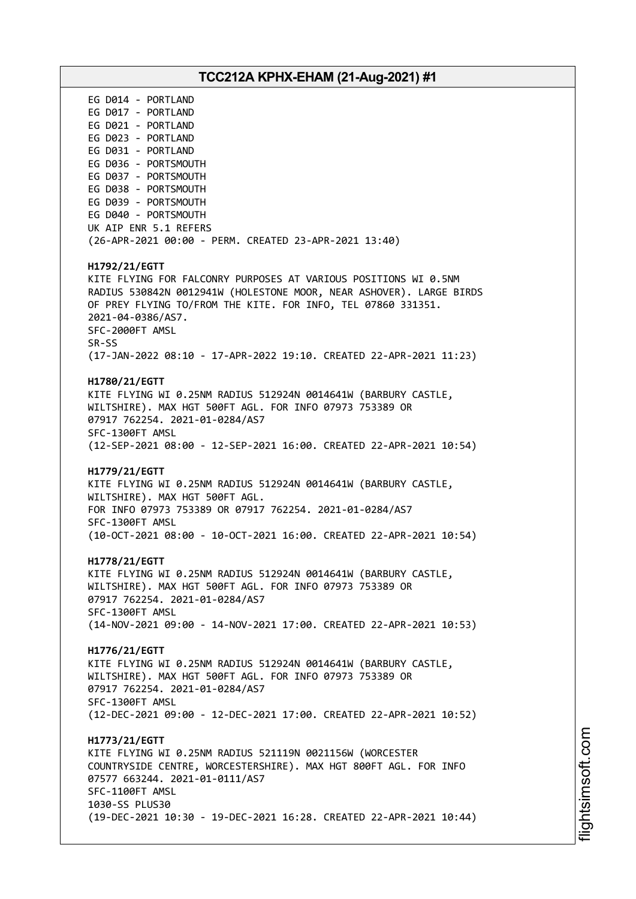EG D014 - PORTLAND
EG D017 - PORTLAND
EG D021 - PORTLAND
EG D023 - PORTLAND
EG D031 - PORTLAND
EG D036 - PORTSMOUTH
EG D037 - PORTSMOUTH
EG D038 - PORTSMOUTH
EG D039 - PORTSMOUTH
EG D040 - PORTSMOUTH
UK AIP ENR 5.1 REFERS
(26-APR-2021 00:00 - PERM. CREATED 23-APR-2021 13:40)

**H1792/21/EGTT**
KITE FLYING FOR FALCONRY PURPOSES AT VARIOUS POSITIONS WI 0.5NM
RADIUS 530842N 0012941W (HOLESTONE MOOR, NEAR ASHOVER). LARGE BIRDS
OF PREY FLYING TO/FROM THE KITE. FOR INFO, TEL 07860 331351.
2021-04-0386/AS7.
SFC-2000FT AMSL
SR-SS
(17-JAN-2022 08:10 - 17-APR-2022 19:10. CREATED 22-APR-2021 11:23)

**H1780/21/EGTT**
KITE FLYING WI 0.25NM RADIUS 512924N 0014641W (BARBURY CASTLE,
WILTSHIRE). MAX HGT 500FT AGL. FOR INFO 07973 753389 OR
07917 762254. 2021-01-0284/AS7
SFC-1300FT AMSL
(12-SEP-2021 08:00 - 12-SEP-2021 16:00. CREATED 22-APR-2021 10:54)

**H1779/21/EGTT**
KITE FLYING WI 0.25NM RADIUS 512924N 0014641W (BARBURY CASTLE,
WILTSHIRE). MAX HGT 500FT AGL.
FOR INFO 07973 753389 OR 07917 762254. 2021-01-0284/AS7
SFC-1300FT AMSL
(10-OCT-2021 08:00 - 10-OCT-2021 16:00. CREATED 22-APR-2021 10:54)

**H1778/21/EGTT**
KITE FLYING WI 0.25NM RADIUS 512924N 0014641W (BARBURY CASTLE,
WILTSHIRE). MAX HGT 500FT AGL. FOR INFO 07973 753389 OR
07917 762254. 2021-01-0284/AS7
SFC-1300FT AMSL
(14-NOV-2021 09:00 - 14-NOV-2021 17:00. CREATED 22-APR-2021 10:53)

**H1776/21/EGTT**
KITE FLYING WI 0.25NM RADIUS 512924N 0014641W (BARBURY CASTLE,
WILTSHIRE). MAX HGT 500FT AGL. FOR INFO 07973 753389 OR
07917 762254. 2021-01-0284/AS7
SFC-1300FT AMSL
(12-DEC-2021 09:00 - 12-DEC-2021 17:00. CREATED 22-APR-2021 10:52)

**H1773/21/EGTT**
KITE FLYING WI 0.25NM RADIUS 521119N 0021156W (WORCESTER
COUNTRYSIDE CENTRE, WORCESTERSHIRE). MAX HGT 800FT AGL. FOR INFO
07577 663244. 2021-01-0111/AS7
SFC-1100FT AMSL
1030-SS PLUS30
(19-DEC-2021 10:30 - 19-DEC-2021 16:28. CREATED 22-APR-2021 10:44)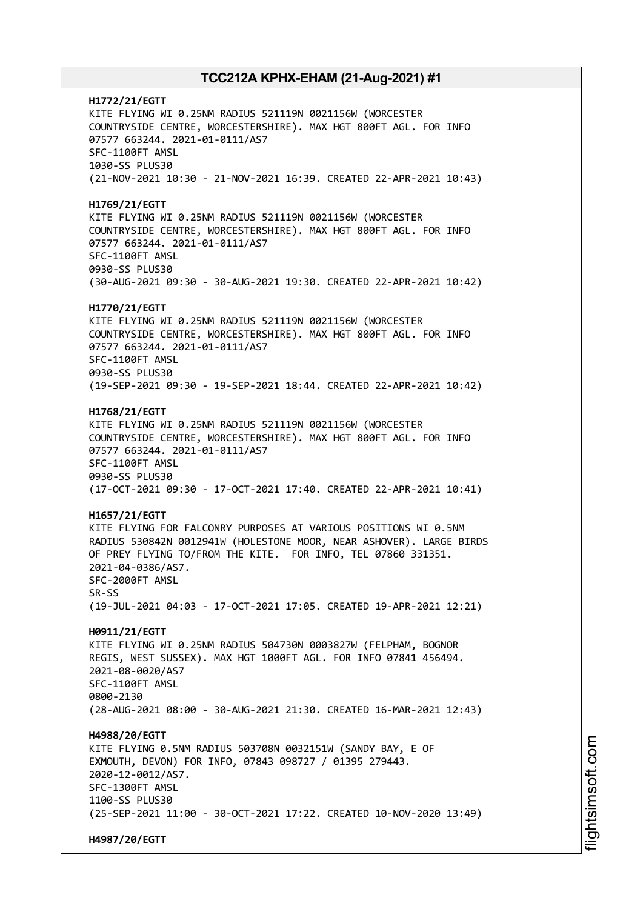**H1772/21/EGTT**
KITE FLYING WI 0.25NM RADIUS 521119N 0021156W (WORCESTER COUNTRYSIDE CENTRE, WORCESTERSHIRE). MAX HGT 800FT AGL. FOR INFO 07577 663244. 2021-01-0111/AS7
SFC-1100FT AMSL
1030-SS PLUS30
(21-NOV-2021 10:30 - 21-NOV-2021 16:39. CREATED 22-APR-2021 10:43)

**H1769/21/EGTT**
KITE FLYING WI 0.25NM RADIUS 521119N 0021156W (WORCESTER COUNTRYSIDE CENTRE, WORCESTERSHIRE). MAX HGT 800FT AGL. FOR INFO 07577 663244. 2021-01-0111/AS7
SFC-1100FT AMSL
0930-SS PLUS30
(30-AUG-2021 09:30 - 30-AUG-2021 19:30. CREATED 22-APR-2021 10:42)

**H1770/21/EGTT**
KITE FLYING WI 0.25NM RADIUS 521119N 0021156W (WORCESTER COUNTRYSIDE CENTRE, WORCESTERSHIRE). MAX HGT 800FT AGL. FOR INFO 07577 663244. 2021-01-0111/AS7
SFC-1100FT AMSL
0930-SS PLUS30
(19-SEP-2021 09:30 - 19-SEP-2021 18:44. CREATED 22-APR-2021 10:42)

**H1768/21/EGTT**
KITE FLYING WI 0.25NM RADIUS 521119N 0021156W (WORCESTER COUNTRYSIDE CENTRE, WORCESTERSHIRE). MAX HGT 800FT AGL. FOR INFO 07577 663244. 2021-01-0111/AS7
SFC-1100FT AMSL
0930-SS PLUS30
(17-OCT-2021 09:30 - 17-OCT-2021 17:40. CREATED 22-APR-2021 10:41)

**H1657/21/EGTT**
KITE FLYING FOR FALCONRY PURPOSES AT VARIOUS POSITIONS WI 0.5NM RADIUS 530842N 0012941W (HOLESTONE MOOR, NEAR ASHOVER). LARGE BIRDS OF PREY FLYING TO/FROM THE KITE. FOR INFO, TEL 07860 331351. 2021-04-0386/AS7.
SFC-2000FT AMSL
SR-SS
(19-JUL-2021 04:03 - 17-OCT-2021 17:05. CREATED 19-APR-2021 12:21)

**H0911/21/EGTT**
KITE FLYING WI 0.25NM RADIUS 504730N 0003827W (FELPHAM, BOGNOR REGIS, WEST SUSSEX). MAX HGT 1000FT AGL. FOR INFO 07841 456494. 2021-08-0020/AS7
SFC-1100FT AMSL
0800-2130
(28-AUG-2021 08:00 - 30-AUG-2021 21:30. CREATED 16-MAR-2021 12:43)

**H4988/20/EGTT**
KITE FLYING 0.5NM RADIUS 503708N 0032151W (SANDY BAY, E OF EXMOUTH, DEVON) FOR INFO, 07843 098727 / 01395 279443. 2020-12-0012/AS7.
SFC-1300FT AMSL
1100-SS PLUS30
(25-SEP-2021 11:00 - 30-OCT-2021 17:22. CREATED 10-NOV-2020 13:49)

**H4987/20/EGTT**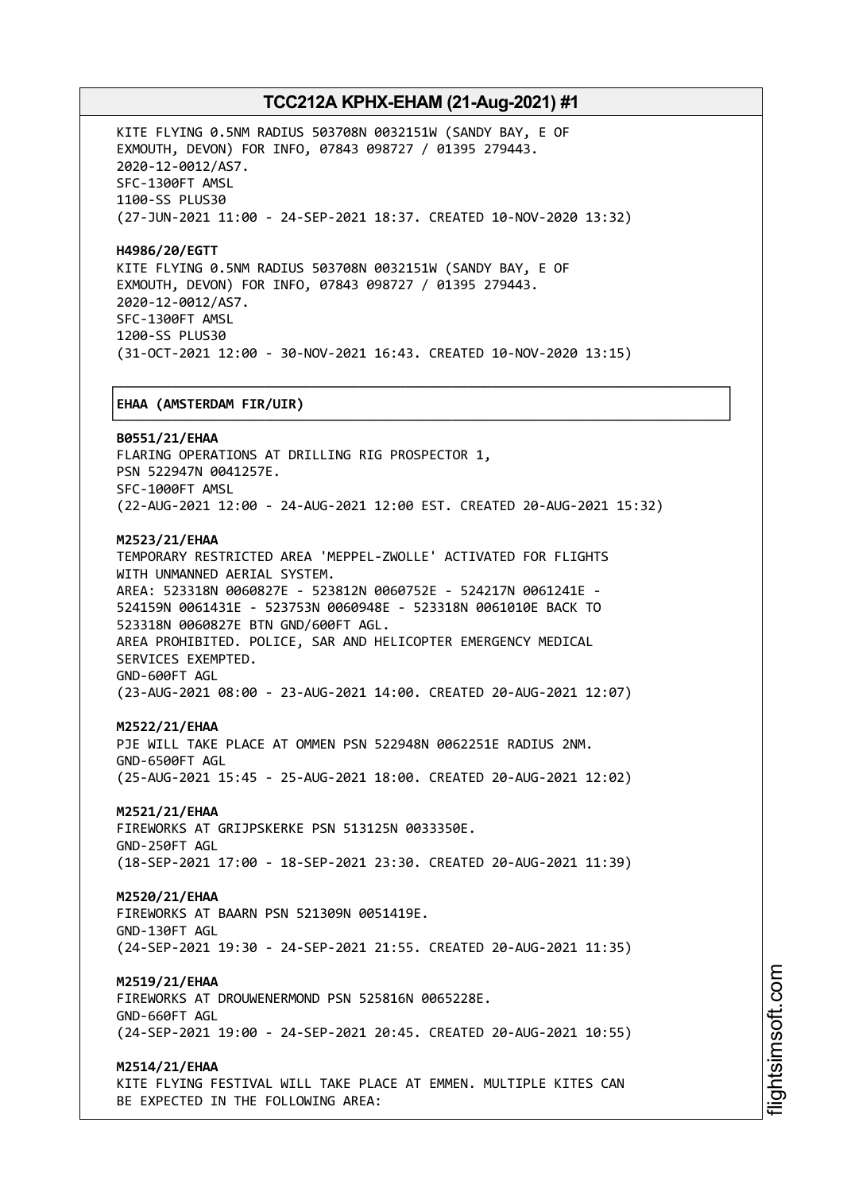KITE FLYING 0.5NM RADIUS 503708N 0032151W (SANDY BAY, E OF EXMOUTH, DEVON) FOR INFO, 07843 098727 / 01395 279443.
2020-12-0012/AS7.
SFC-1300FT AMSL
1100-SS PLUS30
(27-JUN-2021 11:00 - 24-SEP-2021 18:37. CREATED 10-NOV-2020 13:32)

**H4986/20/EGTT**
KITE FLYING 0.5NM RADIUS 503708N 0032151W (SANDY BAY, E OF EXMOUTH, DEVON) FOR INFO, 07843 098727 / 01395 279443.
2020-12-0012/AS7.
SFC-1300FT AMSL
1200-SS PLUS30
(31-OCT-2021 12:00 - 30-NOV-2021 16:43. CREATED 10-NOV-2020 13:15)

## EHAA (AMSTERDAM FIR/UIR)

**B0551/21/EHAA**
FLARING OPERATIONS AT DRILLING RIG PROSPECTOR 1,
PSN 522947N 0041257E.
SFC-1000FT AMSL
(22-AUG-2021 12:00 - 24-AUG-2021 12:00 EST. CREATED 20-AUG-2021 15:32)

**M2523/21/EHAA**
TEMPORARY RESTRICTED AREA 'MEPPEL-ZWOLLE' ACTIVATED FOR FLIGHTS WITH UNMANNED AERIAL SYSTEM.
AREA: 523318N 0060827E - 523812N 0060752E - 524217N 0061241E - 524159N 0061431E - 523753N 0060948E - 523318N 0061010E BACK TO 523318N 0060827E BTN GND/600FT AGL.
AREA PROHIBITED. POLICE, SAR AND HELICOPTER EMERGENCY MEDICAL SERVICES EXEMPTED.
GND-600FT AGL
(23-AUG-2021 08:00 - 23-AUG-2021 14:00. CREATED 20-AUG-2021 12:07)

**M2522/21/EHAA**
PJE WILL TAKE PLACE AT OMMEN PSN 522948N 0062251E RADIUS 2NM.
GND-6500FT AGL
(25-AUG-2021 15:45 - 25-AUG-2021 18:00. CREATED 20-AUG-2021 12:02)

**M2521/21/EHAA**
FIREWORKS AT GRIJPSKERKE PSN 513125N 0033350E.
GND-250FT AGL
(18-SEP-2021 17:00 - 18-SEP-2021 23:30. CREATED 20-AUG-2021 11:39)

**M2520/21/EHAA**
FIREWORKS AT BAARN PSN 521309N 0051419E.
GND-130FT AGL
(24-SEP-2021 19:30 - 24-SEP-2021 21:55. CREATED 20-AUG-2021 11:35)

**M2519/21/EHAA**
FIREWORKS AT DROUWENERMOND PSN 525816N 0065228E.
GND-660FT AGL
(24-SEP-2021 19:00 - 24-SEP-2021 20:45. CREATED 20-AUG-2021 10:55)

**M2514/21/EHAA**
KITE FLYING FESTIVAL WILL TAKE PLACE AT EMMEN. MULTIPLE KITES CAN BE EXPECTED IN THE FOLLOWING AREA: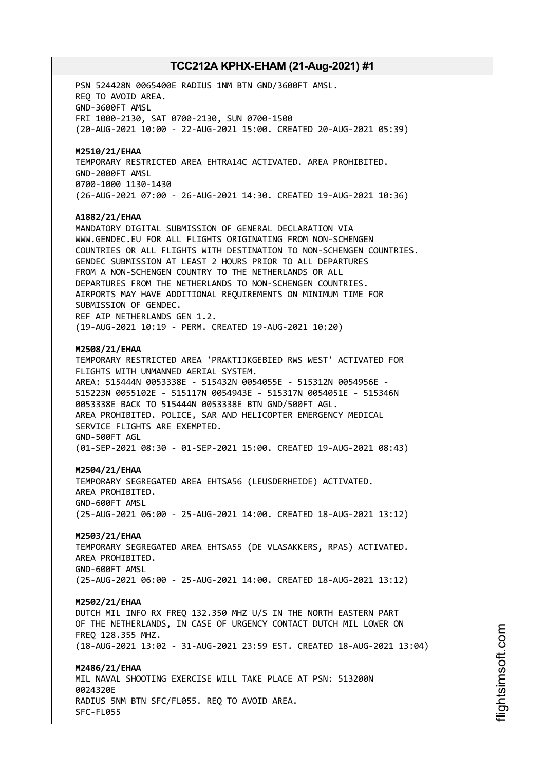PSN 524428N 0065400E RADIUS 1NM BTN GND/3600FT AMSL.
REQ TO AVOID AREA.
GND-3600FT AMSL
FRI 1000-2130, SAT 0700-2130, SUN 0700-1500
(20-AUG-2021 10:00 - 22-AUG-2021 15:00. CREATED 20-AUG-2021 05:39)

**M2510/21/EHAA**
TEMPORARY RESTRICTED AREA EHTRA14C ACTIVATED. AREA PROHIBITED.
GND-2000FT AMSL
0700-1000 1130-1430
(26-AUG-2021 07:00 - 26-AUG-2021 14:30. CREATED 19-AUG-2021 10:36)

**A1882/21/EHAA**
MANDATORY DIGITAL SUBMISSION OF GENERAL DECLARATION VIA
WWW.GENDEC.EU FOR ALL FLIGHTS ORIGINATING FROM NON-SCHENGEN
COUNTRIES OR ALL FLIGHTS WITH DESTINATION TO NON-SCHENGEN COUNTRIES.
GENDEC SUBMISSION AT LEAST 2 HOURS PRIOR TO ALL DEPARTURES
FROM A NON-SCHENGEN COUNTRY TO THE NETHERLANDS OR ALL
DEPARTURES FROM THE NETHERLANDS TO NON-SCHENGEN COUNTRIES.
AIRPORTS MAY HAVE ADDITIONAL REQUIREMENTS ON MINIMUM TIME FOR
SUBMISSION OF GENDEC.
REF AIP NETHERLANDS GEN 1.2.
(19-AUG-2021 10:19 - PERM. CREATED 19-AUG-2021 10:20)

**M2508/21/EHAA**
TEMPORARY RESTRICTED AREA 'PRAKTIJKGEBIED RWS WEST' ACTIVATED FOR
FLIGHTS WITH UNMANNED AERIAL SYSTEM.
AREA: 515444N 0053338E - 515432N 0054055E - 515312N 0054956E -
515223N 0055102E - 515117N 0054943E - 515317N 0054051E - 515346N
0053338E BACK TO 515444N 0053338E BTN GND/500FT AGL.
AREA PROHIBITED. POLICE, SAR AND HELICOPTER EMERGENCY MEDICAL
SERVICE FLIGHTS ARE EXEMPTED.
GND-500FT AGL
(01-SEP-2021 08:30 - 01-SEP-2021 15:00. CREATED 19-AUG-2021 08:43)

**M2504/21/EHAA**
TEMPORARY SEGREGATED AREA EHTSA56 (LEUSDERHEIDE) ACTIVATED.
AREA PROHIBITED.
GND-600FT AMSL
(25-AUG-2021 06:00 - 25-AUG-2021 14:00. CREATED 18-AUG-2021 13:12)

**M2503/21/EHAA**
TEMPORARY SEGREGATED AREA EHTSA55 (DE VLASAKKERS, RPAS) ACTIVATED.
AREA PROHIBITED.
GND-600FT AMSL
(25-AUG-2021 06:00 - 25-AUG-2021 14:00. CREATED 18-AUG-2021 13:12)

**M2502/21/EHAA**
DUTCH MIL INFO RX FREQ 132.350 MHZ U/S IN THE NORTH EASTERN PART
OF THE NETHERLANDS, IN CASE OF URGENCY CONTACT DUTCH MIL LOWER ON
FREQ 128.355 MHZ.
(18-AUG-2021 13:02 - 31-AUG-2021 23:59 EST. CREATED 18-AUG-2021 13:04)

**M2486/21/EHAA**
MIL NAVAL SHOOTING EXERCISE WILL TAKE PLACE AT PSN: 513200N
0024320E
RADIUS 5NM BTN SFC/FL055. REQ TO AVOID AREA.
SFC-FL055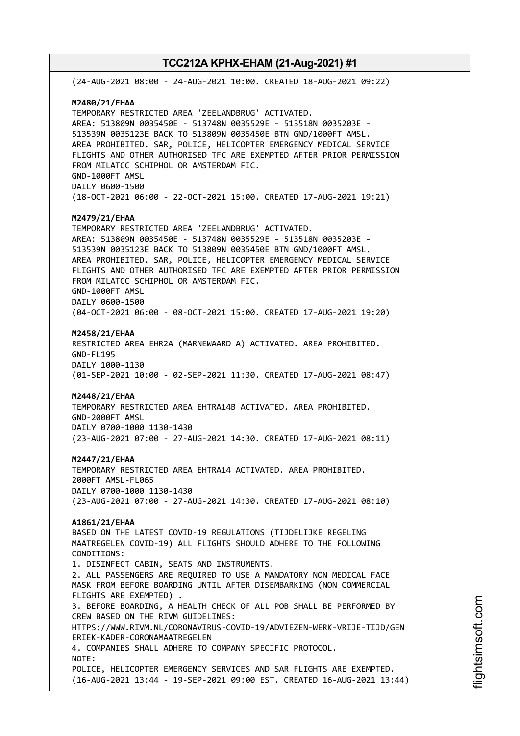(24-AUG-2021 08:00 - 24-AUG-2021 10:00. CREATED 18-AUG-2021 09:22)

**M2480/21/EHAA**
TEMPORARY RESTRICTED AREA 'ZEELANDBRUG' ACTIVATED.
AREA: 513809N 0035450E - 513748N 0035529E - 513518N 0035203E -
513539N 0035123E BACK TO 513809N 0035450E BTN GND/1000FT AMSL.
AREA PROHIBITED. SAR, POLICE, HELICOPTER EMERGENCY MEDICAL SERVICE
FLIGHTS AND OTHER AUTHORISED TFC ARE EXEMPTED AFTER PRIOR PERMISSION
FROM MILATCC SCHIPHOL OR AMSTERDAM FIC.
GND-1000FT AMSL
DAILY 0600-1500
(18-OCT-2021 06:00 - 22-OCT-2021 15:00. CREATED 17-AUG-2021 19:21)

**M2479/21/EHAA**
TEMPORARY RESTRICTED AREA 'ZEELANDBRUG' ACTIVATED.
AREA: 513809N 0035450E - 513748N 0035529E - 513518N 0035203E -
513539N 0035123E BACK TO 513809N 0035450E BTN GND/1000FT AMSL.
AREA PROHIBITED. SAR, POLICE, HELICOPTER EMERGENCY MEDICAL SERVICE
FLIGHTS AND OTHER AUTHORISED TFC ARE EXEMPTED AFTER PRIOR PERMISSION
FROM MILATCC SCHIPHOL OR AMSTERDAM FIC.
GND-1000FT AMSL
DAILY 0600-1500
(04-OCT-2021 06:00 - 08-OCT-2021 15:00. CREATED 17-AUG-2021 19:20)

**M2458/21/EHAA**
RESTRICTED AREA EHR2A (MARNEWAARD A) ACTIVATED. AREA PROHIBITED.
GND-FL195
DAILY 1000-1130
(01-SEP-2021 10:00 - 02-SEP-2021 11:30. CREATED 17-AUG-2021 08:47)

**M2448/21/EHAA**
TEMPORARY RESTRICTED AREA EHTRA14B ACTIVATED. AREA PROHIBITED.
GND-2000FT AMSL
DAILY 0700-1000 1130-1430
(23-AUG-2021 07:00 - 27-AUG-2021 14:30. CREATED 17-AUG-2021 08:11)

**M2447/21/EHAA**
TEMPORARY RESTRICTED AREA EHTRA14 ACTIVATED. AREA PROHIBITED.
2000FT AMSL-FL065
DAILY 0700-1000 1130-1430
(23-AUG-2021 07:00 - 27-AUG-2021 14:30. CREATED 17-AUG-2021 08:10)

**A1861/21/EHAA**
BASED ON THE LATEST COVID-19 REGULATIONS (TIJDELIJKE REGELING
MAATREGELEN COVID-19) ALL FLIGHTS SHOULD ADHERE TO THE FOLLOWING
CONDITIONS:
1. DISINFECT CABIN, SEATS AND INSTRUMENTS.
2. ALL PASSENGERS ARE REQUIRED TO USE A MANDATORY NON MEDICAL FACE
MASK FROM BEFORE BOARDING UNTIL AFTER DISEMBARKING (NON COMMERCIAL
FLIGHTS ARE EXEMPTED) .
3. BEFORE BOARDING, A HEALTH CHECK OF ALL POB SHALL BE PERFORMED BY
CREW BASED ON THE RIVM GUIDELINES:
HTTPS://WWW.RIVM.NL/CORONAVIRUS-COVID-19/ADVIEZEN-WERK-VRIJE-TIJD/GEN
ERIEK-KADER-CORONAMAATREGELEN
4. COMPANIES SHALL ADHERE TO COMPANY SPECIFIC PROTOCOL.
NOTE:
POLICE, HELICOPTER EMERGENCY SERVICES AND SAR FLIGHTS ARE EXEMPTED.
(16-AUG-2021 13:44 - 19-SEP-2021 09:00 EST. CREATED 16-AUG-2021 13:44)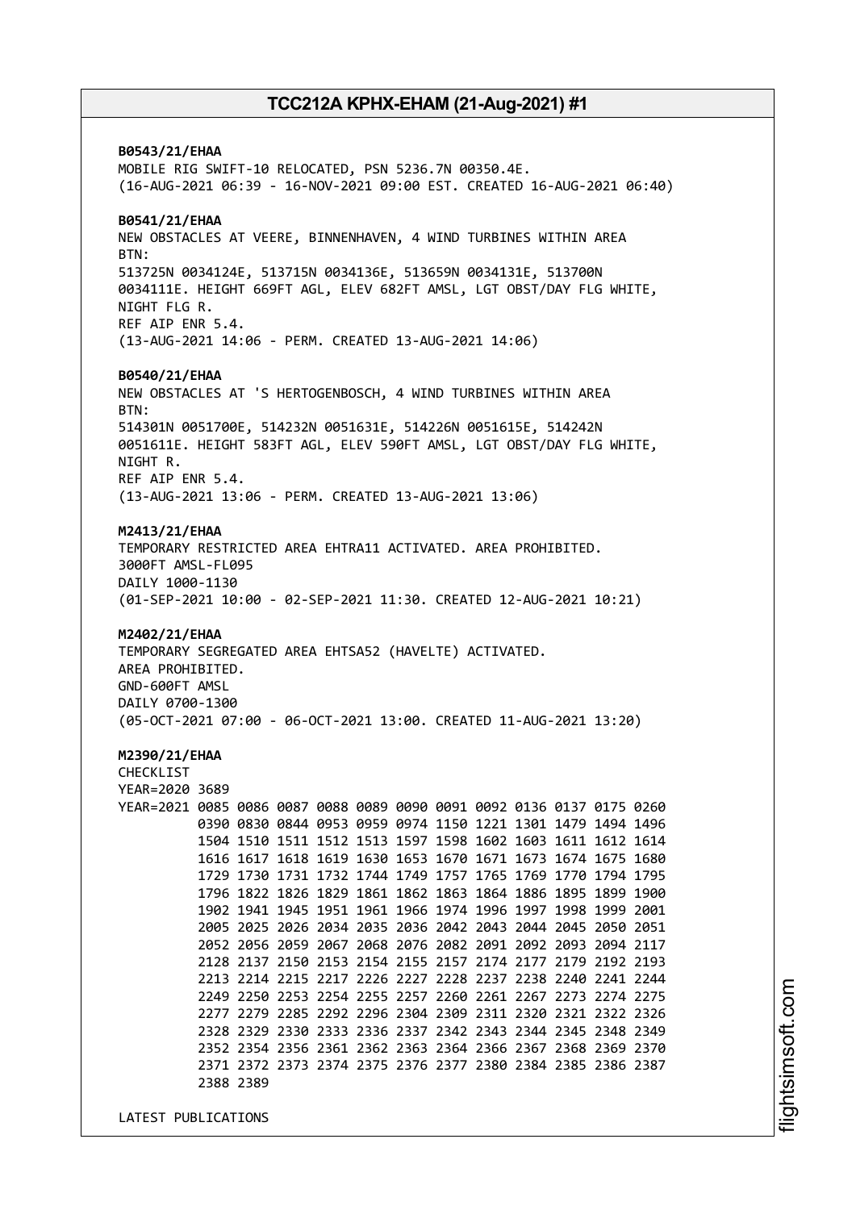**B0543/21/EHAA**
MOBILE RIG SWIFT-10 RELOCATED, PSN 5236.7N 00350.4E.
(16-AUG-2021 06:39 - 16-NOV-2021 09:00 EST. CREATED 16-AUG-2021 06:40)

**B0541/21/EHAA**
NEW OBSTACLES AT VEERE, BINNENHAVEN, 4 WIND TURBINES WITHIN AREA
BTN:
513725N 0034124E, 513715N 0034136E, 513659N 0034131E, 513700N
0034111E. HEIGHT 669FT AGL, ELEV 682FT AMSL, LGT OBST/DAY FLG WHITE,
NIGHT FLG R.
REF AIP ENR 5.4.
(13-AUG-2021 14:06 - PERM. CREATED 13-AUG-2021 14:06)

**B0540/21/EHAA**
NEW OBSTACLES AT 'S HERTOGENBOSCH, 4 WIND TURBINES WITHIN AREA
BTN:
514301N 0051700E, 514232N 0051631E, 514226N 0051615E, 514242N
0051611E. HEIGHT 583FT AGL, ELEV 590FT AMSL, LGT OBST/DAY FLG WHITE,
NIGHT R.
REF AIP ENR 5.4.
(13-AUG-2021 13:06 - PERM. CREATED 13-AUG-2021 13:06)

**M2413/21/EHAA**
TEMPORARY RESTRICTED AREA EHTRA11 ACTIVATED. AREA PROHIBITED.
3000FT AMSL-FL095
DAILY 1000-1130
(01-SEP-2021 10:00 - 02-SEP-2021 11:30. CREATED 12-AUG-2021 10:21)

**M2402/21/EHAA**
TEMPORARY SEGREGATED AREA EHTSA52 (HAVELTE) ACTIVATED.
AREA PROHIBITED.
GND-600FT AMSL
DAILY 0700-1300
(05-OCT-2021 07:00 - 06-OCT-2021 13:00. CREATED 11-AUG-2021 13:20)

**M2390/21/EHAA**
CHECKLIST
YEAR=2020 3689
YEAR=2021 0085 0086 0087 0088 0089 0090 0091 0092 0136 0137 0175 0260
0390 0830 0844 0953 0959 0974 1150 1221 1301 1479 1494 1496
1504 1510 1511 1512 1513 1597 1598 1602 1603 1611 1612 1614
1616 1617 1618 1619 1630 1653 1670 1671 1673 1674 1675 1680
1729 1730 1731 1732 1744 1749 1757 1765 1769 1770 1794 1795
1796 1822 1826 1829 1861 1862 1863 1864 1886 1895 1899 1900
1902 1941 1945 1951 1961 1966 1974 1996 1997 1998 1999 2001
2005 2025 2026 2034 2035 2036 2042 2043 2044 2045 2050 2051
2052 2056 2059 2067 2068 2076 2082 2091 2092 2093 2094 2117
2128 2137 2150 2153 2154 2155 2157 2174 2177 2179 2192 2193
2213 2214 2215 2217 2226 2227 2228 2237 2238 2240 2241 2244
2249 2250 2253 2254 2255 2257 2260 2261 2267 2273 2274 2275
2277 2279 2285 2292 2296 2304 2309 2311 2320 2321 2322 2326
2328 2329 2330 2333 2336 2337 2342 2343 2344 2345 2348 2349
2352 2354 2356 2361 2362 2363 2364 2366 2367 2368 2369 2370
2371 2372 2373 2374 2375 2376 2377 2380 2384 2385 2386 2387
2388 2389

LATEST PUBLICATIONS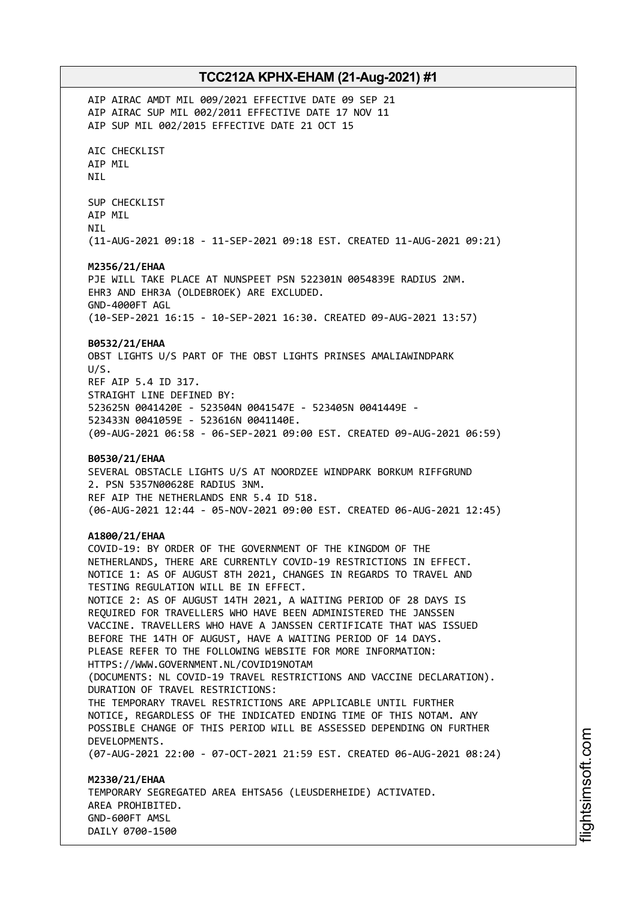AIP AIRAC AMDT MIL 009/2021 EFFECTIVE DATE 09 SEP 21
AIP AIRAC SUP MIL 002/2011 EFFECTIVE DATE 17 NOV 11
AIP SUP MIL 002/2015 EFFECTIVE DATE 21 OCT 15

AIC CHECKLIST
AIP MIL
NIL

SUP CHECKLIST
AIP MIL
NIL
(11-AUG-2021 09:18 - 11-SEP-2021 09:18 EST. CREATED 11-AUG-2021 09:21)

**M2356/21/EHAA**
PJE WILL TAKE PLACE AT NUNSPEET PSN 522301N 0054839E RADIUS 2NM.
EHR3 AND EHR3A (OLDEBROEK) ARE EXCLUDED.
GND-4000FT AGL
(10-SEP-2021 16:15 - 10-SEP-2021 16:30. CREATED 09-AUG-2021 13:57)

**B0532/21/EHAA**
OBST LIGHTS U/S PART OF THE OBST LIGHTS PRINSES AMALIAWINDPARK
U/S.
REF AIP 5.4 ID 317.
STRAIGHT LINE DEFINED BY:
523625N 0041420E - 523504N 0041547E - 523405N 0041449E -
523433N 0041059E - 523616N 0041140E.
(09-AUG-2021 06:58 - 06-SEP-2021 09:00 EST. CREATED 09-AUG-2021 06:59)

**B0530/21/EHAA**
SEVERAL OBSTACLE LIGHTS U/S AT NOORDZEE WINDPARK BORKUM RIFFGRUND
2. PSN 5357N00628E RADIUS 3NM.
REF AIP THE NETHERLANDS ENR 5.4 ID 518.
(06-AUG-2021 12:44 - 05-NOV-2021 09:00 EST. CREATED 06-AUG-2021 12:45)

**A1800/21/EHAA**
COVID-19: BY ORDER OF THE GOVERNMENT OF THE KINGDOM OF THE
NETHERLANDS, THERE ARE CURRENTLY COVID-19 RESTRICTIONS IN EFFECT.
NOTICE 1: AS OF AUGUST 8TH 2021, CHANGES IN REGARDS TO TRAVEL AND
TESTING REGULATION WILL BE IN EFFECT.
NOTICE 2: AS OF AUGUST 14TH 2021, A WAITING PERIOD OF 28 DAYS IS
REQUIRED FOR TRAVELLERS WHO HAVE BEEN ADMINISTERED THE JANSSEN
VACCINE. TRAVELLERS WHO HAVE A JANSSEN CERTIFICATE THAT WAS ISSUED
BEFORE THE 14TH OF AUGUST, HAVE A WAITING PERIOD OF 14 DAYS.
PLEASE REFER TO THE FOLLOWING WEBSITE FOR MORE INFORMATION:
HTTPS://WWW.GOVERNMENT.NL/COVID19NOTAM
(DOCUMENTS: NL COVID-19 TRAVEL RESTRICTIONS AND VACCINE DECLARATION).
DURATION OF TRAVEL RESTRICTIONS:
THE TEMPORARY TRAVEL RESTRICTIONS ARE APPLICABLE UNTIL FURTHER
NOTICE, REGARDLESS OF THE INDICATED ENDING TIME OF THIS NOTAM. ANY
POSSIBLE CHANGE OF THIS PERIOD WILL BE ASSESSED DEPENDING ON FURTHER
DEVELOPMENTS.
(07-AUG-2021 22:00 - 07-OCT-2021 21:59 EST. CREATED 06-AUG-2021 08:24)

**M2330/21/EHAA**
TEMPORARY SEGREGATED AREA EHTSA56 (LEUSDERHEIDE) ACTIVATED.
AREA PROHIBITED.
GND-600FT AMSL
DAILY 0700-1500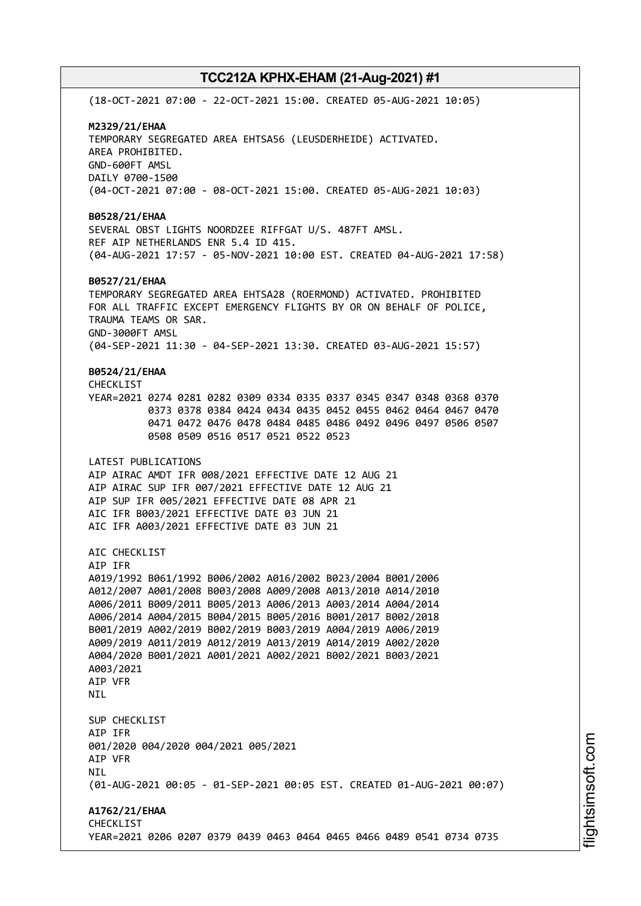(18-OCT-2021 07:00 - 22-OCT-2021 15:00. CREATED 05-AUG-2021 10:05)

**M2329/21/EHAA**
TEMPORARY SEGREGATED AREA EHTSA56 (LEUSDERHEIDE) ACTIVATED.
AREA PROHIBITED.
GND-600FT AMSL
DAILY 0700-1500
(04-OCT-2021 07:00 - 08-OCT-2021 15:00. CREATED 05-AUG-2021 10:03)

**B0528/21/EHAA**
SEVERAL OBST LIGHTS NOORDZEE RIFFGAT U/S. 487FT AMSL.
REF AIP NETHERLANDS ENR 5.4 ID 415.
(04-AUG-2021 17:57 - 05-NOV-2021 10:00 EST. CREATED 04-AUG-2021 17:58)

**B0527/21/EHAA**
TEMPORARY SEGREGATED AREA EHTSA28 (ROERMOND) ACTIVATED. PROHIBITED
FOR ALL TRAFFIC EXCEPT EMERGENCY FLIGHTS BY OR ON BEHALF OF POLICE,
TRAUMA TEAMS OR SAR.
GND-3000FT AMSL
(04-SEP-2021 11:30 - 04-SEP-2021 13:30. CREATED 03-AUG-2021 15:57)

**B0524/21/EHAA**
CHECKLIST
YEAR=2021 0274 0281 0282 0309 0334 0335 0337 0345 0347 0348 0368 0370
0373 0378 0384 0424 0434 0435 0452 0455 0462 0464 0467 0470
0471 0472 0476 0478 0484 0485 0486 0492 0496 0497 0506 0507
0508 0509 0516 0517 0521 0522 0523

LATEST PUBLICATIONS
AIP AIRAC AMDT IFR 008/2021 EFFECTIVE DATE 12 AUG 21
AIP AIRAC SUP IFR 007/2021 EFFECTIVE DATE 12 AUG 21
AIP SUP IFR 005/2021 EFFECTIVE DATE 08 APR 21
AIC IFR B003/2021 EFFECTIVE DATE 03 JUN 21
AIC IFR A003/2021 EFFECTIVE DATE 03 JUN 21

AIC CHECKLIST
AIP IFR
A019/1992 B061/1992 B006/2002 A016/2002 B023/2004 B001/2006
A012/2007 A001/2008 B003/2008 A009/2008 A013/2010 A014/2010
A006/2011 B009/2011 B005/2013 A006/2013 A003/2014 A004/2014
A006/2014 A004/2015 B004/2015 B005/2016 B001/2017 B002/2018
B001/2019 A002/2019 B002/2019 B003/2019 A004/2019 A006/2019
A009/2019 A011/2019 A012/2019 A013/2019 A014/2019 A002/2020
A004/2020 B001/2021 A001/2021 A002/2021 B002/2021 B003/2021
A003/2021
AIP VFR
NIL

SUP CHECKLIST
AIP IFR
001/2020 004/2020 004/2021 005/2021
AIP VFR
NIL
(01-AUG-2021 00:05 - 01-SEP-2021 00:05 EST. CREATED 01-AUG-2021 00:07)

**A1762/21/EHAA**
CHECKLIST
YEAR=2021 0206 0207 0379 0439 0463 0464 0465 0466 0489 0541 0734 0735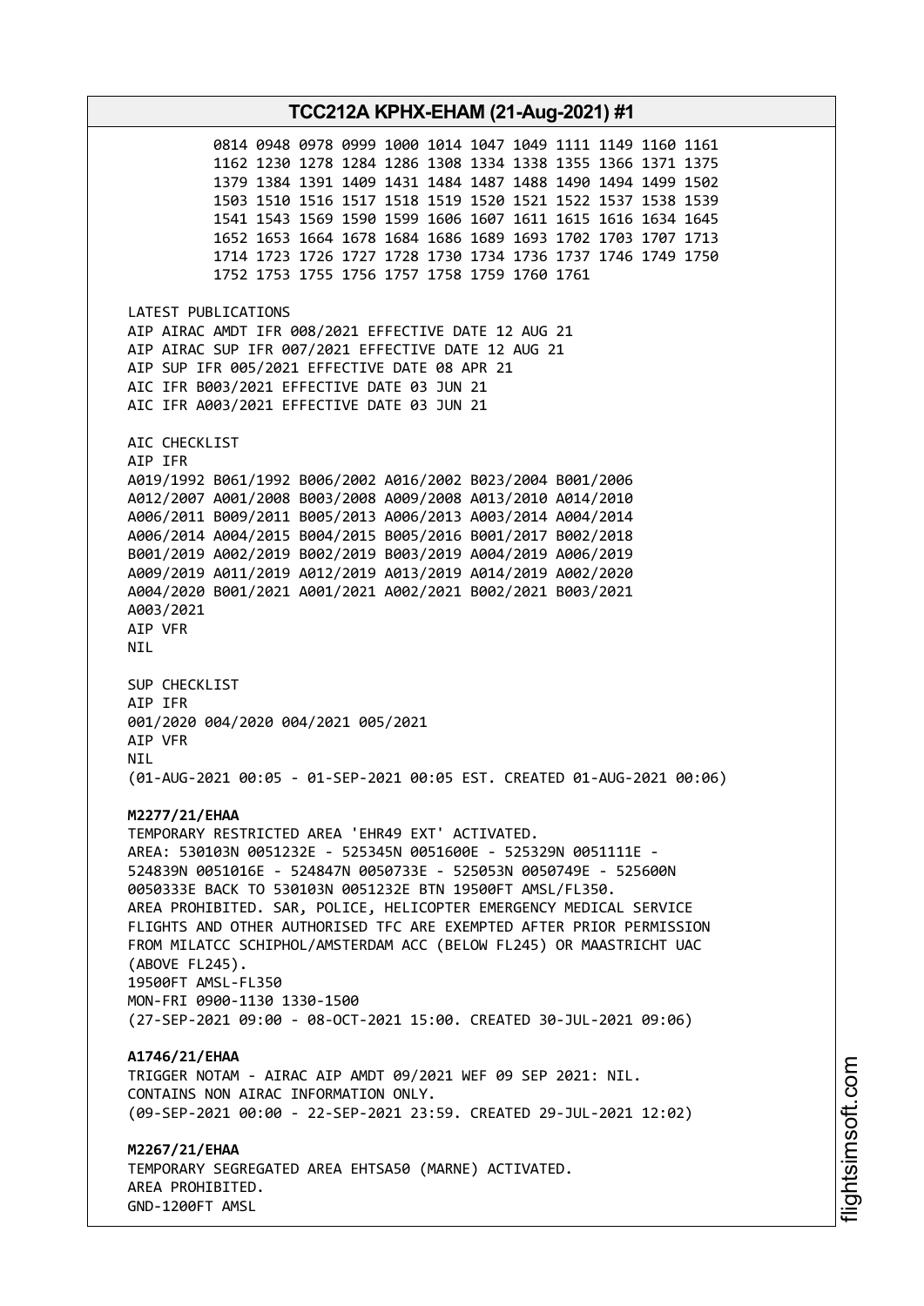0814 0948 0978 0999 1000 1014 1047 1049 1111 1149 1160 1161
1162 1230 1278 1284 1286 1308 1334 1338 1355 1366 1371 1375
1379 1384 1391 1409 1431 1484 1487 1488 1490 1494 1499 1502
1503 1510 1516 1517 1518 1519 1520 1521 1522 1537 1538 1539
1541 1543 1569 1590 1599 1606 1607 1611 1615 1616 1634 1645
1652 1653 1664 1678 1684 1686 1689 1693 1702 1703 1707 1713
1714 1723 1726 1727 1728 1730 1734 1736 1737 1746 1749 1750
1752 1753 1755 1756 1757 1758 1759 1760 1761

LATEST PUBLICATIONS
AIP AIRAC AMDT IFR 008/2021 EFFECTIVE DATE 12 AUG 21
AIP AIRAC SUP IFR 007/2021 EFFECTIVE DATE 12 AUG 21
AIP SUP IFR 005/2021 EFFECTIVE DATE 08 APR 21
AIC IFR B003/2021 EFFECTIVE DATE 03 JUN 21
AIC IFR A003/2021 EFFECTIVE DATE 03 JUN 21

AIC CHECKLIST
AIP IFR
A019/1992 B061/1992 B006/2002 A016/2002 B023/2004 B001/2006
A012/2007 A001/2008 B003/2008 A009/2008 A013/2010 A014/2010
A006/2011 B009/2011 B005/2013 A006/2013 A003/2014 A004/2014
A006/2014 A004/2015 B004/2015 B005/2016 B001/2017 B002/2018
B001/2019 A002/2019 B002/2019 B003/2019 A004/2019 A006/2019
A009/2019 A011/2019 A012/2019 A013/2019 A014/2019 A002/2020
A004/2020 B001/2021 A001/2021 A002/2021 B002/2021 B003/2021
A003/2021
AIP VFR
NIL

SUP CHECKLIST
AIP IFR
001/2020 004/2020 004/2021 005/2021
AIP VFR
NIL
(01-AUG-2021 00:05 - 01-SEP-2021 00:05 EST. CREATED 01-AUG-2021 00:06)

**M2277/21/EHAA**
TEMPORARY RESTRICTED AREA 'EHR49 EXT' ACTIVATED.
AREA: 530103N 0051232E - 525345N 0051600E - 525329N 0051111E -
524839N 0051016E - 524847N 0050733E - 525053N 0050749E - 525600N
0050333E BACK TO 530103N 0051232E BTN 19500FT AMSL/FL350.
AREA PROHIBITED. SAR, POLICE, HELICOPTER EMERGENCY MEDICAL SERVICE
FLIGHTS AND OTHER AUTHORISED TFC ARE EXEMPTED AFTER PRIOR PERMISSION
FROM MILATCC SCHIPHOL/AMSTERDAM ACC (BELOW FL245) OR MAASTRICHT UAC
(ABOVE FL245).
19500FT AMSL-FL350
MON-FRI 0900-1130 1330-1500
(27-SEP-2021 09:00 - 08-OCT-2021 15:00. CREATED 30-JUL-2021 09:06)

**A1746/21/EHAA**
TRIGGER NOTAM - AIRAC AIP AMDT 09/2021 WEF 09 SEP 2021: NIL.
CONTAINS NON AIRAC INFORMATION ONLY.
(09-SEP-2021 00:00 - 22-SEP-2021 23:59. CREATED 29-JUL-2021 12:02)

**M2267/21/EHAA**
TEMPORARY SEGREGATED AREA EHTSA50 (MARNE) ACTIVATED.
AREA PROHIBITED.
GND-1200FT AMSL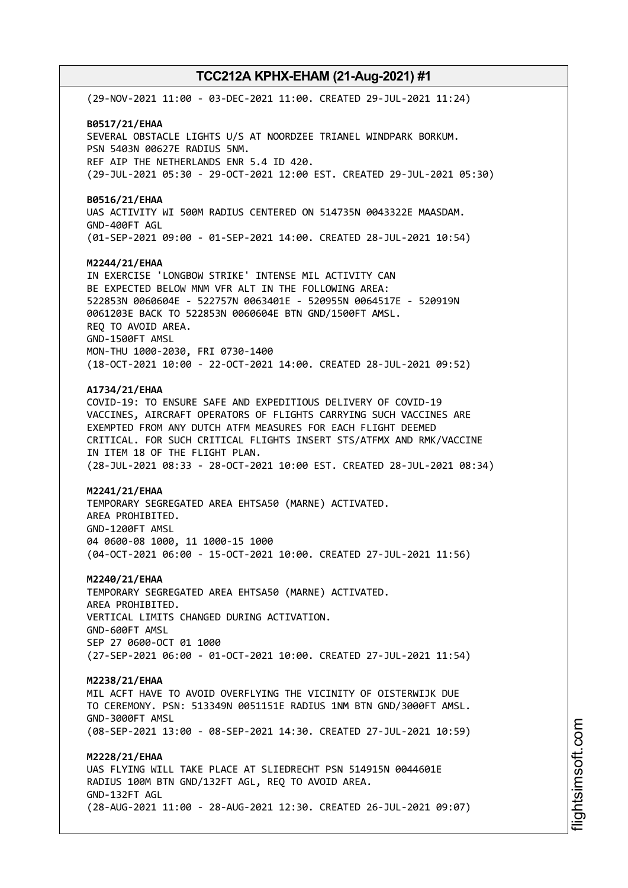(29-NOV-2021 11:00 - 03-DEC-2021 11:00. CREATED 29-JUL-2021 11:24)

**B0517/21/EHAA**
SEVERAL OBSTACLE LIGHTS U/S AT NOORDZEE TRIANEL WINDPARK BORKUM.
PSN 5403N 00627E RADIUS 5NM.
REF AIP THE NETHERLANDS ENR 5.4 ID 420.
(29-JUL-2021 05:30 - 29-OCT-2021 12:00 EST. CREATED 29-JUL-2021 05:30)

**B0516/21/EHAA**
UAS ACTIVITY WI 500M RADIUS CENTERED ON 514735N 0043322E MAASDAM.
GND-400FT AGL
(01-SEP-2021 09:00 - 01-SEP-2021 14:00. CREATED 28-JUL-2021 10:54)

**M2244/21/EHAA**
IN EXERCISE 'LONGBOW STRIKE' INTENSE MIL ACTIVITY CAN
BE EXPECTED BELOW MNM VFR ALT IN THE FOLLOWING AREA:
522853N 0060604E - 522757N 0063401E - 520955N 0064517E - 520919N
0061203E BACK TO 522853N 0060604E BTN GND/1500FT AMSL.
REQ TO AVOID AREA.
GND-1500FT AMSL
MON-THU 1000-2030, FRI 0730-1400
(18-OCT-2021 10:00 - 22-OCT-2021 14:00. CREATED 28-JUL-2021 09:52)

**A1734/21/EHAA**
COVID-19: TO ENSURE SAFE AND EXPEDITIOUS DELIVERY OF COVID-19
VACCINES, AIRCRAFT OPERATORS OF FLIGHTS CARRYING SUCH VACCINES ARE
EXEMPTED FROM ANY DUTCH ATFM MEASURES FOR EACH FLIGHT DEEMED
CRITICAL. FOR SUCH CRITICAL FLIGHTS INSERT STS/ATFMX AND RMK/VACCINE
IN ITEM 18 OF THE FLIGHT PLAN.
(28-JUL-2021 08:33 - 28-OCT-2021 10:00 EST. CREATED 28-JUL-2021 08:34)

**M2241/21/EHAA**
TEMPORARY SEGREGATED AREA EHTSA50 (MARNE) ACTIVATED.
AREA PROHIBITED.
GND-1200FT AMSL
04 0600-08 1000, 11 1000-15 1000
(04-OCT-2021 06:00 - 15-OCT-2021 10:00. CREATED 27-JUL-2021 11:56)

**M2240/21/EHAA**
TEMPORARY SEGREGATED AREA EHTSA50 (MARNE) ACTIVATED.
AREA PROHIBITED.
VERTICAL LIMITS CHANGED DURING ACTIVATION.
GND-600FT AMSL
SEP 27 0600-OCT 01 1000
(27-SEP-2021 06:00 - 01-OCT-2021 10:00. CREATED 27-JUL-2021 11:54)

**M2238/21/EHAA**
MIL ACFT HAVE TO AVOID OVERFLYING THE VICINITY OF OISTERWIJK DUE
TO CEREMONY. PSN: 513349N 0051151E RADIUS 1NM BTN GND/3000FT AMSL.
GND-3000FT AMSL
(08-SEP-2021 13:00 - 08-SEP-2021 14:30. CREATED 27-JUL-2021 10:59)

**M2228/21/EHAA**
UAS FLYING WILL TAKE PLACE AT SLIEDRECHT PSN 514915N 0044601E
RADIUS 100M BTN GND/132FT AGL, REQ TO AVOID AREA.
GND-132FT AGL
(28-AUG-2021 11:00 - 28-AUG-2021 12:30. CREATED 26-JUL-2021 09:07)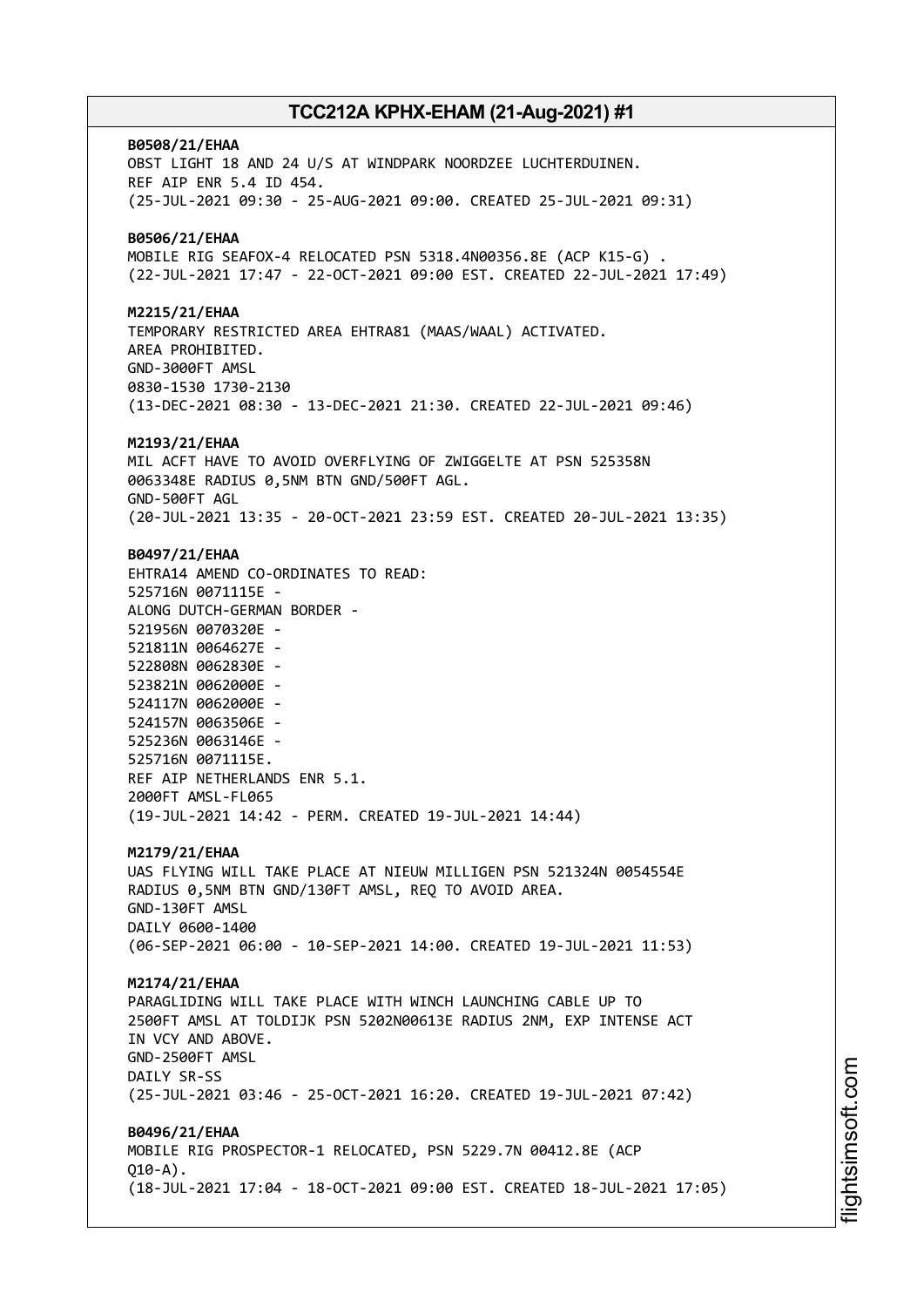**B0508/21/EHAA**
OBST LIGHT 18 AND 24 U/S AT WINDPARK NOORDZEE LUCHTERDUINEN.
REF AIP ENR 5.4 ID 454.
(25-JUL-2021 09:30 - 25-AUG-2021 09:00. CREATED 25-JUL-2021 09:31)

**B0506/21/EHAA**
MOBILE RIG SEAFOX-4 RELOCATED PSN 5318.4N00356.8E (ACP K15-G) .
(22-JUL-2021 17:47 - 22-OCT-2021 09:00 EST. CREATED 22-JUL-2021 17:49)

**M2215/21/EHAA**
TEMPORARY RESTRICTED AREA EHTRA81 (MAAS/WAAL) ACTIVATED.
AREA PROHIBITED.
GND-3000FT AMSL
0830-1530 1730-2130
(13-DEC-2021 08:30 - 13-DEC-2021 21:30. CREATED 22-JUL-2021 09:46)

**M2193/21/EHAA**
MIL ACFT HAVE TO AVOID OVERFLYING OF ZWIGGELTE AT PSN 525358N
0063348E RADIUS 0,5NM BTN GND/500FT AGL.
GND-500FT AGL
(20-JUL-2021 13:35 - 20-OCT-2021 23:59 EST. CREATED 20-JUL-2021 13:35)

**B0497/21/EHAA**
EHTRA14 AMEND CO-ORDINATES TO READ:
525716N 0071115E -
ALONG DUTCH-GERMAN BORDER -
521956N 0070320E -
521811N 0064627E -
522808N 0062830E -
523821N 0062000E -
524117N 0062000E -
524157N 0063506E -
525236N 0063146E -
525716N 0071115E.
REF AIP NETHERLANDS ENR 5.1.
2000FT AMSL-FL065
(19-JUL-2021 14:42 - PERM. CREATED 19-JUL-2021 14:44)

**M2179/21/EHAA**
UAS FLYING WILL TAKE PLACE AT NIEUW MILLIGEN PSN 521324N 0054554E
RADIUS 0,5NM BTN GND/130FT AMSL, REQ TO AVOID AREA.
GND-130FT AMSL
DAILY 0600-1400
(06-SEP-2021 06:00 - 10-SEP-2021 14:00. CREATED 19-JUL-2021 11:53)

**M2174/21/EHAA**
PARAGLIDING WILL TAKE PLACE WITH WINCH LAUNCHING CABLE UP TO
2500FT AMSL AT TOLDIJK PSN 5202N00613E RADIUS 2NM, EXP INTENSE ACT
IN VCY AND ABOVE.
GND-2500FT AMSL
DAILY SR-SS
(25-JUL-2021 03:46 - 25-OCT-2021 16:20. CREATED 19-JUL-2021 07:42)

**B0496/21/EHAA**
MOBILE RIG PROSPECTOR-1 RELOCATED, PSN 5229.7N 00412.8E (ACP
Q10-A).
(18-JUL-2021 17:04 - 18-OCT-2021 09:00 EST. CREATED 18-JUL-2021 17:05)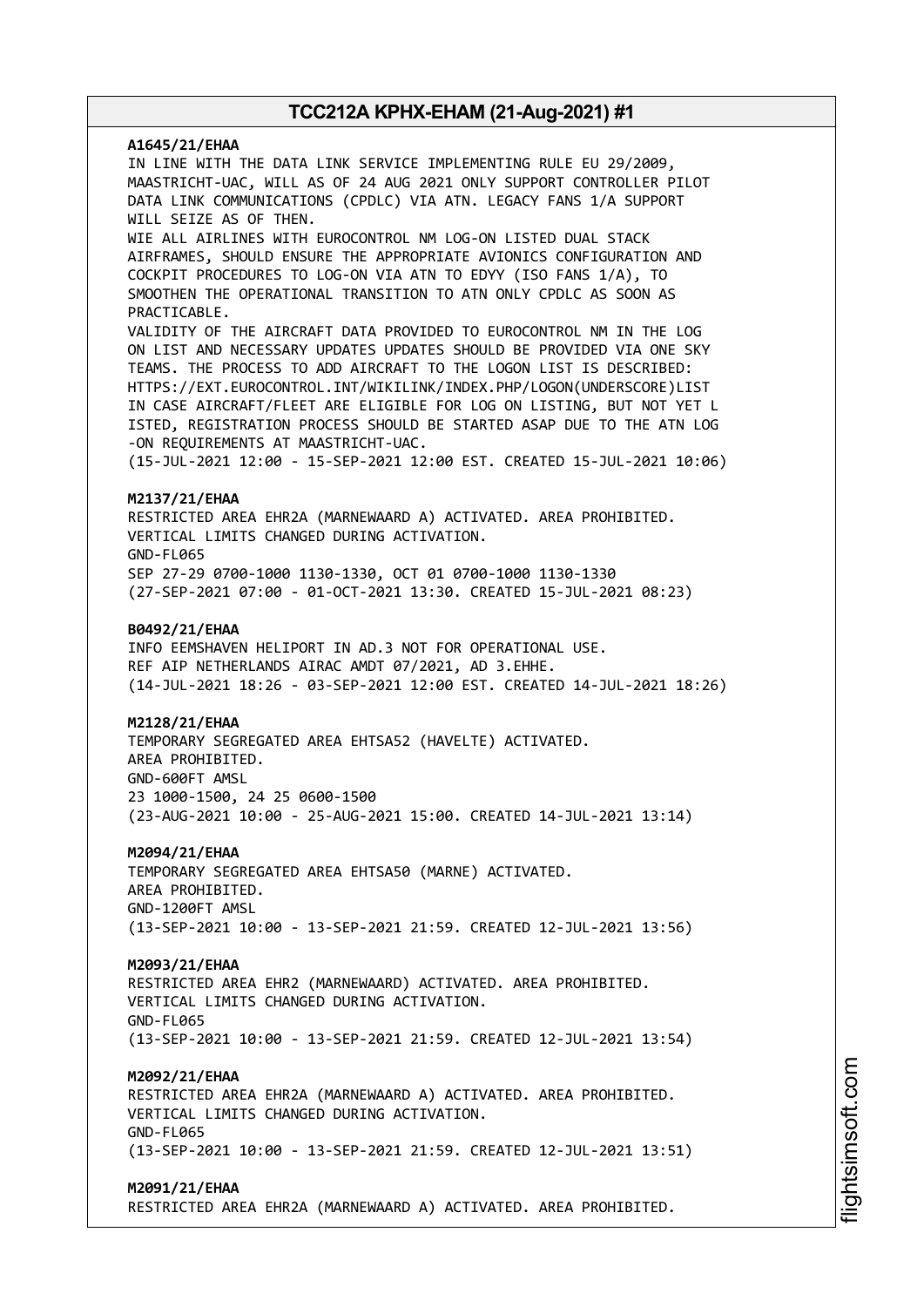**A1645/21/EHAA**
IN LINE WITH THE DATA LINK SERVICE IMPLEMENTING RULE EU 29/2009, MAASTRICHT-UAC, WILL AS OF 24 AUG 2021 ONLY SUPPORT CONTROLLER PILOT DATA LINK COMMUNICATIONS (CPDLC) VIA ATN. LEGACY FANS 1/A SUPPORT WILL SEIZE AS OF THEN.
WIE ALL AIRLINES WITH EUROCONTROL NM LOG-ON LISTED DUAL STACK AIRFRAMES, SHOULD ENSURE THE APPROPRIATE AVIONICS CONFIGURATION AND COCKPIT PROCEDURES TO LOG-ON VIA ATN TO EDYY (ISO FANS 1/A), TO SMOOTHEN THE OPERATIONAL TRANSITION TO ATN ONLY CPDLC AS SOON AS PRACTICABLE.
VALIDITY OF THE AIRCRAFT DATA PROVIDED TO EUROCONTROL NM IN THE LOG ON LIST AND NECESSARY UPDATES UPDATES SHOULD BE PROVIDED VIA ONE SKY TEAMS. THE PROCESS TO ADD AIRCRAFT TO THE LOGON LIST IS DESCRIBED: HTTPS://EXT.EUROCONTROL.INT/WIKILINK/INDEX.PHP/LOGON(UNDERSCORE)LIST
IN CASE AIRCRAFT/FLEET ARE ELIGIBLE FOR LOG ON LISTING, BUT NOT YET L ISTED, REGISTRATION PROCESS SHOULD BE STARTED ASAP DUE TO THE ATN LOG -ON REQUIREMENTS AT MAASTRICHT-UAC.
(15-JUL-2021 12:00 - 15-SEP-2021 12:00 EST. CREATED 15-JUL-2021 10:06)

**M2137/21/EHAA**
RESTRICTED AREA EHR2A (MARNEWAARD A) ACTIVATED. AREA PROHIBITED.
VERTICAL LIMITS CHANGED DURING ACTIVATION.
GND-FL065
SEP 27-29 0700-1000 1130-1330, OCT 01 0700-1000 1130-1330
(27-SEP-2021 07:00 - 01-OCT-2021 13:30. CREATED 15-JUL-2021 08:23)

**B0492/21/EHAA**
INFO EEMSHAVEN HELIPORT IN AD.3 NOT FOR OPERATIONAL USE.
REF AIP NETHERLANDS AIRAC AMDT 07/2021, AD 3.EHHE.
(14-JUL-2021 18:26 - 03-SEP-2021 12:00 EST. CREATED 14-JUL-2021 18:26)

**M2128/21/EHAA**
TEMPORARY SEGREGATED AREA EHTSA52 (HAVELTE) ACTIVATED.
AREA PROHIBITED.
GND-600FT AMSL
23 1000-1500, 24 25 0600-1500
(23-AUG-2021 10:00 - 25-AUG-2021 15:00. CREATED 14-JUL-2021 13:14)

**M2094/21/EHAA**
TEMPORARY SEGREGATED AREA EHTSA50 (MARNE) ACTIVATED.
AREA PROHIBITED.
GND-1200FT AMSL
(13-SEP-2021 10:00 - 13-SEP-2021 21:59. CREATED 12-JUL-2021 13:56)

**M2093/21/EHAA**
RESTRICTED AREA EHR2 (MARNEWAARD) ACTIVATED. AREA PROHIBITED.
VERTICAL LIMITS CHANGED DURING ACTIVATION.
GND-FL065
(13-SEP-2021 10:00 - 13-SEP-2021 21:59. CREATED 12-JUL-2021 13:54)

**M2092/21/EHAA**
RESTRICTED AREA EHR2A (MARNEWAARD A) ACTIVATED. AREA PROHIBITED.
VERTICAL LIMITS CHANGED DURING ACTIVATION.
GND-FL065
(13-SEP-2021 10:00 - 13-SEP-2021 21:59. CREATED 12-JUL-2021 13:51)

**M2091/21/EHAA**
RESTRICTED AREA EHR2A (MARNEWAARD A) ACTIVATED. AREA PROHIBITED.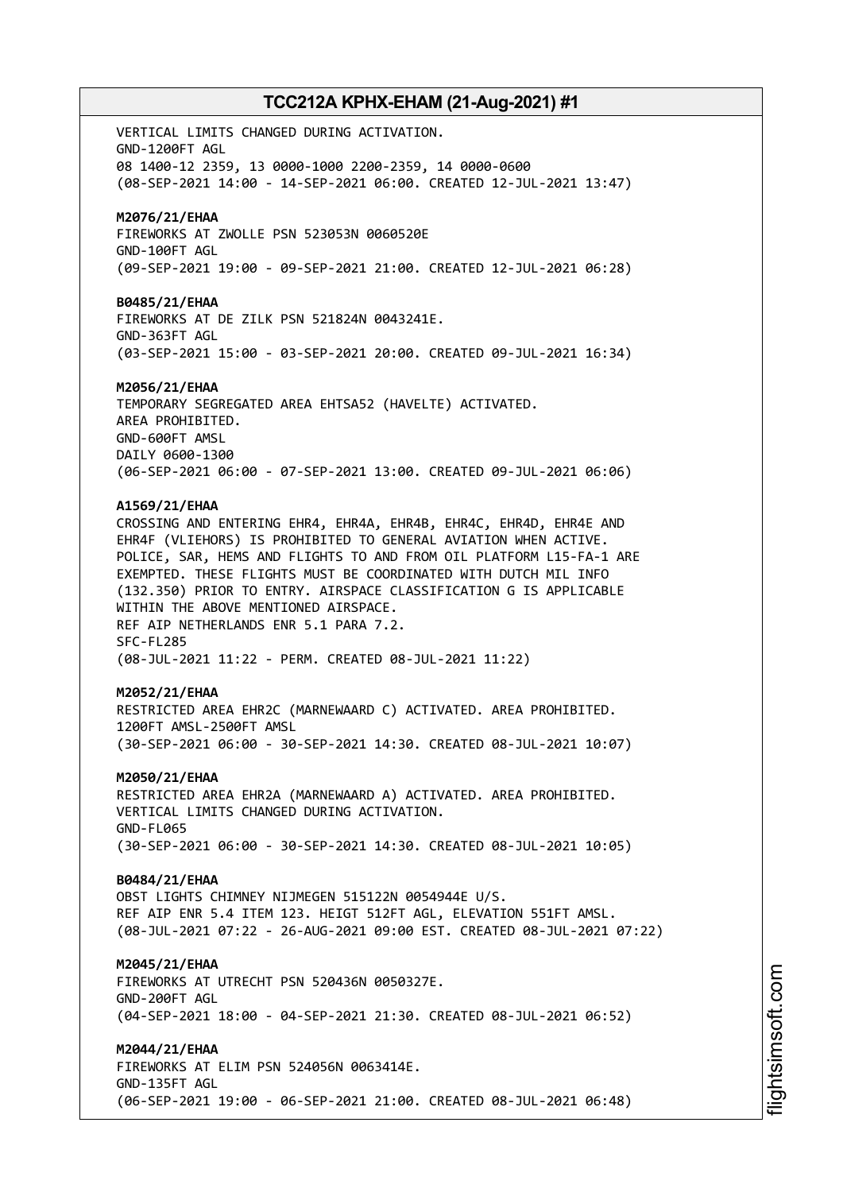VERTICAL LIMITS CHANGED DURING ACTIVATION.
GND-1200FT AGL
08 1400-12 2359, 13 0000-1000 2200-2359, 14 0000-0600
(08-SEP-2021 14:00 - 14-SEP-2021 06:00. CREATED 12-JUL-2021 13:47)

**M2076/21/EHAA**
FIREWORKS AT ZWOLLE PSN 523053N 0060520E
GND-100FT AGL
(09-SEP-2021 19:00 - 09-SEP-2021 21:00. CREATED 12-JUL-2021 06:28)

**B0485/21/EHAA**
FIREWORKS AT DE ZILK PSN 521824N 0043241E.
GND-363FT AGL
(03-SEP-2021 15:00 - 03-SEP-2021 20:00. CREATED 09-JUL-2021 16:34)

**M2056/21/EHAA**
TEMPORARY SEGREGATED AREA EHTSA52 (HAVELTE) ACTIVATED.
AREA PROHIBITED.
GND-600FT AMSL
DAILY 0600-1300
(06-SEP-2021 06:00 - 07-SEP-2021 13:00. CREATED 09-JUL-2021 06:06)

**A1569/21/EHAA**
CROSSING AND ENTERING EHR4, EHR4A, EHR4B, EHR4C, EHR4D, EHR4E AND EHR4F (VLIEHORS) IS PROHIBITED TO GENERAL AVIATION WHEN ACTIVE.
POLICE, SAR, HEMS AND FLIGHTS TO AND FROM OIL PLATFORM L15-FA-1 ARE EXEMPTED. THESE FLIGHTS MUST BE COORDINATED WITH DUTCH MIL INFO (132.350) PRIOR TO ENTRY. AIRSPACE CLASSIFICATION G IS APPLICABLE WITHIN THE ABOVE MENTIONED AIRSPACE.
REF AIP NETHERLANDS ENR 5.1 PARA 7.2.
SFC-FL285
(08-JUL-2021 11:22 - PERM. CREATED 08-JUL-2021 11:22)

**M2052/21/EHAA**
RESTRICTED AREA EHR2C (MARNEWAARD C) ACTIVATED. AREA PROHIBITED.
1200FT AMSL-2500FT AMSL
(30-SEP-2021 06:00 - 30-SEP-2021 14:30. CREATED 08-JUL-2021 10:07)

**M2050/21/EHAA**
RESTRICTED AREA EHR2A (MARNEWAARD A) ACTIVATED. AREA PROHIBITED.
VERTICAL LIMITS CHANGED DURING ACTIVATION.
GND-FL065
(30-SEP-2021 06:00 - 30-SEP-2021 14:30. CREATED 08-JUL-2021 10:05)

**B0484/21/EHAA**
OBST LIGHTS CHIMNEY NIJMEGEN 515122N 0054944E U/S.
REF AIP ENR 5.4 ITEM 123. HEIGT 512FT AGL, ELEVATION 551FT AMSL.
(08-JUL-2021 07:22 - 26-AUG-2021 09:00 EST. CREATED 08-JUL-2021 07:22)

**M2045/21/EHAA**
FIREWORKS AT UTRECHT PSN 520436N 0050327E.
GND-200FT AGL
(04-SEP-2021 18:00 - 04-SEP-2021 21:30. CREATED 08-JUL-2021 06:52)

**M2044/21/EHAA**
FIREWORKS AT ELIM PSN 524056N 0063414E.
GND-135FT AGL
(06-SEP-2021 19:00 - 06-SEP-2021 21:00. CREATED 08-JUL-2021 06:48)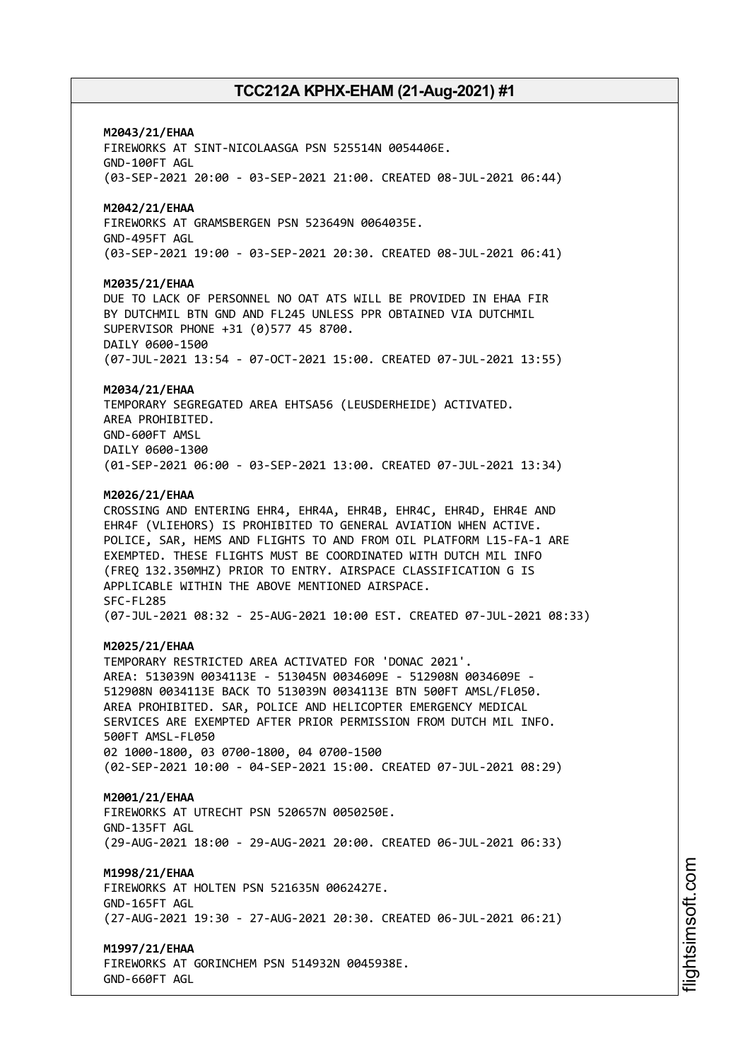**M2043/21/EHAA**
FIREWORKS AT SINT-NICOLAASGA PSN 525514N 0054406E.
GND-100FT AGL
(03-SEP-2021 20:00 - 03-SEP-2021 21:00. CREATED 08-JUL-2021 06:44)

**M2042/21/EHAA**
FIREWORKS AT GRAMSBERGEN PSN 523649N 0064035E.
GND-495FT AGL
(03-SEP-2021 19:00 - 03-SEP-2021 20:30. CREATED 08-JUL-2021 06:41)

**M2035/21/EHAA**
DUE TO LACK OF PERSONNEL NO OAT ATS WILL BE PROVIDED IN EHAA FIR
BY DUTCHMIL BTN GND AND FL245 UNLESS PPR OBTAINED VIA DUTCHMIL
SUPERVISOR PHONE +31 (0)577 45 8700.
DAILY 0600-1500
(07-JUL-2021 13:54 - 07-OCT-2021 15:00. CREATED 07-JUL-2021 13:55)

**M2034/21/EHAA**
TEMPORARY SEGREGATED AREA EHTSA56 (LEUSDERHEIDE) ACTIVATED.
AREA PROHIBITED.
GND-600FT AMSL
DAILY 0600-1300
(01-SEP-2021 06:00 - 03-SEP-2021 13:00. CREATED 07-JUL-2021 13:34)

**M2026/21/EHAA**
CROSSING AND ENTERING EHR4, EHR4A, EHR4B, EHR4C, EHR4D, EHR4E AND
EHR4F (VLIEHORS) IS PROHIBITED TO GENERAL AVIATION WHEN ACTIVE.
POLICE, SAR, HEMS AND FLIGHTS TO AND FROM OIL PLATFORM L15-FA-1 ARE
EXEMPTED. THESE FLIGHTS MUST BE COORDINATED WITH DUTCH MIL INFO
(FREQ 132.350MHZ) PRIOR TO ENTRY. AIRSPACE CLASSIFICATION G IS
APPLICABLE WITHIN THE ABOVE MENTIONED AIRSPACE.
SFC-FL285
(07-JUL-2021 08:32 - 25-AUG-2021 10:00 EST. CREATED 07-JUL-2021 08:33)

**M2025/21/EHAA**
TEMPORARY RESTRICTED AREA ACTIVATED FOR 'DONAC 2021'.
AREA: 513039N 0034113E - 513045N 0034609E - 512908N 0034609E -
512908N 0034113E BACK TO 513039N 0034113E BTN 500FT AMSL/FL050.
AREA PROHIBITED. SAR, POLICE AND HELICOPTER EMERGENCY MEDICAL
SERVICES ARE EXEMPTED AFTER PRIOR PERMISSION FROM DUTCH MIL INFO.
500FT AMSL-FL050
02 1000-1800, 03 0700-1800, 04 0700-1500
(02-SEP-2021 10:00 - 04-SEP-2021 15:00. CREATED 07-JUL-2021 08:29)

**M2001/21/EHAA**
FIREWORKS AT UTRECHT PSN 520657N 0050250E.
GND-135FT AGL
(29-AUG-2021 18:00 - 29-AUG-2021 20:00. CREATED 06-JUL-2021 06:33)

**M1998/21/EHAA**
FIREWORKS AT HOLTEN PSN 521635N 0062427E.
GND-165FT AGL
(27-AUG-2021 19:30 - 27-AUG-2021 20:30. CREATED 06-JUL-2021 06:21)

**M1997/21/EHAA**
FIREWORKS AT GORINCHEM PSN 514932N 0045938E.
GND-660FT AGL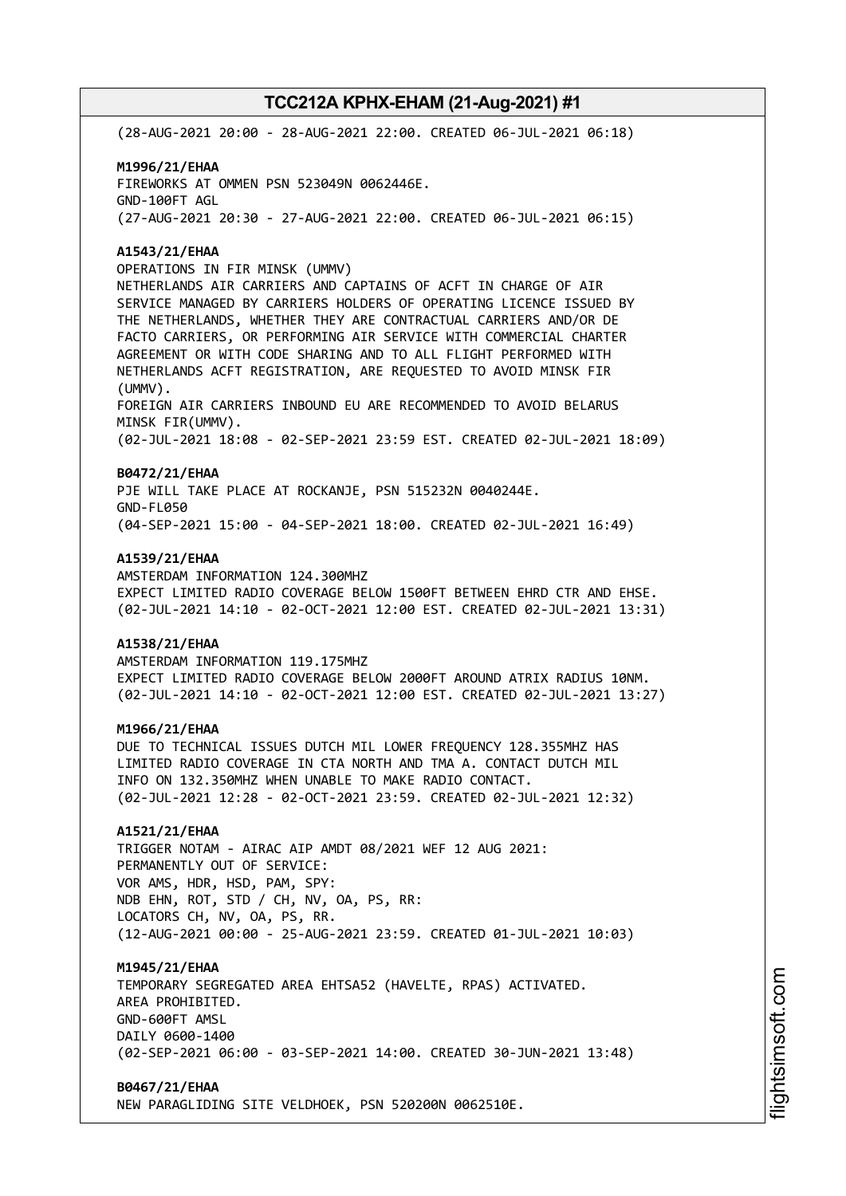(28-AUG-2021 20:00 - 28-AUG-2021 22:00. CREATED 06-JUL-2021 06:18)

**M1996/21/EHAA**
FIREWORKS AT OMMEN PSN 523049N 0062446E.
GND-100FT AGL
(27-AUG-2021 20:30 - 27-AUG-2021 22:00. CREATED 06-JUL-2021 06:15)

**A1543/21/EHAA**
OPERATIONS IN FIR MINSK (UMMV)
NETHERLANDS AIR CARRIERS AND CAPTAINS OF ACFT IN CHARGE OF AIR SERVICE MANAGED BY CARRIERS HOLDERS OF OPERATING LICENCE ISSUED BY THE NETHERLANDS, WHETHER THEY ARE CONTRACTUAL CARRIERS AND/OR DE FACTO CARRIERS, OR PERFORMING AIR SERVICE WITH COMMERCIAL CHARTER AGREEMENT OR WITH CODE SHARING AND TO ALL FLIGHT PERFORMED WITH NETHERLANDS ACFT REGISTRATION, ARE REQUESTED TO AVOID MINSK FIR (UMMV).
FOREIGN AIR CARRIERS INBOUND EU ARE RECOMMENDED TO AVOID BELARUS MINSK FIR(UMMV).
(02-JUL-2021 18:08 - 02-SEP-2021 23:59 EST. CREATED 02-JUL-2021 18:09)

**B0472/21/EHAA**
PJE WILL TAKE PLACE AT ROCKANJE, PSN 515232N 0040244E.
GND-FL050
(04-SEP-2021 15:00 - 04-SEP-2021 18:00. CREATED 02-JUL-2021 16:49)

**A1539/21/EHAA**
AMSTERDAM INFORMATION 124.300MHZ
EXPECT LIMITED RADIO COVERAGE BELOW 1500FT BETWEEN EHRD CTR AND EHSE.
(02-JUL-2021 14:10 - 02-OCT-2021 12:00 EST. CREATED 02-JUL-2021 13:31)

**A1538/21/EHAA**
AMSTERDAM INFORMATION 119.175MHZ
EXPECT LIMITED RADIO COVERAGE BELOW 2000FT AROUND ATRIX RADIUS 10NM.
(02-JUL-2021 14:10 - 02-OCT-2021 12:00 EST. CREATED 02-JUL-2021 13:27)

**M1966/21/EHAA**
DUE TO TECHNICAL ISSUES DUTCH MIL LOWER FREQUENCY 128.355MHZ HAS LIMITED RADIO COVERAGE IN CTA NORTH AND TMA A. CONTACT DUTCH MIL INFO ON 132.350MHZ WHEN UNABLE TO MAKE RADIO CONTACT.
(02-JUL-2021 12:28 - 02-OCT-2021 23:59. CREATED 02-JUL-2021 12:32)

**A1521/21/EHAA**
TRIGGER NOTAM - AIRAC AIP AMDT 08/2021 WEF 12 AUG 2021:
PERMANENTLY OUT OF SERVICE:
VOR AMS, HDR, HSD, PAM, SPY:
NDB EHN, ROT, STD / CH, NV, OA, PS, RR:
LOCATORS CH, NV, OA, PS, RR.
(12-AUG-2021 00:00 - 25-AUG-2021 23:59. CREATED 01-JUL-2021 10:03)

**M1945/21/EHAA**
TEMPORARY SEGREGATED AREA EHTSA52 (HAVELTE, RPAS) ACTIVATED.
AREA PROHIBITED.
GND-600FT AMSL
DAILY 0600-1400
(02-SEP-2021 06:00 - 03-SEP-2021 14:00. CREATED 30-JUN-2021 13:48)

**B0467/21/EHAA**
NEW PARAGLIDING SITE VELDHOEK, PSN 520200N 0062510E.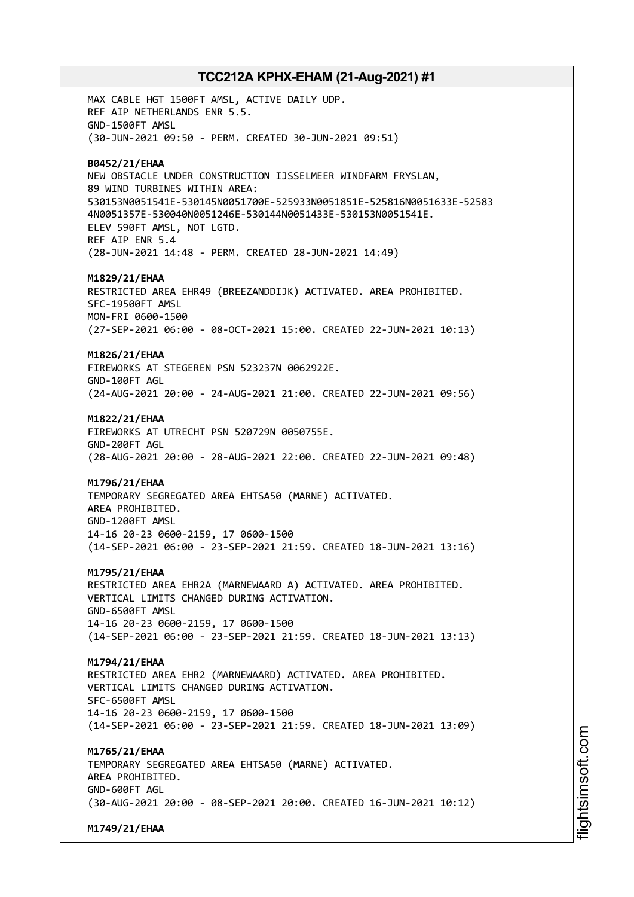MAX CABLE HGT 1500FT AMSL, ACTIVE DAILY UDP.
REF AIP NETHERLANDS ENR 5.5.
GND-1500FT AMSL
(30-JUN-2021 09:50 - PERM. CREATED 30-JUN-2021 09:51)

**B0452/21/EHAA**
NEW OBSTACLE UNDER CONSTRUCTION IJSSELMEER WINDFARM FRYSLAN,
89 WIND TURBINES WITHIN AREA:
530153N0051541E-530145N0051700E-525933N0051851E-525816N0051633E-52583
4N0051357E-530040N0051246E-530144N0051433E-530153N0051541E.
ELEV 590FT AMSL, NOT LGTD.
REF AIP ENR 5.4
(28-JUN-2021 14:48 - PERM. CREATED 28-JUN-2021 14:49)

**M1829/21/EHAA**
RESTRICTED AREA EHR49 (BREEZANDDIJK) ACTIVATED. AREA PROHIBITED.
SFC-19500FT AMSL
MON-FRI 0600-1500
(27-SEP-2021 06:00 - 08-OCT-2021 15:00. CREATED 22-JUN-2021 10:13)

**M1826/21/EHAA**
FIREWORKS AT STEGEREN PSN 523237N 0062922E.
GND-100FT AGL
(24-AUG-2021 20:00 - 24-AUG-2021 21:00. CREATED 22-JUN-2021 09:56)

**M1822/21/EHAA**
FIREWORKS AT UTRECHT PSN 520729N 0050755E.
GND-200FT AGL
(28-AUG-2021 20:00 - 28-AUG-2021 22:00. CREATED 22-JUN-2021 09:48)

**M1796/21/EHAA**
TEMPORARY SEGREGATED AREA EHTSA50 (MARNE) ACTIVATED.
AREA PROHIBITED.
GND-1200FT AMSL
14-16 20-23 0600-2159, 17 0600-1500
(14-SEP-2021 06:00 - 23-SEP-2021 21:59. CREATED 18-JUN-2021 13:16)

**M1795/21/EHAA**
RESTRICTED AREA EHR2A (MARNEWAARD A) ACTIVATED. AREA PROHIBITED.
VERTICAL LIMITS CHANGED DURING ACTIVATION.
GND-6500FT AMSL
14-16 20-23 0600-2159, 17 0600-1500
(14-SEP-2021 06:00 - 23-SEP-2021 21:59. CREATED 18-JUN-2021 13:13)

**M1794/21/EHAA**
RESTRICTED AREA EHR2 (MARNEWAARD) ACTIVATED. AREA PROHIBITED.
VERTICAL LIMITS CHANGED DURING ACTIVATION.
SFC-6500FT AMSL
14-16 20-23 0600-2159, 17 0600-1500
(14-SEP-2021 06:00 - 23-SEP-2021 21:59. CREATED 18-JUN-2021 13:09)

**M1765/21/EHAA**
TEMPORARY SEGREGATED AREA EHTSA50 (MARNE) ACTIVATED.
AREA PROHIBITED.
GND-600FT AGL
(30-AUG-2021 20:00 - 08-SEP-2021 20:00. CREATED 16-JUN-2021 10:12)

**M1749/21/EHAA**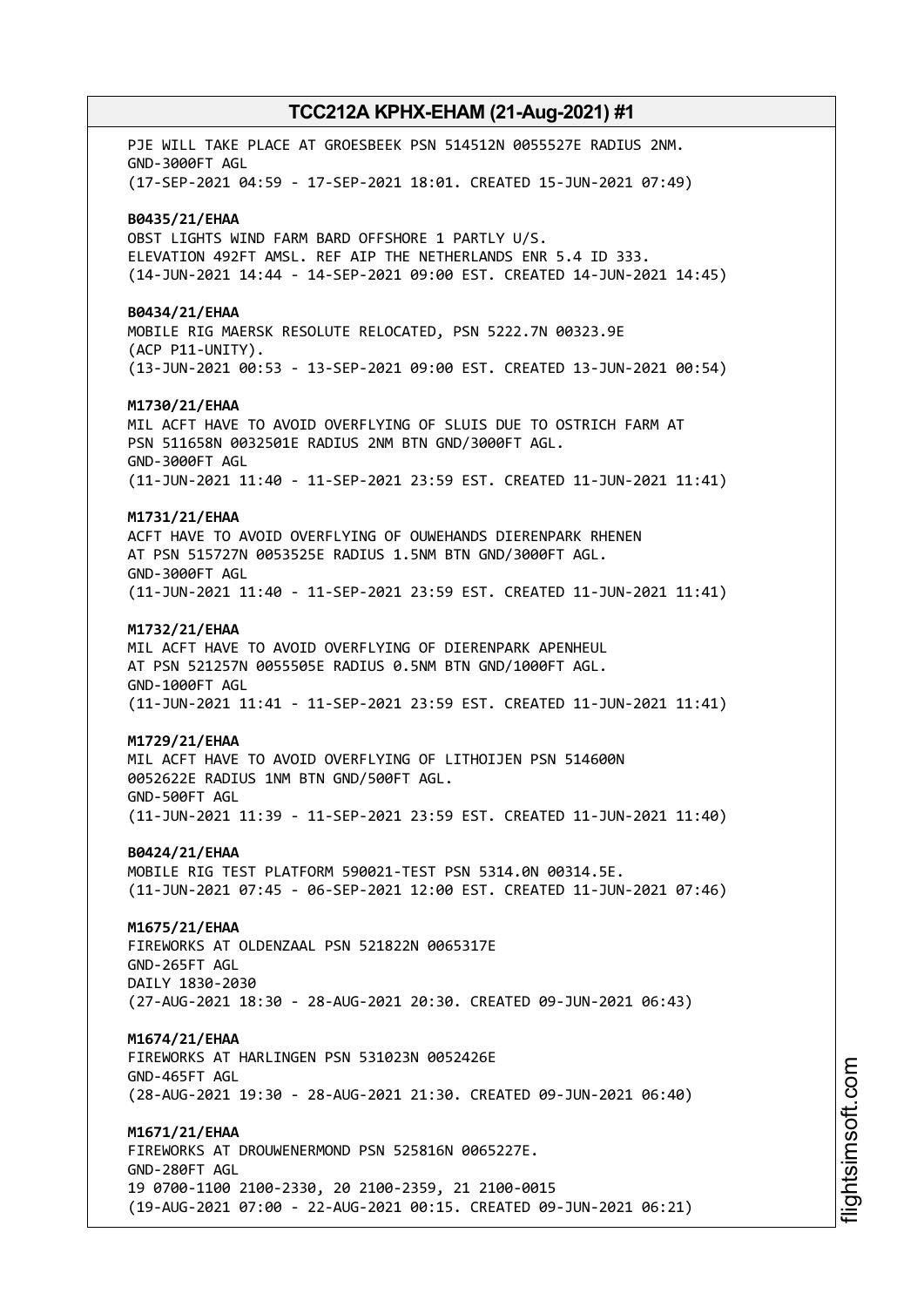PJE WILL TAKE PLACE AT GROESBEEK PSN 514512N 0055527E RADIUS 2NM.
GND-3000FT AGL
(17-SEP-2021 04:59 - 17-SEP-2021 18:01. CREATED 15-JUN-2021 07:49)

**B0435/21/EHAA**
OBST LIGHTS WIND FARM BARD OFFSHORE 1 PARTLY U/S.
ELEVATION 492FT AMSL. REF AIP THE NETHERLANDS ENR 5.4 ID 333.
(14-JUN-2021 14:44 - 14-SEP-2021 09:00 EST. CREATED 14-JUN-2021 14:45)

**B0434/21/EHAA**
MOBILE RIG MAERSK RESOLUTE RELOCATED, PSN 5222.7N 00323.9E
(ACP P11-UNITY).
(13-JUN-2021 00:53 - 13-SEP-2021 09:00 EST. CREATED 13-JUN-2021 00:54)

**M1730/21/EHAA**
MIL ACFT HAVE TO AVOID OVERFLYING OF SLUIS DUE TO OSTRICH FARM AT
PSN 511658N 0032501E RADIUS 2NM BTN GND/3000FT AGL.
GND-3000FT AGL
(11-JUN-2021 11:40 - 11-SEP-2021 23:59 EST. CREATED 11-JUN-2021 11:41)

**M1731/21/EHAA**
ACFT HAVE TO AVOID OVERFLYING OF OUWEHANDS DIERENPARK RHENEN
AT PSN 515727N 0053525E RADIUS 1.5NM BTN GND/3000FT AGL.
GND-3000FT AGL
(11-JUN-2021 11:40 - 11-SEP-2021 23:59 EST. CREATED 11-JUN-2021 11:41)

**M1732/21/EHAA**
MIL ACFT HAVE TO AVOID OVERFLYING OF DIERENPARK APENHEUL
AT PSN 521257N 0055505E RADIUS 0.5NM BTN GND/1000FT AGL.
GND-1000FT AGL
(11-JUN-2021 11:41 - 11-SEP-2021 23:59 EST. CREATED 11-JUN-2021 11:41)

**M1729/21/EHAA**
MIL ACFT HAVE TO AVOID OVERFLYING OF LITHOIJEN PSN 514600N
0052622E RADIUS 1NM BTN GND/500FT AGL.
GND-500FT AGL
(11-JUN-2021 11:39 - 11-SEP-2021 23:59 EST. CREATED 11-JUN-2021 11:40)

**B0424/21/EHAA**
MOBILE RIG TEST PLATFORM 590021-TEST PSN 5314.0N 00314.5E.
(11-JUN-2021 07:45 - 06-SEP-2021 12:00 EST. CREATED 11-JUN-2021 07:46)

**M1675/21/EHAA**
FIREWORKS AT OLDENZAAL PSN 521822N 0065317E
GND-265FT AGL
DAILY 1830-2030
(27-AUG-2021 18:30 - 28-AUG-2021 20:30. CREATED 09-JUN-2021 06:43)

**M1674/21/EHAA**
FIREWORKS AT HARLINGEN PSN 531023N 0052426E
GND-465FT AGL
(28-AUG-2021 19:30 - 28-AUG-2021 21:30. CREATED 09-JUN-2021 06:40)

**M1671/21/EHAA**
FIREWORKS AT DROUWENERMOND PSN 525816N 0065227E.
GND-280FT AGL
19 0700-1100 2100-2330, 20 2100-2359, 21 2100-0015
(19-AUG-2021 07:00 - 22-AUG-2021 00:15. CREATED 09-JUN-2021 06:21)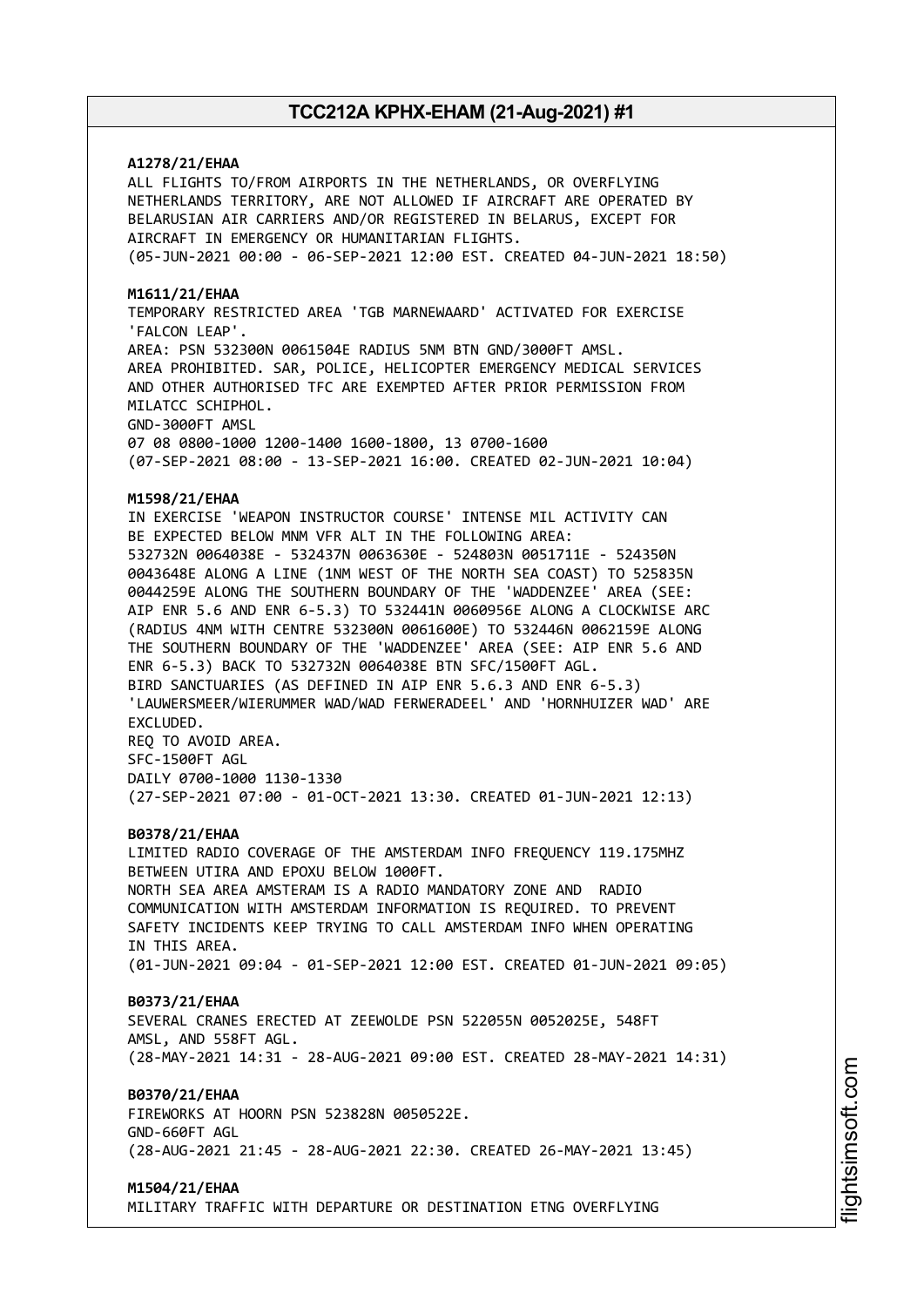**A1278/21/EHAA**
ALL FLIGHTS TO/FROM AIRPORTS IN THE NETHERLANDS, OR OVERFLYING NETHERLANDS TERRITORY, ARE NOT ALLOWED IF AIRCRAFT ARE OPERATED BY BELARUSIAN AIR CARRIERS AND/OR REGISTERED IN BELARUS, EXCEPT FOR AIRCRAFT IN EMERGENCY OR HUMANITARIAN FLIGHTS.
(05-JUN-2021 00:00 - 06-SEP-2021 12:00 EST. CREATED 04-JUN-2021 18:50)

**M1611/21/EHAA**
TEMPORARY RESTRICTED AREA 'TGB MARNEWAARD' ACTIVATED FOR EXERCISE 'FALCON LEAP'.
AREA: PSN 532300N 0061504E RADIUS 5NM BTN GND/3000FT AMSL.
AREA PROHIBITED. SAR, POLICE, HELICOPTER EMERGENCY MEDICAL SERVICES AND OTHER AUTHORISED TFC ARE EXEMPTED AFTER PRIOR PERMISSION FROM MILATCC SCHIPHOL.
GND-3000FT AMSL
07 08 0800-1000 1200-1400 1600-1800, 13 0700-1600
(07-SEP-2021 08:00 - 13-SEP-2021 16:00. CREATED 02-JUN-2021 10:04)

**M1598/21/EHAA**
IN EXERCISE 'WEAPON INSTRUCTOR COURSE' INTENSE MIL ACTIVITY CAN BE EXPECTED BELOW MNM VFR ALT IN THE FOLLOWING AREA:
532732N 0064038E - 532437N 0063630E - 524803N 0051711E - 524350N 0043648E ALONG A LINE (1NM WEST OF THE NORTH SEA COAST) TO 525835N 0044259E ALONG THE SOUTHERN BOUNDARY OF THE 'WADDENZEE' AREA (SEE: AIP ENR 5.6 AND ENR 6-5.3) TO 532441N 0060956E ALONG A CLOCKWISE ARC (RADIUS 4NM WITH CENTRE 532300N 0061600E) TO 532446N 0062159E ALONG THE SOUTHERN BOUNDARY OF THE 'WADDENZEE' AREA (SEE: AIP ENR 5.6 AND ENR 6-5.3) BACK TO 532732N 0064038E BTN SFC/1500FT AGL.
BIRD SANCTUARIES (AS DEFINED IN AIP ENR 5.6.3 AND ENR 6-5.3) 'LAUWERSMEER/WIERUMMER WAD/WAD FERWERADEEL' AND 'HORNHUIZER WAD' ARE EXCLUDED.
REQ TO AVOID AREA.
SFC-1500FT AGL
DAILY 0700-1000 1130-1330
(27-SEP-2021 07:00 - 01-OCT-2021 13:30. CREATED 01-JUN-2021 12:13)

**B0378/21/EHAA**
LIMITED RADIO COVERAGE OF THE AMSTERDAM INFO FREQUENCY 119.175MHZ BETWEEN UTIRA AND EPOXU BELOW 1000FT.
NORTH SEA AREA AMSTERAM IS A RADIO MANDATORY ZONE AND RADIO COMMUNICATION WITH AMSTERDAM INFORMATION IS REQUIRED. TO PREVENT SAFETY INCIDENTS KEEP TRYING TO CALL AMSTERDAM INFO WHEN OPERATING IN THIS AREA.
(01-JUN-2021 09:04 - 01-SEP-2021 12:00 EST. CREATED 01-JUN-2021 09:05)

**B0373/21/EHAA**
SEVERAL CRANES ERECTED AT ZEEWOLDE PSN 522055N 0052025E, 548FT AMSL, AND 558FT AGL.
(28-MAY-2021 14:31 - 28-AUG-2021 09:00 EST. CREATED 28-MAY-2021 14:31)

**B0370/21/EHAA**
FIREWORKS AT HOORN PSN 523828N 0050522E.
GND-660FT AGL
(28-AUG-2021 21:45 - 28-AUG-2021 22:30. CREATED 26-MAY-2021 13:45)

**M1504/21/EHAA**
MILITARY TRAFFIC WITH DEPARTURE OR DESTINATION ETNG OVERFLYING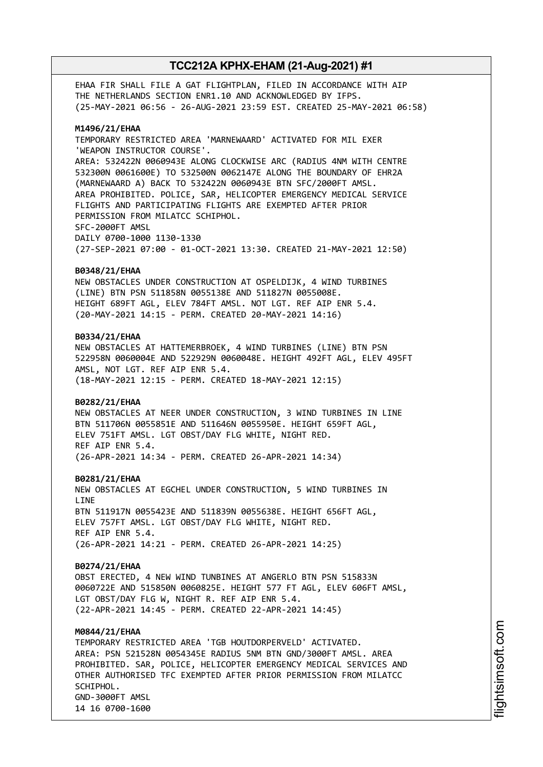EHAA FIR SHALL FILE A GAT FLIGHTPLAN, FILED IN ACCORDANCE WITH AIP THE NETHERLANDS SECTION ENR1.10 AND ACKNOWLEDGED BY IFPS.
(25-MAY-2021 06:56 - 26-AUG-2021 23:59 EST. CREATED 25-MAY-2021 06:58)

**M1496/21/EHAA**
TEMPORARY RESTRICTED AREA 'MARNEWAARD' ACTIVATED FOR MIL EXER 'WEAPON INSTRUCTOR COURSE'.
AREA: 532422N 0060943E ALONG CLOCKWISE ARC (RADIUS 4NM WITH CENTRE 532300N 0061600E) TO 532500N 0062147E ALONG THE BOUNDARY OF EHR2A (MARNEWAARD A) BACK TO 532422N 0060943E BTN SFC/2000FT AMSL.
AREA PROHIBITED. POLICE, SAR, HELICOPTER EMERGENCY MEDICAL SERVICE FLIGHTS AND PARTICIPATING FLIGHTS ARE EXEMPTED AFTER PRIOR PERMISSION FROM MILATCC SCHIPHOL.
SFC-2000FT AMSL
DAILY 0700-1000 1130-1330
(27-SEP-2021 07:00 - 01-OCT-2021 13:30. CREATED 21-MAY-2021 12:50)

**B0348/21/EHAA**
NEW OBSTACLES UNDER CONSTRUCTION AT OSPELDIJK, 4 WIND TURBINES (LINE) BTN PSN 511858N 0055138E AND 511827N 0055008E.
HEIGHT 689FT AGL, ELEV 784FT AMSL. NOT LGT. REF AIP ENR 5.4.
(20-MAY-2021 14:15 - PERM. CREATED 20-MAY-2021 14:16)

**B0334/21/EHAA**
NEW OBSTACLES AT HATTEMERBROEK, 4 WIND TURBINES (LINE) BTN PSN 522958N 0060004E AND 522929N 0060048E. HEIGHT 492FT AGL, ELEV 495FT AMSL, NOT LGT. REF AIP ENR 5.4.
(18-MAY-2021 12:15 - PERM. CREATED 18-MAY-2021 12:15)

**B0282/21/EHAA**
NEW OBSTACLES AT NEER UNDER CONSTRUCTION, 3 WIND TURBINES IN LINE BTN 511706N 0055851E AND 511646N 0055950E. HEIGHT 659FT AGL, ELEV 751FT AMSL. LGT OBST/DAY FLG WHITE, NIGHT RED.
REF AIP ENR 5.4.
(26-APR-2021 14:34 - PERM. CREATED 26-APR-2021 14:34)

**B0281/21/EHAA**
NEW OBSTACLES AT EGCHEL UNDER CONSTRUCTION, 5 WIND TURBINES IN LINE
BTN 511917N 0055423E AND 511839N 0055638E. HEIGHT 656FT AGL, ELEV 757FT AMSL. LGT OBST/DAY FLG WHITE, NIGHT RED.
REF AIP ENR 5.4.
(26-APR-2021 14:21 - PERM. CREATED 26-APR-2021 14:25)

**B0274/21/EHAA**
OBST ERECTED, 4 NEW WIND TUNBINES AT ANGERLO BTN PSN 515833N 0060722E AND 515850N 0060825E. HEIGHT 577 FT AGL, ELEV 606FT AMSL, LGT OBST/DAY FLG W, NIGHT R. REF AIP ENR 5.4.
(22-APR-2021 14:45 - PERM. CREATED 22-APR-2021 14:45)

**M0844/21/EHAA**
TEMPORARY RESTRICTED AREA 'TGB HOUTDORPERVELD' ACTIVATED.
AREA: PSN 521528N 0054345E RADIUS 5NM BTN GND/3000FT AMSL. AREA PROHIBITED. SAR, POLICE, HELICOPTER EMERGENCY MEDICAL SERVICES AND OTHER AUTHORISED TFC EXEMPTED AFTER PRIOR PERMISSION FROM MILATCC SCHIPHOL.
GND-3000FT AMSL
14 16 0700-1600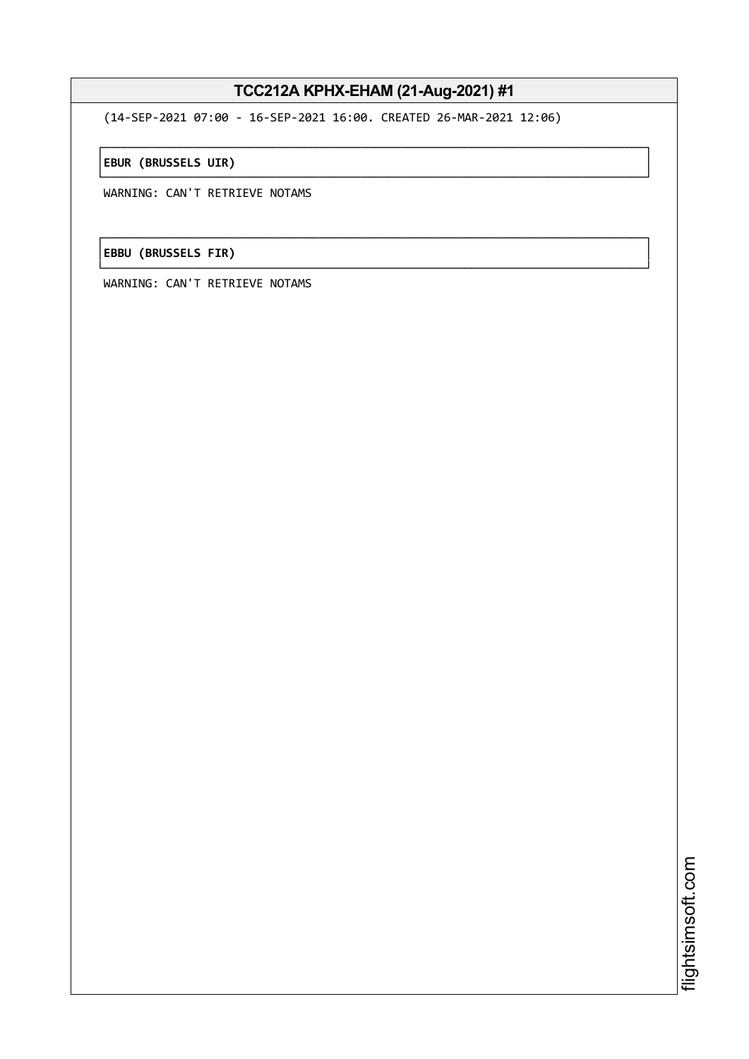(14-SEP-2021 07:00 - 16-SEP-2021 16:00. CREATED 26-MAR-2021 12:06)

**EBUR (BRUSSELS UIR)**

WARNING: CAN'T RETRIEVE NOTAMS

**EBBU (BRUSSELS FIR)**

WARNING: CAN'T RETRIEVE NOTAMS